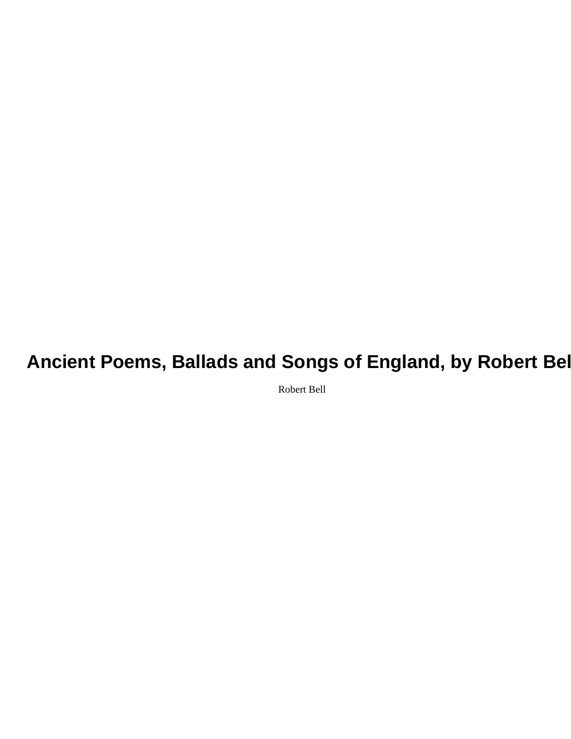# Ancient Poems, Ballads and Songs of England, by Robert Bel

Robert Bell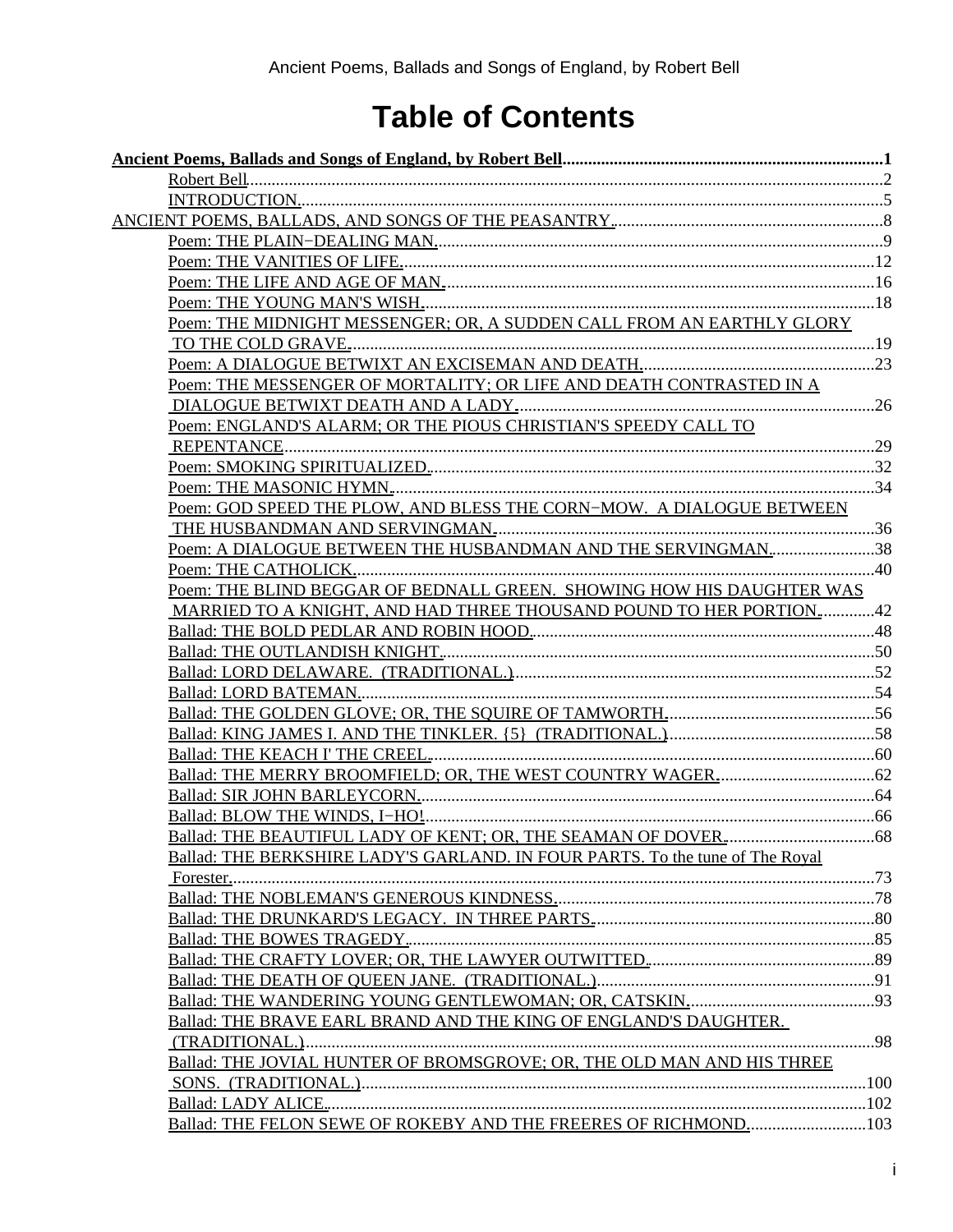# Table of Contents

**Ancient Poems, Ballads and Songs of England, by Robert Bell**..........1

- Robert Bell..........2
- INTRODUCTION..........5

ANCIENT POEMS, BALLADS, AND SONGS OF THE PEASANTRY..........8

- Poem: THE PLAIN−DEALING MAN..........9
- Poem: THE VANITIES OF LIFE..........12
- Poem: THE LIFE AND AGE OF MAN..........16
- Poem: THE YOUNG MAN'S WISH..........18
- Poem: THE MIDNIGHT MESSENGER; OR, A SUDDEN CALL FROM AN EARTHLY GLORY TO THE COLD GRAVE..........19
- Poem: A DIALOGUE BETWIXT AN EXCISEMAN AND DEATH..........23
- Poem: THE MESSENGER OF MORTALITY; OR LIFE AND DEATH CONTRASTED IN A DIALOGUE BETWIXT DEATH AND A LADY..........26
- Poem: ENGLAND'S ALARM; OR THE PIOUS CHRISTIAN'S SPEEDY CALL TO REPENTANCE..........29
- Poem: SMOKING SPIRITUALIZED..........32
- Poem: THE MASONIC HYMN..........34
- Poem: GOD SPEED THE PLOW, AND BLESS THE CORN−MOW. A DIALOGUE BETWEEN THE HUSBANDMAN AND SERVINGMAN..........36
- Poem: A DIALOGUE BETWEEN THE HUSBANDMAN AND THE SERVINGMAN..........38
- Poem: THE CATHOLICK..........40
- Poem: THE BLIND BEGGAR OF BEDNALL GREEN. SHOWING HOW HIS DAUGHTER WAS MARRIED TO A KNIGHT, AND HAD THREE THOUSAND POUND TO HER PORTION..........42
- Ballad: THE BOLD PEDLAR AND ROBIN HOOD..........48
- Ballad: THE OUTLANDISH KNIGHT..........50
- Ballad: LORD DELAWARE. (TRADITIONAL.)..........52
- Ballad: LORD BATEMAN..........54
- Ballad: THE GOLDEN GLOVE; OR, THE SQUIRE OF TAMWORTH..........56
- Ballad: KING JAMES I. AND THE TINKLER. {5} (TRADITIONAL.)..........58
- Ballad: THE KEACH I' THE CREEL..........60
- Ballad: THE MERRY BROOMFIELD; OR, THE WEST COUNTRY WAGER..........62
- Ballad: SIR JOHN BARLEYCORN..........64
- Ballad: BLOW THE WINDS, I−HO!..........66
- Ballad: THE BEAUTIFUL LADY OF KENT; OR, THE SEAMAN OF DOVER..........68
- Ballad: THE BERKSHIRE LADY'S GARLAND. IN FOUR PARTS. To the tune of The Royal Forester..........73
- Ballad: THE NOBLEMAN'S GENEROUS KINDNESS..........78
- Ballad: THE DRUNKARD'S LEGACY. IN THREE PARTS..........80
- Ballad: THE BOWES TRAGEDY..........85
- Ballad: THE CRAFTY LOVER; OR, THE LAWYER OUTWITTED..........89
- Ballad: THE DEATH OF QUEEN JANE. (TRADITIONAL.)..........91
- Ballad: THE WANDERING YOUNG GENTLEWOMAN; OR, CATSKIN..........93
- Ballad: THE BRAVE EARL BRAND AND THE KING OF ENGLAND'S DAUGHTER. (TRADITIONAL.)..........98
- Ballad: THE JOVIAL HUNTER OF BROMSGROVE; OR, THE OLD MAN AND HIS THREE SONS. (TRADITIONAL.)..........100
- Ballad: LADY ALICE..........102
- Ballad: THE FELON SEWE OF ROKEBY AND THE FREERES OF RICHMOND..........103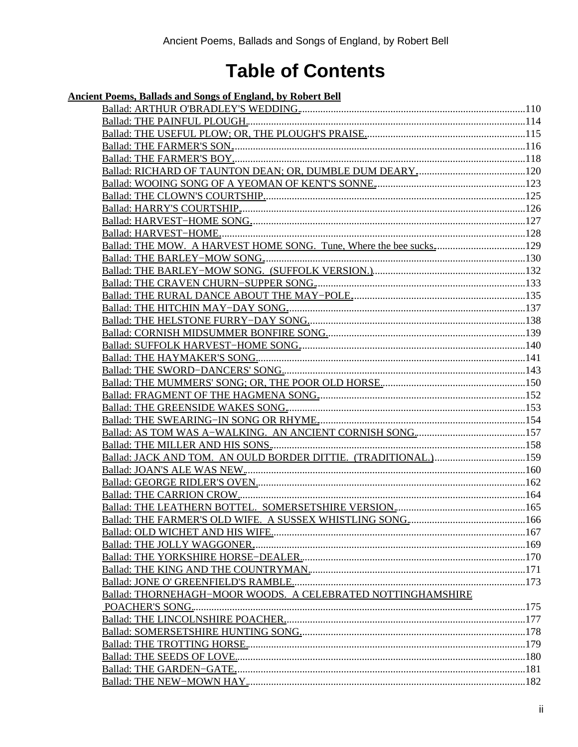# Table of Contents

**Ancient Poems, Ballads and Songs of England, by Robert Bell**

- Ballad: ARTHUR O'BRADLEY'S WEDDING......110
- Ballad: THE PAINFUL PLOUGH......114
- Ballad: THE USEFUL PLOW; OR, THE PLOUGH'S PRAISE......115
- Ballad: THE FARMER'S SON......116
- Ballad: THE FARMER'S BOY......118
- Ballad: RICHARD OF TAUNTON DEAN; OR, DUMBLE DUM DEARY......120
- Ballad: WOOING SONG OF A YEOMAN OF KENT'S SONNE......123
- Ballad: THE CLOWN'S COURTSHIP......125
- Ballad: HARRY'S COURTSHIP......126
- Ballad: HARVEST−HOME SONG......127
- Ballad: HARVEST−HOME......128
- Ballad: THE MOW. A HARVEST HOME SONG. Tune, Where the bee sucks......129
- Ballad: THE BARLEY−MOW SONG......130
- Ballad: THE BARLEY−MOW SONG. (SUFFOLK VERSION.)......132
- Ballad: THE CRAVEN CHURN−SUPPER SONG......133
- Ballad: THE RURAL DANCE ABOUT THE MAY−POLE......135
- Ballad: THE HITCHIN MAY−DAY SONG......137
- Ballad: THE HELSTONE FURRY−DAY SONG......138
- Ballad: CORNISH MIDSUMMER BONFIRE SONG......139
- Ballad: SUFFOLK HARVEST−HOME SONG......140
- Ballad: THE HAYMAKER'S SONG......141
- Ballad: THE SWORD−DANCERS' SONG......143
- Ballad: THE MUMMERS' SONG; OR, THE POOR OLD HORSE......150
- Ballad: FRAGMENT OF THE HAGMENA SONG......152
- Ballad: THE GREENSIDE WAKES SONG......153
- Ballad: THE SWEARING−IN SONG OR RHYME......154
- Ballad: AS TOM WAS A−WALKING. AN ANCIENT CORNISH SONG......157
- Ballad: THE MILLER AND HIS SONS......158
- Ballad: JACK AND TOM. AN OULD BORDER DITTIE. (TRADITIONAL.)......159
- Ballad: JOAN'S ALE WAS NEW......160
- Ballad: GEORGE RIDLER'S OVEN......162
- Ballad: THE CARRION CROW......164
- Ballad: THE LEATHERN BOTTEL. SOMERSETSHIRE VERSION......165
- Ballad: THE FARMER'S OLD WIFE. A SUSSEX WHISTLING SONG......166
- Ballad: OLD WICHET AND HIS WIFE......167
- Ballad: THE JOLLY WAGGONER......169
- Ballad: THE YORKSHIRE HORSE−DEALER......170
- Ballad: THE KING AND THE COUNTRYMAN......171
- Ballad: JONE O' GREENFIELD'S RAMBLE......173
- Ballad: THORNEHAGH−MOOR WOODS. A CELEBRATED NOTTINGHAMSHIRE POACHER'S SONG......175
- Ballad: THE LINCOLNSHIRE POACHER......177
- Ballad: SOMERSETSHIRE HUNTING SONG......178
- Ballad: THE TROTTING HORSE......179
- Ballad: THE SEEDS OF LOVE......180
- Ballad: THE GARDEN−GATE......181
- Ballad: THE NEW−MOWN HAY......182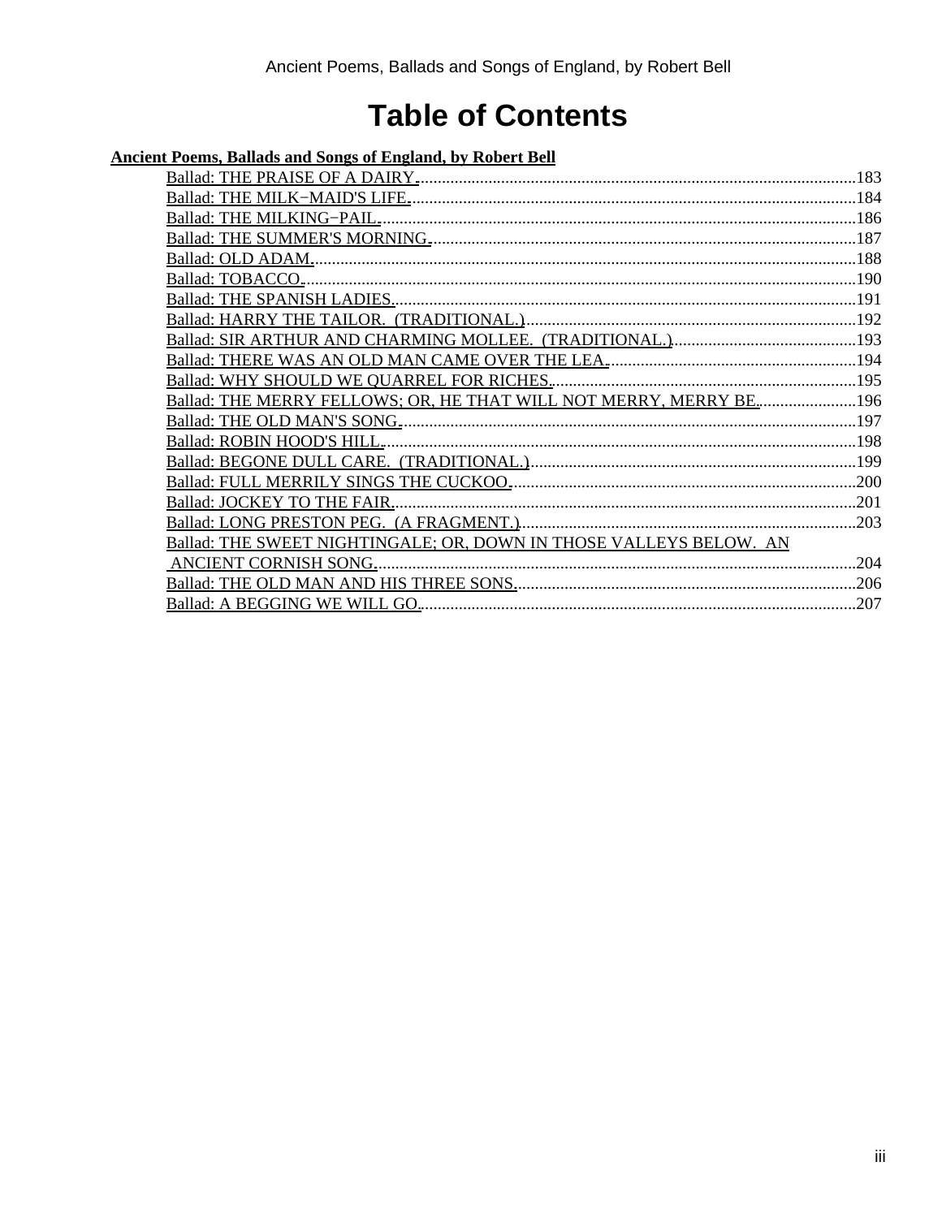# Table of Contents

**Ancient Poems, Ballads and Songs of England, by Robert Bell**

- Ballad: THE PRAISE OF A DAIRY. ....183
- Ballad: THE MILK−MAID'S LIFE. ....184
- Ballad: THE MILKING−PAIL. ....186
- Ballad: THE SUMMER'S MORNING. ....187
- Ballad: OLD ADAM. ....188
- Ballad: TOBACCO. ....190
- Ballad: THE SPANISH LADIES. ....191
- Ballad: HARRY THE TAILOR. (TRADITIONAL.) ....192
- Ballad: SIR ARTHUR AND CHARMING MOLLEE. (TRADITIONAL.) ....193
- Ballad: THERE WAS AN OLD MAN CAME OVER THE LEA. ....194
- Ballad: WHY SHOULD WE QUARREL FOR RICHES. ....195
- Ballad: THE MERRY FELLOWS; OR, HE THAT WILL NOT MERRY, MERRY BE. ....196
- Ballad: THE OLD MAN'S SONG. ....197
- Ballad: ROBIN HOOD'S HILL. ....198
- Ballad: BEGONE DULL CARE. (TRADITIONAL.) ....199
- Ballad: FULL MERRILY SINGS THE CUCKOO. ....200
- Ballad: JOCKEY TO THE FAIR. ....201
- Ballad: LONG PRESTON PEG. (A FRAGMENT.) ....203
- Ballad: THE SWEET NIGHTINGALE; OR, DOWN IN THOSE VALLEYS BELOW. AN ANCIENT CORNISH SONG. ....204
- Ballad: THE OLD MAN AND HIS THREE SONS. ....206
- Ballad: A BEGGING WE WILL GO. ....207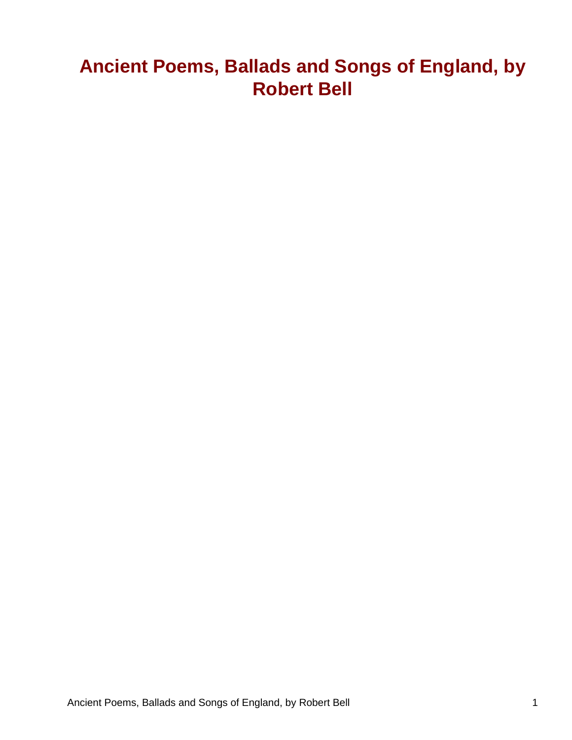# Ancient Poems, Ballads and Songs of England, by Robert Bell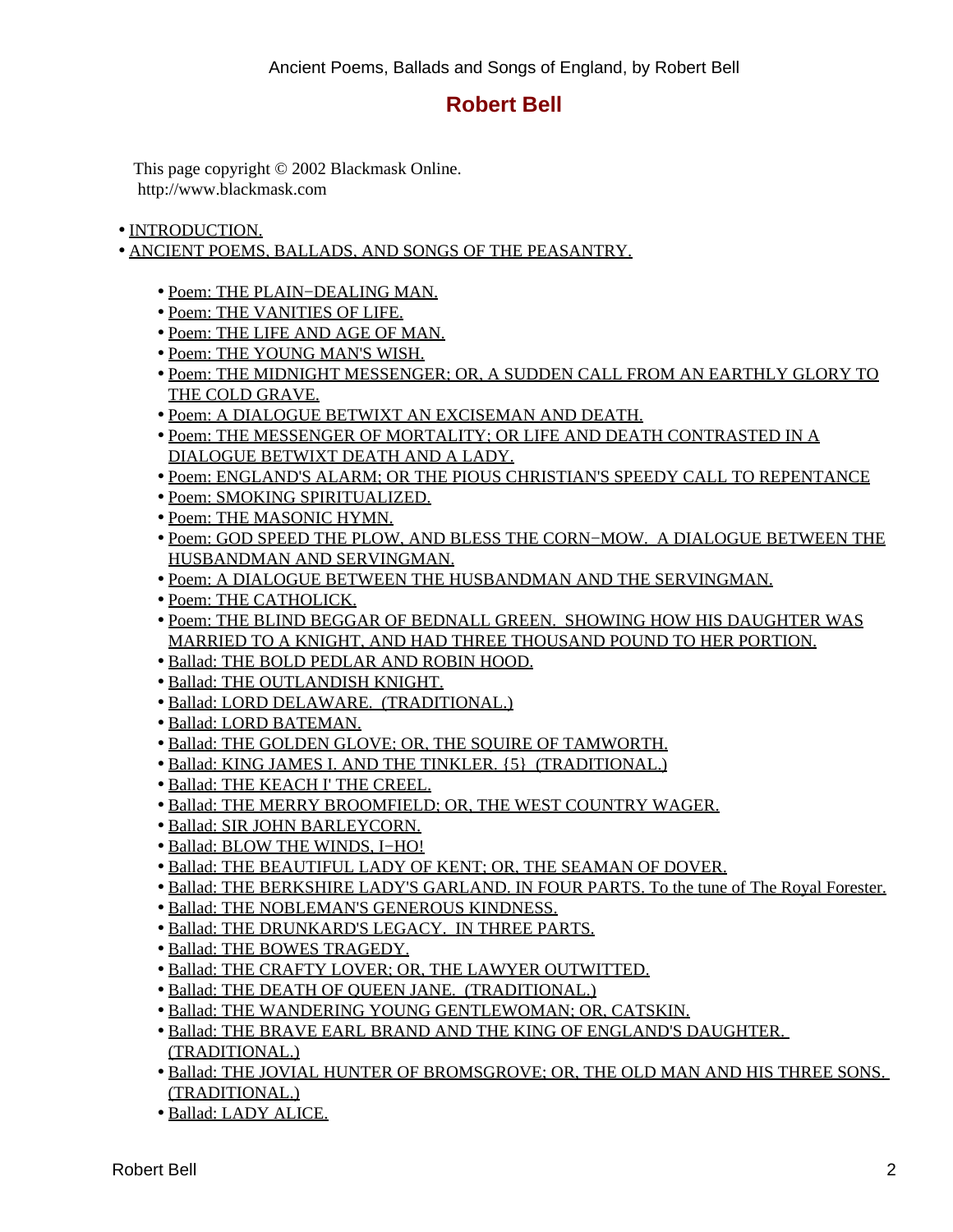# Robert Bell

This page copyright © 2002 Blackmask Online.
http://www.blackmask.com

- INTRODUCTION.
- ANCIENT POEMS, BALLADS, AND SONGS OF THE PEASANTRY.
  - Poem: THE PLAIN−DEALING MAN.
  - Poem: THE VANITIES OF LIFE.
  - Poem: THE LIFE AND AGE OF MAN.
  - Poem: THE YOUNG MAN'S WISH.
  - Poem: THE MIDNIGHT MESSENGER; OR, A SUDDEN CALL FROM AN EARTHLY GLORY TO THE COLD GRAVE.
  - Poem: A DIALOGUE BETWIXT AN EXCISEMAN AND DEATH.
  - Poem: THE MESSENGER OF MORTALITY; OR LIFE AND DEATH CONTRASTED IN A DIALOGUE BETWIXT DEATH AND A LADY.
  - Poem: ENGLAND'S ALARM; OR THE PIOUS CHRISTIAN'S SPEEDY CALL TO REPENTANCE
  - Poem: SMOKING SPIRITUALIZED.
  - Poem: THE MASONIC HYMN.
  - Poem: GOD SPEED THE PLOW, AND BLESS THE CORN−MOW. A DIALOGUE BETWEEN THE HUSBANDMAN AND SERVINGMAN.
  - Poem: A DIALOGUE BETWEEN THE HUSBANDMAN AND THE SERVINGMAN.
  - Poem: THE CATHOLICK.
  - Poem: THE BLIND BEGGAR OF BEDNALL GREEN. SHOWING HOW HIS DAUGHTER WAS MARRIED TO A KNIGHT, AND HAD THREE THOUSAND POUND TO HER PORTION.
  - Ballad: THE BOLD PEDLAR AND ROBIN HOOD.
  - Ballad: THE OUTLANDISH KNIGHT.
  - Ballad: LORD DELAWARE. (TRADITIONAL.)
  - Ballad: LORD BATEMAN.
  - Ballad: THE GOLDEN GLOVE; OR, THE SQUIRE OF TAMWORTH.
  - Ballad: KING JAMES I. AND THE TINKLER. {5} (TRADITIONAL.)
  - Ballad: THE KEACH I' THE CREEL.
  - Ballad: THE MERRY BROOMFIELD; OR, THE WEST COUNTRY WAGER.
  - Ballad: SIR JOHN BARLEYCORN.
  - Ballad: BLOW THE WINDS, I−HO!
  - Ballad: THE BEAUTIFUL LADY OF KENT; OR, THE SEAMAN OF DOVER.
  - Ballad: THE BERKSHIRE LADY'S GARLAND. IN FOUR PARTS. To the tune of The Royal Forester.
  - Ballad: THE NOBLEMAN'S GENEROUS KINDNESS.
  - Ballad: THE DRUNKARD'S LEGACY. IN THREE PARTS.
  - Ballad: THE BOWES TRAGEDY.
  - Ballad: THE CRAFTY LOVER; OR, THE LAWYER OUTWITTED.
  - Ballad: THE DEATH OF QUEEN JANE. (TRADITIONAL.)
  - Ballad: THE WANDERING YOUNG GENTLEWOMAN; OR, CATSKIN.
  - Ballad: THE BRAVE EARL BRAND AND THE KING OF ENGLAND'S DAUGHTER. (TRADITIONAL.)
  - Ballad: THE JOVIAL HUNTER OF BROMSGROVE; OR, THE OLD MAN AND HIS THREE SONS. (TRADITIONAL.)
  - Ballad: LADY ALICE.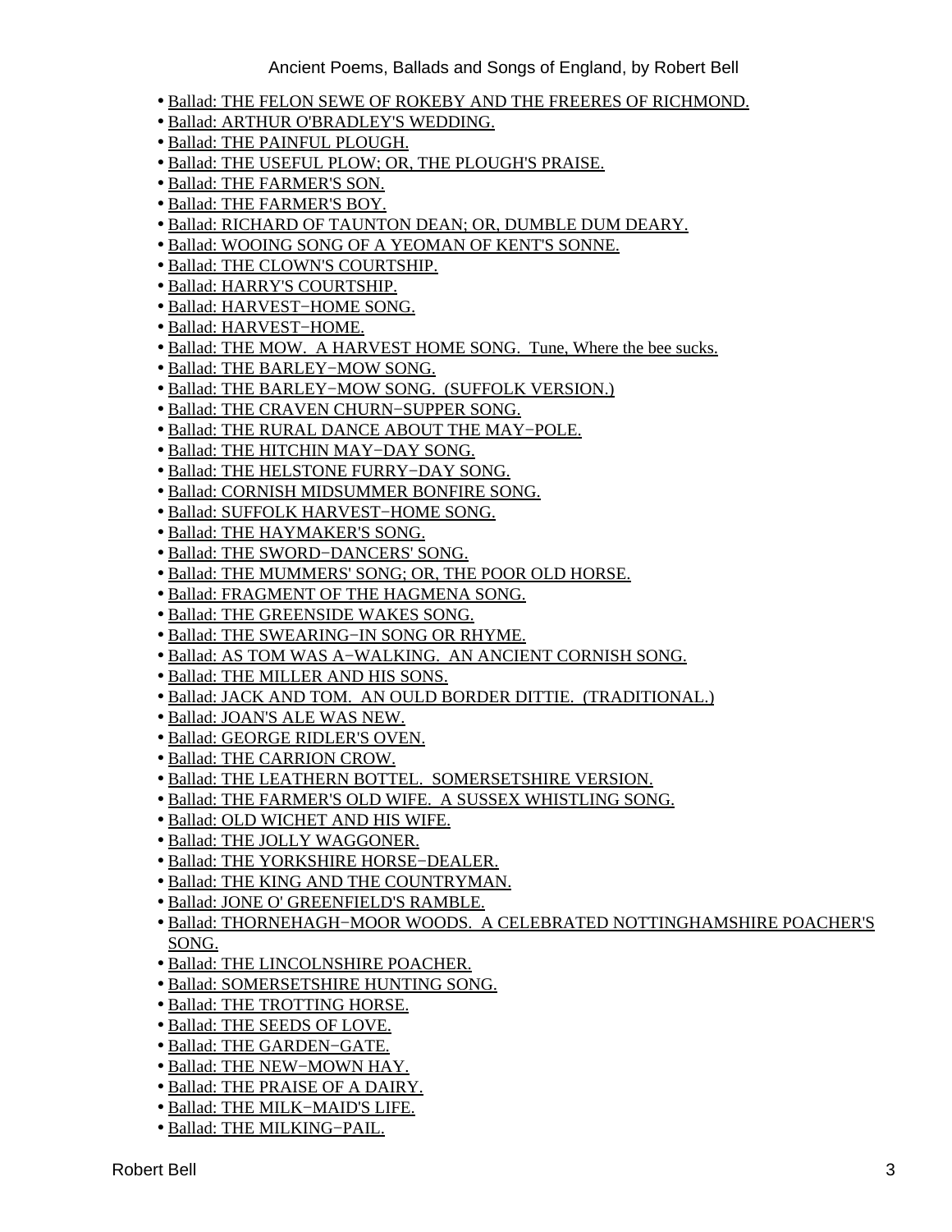- Ballad: THE FELON SEWE OF ROKEBY AND THE FREERES OF RICHMOND.
- Ballad: ARTHUR O'BRADLEY'S WEDDING.
- Ballad: THE PAINFUL PLOUGH.
- Ballad: THE USEFUL PLOW; OR, THE PLOUGH'S PRAISE.
- Ballad: THE FARMER'S SON.
- Ballad: THE FARMER'S BOY.
- Ballad: RICHARD OF TAUNTON DEAN; OR, DUMBLE DUM DEARY.
- Ballad: WOOING SONG OF A YEOMAN OF KENT'S SONNE.
- Ballad: THE CLOWN'S COURTSHIP.
- Ballad: HARRY'S COURTSHIP.
- Ballad: HARVEST−HOME SONG.
- Ballad: HARVEST−HOME.
- Ballad: THE MOW. A HARVEST HOME SONG. Tune, Where the bee sucks.
- Ballad: THE BARLEY−MOW SONG.
- Ballad: THE BARLEY−MOW SONG. (SUFFOLK VERSION.)
- Ballad: THE CRAVEN CHURN−SUPPER SONG.
- Ballad: THE RURAL DANCE ABOUT THE MAY−POLE.
- Ballad: THE HITCHIN MAY−DAY SONG.
- Ballad: THE HELSTONE FURRY−DAY SONG.
- Ballad: CORNISH MIDSUMMER BONFIRE SONG.
- Ballad: SUFFOLK HARVEST−HOME SONG.
- Ballad: THE HAYMAKER'S SONG.
- Ballad: THE SWORD−DANCERS' SONG.
- Ballad: THE MUMMERS' SONG; OR, THE POOR OLD HORSE.
- Ballad: FRAGMENT OF THE HAGMENA SONG.
- Ballad: THE GREENSIDE WAKES SONG.
- Ballad: THE SWEARING−IN SONG OR RHYME.
- Ballad: AS TOM WAS A−WALKING. AN ANCIENT CORNISH SONG.
- Ballad: THE MILLER AND HIS SONS.
- Ballad: JACK AND TOM. AN OULD BORDER DITTIE. (TRADITIONAL.)
- Ballad: JOAN'S ALE WAS NEW.
- Ballad: GEORGE RIDLER'S OVEN.
- Ballad: THE CARRION CROW.
- Ballad: THE LEATHERN BOTTEL. SOMERSETSHIRE VERSION.
- Ballad: THE FARMER'S OLD WIFE. A SUSSEX WHISTLING SONG.
- Ballad: OLD WICHET AND HIS WIFE.
- Ballad: THE JOLLY WAGGONER.
- Ballad: THE YORKSHIRE HORSE−DEALER.
- Ballad: THE KING AND THE COUNTRYMAN.
- Ballad: JONE O' GREENFIELD'S RAMBLE.
- Ballad: THORNEHAGH−MOOR WOODS. A CELEBRATED NOTTINGHAMSHIRE POACHER'S SONG.
- Ballad: THE LINCOLNSHIRE POACHER.
- Ballad: SOMERSETSHIRE HUNTING SONG.
- Ballad: THE TROTTING HORSE.
- Ballad: THE SEEDS OF LOVE.
- Ballad: THE GARDEN−GATE.
- Ballad: THE NEW−MOWN HAY.
- Ballad: THE PRAISE OF A DAIRY.
- Ballad: THE MILK−MAID'S LIFE.
- Ballad: THE MILKING−PAIL.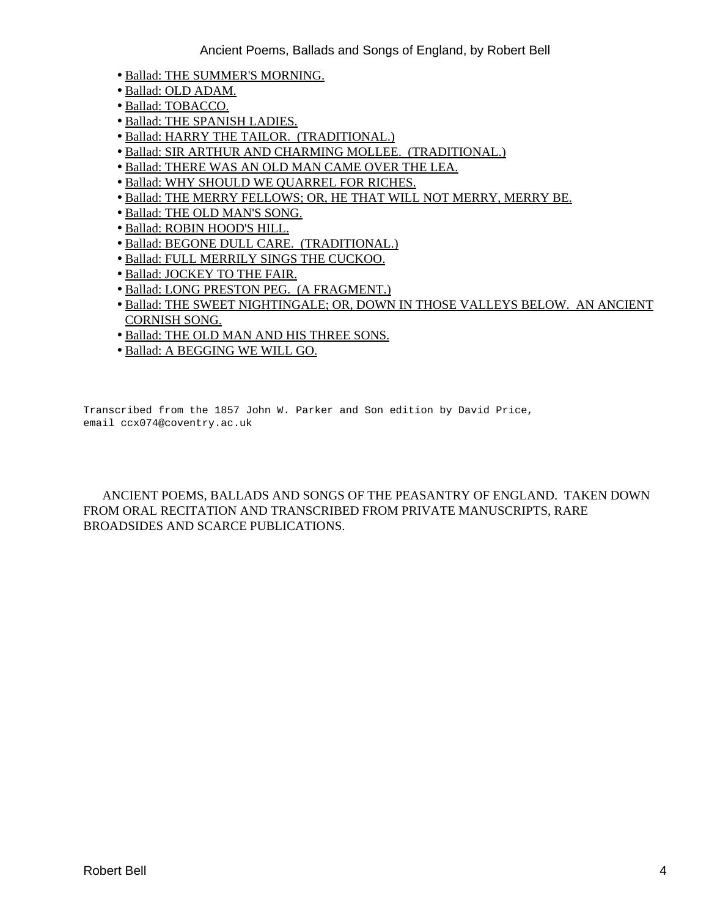- Ballad: THE SUMMER'S MORNING.
- Ballad: OLD ADAM.
- Ballad: TOBACCO.
- Ballad: THE SPANISH LADIES.
- Ballad: HARRY THE TAILOR.  (TRADITIONAL.)
- Ballad: SIR ARTHUR AND CHARMING MOLLEE.  (TRADITIONAL.)
- Ballad: THERE WAS AN OLD MAN CAME OVER THE LEA.
- Ballad: WHY SHOULD WE QUARREL FOR RICHES.
- Ballad: THE MERRY FELLOWS; OR, HE THAT WILL NOT MERRY, MERRY BE.
- Ballad: THE OLD MAN'S SONG.
- Ballad: ROBIN HOOD'S HILL.
- Ballad: BEGONE DULL CARE.  (TRADITIONAL.)
- Ballad: FULL MERRILY SINGS THE CUCKOO.
- Ballad: JOCKEY TO THE FAIR.
- Ballad: LONG PRESTON PEG.  (A FRAGMENT.)
- Ballad: THE SWEET NIGHTINGALE; OR, DOWN IN THOSE VALLEYS BELOW.  AN ANCIENT CORNISH SONG.
- Ballad: THE OLD MAN AND HIS THREE SONS.
- Ballad: A BEGGING WE WILL GO.

```
Transcribed from the 1857 John W. Parker and Son edition by David Price,
email ccx074@coventry.ac.uk
```

ANCIENT POEMS, BALLADS AND SONGS OF THE PEASANTRY OF ENGLAND.  TAKEN DOWN FROM ORAL RECITATION AND TRANSCRIBED FROM PRIVATE MANUSCRIPTS, RARE BROADSIDES AND SCARCE PUBLICATIONS.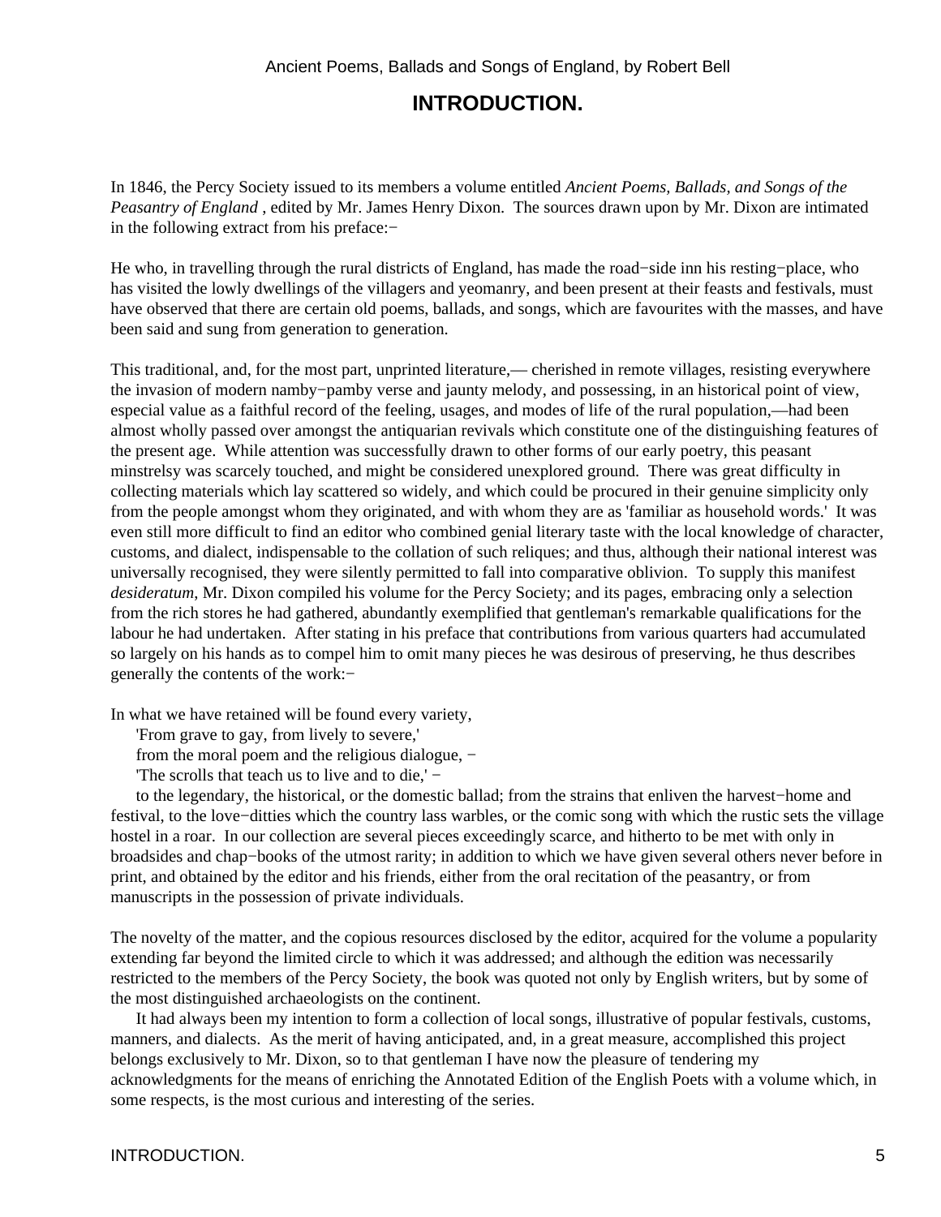## INTRODUCTION.

In 1846, the Percy Society issued to its members a volume entitled *Ancient Poems, Ballads, and Songs of the Peasantry of England* , edited by Mr. James Henry Dixon. The sources drawn upon by Mr. Dixon are intimated in the following extract from his preface:−

He who, in travelling through the rural districts of England, has made the road−side inn his resting−place, who has visited the lowly dwellings of the villagers and yeomanry, and been present at their feasts and festivals, must have observed that there are certain old poems, ballads, and songs, which are favourites with the masses, and have been said and sung from generation to generation.

This traditional, and, for the most part, unprinted literature,— cherished in remote villages, resisting everywhere the invasion of modern namby−pamby verse and jaunty melody, and possessing, in an historical point of view, especial value as a faithful record of the feeling, usages, and modes of life of the rural population,—had been almost wholly passed over amongst the antiquarian revivals which constitute one of the distinguishing features of the present age. While attention was successfully drawn to other forms of our early poetry, this peasant minstrelsy was scarcely touched, and might be considered unexplored ground. There was great difficulty in collecting materials which lay scattered so widely, and which could be procured in their genuine simplicity only from the people amongst whom they originated, and with whom they are as 'familiar as household words.' It was even still more difficult to find an editor who combined genial literary taste with the local knowledge of character, customs, and dialect, indispensable to the collation of such reliques; and thus, although their national interest was universally recognised, they were silently permitted to fall into comparative oblivion. To supply this manifest *desideratum*, Mr. Dixon compiled his volume for the Percy Society; and its pages, embracing only a selection from the rich stores he had gathered, abundantly exemplified that gentleman's remarkable qualifications for the labour he had undertaken. After stating in his preface that contributions from various quarters had accumulated so largely on his hands as to compel him to omit many pieces he was desirous of preserving, he thus describes generally the contents of the work:−

In what we have retained will be found every variety,

'From grave to gay, from lively to severe,'

from the moral poem and the religious dialogue, −

'The scrolls that teach us to live and to die,' −

to the legendary, the historical, or the domestic ballad; from the strains that enliven the harvest−home and festival, to the love−ditties which the country lass warbles, or the comic song with which the rustic sets the village hostel in a roar. In our collection are several pieces exceedingly scarce, and hitherto to be met with only in broadsides and chap−books of the utmost rarity; in addition to which we have given several others never before in print, and obtained by the editor and his friends, either from the oral recitation of the peasantry, or from manuscripts in the possession of private individuals.

The novelty of the matter, and the copious resources disclosed by the editor, acquired for the volume a popularity extending far beyond the limited circle to which it was addressed; and although the edition was necessarily restricted to the members of the Percy Society, the book was quoted not only by English writers, but by some of the most distinguished archaeologists on the continent.

It had always been my intention to form a collection of local songs, illustrative of popular festivals, customs, manners, and dialects. As the merit of having anticipated, and, in a great measure, accomplished this project belongs exclusively to Mr. Dixon, so to that gentleman I have now the pleasure of tendering my acknowledgments for the means of enriching the Annotated Edition of the English Poets with a volume which, in some respects, is the most curious and interesting of the series.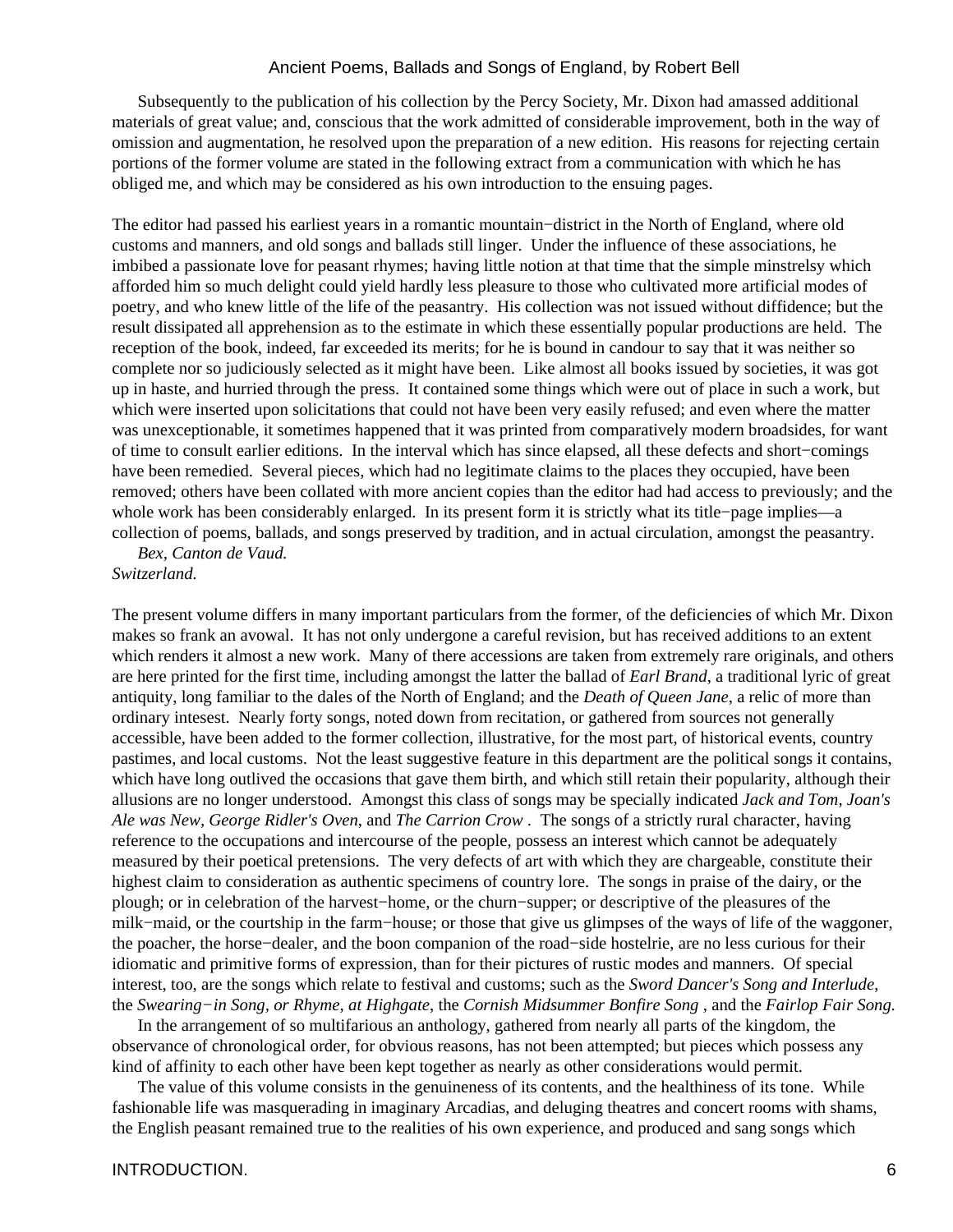Subsequently to the publication of his collection by the Percy Society, Mr. Dixon had amassed additional materials of great value; and, conscious that the work admitted of considerable improvement, both in the way of omission and augmentation, he resolved upon the preparation of a new edition. His reasons for rejecting certain portions of the former volume are stated in the following extract from a communication with which he has obliged me, and which may be considered as his own introduction to the ensuing pages.

The editor had passed his earliest years in a romantic mountain−district in the North of England, where old customs and manners, and old songs and ballads still linger. Under the influence of these associations, he imbibed a passionate love for peasant rhymes; having little notion at that time that the simple minstrelsy which afforded him so much delight could yield hardly less pleasure to those who cultivated more artificial modes of poetry, and who knew little of the life of the peasantry. His collection was not issued without diffidence; but the result dissipated all apprehension as to the estimate in which these essentially popular productions are held. The reception of the book, indeed, far exceeded its merits; for he is bound in candour to say that it was neither so complete nor so judiciously selected as it might have been. Like almost all books issued by societies, it was got up in haste, and hurried through the press. It contained some things which were out of place in such a work, but which were inserted upon solicitations that could not have been very easily refused; and even where the matter was unexceptionable, it sometimes happened that it was printed from comparatively modern broadsides, for want of time to consult earlier editions. In the interval which has since elapsed, all these defects and short−comings have been remedied. Several pieces, which had no legitimate claims to the places they occupied, have been removed; others have been collated with more ancient copies than the editor had had access to previously; and the whole work has been considerably enlarged. In its present form it is strictly what its title−page implies—a collection of poems, ballads, and songs preserved by tradition, and in actual circulation, amongst the peasantry.

*Bex, Canton de Vaud.*
*Switzerland.*

The present volume differs in many important particulars from the former, of the deficiencies of which Mr. Dixon makes so frank an avowal. It has not only undergone a careful revision, but has received additions to an extent which renders it almost a new work. Many of there accessions are taken from extremely rare originals, and others are here printed for the first time, including amongst the latter the ballad of *Earl Brand*, a traditional lyric of great antiquity, long familiar to the dales of the North of England; and the *Death of Queen Jane*, a relic of more than ordinary intesest. Nearly forty songs, noted down from recitation, or gathered from sources not generally accessible, have been added to the former collection, illustrative, for the most part, of historical events, country pastimes, and local customs. Not the least suggestive feature in this department are the political songs it contains, which have long outlived the occasions that gave them birth, and which still retain their popularity, although their allusions are no longer understood. Amongst this class of songs may be specially indicated *Jack and Tom*, *Joan's Ale was New*, *George Ridler's Oven*, and *The Carrion Crow* . The songs of a strictly rural character, having reference to the occupations and intercourse of the people, possess an interest which cannot be adequately measured by their poetical pretensions. The very defects of art with which they are chargeable, constitute their highest claim to consideration as authentic specimens of country lore. The songs in praise of the dairy, or the plough; or in celebration of the harvest−home, or the churn−supper; or descriptive of the pleasures of the milk−maid, or the courtship in the farm−house; or those that give us glimpses of the ways of life of the waggoner, the poacher, the horse−dealer, and the boon companion of the road−side hostelrie, are no less curious for their idiomatic and primitive forms of expression, than for their pictures of rustic modes and manners. Of special interest, too, are the songs which relate to festival and customs; such as the *Sword Dancer's Song and Interlude*, the *Swearing−in Song, or Rhyme, at Highgate*, the *Cornish Midsummer Bonfire Song* , and the *Fairlop Fair Song.*

In the arrangement of so multifarious an anthology, gathered from nearly all parts of the kingdom, the observance of chronological order, for obvious reasons, has not been attempted; but pieces which possess any kind of affinity to each other have been kept together as nearly as other considerations would permit.

The value of this volume consists in the genuineness of its contents, and the healthiness of its tone. While fashionable life was masquerading in imaginary Arcadias, and deluging theatres and concert rooms with shams, the English peasant remained true to the realities of his own experience, and produced and sang songs which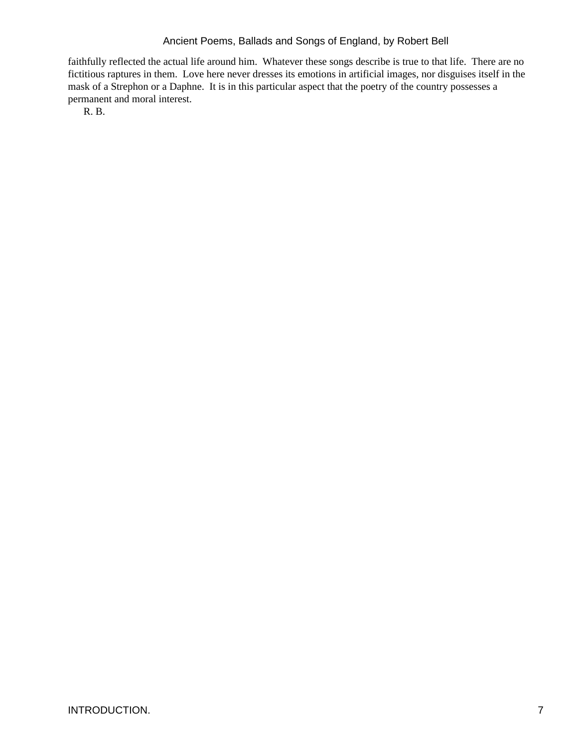faithfully reflected the actual life around him. Whatever these songs describe is true to that life. There are no fictitious raptures in them. Love here never dresses its emotions in artificial images, nor disguises itself in the mask of a Strephon or a Daphne. It is in this particular aspect that the poetry of the country possesses a permanent and moral interest.

R. B.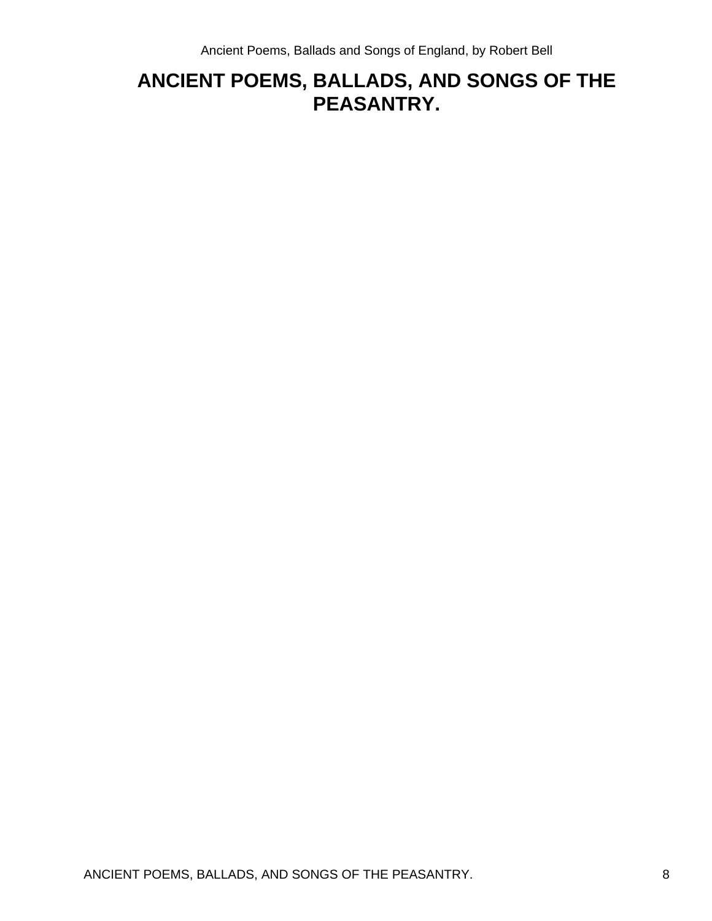# ANCIENT POEMS, BALLADS, AND SONGS OF THE PEASANTRY.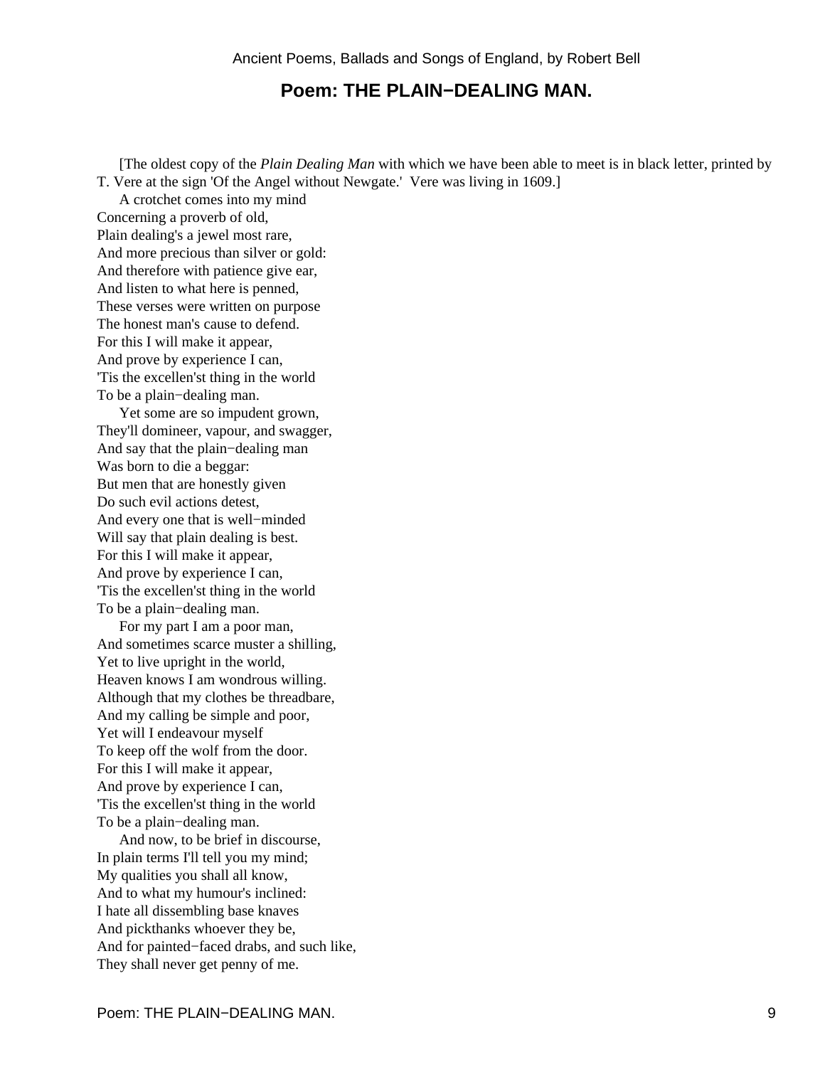## Poem: THE PLAIN−DEALING MAN.

[The oldest copy of the *Plain Dealing Man* with which we have been able to meet is in black letter, printed by T. Vere at the sign 'Of the Angel without Newgate.' Vere was living in 1609.]

A crotchet comes into my mind  
Concerning a proverb of old,  
Plain dealing's a jewel most rare,  
And more precious than silver or gold:  
And therefore with patience give ear,  
And listen to what here is penned,  
These verses were written on purpose  
The honest man's cause to defend.  
For this I will make it appear,  
And prove by experience I can,  
'Tis the excellen'st thing in the world  
To be a plain−dealing man.

Yet some are so impudent grown,  
They'll domineer, vapour, and swagger,  
And say that the plain−dealing man  
Was born to die a beggar:  
But men that are honestly given  
Do such evil actions detest,  
And every one that is well−minded  
Will say that plain dealing is best.  
For this I will make it appear,  
And prove by experience I can,  
'Tis the excellen'st thing in the world  
To be a plain−dealing man.

For my part I am a poor man,  
And sometimes scarce muster a shilling,  
Yet to live upright in the world,  
Heaven knows I am wondrous willing.  
Although that my clothes be threadbare,  
And my calling be simple and poor,  
Yet will I endeavour myself  
To keep off the wolf from the door.  
For this I will make it appear,  
And prove by experience I can,  
'Tis the excellen'st thing in the world  
To be a plain−dealing man.

And now, to be brief in discourse,  
In plain terms I'll tell you my mind;  
My qualities you shall all know,  
And to what my humour's inclined:  
I hate all dissembling base knaves  
And pickthanks whoever they be,  
And for painted−faced drabs, and such like,  
They shall never get penny of me.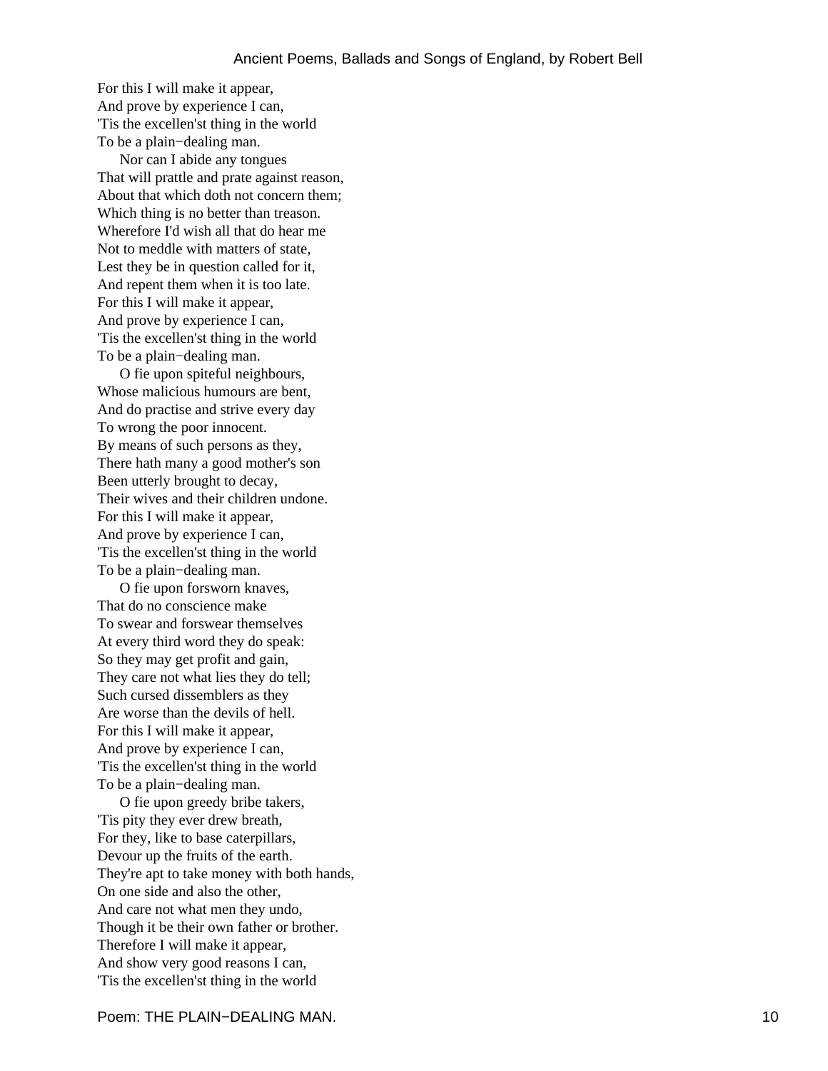For this I will make it appear,  
And prove by experience I can,  
'Tis the excellen'st thing in the world  
To be a plain−dealing man.

Nor can I abide any tongues  
That will prattle and prate against reason,  
About that which doth not concern them;  
Which thing is no better than treason.  
Wherefore I'd wish all that do hear me  
Not to meddle with matters of state,  
Lest they be in question called for it,  
And repent them when it is too late.  
For this I will make it appear,  
And prove by experience I can,  
'Tis the excellen'st thing in the world  
To be a plain−dealing man.

O fie upon spiteful neighbours,  
Whose malicious humours are bent,  
And do practise and strive every day  
To wrong the poor innocent.  
By means of such persons as they,  
There hath many a good mother's son  
Been utterly brought to decay,  
Their wives and their children undone.  
For this I will make it appear,  
And prove by experience I can,  
'Tis the excellen'st thing in the world  
To be a plain−dealing man.

O fie upon forsworn knaves,  
That do no conscience make  
To swear and forswear themselves  
At every third word they do speak:  
So they may get profit and gain,  
They care not what lies they do tell;  
Such cursed dissemblers as they  
Are worse than the devils of hell.  
For this I will make it appear,  
And prove by experience I can,  
'Tis the excellen'st thing in the world  
To be a plain−dealing man.

O fie upon greedy bribe takers,  
'Tis pity they ever drew breath,  
For they, like to base caterpillars,  
Devour up the fruits of the earth.  
They're apt to take money with both hands,  
On one side and also the other,  
And care not what men they undo,  
Though it be their own father or brother.  
Therefore I will make it appear,  
And show very good reasons I can,  
'Tis the excellen'st thing in the world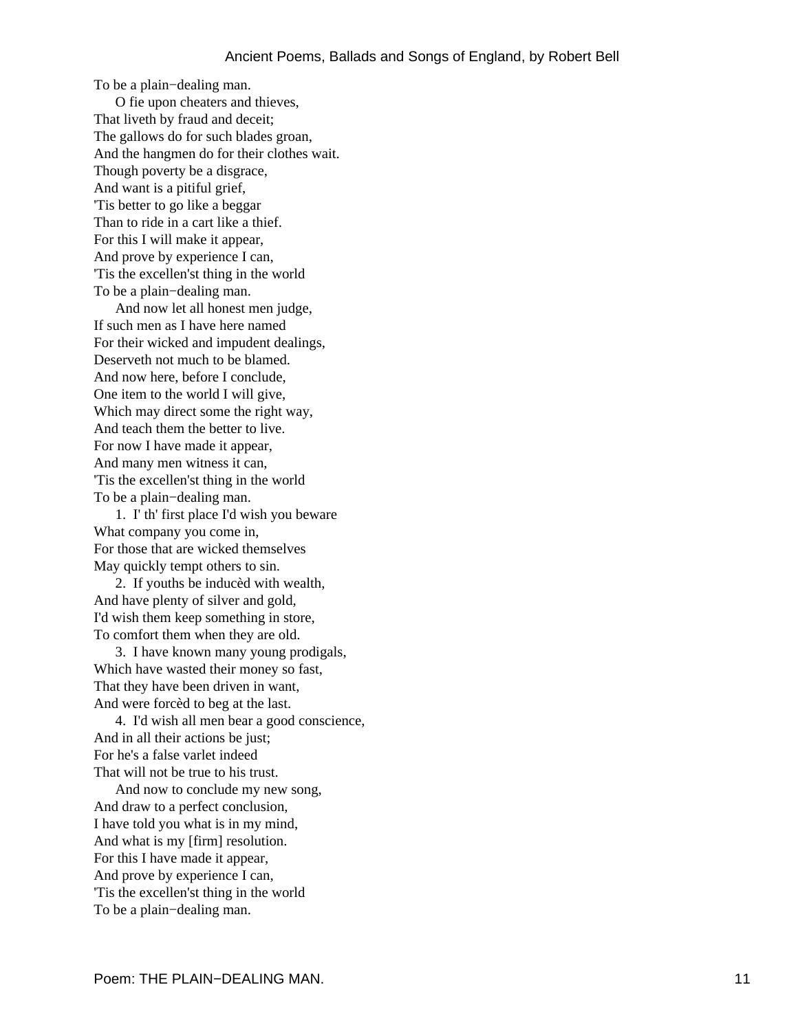To be a plain−dealing man.

O fie upon cheaters and thieves,
That liveth by fraud and deceit;
The gallows do for such blades groan,
And the hangmen do for their clothes wait.
Though poverty be a disgrace,
And want is a pitiful grief,
'Tis better to go like a beggar
Than to ride in a cart like a thief.
For this I will make it appear,
And prove by experience I can,
'Tis the excellen'st thing in the world
To be a plain−dealing man.

And now let all honest men judge,
If such men as I have here named
For their wicked and impudent dealings,
Deserveth not much to be blamed.
And now here, before I conclude,
One item to the world I will give,
Which may direct some the right way,
And teach them the better to live.
For now I have made it appear,
And many men witness it can,
'Tis the excellen'st thing in the world
To be a plain−dealing man.

1. I' th' first place I'd wish you beware
What company you come in,
For those that are wicked themselves
May quickly tempt others to sin.

2. If youths be inducèd with wealth,
And have plenty of silver and gold,
I'd wish them keep something in store,
To comfort them when they are old.

3. I have known many young prodigals,
Which have wasted their money so fast,
That they have been driven in want,
And were forcèd to beg at the last.

4. I'd wish all men bear a good conscience,
And in all their actions be just;
For he's a false varlet indeed
That will not be true to his trust.

And now to conclude my new song,
And draw to a perfect conclusion,
I have told you what is in my mind,
And what is my [firm] resolution.
For this I have made it appear,
And prove by experience I can,
'Tis the excellen'st thing in the world
To be a plain−dealing man.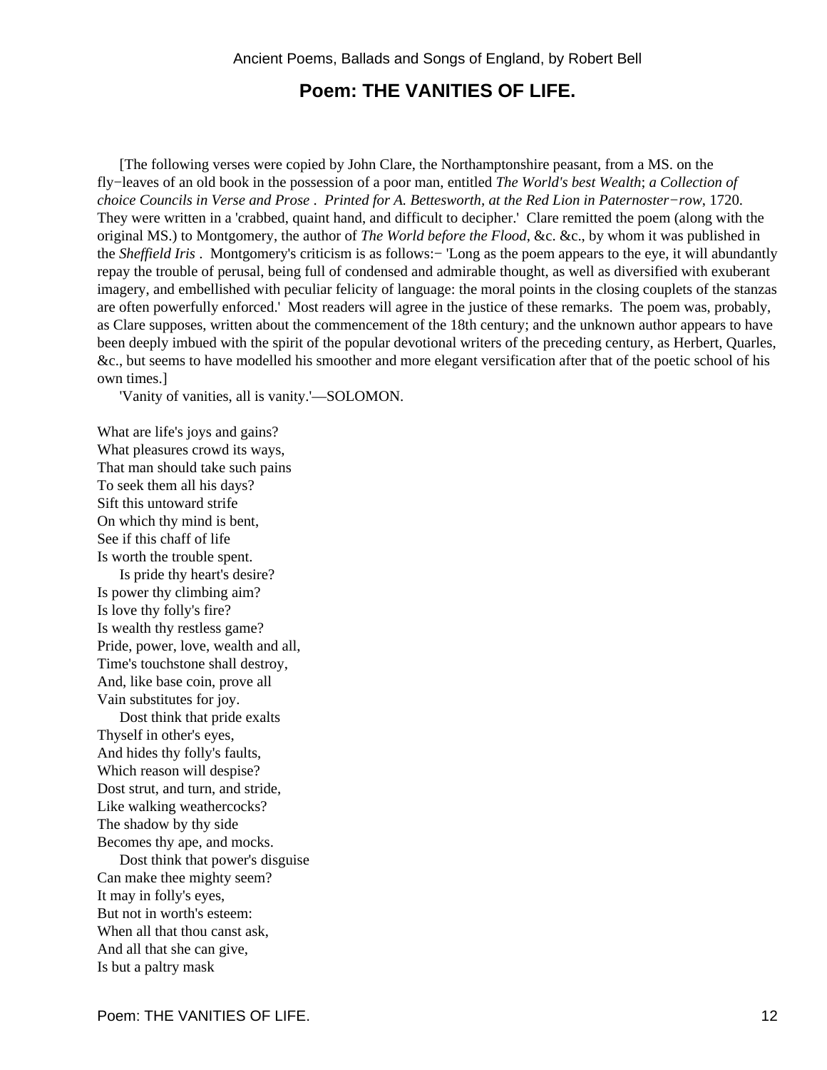## Poem: THE VANITIES OF LIFE.

[The following verses were copied by John Clare, the Northamptonshire peasant, from a MS. on the fly−leaves of an old book in the possession of a poor man, entitled *The World's best Wealth*; *a Collection of choice Councils in Verse and Prose . Printed for A. Bettesworth, at the Red Lion in Paternoster−row*, 1720. They were written in a 'crabbed, quaint hand, and difficult to decipher.' Clare remitted the poem (along with the original MS.) to Montgomery, the author of *The World before the Flood*, &c. &c., by whom it was published in the *Sheffield Iris* . Montgomery's criticism is as follows:− 'Long as the poem appears to the eye, it will abundantly repay the trouble of perusal, being full of condensed and admirable thought, as well as diversified with exuberant imagery, and embellished with peculiar felicity of language: the moral points in the closing couplets of the stanzas are often powerfully enforced.' Most readers will agree in the justice of these remarks. The poem was, probably, as Clare supposes, written about the commencement of the 18th century; and the unknown author appears to have been deeply imbued with the spirit of the popular devotional writers of the preceding century, as Herbert, Quarles, &c., but seems to have modelled his smoother and more elegant versification after that of the poetic school of his own times.]

'Vanity of vanities, all is vanity.'—SOLOMON.

What are life's joys and gains?
What pleasures crowd its ways,
That man should take such pains
To seek them all his days?
Sift this untoward strife
On which thy mind is bent,
See if this chaff of life
Is worth the trouble spent.

Is pride thy heart's desire?
Is power thy climbing aim?
Is love thy folly's fire?
Is wealth thy restless game?
Pride, power, love, wealth and all,
Time's touchstone shall destroy,
And, like base coin, prove all
Vain substitutes for joy.

Dost think that pride exalts
Thyself in other's eyes,
And hides thy folly's faults,
Which reason will despise?
Dost strut, and turn, and stride,
Like walking weathercocks?
The shadow by thy side
Becomes thy ape, and mocks.

Dost think that power's disguise
Can make thee mighty seem?
It may in folly's eyes,
But not in worth's esteem:
When all that thou canst ask,
And all that she can give,
Is but a paltry mask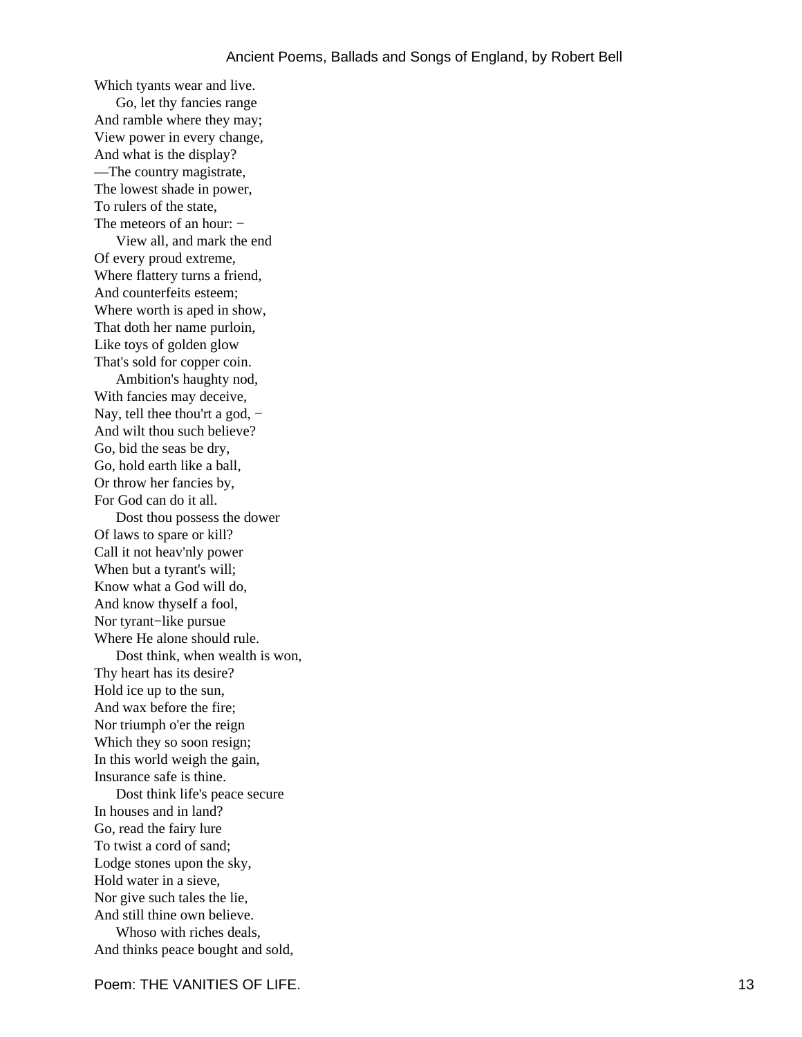Which tyants wear and live.
Go, let thy fancies range
And ramble where they may;
View power in every change,
And what is the display?
—The country magistrate,
The lowest shade in power,
To rulers of the state,
The meteors of an hour: −
View all, and mark the end
Of every proud extreme,
Where flattery turns a friend,
And counterfeits esteem;
Where worth is aped in show,
That doth her name purloin,
Like toys of golden glow
That's sold for copper coin.
Ambition's haughty nod,
With fancies may deceive,
Nay, tell thee thou'rt a god, −
And wilt thou such believe?
Go, bid the seas be dry,
Go, hold earth like a ball,
Or throw her fancies by,
For God can do it all.
Dost thou possess the dower
Of laws to spare or kill?
Call it not heav'nly power
When but a tyrant's will;
Know what a God will do,
And know thyself a fool,
Nor tyrant−like pursue
Where He alone should rule.
Dost think, when wealth is won,
Thy heart has its desire?
Hold ice up to the sun,
And wax before the fire;
Nor triumph o'er the reign
Which they so soon resign;
In this world weigh the gain,
Insurance safe is thine.
Dost think life's peace secure
In houses and in land?
Go, read the fairy lure
To twist a cord of sand;
Lodge stones upon the sky,
Hold water in a sieve,
Nor give such tales the lie,
And still thine own believe.
Whoso with riches deals,
And thinks peace bought and sold,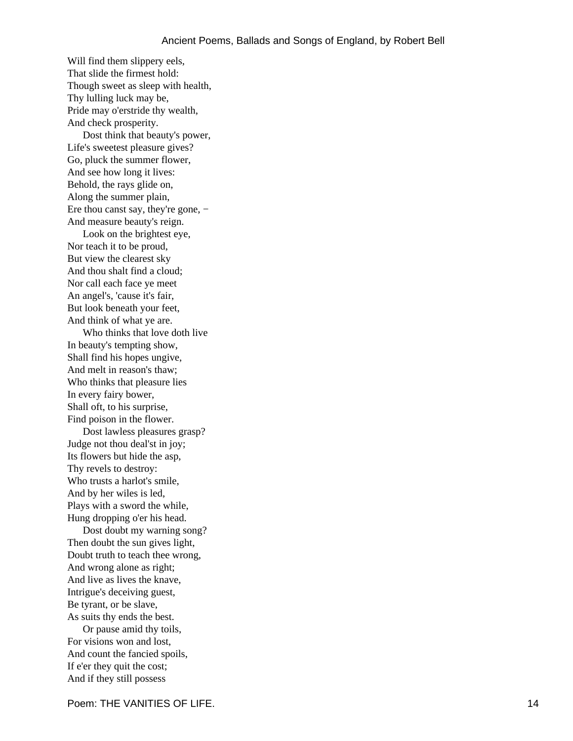Will find them slippery eels,
That slide the firmest hold:
Though sweet as sleep with health,
Thy lulling luck may be,
Pride may o'erstride thy wealth,
And check prosperity.

Dost think that beauty's power,
Life's sweetest pleasure gives?
Go, pluck the summer flower,
And see how long it lives:
Behold, the rays glide on,
Along the summer plain,
Ere thou canst say, they're gone, −
And measure beauty's reign.

Look on the brightest eye,
Nor teach it to be proud,
But view the clearest sky
And thou shalt find a cloud;
Nor call each face ye meet
An angel's, 'cause it's fair,
But look beneath your feet,
And think of what ye are.

Who thinks that love doth live
In beauty's tempting show,
Shall find his hopes ungive,
And melt in reason's thaw;
Who thinks that pleasure lies
In every fairy bower,
Shall oft, to his surprise,
Find poison in the flower.

Dost lawless pleasures grasp?
Judge not thou deal'st in joy;
Its flowers but hide the asp,
Thy revels to destroy:
Who trusts a harlot's smile,
And by her wiles is led,
Plays with a sword the while,
Hung dropping o'er his head.

Dost doubt my warning song?
Then doubt the sun gives light,
Doubt truth to teach thee wrong,
And wrong alone as right;
And live as lives the knave,
Intrigue's deceiving guest,
Be tyrant, or be slave,
As suits thy ends the best.

Or pause amid thy toils,
For visions won and lost,
And count the fancied spoils,
If e'er they quit the cost;
And if they still possess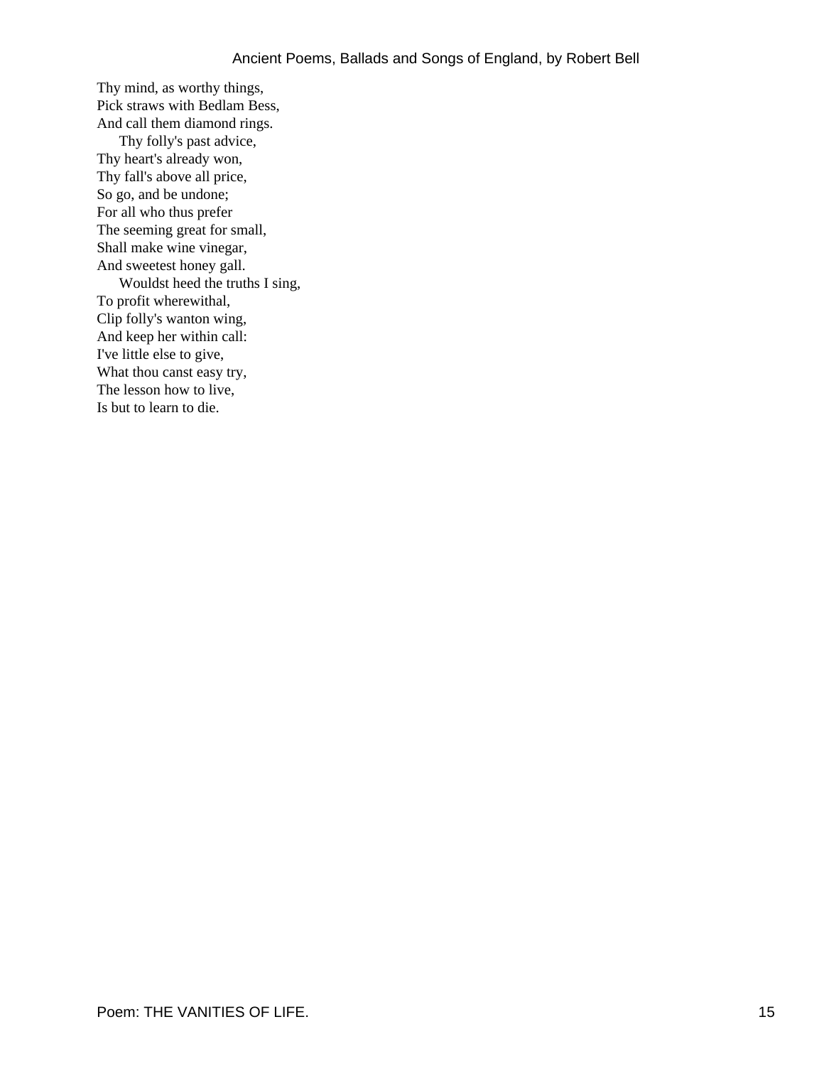Thy mind, as worthy things,  
Pick straws with Bedlam Bess,  
And call them diamond rings.

Thy folly's past advice,  
Thy heart's already won,  
Thy fall's above all price,  
So go, and be undone;  
For all who thus prefer  
The seeming great for small,  
Shall make wine vinegar,  
And sweetest honey gall.

Wouldst heed the truths I sing,  
To profit wherewithal,  
Clip folly's wanton wing,  
And keep her within call:  
I've little else to give,  
What thou canst easy try,  
The lesson how to live,  
Is but to learn to die.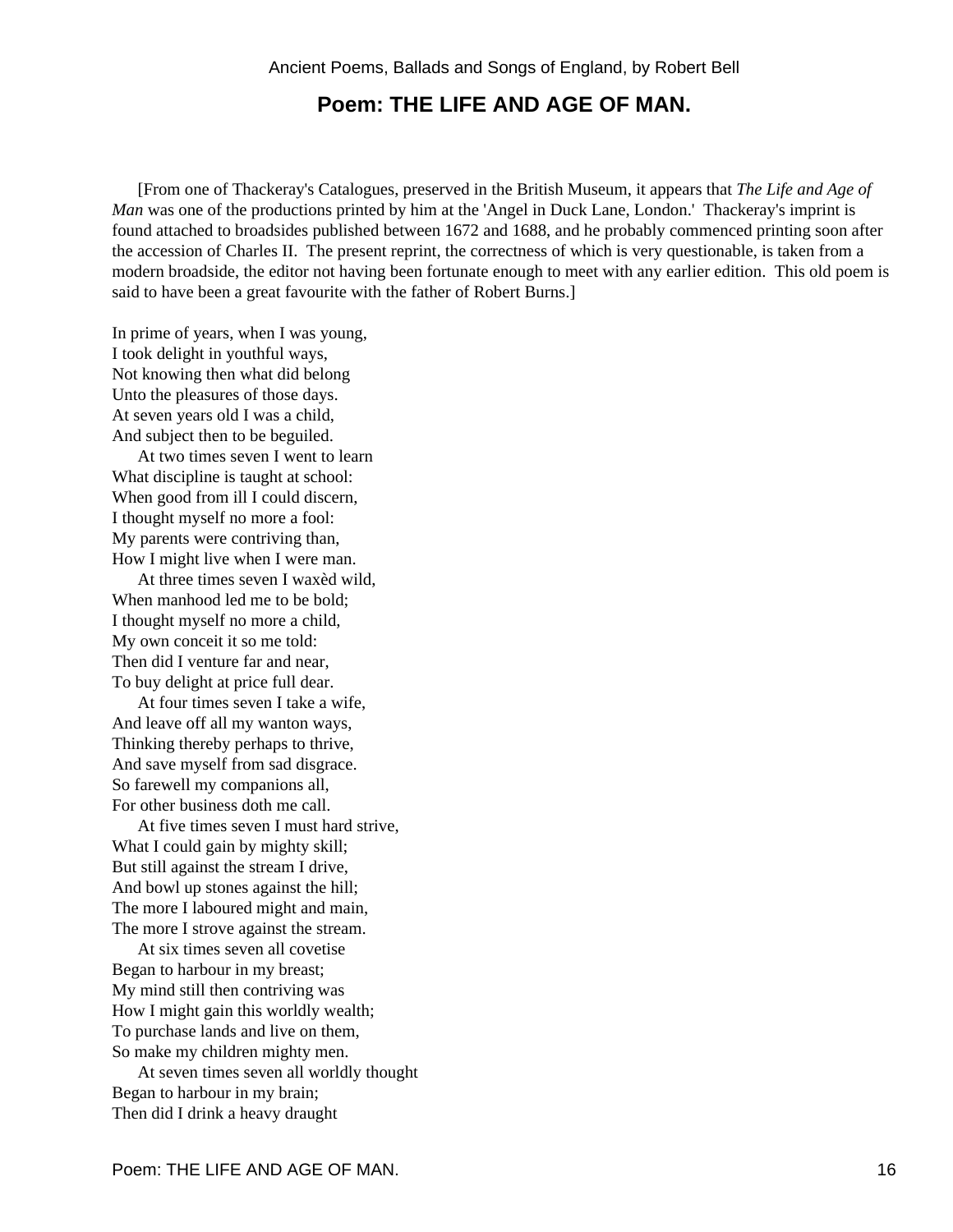## Poem: THE LIFE AND AGE OF MAN.

[From one of Thackeray's Catalogues, preserved in the British Museum, it appears that *The Life and Age of Man* was one of the productions printed by him at the 'Angel in Duck Lane, London.' Thackeray's imprint is found attached to broadsides published between 1672 and 1688, and he probably commenced printing soon after the accession of Charles II. The present reprint, the correctness of which is very questionable, is taken from a modern broadside, the editor not having been fortunate enough to meet with any earlier edition. This old poem is said to have been a great favourite with the father of Robert Burns.]

In prime of years, when I was young,  
I took delight in youthful ways,  
Not knowing then what did belong  
Unto the pleasures of those days.  
At seven years old I was a child,  
And subject then to be beguiled.

At two times seven I went to learn  
What discipline is taught at school:  
When good from ill I could discern,  
I thought myself no more a fool:  
My parents were contriving than,  
How I might live when I were man.

At three times seven I waxèd wild,  
When manhood led me to be bold;  
I thought myself no more a child,  
My own conceit it so me told:  
Then did I venture far and near,  
To buy delight at price full dear.

At four times seven I take a wife,  
And leave off all my wanton ways,  
Thinking thereby perhaps to thrive,  
And save myself from sad disgrace.  
So farewell my companions all,  
For other business doth me call.

At five times seven I must hard strive,  
What I could gain by mighty skill;  
But still against the stream I drive,  
And bowl up stones against the hill;  
The more I laboured might and main,  
The more I strove against the stream.

At six times seven all covetise  
Began to harbour in my breast;  
My mind still then contriving was  
How I might gain this worldly wealth;  
To purchase lands and live on them,  
So make my children mighty men.

At seven times seven all worldly thought  
Began to harbour in my brain;  
Then did I drink a heavy draught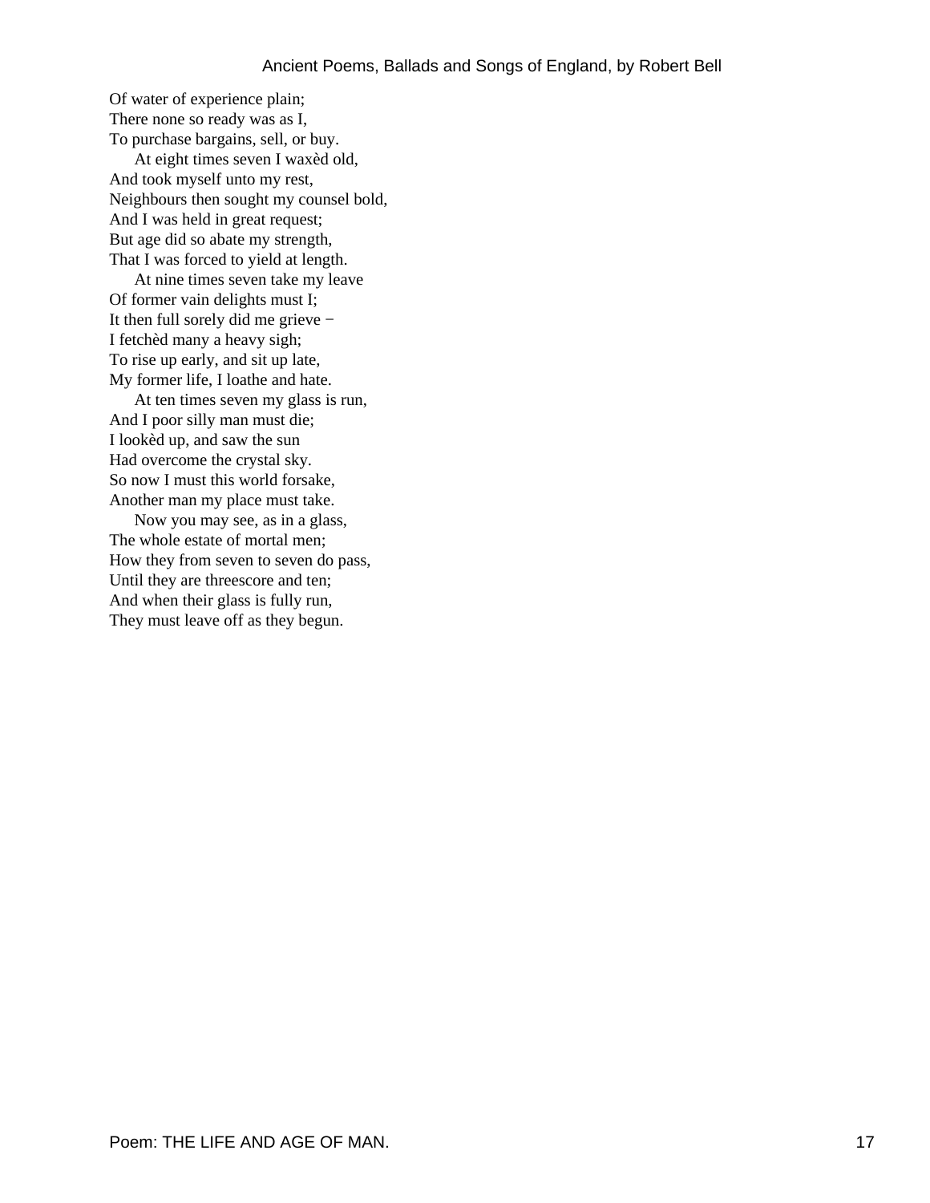Of water of experience plain;  
There none so ready was as I,  
To purchase bargains, sell, or buy.

At eight times seven I waxèd old,  
And took myself unto my rest,  
Neighbours then sought my counsel bold,  
And I was held in great request;  
But age did so abate my strength,  
That I was forced to yield at length.

At nine times seven take my leave  
Of former vain delights must I;  
It then full sorely did me grieve −  
I fetchèd many a heavy sigh;  
To rise up early, and sit up late,  
My former life, I loathe and hate.

At ten times seven my glass is run,  
And I poor silly man must die;  
I lookèd up, and saw the sun  
Had overcome the crystal sky.  
So now I must this world forsake,  
Another man my place must take.

Now you may see, as in a glass,  
The whole estate of mortal men;  
How they from seven to seven do pass,  
Until they are threescore and ten;  
And when their glass is fully run,  
They must leave off as they begun.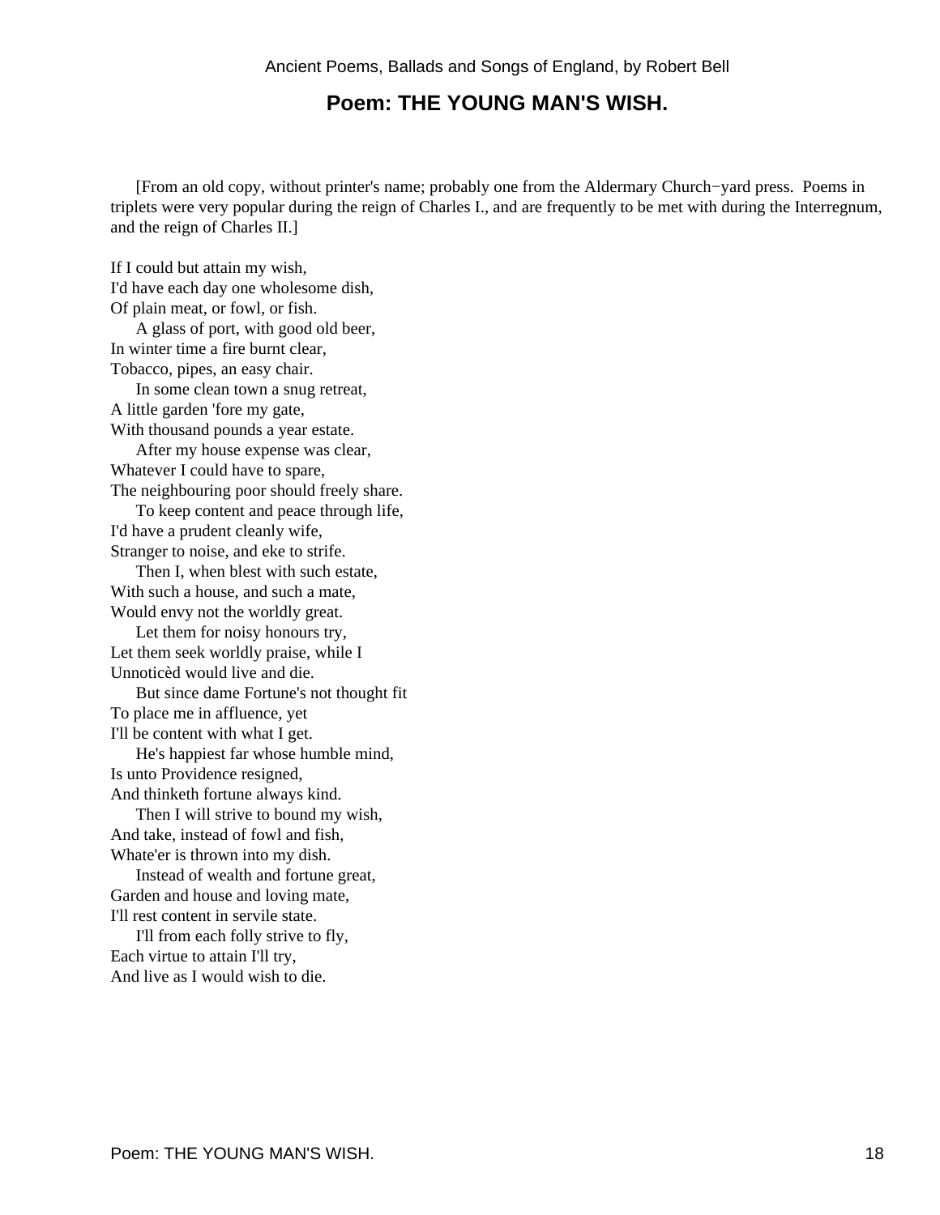## Poem: THE YOUNG MAN'S WISH.

[From an old copy, without printer's name; probably one from the Aldermary Church−yard press. Poems in triplets were very popular during the reign of Charles I., and are frequently to be met with during the Interregnum, and the reign of Charles II.]

If I could but attain my wish,  
I'd have each day one wholesome dish,  
Of plain meat, or fowl, or fish.  
    A glass of port, with good old beer,  
In winter time a fire burnt clear,  
Tobacco, pipes, an easy chair.  
    In some clean town a snug retreat,  
A little garden 'fore my gate,  
With thousand pounds a year estate.  
    After my house expense was clear,  
Whatever I could have to spare,  
The neighbouring poor should freely share.  
    To keep content and peace through life,  
I'd have a prudent cleanly wife,  
Stranger to noise, and eke to strife.  
    Then I, when blest with such estate,  
With such a house, and such a mate,  
Would envy not the worldly great.  
    Let them for noisy honours try,  
Let them seek worldly praise, while I  
Unnoticèd would live and die.  
    But since dame Fortune's not thought fit  
To place me in affluence, yet  
I'll be content with what I get.  
    He's happiest far whose humble mind,  
Is unto Providence resigned,  
And thinketh fortune always kind.  
    Then I will strive to bound my wish,  
And take, instead of fowl and fish,  
Whate'er is thrown into my dish.  
    Instead of wealth and fortune great,  
Garden and house and loving mate,  
I'll rest content in servile state.  
    I'll from each folly strive to fly,  
Each virtue to attain I'll try,  
And live as I would wish to die.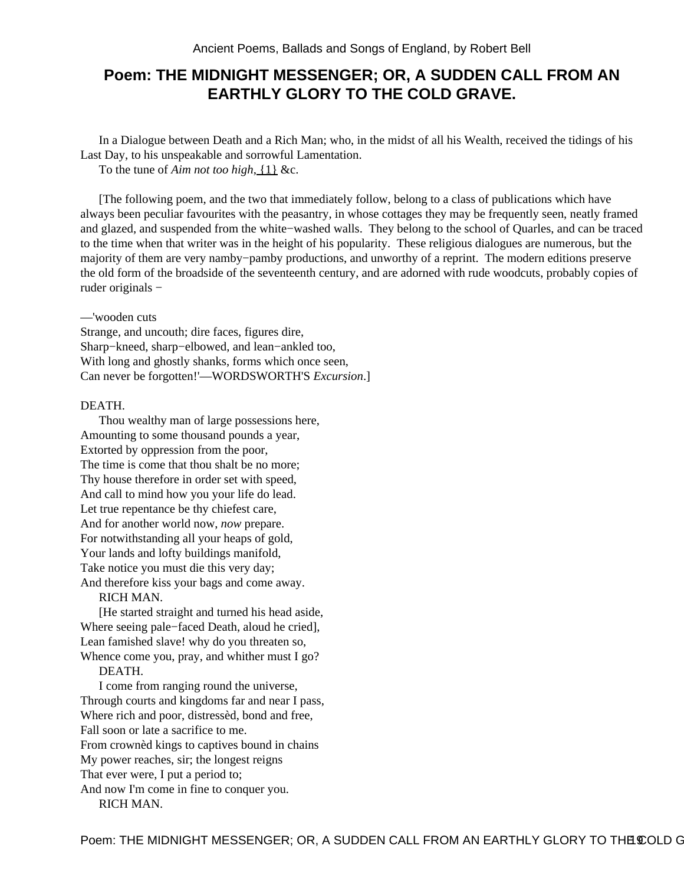# Poem: THE MIDNIGHT MESSENGER; OR, A SUDDEN CALL FROM AN EARTHLY GLORY TO THE COLD GRAVE.

In a Dialogue between Death and a Rich Man; who, in the midst of all his Wealth, received the tidings of his Last Day, to his unspeakable and sorrowful Lamentation.

To the tune of *Aim not too high*, {1} &c.

[The following poem, and the two that immediately follow, belong to a class of publications which have always been peculiar favourites with the peasantry, in whose cottages they may be frequently seen, neatly framed and glazed, and suspended from the white−washed walls. They belong to the school of Quarles, and can be traced to the time when that writer was in the height of his popularity. These religious dialogues are numerous, but the majority of them are very namby−pamby productions, and unworthy of a reprint. The modern editions preserve the old form of the broadside of the seventeenth century, and are adorned with rude woodcuts, probably copies of ruder originals −

—'wooden cuts
Strange, and uncouth; dire faces, figures dire,
Sharp−kneed, sharp−elbowed, and lean−ankled too,
With long and ghostly shanks, forms which once seen,
Can never be forgotten!'—WORDSWORTH'S *Excursion*.]

DEATH.

Thou wealthy man of large possessions here,
Amounting to some thousand pounds a year,
Extorted by oppression from the poor,
The time is come that thou shalt be no more;
Thy house therefore in order set with speed,
And call to mind how you your life do lead.
Let true repentance be thy chiefest care,
And for another world now, *now* prepare.
For notwithstanding all your heaps of gold,
Your lands and lofty buildings manifold,
Take notice you must die this very day;
And therefore kiss your bags and come away.

RICH MAN.

[He started straight and turned his head aside,
Where seeing pale−faced Death, aloud he cried],
Lean famished slave! why do you threaten so,
Whence come you, pray, and whither must I go?

DEATH.

I come from ranging round the universe,
Through courts and kingdoms far and near I pass,
Where rich and poor, distressèd, bond and free,
Fall soon or late a sacrifice to me.
From crownèd kings to captives bound in chains
My power reaches, sir; the longest reigns
That ever were, I put a period to;
And now I'm come in fine to conquer you.

RICH MAN.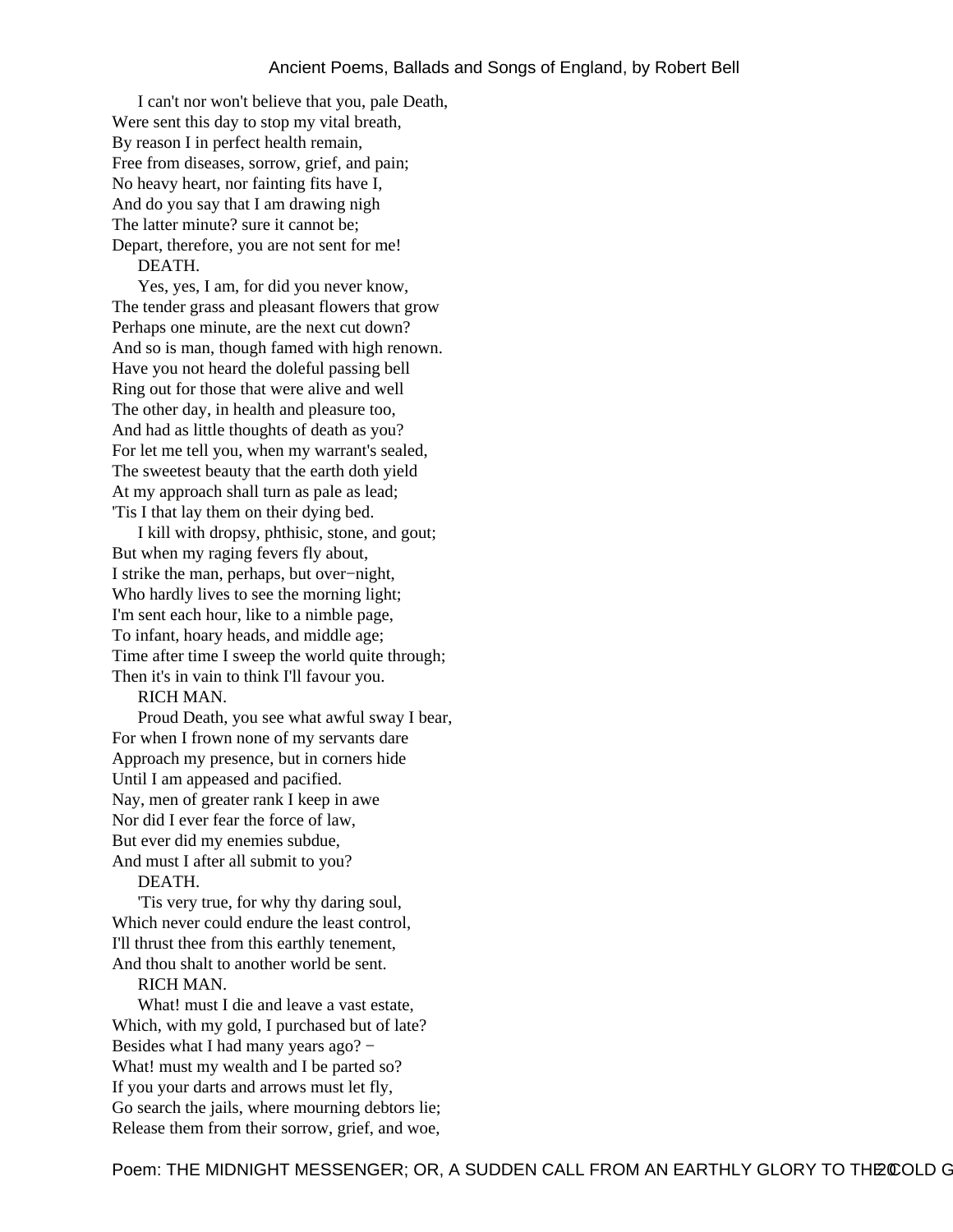I can't nor won't believe that you, pale Death,
Were sent this day to stop my vital breath,
By reason I in perfect health remain,
Free from diseases, sorrow, grief, and pain;
No heavy heart, nor fainting fits have I,
And do you say that I am drawing nigh
The latter minute? sure it cannot be;
Depart, therefore, you are not sent for me!

DEATH.

Yes, yes, I am, for did you never know,
The tender grass and pleasant flowers that grow
Perhaps one minute, are the next cut down?
And so is man, though famed with high renown.
Have you not heard the doleful passing bell
Ring out for those that were alive and well
The other day, in health and pleasure too,
And had as little thoughts of death as you?
For let me tell you, when my warrant's sealed,
The sweetest beauty that the earth doth yield
At my approach shall turn as pale as lead;
'Tis I that lay them on their dying bed.

I kill with dropsy, phthisic, stone, and gout;
But when my raging fevers fly about,
I strike the man, perhaps, but over−night,
Who hardly lives to see the morning light;
I'm sent each hour, like to a nimble page,
To infant, hoary heads, and middle age;
Time after time I sweep the world quite through;
Then it's in vain to think I'll favour you.

RICH MAN.

Proud Death, you see what awful sway I bear,
For when I frown none of my servants dare
Approach my presence, but in corners hide
Until I am appeased and pacified.
Nay, men of greater rank I keep in awe
Nor did I ever fear the force of law,
But ever did my enemies subdue,
And must I after all submit to you?

DEATH.

'Tis very true, for why thy daring soul,
Which never could endure the least control,
I'll thrust thee from this earthly tenement,
And thou shalt to another world be sent.

RICH MAN.

What! must I die and leave a vast estate,
Which, with my gold, I purchased but of late?
Besides what I had many years ago? −
What! must my wealth and I be parted so?
If you your darts and arrows must let fly,
Go search the jails, where mourning debtors lie;
Release them from their sorrow, grief, and woe,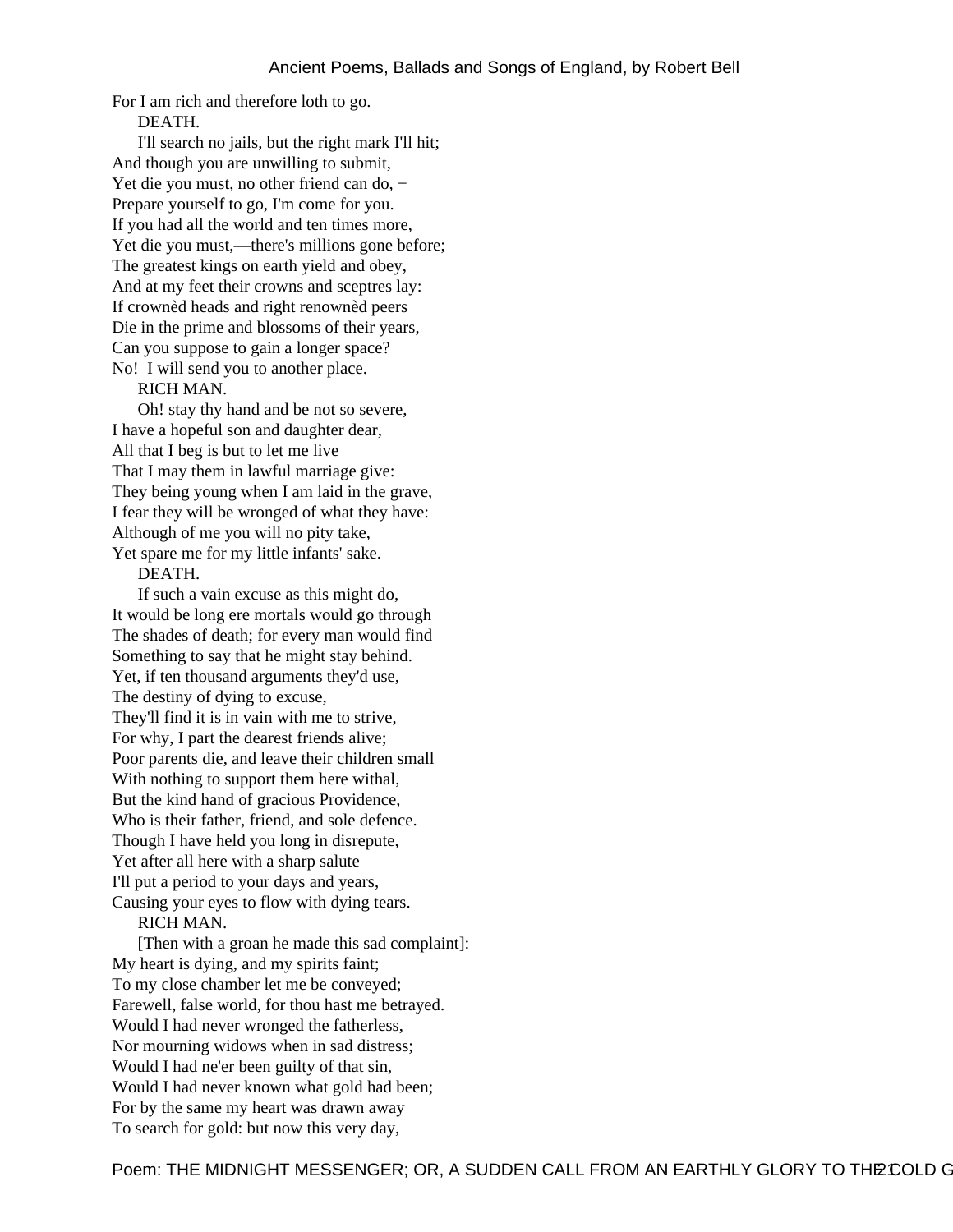For I am rich and therefore loth to go.

DEATH.

I'll search no jails, but the right mark I'll hit;
And though you are unwilling to submit,
Yet die you must, no other friend can do, −
Prepare yourself to go, I'm come for you.
If you had all the world and ten times more,
Yet die you must,—there's millions gone before;
The greatest kings on earth yield and obey,
And at my feet their crowns and sceptres lay:
If crownèd heads and right renownèd peers
Die in the prime and blossoms of their years,
Can you suppose to gain a longer space?
No!  I will send you to another place.

RICH MAN.

Oh! stay thy hand and be not so severe,
I have a hopeful son and daughter dear,
All that I beg is but to let me live
That I may them in lawful marriage give:
They being young when I am laid in the grave,
I fear they will be wronged of what they have:
Although of me you will no pity take,
Yet spare me for my little infants' sake.

DEATH.

If such a vain excuse as this might do,
It would be long ere mortals would go through
The shades of death; for every man would find
Something to say that he might stay behind.
Yet, if ten thousand arguments they'd use,
The destiny of dying to excuse,
They'll find it is in vain with me to strive,
For why, I part the dearest friends alive;
Poor parents die, and leave their children small
With nothing to support them here withal,
But the kind hand of gracious Providence,
Who is their father, friend, and sole defence.
Though I have held you long in disrepute,
Yet after all here with a sharp salute
I'll put a period to your days and years,
Causing your eyes to flow with dying tears.

RICH MAN.

[Then with a groan he made this sad complaint]:
My heart is dying, and my spirits faint;
To my close chamber let me be conveyed;
Farewell, false world, for thou hast me betrayed.
Would I had never wronged the fatherless,
Nor mourning widows when in sad distress;
Would I had ne'er been guilty of that sin,
Would I had never known what gold had been;
For by the same my heart was drawn away
To search for gold: but now this very day,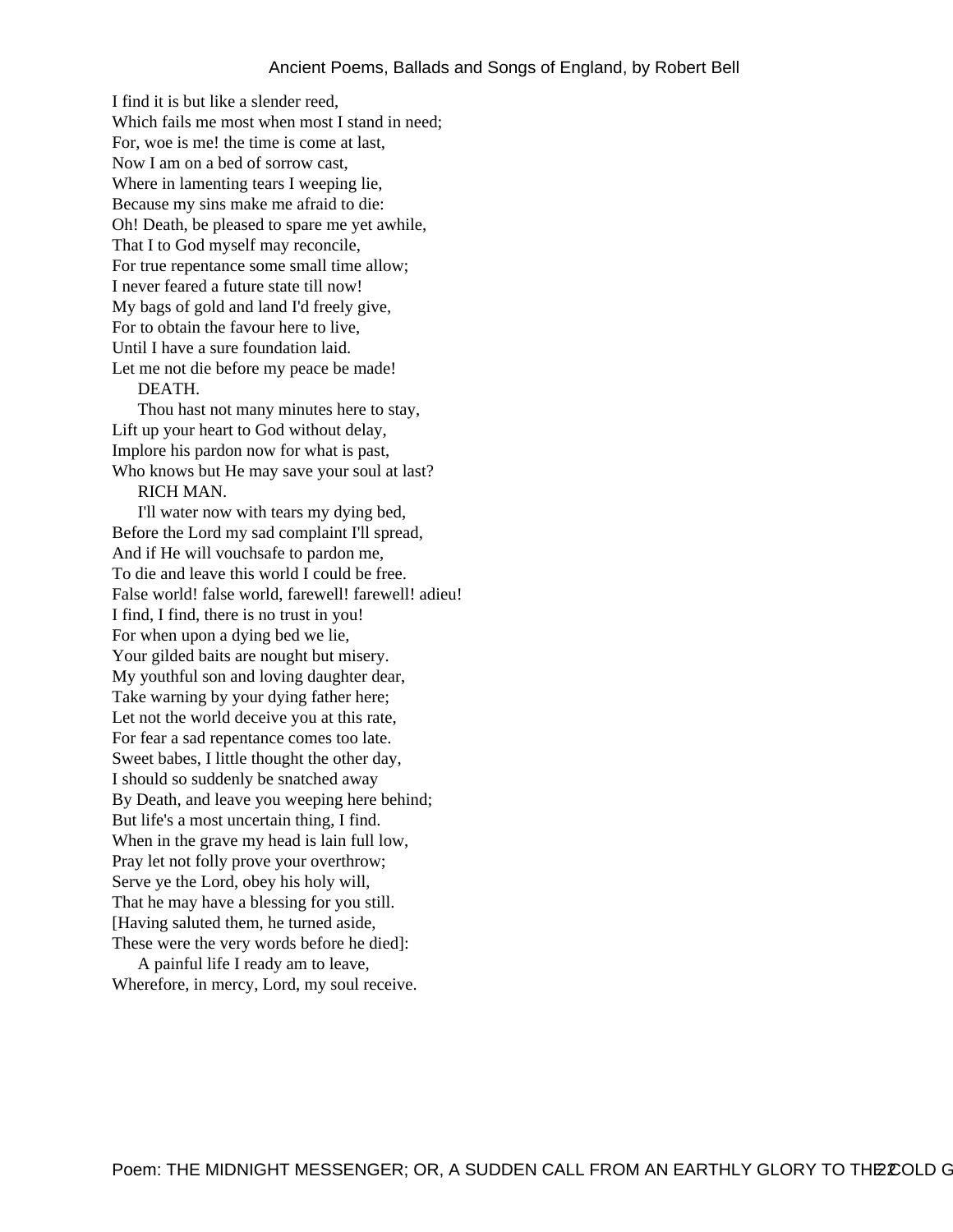I find it is but like a slender reed,  
Which fails me most when most I stand in need;  
For, woe is me! the time is come at last,  
Now I am on a bed of sorrow cast,  
Where in lamenting tears I weeping lie,  
Because my sins make me afraid to die:  
Oh! Death, be pleased to spare me yet awhile,  
That I to God myself may reconcile,  
For true repentance some small time allow;  
I never feared a future state till now!  
My bags of gold and land I'd freely give,  
For to obtain the favour here to live,  
Until I have a sure foundation laid.  
Let me not die before my peace be made!

DEATH.

Thou hast not many minutes here to stay,  
Lift up your heart to God without delay,  
Implore his pardon now for what is past,  
Who knows but He may save your soul at last?

RICH MAN.

I'll water now with tears my dying bed,  
Before the Lord my sad complaint I'll spread,  
And if He will vouchsafe to pardon me,  
To die and leave this world I could be free.  
False world! false world, farewell! farewell! adieu!  
I find, I find, there is no trust in you!  
For when upon a dying bed we lie,  
Your gilded baits are nought but misery.  
My youthful son and loving daughter dear,  
Take warning by your dying father here;  
Let not the world deceive you at this rate,  
For fear a sad repentance comes too late.  
Sweet babes, I little thought the other day,  
I should so suddenly be snatched away  
By Death, and leave you weeping here behind;  
But life's a most uncertain thing, I find.  
When in the grave my head is lain full low,  
Pray let not folly prove your overthrow;  
Serve ye the Lord, obey his holy will,  
That he may have a blessing for you still.  
[Having saluted them, he turned aside,  
These were the very words before he died]:

A painful life I ready am to leave,  
Wherefore, in mercy, Lord, my soul receive.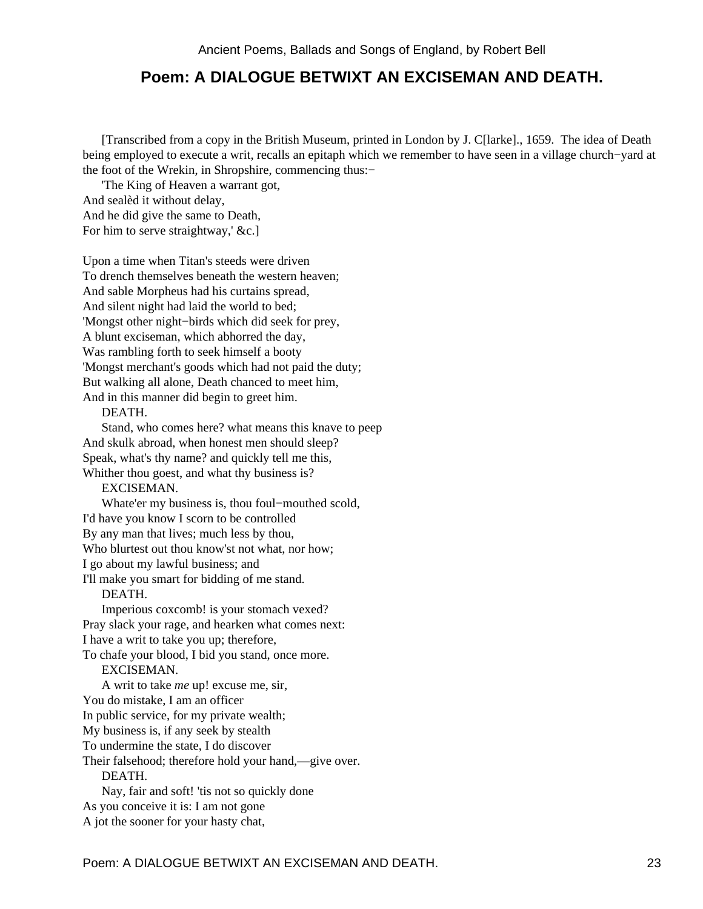## Poem: A DIALOGUE BETWIXT AN EXCISEMAN AND DEATH.

[Transcribed from a copy in the British Museum, printed in London by J. C[larke]., 1659. The idea of Death being employed to execute a writ, recalls an epitaph which we remember to have seen in a village church−yard at the foot of the Wrekin, in Shropshire, commencing thus:−

'The King of Heaven a warrant got,
And sealèd it without delay,
And he did give the same to Death,
For him to serve straightway,' &c.]

Upon a time when Titan's steeds were driven
To drench themselves beneath the western heaven;
And sable Morpheus had his curtains spread,
And silent night had laid the world to bed;
'Mongst other night−birds which did seek for prey,
A blunt exciseman, which abhorred the day,
Was rambling forth to seek himself a booty
'Mongst merchant's goods which had not paid the duty;
But walking all alone, Death chanced to meet him,
And in this manner did begin to greet him.

DEATH.

Stand, who comes here? what means this knave to peep
And skulk abroad, when honest men should sleep?
Speak, what's thy name? and quickly tell me this,
Whither thou goest, and what thy business is?

EXCISEMAN.

Whate'er my business is, thou foul−mouthed scold,
I'd have you know I scorn to be controlled
By any man that lives; much less by thou,
Who blurtest out thou know'st not what, nor how;
I go about my lawful business; and
I'll make you smart for bidding of me stand.

DEATH.

Imperious coxcomb! is your stomach vexed?
Pray slack your rage, and hearken what comes next:
I have a writ to take you up; therefore,
To chafe your blood, I bid you stand, once more.

EXCISEMAN.

A writ to take *me* up! excuse me, sir,
You do mistake, I am an officer
In public service, for my private wealth;
My business is, if any seek by stealth
To undermine the state, I do discover
Their falsehood; therefore hold your hand,—give over.

DEATH.

Nay, fair and soft! 'tis not so quickly done
As you conceive it is: I am not gone
A jot the sooner for your hasty chat,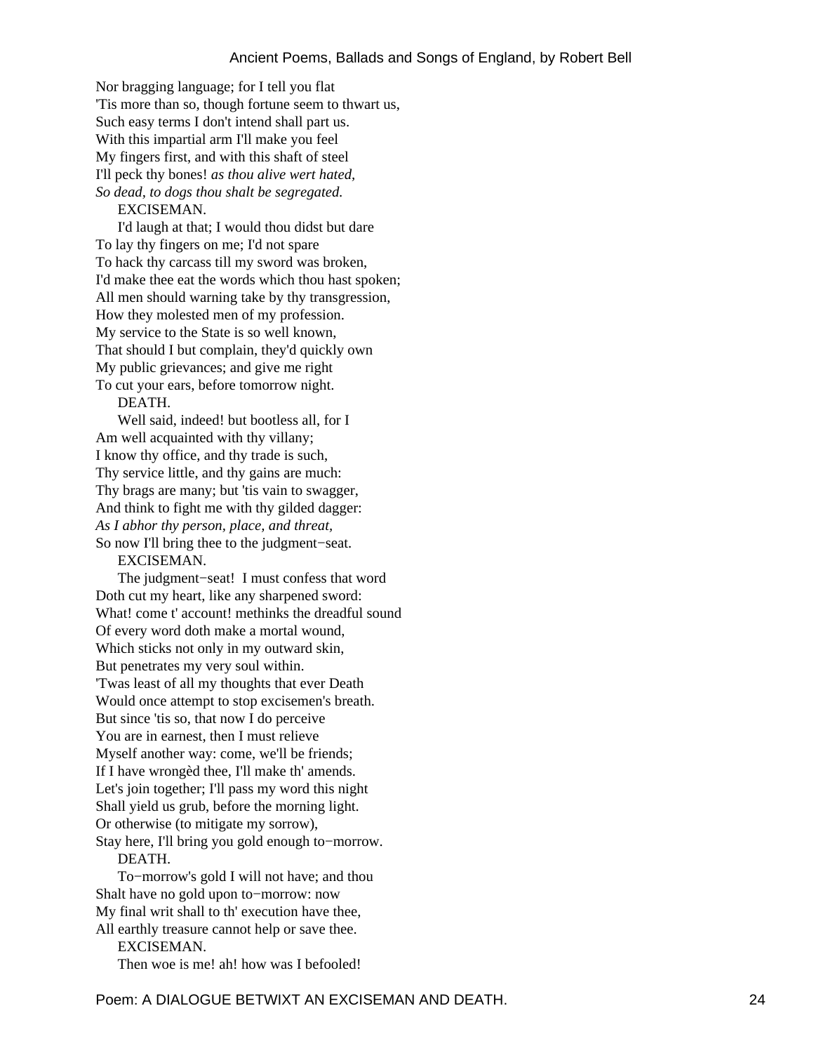Nor bragging language; for I tell you flat
'Tis more than so, though fortune seem to thwart us,
Such easy terms I don't intend shall part us.
With this impartial arm I'll make you feel
My fingers first, and with this shaft of steel
I'll peck thy bones! *as thou alive wert hated,*
*So dead, to dogs thou shalt be segregated.*

EXCISEMAN.

I'd laugh at that; I would thou didst but dare
To lay thy fingers on me; I'd not spare
To hack thy carcass till my sword was broken,
I'd make thee eat the words which thou hast spoken;
All men should warning take by thy transgression,
How they molested men of my profession.
My service to the State is so well known,
That should I but complain, they'd quickly own
My public grievances; and give me right
To cut your ears, before tomorrow night.

DEATH.

Well said, indeed! but bootless all, for I
Am well acquainted with thy villany;
I know thy office, and thy trade is such,
Thy service little, and thy gains are much:
Thy brags are many; but 'tis vain to swagger,
And think to fight me with thy gilded dagger:
*As I abhor thy person, place, and threat,*
So now I'll bring thee to the judgment−seat.

EXCISEMAN.

The judgment−seat! I must confess that word
Doth cut my heart, like any sharpened sword:
What! come t' account! methinks the dreadful sound
Of every word doth make a mortal wound,
Which sticks not only in my outward skin,
But penetrates my very soul within.
'Twas least of all my thoughts that ever Death
Would once attempt to stop excisemen's breath.
But since 'tis so, that now I do perceive
You are in earnest, then I must relieve
Myself another way: come, we'll be friends;
If I have wrongèd thee, I'll make th' amends.
Let's join together; I'll pass my word this night
Shall yield us grub, before the morning light.
Or otherwise (to mitigate my sorrow),
Stay here, I'll bring you gold enough to−morrow.

DEATH.

To−morrow's gold I will not have; and thou
Shalt have no gold upon to−morrow: now
My final writ shall to th' execution have thee,
All earthly treasure cannot help or save thee.

EXCISEMAN.

Then woe is me! ah! how was I befooled!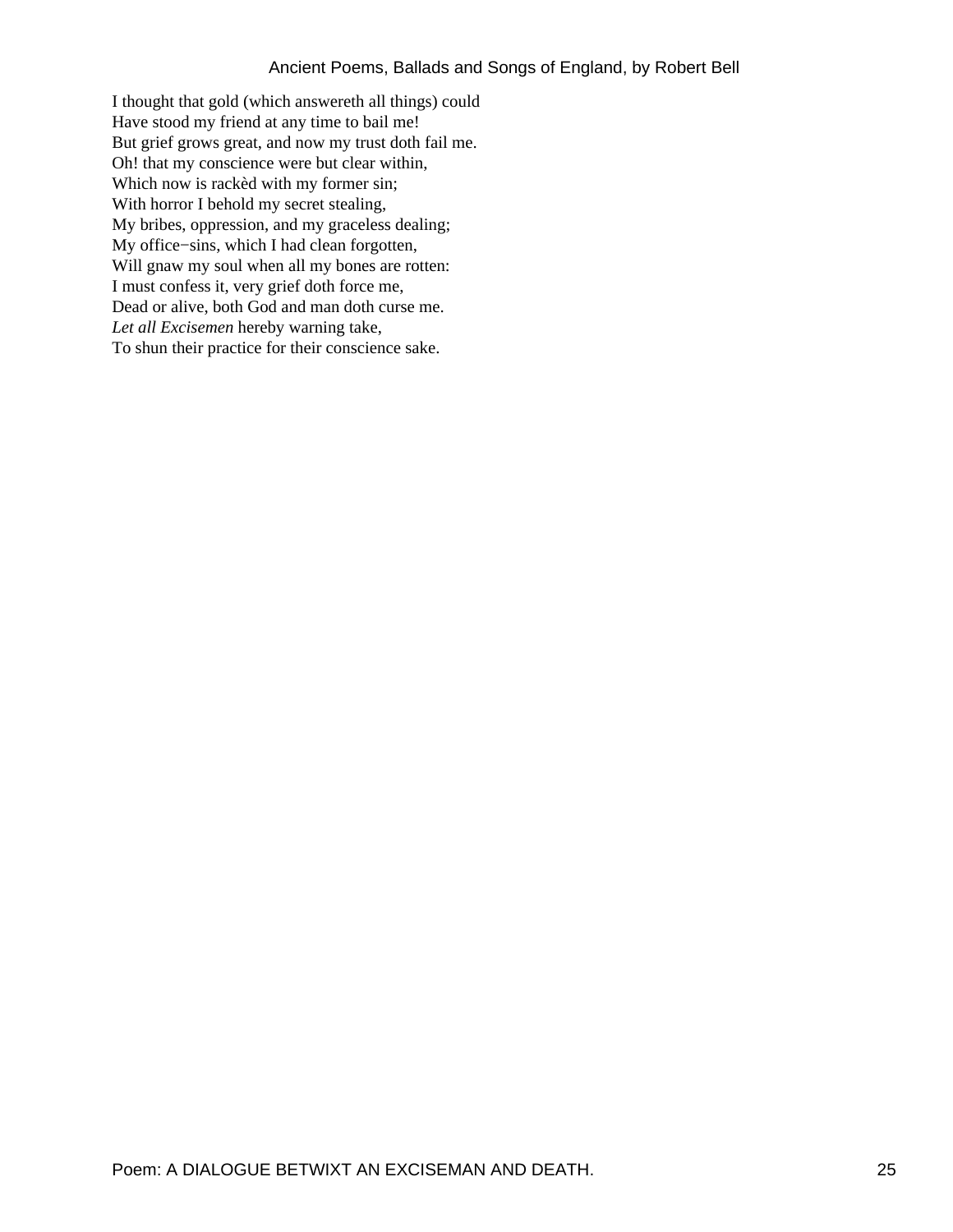I thought that gold (which answereth all things) could
Have stood my friend at any time to bail me!
But grief grows great, and now my trust doth fail me.
Oh! that my conscience were but clear within,
Which now is rackèd with my former sin;
With horror I behold my secret stealing,
My bribes, oppression, and my graceless dealing;
My office−sins, which I had clean forgotten,
Will gnaw my soul when all my bones are rotten:
I must confess it, very grief doth force me,
Dead or alive, both God and man doth curse me.
*Let all Excisemen* hereby warning take,
To shun their practice for their conscience sake.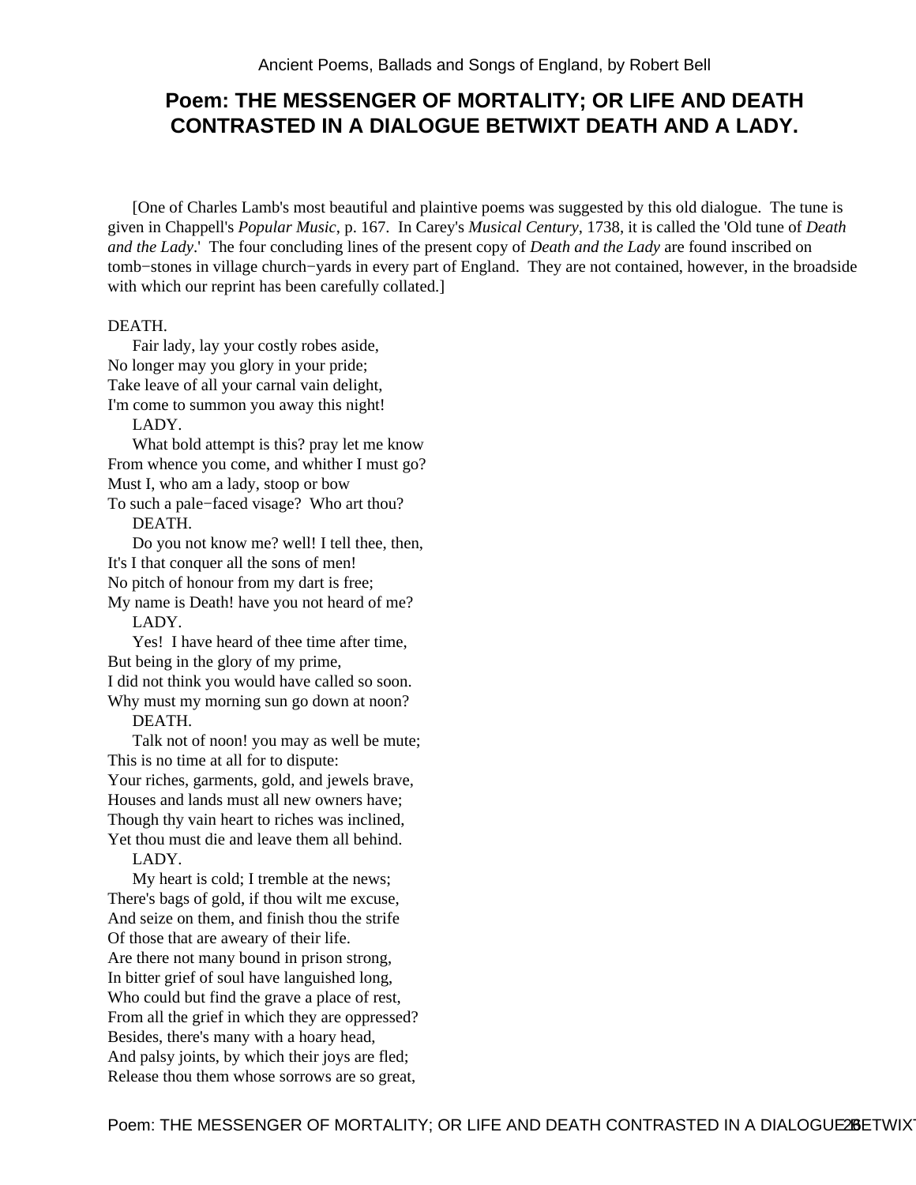# Poem: THE MESSENGER OF MORTALITY; OR LIFE AND DEATH CONTRASTED IN A DIALOGUE BETWIXT DEATH AND A LADY.

[One of Charles Lamb's most beautiful and plaintive poems was suggested by this old dialogue. The tune is given in Chappell's *Popular Music*, p. 167. In Carey's *Musical Century*, 1738, it is called the 'Old tune of *Death and the Lady*.' The four concluding lines of the present copy of *Death and the Lady* are found inscribed on tomb−stones in village church−yards in every part of England. They are not contained, however, in the broadside with which our reprint has been carefully collated.]

DEATH.

Fair lady, lay your costly robes aside,
No longer may you glory in your pride;
Take leave of all your carnal vain delight,
I'm come to summon you away this night!

LADY.

What bold attempt is this? pray let me know
From whence you come, and whither I must go?
Must I, who am a lady, stoop or bow
To such a pale−faced visage? Who art thou?

DEATH.

Do you not know me? well! I tell thee, then,
It's I that conquer all the sons of men!
No pitch of honour from my dart is free;
My name is Death! have you not heard of me?

LADY.

Yes! I have heard of thee time after time,
But being in the glory of my prime,
I did not think you would have called so soon.
Why must my morning sun go down at noon?

DEATH.

Talk not of noon! you may as well be mute;
This is no time at all for to dispute:
Your riches, garments, gold, and jewels brave,
Houses and lands must all new owners have;
Though thy vain heart to riches was inclined,
Yet thou must die and leave them all behind.

LADY.

My heart is cold; I tremble at the news;
There's bags of gold, if thou wilt me excuse,
And seize on them, and finish thou the strife
Of those that are aweary of their life.
Are there not many bound in prison strong,
In bitter grief of soul have languished long,
Who could but find the grave a place of rest,
From all the grief in which they are oppressed?
Besides, there's many with a hoary head,
And palsy joints, by which their joys are fled;
Release thou them whose sorrows are so great,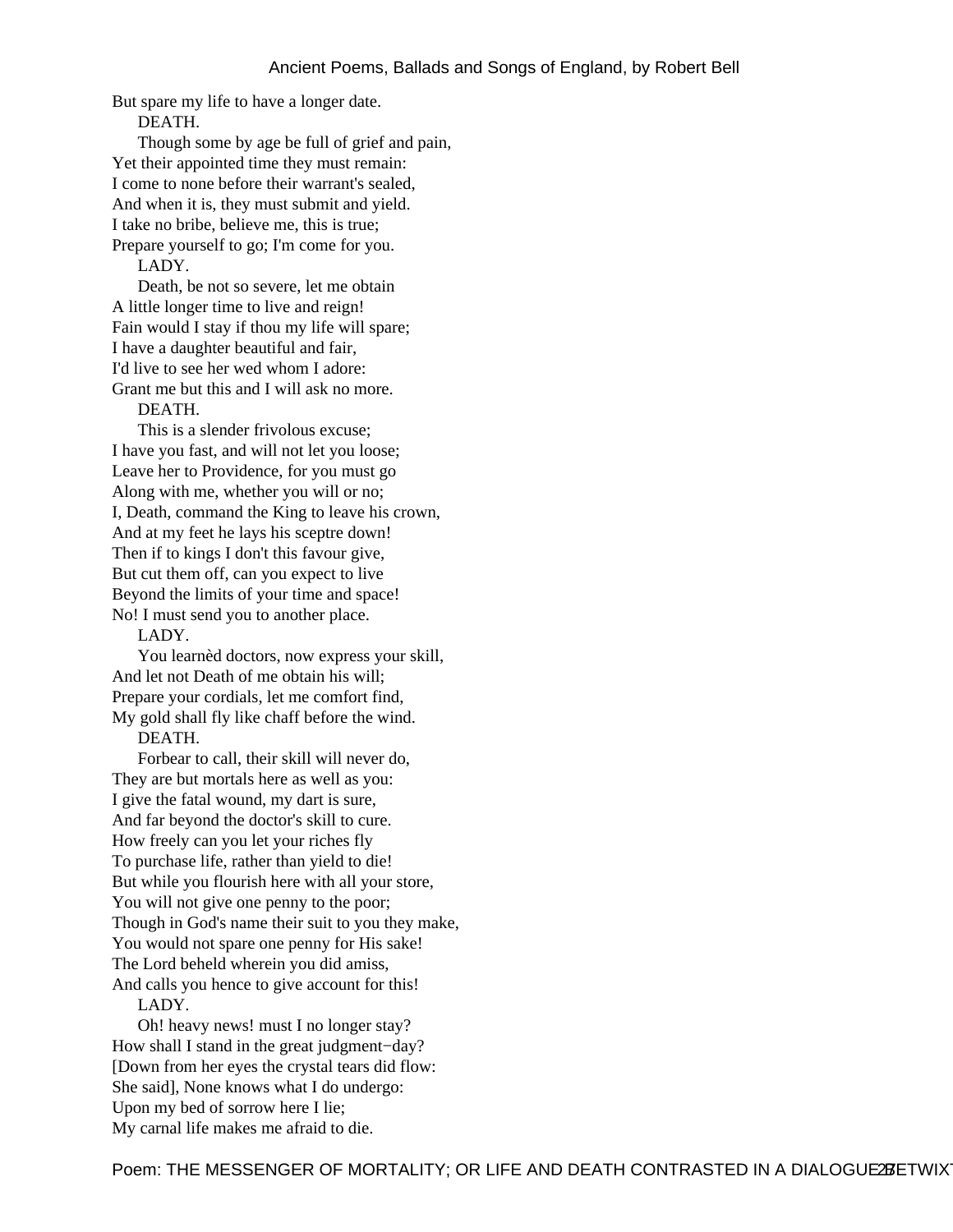But spare my life to have a longer date.

DEATH.

Though some by age be full of grief and pain,
Yet their appointed time they must remain:
I come to none before their warrant's sealed,
And when it is, they must submit and yield.
I take no bribe, believe me, this is true;
Prepare yourself to go; I'm come for you.

LADY.

Death, be not so severe, let me obtain
A little longer time to live and reign!
Fain would I stay if thou my life will spare;
I have a daughter beautiful and fair,
I'd live to see her wed whom I adore:
Grant me but this and I will ask no more.

DEATH.

This is a slender frivolous excuse;
I have you fast, and will not let you loose;
Leave her to Providence, for you must go
Along with me, whether you will or no;
I, Death, command the King to leave his crown,
And at my feet he lays his sceptre down!
Then if to kings I don't this favour give,
But cut them off, can you expect to live
Beyond the limits of your time and space!
No! I must send you to another place.

LADY.

You learnèd doctors, now express your skill,
And let not Death of me obtain his will;
Prepare your cordials, let me comfort find,
My gold shall fly like chaff before the wind.

DEATH.

Forbear to call, their skill will never do,
They are but mortals here as well as you:
I give the fatal wound, my dart is sure,
And far beyond the doctor's skill to cure.
How freely can you let your riches fly
To purchase life, rather than yield to die!
But while you flourish here with all your store,
You will not give one penny to the poor;
Though in God's name their suit to you they make,
You would not spare one penny for His sake!
The Lord beheld wherein you did amiss,
And calls you hence to give account for this!

LADY.

Oh! heavy news! must I no longer stay?
How shall I stand in the great judgment−day?
[Down from her eyes the crystal tears did flow:
She said], None knows what I do undergo:
Upon my bed of sorrow here I lie;
My carnal life makes me afraid to die.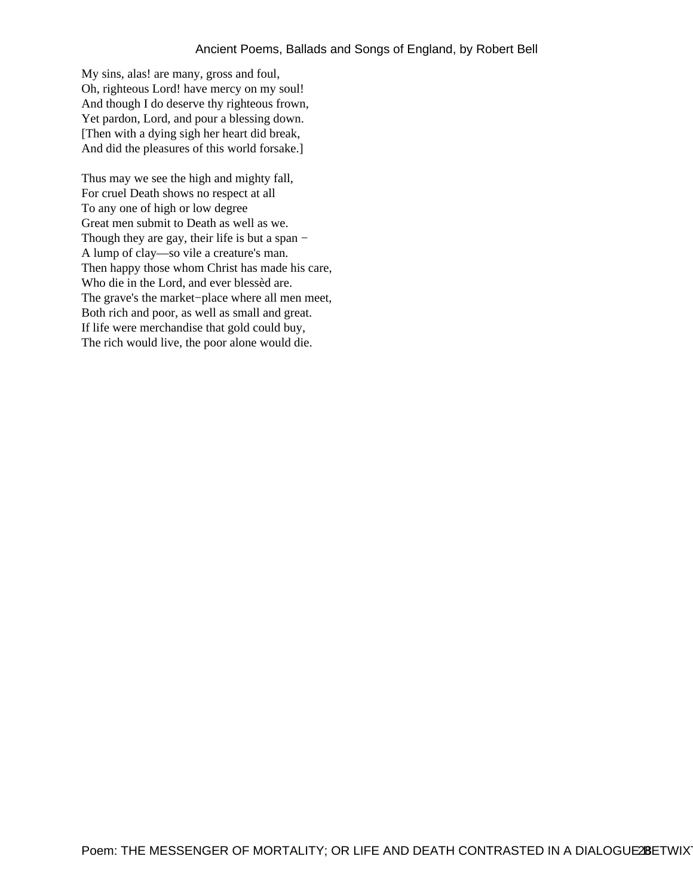My sins, alas! are many, gross and foul,
Oh, righteous Lord! have mercy on my soul!
And though I do deserve thy righteous frown,
Yet pardon, Lord, and pour a blessing down.
[Then with a dying sigh her heart did break,
And did the pleasures of this world forsake.]

Thus may we see the high and mighty fall,
For cruel Death shows no respect at all
To any one of high or low degree
Great men submit to Death as well as we.
Though they are gay, their life is but a span −
A lump of clay—so vile a creature's man.
Then happy those whom Christ has made his care,
Who die in the Lord, and ever blessèd are.
The grave's the market−place where all men meet,
Both rich and poor, as well as small and great.
If life were merchandise that gold could buy,
The rich would live, the poor alone would die.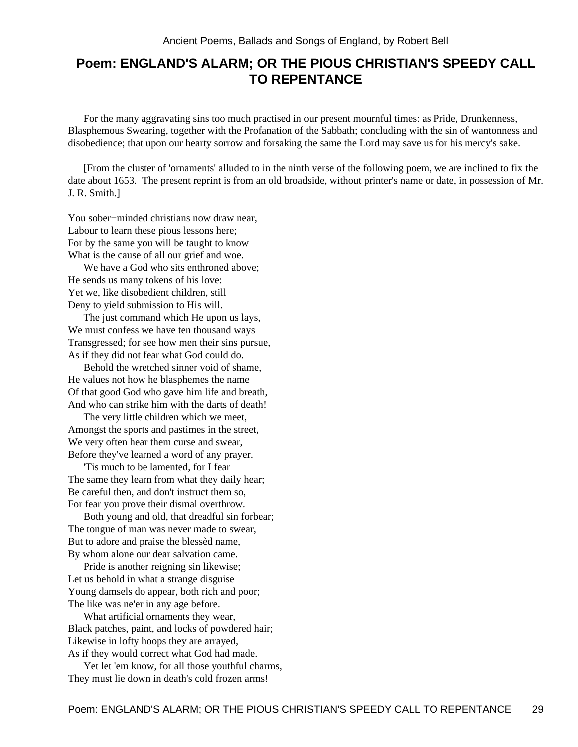## Poem: ENGLAND'S ALARM; OR THE PIOUS CHRISTIAN'S SPEEDY CALL TO REPENTANCE

For the many aggravating sins too much practised in our present mournful times: as Pride, Drunkenness, Blasphemous Swearing, together with the Profanation of the Sabbath; concluding with the sin of wantonness and disobedience; that upon our hearty sorrow and forsaking the same the Lord may save us for his mercy's sake.

[From the cluster of 'ornaments' alluded to in the ninth verse of the following poem, we are inclined to fix the date about 1653. The present reprint is from an old broadside, without printer's name or date, in possession of Mr. J. R. Smith.]

You sober−minded christians now draw near,
Labour to learn these pious lessons here;
For by the same you will be taught to know
What is the cause of all our grief and woe.

We have a God who sits enthroned above;
He sends us many tokens of his love:
Yet we, like disobedient children, still
Deny to yield submission to His will.

The just command which He upon us lays,
We must confess we have ten thousand ways
Transgressed; for see how men their sins pursue,
As if they did not fear what God could do.

Behold the wretched sinner void of shame,
He values not how he blasphemes the name
Of that good God who gave him life and breath,
And who can strike him with the darts of death!

The very little children which we meet,
Amongst the sports and pastimes in the street,
We very often hear them curse and swear,
Before they've learned a word of any prayer.

'Tis much to be lamented, for I fear
The same they learn from what they daily hear;
Be careful then, and don't instruct them so,
For fear you prove their dismal overthrow.

Both young and old, that dreadful sin forbear;
The tongue of man was never made to swear,
But to adore and praise the blessèd name,
By whom alone our dear salvation came.

Pride is another reigning sin likewise;
Let us behold in what a strange disguise
Young damsels do appear, both rich and poor;
The like was ne'er in any age before.

What artificial ornaments they wear,
Black patches, paint, and locks of powdered hair;
Likewise in lofty hoops they are arrayed,
As if they would correct what God had made.

Yet let 'em know, for all those youthful charms,
They must lie down in death's cold frozen arms!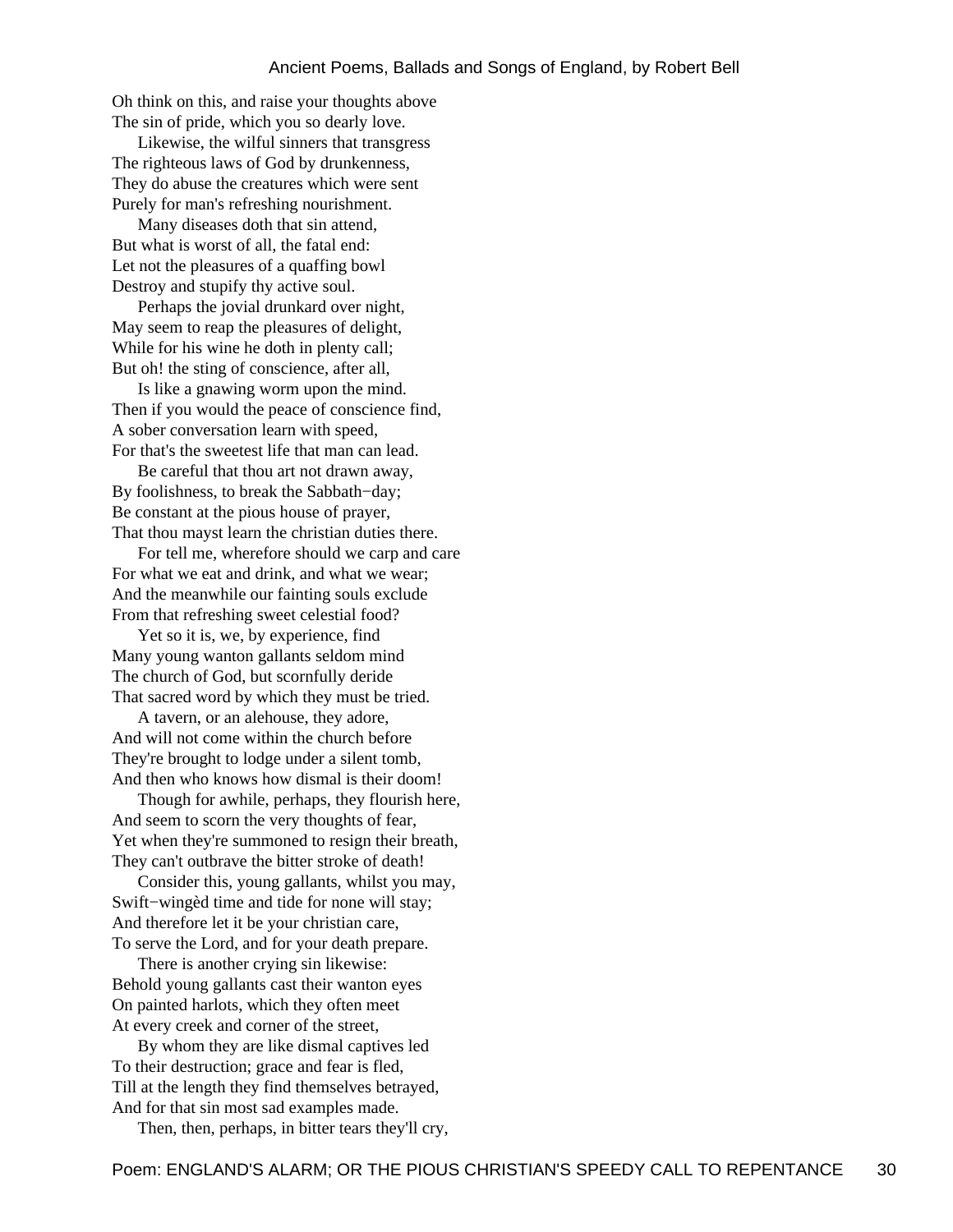Oh think on this, and raise your thoughts above
The sin of pride, which you so dearly love.

Likewise, the wilful sinners that transgress
The righteous laws of God by drunkenness,
They do abuse the creatures which were sent
Purely for man's refreshing nourishment.

Many diseases doth that sin attend,
But what is worst of all, the fatal end:
Let not the pleasures of a quaffing bowl
Destroy and stupify thy active soul.

Perhaps the jovial drunkard over night,
May seem to reap the pleasures of delight,
While for his wine he doth in plenty call;
But oh! the sting of conscience, after all,

Is like a gnawing worm upon the mind.
Then if you would the peace of conscience find,
A sober conversation learn with speed,
For that's the sweetest life that man can lead.

Be careful that thou art not drawn away,
By foolishness, to break the Sabbath−day;
Be constant at the pious house of prayer,
That thou mayst learn the christian duties there.

For tell me, wherefore should we carp and care
For what we eat and drink, and what we wear;
And the meanwhile our fainting souls exclude
From that refreshing sweet celestial food?

Yet so it is, we, by experience, find
Many young wanton gallants seldom mind
The church of God, but scornfully deride
That sacred word by which they must be tried.

A tavern, or an alehouse, they adore,
And will not come within the church before
They're brought to lodge under a silent tomb,
And then who knows how dismal is their doom!

Though for awhile, perhaps, they flourish here,
And seem to scorn the very thoughts of fear,
Yet when they're summoned to resign their breath,
They can't outbrave the bitter stroke of death!

Consider this, young gallants, whilst you may,
Swift−wingèd time and tide for none will stay;
And therefore let it be your christian care,
To serve the Lord, and for your death prepare.

There is another crying sin likewise:
Behold young gallants cast their wanton eyes
On painted harlots, which they often meet
At every creek and corner of the street,

By whom they are like dismal captives led
To their destruction; grace and fear is fled,
Till at the length they find themselves betrayed,
And for that sin most sad examples made.

Then, then, perhaps, in bitter tears they'll cry,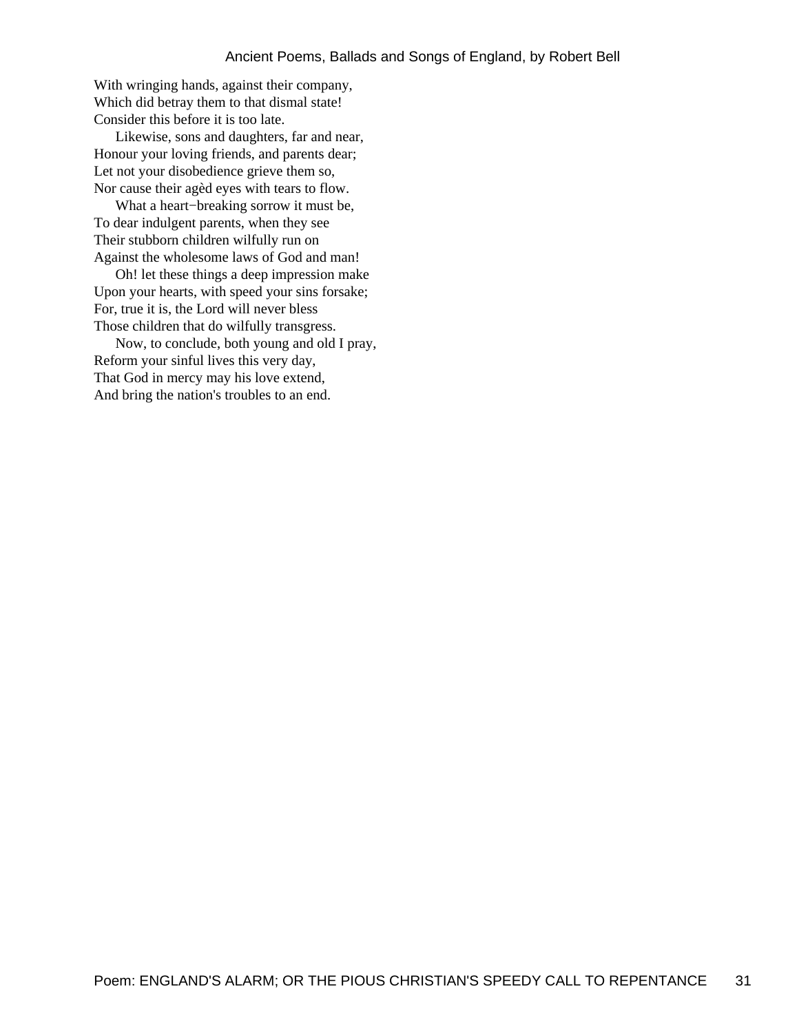With wringing hands, against their company,
Which did betray them to that dismal state!
Consider this before it is too late.

Likewise, sons and daughters, far and near,
Honour your loving friends, and parents dear;
Let not your disobedience grieve them so,
Nor cause their agèd eyes with tears to flow.

What a heart−breaking sorrow it must be,
To dear indulgent parents, when they see
Their stubborn children wilfully run on
Against the wholesome laws of God and man!

Oh! let these things a deep impression make
Upon your hearts, with speed your sins forsake;
For, true it is, the Lord will never bless
Those children that do wilfully transgress.

Now, to conclude, both young and old I pray,
Reform your sinful lives this very day,
That God in mercy may his love extend,
And bring the nation's troubles to an end.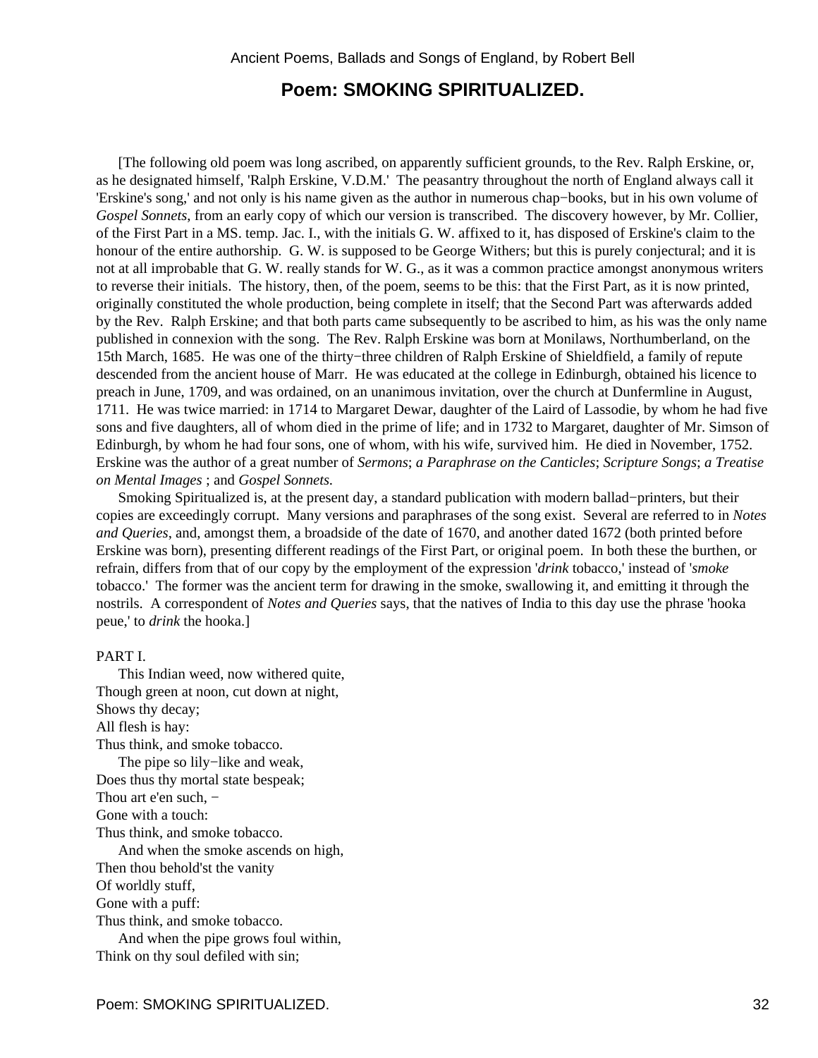## Poem: SMOKING SPIRITUALIZED.

[The following old poem was long ascribed, on apparently sufficient grounds, to the Rev. Ralph Erskine, or, as he designated himself, 'Ralph Erskine, V.D.M.' The peasantry throughout the north of England always call it 'Erskine's song,' and not only is his name given as the author in numerous chap−books, but in his own volume of *Gospel Sonnets*, from an early copy of which our version is transcribed. The discovery however, by Mr. Collier, of the First Part in a MS. temp. Jac. I., with the initials G. W. affixed to it, has disposed of Erskine's claim to the honour of the entire authorship. G. W. is supposed to be George Withers; but this is purely conjectural; and it is not at all improbable that G. W. really stands for W. G., as it was a common practice amongst anonymous writers to reverse their initials. The history, then, of the poem, seems to be this: that the First Part, as it is now printed, originally constituted the whole production, being complete in itself; that the Second Part was afterwards added by the Rev. Ralph Erskine; and that both parts came subsequently to be ascribed to him, as his was the only name published in connexion with the song. The Rev. Ralph Erskine was born at Monilaws, Northumberland, on the 15th March, 1685. He was one of the thirty−three children of Ralph Erskine of Shieldfield, a family of repute descended from the ancient house of Marr. He was educated at the college in Edinburgh, obtained his licence to preach in June, 1709, and was ordained, on an unanimous invitation, over the church at Dunfermline in August, 1711. He was twice married: in 1714 to Margaret Dewar, daughter of the Laird of Lassodie, by whom he had five sons and five daughters, all of whom died in the prime of life; and in 1732 to Margaret, daughter of Mr. Simson of Edinburgh, by whom he had four sons, one of whom, with his wife, survived him. He died in November, 1752. Erskine was the author of a great number of *Sermons*; *a Paraphrase on the Canticles*; *Scripture Songs*; *a Treatise on Mental Images* ; and *Gospel Sonnets.*

Smoking Spiritualized is, at the present day, a standard publication with modern ballad−printers, but their copies are exceedingly corrupt. Many versions and paraphrases of the song exist. Several are referred to in *Notes and Queries*, and, amongst them, a broadside of the date of 1670, and another dated 1672 (both printed before Erskine was born), presenting different readings of the First Part, or original poem. In both these the burthen, or refrain, differs from that of our copy by the employment of the expression '*drink* tobacco,' instead of '*smoke* tobacco.' The former was the ancient term for drawing in the smoke, swallowing it, and emitting it through the nostrils. A correspondent of *Notes and Queries* says, that the natives of India to this day use the phrase 'hooka peue,' to *drink* the hooka.]

PART I.

This Indian weed, now withered quite,  
Though green at noon, cut down at night,  
Shows thy decay;  
All flesh is hay:  
Thus think, and smoke tobacco.

The pipe so lily−like and weak,  
Does thus thy mortal state bespeak;  
Thou art e'en such, −  
Gone with a touch:  
Thus think, and smoke tobacco.

And when the smoke ascends on high,  
Then thou behold'st the vanity  
Of worldly stuff,  
Gone with a puff:  
Thus think, and smoke tobacco.

And when the pipe grows foul within,  
Think on thy soul defiled with sin;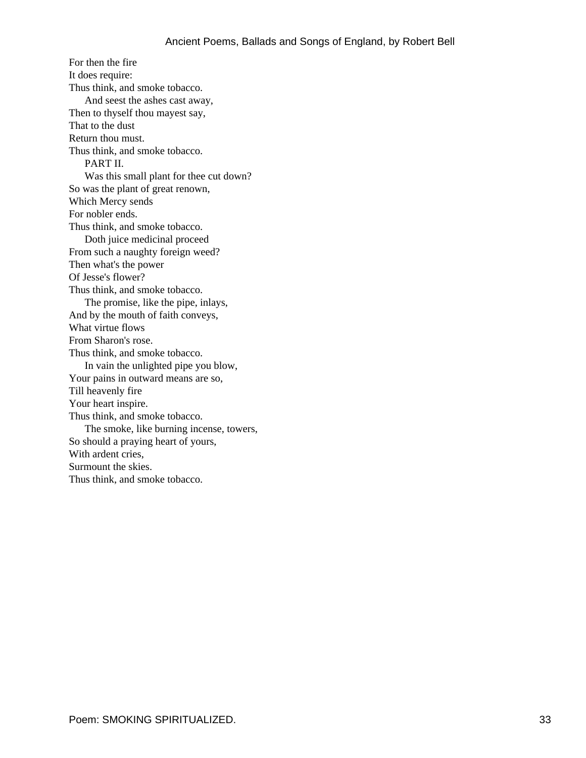For then the fire
It does require:
Thus think, and smoke tobacco.

And seest the ashes cast away,
Then to thyself thou mayest say,
That to the dust
Return thou must.
Thus think, and smoke tobacco.

PART II.

Was this small plant for thee cut down?
So was the plant of great renown,
Which Mercy sends
For nobler ends.
Thus think, and smoke tobacco.

Doth juice medicinal proceed
From such a naughty foreign weed?
Then what's the power
Of Jesse's flower?
Thus think, and smoke tobacco.

The promise, like the pipe, inlays,
And by the mouth of faith conveys,
What virtue flows
From Sharon's rose.
Thus think, and smoke tobacco.

In vain the unlighted pipe you blow,
Your pains in outward means are so,
Till heavenly fire
Your heart inspire.
Thus think, and smoke tobacco.

The smoke, like burning incense, towers,
So should a praying heart of yours,
With ardent cries,
Surmount the skies.
Thus think, and smoke tobacco.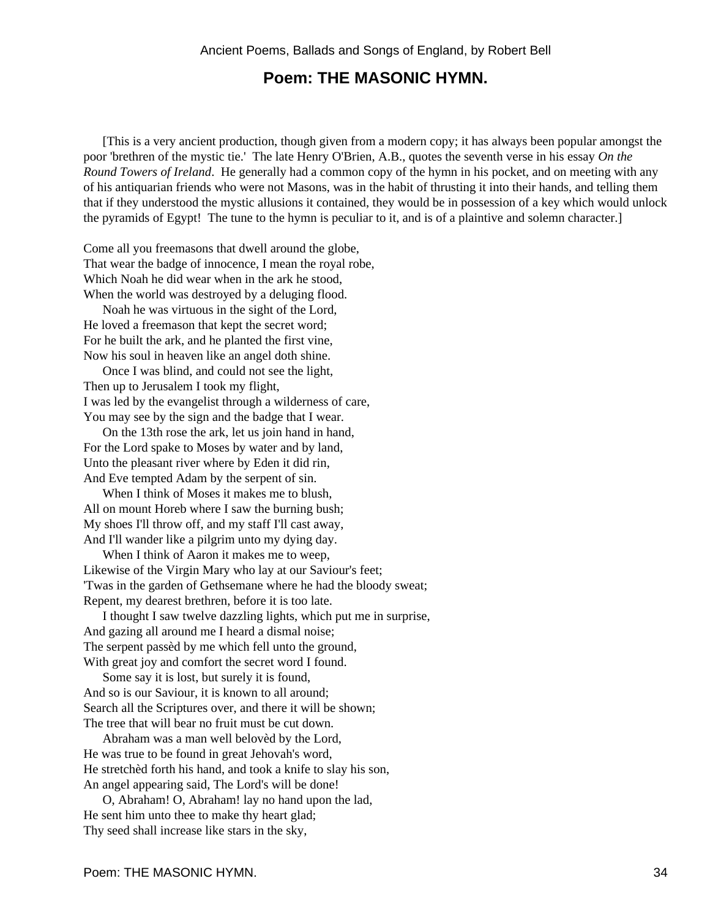## Poem: THE MASONIC HYMN.

[This is a very ancient production, though given from a modern copy; it has always been popular amongst the poor 'brethren of the mystic tie.' The late Henry O'Brien, A.B., quotes the seventh verse in his essay *On the Round Towers of Ireland*. He generally had a common copy of the hymn in his pocket, and on meeting with any of his antiquarian friends who were not Masons, was in the habit of thrusting it into their hands, and telling them that if they understood the mystic allusions it contained, they would be in possession of a key which would unlock the pyramids of Egypt! The tune to the hymn is peculiar to it, and is of a plaintive and solemn character.]

Come all you freemasons that dwell around the globe,
That wear the badge of innocence, I mean the royal robe,
Which Noah he did wear when in the ark he stood,
When the world was destroyed by a deluging flood.

Noah he was virtuous in the sight of the Lord,
He loved a freemason that kept the secret word;
For he built the ark, and he planted the first vine,
Now his soul in heaven like an angel doth shine.

Once I was blind, and could not see the light,
Then up to Jerusalem I took my flight,
I was led by the evangelist through a wilderness of care,
You may see by the sign and the badge that I wear.

On the 13th rose the ark, let us join hand in hand,
For the Lord spake to Moses by water and by land,
Unto the pleasant river where by Eden it did rin,
And Eve tempted Adam by the serpent of sin.

When I think of Moses it makes me to blush,
All on mount Horeb where I saw the burning bush;
My shoes I'll throw off, and my staff I'll cast away,
And I'll wander like a pilgrim unto my dying day.

When I think of Aaron it makes me to weep,
Likewise of the Virgin Mary who lay at our Saviour's feet;
'Twas in the garden of Gethsemane where he had the bloody sweat;
Repent, my dearest brethren, before it is too late.

I thought I saw twelve dazzling lights, which put me in surprise,
And gazing all around me I heard a dismal noise;
The serpent passèd by me which fell unto the ground,
With great joy and comfort the secret word I found.

Some say it is lost, but surely it is found,
And so is our Saviour, it is known to all around;
Search all the Scriptures over, and there it will be shown;
The tree that will bear no fruit must be cut down.

Abraham was a man well belovèd by the Lord,
He was true to be found in great Jehovah's word,
He stretchèd forth his hand, and took a knife to slay his son,
An angel appearing said, The Lord's will be done!

O, Abraham! O, Abraham! lay no hand upon the lad,
He sent him unto thee to make thy heart glad;
Thy seed shall increase like stars in the sky,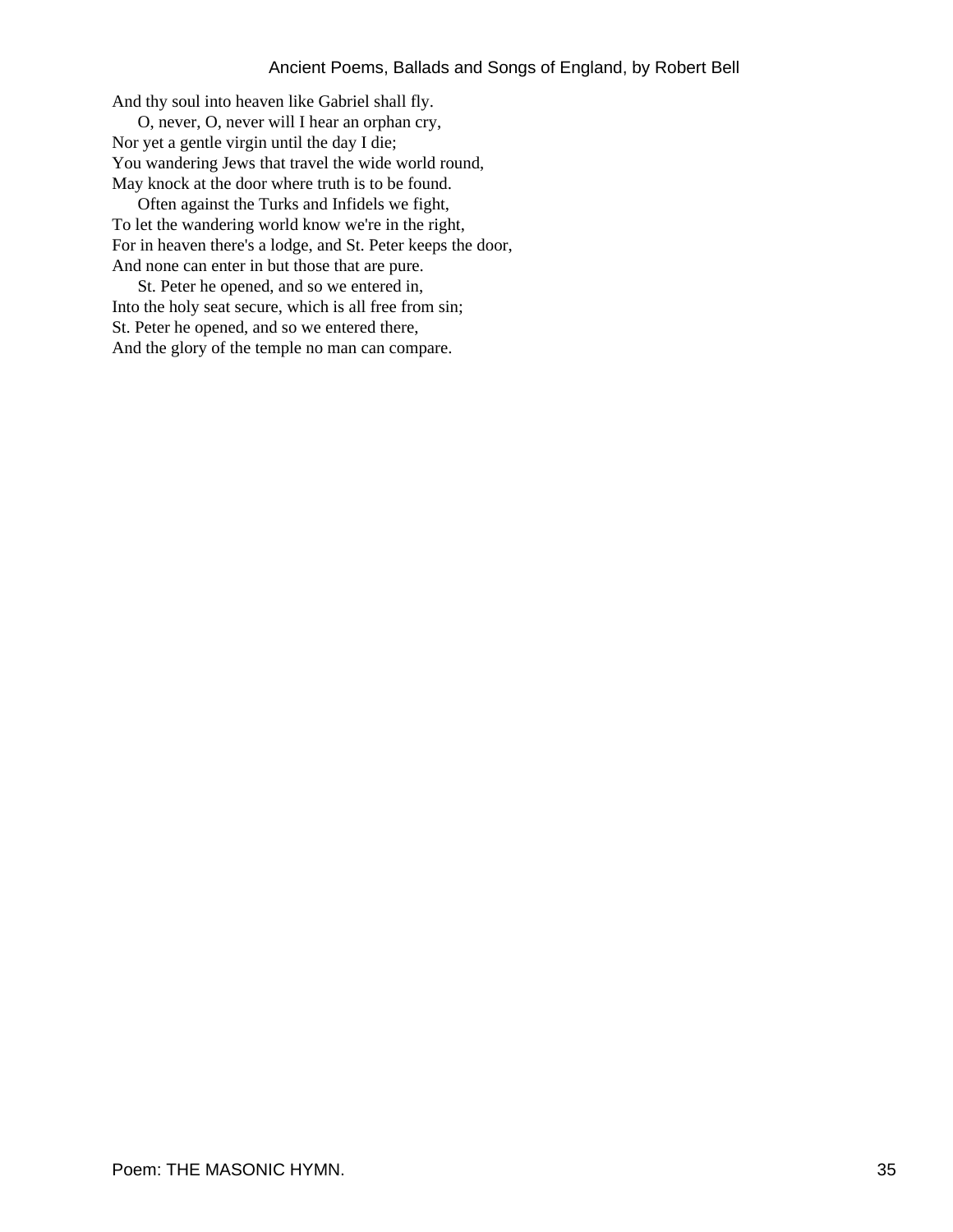And thy soul into heaven like Gabriel shall fly.

O, never, O, never will I hear an orphan cry,
Nor yet a gentle virgin until the day I die;
You wandering Jews that travel the wide world round,
May knock at the door where truth is to be found.

Often against the Turks and Infidels we fight,
To let the wandering world know we're in the right,
For in heaven there's a lodge, and St. Peter keeps the door,
And none can enter in but those that are pure.

St. Peter he opened, and so we entered in,
Into the holy seat secure, which is all free from sin;
St. Peter he opened, and so we entered there,
And the glory of the temple no man can compare.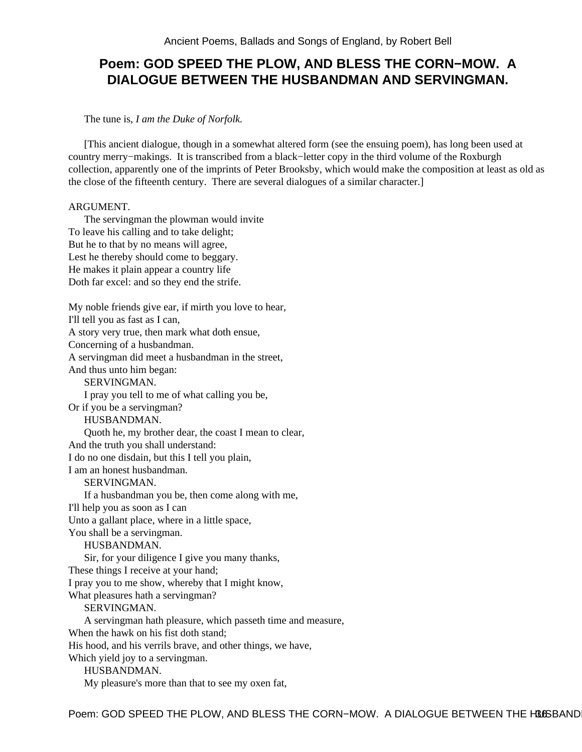# Poem: GOD SPEED THE PLOW, AND BLESS THE CORN−MOW. A DIALOGUE BETWEEN THE HUSBANDMAN AND SERVINGMAN.

The tune is, *I am the Duke of Norfolk.*

[This ancient dialogue, though in a somewhat altered form (see the ensuing poem), has long been used at country merry−makings. It is transcribed from a black−letter copy in the third volume of the Roxburgh collection, apparently one of the imprints of Peter Brooksby, which would make the composition at least as old as the close of the fifteenth century. There are several dialogues of a similar character.]

ARGUMENT.
The servingman the plowman would invite
To leave his calling and to take delight;
But he to that by no means will agree,
Lest he thereby should come to beggary.
He makes it plain appear a country life
Doth far excel: and so they end the strife.

My noble friends give ear, if mirth you love to hear,
I'll tell you as fast as I can,
A story very true, then mark what doth ensue,
Concerning of a husbandman.
A servingman did meet a husbandman in the street,
And thus unto him began:

SERVINGMAN.
I pray you tell to me of what calling you be,
Or if you be a servingman?

HUSBANDMAN.
Quoth he, my brother dear, the coast I mean to clear,
And the truth you shall understand:
I do no one disdain, but this I tell you plain,
I am an honest husbandman.

SERVINGMAN.
If a husbandman you be, then come along with me,
I'll help you as soon as I can
Unto a gallant place, where in a little space,
You shall be a servingman.

HUSBANDMAN.
Sir, for your diligence I give you many thanks,
These things I receive at your hand;
I pray you to me show, whereby that I might know,
What pleasures hath a servingman?

SERVINGMAN.
A servingman hath pleasure, which passeth time and measure,
When the hawk on his fist doth stand;
His hood, and his verrils brave, and other things, we have,
Which yield joy to a servingman.

HUSBANDMAN.
My pleasure's more than that to see my oxen fat,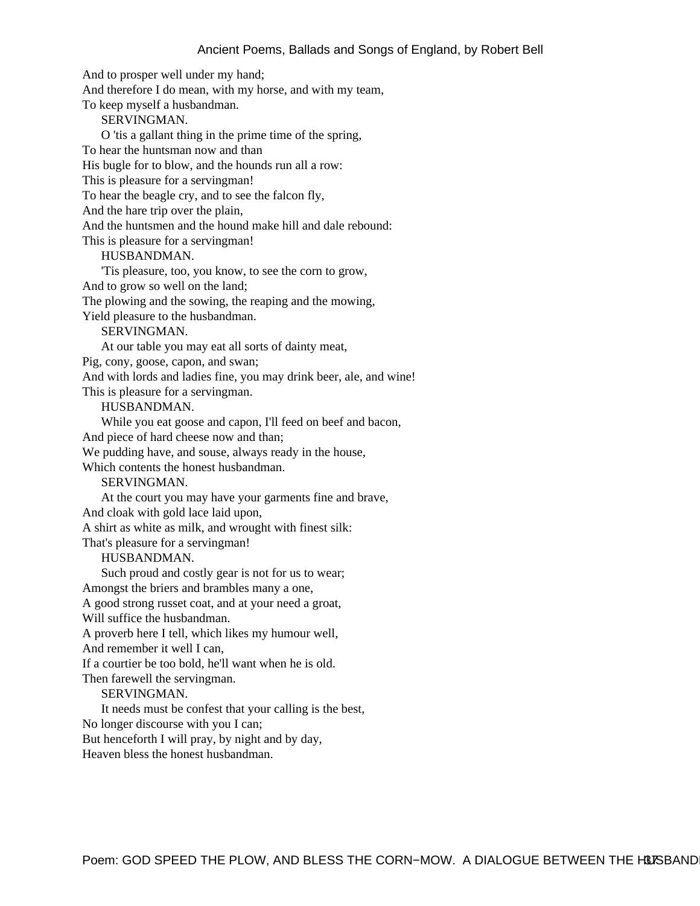And to prosper well under my hand;
And therefore I do mean, with my horse, and with my team,
To keep myself a husbandman.

SERVINGMAN.

O 'tis a gallant thing in the prime time of the spring,
To hear the huntsman now and than
His bugle for to blow, and the hounds run all a row:
This is pleasure for a servingman!
To hear the beagle cry, and to see the falcon fly,
And the hare trip over the plain,
And the huntsmen and the hound make hill and dale rebound:
This is pleasure for a servingman!

HUSBANDMAN.

'Tis pleasure, too, you know, to see the corn to grow,
And to grow so well on the land;
The plowing and the sowing, the reaping and the mowing,
Yield pleasure to the husbandman.

SERVINGMAN.

At our table you may eat all sorts of dainty meat,
Pig, cony, goose, capon, and swan;
And with lords and ladies fine, you may drink beer, ale, and wine!
This is pleasure for a servingman.

HUSBANDMAN.

While you eat goose and capon, I'll feed on beef and bacon,
And piece of hard cheese now and than;
We pudding have, and souse, always ready in the house,
Which contents the honest husbandman.

SERVINGMAN.

At the court you may have your garments fine and brave,
And cloak with gold lace laid upon,
A shirt as white as milk, and wrought with finest silk:
That's pleasure for a servingman!

HUSBANDMAN.

Such proud and costly gear is not for us to wear;
Amongst the briers and brambles many a one,
A good strong russet coat, and at your need a groat,
Will suffice the husbandman.
A proverb here I tell, which likes my humour well,
And remember it well I can,
If a courtier be too bold, he'll want when he is old.
Then farewell the servingman.

SERVINGMAN.

It needs must be confest that your calling is the best,
No longer discourse with you I can;
But henceforth I will pray, by night and by day,
Heaven bless the honest husbandman.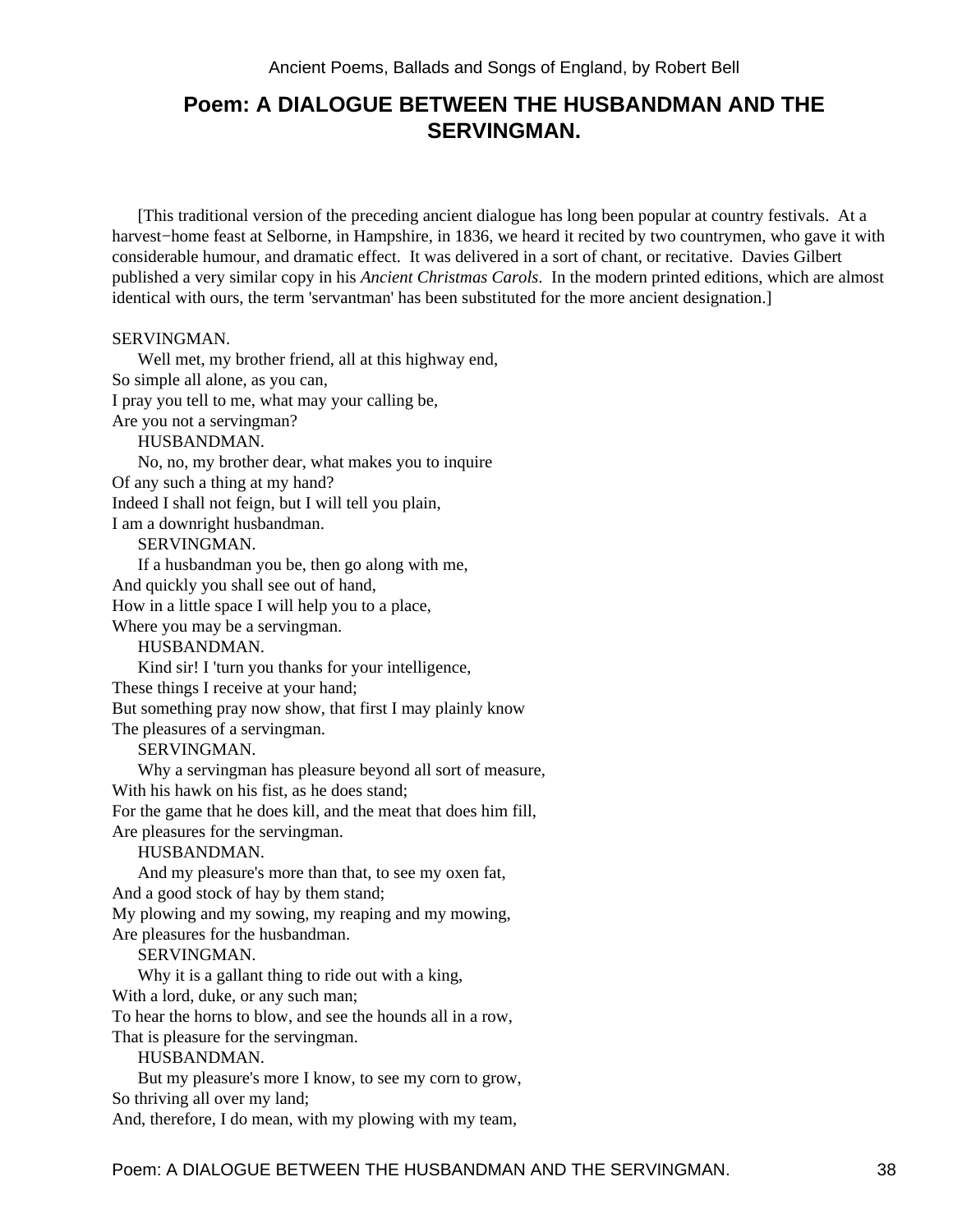## Poem: A DIALOGUE BETWEEN THE HUSBANDMAN AND THE SERVINGMAN.

[This traditional version of the preceding ancient dialogue has long been popular at country festivals. At a harvest−home feast at Selborne, in Hampshire, in 1836, we heard it recited by two countrymen, who gave it with considerable humour, and dramatic effect. It was delivered in a sort of chant, or recitative. Davies Gilbert published a very similar copy in his *Ancient Christmas Carols*. In the modern printed editions, which are almost identical with ours, the term 'servantman' has been substituted for the more ancient designation.]

SERVINGMAN.
Well met, my brother friend, all at this highway end,
So simple all alone, as you can,
I pray you tell to me, what may your calling be,
Are you not a servingman?

HUSBANDMAN.
No, no, my brother dear, what makes you to inquire
Of any such a thing at my hand?
Indeed I shall not feign, but I will tell you plain,
I am a downright husbandman.

SERVINGMAN.
If a husbandman you be, then go along with me,
And quickly you shall see out of hand,
How in a little space I will help you to a place,
Where you may be a servingman.

HUSBANDMAN.
Kind sir! I 'turn you thanks for your intelligence,
These things I receive at your hand;
But something pray now show, that first I may plainly know
The pleasures of a servingman.

SERVINGMAN.
Why a servingman has pleasure beyond all sort of measure,
With his hawk on his fist, as he does stand;
For the game that he does kill, and the meat that does him fill,
Are pleasures for the servingman.

HUSBANDMAN.
And my pleasure's more than that, to see my oxen fat,
And a good stock of hay by them stand;
My plowing and my sowing, my reaping and my mowing,
Are pleasures for the husbandman.

SERVINGMAN.
Why it is a gallant thing to ride out with a king,
With a lord, duke, or any such man;
To hear the horns to blow, and see the hounds all in a row,
That is pleasure for the servingman.

HUSBANDMAN.
But my pleasure's more I know, to see my corn to grow,
So thriving all over my land;
And, therefore, I do mean, with my plowing with my team,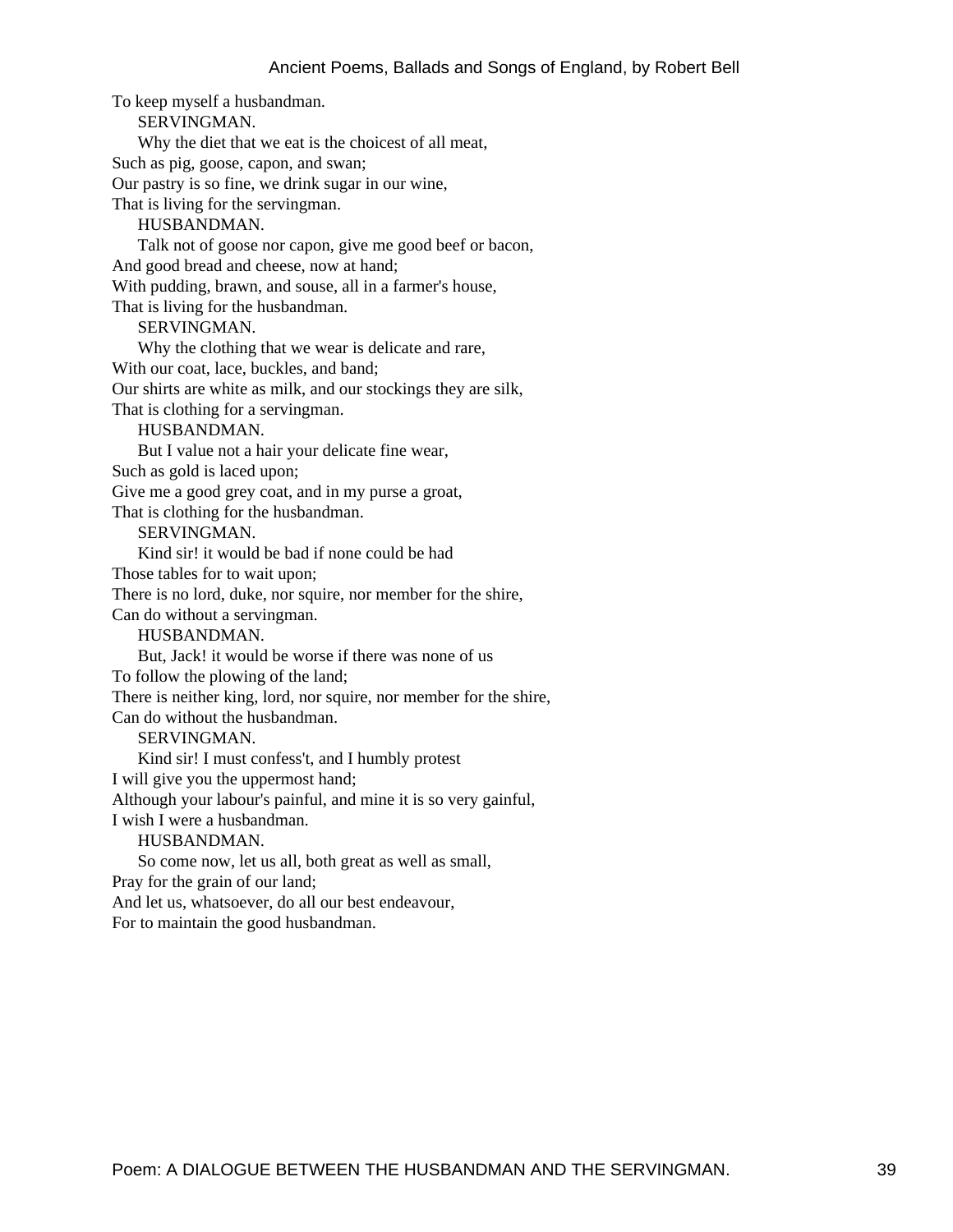To keep myself a husbandman.

SERVINGMAN.

Why the diet that we eat is the choicest of all meat,
Such as pig, goose, capon, and swan;
Our pastry is so fine, we drink sugar in our wine,
That is living for the servingman.

HUSBANDMAN.

Talk not of goose nor capon, give me good beef or bacon,
And good bread and cheese, now at hand;
With pudding, brawn, and souse, all in a farmer's house,
That is living for the husbandman.

SERVINGMAN.

Why the clothing that we wear is delicate and rare,
With our coat, lace, buckles, and band;
Our shirts are white as milk, and our stockings they are silk,
That is clothing for a servingman.

HUSBANDMAN.

But I value not a hair your delicate fine wear,
Such as gold is laced upon;
Give me a good grey coat, and in my purse a groat,
That is clothing for the husbandman.

SERVINGMAN.

Kind sir! it would be bad if none could be had
Those tables for to wait upon;
There is no lord, duke, nor squire, nor member for the shire,
Can do without a servingman.

HUSBANDMAN.

But, Jack! it would be worse if there was none of us
To follow the plowing of the land;
There is neither king, lord, nor squire, nor member for the shire,
Can do without the husbandman.

SERVINGMAN.

Kind sir! I must confess't, and I humbly protest
I will give you the uppermost hand;
Although your labour's painful, and mine it is so very gainful,
I wish I were a husbandman.

HUSBANDMAN.

So come now, let us all, both great as well as small,
Pray for the grain of our land;
And let us, whatsoever, do all our best endeavour,
For to maintain the good husbandman.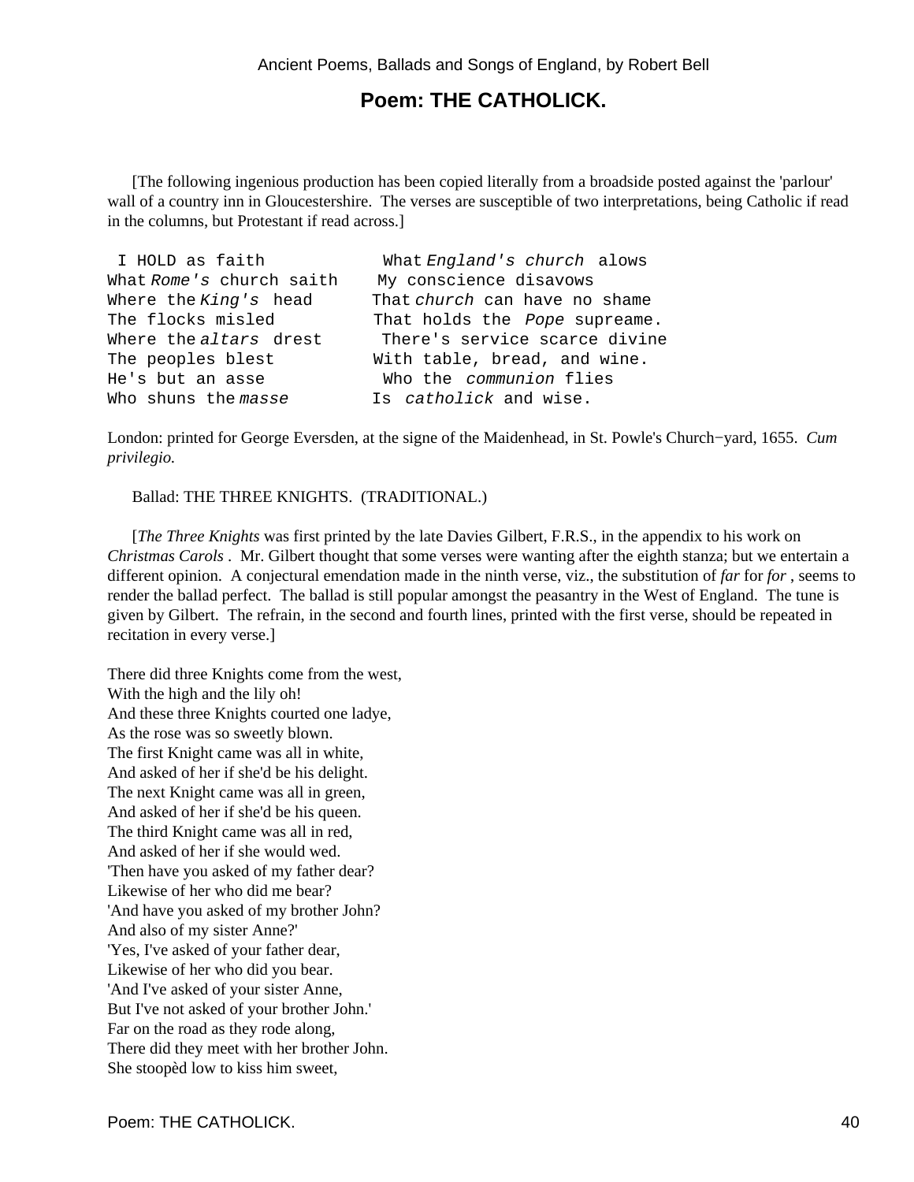## Poem: THE CATHOLICK.

[The following ingenious production has been copied literally from a broadside posted against the 'parlour' wall of a country inn in Gloucestershire. The verses are susceptible of two interpretations, being Catholic if read in the columns, but Protestant if read across.]

```
 I HOLD as faith            What England's church  alows
What Rome's church saith    My conscience disavows
Where the King's  head      That church can have no shame
The flocks misled           That holds the  Pope supreame.
Where the altars  drest      There's service scarce divine
The peoples blest           With table, bread, and wine.
He's but an asse             Who the  communion flies
Who shuns the masse         Is  catholick and wise.
```

London: printed for George Eversden, at the signe of the Maidenhead, in St. Powle's Church−yard, 1655. *Cum privilegio.*

Ballad: THE THREE KNIGHTS. (TRADITIONAL.)

[*The Three Knights* was first printed by the late Davies Gilbert, F.R.S., in the appendix to his work on *Christmas Carols* . Mr. Gilbert thought that some verses were wanting after the eighth stanza; but we entertain a different opinion. A conjectural emendation made in the ninth verse, viz., the substitution of *far* for *for* , seems to render the ballad perfect. The ballad is still popular amongst the peasantry in the West of England. The tune is given by Gilbert. The refrain, in the second and fourth lines, printed with the first verse, should be repeated in recitation in every verse.]

There did three Knights come from the west,
With the high and the lily oh!
And these three Knights courted one ladye,
As the rose was so sweetly blown.
The first Knight came was all in white,
And asked of her if she'd be his delight.
The next Knight came was all in green,
And asked of her if she'd be his queen.
The third Knight came was all in red,
And asked of her if she would wed.
'Then have you asked of my father dear?
Likewise of her who did me bear?
'And have you asked of my brother John?
And also of my sister Anne?'
'Yes, I've asked of your father dear,
Likewise of her who did you bear.
'And I've asked of your sister Anne,
But I've not asked of your brother John.'
Far on the road as they rode along,
There did they meet with her brother John.
She stoopèd low to kiss him sweet,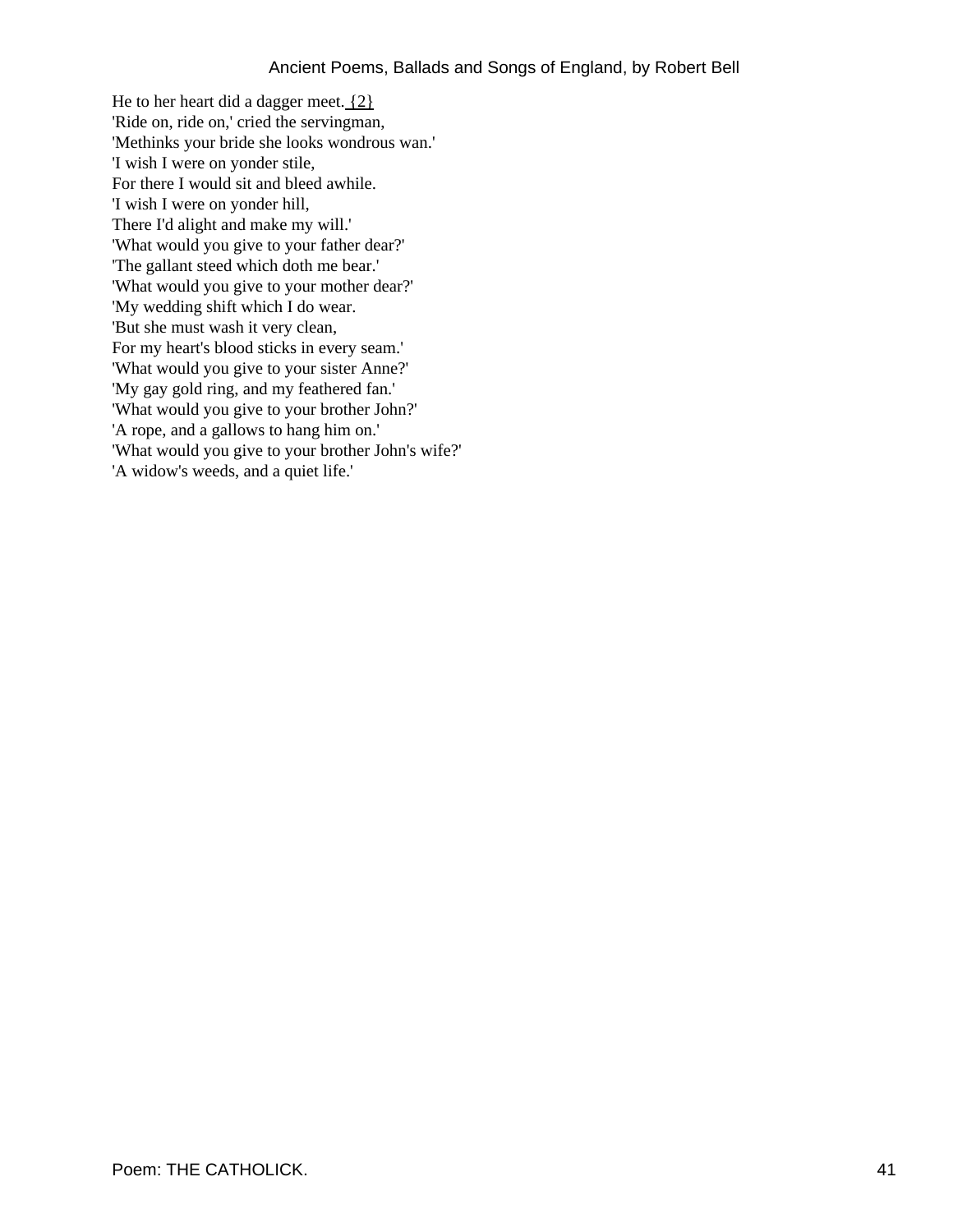He to her heart did a dagger meet. {2}  
'Ride on, ride on,' cried the servingman,  
'Methinks your bride she looks wondrous wan.'  
'I wish I were on yonder stile,  
For there I would sit and bleed awhile.  
'I wish I were on yonder hill,  
There I'd alight and make my will.'  
'What would you give to your father dear?'  
'The gallant steed which doth me bear.'  
'What would you give to your mother dear?'  
'My wedding shift which I do wear.  
'But she must wash it very clean,  
For my heart's blood sticks in every seam.'  
'What would you give to your sister Anne?'  
'My gay gold ring, and my feathered fan.'  
'What would you give to your brother John?'  
'A rope, and a gallows to hang him on.'  
'What would you give to your brother John's wife?'  
'A widow's weeds, and a quiet life.'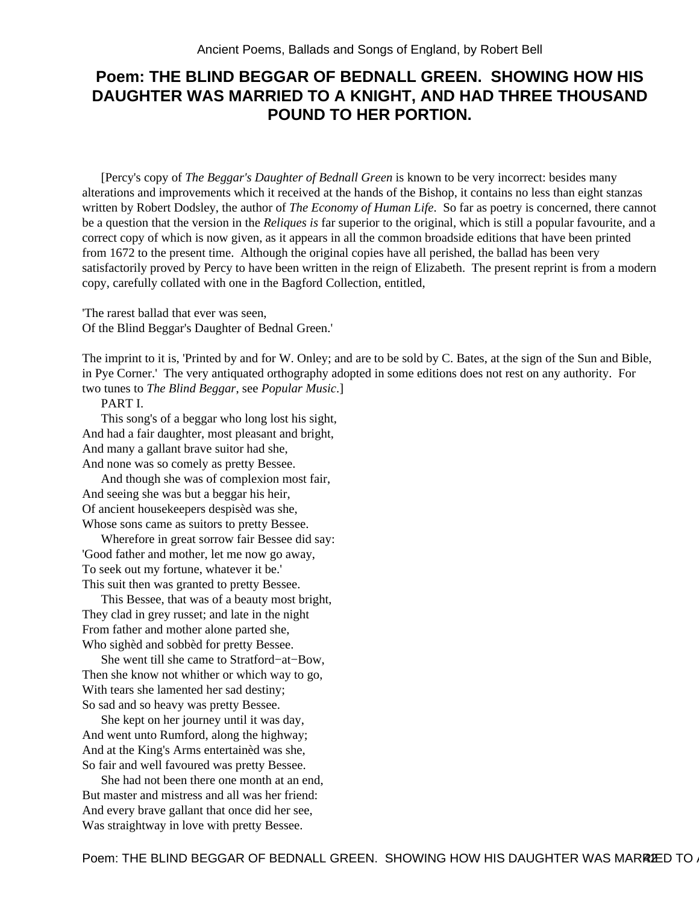# Poem: THE BLIND BEGGAR OF BEDNALL GREEN. SHOWING HOW HIS DAUGHTER WAS MARRIED TO A KNIGHT, AND HAD THREE THOUSAND POUND TO HER PORTION.

[Percy's copy of *The Beggar's Daughter of Bednall Green* is known to be very incorrect: besides many alterations and improvements which it received at the hands of the Bishop, it contains no less than eight stanzas written by Robert Dodsley, the author of *The Economy of Human Life*. So far as poetry is concerned, there cannot be a question that the version in the *Reliques is* far superior to the original, which is still a popular favourite, and a correct copy of which is now given, as it appears in all the common broadside editions that have been printed from 1672 to the present time. Although the original copies have all perished, the ballad has been very satisfactorily proved by Percy to have been written in the reign of Elizabeth. The present reprint is from a modern copy, carefully collated with one in the Bagford Collection, entitled,

'The rarest ballad that ever was seen,
Of the Blind Beggar's Daughter of Bednal Green.'

The imprint to it is, 'Printed by and for W. Onley; and are to be sold by C. Bates, at the sign of the Sun and Bible, in Pye Corner.' The very antiquated orthography adopted in some editions does not rest on any authority. For two tunes to *The Blind Beggar*, see *Popular Music*.]

PART I.

This song's of a beggar who long lost his sight,
And had a fair daughter, most pleasant and bright,
And many a gallant brave suitor had she,
And none was so comely as pretty Bessee.

And though she was of complexion most fair,
And seeing she was but a beggar his heir,
Of ancient housekeepers despisèd was she,
Whose sons came as suitors to pretty Bessee.

Wherefore in great sorrow fair Bessee did say:
'Good father and mother, let me now go away,
To seek out my fortune, whatever it be.'
This suit then was granted to pretty Bessee.

This Bessee, that was of a beauty most bright,
They clad in grey russet; and late in the night
From father and mother alone parted she,
Who sighèd and sobbèd for pretty Bessee.

She went till she came to Stratford−at−Bow,
Then she know not whither or which way to go,
With tears she lamented her sad destiny;
So sad and so heavy was pretty Bessee.

She kept on her journey until it was day,
And went unto Rumford, along the highway;
And at the King's Arms entertainèd was she,
So fair and well favoured was pretty Bessee.

She had not been there one month at an end,
But master and mistress and all was her friend:
And every brave gallant that once did her see,
Was straightway in love with pretty Bessee.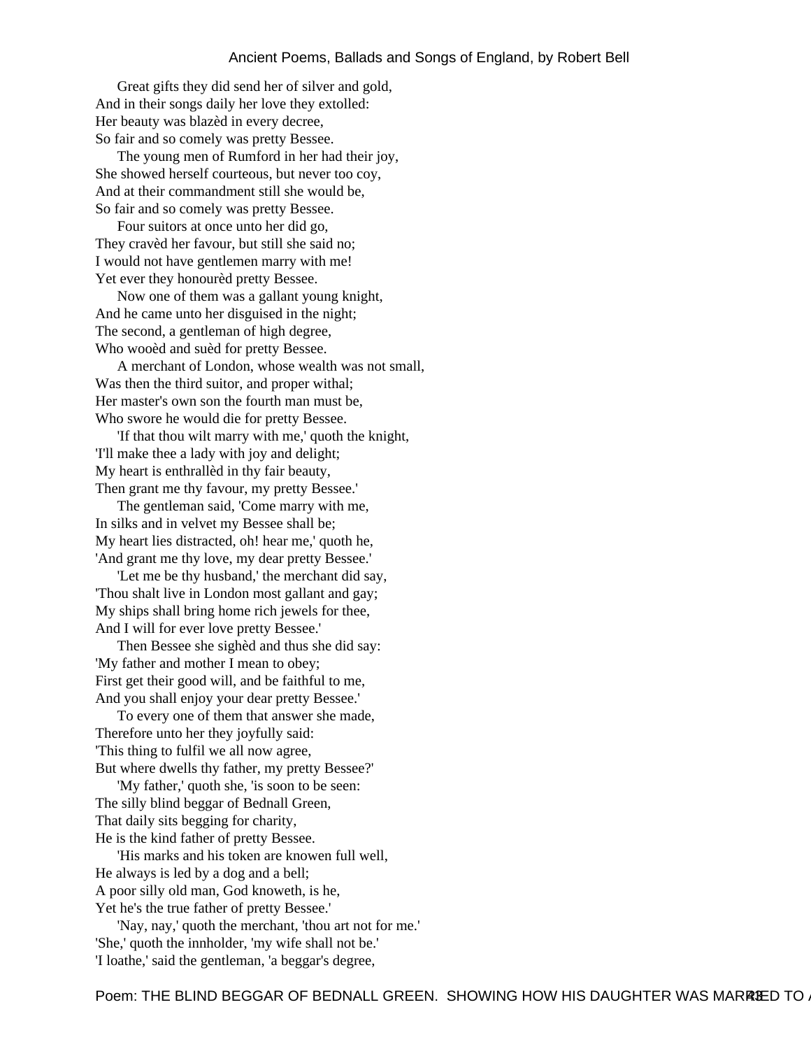Great gifts they did send her of silver and gold,
And in their songs daily her love they extolled:
Her beauty was blazèd in every decree,
So fair and so comely was pretty Bessee.

The young men of Rumford in her had their joy,
She showed herself courteous, but never too coy,
And at their commandment still she would be,
So fair and so comely was pretty Bessee.

Four suitors at once unto her did go,
They cravèd her favour, but still she said no;
I would not have gentlemen marry with me!
Yet ever they honourèd pretty Bessee.

Now one of them was a gallant young knight,
And he came unto her disguised in the night;
The second, a gentleman of high degree,
Who wooèd and suèd for pretty Bessee.

A merchant of London, whose wealth was not small,
Was then the third suitor, and proper withal;
Her master's own son the fourth man must be,
Who swore he would die for pretty Bessee.

'If that thou wilt marry with me,' quoth the knight,
'I'll make thee a lady with joy and delight;
My heart is enthrallèd in thy fair beauty,
Then grant me thy favour, my pretty Bessee.'

The gentleman said, 'Come marry with me,
In silks and in velvet my Bessee shall be;
My heart lies distracted, oh! hear me,' quoth he,
'And grant me thy love, my dear pretty Bessee.'

'Let me be thy husband,' the merchant did say,
'Thou shalt live in London most gallant and gay;
My ships shall bring home rich jewels for thee,
And I will for ever love pretty Bessee.'

Then Bessee she sighèd and thus she did say:
'My father and mother I mean to obey;
First get their good will, and be faithful to me,
And you shall enjoy your dear pretty Bessee.'

To every one of them that answer she made,
Therefore unto her they joyfully said:
'This thing to fulfil we all now agree,
But where dwells thy father, my pretty Bessee?'

'My father,' quoth she, 'is soon to be seen:
The silly blind beggar of Bednall Green,
That daily sits begging for charity,
He is the kind father of pretty Bessee.

'His marks and his token are knowen full well,
He always is led by a dog and a bell;
A poor silly old man, God knoweth, is he,
Yet he's the true father of pretty Bessee.'

'Nay, nay,' quoth the merchant, 'thou art not for me.'
'She,' quoth the innholder, 'my wife shall not be.'
'I loathe,' said the gentleman, 'a beggar's degree,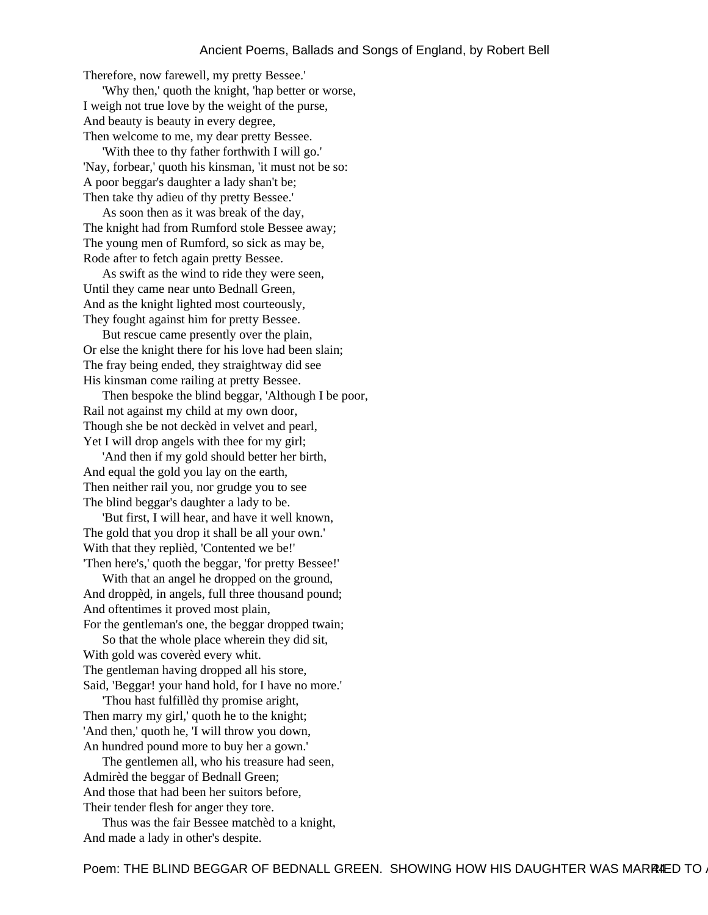Therefore, now farewell, my pretty Bessee.'

'Why then,' quoth the knight, 'hap better or worse,  
I weigh not true love by the weight of the purse,  
And beauty is beauty in every degree,  
Then welcome to me, my dear pretty Bessee.

'With thee to thy father forthwith I will go.'  
'Nay, forbear,' quoth his kinsman, 'it must not be so:  
A poor beggar's daughter a lady shan't be;  
Then take thy adieu of thy pretty Bessee.'

As soon then as it was break of the day,  
The knight had from Rumford stole Bessee away;  
The young men of Rumford, so sick as may be,  
Rode after to fetch again pretty Bessee.

As swift as the wind to ride they were seen,  
Until they came near unto Bednall Green,  
And as the knight lighted most courteously,  
They fought against him for pretty Bessee.

But rescue came presently over the plain,  
Or else the knight there for his love had been slain;  
The fray being ended, they straightway did see  
His kinsman come railing at pretty Bessee.

Then bespoke the blind beggar, 'Although I be poor,  
Rail not against my child at my own door,  
Though she be not deckèd in velvet and pearl,  
Yet I will drop angels with thee for my girl;

'And then if my gold should better her birth,  
And equal the gold you lay on the earth,  
Then neither rail you, nor grudge you to see  
The blind beggar's daughter a lady to be.

'But first, I will hear, and have it well known,  
The gold that you drop it shall be all your own.'  
With that they repliëd, 'Contented we be!'  
'Then here's,' quoth the beggar, 'for pretty Bessee!'

With that an angel he dropped on the ground,  
And droppèd, in angels, full three thousand pound;  
And oftentimes it proved most plain,  
For the gentleman's one, the beggar dropped twain;

So that the whole place wherein they did sit,  
With gold was coverèd every whit.  
The gentleman having dropped all his store,  
Said, 'Beggar! your hand hold, for I have no more.'

'Thou hast fulfillèd thy promise aright,  
Then marry my girl,' quoth he to the knight;  
'And then,' quoth he, 'I will throw you down,  
An hundred pound more to buy her a gown.'

The gentlemen all, who his treasure had seen,  
Admirèd the beggar of Bednall Green;  
And those that had been her suitors before,  
Their tender flesh for anger they tore.

Thus was the fair Bessee matchèd to a knight,  
And made a lady in other's despite.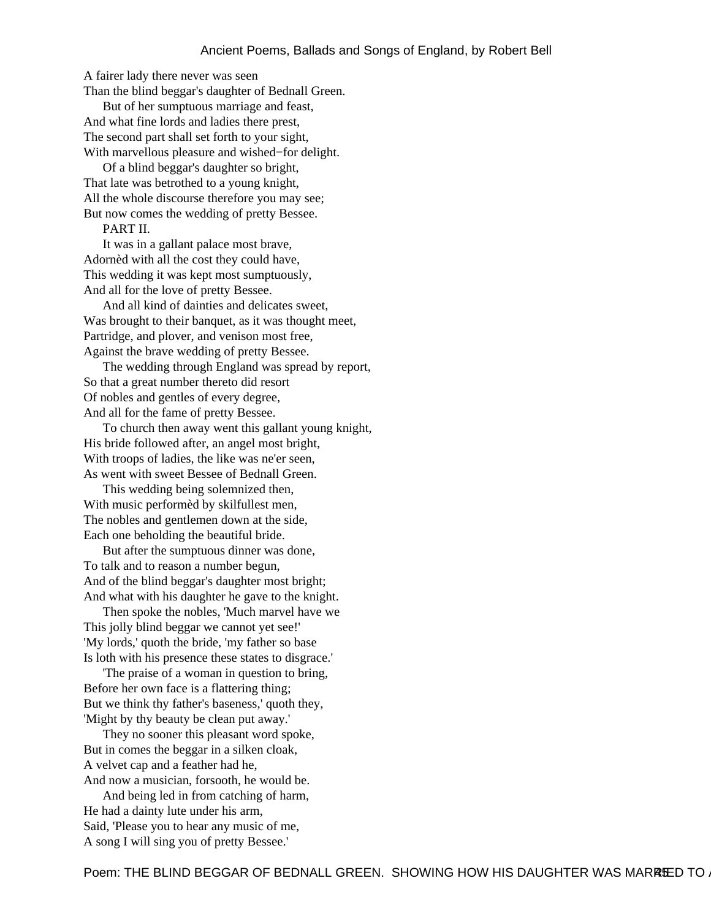A fairer lady there never was seen
Than the blind beggar's daughter of Bednall Green.

But of her sumptuous marriage and feast,
And what fine lords and ladies there prest,
The second part shall set forth to your sight,
With marvellous pleasure and wished−for delight.

Of a blind beggar's daughter so bright,
That late was betrothed to a young knight,
All the whole discourse therefore you may see;
But now comes the wedding of pretty Bessee.

PART II.

It was in a gallant palace most brave,
Adornèd with all the cost they could have,
This wedding it was kept most sumptuously,
And all for the love of pretty Bessee.

And all kind of dainties and delicates sweet,
Was brought to their banquet, as it was thought meet,
Partridge, and plover, and venison most free,
Against the brave wedding of pretty Bessee.

The wedding through England was spread by report,
So that a great number thereto did resort
Of nobles and gentles of every degree,
And all for the fame of pretty Bessee.

To church then away went this gallant young knight,
His bride followed after, an angel most bright,
With troops of ladies, the like was ne'er seen,
As went with sweet Bessee of Bednall Green.

This wedding being solemnized then,
With music performèd by skilfullest men,
The nobles and gentlemen down at the side,
Each one beholding the beautiful bride.

But after the sumptuous dinner was done,
To talk and to reason a number begun,
And of the blind beggar's daughter most bright;
And what with his daughter he gave to the knight.

Then spoke the nobles, 'Much marvel have we
This jolly blind beggar we cannot yet see!'
'My lords,' quoth the bride, 'my father so base
Is loth with his presence these states to disgrace.'

'The praise of a woman in question to bring,
Before her own face is a flattering thing;
But we think thy father's baseness,' quoth they,
'Might by thy beauty be clean put away.'

They no sooner this pleasant word spoke,
But in comes the beggar in a silken cloak,
A velvet cap and a feather had he,
And now a musician, forsooth, he would be.

And being led in from catching of harm,
He had a dainty lute under his arm,
Said, 'Please you to hear any music of me,
A song I will sing you of pretty Bessee.'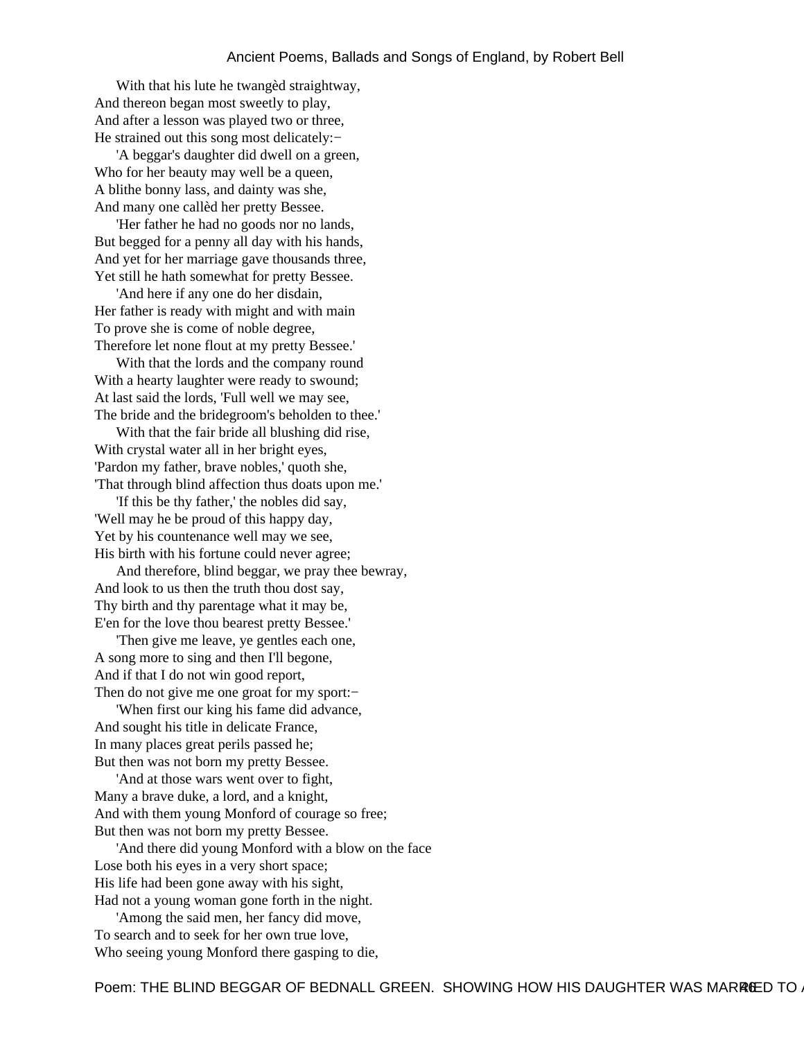With that his lute he twangèd straightway,
And thereon began most sweetly to play,
And after a lesson was played two or three,
He strained out this song most delicately:−

'A beggar's daughter did dwell on a green,
Who for her beauty may well be a queen,
A blithe bonny lass, and dainty was she,
And many one callèd her pretty Bessee.

'Her father he had no goods nor no lands,
But begged for a penny all day with his hands,
And yet for her marriage gave thousands three,
Yet still he hath somewhat for pretty Bessee.

'And here if any one do her disdain,
Her father is ready with might and with main
To prove she is come of noble degree,
Therefore let none flout at my pretty Bessee.'

With that the lords and the company round
With a hearty laughter were ready to swound;
At last said the lords, 'Full well we may see,
The bride and the bridegroom's beholden to thee.'

With that the fair bride all blushing did rise,
With crystal water all in her bright eyes,
'Pardon my father, brave nobles,' quoth she,
'That through blind affection thus doats upon me.'

'If this be thy father,' the nobles did say,
'Well may he be proud of this happy day,
Yet by his countenance well may we see,
His birth with his fortune could never agree;

And therefore, blind beggar, we pray thee bewray,
And look to us then the truth thou dost say,
Thy birth and thy parentage what it may be,
E'en for the love thou bearest pretty Bessee.'

'Then give me leave, ye gentles each one,
A song more to sing and then I'll begone,
And if that I do not win good report,
Then do not give me one groat for my sport:−

'When first our king his fame did advance,
And sought his title in delicate France,
In many places great perils passed he;
But then was not born my pretty Bessee.

'And at those wars went over to fight,
Many a brave duke, a lord, and a knight,
And with them young Monford of courage so free;
But then was not born my pretty Bessee.

'And there did young Monford with a blow on the face
Lose both his eyes in a very short space;
His life had been gone away with his sight,
Had not a young woman gone forth in the night.

'Among the said men, her fancy did move,
To search and to seek for her own true love,
Who seeing young Monford there gasping to die,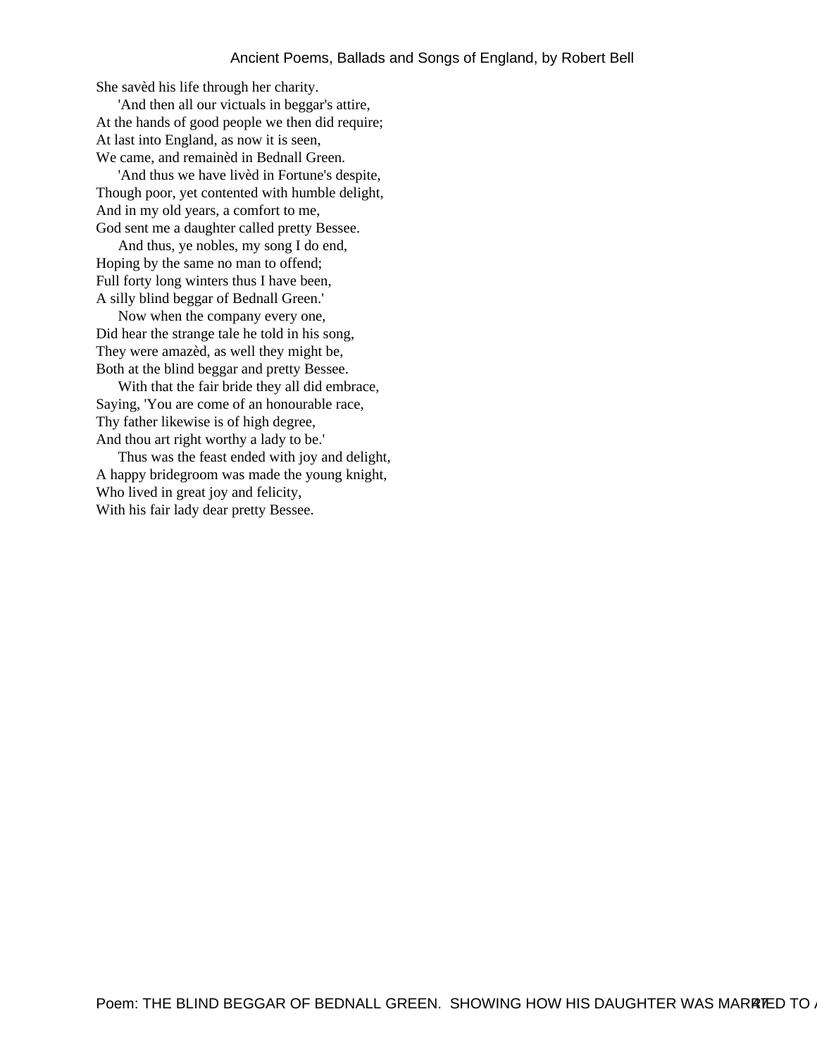She savèd his life through her charity.
'And then all our victuals in beggar's attire,
At the hands of good people we then did require;
At last into England, as now it is seen,
We came, and remainèd in Bednall Green.
'And thus we have livèd in Fortune's despite,
Though poor, yet contented with humble delight,
And in my old years, a comfort to me,
God sent me a daughter called pretty Bessee.
And thus, ye nobles, my song I do end,
Hoping by the same no man to offend;
Full forty long winters thus I have been,
A silly blind beggar of Bednall Green.'
Now when the company every one,
Did hear the strange tale he told in his song,
They were amazèd, as well they might be,
Both at the blind beggar and pretty Bessee.
With that the fair bride they all did embrace,
Saying, 'You are come of an honourable race,
Thy father likewise is of high degree,
And thou art right worthy a lady to be.'
Thus was the feast ended with joy and delight,
A happy bridegroom was made the young knight,
Who lived in great joy and felicity,
With his fair lady dear pretty Bessee.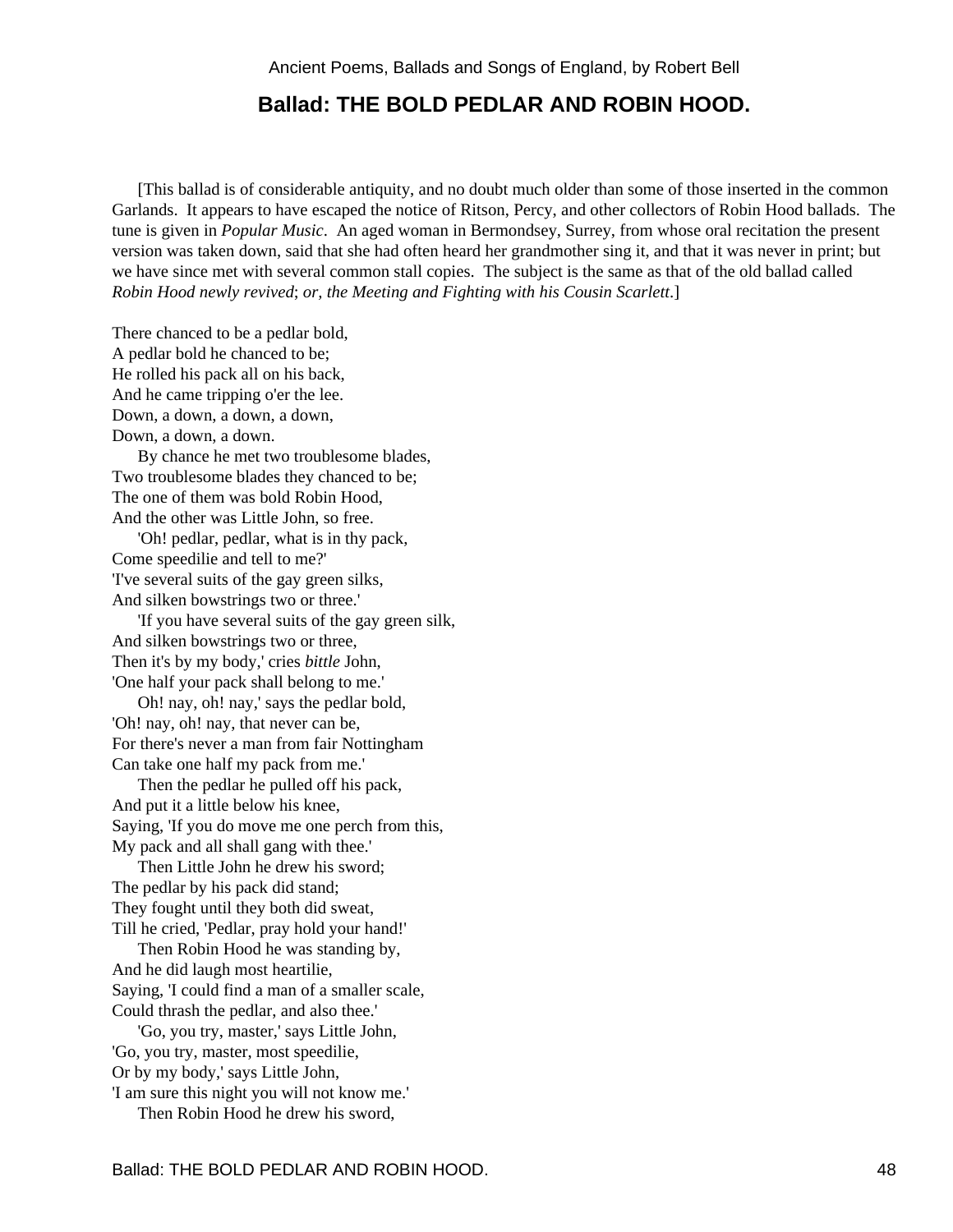## Ballad: THE BOLD PEDLAR AND ROBIN HOOD.

[This ballad is of considerable antiquity, and no doubt much older than some of those inserted in the common Garlands. It appears to have escaped the notice of Ritson, Percy, and other collectors of Robin Hood ballads. The tune is given in *Popular Music*. An aged woman in Bermondsey, Surrey, from whose oral recitation the present version was taken down, said that she had often heard her grandmother sing it, and that it was never in print; but we have since met with several common stall copies. The subject is the same as that of the old ballad called *Robin Hood newly revived*; *or, the Meeting and Fighting with his Cousin Scarlett*.]

There chanced to be a pedlar bold,  
A pedlar bold he chanced to be;  
He rolled his pack all on his back,  
And he came tripping o'er the lee.  
Down, a down, a down, a down,  
Down, a down, a down.

By chance he met two troublesome blades,  
Two troublesome blades they chanced to be;  
The one of them was bold Robin Hood,  
And the other was Little John, so free.

'Oh! pedlar, pedlar, what is in thy pack,  
Come speedilie and tell to me?'  
'I've several suits of the gay green silks,  
And silken bowstrings two or three.'

'If you have several suits of the gay green silk,  
And silken bowstrings two or three,  
Then it's by my body,' cries *bittle* John,  
'One half your pack shall belong to me.'

Oh! nay, oh! nay,' says the pedlar bold,  
'Oh! nay, oh! nay, that never can be,  
For there's never a man from fair Nottingham  
Can take one half my pack from me.'

Then the pedlar he pulled off his pack,  
And put it a little below his knee,  
Saying, 'If you do move me one perch from this,  
My pack and all shall gang with thee.'

Then Little John he drew his sword;  
The pedlar by his pack did stand;  
They fought until they both did sweat,  
Till he cried, 'Pedlar, pray hold your hand!'

Then Robin Hood he was standing by,  
And he did laugh most heartilie,  
Saying, 'I could find a man of a smaller scale,  
Could thrash the pedlar, and also thee.'

'Go, you try, master,' says Little John,  
'Go, you try, master, most speedilie,  
Or by my body,' says Little John,  
'I am sure this night you will not know me.'

Then Robin Hood he drew his sword,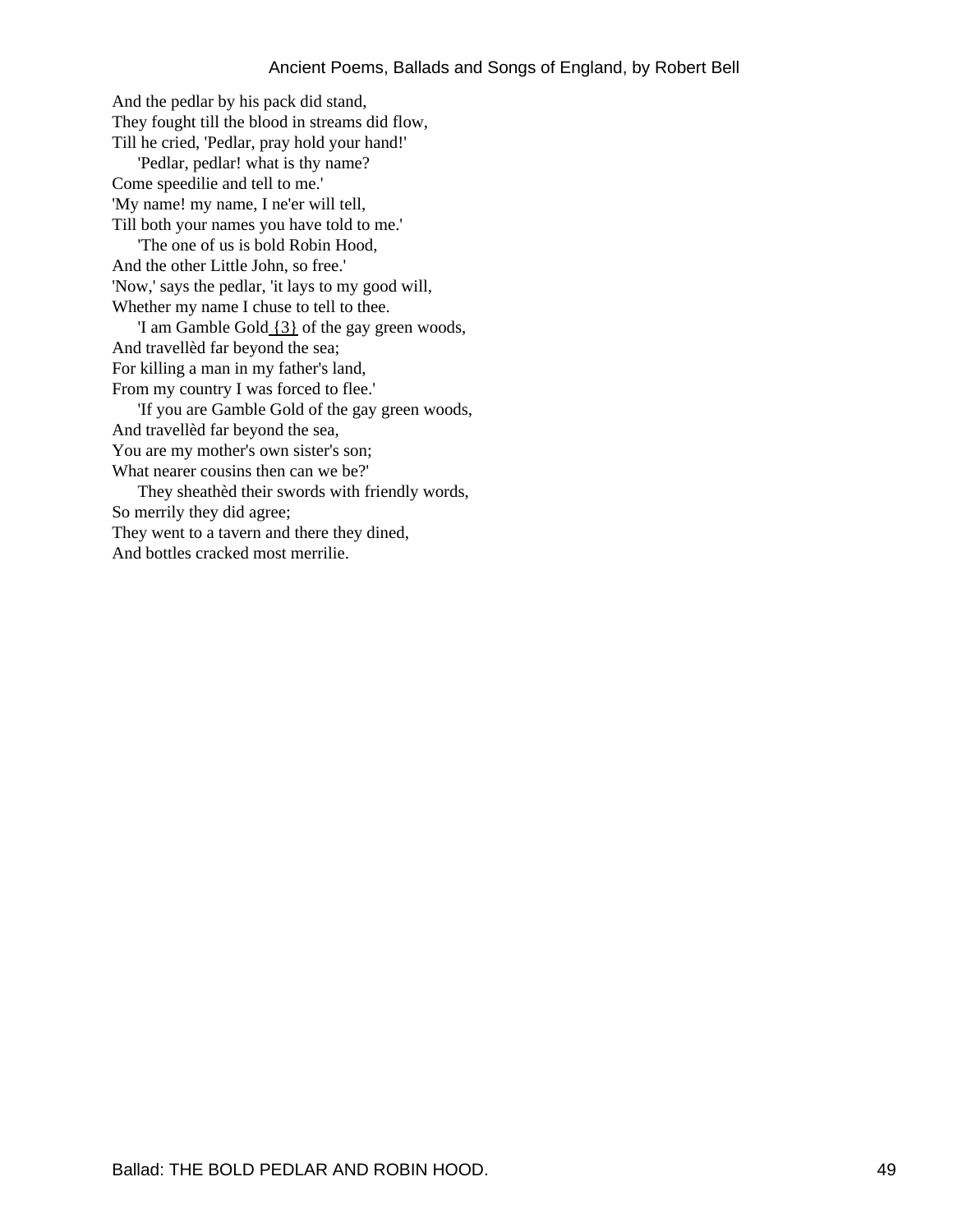And the pedlar by his pack did stand,
They fought till the blood in streams did flow,
Till he cried, 'Pedlar, pray hold your hand!'

'Pedlar, pedlar! what is thy name?
Come speedilie and tell to me.'
'My name! my name, I ne'er will tell,
Till both your names you have told to me.'

'The one of us is bold Robin Hood,
And the other Little John, so free.'
'Now,' says the pedlar, 'it lays to my good will,
Whether my name I chuse to tell to thee.

'I am Gamble Gold {3} of the gay green woods,
And travellèd far beyond the sea;
For killing a man in my father's land,
From my country I was forced to flee.'

'If you are Gamble Gold of the gay green woods,
And travellèd far beyond the sea,
You are my mother's own sister's son;
What nearer cousins then can we be?'

They sheathèd their swords with friendly words,
So merrily they did agree;
They went to a tavern and there they dined,
And bottles cracked most merrilie.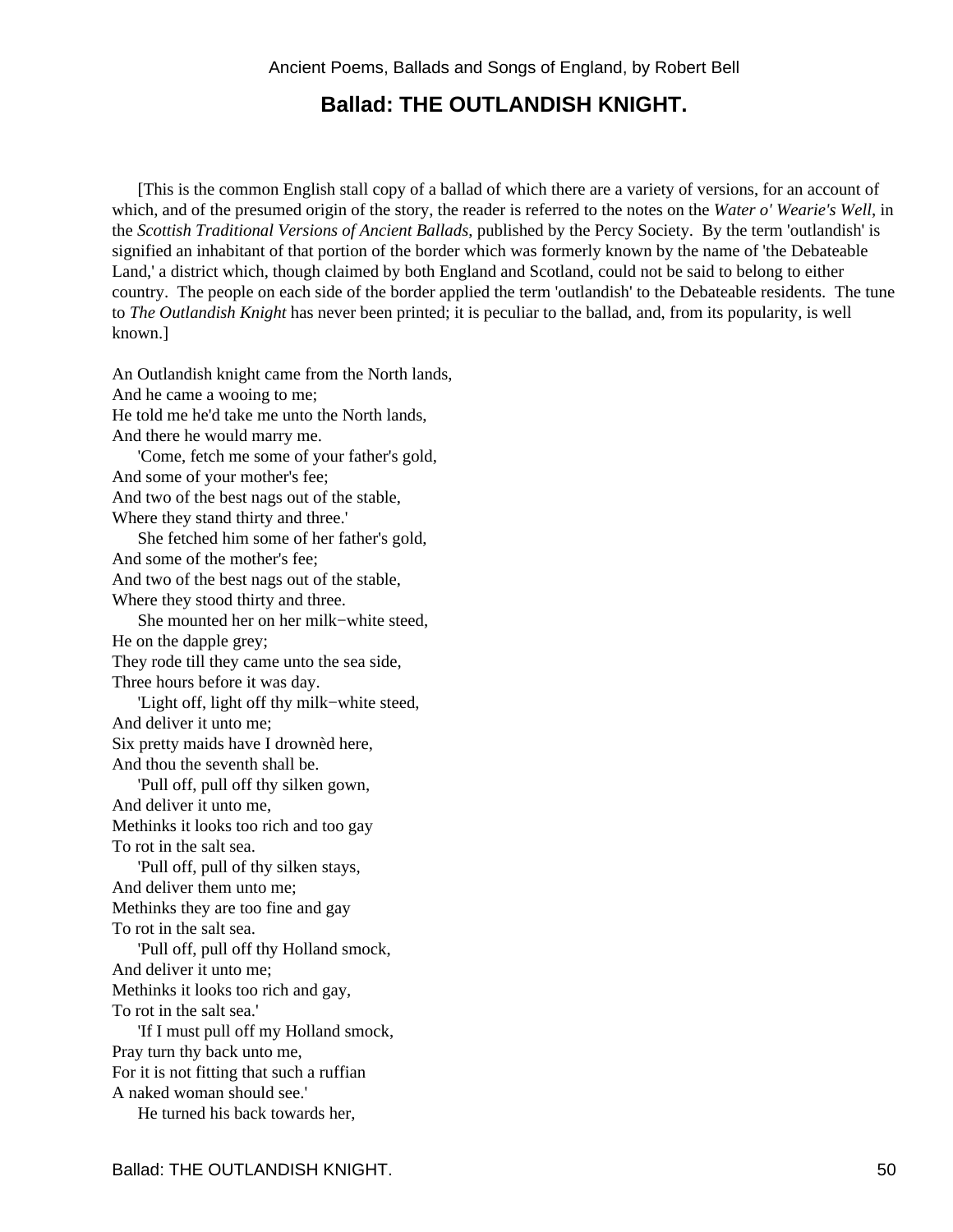## Ballad: THE OUTLANDISH KNIGHT.

[This is the common English stall copy of a ballad of which there are a variety of versions, for an account of which, and of the presumed origin of the story, the reader is referred to the notes on the *Water o' Wearie's Well*, in the *Scottish Traditional Versions of Ancient Ballads*, published by the Percy Society. By the term 'outlandish' is signified an inhabitant of that portion of the border which was formerly known by the name of 'the Debateable Land,' a district which, though claimed by both England and Scotland, could not be said to belong to either country. The people on each side of the border applied the term 'outlandish' to the Debateable residents. The tune to *The Outlandish Knight* has never been printed; it is peculiar to the ballad, and, from its popularity, is well known.]

An Outlandish knight came from the North lands,
And he came a wooing to me;
He told me he'd take me unto the North lands,
And there he would marry me.

'Come, fetch me some of your father's gold,
And some of your mother's fee;
And two of the best nags out of the stable,
Where they stand thirty and three.'

She fetched him some of her father's gold,
And some of the mother's fee;
And two of the best nags out of the stable,
Where they stood thirty and three.

She mounted her on her milk−white steed,
He on the dapple grey;
They rode till they came unto the sea side,
Three hours before it was day.

'Light off, light off thy milk−white steed,
And deliver it unto me;
Six pretty maids have I drownèd here,
And thou the seventh shall be.

'Pull off, pull off thy silken gown,
And deliver it unto me,
Methinks it looks too rich and too gay
To rot in the salt sea.

'Pull off, pull of thy silken stays,
And deliver them unto me;
Methinks they are too fine and gay
To rot in the salt sea.

'Pull off, pull off thy Holland smock,
And deliver it unto me;
Methinks it looks too rich and gay,
To rot in the salt sea.'

'If I must pull off my Holland smock,
Pray turn thy back unto me,
For it is not fitting that such a ruffian
A naked woman should see.'

He turned his back towards her,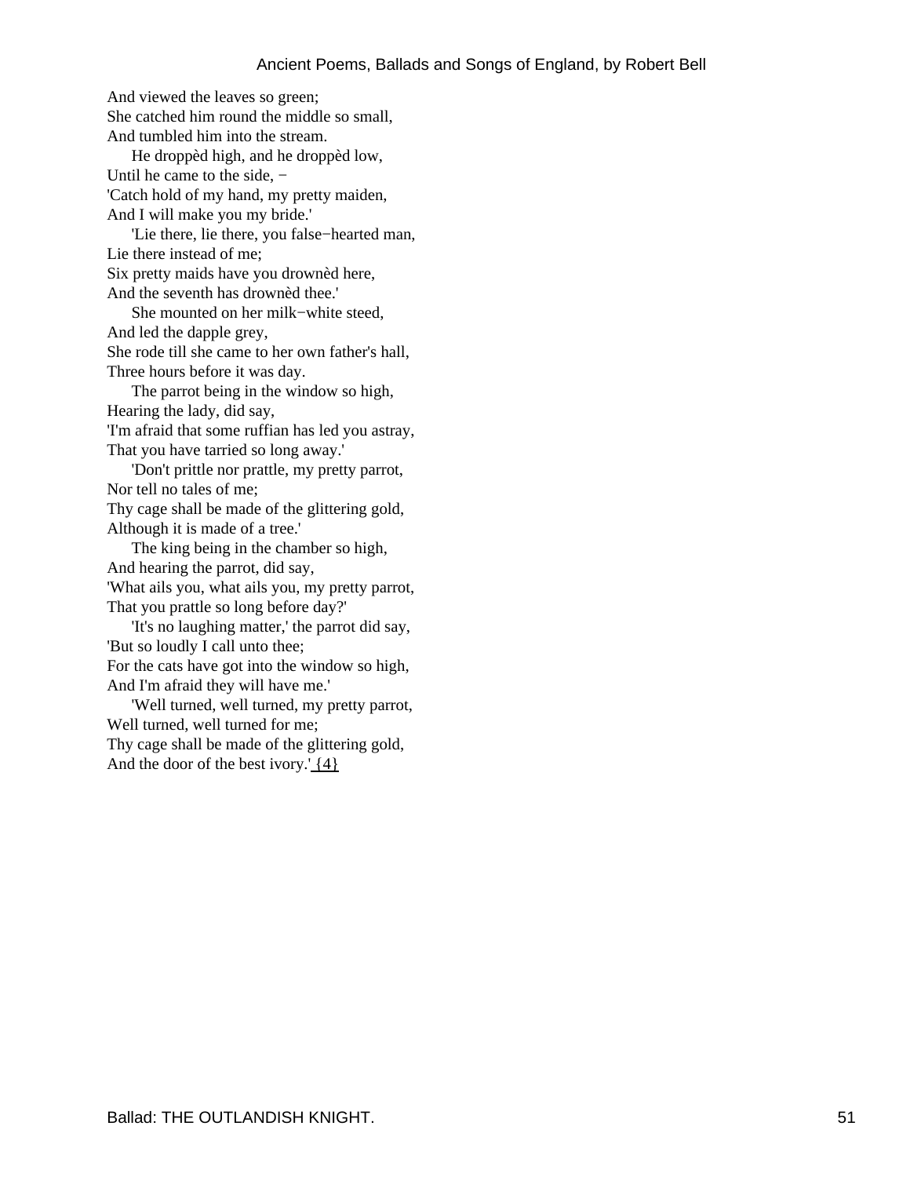And viewed the leaves so green;
She catched him round the middle so small,
And tumbled him into the stream.

He droppèd high, and he droppèd low,
Until he came to the side, −
'Catch hold of my hand, my pretty maiden,
And I will make you my bride.'

'Lie there, lie there, you false−hearted man,
Lie there instead of me;
Six pretty maids have you drownèd here,
And the seventh has drownèd thee.'

She mounted on her milk−white steed,
And led the dapple grey,
She rode till she came to her own father's hall,
Three hours before it was day.

The parrot being in the window so high,
Hearing the lady, did say,
'I'm afraid that some ruffian has led you astray,
That you have tarried so long away.'

'Don't prittle nor prattle, my pretty parrot,
Nor tell no tales of me;
Thy cage shall be made of the glittering gold,
Although it is made of a tree.'

The king being in the chamber so high,
And hearing the parrot, did say,
'What ails you, what ails you, my pretty parrot,
That you prattle so long before day?'

'It's no laughing matter,' the parrot did say,
'But so loudly I call unto thee;
For the cats have got into the window so high,
And I'm afraid they will have me.'

'Well turned, well turned, my pretty parrot,
Well turned, well turned for me;
Thy cage shall be made of the glittering gold,
And the door of the best ivory.' {4}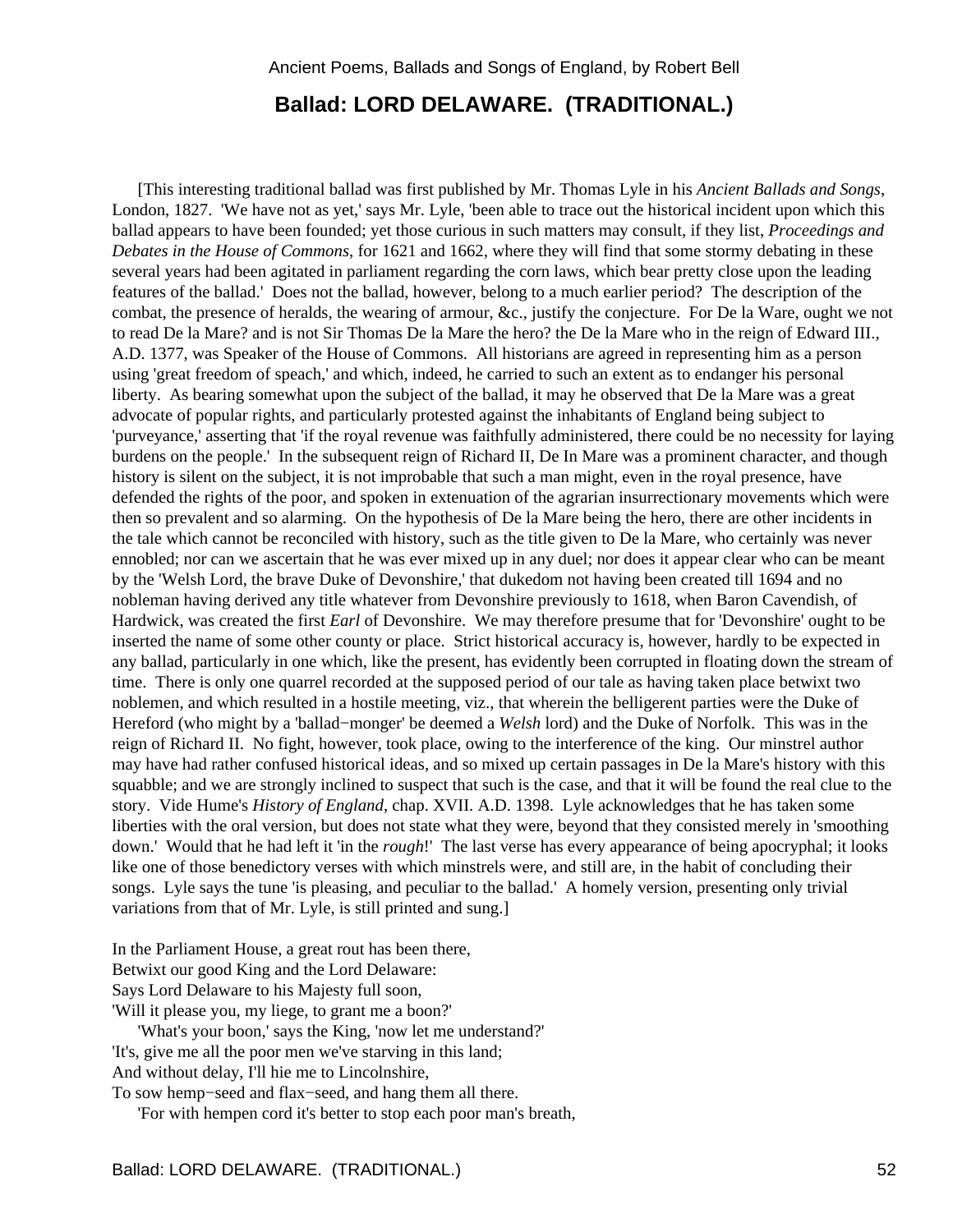## Ballad: LORD DELAWARE. (TRADITIONAL.)

[This interesting traditional ballad was first published by Mr. Thomas Lyle in his *Ancient Ballads and Songs*, London, 1827. 'We have not as yet,' says Mr. Lyle, 'been able to trace out the historical incident upon which this ballad appears to have been founded; yet those curious in such matters may consult, if they list, *Proceedings and Debates in the House of Commons*, for 1621 and 1662, where they will find that some stormy debating in these several years had been agitated in parliament regarding the corn laws, which bear pretty close upon the leading features of the ballad.' Does not the ballad, however, belong to a much earlier period? The description of the combat, the presence of heralds, the wearing of armour, &c., justify the conjecture. For De la Ware, ought we not to read De la Mare? and is not Sir Thomas De la Mare the hero? the De la Mare who in the reign of Edward III., A.D. 1377, was Speaker of the House of Commons. All historians are agreed in representing him as a person using 'great freedom of speach,' and which, indeed, he carried to such an extent as to endanger his personal liberty. As bearing somewhat upon the subject of the ballad, it may he observed that De la Mare was a great advocate of popular rights, and particularly protested against the inhabitants of England being subject to 'purveyance,' asserting that 'if the royal revenue was faithfully administered, there could be no necessity for laying burdens on the people.' In the subsequent reign of Richard II, De In Mare was a prominent character, and though history is silent on the subject, it is not improbable that such a man might, even in the royal presence, have defended the rights of the poor, and spoken in extenuation of the agrarian insurrectionary movements which were then so prevalent and so alarming. On the hypothesis of De la Mare being the hero, there are other incidents in the tale which cannot be reconciled with history, such as the title given to De la Mare, who certainly was never ennobled; nor can we ascertain that he was ever mixed up in any duel; nor does it appear clear who can be meant by the 'Welsh Lord, the brave Duke of Devonshire,' that dukedom not having been created till 1694 and no nobleman having derived any title whatever from Devonshire previously to 1618, when Baron Cavendish, of Hardwick, was created the first *Earl* of Devonshire. We may therefore presume that for 'Devonshire' ought to be inserted the name of some other county or place. Strict historical accuracy is, however, hardly to be expected in any ballad, particularly in one which, like the present, has evidently been corrupted in floating down the stream of time. There is only one quarrel recorded at the supposed period of our tale as having taken place betwixt two noblemen, and which resulted in a hostile meeting, viz., that wherein the belligerent parties were the Duke of Hereford (who might by a 'ballad−monger' be deemed a *Welsh* lord) and the Duke of Norfolk. This was in the reign of Richard II. No fight, however, took place, owing to the interference of the king. Our minstrel author may have had rather confused historical ideas, and so mixed up certain passages in De la Mare's history with this squabble; and we are strongly inclined to suspect that such is the case, and that it will be found the real clue to the story. Vide Hume's *History of England*, chap. XVII. A.D. 1398. Lyle acknowledges that he has taken some liberties with the oral version, but does not state what they were, beyond that they consisted merely in 'smoothing down.' Would that he had left it 'in the *rough*!' The last verse has every appearance of being apocryphal; it looks like one of those benedictory verses with which minstrels were, and still are, in the habit of concluding their songs. Lyle says the tune 'is pleasing, and peculiar to the ballad.' A homely version, presenting only trivial variations from that of Mr. Lyle, is still printed and sung.]

In the Parliament House, a great rout has been there,
Betwixt our good King and the Lord Delaware:
Says Lord Delaware to his Majesty full soon,
'Will it please you, my liege, to grant me a boon?'

'What's your boon,' says the King, 'now let me understand?'
'It's, give me all the poor men we've starving in this land;
And without delay, I'll hie me to Lincolnshire,
To sow hemp−seed and flax−seed, and hang them all there.

'For with hempen cord it's better to stop each poor man's breath,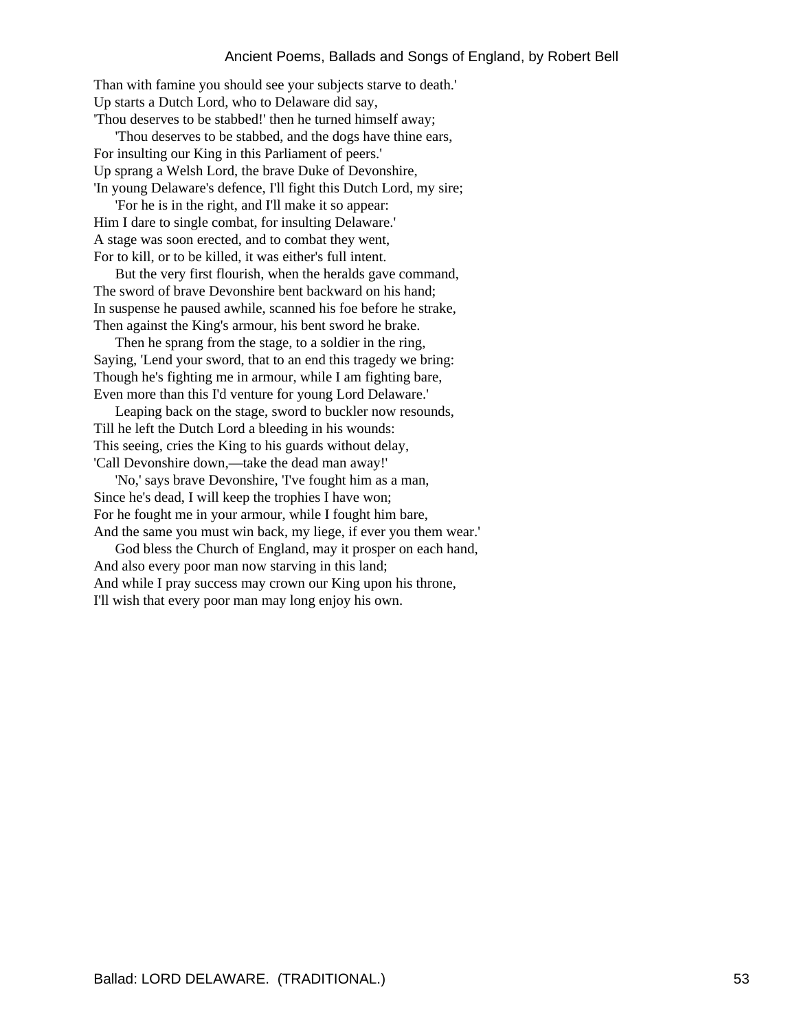Than with famine you should see your subjects starve to death.'
Up starts a Dutch Lord, who to Delaware did say,
'Thou deserves to be stabbed!' then he turned himself away;

'Thou deserves to be stabbed, and the dogs have thine ears,
For insulting our King in this Parliament of peers.'
Up sprang a Welsh Lord, the brave Duke of Devonshire,
'In young Delaware's defence, I'll fight this Dutch Lord, my sire;

'For he is in the right, and I'll make it so appear:
Him I dare to single combat, for insulting Delaware.'
A stage was soon erected, and to combat they went,
For to kill, or to be killed, it was either's full intent.

But the very first flourish, when the heralds gave command,
The sword of brave Devonshire bent backward on his hand;
In suspense he paused awhile, scanned his foe before he strake,
Then against the King's armour, his bent sword he brake.

Then he sprang from the stage, to a soldier in the ring,
Saying, 'Lend your sword, that to an end this tragedy we bring:
Though he's fighting me in armour, while I am fighting bare,
Even more than this I'd venture for young Lord Delaware.'

Leaping back on the stage, sword to buckler now resounds,
Till he left the Dutch Lord a bleeding in his wounds:
This seeing, cries the King to his guards without delay,
'Call Devonshire down,—take the dead man away!'

'No,' says brave Devonshire, 'I've fought him as a man,
Since he's dead, I will keep the trophies I have won;
For he fought me in your armour, while I fought him bare,
And the same you must win back, my liege, if ever you them wear.'

God bless the Church of England, may it prosper on each hand,
And also every poor man now starving in this land;
And while I pray success may crown our King upon his throne,
I'll wish that every poor man may long enjoy his own.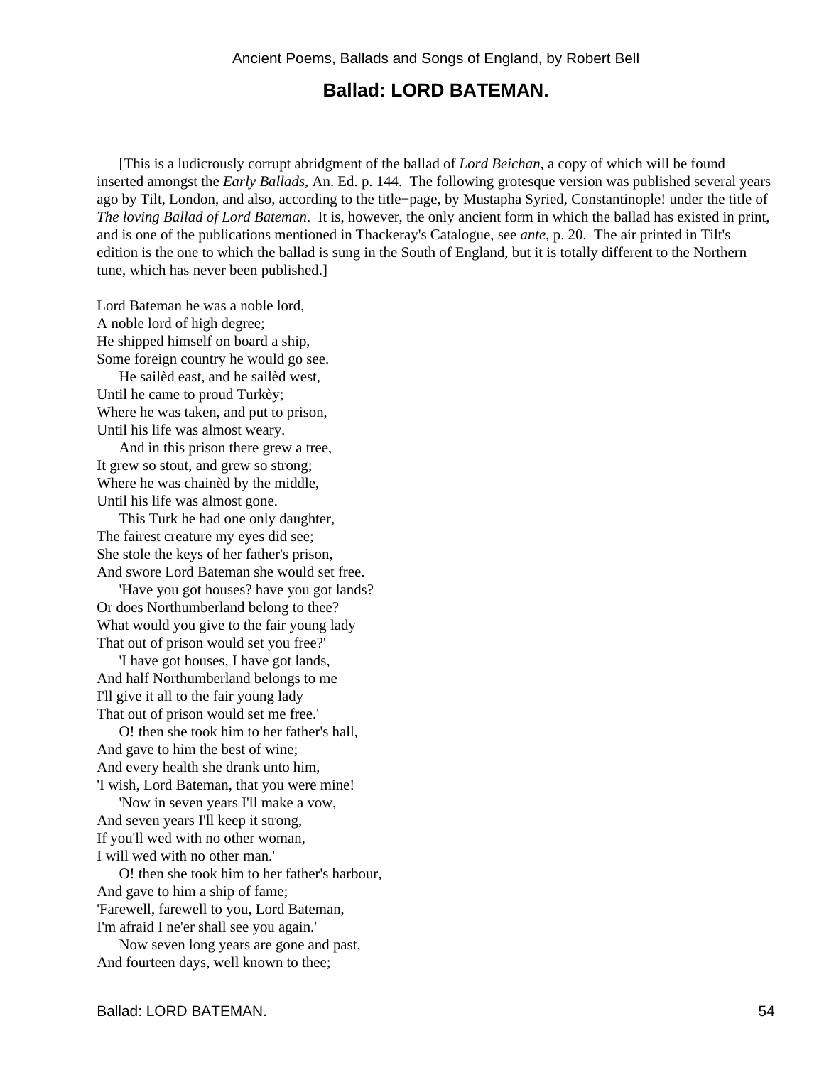## Ballad: LORD BATEMAN.

[This is a ludicrously corrupt abridgment of the ballad of *Lord Beichan*, a copy of which will be found inserted amongst the *Early Ballads*, An. Ed. p. 144. The following grotesque version was published several years ago by Tilt, London, and also, according to the title−page, by Mustapha Syried, Constantinople! under the title of *The loving Ballad of Lord Bateman*. It is, however, the only ancient form in which the ballad has existed in print, and is one of the publications mentioned in Thackeray's Catalogue, see *ante*, p. 20. The air printed in Tilt's edition is the one to which the ballad is sung in the South of England, but it is totally different to the Northern tune, which has never been published.]

Lord Bateman he was a noble lord,
A noble lord of high degree;
He shipped himself on board a ship,
Some foreign country he would go see.

He sailèd east, and he sailèd west,
Until he came to proud Turkèy;
Where he was taken, and put to prison,
Until his life was almost weary.

And in this prison there grew a tree,
It grew so stout, and grew so strong;
Where he was chainèd by the middle,
Until his life was almost gone.

This Turk he had one only daughter,
The fairest creature my eyes did see;
She stole the keys of her father's prison,
And swore Lord Bateman she would set free.

'Have you got houses? have you got lands?
Or does Northumberland belong to thee?
What would you give to the fair young lady
That out of prison would set you free?'

'I have got houses, I have got lands,
And half Northumberland belongs to me
I'll give it all to the fair young lady
That out of prison would set me free.'

O! then she took him to her father's hall,
And gave to him the best of wine;
And every health she drank unto him,
'I wish, Lord Bateman, that you were mine!

'Now in seven years I'll make a vow,
And seven years I'll keep it strong,
If you'll wed with no other woman,
I will wed with no other man.'

O! then she took him to her father's harbour,
And gave to him a ship of fame;
'Farewell, farewell to you, Lord Bateman,
I'm afraid I ne'er shall see you again.'

Now seven long years are gone and past,
And fourteen days, well known to thee;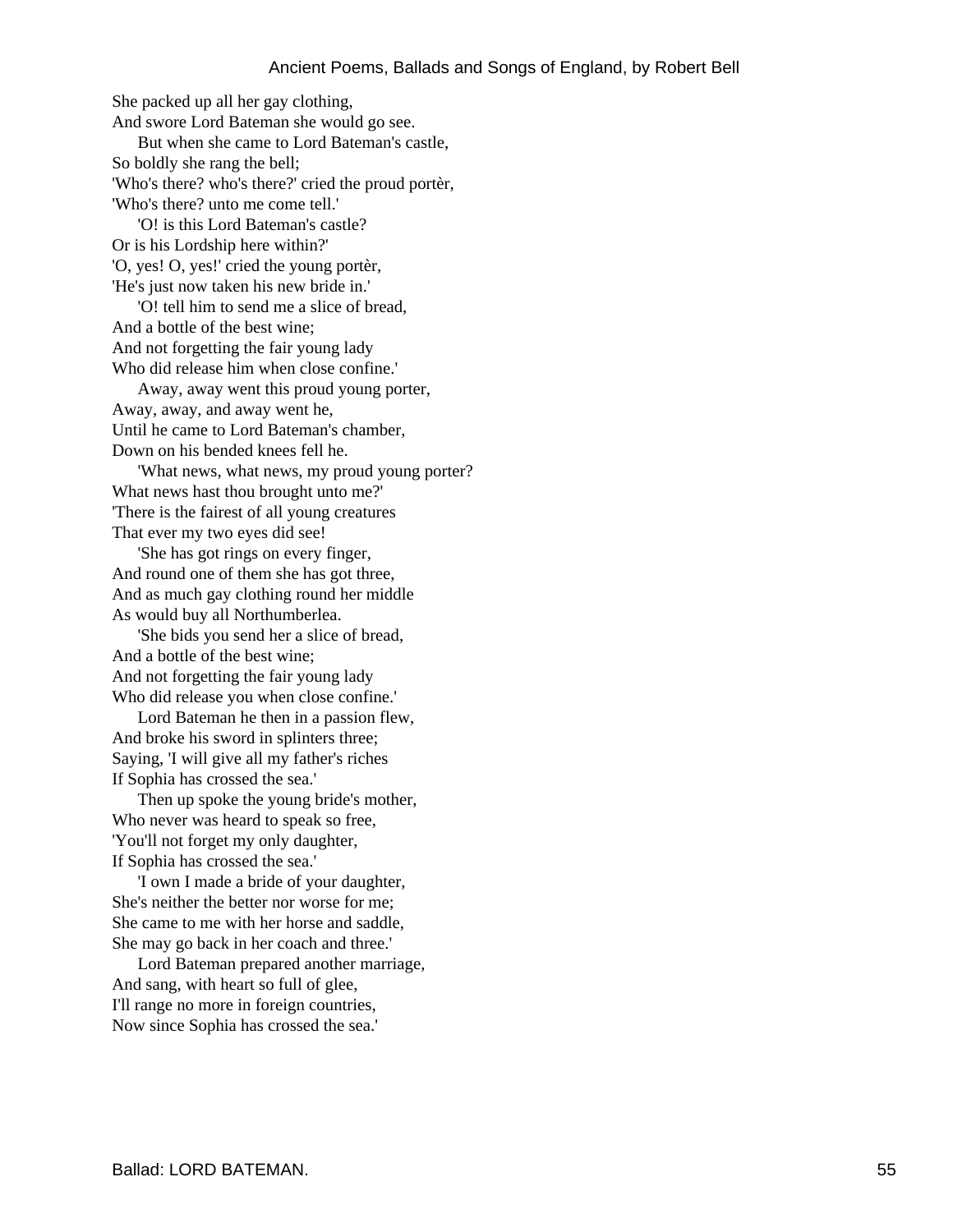She packed up all her gay clothing,
And swore Lord Bateman she would go see.

But when she came to Lord Bateman's castle,
So boldly she rang the bell;
'Who's there? who's there?' cried the proud portèr,
'Who's there? unto me come tell.'

'O! is this Lord Bateman's castle?
Or is his Lordship here within?'
'O, yes! O, yes!' cried the young portèr,
'He's just now taken his new bride in.'

'O! tell him to send me a slice of bread,
And a bottle of the best wine;
And not forgetting the fair young lady
Who did release him when close confine.'

Away, away went this proud young porter,
Away, away, and away went he,
Until he came to Lord Bateman's chamber,
Down on his bended knees fell he.

'What news, what news, my proud young porter?
What news hast thou brought unto me?'
'There is the fairest of all young creatures
That ever my two eyes did see!

'She has got rings on every finger,
And round one of them she has got three,
And as much gay clothing round her middle
As would buy all Northumberlea.

'She bids you send her a slice of bread,
And a bottle of the best wine;
And not forgetting the fair young lady
Who did release you when close confine.'

Lord Bateman he then in a passion flew,
And broke his sword in splinters three;
Saying, 'I will give all my father's riches
If Sophia has crossed the sea.'

Then up spoke the young bride's mother,
Who never was heard to speak so free,
'You'll not forget my only daughter,
If Sophia has crossed the sea.'

'I own I made a bride of your daughter,
She's neither the better nor worse for me;
She came to me with her horse and saddle,
She may go back in her coach and three.'

Lord Bateman prepared another marriage,
And sang, with heart so full of glee,
I'll range no more in foreign countries,
Now since Sophia has crossed the sea.'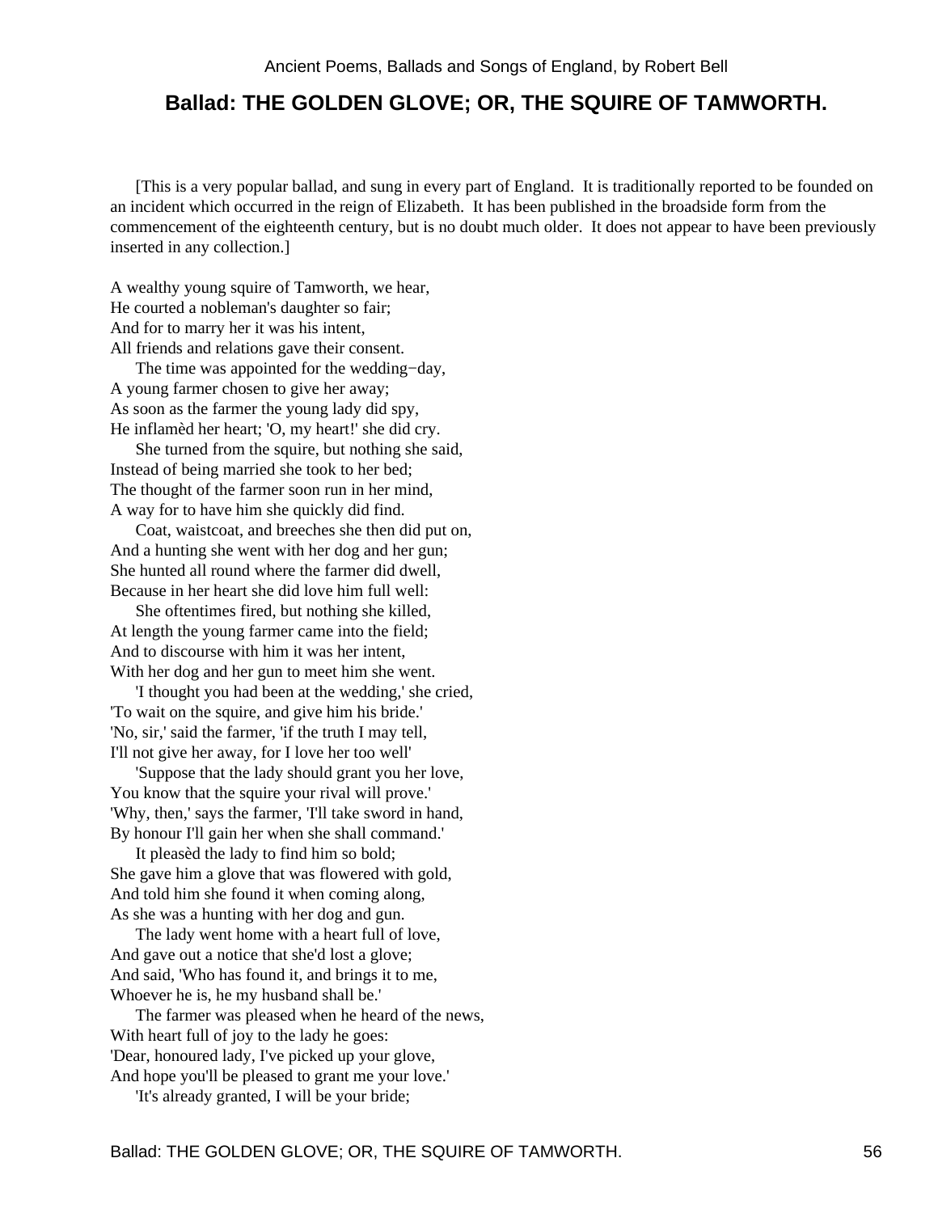## Ballad: THE GOLDEN GLOVE; OR, THE SQUIRE OF TAMWORTH.

[This is a very popular ballad, and sung in every part of England. It is traditionally reported to be founded on an incident which occurred in the reign of Elizabeth. It has been published in the broadside form from the commencement of the eighteenth century, but is no doubt much older. It does not appear to have been previously inserted in any collection.]

A wealthy young squire of Tamworth, we hear,
He courted a nobleman's daughter so fair;
And for to marry her it was his intent,
All friends and relations gave their consent.

The time was appointed for the wedding−day,
A young farmer chosen to give her away;
As soon as the farmer the young lady did spy,
He inflamèd her heart; 'O, my heart!' she did cry.

She turned from the squire, but nothing she said,
Instead of being married she took to her bed;
The thought of the farmer soon run in her mind,
A way for to have him she quickly did find.

Coat, waistcoat, and breeches she then did put on,
And a hunting she went with her dog and her gun;
She hunted all round where the farmer did dwell,
Because in her heart she did love him full well:

She oftentimes fired, but nothing she killed,
At length the young farmer came into the field;
And to discourse with him it was her intent,
With her dog and her gun to meet him she went.

'I thought you had been at the wedding,' she cried,
'To wait on the squire, and give him his bride.'
'No, sir,' said the farmer, 'if the truth I may tell,
I'll not give her away, for I love her too well'

'Suppose that the lady should grant you her love,
You know that the squire your rival will prove.'
'Why, then,' says the farmer, 'I'll take sword in hand,
By honour I'll gain her when she shall command.'

It pleasèd the lady to find him so bold;
She gave him a glove that was flowered with gold,
And told him she found it when coming along,
As she was a hunting with her dog and gun.

The lady went home with a heart full of love,
And gave out a notice that she'd lost a glove;
And said, 'Who has found it, and brings it to me,
Whoever he is, he my husband shall be.'

The farmer was pleased when he heard of the news,
With heart full of joy to the lady he goes:
'Dear, honoured lady, I've picked up your glove,
And hope you'll be pleased to grant me your love.'

'It's already granted, I will be your bride;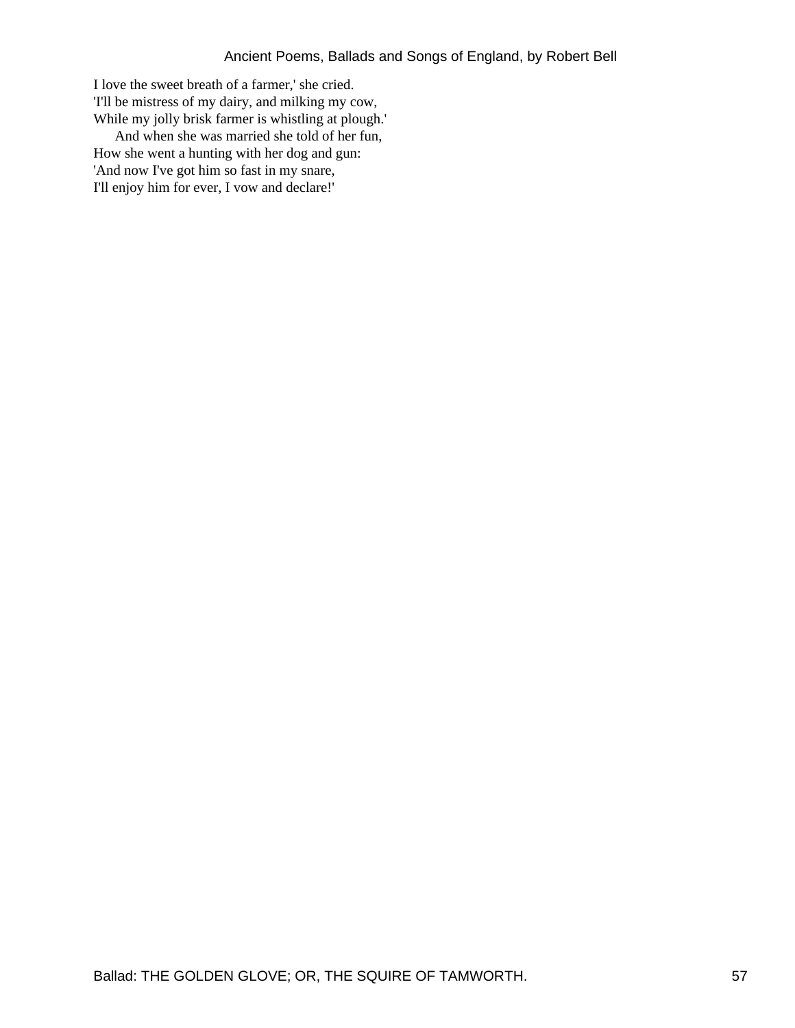I love the sweet breath of a farmer,' she cried.  
'I'll be mistress of my dairy, and milking my cow,  
While my jolly brisk farmer is whistling at plough.'

And when she was married she told of her fun,  
How she went a hunting with her dog and gun:  
'And now I've got him so fast in my snare,  
I'll enjoy him for ever, I vow and declare!'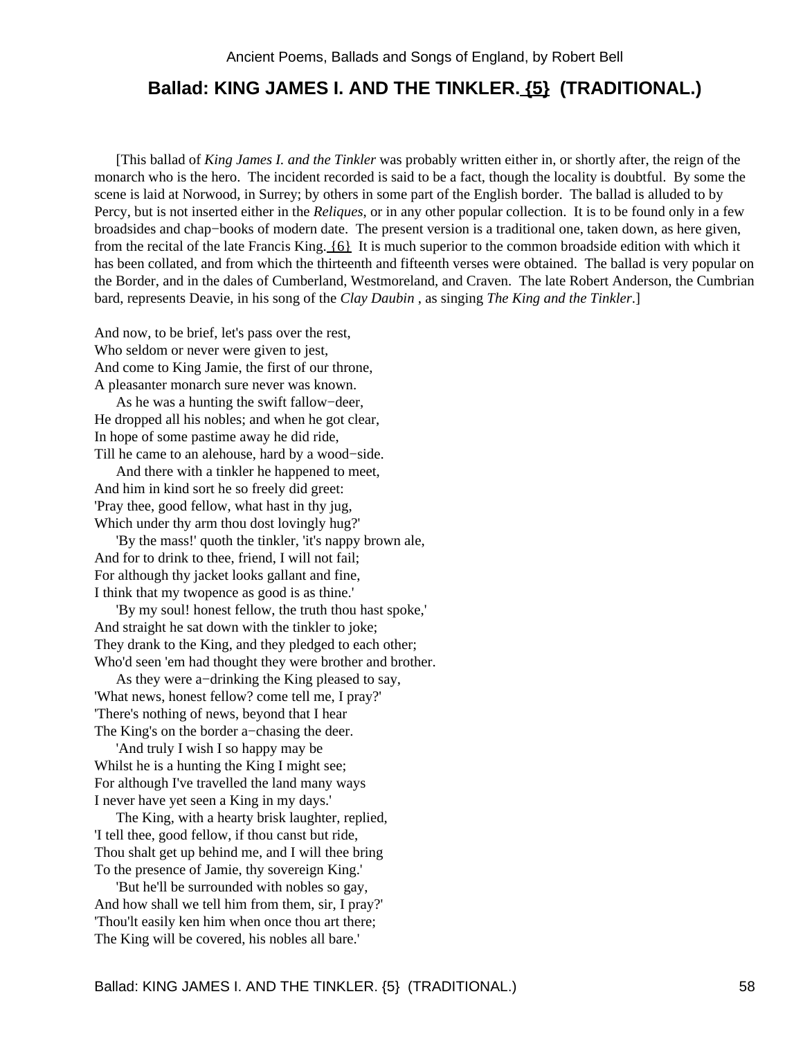## Ballad: KING JAMES I. AND THE TINKLER. {5} (TRADITIONAL.)

[This ballad of *King James I. and the Tinkler* was probably written either in, or shortly after, the reign of the monarch who is the hero. The incident recorded is said to be a fact, though the locality is doubtful. By some the scene is laid at Norwood, in Surrey; by others in some part of the English border. The ballad is alluded to by Percy, but is not inserted either in the *Reliques*, or in any other popular collection. It is to be found only in a few broadsides and chap−books of modern date. The present version is a traditional one, taken down, as here given, from the recital of the late Francis King. {6} It is much superior to the common broadside edition with which it has been collated, and from which the thirteenth and fifteenth verses were obtained. The ballad is very popular on the Border, and in the dales of Cumberland, Westmoreland, and Craven. The late Robert Anderson, the Cumbrian bard, represents Deavie, in his song of the *Clay Daubin* , as singing *The King and the Tinkler*.]

And now, to be brief, let's pass over the rest,
Who seldom or never were given to jest,
And come to King Jamie, the first of our throne,
A pleasanter monarch sure never was known.

As he was a hunting the swift fallow−deer,
He dropped all his nobles; and when he got clear,
In hope of some pastime away he did ride,
Till he came to an alehouse, hard by a wood−side.

And there with a tinkler he happened to meet,
And him in kind sort he so freely did greet:
'Pray thee, good fellow, what hast in thy jug,
Which under thy arm thou dost lovingly hug?'

'By the mass!' quoth the tinkler, 'it's nappy brown ale,
And for to drink to thee, friend, I will not fail;
For although thy jacket looks gallant and fine,
I think that my twopence as good is as thine.'

'By my soul! honest fellow, the truth thou hast spoke,'
And straight he sat down with the tinkler to joke;
They drank to the King, and they pledged to each other;
Who'd seen 'em had thought they were brother and brother.

As they were a−drinking the King pleased to say,
'What news, honest fellow? come tell me, I pray?'
'There's nothing of news, beyond that I hear
The King's on the border a−chasing the deer.

'And truly I wish I so happy may be
Whilst he is a hunting the King I might see;
For although I've travelled the land many ways
I never have yet seen a King in my days.'

The King, with a hearty brisk laughter, replied,
'I tell thee, good fellow, if thou canst but ride,
Thou shalt get up behind me, and I will thee bring
To the presence of Jamie, thy sovereign King.'

'But he'll be surrounded with nobles so gay,
And how shall we tell him from them, sir, I pray?'
'Thou'lt easily ken him when once thou art there;
The King will be covered, his nobles all bare.'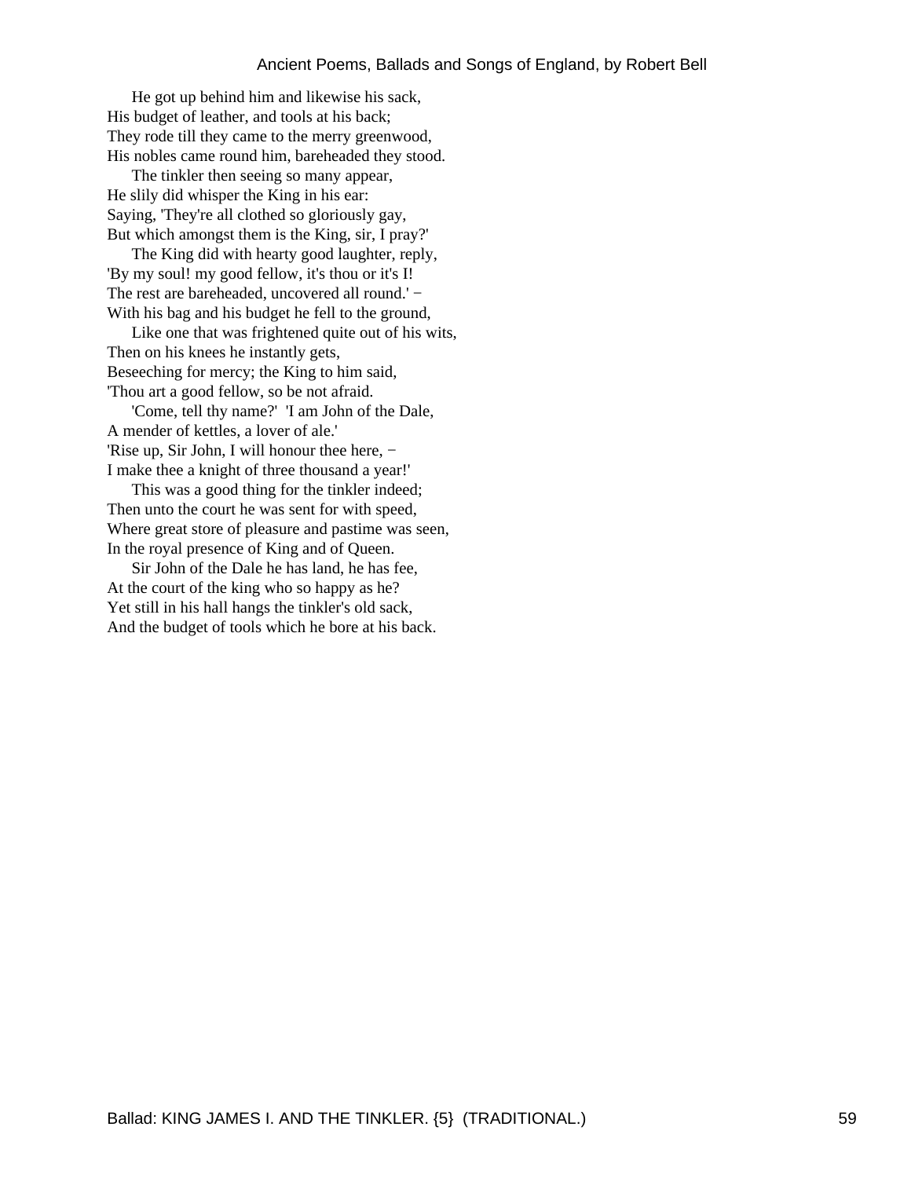He got up behind him and likewise his sack,
His budget of leather, and tools at his back;
They rode till they came to the merry greenwood,
His nobles came round him, bareheaded they stood.

The tinkler then seeing so many appear,
He slily did whisper the King in his ear:
Saying, 'They're all clothed so gloriously gay,
But which amongst them is the King, sir, I pray?'

The King did with hearty good laughter, reply,
'By my soul! my good fellow, it's thou or it's I!
The rest are bareheaded, uncovered all round.' −
With his bag and his budget he fell to the ground,

Like one that was frightened quite out of his wits,
Then on his knees he instantly gets,
Beseeching for mercy; the King to him said,
'Thou art a good fellow, so be not afraid.

'Come, tell thy name?'  'I am John of the Dale,
A mender of kettles, a lover of ale.'
'Rise up, Sir John, I will honour thee here, −
I make thee a knight of three thousand a year!'

This was a good thing for the tinkler indeed;
Then unto the court he was sent for with speed,
Where great store of pleasure and pastime was seen,
In the royal presence of King and of Queen.

Sir John of the Dale he has land, he has fee,
At the court of the king who so happy as he?
Yet still in his hall hangs the tinkler's old sack,
And the budget of tools which he bore at his back.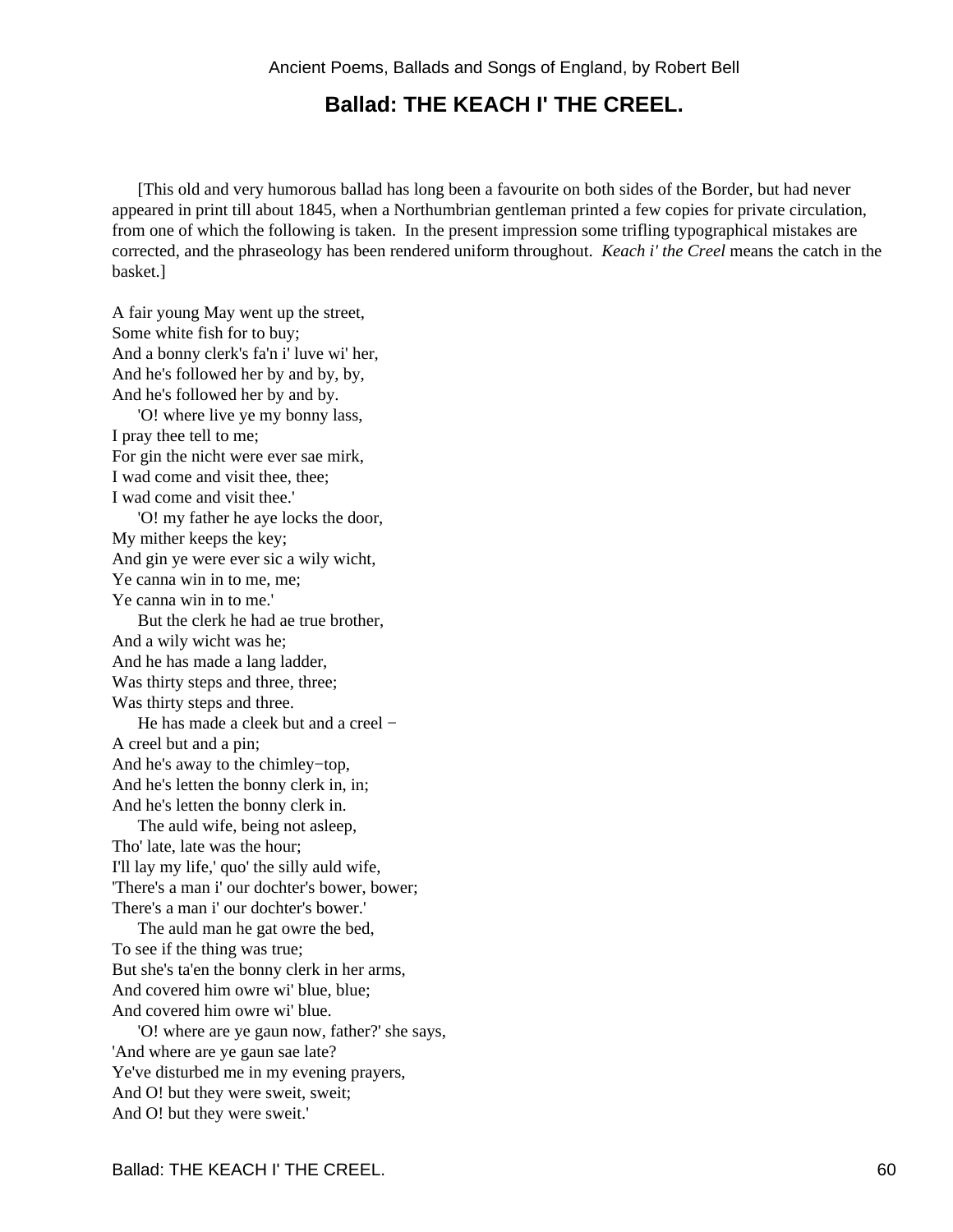## Ballad: THE KEACH I' THE CREEL.

[This old and very humorous ballad has long been a favourite on both sides of the Border, but had never appeared in print till about 1845, when a Northumbrian gentleman printed a few copies for private circulation, from one of which the following is taken. In the present impression some trifling typographical mistakes are corrected, and the phraseology has been rendered uniform throughout. *Keach i' the Creel* means the catch in the basket.]

A fair young May went up the street,
Some white fish for to buy;
And a bonny clerk's fa'n i' luve wi' her,
And he's followed her by and by, by,
And he's followed her by and by.

'O! where live ye my bonny lass,
I pray thee tell to me;
For gin the nicht were ever sae mirk,
I wad come and visit thee, thee;
I wad come and visit thee.'

'O! my father he aye locks the door,
My mither keeps the key;
And gin ye were ever sic a wily wicht,
Ye canna win in to me, me;
Ye canna win in to me.'

But the clerk he had ae true brother,
And a wily wicht was he;
And he has made a lang ladder,
Was thirty steps and three, three;
Was thirty steps and three.

He has made a cleek but and a creel −
A creel but and a pin;
And he's away to the chimley−top,
And he's letten the bonny clerk in, in;
And he's letten the bonny clerk in.

The auld wife, being not asleep,
Tho' late, late was the hour;
I'll lay my life,' quo' the silly auld wife,
'There's a man i' our dochter's bower, bower;
There's a man i' our dochter's bower.'

The auld man he gat owre the bed,
To see if the thing was true;
But she's ta'en the bonny clerk in her arms,
And covered him owre wi' blue, blue;
And covered him owre wi' blue.

'O! where are ye gaun now, father?' she says,
'And where are ye gaun sae late?
Ye've disturbed me in my evening prayers,
And O! but they were sweit, sweit;
And O! but they were sweit.'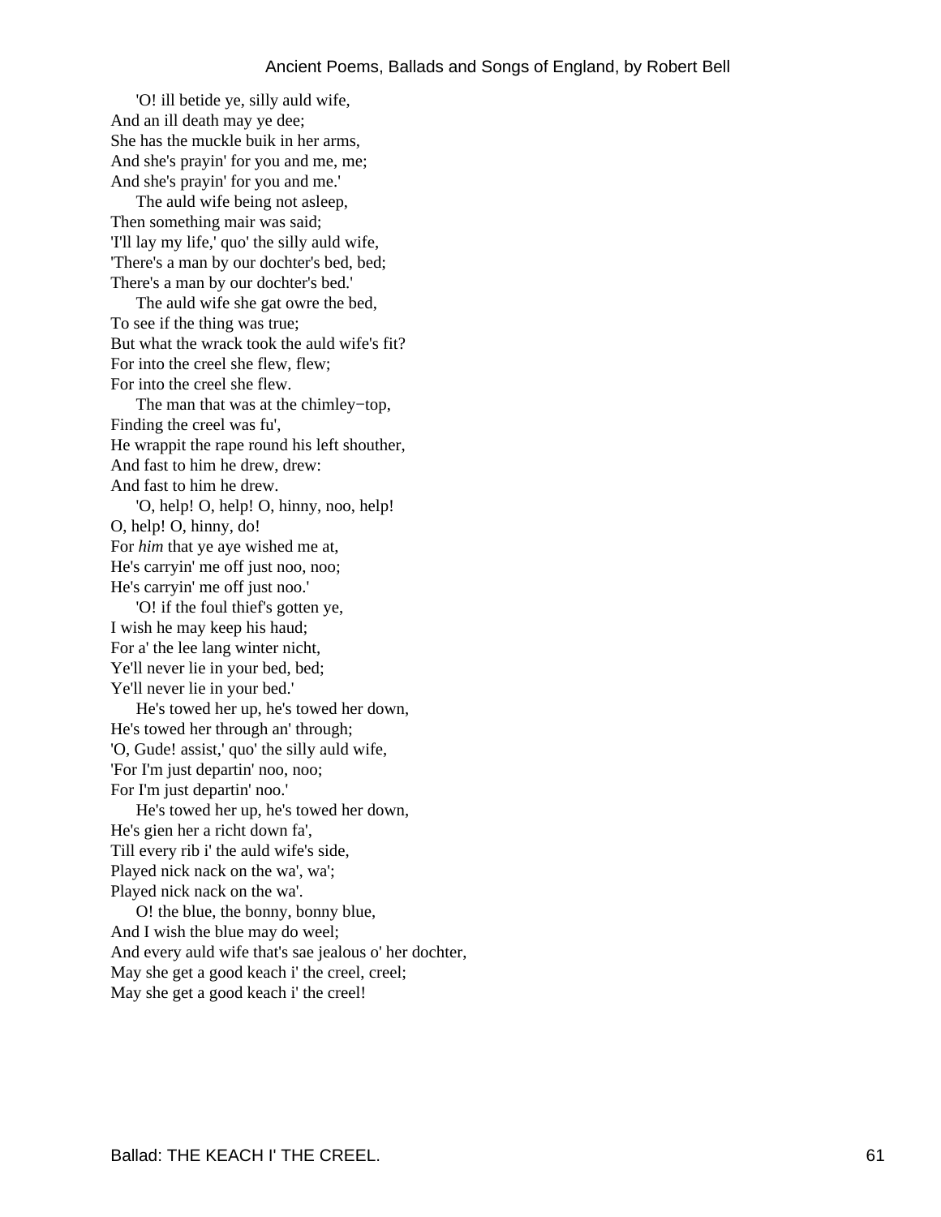'O! ill betide ye, silly auld wife,
And an ill death may ye dee;
She has the muckle buik in her arms,
And she's prayin' for you and me, me;
And she's prayin' for you and me.'

The auld wife being not asleep,
Then something mair was said;
'I'll lay my life,' quo' the silly auld wife,
'There's a man by our dochter's bed, bed;
There's a man by our dochter's bed.'

The auld wife she gat owre the bed,
To see if the thing was true;
But what the wrack took the auld wife's fit?
For into the creel she flew, flew;
For into the creel she flew.

The man that was at the chimley−top,
Finding the creel was fu',
He wrappit the rape round his left shouther,
And fast to him he drew, drew:
And fast to him he drew.

'O, help! O, help! O, hinny, noo, help!
O, help! O, hinny, do!
For *him* that ye aye wished me at,
He's carryin' me off just noo, noo;
He's carryin' me off just noo.'

'O! if the foul thief's gotten ye,
I wish he may keep his haud;
For a' the lee lang winter nicht,
Ye'll never lie in your bed, bed;
Ye'll never lie in your bed.'

He's towed her up, he's towed her down,
He's towed her through an' through;
'O, Gude! assist,' quo' the silly auld wife,
'For I'm just departin' noo, noo;
For I'm just departin' noo.'

He's towed her up, he's towed her down,
He's gien her a richt down fa',
Till every rib i' the auld wife's side,
Played nick nack on the wa', wa';
Played nick nack on the wa'.

O! the blue, the bonny, bonny blue,
And I wish the blue may do weel;
And every auld wife that's sae jealous o' her dochter,
May she get a good keach i' the creel, creel;
May she get a good keach i' the creel!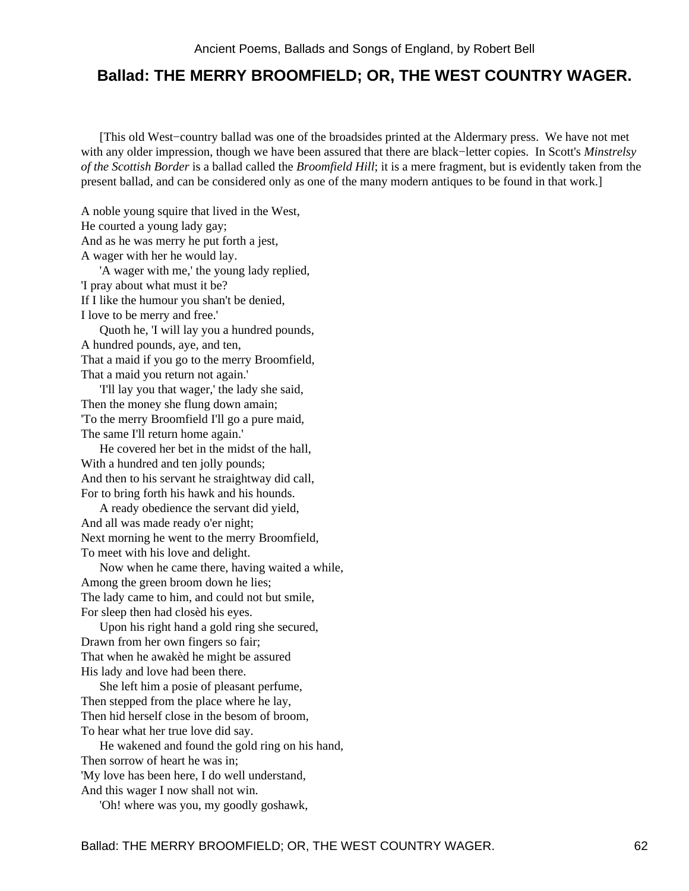## Ballad: THE MERRY BROOMFIELD; OR, THE WEST COUNTRY WAGER.

[This old West−country ballad was one of the broadsides printed at the Aldermary press. We have not met with any older impression, though we have been assured that there are black−letter copies. In Scott's *Minstrelsy of the Scottish Border* is a ballad called the *Broomfield Hill*; it is a mere fragment, but is evidently taken from the present ballad, and can be considered only as one of the many modern antiques to be found in that work.]

A noble young squire that lived in the West,  
He courted a young lady gay;  
And as he was merry he put forth a jest,  
A wager with her he would lay.

'A wager with me,' the young lady replied,  
'I pray about what must it be?  
If I like the humour you shan't be denied,  
I love to be merry and free.'

Quoth he, 'I will lay you a hundred pounds,  
A hundred pounds, aye, and ten,  
That a maid if you go to the merry Broomfield,  
That a maid you return not again.'

'I'll lay you that wager,' the lady she said,  
Then the money she flung down amain;  
'To the merry Broomfield I'll go a pure maid,  
The same I'll return home again.'

He covered her bet in the midst of the hall,  
With a hundred and ten jolly pounds;  
And then to his servant he straightway did call,  
For to bring forth his hawk and his hounds.

A ready obedience the servant did yield,  
And all was made ready o'er night;  
Next morning he went to the merry Broomfield,  
To meet with his love and delight.

Now when he came there, having waited a while,  
Among the green broom down he lies;  
The lady came to him, and could not but smile,  
For sleep then had closèd his eyes.

Upon his right hand a gold ring she secured,  
Drawn from her own fingers so fair;  
That when he awakèd he might be assured  
His lady and love had been there.

She left him a posie of pleasant perfume,  
Then stepped from the place where he lay,  
Then hid herself close in the besom of broom,  
To hear what her true love did say.

He wakened and found the gold ring on his hand,  
Then sorrow of heart he was in;  
'My love has been here, I do well understand,  
And this wager I now shall not win.

'Oh! where was you, my goodly goshawk,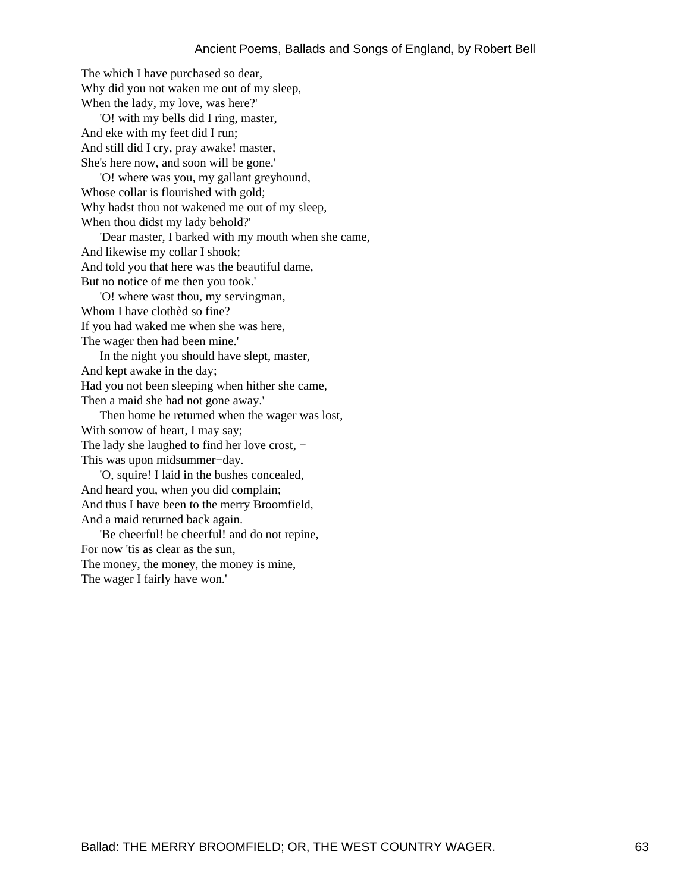The which I have purchased so dear,
Why did you not waken me out of my sleep,
When the lady, my love, was here?'

'O! with my bells did I ring, master,
And eke with my feet did I run;
And still did I cry, pray awake! master,
She's here now, and soon will be gone.'

'O! where was you, my gallant greyhound,
Whose collar is flourished with gold;
Why hadst thou not wakened me out of my sleep,
When thou didst my lady behold?'

'Dear master, I barked with my mouth when she came,
And likewise my collar I shook;
And told you that here was the beautiful dame,
But no notice of me then you took.'

'O! where wast thou, my servingman,
Whom I have clothèd so fine?
If you had waked me when she was here,
The wager then had been mine.'

In the night you should have slept, master,
And kept awake in the day;
Had you not been sleeping when hither she came,
Then a maid she had not gone away.'

Then home he returned when the wager was lost,
With sorrow of heart, I may say;
The lady she laughed to find her love crost, −
This was upon midsummer−day.

'O, squire! I laid in the bushes concealed,
And heard you, when you did complain;
And thus I have been to the merry Broomfield,
And a maid returned back again.

'Be cheerful! be cheerful! and do not repine,
For now 'tis as clear as the sun,
The money, the money, the money is mine,
The wager I fairly have won.'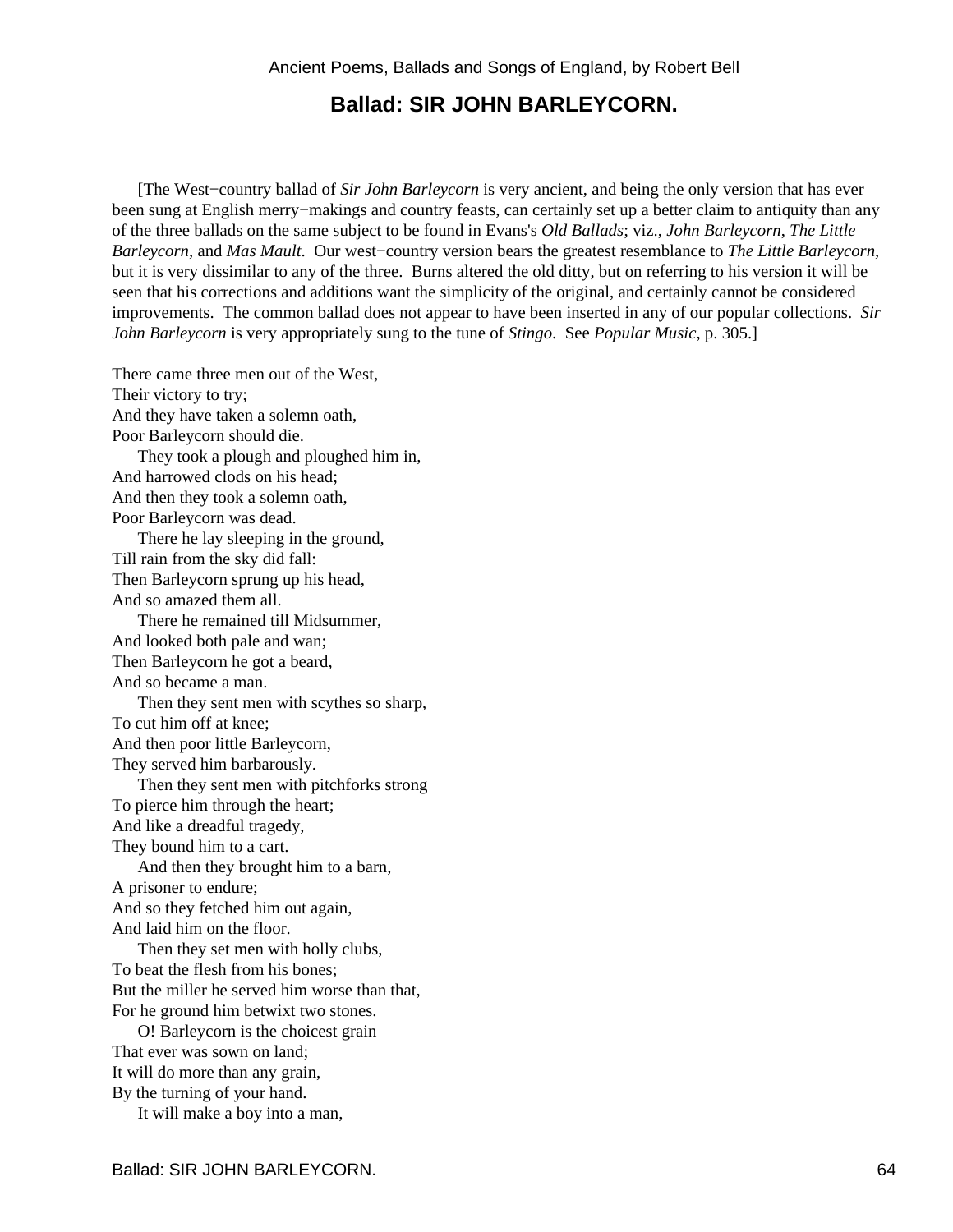## Ballad: SIR JOHN BARLEYCORN.

[The West−country ballad of *Sir John Barleycorn* is very ancient, and being the only version that has ever been sung at English merry−makings and country feasts, can certainly set up a better claim to antiquity than any of the three ballads on the same subject to be found in Evans's *Old Ballads*; viz., *John Barleycorn*, *The Little Barleycorn*, and *Mas Mault*. Our west−country version bears the greatest resemblance to *The Little Barleycorn*, but it is very dissimilar to any of the three. Burns altered the old ditty, but on referring to his version it will be seen that his corrections and additions want the simplicity of the original, and certainly cannot be considered improvements. The common ballad does not appear to have been inserted in any of our popular collections. *Sir John Barleycorn* is very appropriately sung to the tune of *Stingo*. See *Popular Music*, p. 305.]

There came three men out of the West,
Their victory to try;
And they have taken a solemn oath,
Poor Barleycorn should die.

They took a plough and ploughed him in,
And harrowed clods on his head;
And then they took a solemn oath,
Poor Barleycorn was dead.

There he lay sleeping in the ground,
Till rain from the sky did fall:
Then Barleycorn sprung up his head,
And so amazed them all.

There he remained till Midsummer,
And looked both pale and wan;
Then Barleycorn he got a beard,
And so became a man.

Then they sent men with scythes so sharp,
To cut him off at knee;
And then poor little Barleycorn,
They served him barbarously.

Then they sent men with pitchforks strong
To pierce him through the heart;
And like a dreadful tragedy,
They bound him to a cart.

And then they brought him to a barn,
A prisoner to endure;
And so they fetched him out again,
And laid him on the floor.

Then they set men with holly clubs,
To beat the flesh from his bones;
But the miller he served him worse than that,
For he ground him betwixt two stones.

O! Barleycorn is the choicest grain
That ever was sown on land;
It will do more than any grain,
By the turning of your hand.

It will make a boy into a man,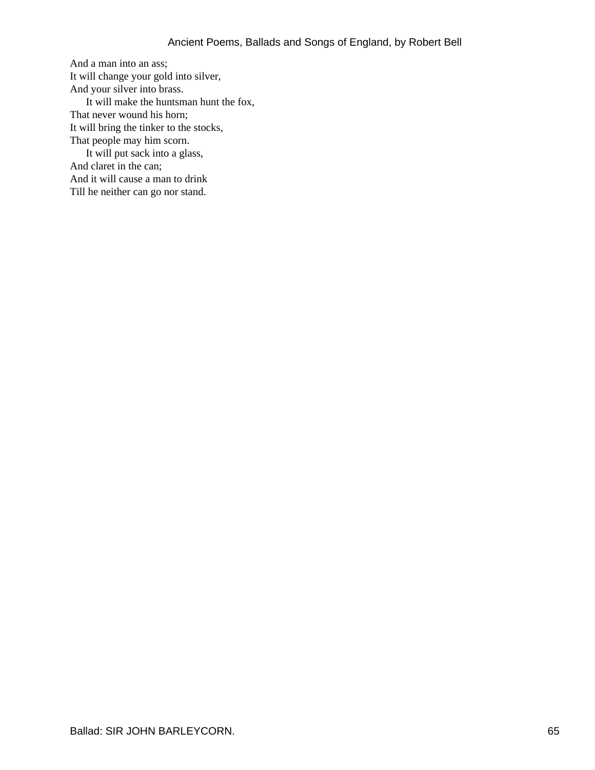And a man into an ass;  
It will change your gold into silver,  
And your silver into brass.

It will make the huntsman hunt the fox,  
That never wound his horn;  
It will bring the tinker to the stocks,  
That people may him scorn.

It will put sack into a glass,  
And claret in the can;  
And it will cause a man to drink  
Till he neither can go nor stand.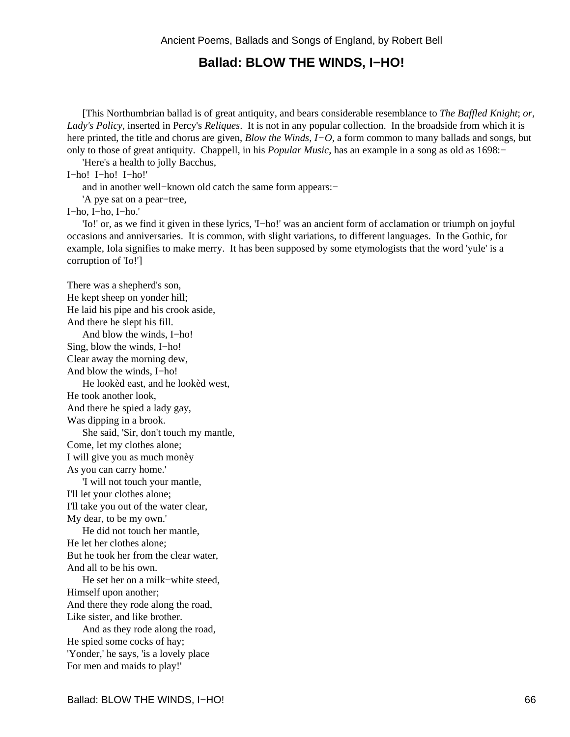## Ballad: BLOW THE WINDS, I−HO!

[This Northumbrian ballad is of great antiquity, and bears considerable resemblance to *The Baffled Knight*; *or*, *Lady's Policy*, inserted in Percy's *Reliques*. It is not in any popular collection. In the broadside from which it is here printed, the title and chorus are given, *Blow the Winds, I−O*, a form common to many ballads and songs, but only to those of great antiquity. Chappell, in his *Popular Music*, has an example in a song as old as 1698:−

'Here's a health to jolly Bacchus,  
I−ho! I−ho! I−ho!'

and in another well−known old catch the same form appears:−

'A pye sat on a pear−tree,  
I−ho, I−ho, I−ho.'

'Io!' or, as we find it given in these lyrics, 'I−ho!' was an ancient form of acclamation or triumph on joyful occasions and anniversaries. It is common, with slight variations, to different languages. In the Gothic, for example, Iola signifies to make merry. It has been supposed by some etymologists that the word 'yule' is a corruption of 'Io!']

There was a shepherd's son,  
He kept sheep on yonder hill;  
He laid his pipe and his crook aside,  
And there he slept his fill.  
And blow the winds, I−ho!  
Sing, blow the winds, I−ho!  
Clear away the morning dew,  
And blow the winds, I−ho!

He lookèd east, and he lookèd west,  
He took another look,  
And there he spied a lady gay,  
Was dipping in a brook.

She said, 'Sir, don't touch my mantle,  
Come, let my clothes alone;  
I will give you as much monèy  
As you can carry home.'

'I will not touch your mantle,  
I'll let your clothes alone;  
I'll take you out of the water clear,  
My dear, to be my own.'

He did not touch her mantle,  
He let her clothes alone;  
But he took her from the clear water,  
And all to be his own.

He set her on a milk−white steed,  
Himself upon another;  
And there they rode along the road,  
Like sister, and like brother.

And as they rode along the road,  
He spied some cocks of hay;  
'Yonder,' he says, 'is a lovely place  
For men and maids to play!'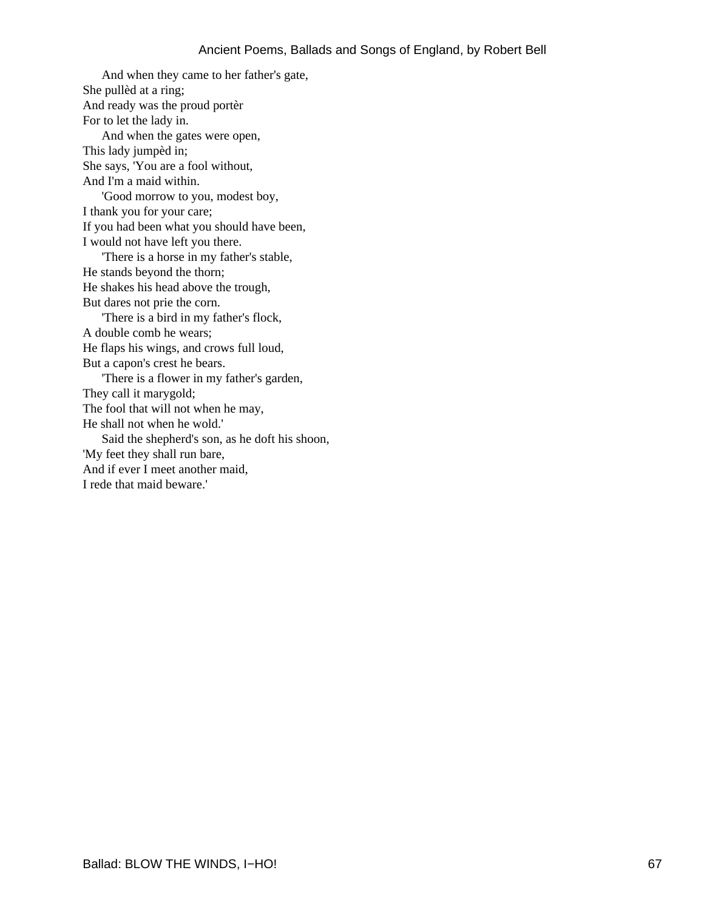And when they came to her father's gate,
She pullèd at a ring;
And ready was the proud portèr
For to let the lady in.

And when the gates were open,
This lady jumpèd in;
She says, 'You are a fool without,
And I'm a maid within.

'Good morrow to you, modest boy,
I thank you for your care;
If you had been what you should have been,
I would not have left you there.

'There is a horse in my father's stable,
He stands beyond the thorn;
He shakes his head above the trough,
But dares not prie the corn.

'There is a bird in my father's flock,
A double comb he wears;
He flaps his wings, and crows full loud,
But a capon's crest he bears.

'There is a flower in my father's garden,
They call it marygold;
The fool that will not when he may,
He shall not when he wold.'

Said the shepherd's son, as he doft his shoon,
'My feet they shall run bare,
And if ever I meet another maid,
I rede that maid beware.'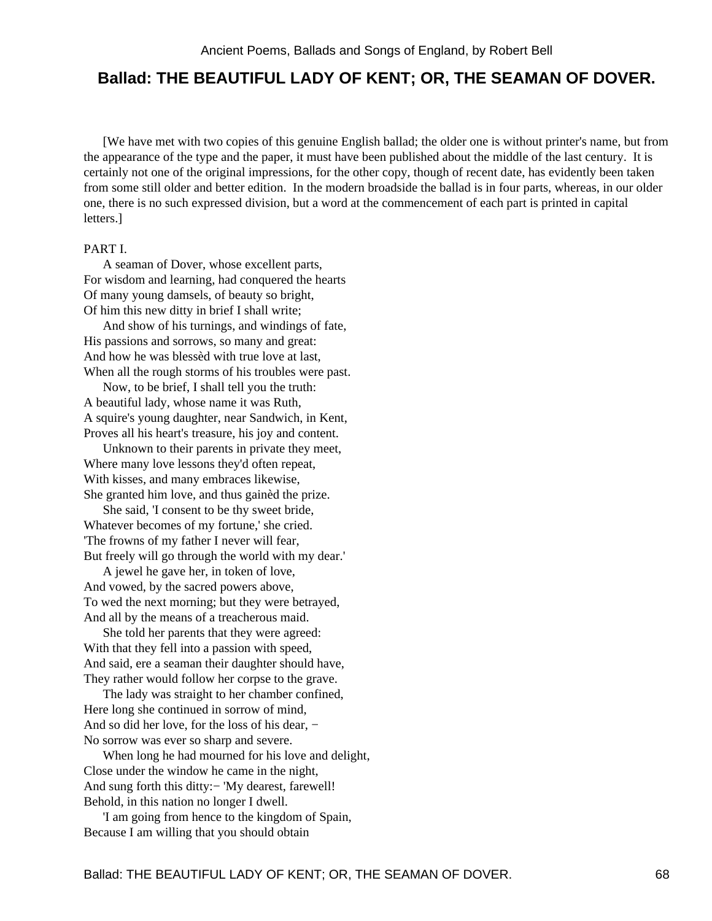## Ballad: THE BEAUTIFUL LADY OF KENT; OR, THE SEAMAN OF DOVER.

[We have met with two copies of this genuine English ballad; the older one is without printer's name, but from the appearance of the type and the paper, it must have been published about the middle of the last century. It is certainly not one of the original impressions, for the other copy, though of recent date, has evidently been taken from some still older and better edition. In the modern broadside the ballad is in four parts, whereas, in our older one, there is no such expressed division, but a word at the commencement of each part is printed in capital letters.]

PART I.

A seaman of Dover, whose excellent parts,
For wisdom and learning, had conquered the hearts
Of many young damsels, of beauty so bright,
Of him this new ditty in brief I shall write;

And show of his turnings, and windings of fate,
His passions and sorrows, so many and great:
And how he was blessèd with true love at last,
When all the rough storms of his troubles were past.

Now, to be brief, I shall tell you the truth:
A beautiful lady, whose name it was Ruth,
A squire's young daughter, near Sandwich, in Kent,
Proves all his heart's treasure, his joy and content.

Unknown to their parents in private they meet,
Where many love lessons they'd often repeat,
With kisses, and many embraces likewise,
She granted him love, and thus gainèd the prize.

She said, 'I consent to be thy sweet bride,
Whatever becomes of my fortune,' she cried.
'The frowns of my father I never will fear,
But freely will go through the world with my dear.'

A jewel he gave her, in token of love,
And vowed, by the sacred powers above,
To wed the next morning; but they were betrayed,
And all by the means of a treacherous maid.

She told her parents that they were agreed:
With that they fell into a passion with speed,
And said, ere a seaman their daughter should have,
They rather would follow her corpse to the grave.

The lady was straight to her chamber confined,
Here long she continued in sorrow of mind,
And so did her love, for the loss of his dear, −
No sorrow was ever so sharp and severe.

When long he had mourned for his love and delight,
Close under the window he came in the night,
And sung forth this ditty:− 'My dearest, farewell!
Behold, in this nation no longer I dwell.

'I am going from hence to the kingdom of Spain,
Because I am willing that you should obtain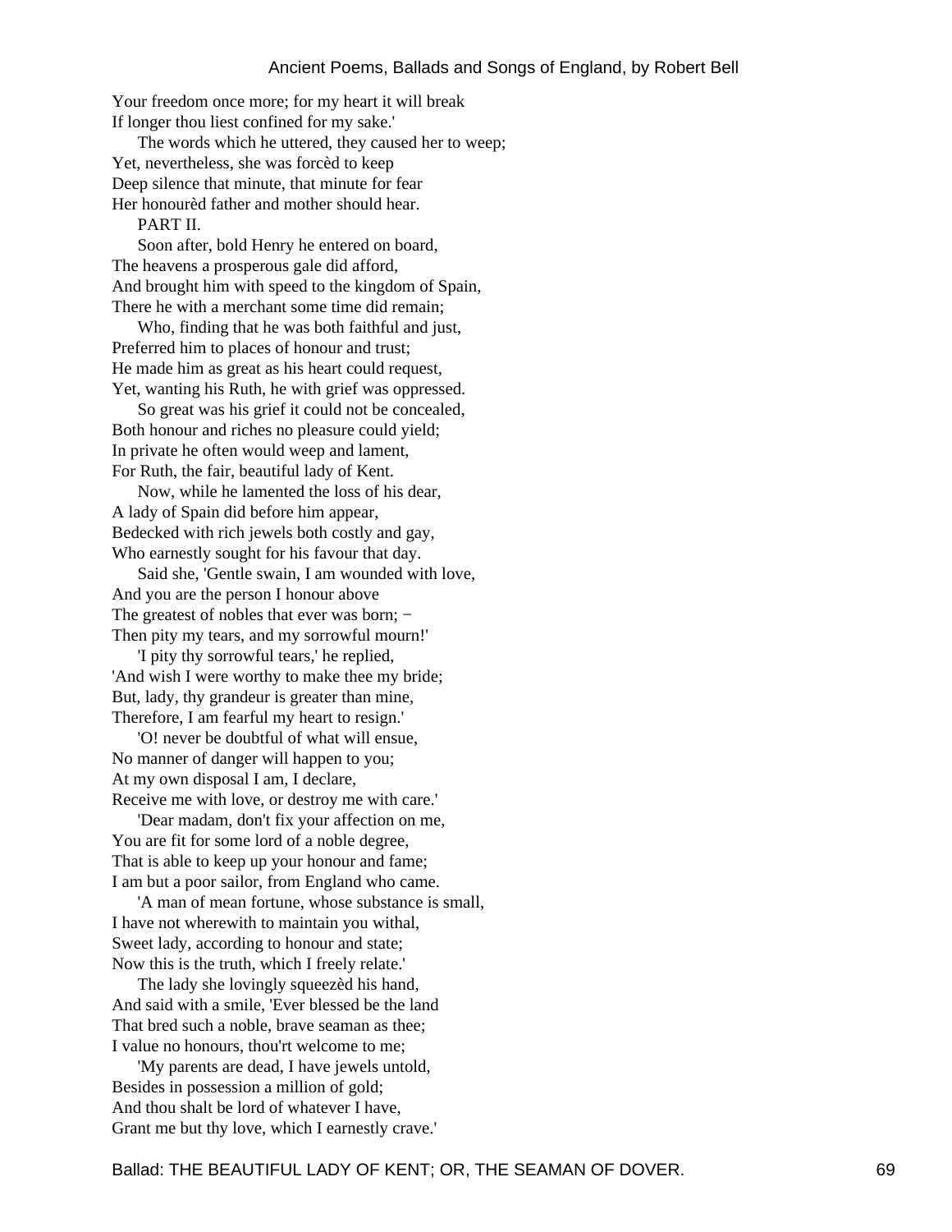Your freedom once more; for my heart it will break
If longer thou liest confined for my sake.'

The words which he uttered, they caused her to weep;
Yet, nevertheless, she was forcèd to keep
Deep silence that minute, that minute for fear
Her honourèd father and mother should hear.

PART II.

Soon after, bold Henry he entered on board,
The heavens a prosperous gale did afford,
And brought him with speed to the kingdom of Spain,
There he with a merchant some time did remain;

Who, finding that he was both faithful and just,
Preferred him to places of honour and trust;
He made him as great as his heart could request,
Yet, wanting his Ruth, he with grief was oppressed.

So great was his grief it could not be concealed,
Both honour and riches no pleasure could yield;
In private he often would weep and lament,
For Ruth, the fair, beautiful lady of Kent.

Now, while he lamented the loss of his dear,
A lady of Spain did before him appear,
Bedecked with rich jewels both costly and gay,
Who earnestly sought for his favour that day.

Said she, 'Gentle swain, I am wounded with love,
And you are the person I honour above
The greatest of nobles that ever was born; −
Then pity my tears, and my sorrowful mourn!'

'I pity thy sorrowful tears,' he replied,
'And wish I were worthy to make thee my bride;
But, lady, thy grandeur is greater than mine,
Therefore, I am fearful my heart to resign.'

'O! never be doubtful of what will ensue,
No manner of danger will happen to you;
At my own disposal I am, I declare,
Receive me with love, or destroy me with care.'

'Dear madam, don't fix your affection on me,
You are fit for some lord of a noble degree,
That is able to keep up your honour and fame;
I am but a poor sailor, from England who came.

'A man of mean fortune, whose substance is small,
I have not wherewith to maintain you withal,
Sweet lady, according to honour and state;
Now this is the truth, which I freely relate.'

The lady she lovingly squeezèd his hand,
And said with a smile, 'Ever blessed be the land
That bred such a noble, brave seaman as thee;
I value no honours, thou'rt welcome to me;

'My parents are dead, I have jewels untold,
Besides in possession a million of gold;
And thou shalt be lord of whatever I have,
Grant me but thy love, which I earnestly crave.'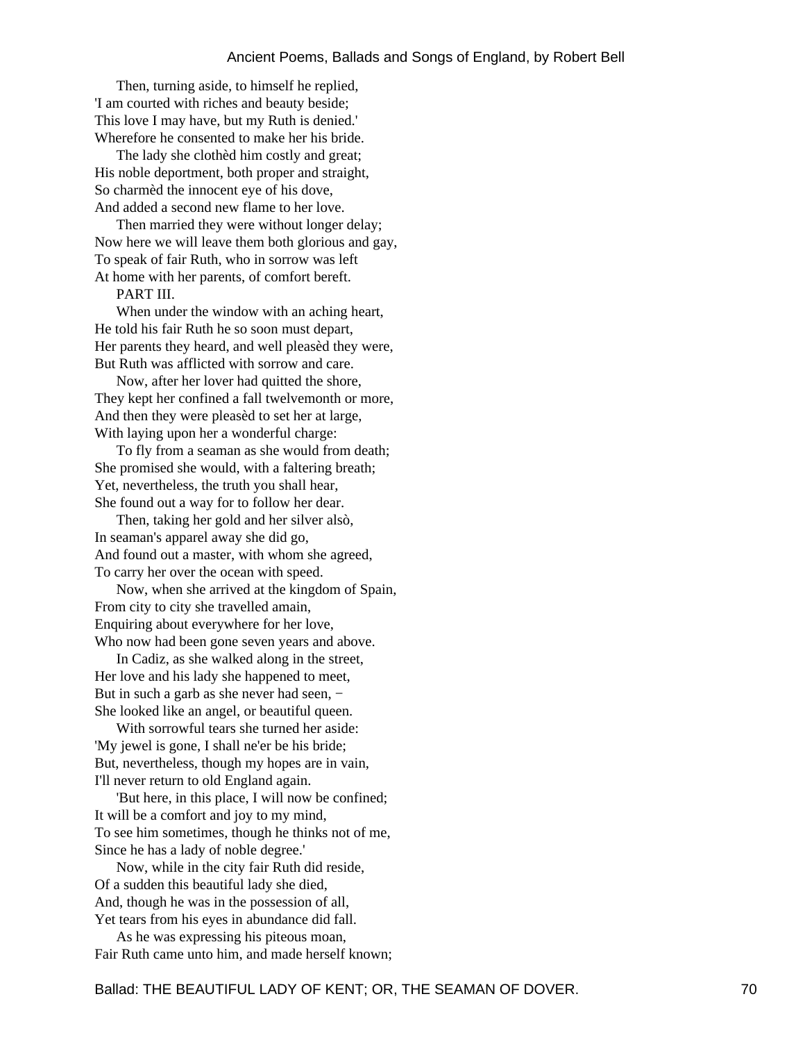Then, turning aside, to himself he replied,
'I am courted with riches and beauty beside;
This love I may have, but my Ruth is denied.'
Wherefore he consented to make her his bride.

The lady she clothèd him costly and great;
His noble deportment, both proper and straight,
So charmèd the innocent eye of his dove,
And added a second new flame to her love.

Then married they were without longer delay;
Now here we will leave them both glorious and gay,
To speak of fair Ruth, who in sorrow was left
At home with her parents, of comfort bereft.

PART III.

When under the window with an aching heart,
He told his fair Ruth he so soon must depart,
Her parents they heard, and well pleasèd they were,
But Ruth was afflicted with sorrow and care.

Now, after her lover had quitted the shore,
They kept her confined a fall twelvemonth or more,
And then they were pleasèd to set her at large,
With laying upon her a wonderful charge:

To fly from a seaman as she would from death;
She promised she would, with a faltering breath;
Yet, nevertheless, the truth you shall hear,
She found out a way for to follow her dear.

Then, taking her gold and her silver alsò,
In seaman's apparel away she did go,
And found out a master, with whom she agreed,
To carry her over the ocean with speed.

Now, when she arrived at the kingdom of Spain,
From city to city she travelled amain,
Enquiring about everywhere for her love,
Who now had been gone seven years and above.

In Cadiz, as she walked along in the street,
Her love and his lady she happened to meet,
But in such a garb as she never had seen, −
She looked like an angel, or beautiful queen.

With sorrowful tears she turned her aside:
'My jewel is gone, I shall ne'er be his bride;
But, nevertheless, though my hopes are in vain,
I'll never return to old England again.

'But here, in this place, I will now be confined;
It will be a comfort and joy to my mind,
To see him sometimes, though he thinks not of me,
Since he has a lady of noble degree.'

Now, while in the city fair Ruth did reside,
Of a sudden this beautiful lady she died,
And, though he was in the possession of all,
Yet tears from his eyes in abundance did fall.

As he was expressing his piteous moan,
Fair Ruth came unto him, and made herself known;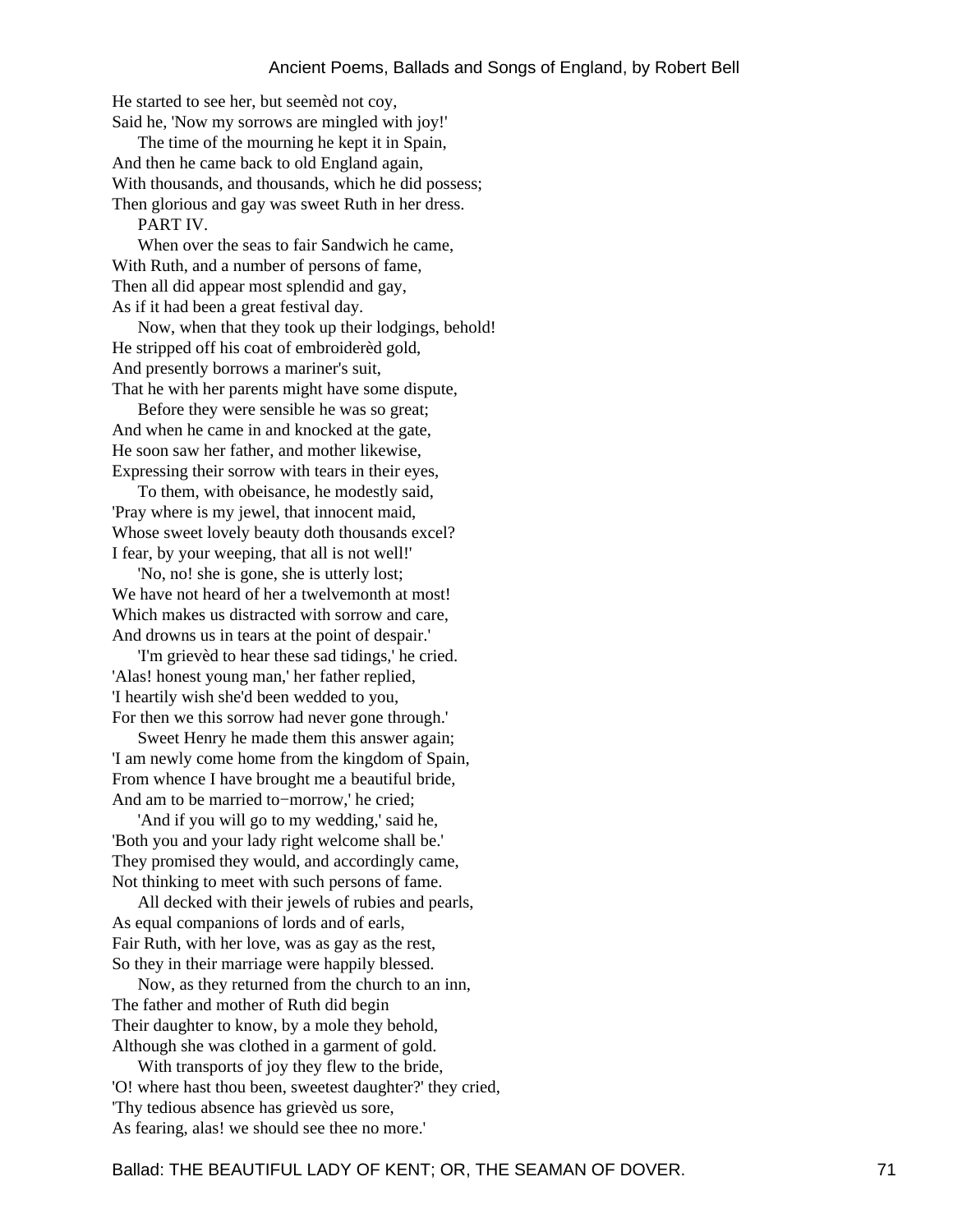He started to see her, but seemèd not coy,
Said he, 'Now my sorrows are mingled with joy!'

The time of the mourning he kept it in Spain,
And then he came back to old England again,
With thousands, and thousands, which he did possess;
Then glorious and gay was sweet Ruth in her dress.

PART IV.

When over the seas to fair Sandwich he came,
With Ruth, and a number of persons of fame,
Then all did appear most splendid and gay,
As if it had been a great festival day.

Now, when that they took up their lodgings, behold!
He stripped off his coat of embroiderèd gold,
And presently borrows a mariner's suit,
That he with her parents might have some dispute,

Before they were sensible he was so great;
And when he came in and knocked at the gate,
He soon saw her father, and mother likewise,
Expressing their sorrow with tears in their eyes,

To them, with obeisance, he modestly said,
'Pray where is my jewel, that innocent maid,
Whose sweet lovely beauty doth thousands excel?
I fear, by your weeping, that all is not well!'

'No, no! she is gone, she is utterly lost;
We have not heard of her a twelvemonth at most!
Which makes us distracted with sorrow and care,
And drowns us in tears at the point of despair.'

'I'm grievèd to hear these sad tidings,' he cried.
'Alas! honest young man,' her father replied,
'I heartily wish she'd been wedded to you,
For then we this sorrow had never gone through.'

Sweet Henry he made them this answer again;
'I am newly come home from the kingdom of Spain,
From whence I have brought me a beautiful bride,
And am to be married to-morrow,' he cried;

'And if you will go to my wedding,' said he,
'Both you and your lady right welcome shall be.'
They promised they would, and accordingly came,
Not thinking to meet with such persons of fame.

All decked with their jewels of rubies and pearls,
As equal companions of lords and of earls,
Fair Ruth, with her love, was as gay as the rest,
So they in their marriage were happily blessed.

Now, as they returned from the church to an inn,
The father and mother of Ruth did begin
Their daughter to know, by a mole they behold,
Although she was clothed in a garment of gold.

With transports of joy they flew to the bride,
'O! where hast thou been, sweetest daughter?' they cried,
'Thy tedious absence has grievèd us sore,
As fearing, alas! we should see thee no more.'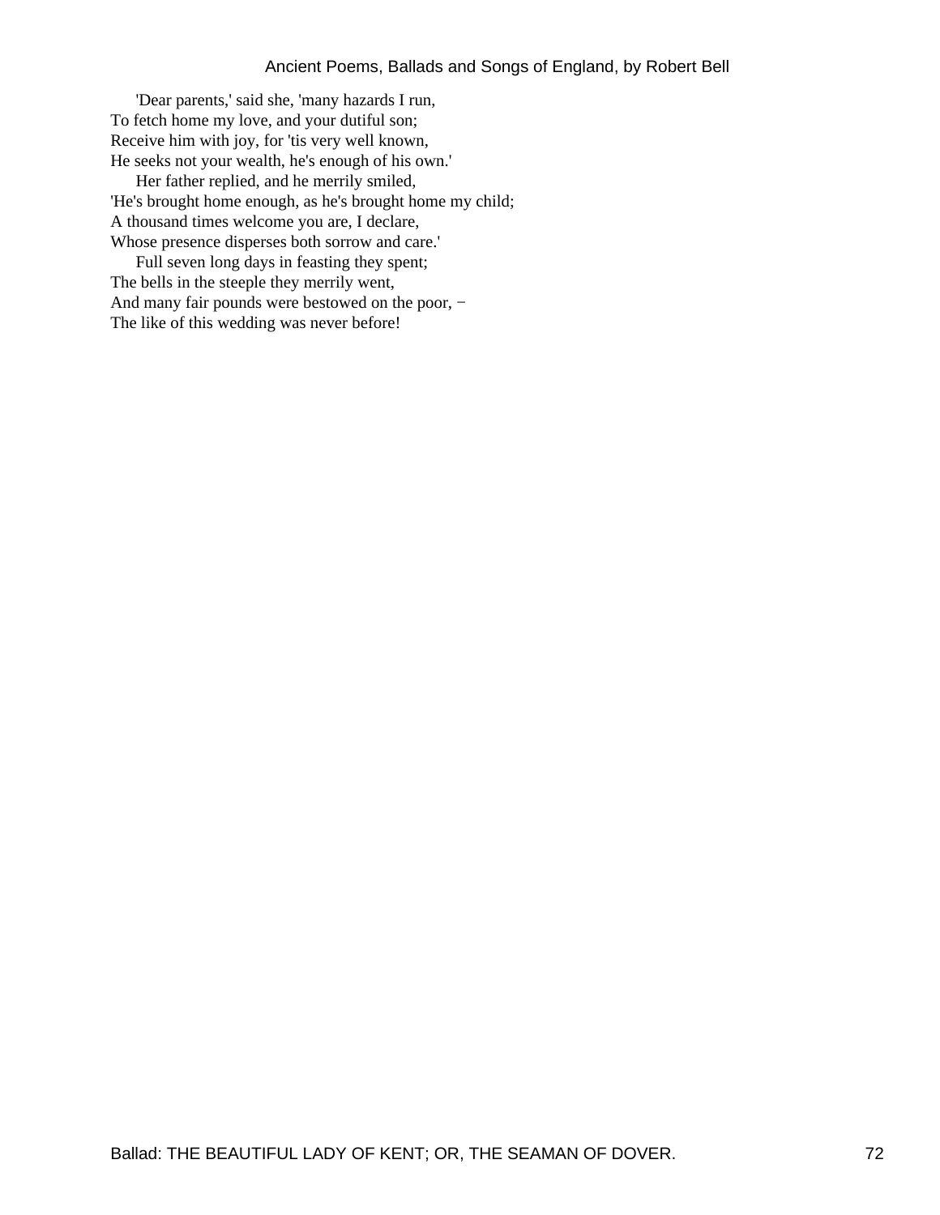'Dear parents,' said she, 'many hazards I run,
To fetch home my love, and your dutiful son;
Receive him with joy, for 'tis very well known,
He seeks not your wealth, he's enough of his own.'

Her father replied, and he merrily smiled,
'He's brought home enough, as he's brought home my child;
A thousand times welcome you are, I declare,
Whose presence disperses both sorrow and care.'

Full seven long days in feasting they spent;
The bells in the steeple they merrily went,
And many fair pounds were bestowed on the poor, −
The like of this wedding was never before!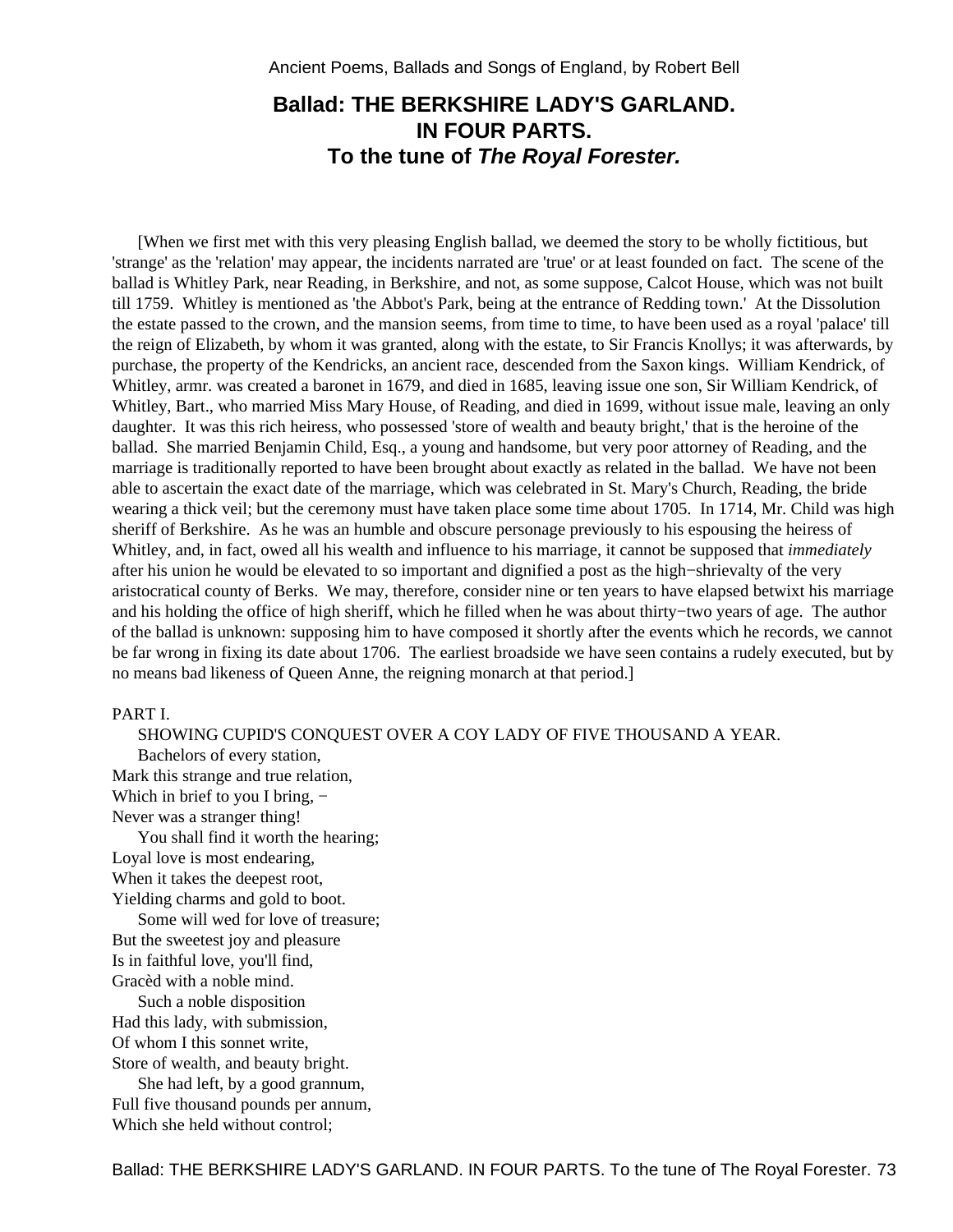Ancient Poems, Ballads and Songs of England, by Robert Bell

# Ballad: THE BERKSHIRE LADY'S GARLAND. IN FOUR PARTS. To the tune of *The Royal Forester.*

[When we first met with this very pleasing English ballad, we deemed the story to be wholly fictitious, but 'strange' as the 'relation' may appear, the incidents narrated are 'true' or at least founded on fact. The scene of the ballad is Whitley Park, near Reading, in Berkshire, and not, as some suppose, Calcot House, which was not built till 1759. Whitley is mentioned as 'the Abbot's Park, being at the entrance of Redding town.' At the Dissolution the estate passed to the crown, and the mansion seems, from time to time, to have been used as a royal 'palace' till the reign of Elizabeth, by whom it was granted, along with the estate, to Sir Francis Knollys; it was afterwards, by purchase, the property of the Kendricks, an ancient race, descended from the Saxon kings. William Kendrick, of Whitley, armr. was created a baronet in 1679, and died in 1685, leaving issue one son, Sir William Kendrick, of Whitley, Bart., who married Miss Mary House, of Reading, and died in 1699, without issue male, leaving an only daughter. It was this rich heiress, who possessed 'store of wealth and beauty bright,' that is the heroine of the ballad. She married Benjamin Child, Esq., a young and handsome, but very poor attorney of Reading, and the marriage is traditionally reported to have been brought about exactly as related in the ballad. We have not been able to ascertain the exact date of the marriage, which was celebrated in St. Mary's Church, Reading, the bride wearing a thick veil; but the ceremony must have taken place some time about 1705. In 1714, Mr. Child was high sheriff of Berkshire. As he was an humble and obscure personage previously to his espousing the heiress of Whitley, and, in fact, owed all his wealth and influence to his marriage, it cannot be supposed that *immediately* after his union he would be elevated to so important and dignified a post as the high−shrievalty of the very aristocratical county of Berks. We may, therefore, consider nine or ten years to have elapsed betwixt his marriage and his holding the office of high sheriff, which he filled when he was about thirty−two years of age. The author of the ballad is unknown: supposing him to have composed it shortly after the events which he records, we cannot be far wrong in fixing its date about 1706. The earliest broadside we have seen contains a rudely executed, but by no means bad likeness of Queen Anne, the reigning monarch at that period.]

PART I.

SHOWING CUPID'S CONQUEST OVER A COY LADY OF FIVE THOUSAND A YEAR.

Bachelors of every station,
Mark this strange and true relation,
Which in brief to you I bring, −
Never was a stranger thing!

You shall find it worth the hearing;
Loyal love is most endearing,
When it takes the deepest root,
Yielding charms and gold to boot.

Some will wed for love of treasure;
But the sweetest joy and pleasure
Is in faithful love, you'll find,
Gracèd with a noble mind.

Such a noble disposition
Had this lady, with submission,
Of whom I this sonnet write,
Store of wealth, and beauty bright.

She had left, by a good grannum,
Full five thousand pounds per annum,
Which she held without control;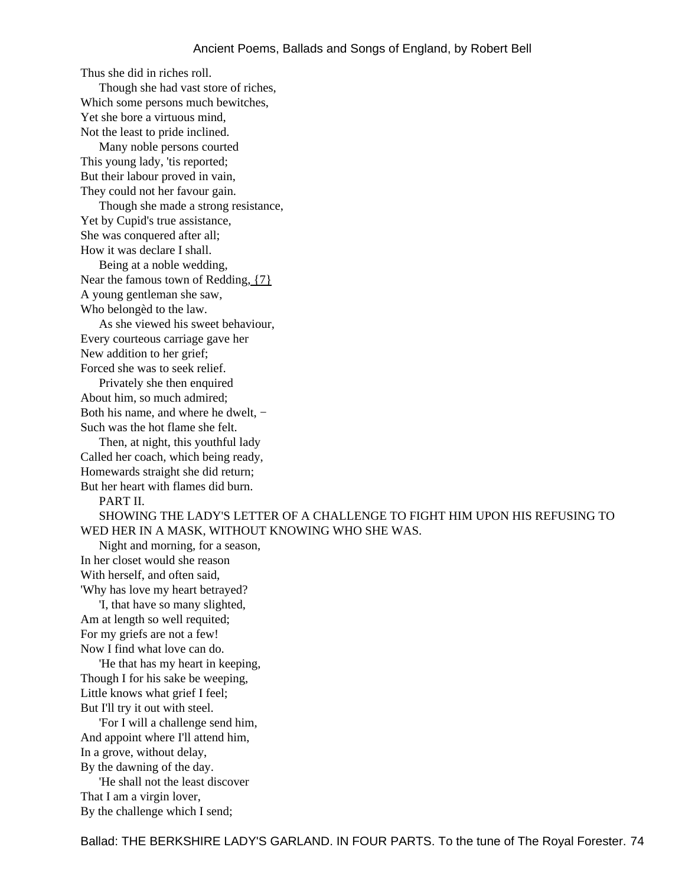Thus she did in riches roll.

Though she had vast store of riches,
Which some persons much bewitches,
Yet she bore a virtuous mind,
Not the least to pride inclined.

Many noble persons courted
This young lady, 'tis reported;
But their labour proved in vain,
They could not her favour gain.

Though she made a strong resistance,
Yet by Cupid's true assistance,
She was conquered after all;
How it was declare I shall.

Being at a noble wedding,
Near the famous town of Redding, {7}
A young gentleman she saw,
Who belongèd to the law.

As she viewed his sweet behaviour,
Every courteous carriage gave her
New addition to her grief;
Forced she was to seek relief.

Privately she then enquired
About him, so much admired;
Both his name, and where he dwelt, −
Such was the hot flame she felt.

Then, at night, this youthful lady
Called her coach, which being ready,
Homewards straight she did return;
But her heart with flames did burn.

PART II.

SHOWING THE LADY'S LETTER OF A CHALLENGE TO FIGHT HIM UPON HIS REFUSING TO WED HER IN A MASK, WITHOUT KNOWING WHO SHE WAS.

Night and morning, for a season,
In her closet would she reason
With herself, and often said,
'Why has love my heart betrayed?

'I, that have so many slighted,
Am at length so well requited;
For my griefs are not a few!
Now I find what love can do.

'He that has my heart in keeping,
Though I for his sake be weeping,
Little knows what grief I feel;
But I'll try it out with steel.

'For I will a challenge send him,
And appoint where I'll attend him,
In a grove, without delay,
By the dawning of the day.

'He shall not the least discover
That I am a virgin lover,
By the challenge which I send;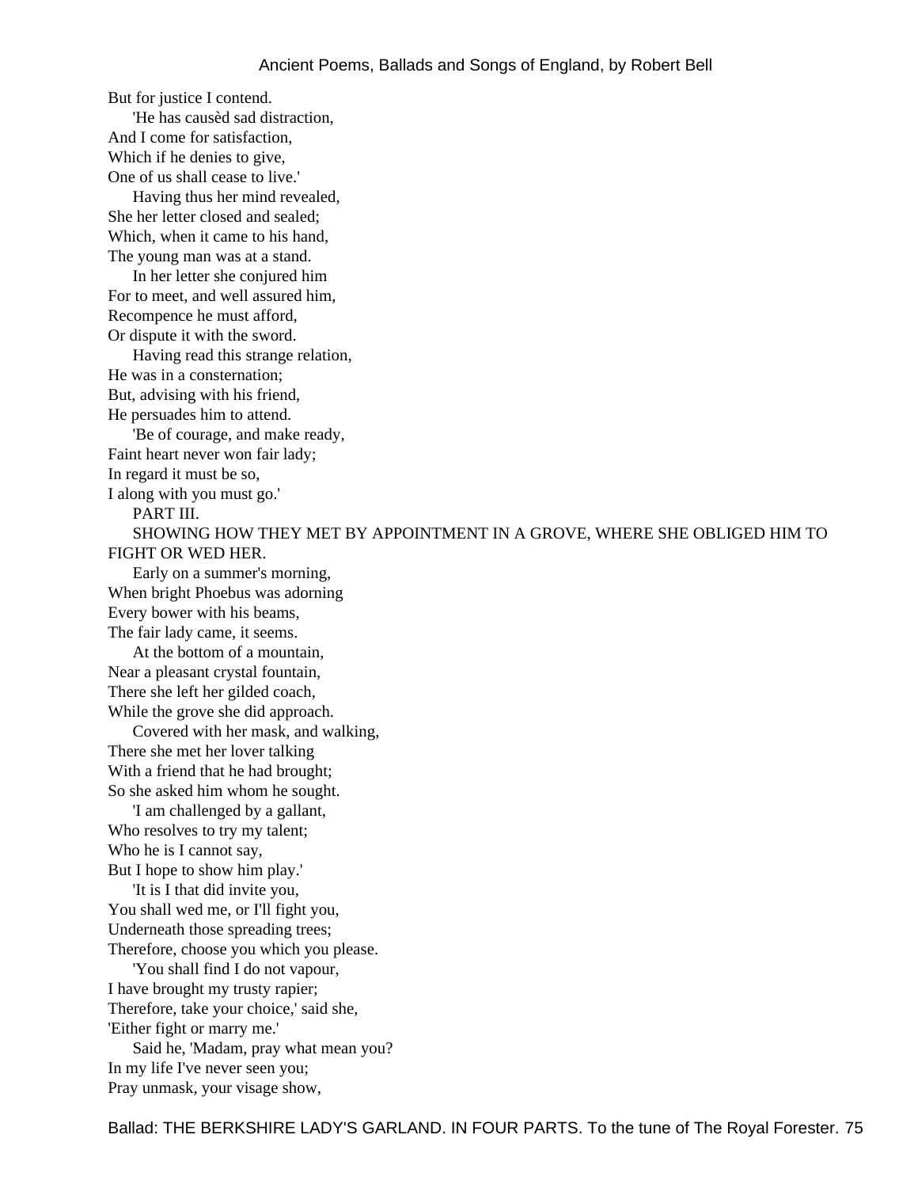But for justice I contend.

'He has causèd sad distraction,
And I come for satisfaction,
Which if he denies to give,
One of us shall cease to live.'

Having thus her mind revealed,
She her letter closed and sealed;
Which, when it came to his hand,
The young man was at a stand.

In her letter she conjured him
For to meet, and well assured him,
Recompence he must afford,
Or dispute it with the sword.

Having read this strange relation,
He was in a consternation;
But, advising with his friend,
He persuades him to attend.

'Be of courage, and make ready,
Faint heart never won fair lady;
In regard it must be so,
I along with you must go.'

PART III.

SHOWING HOW THEY MET BY APPOINTMENT IN A GROVE, WHERE SHE OBLIGED HIM TO FIGHT OR WED HER.

Early on a summer's morning,
When bright Phoebus was adorning
Every bower with his beams,
The fair lady came, it seems.

At the bottom of a mountain,
Near a pleasant crystal fountain,
There she left her gilded coach,
While the grove she did approach.

Covered with her mask, and walking,
There she met her lover talking
With a friend that he had brought;
So she asked him whom he sought.

'I am challenged by a gallant,
Who resolves to try my talent;
Who he is I cannot say,
But I hope to show him play.'

'It is I that did invite you,
You shall wed me, or I'll fight you,
Underneath those spreading trees;
Therefore, choose you which you please.

'You shall find I do not vapour,
I have brought my trusty rapier;
Therefore, take your choice,' said she,
'Either fight or marry me.'

Said he, 'Madam, pray what mean you?
In my life I've never seen you;
Pray unmask, your visage show,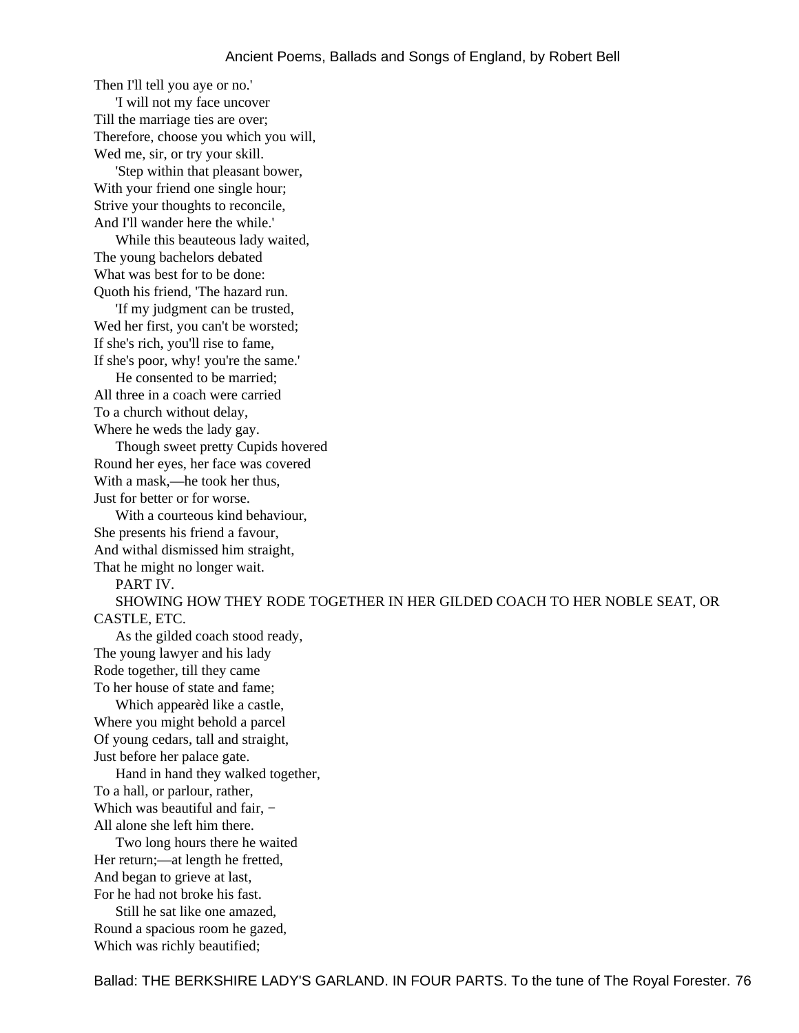Then I'll tell you aye or no.'

'I will not my face uncover
Till the marriage ties are over;
Therefore, choose you which you will,
Wed me, sir, or try your skill.

'Step within that pleasant bower,
With your friend one single hour;
Strive your thoughts to reconcile,
And I'll wander here the while.'

While this beauteous lady waited,
The young bachelors debated
What was best for to be done:
Quoth his friend, 'The hazard run.

'If my judgment can be trusted,
Wed her first, you can't be worsted;
If she's rich, you'll rise to fame,
If she's poor, why! you're the same.'

He consented to be married;
All three in a coach were carried
To a church without delay,
Where he weds the lady gay.

Though sweet pretty Cupids hovered
Round her eyes, her face was covered
With a mask,—he took her thus,
Just for better or for worse.

With a courteous kind behaviour,
She presents his friend a favour,
And withal dismissed him straight,
That he might no longer wait.

PART IV.

SHOWING HOW THEY RODE TOGETHER IN HER GILDED COACH TO HER NOBLE SEAT, OR CASTLE, ETC.

As the gilded coach stood ready,
The young lawyer and his lady
Rode together, till they came
To her house of state and fame;

Which appearèd like a castle,
Where you might behold a parcel
Of young cedars, tall and straight,
Just before her palace gate.

Hand in hand they walked together,
To a hall, or parlour, rather,
Which was beautiful and fair, −
All alone she left him there.

Two long hours there he waited
Her return;—at length he fretted,
And began to grieve at last,
For he had not broke his fast.

Still he sat like one amazed,
Round a spacious room he gazed,
Which was richly beautified;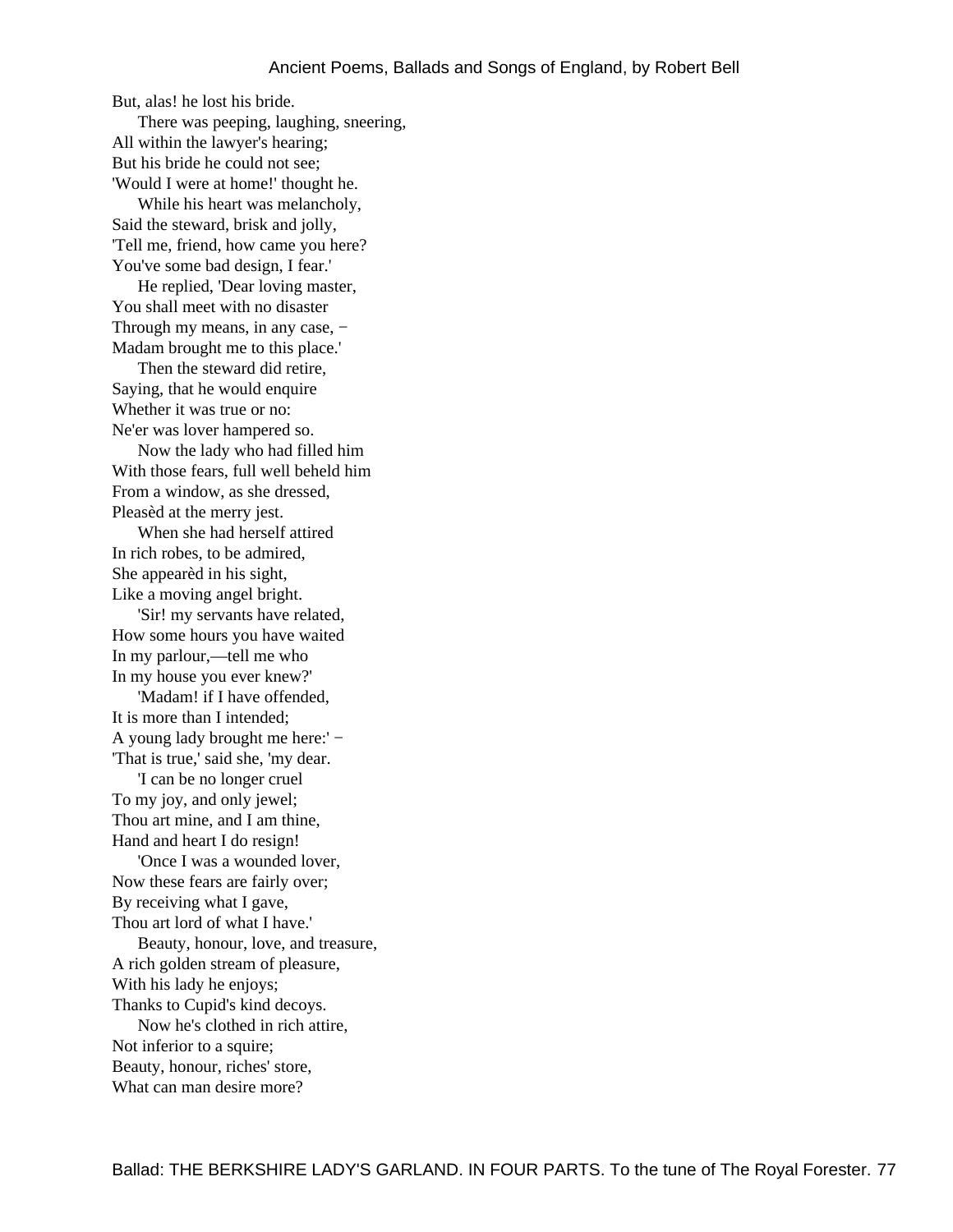But, alas! he lost his bride.

There was peeping, laughing, sneering,
All within the lawyer's hearing;
But his bride he could not see;
'Would I were at home!' thought he.

While his heart was melancholy,
Said the steward, brisk and jolly,
'Tell me, friend, how came you here?
You've some bad design, I fear.'

He replied, 'Dear loving master,
You shall meet with no disaster
Through my means, in any case, −
Madam brought me to this place.'

Then the steward did retire,
Saying, that he would enquire
Whether it was true or no:
Ne'er was lover hampered so.

Now the lady who had filled him
With those fears, full well beheld him
From a window, as she dressed,
Pleasèd at the merry jest.

When she had herself attired
In rich robes, to be admired,
She appearèd in his sight,
Like a moving angel bright.

'Sir! my servants have related,
How some hours you have waited
In my parlour,—tell me who
In my house you ever knew?'

'Madam! if I have offended,
It is more than I intended;
A young lady brought me here:' −
'That is true,' said she, 'my dear.

'I can be no longer cruel
To my joy, and only jewel;
Thou art mine, and I am thine,
Hand and heart I do resign!

'Once I was a wounded lover,
Now these fears are fairly over;
By receiving what I gave,
Thou art lord of what I have.'

Beauty, honour, love, and treasure,
A rich golden stream of pleasure,
With his lady he enjoys;
Thanks to Cupid's kind decoys.

Now he's clothed in rich attire,
Not inferior to a squire;
Beauty, honour, riches' store,
What can man desire more?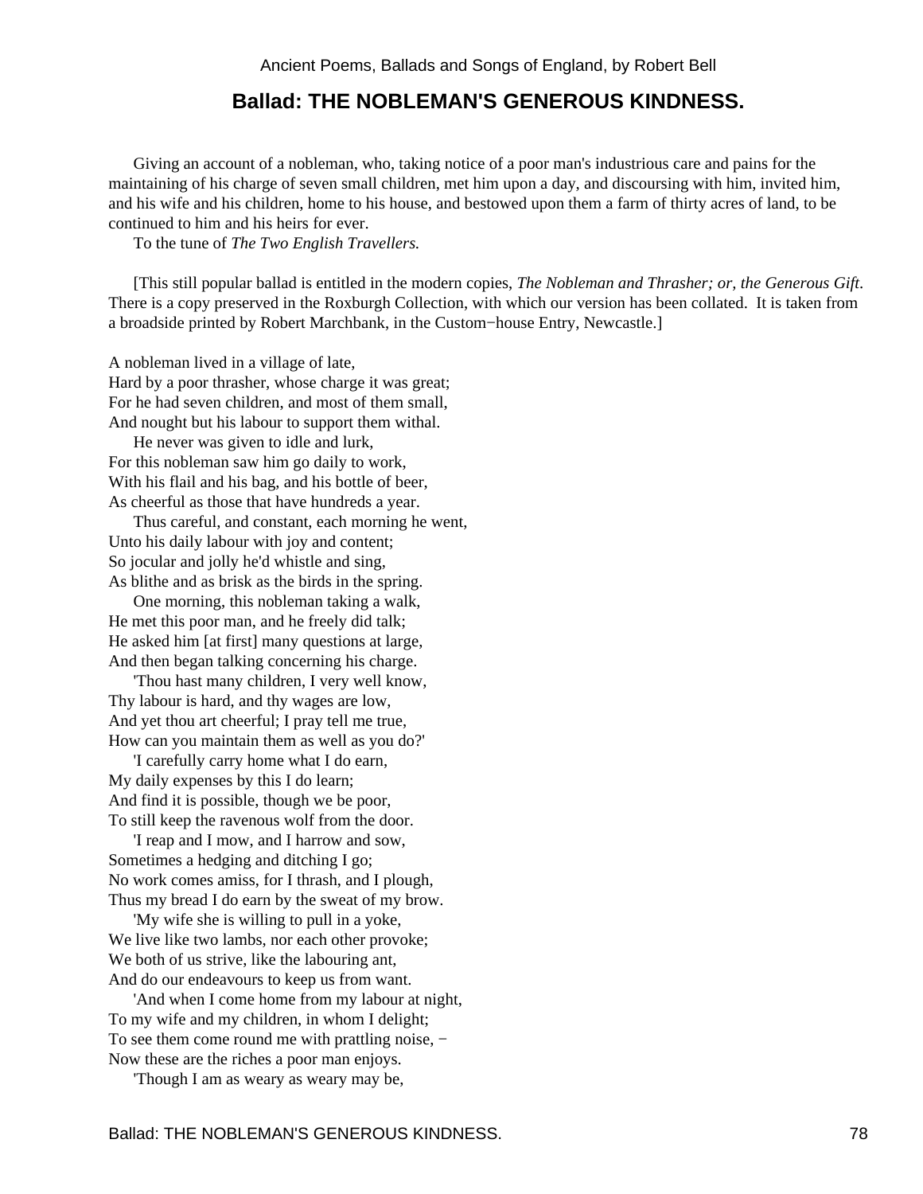## Ballad: THE NOBLEMAN'S GENEROUS KINDNESS.

Giving an account of a nobleman, who, taking notice of a poor man's industrious care and pains for the maintaining of his charge of seven small children, met him upon a day, and discoursing with him, invited him, and his wife and his children, home to his house, and bestowed upon them a farm of thirty acres of land, to be continued to him and his heirs for ever.

To the tune of *The Two English Travellers.*

[This still popular ballad is entitled in the modern copies, *The Nobleman and Thrasher; or, the Generous Gift*. There is a copy preserved in the Roxburgh Collection, with which our version has been collated. It is taken from a broadside printed by Robert Marchbank, in the Custom−house Entry, Newcastle.]

A nobleman lived in a village of late,  
Hard by a poor thrasher, whose charge it was great;  
For he had seven children, and most of them small,  
And nought but his labour to support them withal.

He never was given to idle and lurk,  
For this nobleman saw him go daily to work,  
With his flail and his bag, and his bottle of beer,  
As cheerful as those that have hundreds a year.

Thus careful, and constant, each morning he went,  
Unto his daily labour with joy and content;  
So jocular and jolly he'd whistle and sing,  
As blithe and as brisk as the birds in the spring.

One morning, this nobleman taking a walk,  
He met this poor man, and he freely did talk;  
He asked him [at first] many questions at large,  
And then began talking concerning his charge.

'Thou hast many children, I very well know,  
Thy labour is hard, and thy wages are low,  
And yet thou art cheerful; I pray tell me true,  
How can you maintain them as well as you do?'

'I carefully carry home what I do earn,  
My daily expenses by this I do learn;  
And find it is possible, though we be poor,  
To still keep the ravenous wolf from the door.

'I reap and I mow, and I harrow and sow,  
Sometimes a hedging and ditching I go;  
No work comes amiss, for I thrash, and I plough,  
Thus my bread I do earn by the sweat of my brow.

'My wife she is willing to pull in a yoke,  
We live like two lambs, nor each other provoke;  
We both of us strive, like the labouring ant,  
And do our endeavours to keep us from want.

'And when I come home from my labour at night,  
To my wife and my children, in whom I delight;  
To see them come round me with prattling noise, −  
Now these are the riches a poor man enjoys.

'Though I am as weary as weary may be,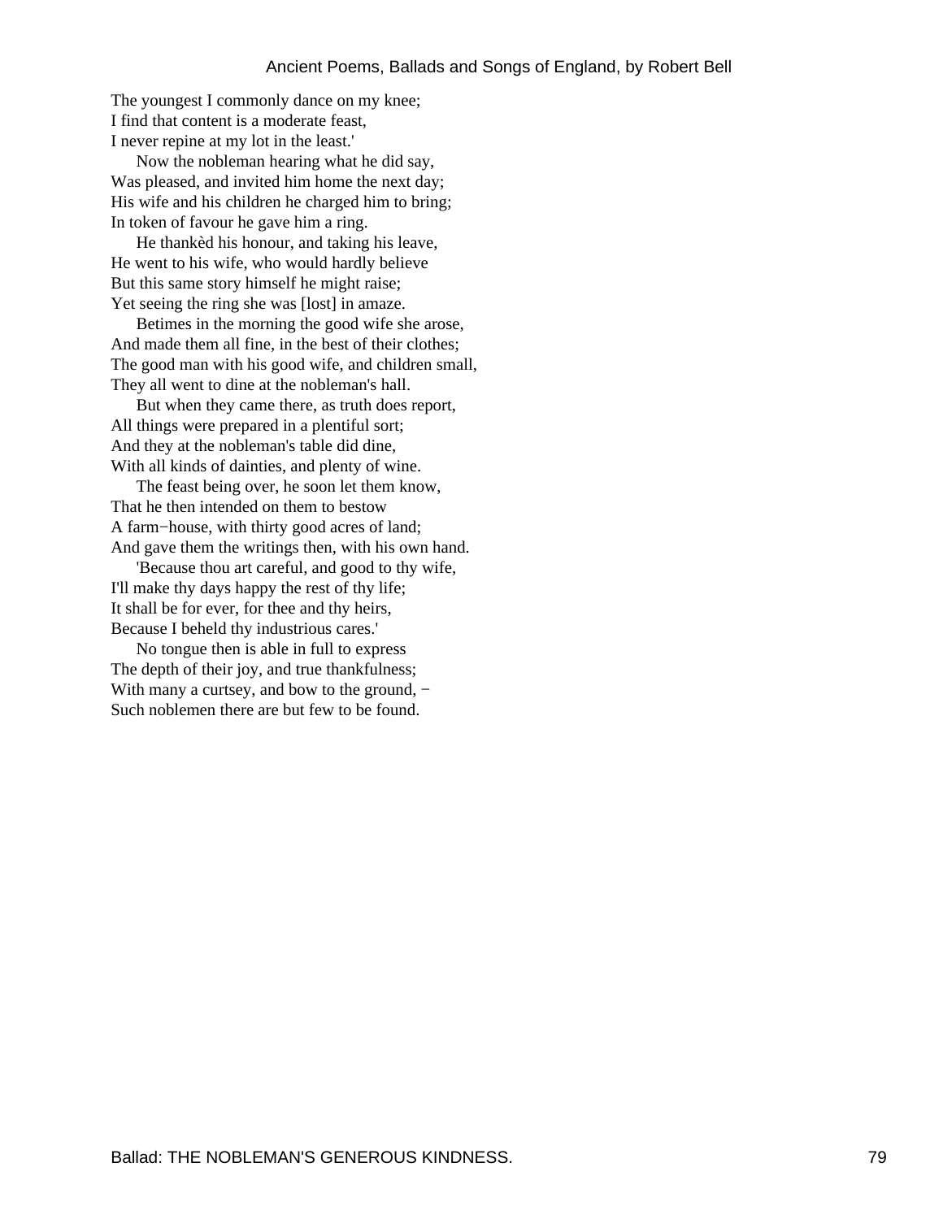The youngest I commonly dance on my knee;
I find that content is a moderate feast,
I never repine at my lot in the least.'

Now the nobleman hearing what he did say,
Was pleased, and invited him home the next day;
His wife and his children he charged him to bring;
In token of favour he gave him a ring.

He thankèd his honour, and taking his leave,
He went to his wife, who would hardly believe
But this same story himself he might raise;
Yet seeing the ring she was [lost] in amaze.

Betimes in the morning the good wife she arose,
And made them all fine, in the best of their clothes;
The good man with his good wife, and children small,
They all went to dine at the nobleman's hall.

But when they came there, as truth does report,
All things were prepared in a plentiful sort;
And they at the nobleman's table did dine,
With all kinds of dainties, and plenty of wine.

The feast being over, he soon let them know,
That he then intended on them to bestow
A farm−house, with thirty good acres of land;
And gave them the writings then, with his own hand.

'Because thou art careful, and good to thy wife,
I'll make thy days happy the rest of thy life;
It shall be for ever, for thee and thy heirs,
Because I beheld thy industrious cares.'

No tongue then is able in full to express
The depth of their joy, and true thankfulness;
With many a curtsey, and bow to the ground, −
Such noblemen there are but few to be found.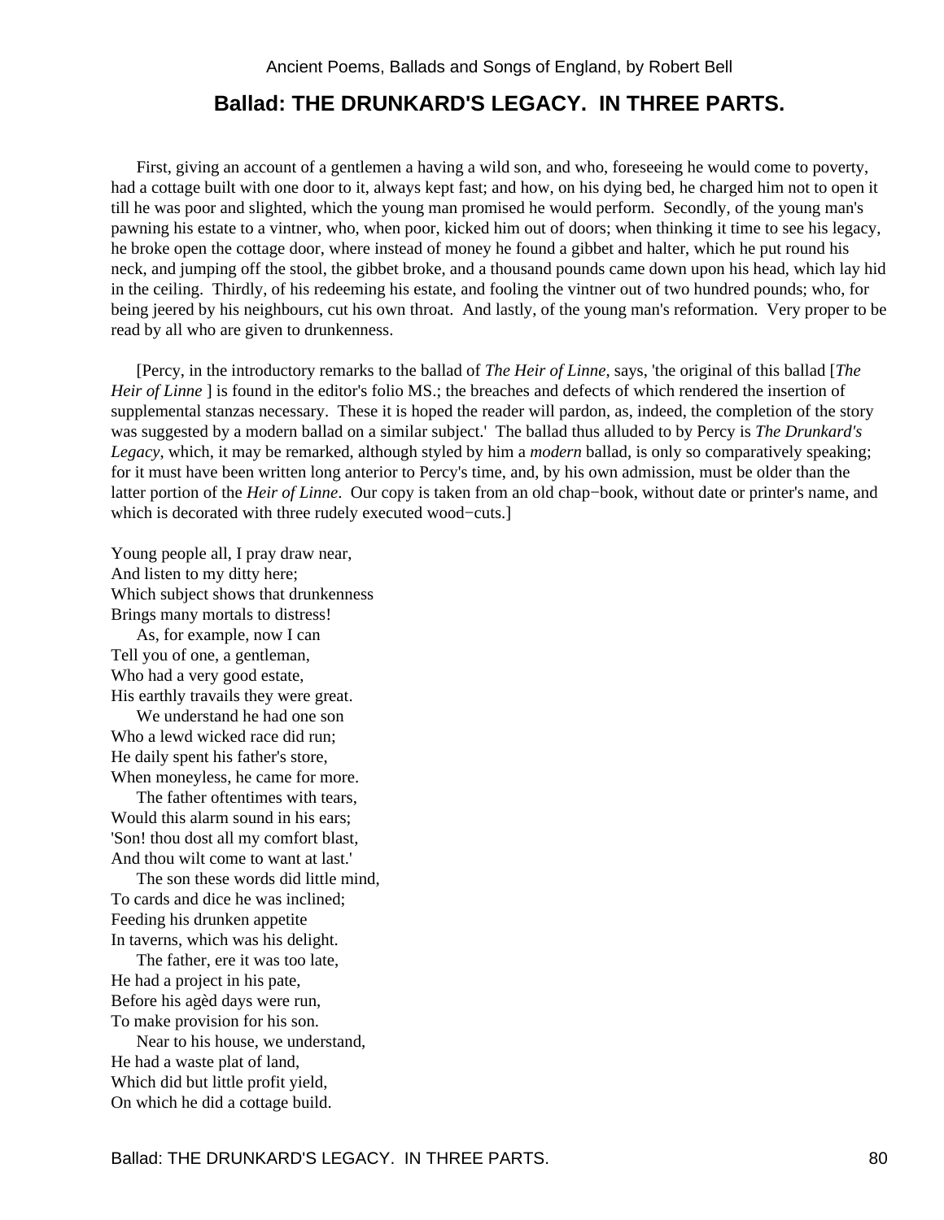## Ballad: THE DRUNKARD'S LEGACY. IN THREE PARTS.

First, giving an account of a gentlemen a having a wild son, and who, foreseeing he would come to poverty, had a cottage built with one door to it, always kept fast; and how, on his dying bed, he charged him not to open it till he was poor and slighted, which the young man promised he would perform. Secondly, of the young man's pawning his estate to a vintner, who, when poor, kicked him out of doors; when thinking it time to see his legacy, he broke open the cottage door, where instead of money he found a gibbet and halter, which he put round his neck, and jumping off the stool, the gibbet broke, and a thousand pounds came down upon his head, which lay hid in the ceiling. Thirdly, of his redeeming his estate, and fooling the vintner out of two hundred pounds; who, for being jeered by his neighbours, cut his own throat. And lastly, of the young man's reformation. Very proper to be read by all who are given to drunkenness.

[Percy, in the introductory remarks to the ballad of *The Heir of Linne*, says, 'the original of this ballad [*The Heir of Linne* ] is found in the editor's folio MS.; the breaches and defects of which rendered the insertion of supplemental stanzas necessary. These it is hoped the reader will pardon, as, indeed, the completion of the story was suggested by a modern ballad on a similar subject.' The ballad thus alluded to by Percy is *The Drunkard's Legacy*, which, it may be remarked, although styled by him a *modern* ballad, is only so comparatively speaking; for it must have been written long anterior to Percy's time, and, by his own admission, must be older than the latter portion of the *Heir of Linne*. Our copy is taken from an old chap−book, without date or printer's name, and which is decorated with three rudely executed wood−cuts.]

Young people all, I pray draw near,
And listen to my ditty here;
Which subject shows that drunkenness
Brings many mortals to distress!

As, for example, now I can
Tell you of one, a gentleman,
Who had a very good estate,
His earthly travails they were great.

We understand he had one son
Who a lewd wicked race did run;
He daily spent his father's store,
When moneyless, he came for more.

The father oftentimes with tears,
Would this alarm sound in his ears;
'Son! thou dost all my comfort blast,
And thou wilt come to want at last.'

The son these words did little mind,
To cards and dice he was inclined;
Feeding his drunken appetite
In taverns, which was his delight.

The father, ere it was too late,
He had a project in his pate,
Before his agèd days were run,
To make provision for his son.

Near to his house, we understand,
He had a waste plat of land,
Which did but little profit yield,
On which he did a cottage build.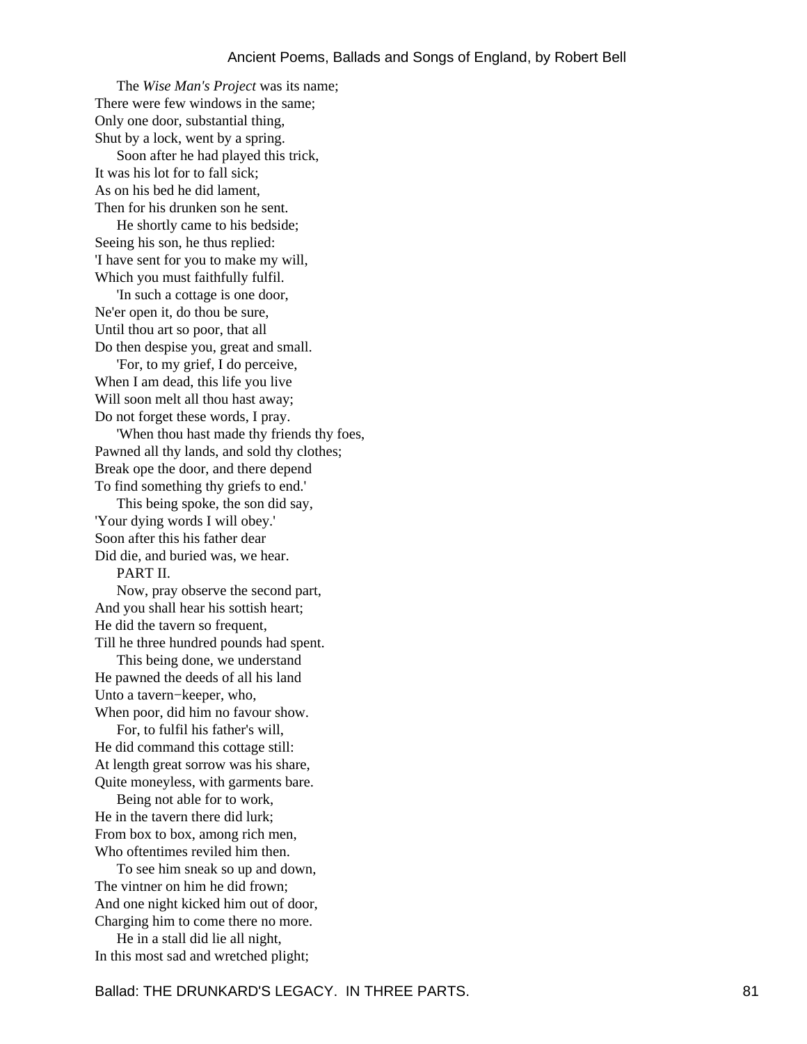The *Wise Man's Project* was its name;
There were few windows in the same;
Only one door, substantial thing,
Shut by a lock, went by a spring.

Soon after he had played this trick,
It was his lot for to fall sick;
As on his bed he did lament,
Then for his drunken son he sent.

He shortly came to his bedside;
Seeing his son, he thus replied:
'I have sent for you to make my will,
Which you must faithfully fulfil.

'In such a cottage is one door,
Ne'er open it, do thou be sure,
Until thou art so poor, that all
Do then despise you, great and small.

'For, to my grief, I do perceive,
When I am dead, this life you live
Will soon melt all thou hast away;
Do not forget these words, I pray.

'When thou hast made thy friends thy foes,
Pawned all thy lands, and sold thy clothes;
Break ope the door, and there depend
To find something thy griefs to end.'

This being spoke, the son did say,
'Your dying words I will obey.'
Soon after this his father dear
Did die, and buried was, we hear.

PART II.

Now, pray observe the second part,
And you shall hear his sottish heart;
He did the tavern so frequent,
Till he three hundred pounds had spent.

This being done, we understand
He pawned the deeds of all his land
Unto a tavern−keeper, who,
When poor, did him no favour show.

For, to fulfil his father's will,
He did command this cottage still:
At length great sorrow was his share,
Quite moneyless, with garments bare.

Being not able for to work,
He in the tavern there did lurk;
From box to box, among rich men,
Who oftentimes reviled him then.

To see him sneak so up and down,
The vintner on him he did frown;
And one night kicked him out of door,
Charging him to come there no more.

He in a stall did lie all night,
In this most sad and wretched plight;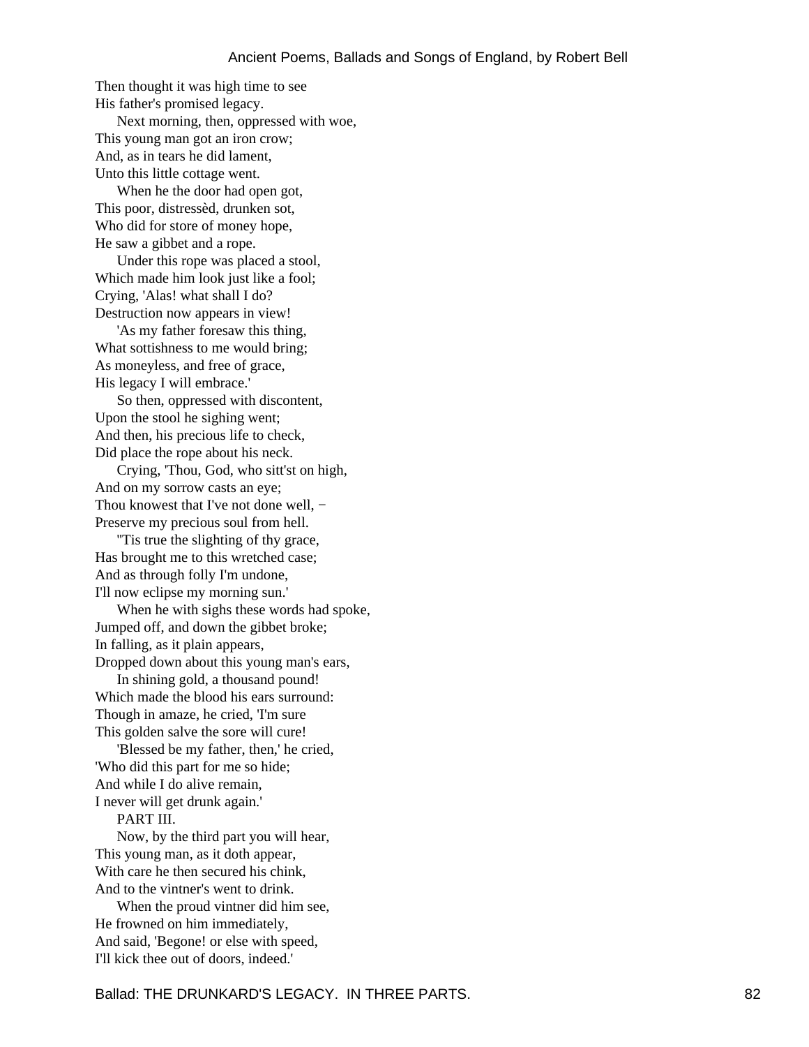Then thought it was high time to see
His father's promised legacy.

Next morning, then, oppressed with woe,
This young man got an iron crow;
And, as in tears he did lament,
Unto this little cottage went.

When he the door had open got,
This poor, distressèd, drunken sot,
Who did for store of money hope,
He saw a gibbet and a rope.

Under this rope was placed a stool,
Which made him look just like a fool;
Crying, 'Alas! what shall I do?
Destruction now appears in view!

'As my father foresaw this thing,
What sottishness to me would bring;
As moneyless, and free of grace,
His legacy I will embrace.'

So then, oppressed with discontent,
Upon the stool he sighing went;
And then, his precious life to check,
Did place the rope about his neck.

Crying, 'Thou, God, who sitt'st on high,
And on my sorrow casts an eye;
Thou knowest that I've not done well, −
Preserve my precious soul from hell.

''Tis true the slighting of thy grace,
Has brought me to this wretched case;
And as through folly I'm undone,
I'll now eclipse my morning sun.'

When he with sighs these words had spoke,
Jumped off, and down the gibbet broke;
In falling, as it plain appears,
Dropped down about this young man's ears,

In shining gold, a thousand pound!
Which made the blood his ears surround:
Though in amaze, he cried, 'I'm sure
This golden salve the sore will cure!

'Blessed be my father, then,' he cried,
'Who did this part for me so hide;
And while I do alive remain,
I never will get drunk again.'

PART III.

Now, by the third part you will hear,
This young man, as it doth appear,
With care he then secured his chink,
And to the vintner's went to drink.

When the proud vintner did him see,
He frowned on him immediately,
And said, 'Begone! or else with speed,
I'll kick thee out of doors, indeed.'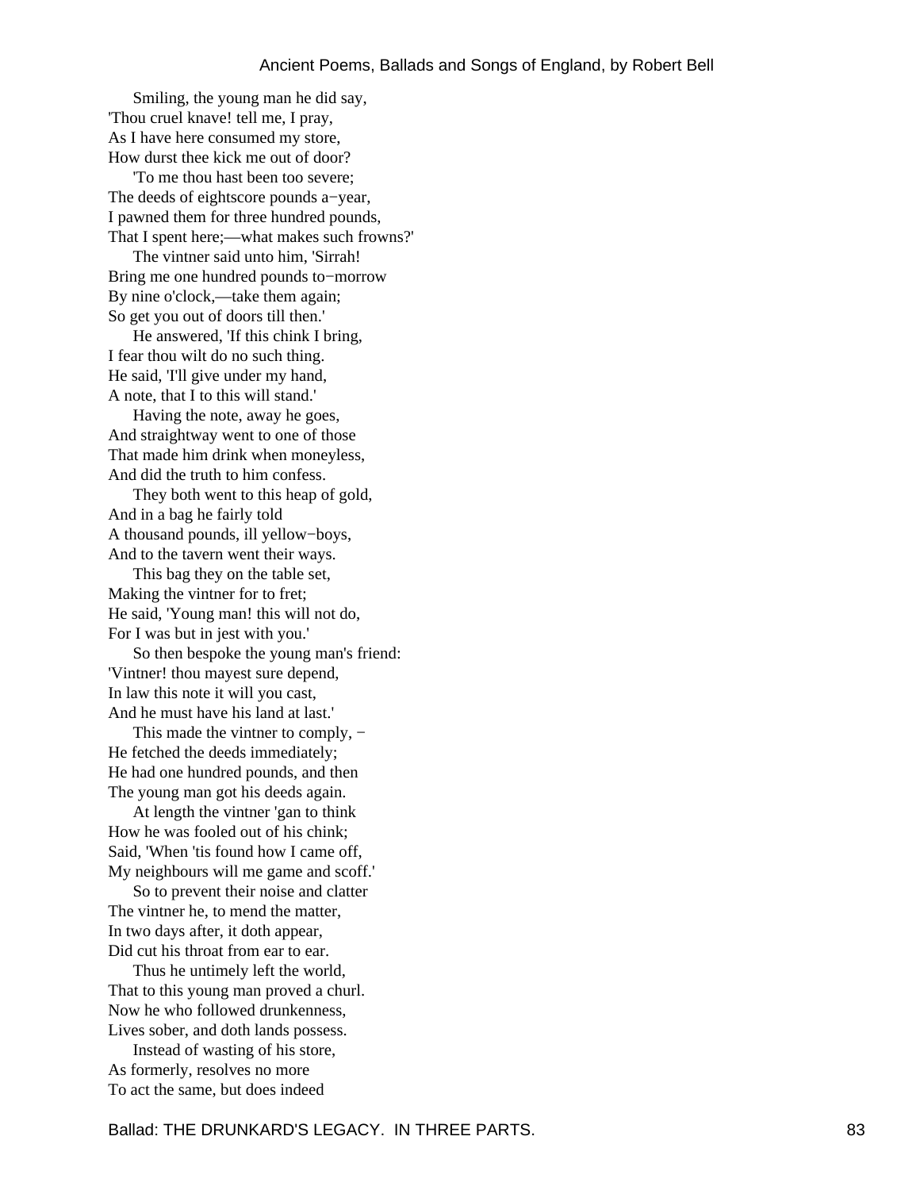Smiling, the young man he did say,
'Thou cruel knave! tell me, I pray,
As I have here consumed my store,
How durst thee kick me out of door?

'To me thou hast been too severe;
The deeds of eightscore pounds a−year,
I pawned them for three hundred pounds,
That I spent here;—what makes such frowns?'

The vintner said unto him, 'Sirrah!
Bring me one hundred pounds to−morrow
By nine o'clock,—take them again;
So get you out of doors till then.'

He answered, 'If this chink I bring,
I fear thou wilt do no such thing.
He said, 'I'll give under my hand,
A note, that I to this will stand.'

Having the note, away he goes,
And straightway went to one of those
That made him drink when moneyless,
And did the truth to him confess.

They both went to this heap of gold,
And in a bag he fairly told
A thousand pounds, ill yellow−boys,
And to the tavern went their ways.

This bag they on the table set,
Making the vintner for to fret;
He said, 'Young man! this will not do,
For I was but in jest with you.'

So then bespoke the young man's friend:
'Vintner! thou mayest sure depend,
In law this note it will you cast,
And he must have his land at last.'

This made the vintner to comply, −
He fetched the deeds immediately;
He had one hundred pounds, and then
The young man got his deeds again.

At length the vintner 'gan to think
How he was fooled out of his chink;
Said, 'When 'tis found how I came off,
My neighbours will me game and scoff.'

So to prevent their noise and clatter
The vintner he, to mend the matter,
In two days after, it doth appear,
Did cut his throat from ear to ear.

Thus he untimely left the world,
That to this young man proved a churl.
Now he who followed drunkenness,
Lives sober, and doth lands possess.

Instead of wasting of his store,
As formerly, resolves no more
To act the same, but does indeed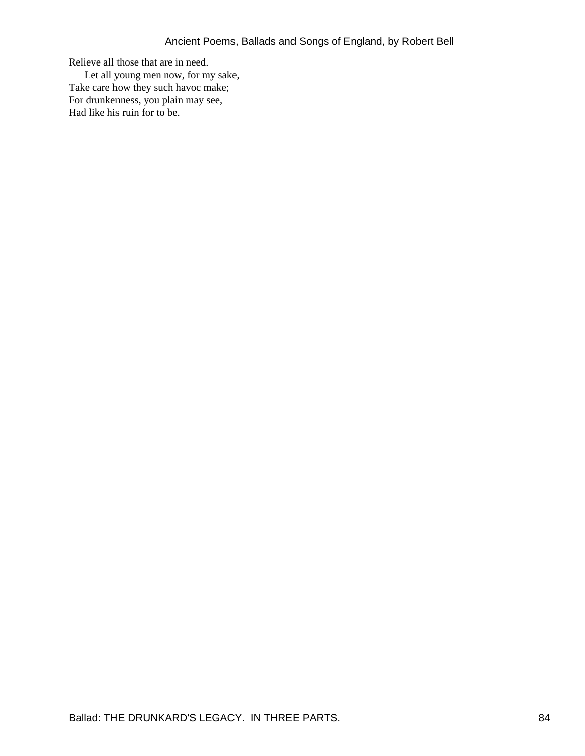Relieve all those that are in need.

Let all young men now, for my sake,
Take care how they such havoc make;
For drunkenness, you plain may see,
Had like his ruin for to be.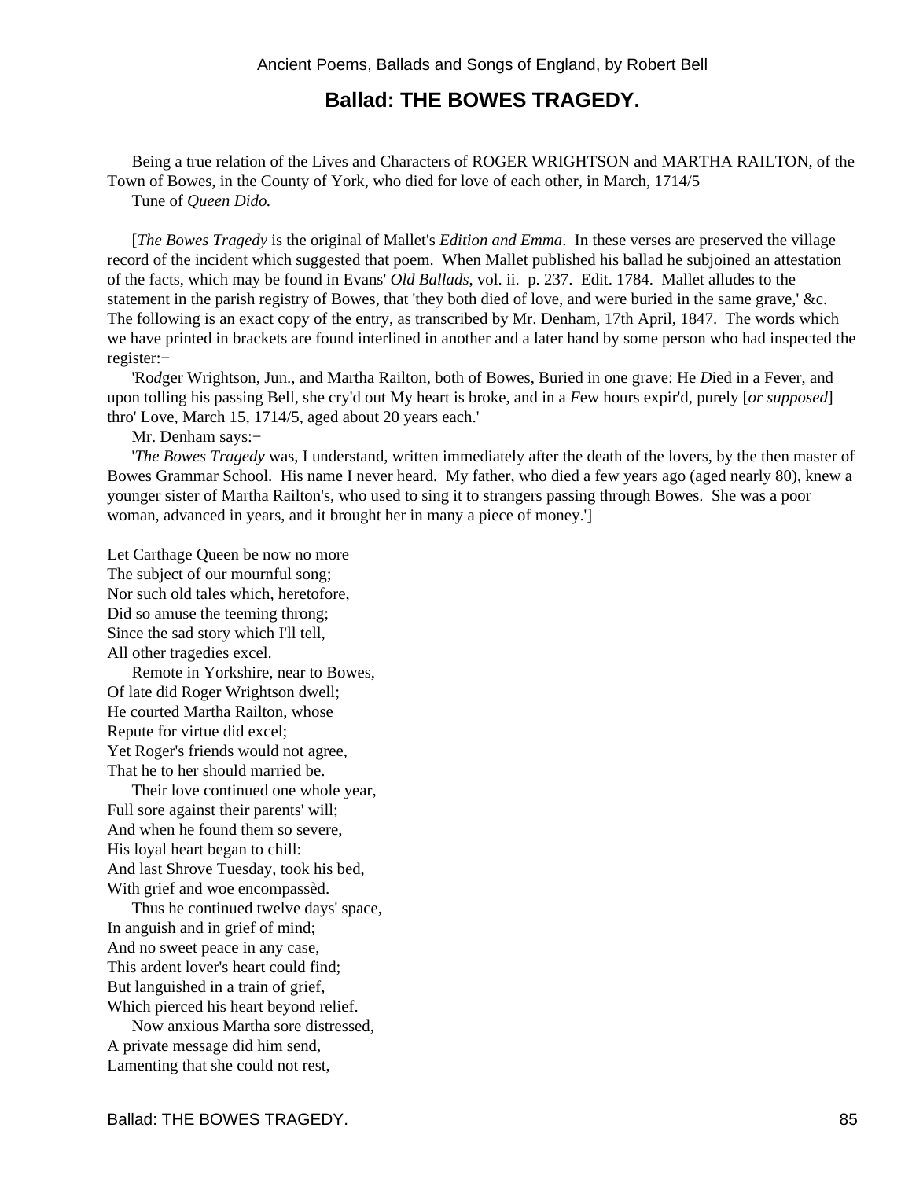## Ballad: THE BOWES TRAGEDY.

Being a true relation of the Lives and Characters of ROGER WRIGHTSON and MARTHA RAILTON, of the Town of Bowes, in the County of York, who died for love of each other, in March, 1714/5

Tune of *Queen Dido.*

[*The Bowes Tragedy* is the original of Mallet's *Edition and Emma*. In these verses are preserved the village record of the incident which suggested that poem. When Mallet published his ballad he subjoined an attestation of the facts, which may be found in Evans' *Old Ballads*, vol. ii. p. 237. Edit. 1784. Mallet alludes to the statement in the parish registry of Bowes, that 'they both died of love, and were buried in the same grave,' &c. The following is an exact copy of the entry, as transcribed by Mr. Denham, 17th April, 1847. The words which we have printed in brackets are found interlined in another and a later hand by some person who had inspected the register:−

'Ro*d*ger Wrightson, Jun., and Martha Railton, both of Bowes, Buried in one grave: He *D*ied in a Fever, and upon tolling his passing Bell, she cry'd out My heart is broke, and in a *F*ew hours expir'd, purely [*or supposed*] thro' Love, March 15, 1714/5, aged about 20 years each.'

Mr. Denham says:−

'*The Bowes Tragedy* was, I understand, written immediately after the death of the lovers, by the then master of Bowes Grammar School. His name I never heard. My father, who died a few years ago (aged nearly 80), knew a younger sister of Martha Railton's, who used to sing it to strangers passing through Bowes. She was a poor woman, advanced in years, and it brought her in many a piece of money.']

Let Carthage Queen be now no more
The subject of our mournful song;
Nor such old tales which, heretofore,
Did so amuse the teeming throng;
Since the sad story which I'll tell,
All other tragedies excel.

Remote in Yorkshire, near to Bowes,
Of late did Roger Wrightson dwell;
He courted Martha Railton, whose
Repute for virtue did excel;
Yet Roger's friends would not agree,
That he to her should married be.

Their love continued one whole year,
Full sore against their parents' will;
And when he found them so severe,
His loyal heart began to chill:
And last Shrove Tuesday, took his bed,
With grief and woe encompassèd.

Thus he continued twelve days' space,
In anguish and in grief of mind;
And no sweet peace in any case,
This ardent lover's heart could find;
But languished in a train of grief,
Which pierced his heart beyond relief.

Now anxious Martha sore distressed,
A private message did him send,
Lamenting that she could not rest,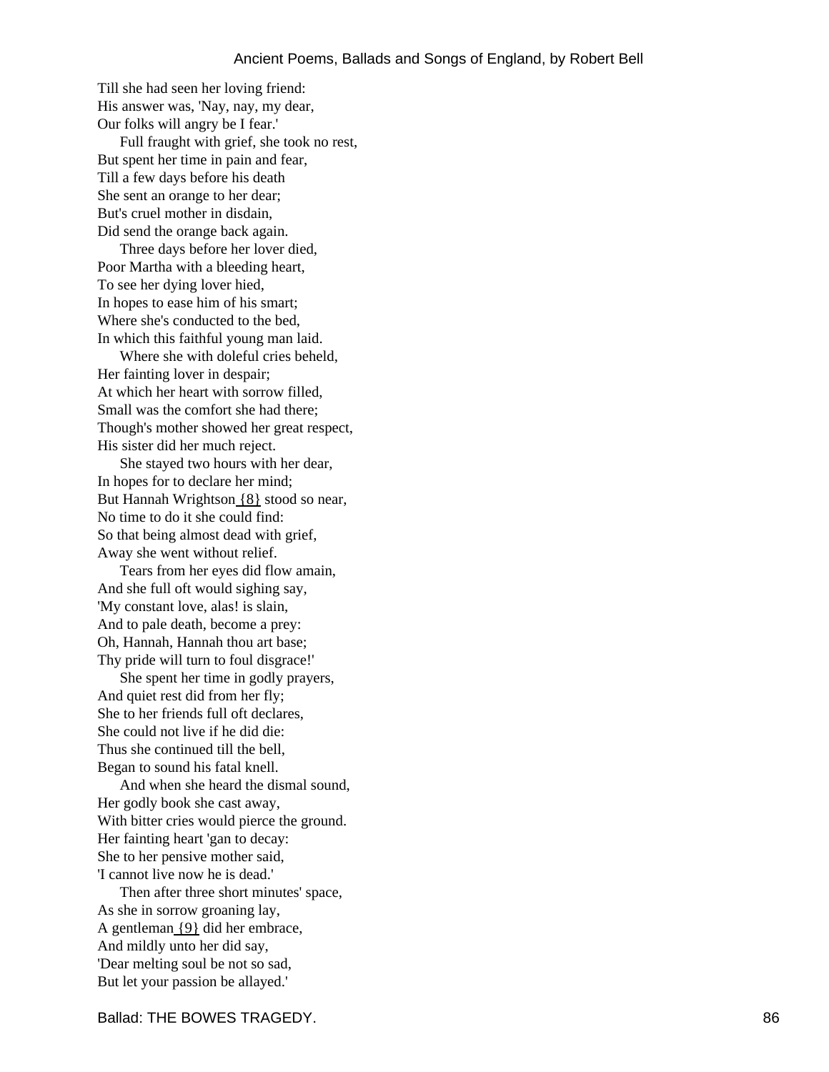Till she had seen her loving friend:
His answer was, 'Nay, nay, my dear,
Our folks will angry be I fear.'

Full fraught with grief, she took no rest,
But spent her time in pain and fear,
Till a few days before his death
She sent an orange to her dear;
But's cruel mother in disdain,
Did send the orange back again.

Three days before her lover died,
Poor Martha with a bleeding heart,
To see her dying lover hied,
In hopes to ease him of his smart;
Where she's conducted to the bed,
In which this faithful young man laid.

Where she with doleful cries beheld,
Her fainting lover in despair;
At which her heart with sorrow filled,
Small was the comfort she had there;
Though's mother showed her great respect,
His sister did her much reject.

She stayed two hours with her dear,
In hopes for to declare her mind;
But Hannah Wrightson {8} stood so near,
No time to do it she could find:
So that being almost dead with grief,
Away she went without relief.

Tears from her eyes did flow amain,
And she full oft would sighing say,
'My constant love, alas! is slain,
And to pale death, become a prey:
Oh, Hannah, Hannah thou art base;
Thy pride will turn to foul disgrace!'

She spent her time in godly prayers,
And quiet rest did from her fly;
She to her friends full oft declares,
She could not live if he did die:
Thus she continued till the bell,
Began to sound his fatal knell.

And when she heard the dismal sound,
Her godly book she cast away,
With bitter cries would pierce the ground.
Her fainting heart 'gan to decay:
She to her pensive mother said,
'I cannot live now he is dead.'

Then after three short minutes' space,
As she in sorrow groaning lay,
A gentleman {9} did her embrace,
And mildly unto her did say,
'Dear melting soul be not so sad,
But let your passion be allayed.'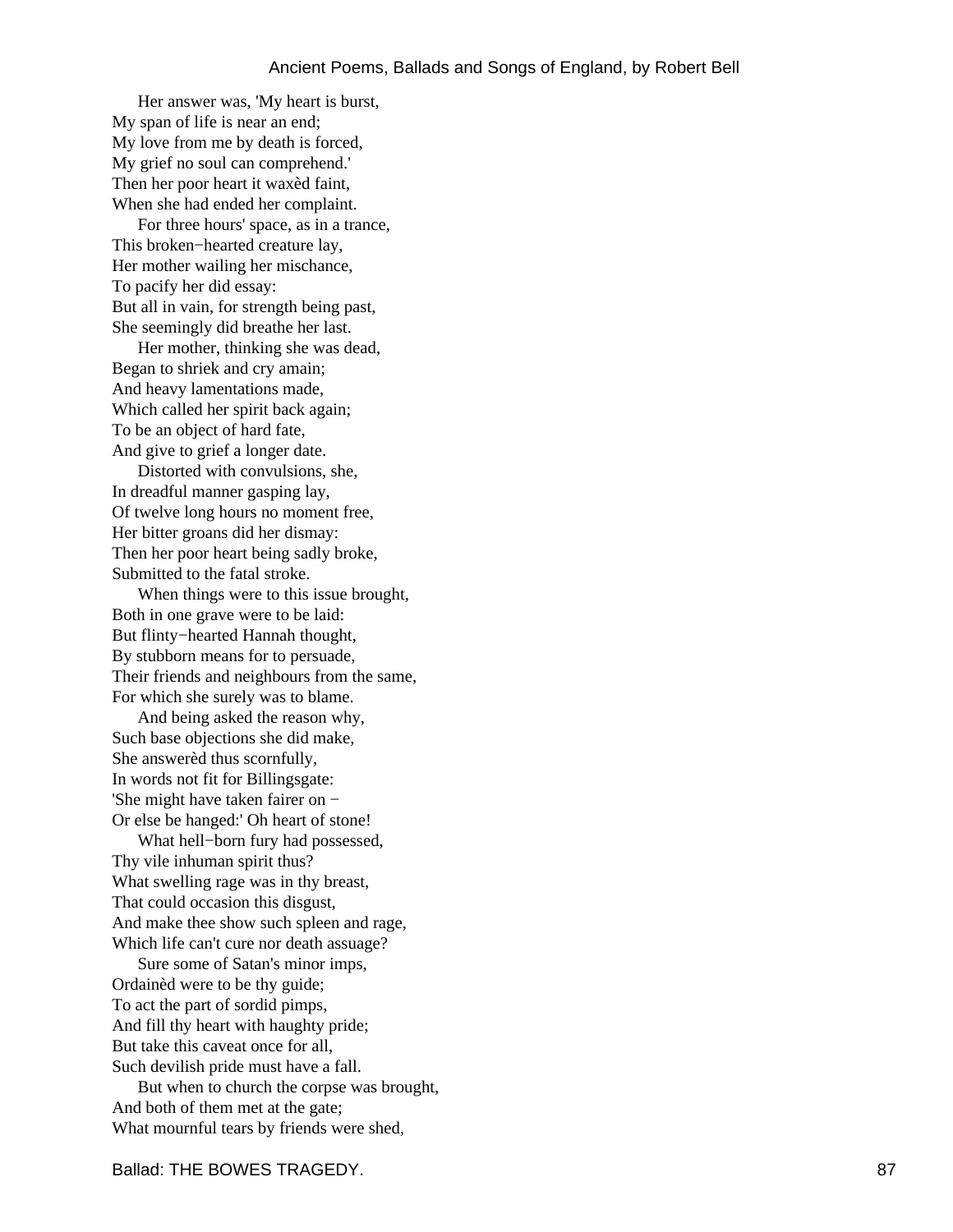Her answer was, 'My heart is burst,
My span of life is near an end;
My love from me by death is forced,
My grief no soul can comprehend.'
Then her poor heart it waxèd faint,
When she had ended her complaint.

For three hours' space, as in a trance,
This broken−hearted creature lay,
Her mother wailing her mischance,
To pacify her did essay:
But all in vain, for strength being past,
She seemingly did breathe her last.

Her mother, thinking she was dead,
Began to shriek and cry amain;
And heavy lamentations made,
Which called her spirit back again;
To be an object of hard fate,
And give to grief a longer date.

Distorted with convulsions, she,
In dreadful manner gasping lay,
Of twelve long hours no moment free,
Her bitter groans did her dismay:
Then her poor heart being sadly broke,
Submitted to the fatal stroke.

When things were to this issue brought,
Both in one grave were to be laid:
But flinty−hearted Hannah thought,
By stubborn means for to persuade,
Their friends and neighbours from the same,
For which she surely was to blame.

And being asked the reason why,
Such base objections she did make,
She answerèd thus scornfully,
In words not fit for Billingsgate:
'She might have taken fairer on −
Or else be hanged:' Oh heart of stone!

What hell−born fury had possessed,
Thy vile inhuman spirit thus?
What swelling rage was in thy breast,
That could occasion this disgust,
And make thee show such spleen and rage,
Which life can't cure nor death assuage?

Sure some of Satan's minor imps,
Ordainèd were to be thy guide;
To act the part of sordid pimps,
And fill thy heart with haughty pride;
But take this caveat once for all,
Such devilish pride must have a fall.

But when to church the corpse was brought,
And both of them met at the gate;
What mournful tears by friends were shed,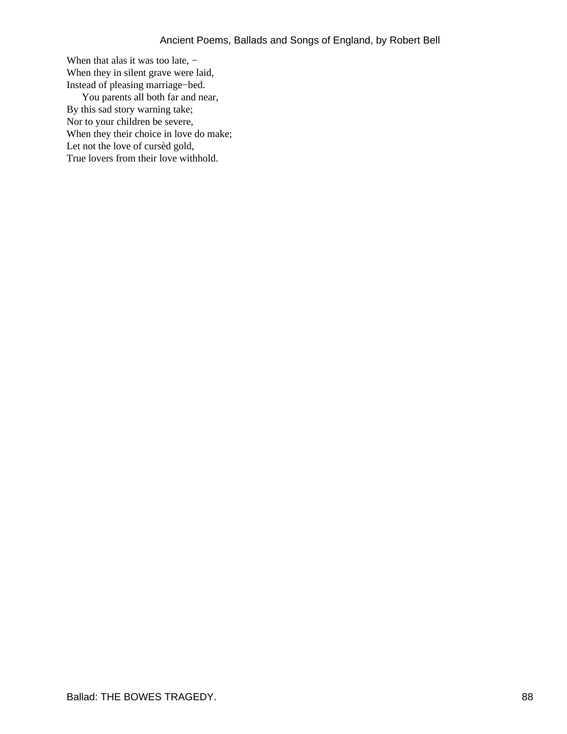When that alas it was too late, −
When they in silent grave were laid,
Instead of pleasing marriage−bed.

You parents all both far and near,
By this sad story warning take;
Nor to your children be severe,
When they their choice in love do make;
Let not the love of cursèd gold,
True lovers from their love withhold.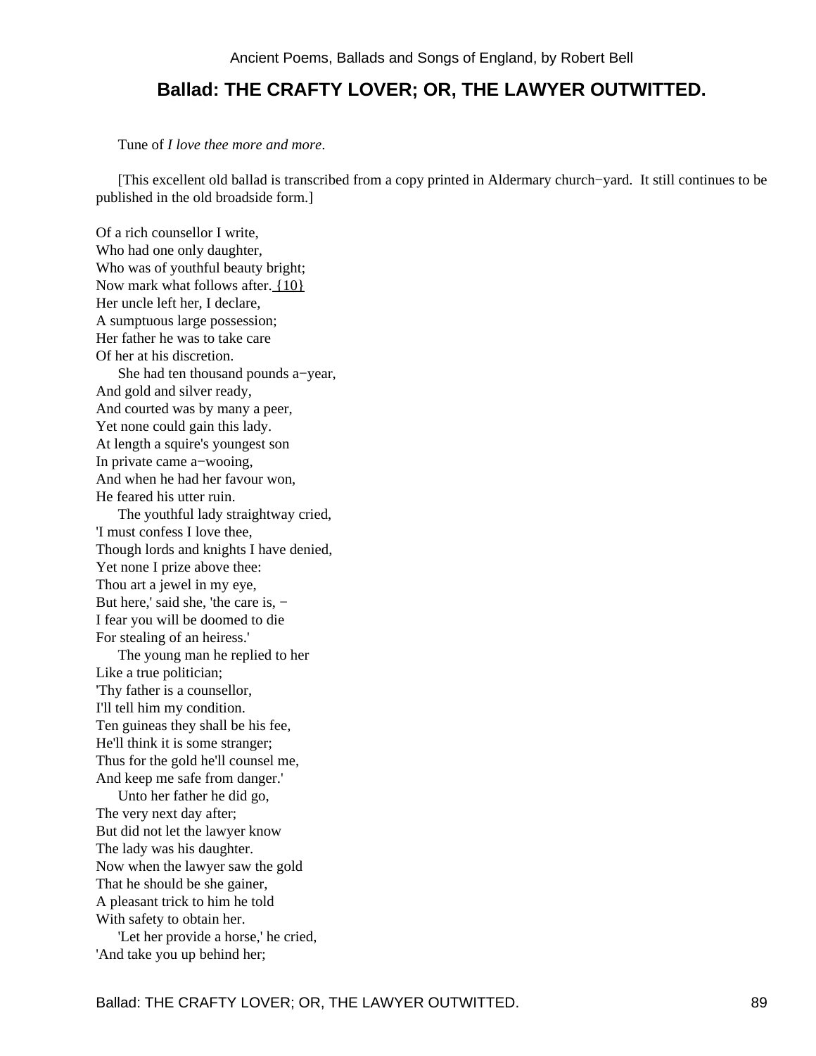## Ballad: THE CRAFTY LOVER; OR, THE LAWYER OUTWITTED.

Tune of *I love thee more and more*.

[This excellent old ballad is transcribed from a copy printed in Aldermary church−yard. It still continues to be published in the old broadside form.]

Of a rich counsellor I write,  
Who had one only daughter,  
Who was of youthful beauty bright;  
Now mark what follows after. {10}  
Her uncle left her, I declare,  
A sumptuous large possession;  
Her father he was to take care  
Of her at his discretion.

She had ten thousand pounds a−year,  
And gold and silver ready,  
And courted was by many a peer,  
Yet none could gain this lady.  
At length a squire's youngest son  
In private came a−wooing,  
And when he had her favour won,  
He feared his utter ruin.

The youthful lady straightway cried,  
'I must confess I love thee,  
Though lords and knights I have denied,  
Yet none I prize above thee:  
Thou art a jewel in my eye,  
But here,' said she, 'the care is, −  
I fear you will be doomed to die  
For stealing of an heiress.'

The young man he replied to her  
Like a true politician;  
'Thy father is a counsellor,  
I'll tell him my condition.  
Ten guineas they shall be his fee,  
He'll think it is some stranger;  
Thus for the gold he'll counsel me,  
And keep me safe from danger.'

Unto her father he did go,  
The very next day after;  
But did not let the lawyer know  
The lady was his daughter.  
Now when the lawyer saw the gold  
That he should be she gainer,  
A pleasant trick to him he told  
With safety to obtain her.

'Let her provide a horse,' he cried,  
'And take you up behind her;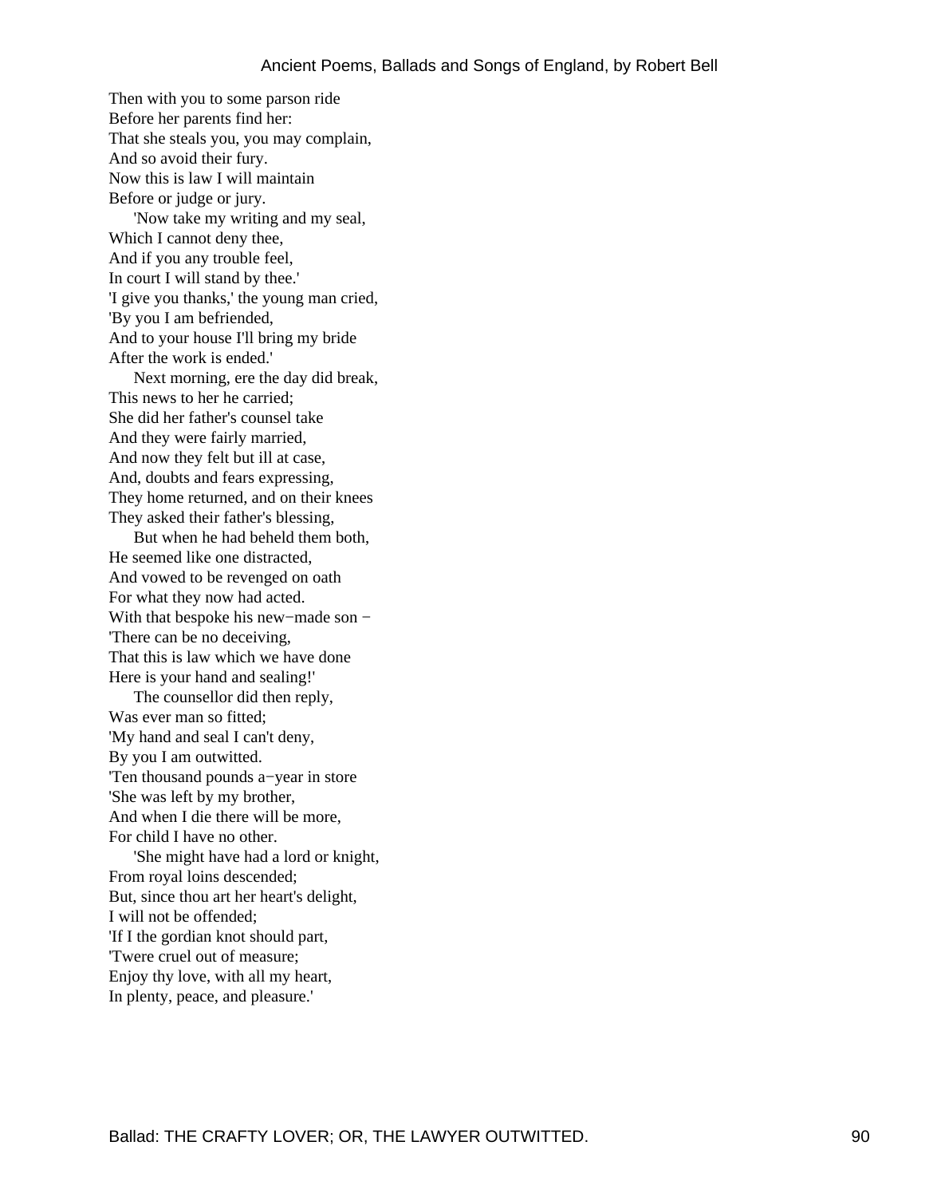Then with you to some parson ride
Before her parents find her:
That she steals you, you may complain,
And so avoid their fury.
Now this is law I will maintain
Before or judge or jury.

'Now take my writing and my seal,
Which I cannot deny thee,
And if you any trouble feel,
In court I will stand by thee.'
'I give you thanks,' the young man cried,
'By you I am befriended,
And to your house I'll bring my bride
After the work is ended.'

Next morning, ere the day did break,
This news to her he carried;
She did her father's counsel take
And they were fairly married,
And now they felt but ill at case,
And, doubts and fears expressing,
They home returned, and on their knees
They asked their father's blessing,

But when he had beheld them both,
He seemed like one distracted,
And vowed to be revenged on oath
For what they now had acted.
With that bespoke his new−made son −
'There can be no deceiving,
That this is law which we have done
Here is your hand and sealing!'

The counsellor did then reply,
Was ever man so fitted;
'My hand and seal I can't deny,
By you I am outwitted.
'Ten thousand pounds a−year in store
'She was left by my brother,
And when I die there will be more,
For child I have no other.

'She might have had a lord or knight,
From royal loins descended;
But, since thou art her heart's delight,
I will not be offended;
'If I the gordian knot should part,
'Twere cruel out of measure;
Enjoy thy love, with all my heart,
In plenty, peace, and pleasure.'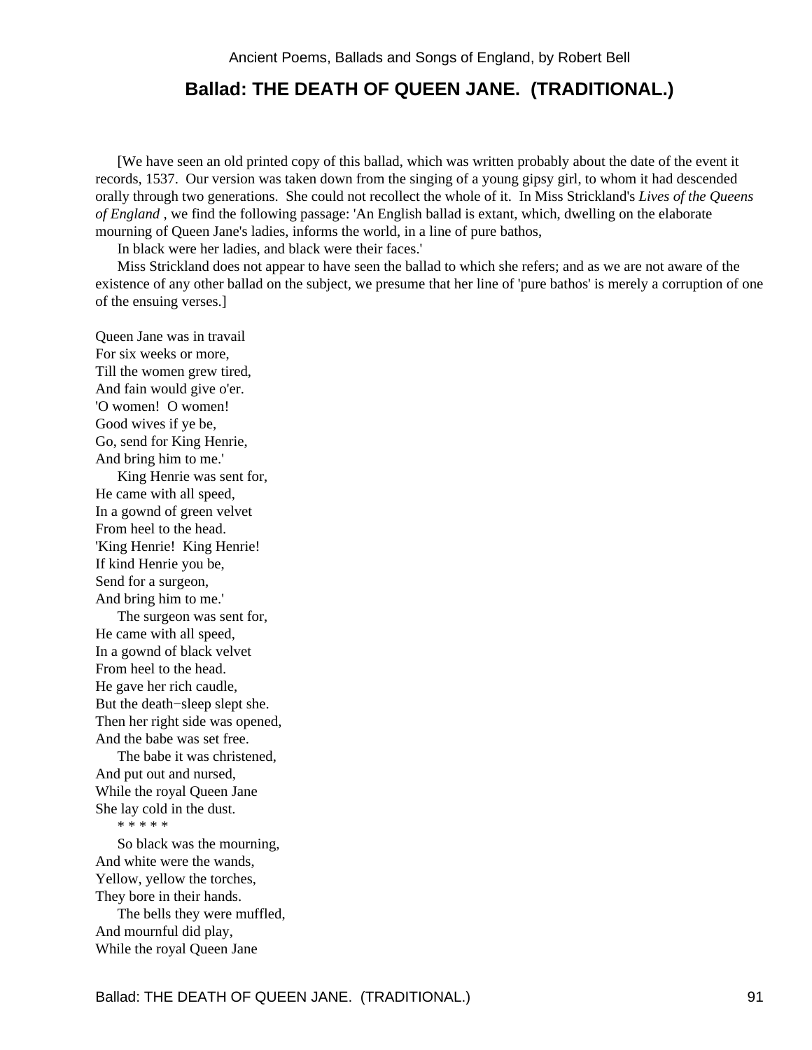## Ballad: THE DEATH OF QUEEN JANE. (TRADITIONAL.)

[We have seen an old printed copy of this ballad, which was written probably about the date of the event it records, 1537. Our version was taken down from the singing of a young gipsy girl, to whom it had descended orally through two generations. She could not recollect the whole of it. In Miss Strickland's *Lives of the Queens of England* , we find the following passage: 'An English ballad is extant, which, dwelling on the elaborate mourning of Queen Jane's ladies, informs the world, in a line of pure bathos,

In black were her ladies, and black were their faces.'

Miss Strickland does not appear to have seen the ballad to which she refers; and as we are not aware of the existence of any other ballad on the subject, we presume that her line of 'pure bathos' is merely a corruption of one of the ensuing verses.]

Queen Jane was in travail  
For six weeks or more,  
Till the women grew tired,  
And fain would give o'er.  
'O women! O women!  
Good wives if ye be,  
Go, send for King Henrie,  
And bring him to me.'

King Henrie was sent for,  
He came with all speed,  
In a gownd of green velvet  
From heel to the head.  
'King Henrie! King Henrie!  
If kind Henrie you be,  
Send for a surgeon,  
And bring him to me.'

The surgeon was sent for,  
He came with all speed,  
In a gownd of black velvet  
From heel to the head.  
He gave her rich caudle,  
But the death−sleep slept she.  
Then her right side was opened,  
And the babe was set free.

The babe it was christened,  
And put out and nursed,  
While the royal Queen Jane  
She lay cold in the dust.

\* \* \* \* \*

So black was the mourning,  
And white were the wands,  
Yellow, yellow the torches,  
They bore in their hands.

The bells they were muffled,  
And mournful did play,  
While the royal Queen Jane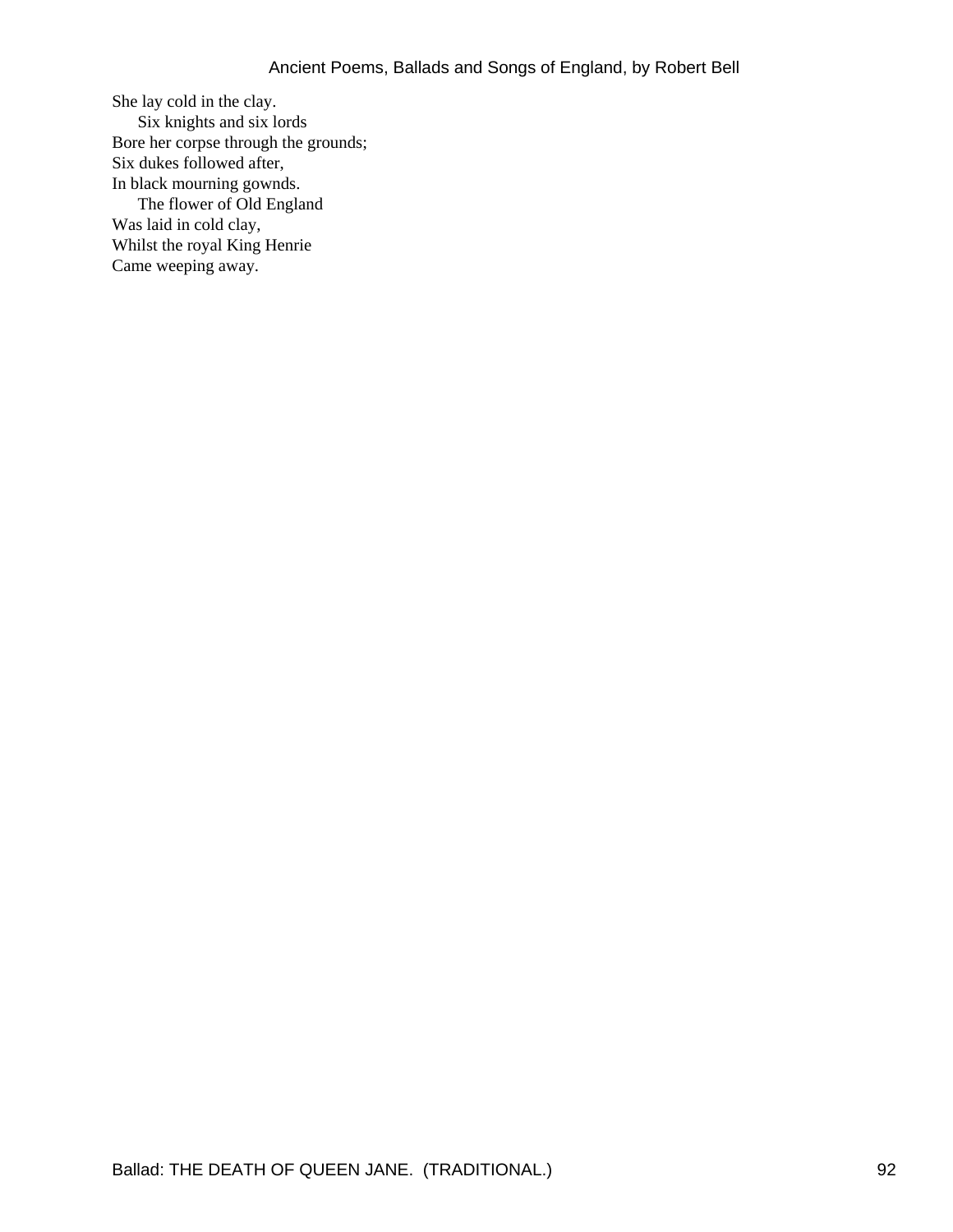She lay cold in the clay.

Six knights and six lords
Bore her corpse through the grounds;
Six dukes followed after,
In black mourning gownds.

The flower of Old England
Was laid in cold clay,
Whilst the royal King Henrie
Came weeping away.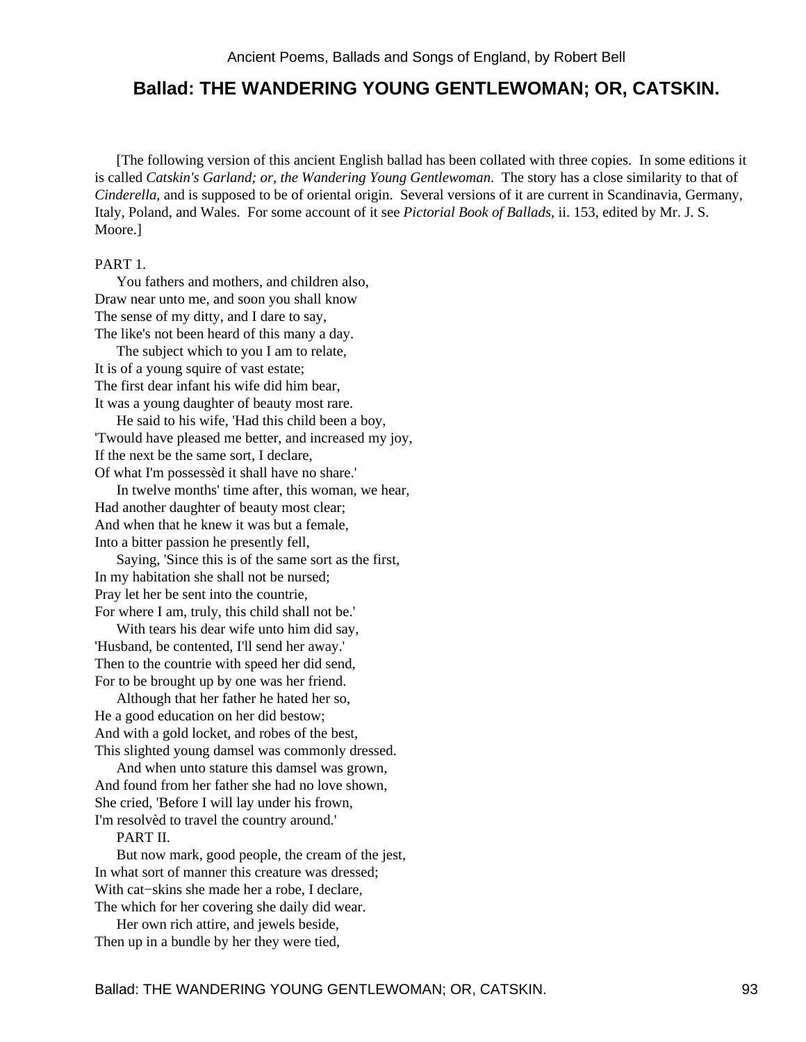## Ballad: THE WANDERING YOUNG GENTLEWOMAN; OR, CATSKIN.

[The following version of this ancient English ballad has been collated with three copies. In some editions it is called *Catskin's Garland; or, the Wandering Young Gentlewoman*. The story has a close similarity to that of *Cinderella*, and is supposed to be of oriental origin. Several versions of it are current in Scandinavia, Germany, Italy, Poland, and Wales. For some account of it see *Pictorial Book of Ballads*, ii. 153, edited by Mr. J. S. Moore.]

PART 1.

You fathers and mothers, and children also,
Draw near unto me, and soon you shall know
The sense of my ditty, and I dare to say,
The like's not been heard of this many a day.

The subject which to you I am to relate,
It is of a young squire of vast estate;
The first dear infant his wife did him bear,
It was a young daughter of beauty most rare.

He said to his wife, 'Had this child been a boy,
'Twould have pleased me better, and increased my joy,
If the next be the same sort, I declare,
Of what I'm possessèd it shall have no share.'

In twelve months' time after, this woman, we hear,
Had another daughter of beauty most clear;
And when that he knew it was but a female,
Into a bitter passion he presently fell,

Saying, 'Since this is of the same sort as the first,
In my habitation she shall not be nursed;
Pray let her be sent into the countrie,
For where I am, truly, this child shall not be.'

With tears his dear wife unto him did say,
'Husband, be contented, I'll send her away.'
Then to the countrie with speed her did send,
For to be brought up by one was her friend.

Although that her father he hated her so,
He a good education on her did bestow;
And with a gold locket, and robes of the best,
This slighted young damsel was commonly dressed.

And when unto stature this damsel was grown,
And found from her father she had no love shown,
She cried, 'Before I will lay under his frown,
I'm resolvèd to travel the country around.'

PART II.

But now mark, good people, the cream of the jest,
In what sort of manner this creature was dressed;
With cat-skins she made her a robe, I declare,
The which for her covering she daily did wear.

Her own rich attire, and jewels beside,
Then up in a bundle by her they were tied,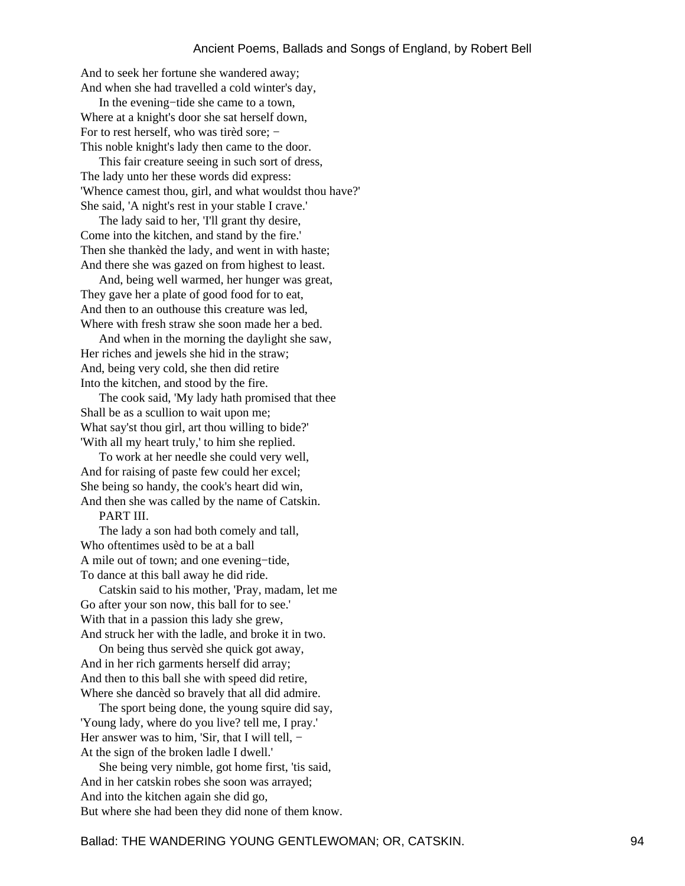And to seek her fortune she wandered away;
And when she had travelled a cold winter's day,
 In the evening−tide she came to a town,
Where at a knight's door she sat herself down,
For to rest herself, who was tirèd sore; −
This noble knight's lady then came to the door.
 This fair creature seeing in such sort of dress,
The lady unto her these words did express:
'Whence camest thou, girl, and what wouldst thou have?'
She said, 'A night's rest in your stable I crave.'
 The lady said to her, 'I'll grant thy desire,
Come into the kitchen, and stand by the fire.'
Then she thankèd the lady, and went in with haste;
And there she was gazed on from highest to least.
 And, being well warmed, her hunger was great,
They gave her a plate of good food for to eat,
And then to an outhouse this creature was led,
Where with fresh straw she soon made her a bed.
 And when in the morning the daylight she saw,
Her riches and jewels she hid in the straw;
And, being very cold, she then did retire
Into the kitchen, and stood by the fire.
 The cook said, 'My lady hath promised that thee
Shall be as a scullion to wait upon me;
What say'st thou girl, art thou willing to bide?'
'With all my heart truly,' to him she replied.
 To work at her needle she could very well,
And for raising of paste few could her excel;
She being so handy, the cook's heart did win,
And then she was called by the name of Catskin.

PART III.

 The lady a son had both comely and tall,
Who oftentimes usèd to be at a ball
A mile out of town; and one evening−tide,
To dance at this ball away he did ride.
 Catskin said to his mother, 'Pray, madam, let me
Go after your son now, this ball for to see.'
With that in a passion this lady she grew,
And struck her with the ladle, and broke it in two.
 On being thus servèd she quick got away,
And in her rich garments herself did array;
And then to this ball she with speed did retire,
Where she dancèd so bravely that all did admire.
 The sport being done, the young squire did say,
'Young lady, where do you live? tell me, I pray.'
Her answer was to him, 'Sir, that I will tell, −
At the sign of the broken ladle I dwell.'
 She being very nimble, got home first, 'tis said,
And in her catskin robes she soon was arrayed;
And into the kitchen again she did go,
But where she had been they did none of them know.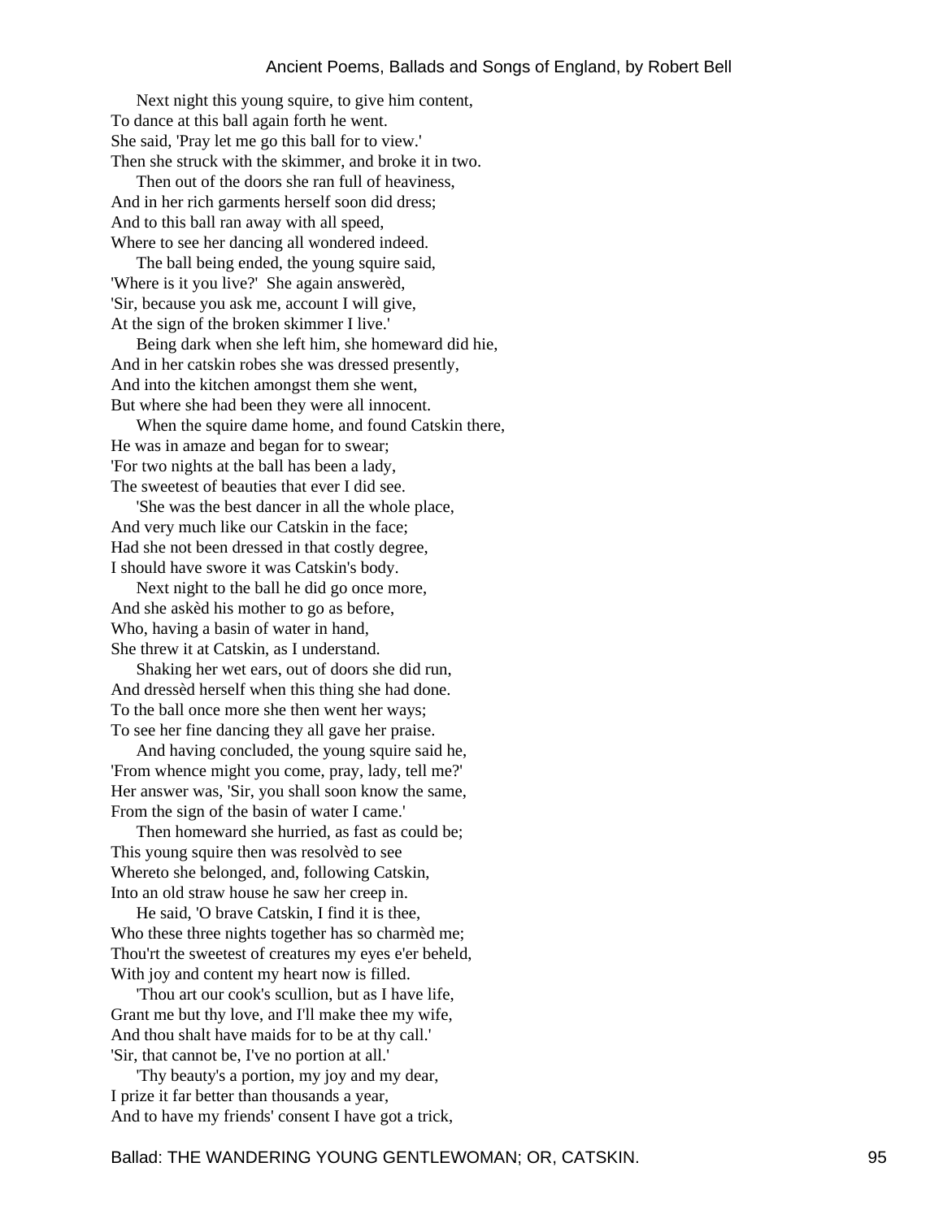Next night this young squire, to give him content,  
To dance at this ball again forth he went.  
She said, 'Pray let me go this ball for to view.'  
Then she struck with the skimmer, and broke it in two.

Then out of the doors she ran full of heaviness,  
And in her rich garments herself soon did dress;  
And to this ball ran away with all speed,  
Where to see her dancing all wondered indeed.

The ball being ended, the young squire said,  
'Where is it you live?' She again answerèd,  
'Sir, because you ask me, account I will give,  
At the sign of the broken skimmer I live.'

Being dark when she left him, she homeward did hie,  
And in her catskin robes she was dressed presently,  
And into the kitchen amongst them she went,  
But where she had been they were all innocent.

When the squire dame home, and found Catskin there,  
He was in amaze and began for to swear;  
'For two nights at the ball has been a lady,  
The sweetest of beauties that ever I did see.

'She was the best dancer in all the whole place,  
And very much like our Catskin in the face;  
Had she not been dressed in that costly degree,  
I should have swore it was Catskin's body.

Next night to the ball he did go once more,  
And she askèd his mother to go as before,  
Who, having a basin of water in hand,  
She threw it at Catskin, as I understand.

Shaking her wet ears, out of doors she did run,  
And dressèd herself when this thing she had done.  
To the ball once more she then went her ways;  
To see her fine dancing they all gave her praise.

And having concluded, the young squire said he,  
'From whence might you come, pray, lady, tell me?'  
Her answer was, 'Sir, you shall soon know the same,  
From the sign of the basin of water I came.'

Then homeward she hurried, as fast as could be;  
This young squire then was resolvèd to see  
Whereto she belonged, and, following Catskin,  
Into an old straw house he saw her creep in.

He said, 'O brave Catskin, I find it is thee,  
Who these three nights together has so charmèd me;  
Thou'rt the sweetest of creatures my eyes e'er beheld,  
With joy and content my heart now is filled.

'Thou art our cook's scullion, but as I have life,  
Grant me but thy love, and I'll make thee my wife,  
And thou shalt have maids for to be at thy call.'  
'Sir, that cannot be, I've no portion at all.'

'Thy beauty's a portion, my joy and my dear,  
I prize it far better than thousands a year,  
And to have my friends' consent I have got a trick,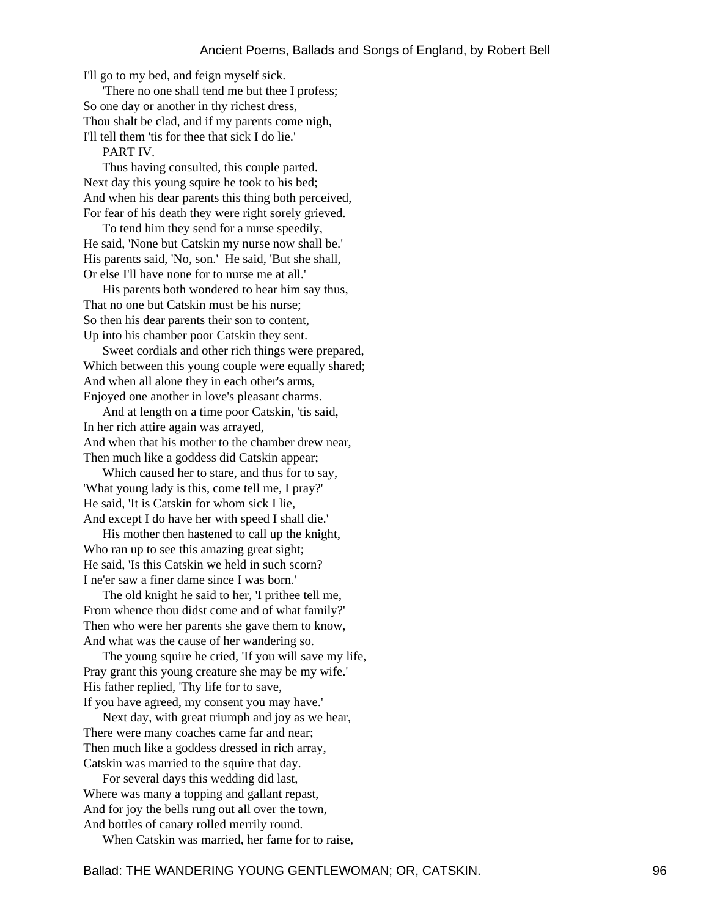I'll go to my bed, and feign myself sick.
    'There no one shall tend me but thee I profess;
So one day or another in thy richest dress,
Thou shalt be clad, and if my parents come nigh,
I'll tell them 'tis for thee that sick I do lie.'

PART IV.

    Thus having consulted, this couple parted.
Next day this young squire he took to his bed;
And when his dear parents this thing both perceived,
For fear of his death they were right sorely grieved.
    To tend him they send for a nurse speedily,
He said, 'None but Catskin my nurse now shall be.'
His parents said, 'No, son.'  He said, 'But she shall,
Or else I'll have none for to nurse me at all.'
    His parents both wondered to hear him say thus,
That no one but Catskin must be his nurse;
So then his dear parents their son to content,
Up into his chamber poor Catskin they sent.
    Sweet cordials and other rich things were prepared,
Which between this young couple were equally shared;
And when all alone they in each other's arms,
Enjoyed one another in love's pleasant charms.
    And at length on a time poor Catskin, 'tis said,
In her rich attire again was arrayed,
And when that his mother to the chamber drew near,
Then much like a goddess did Catskin appear;
    Which caused her to stare, and thus for to say,
'What young lady is this, come tell me, I pray?'
He said, 'It is Catskin for whom sick I lie,
And except I do have her with speed I shall die.'
    His mother then hastened to call up the knight,
Who ran up to see this amazing great sight;
He said, 'Is this Catskin we held in such scorn?
I ne'er saw a finer dame since I was born.'
    The old knight he said to her, 'I prithee tell me,
From whence thou didst come and of what family?'
Then who were her parents she gave them to know,
And what was the cause of her wandering so.
    The young squire he cried, 'If you will save my life,
Pray grant this young creature she may be my wife.'
His father replied, 'Thy life for to save,
If you have agreed, my consent you may have.'
    Next day, with great triumph and joy as we hear,
There were many coaches came far and near;
Then much like a goddess dressed in rich array,
Catskin was married to the squire that day.
    For several days this wedding did last,
Where was many a topping and gallant repast,
And for joy the bells rung out all over the town,
And bottles of canary rolled merrily round.
    When Catskin was married, her fame for to raise,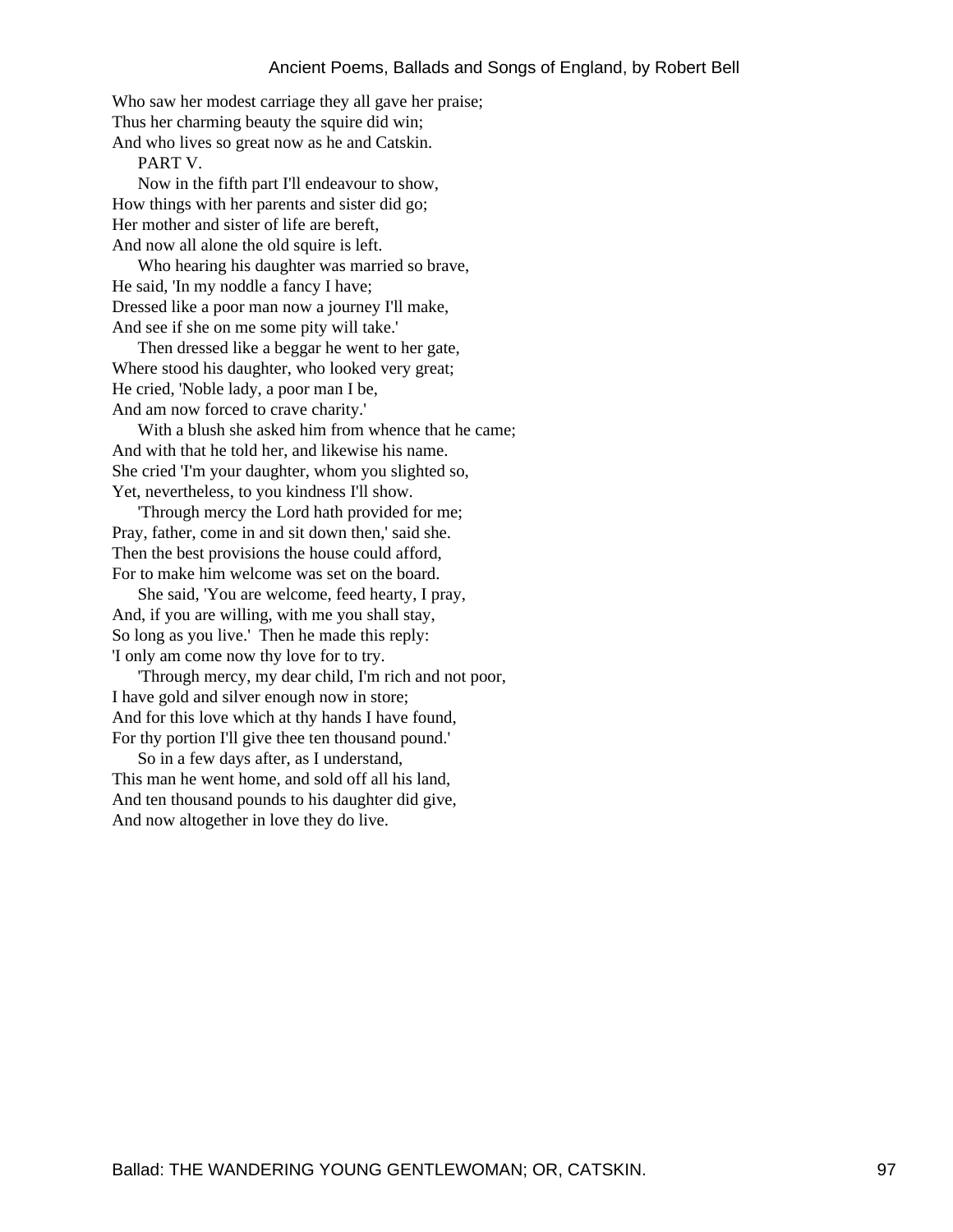Who saw her modest carriage they all gave her praise;
Thus her charming beauty the squire did win;
And who lives so great now as he and Catskin.

PART V.

Now in the fifth part I'll endeavour to show,
How things with her parents and sister did go;
Her mother and sister of life are bereft,
And now all alone the old squire is left.

Who hearing his daughter was married so brave,
He said, 'In my noddle a fancy I have;
Dressed like a poor man now a journey I'll make,
And see if she on me some pity will take.'

Then dressed like a beggar he went to her gate,
Where stood his daughter, who looked very great;
He cried, 'Noble lady, a poor man I be,
And am now forced to crave charity.'

With a blush she asked him from whence that he came;
And with that he told her, and likewise his name.
She cried 'I'm your daughter, whom you slighted so,
Yet, nevertheless, to you kindness I'll show.

'Through mercy the Lord hath provided for me;
Pray, father, come in and sit down then,' said she.
Then the best provisions the house could afford,
For to make him welcome was set on the board.

She said, 'You are welcome, feed hearty, I pray,
And, if you are willing, with me you shall stay,
So long as you live.' Then he made this reply:
'I only am come now thy love for to try.

'Through mercy, my dear child, I'm rich and not poor,
I have gold and silver enough now in store;
And for this love which at thy hands I have found,
For thy portion I'll give thee ten thousand pound.'

So in a few days after, as I understand,
This man he went home, and sold off all his land,
And ten thousand pounds to his daughter did give,
And now altogether in love they do live.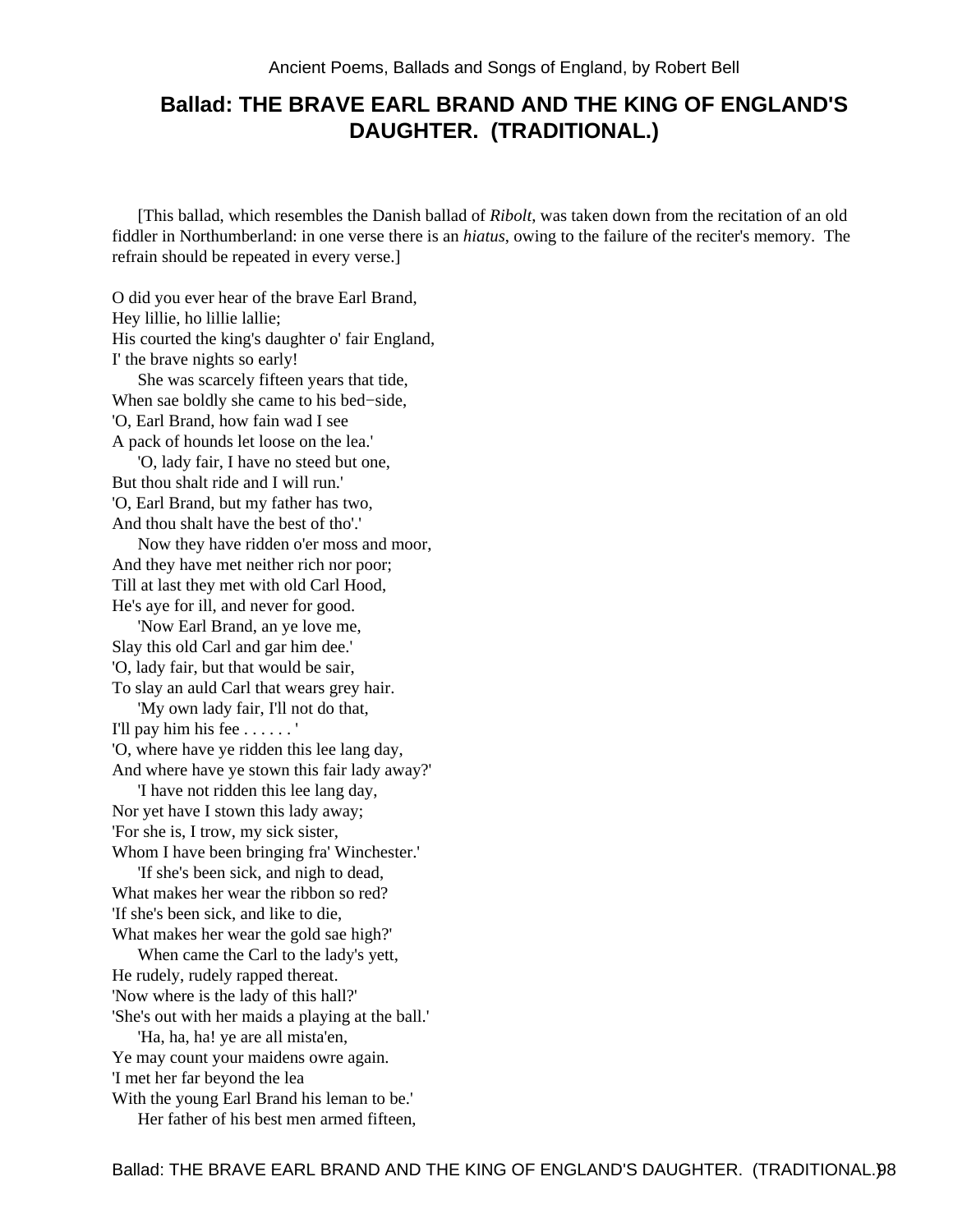# Ballad: THE BRAVE EARL BRAND AND THE KING OF ENGLAND'S DAUGHTER. (TRADITIONAL.)

[This ballad, which resembles the Danish ballad of *Ribolt*, was taken down from the recitation of an old fiddler in Northumberland: in one verse there is an *hiatus*, owing to the failure of the reciter's memory. The refrain should be repeated in every verse.]

O did you ever hear of the brave Earl Brand,
Hey lillie, ho lillie lallie;
His courted the king's daughter o' fair England,
I' the brave nights so early!

She was scarcely fifteen years that tide,
When sae boldly she came to his bed−side,
'O, Earl Brand, how fain wad I see
A pack of hounds let loose on the lea.'

'O, lady fair, I have no steed but one,
But thou shalt ride and I will run.'
'O, Earl Brand, but my father has two,
And thou shalt have the best of tho'.'

Now they have ridden o'er moss and moor,
And they have met neither rich nor poor;
Till at last they met with old Carl Hood,
He's aye for ill, and never for good.

'Now Earl Brand, an ye love me,
Slay this old Carl and gar him dee.'
'O, lady fair, but that would be sair,
To slay an auld Carl that wears grey hair.

'My own lady fair, I'll not do that,
I'll pay him his fee . . . . . . '
'O, where have ye ridden this lee lang day,
And where have ye stown this fair lady away?'

'I have not ridden this lee lang day,
Nor yet have I stown this lady away;
'For she is, I trow, my sick sister,
Whom I have been bringing fra' Winchester.'

'If she's been sick, and nigh to dead,
What makes her wear the ribbon so red?
'If she's been sick, and like to die,
What makes her wear the gold sae high?'

When came the Carl to the lady's yett,
He rudely, rudely rapped thereat.
'Now where is the lady of this hall?'
'She's out with her maids a playing at the ball.'

'Ha, ha, ha! ye are all mista'en,
Ye may count your maidens owre again.
'I met her far beyond the lea
With the young Earl Brand his leman to be.'

Her father of his best men armed fifteen,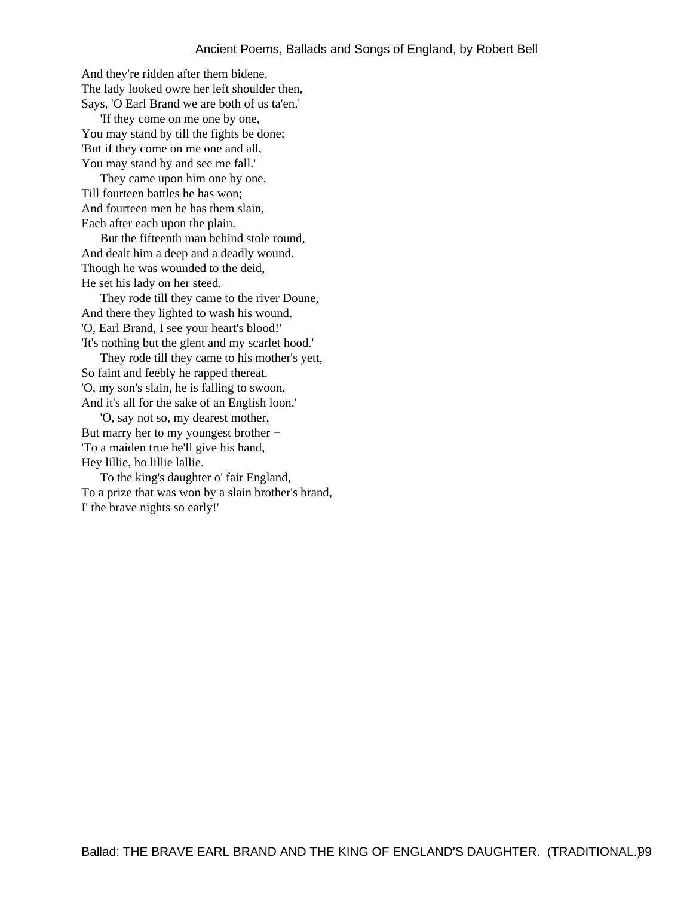And they're ridden after them bidene.
The lady looked owre her left shoulder then,
Says, 'O Earl Brand we are both of us ta'en.'

'If they come on me one by one,
You may stand by till the fights be done;
'But if they come on me one and all,
You may stand by and see me fall.'

They came upon him one by one,
Till fourteen battles he has won;
And fourteen men he has them slain,
Each after each upon the plain.

But the fifteenth man behind stole round,
And dealt him a deep and a deadly wound.
Though he was wounded to the deid,
He set his lady on her steed.

They rode till they came to the river Doune,
And there they lighted to wash his wound.
'O, Earl Brand, I see your heart's blood!'
'It's nothing but the glent and my scarlet hood.'

They rode till they came to his mother's yett,
So faint and feebly he rapped thereat.
'O, my son's slain, he is falling to swoon,
And it's all for the sake of an English loon.'

'O, say not so, my dearest mother,
But marry her to my youngest brother −
'To a maiden true he'll give his hand,
Hey lillie, ho lillie lallie.

To the king's daughter o' fair England,
To a prize that was won by a slain brother's brand,
I' the brave nights so early!'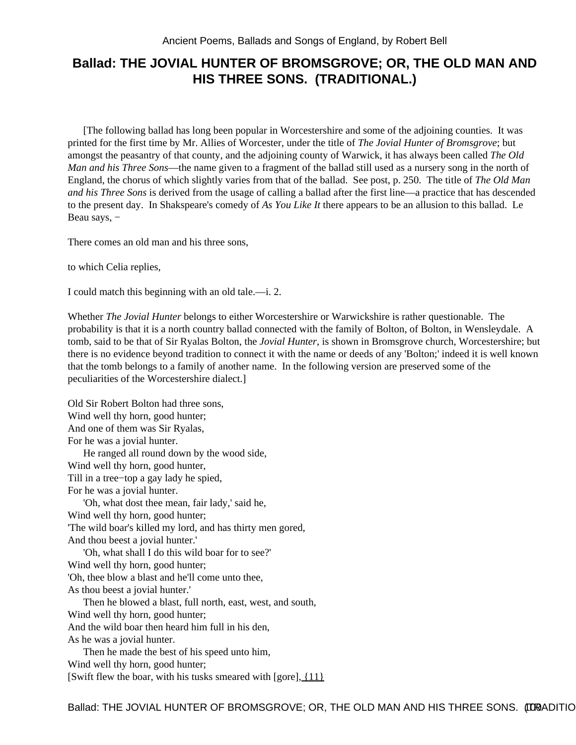Ancient Poems, Ballads and Songs of England, by Robert Bell

# Ballad: THE JOVIAL HUNTER OF BROMSGROVE; OR, THE OLD MAN AND HIS THREE SONS. (TRADITIONAL.)

[The following ballad has long been popular in Worcestershire and some of the adjoining counties. It was printed for the first time by Mr. Allies of Worcester, under the title of *The Jovial Hunter of Bromsgrove*; but amongst the peasantry of that county, and the adjoining county of Warwick, it has always been called *The Old Man and his Three Sons*—the name given to a fragment of the ballad still used as a nursery song in the north of England, the chorus of which slightly varies from that of the ballad. See post, p. 250. The title of *The Old Man and his Three Sons* is derived from the usage of calling a ballad after the first line—a practice that has descended to the present day. In Shakspeare's comedy of *As You Like It* there appears to be an allusion to this ballad. Le Beau says, −

There comes an old man and his three sons,

to which Celia replies,

I could match this beginning with an old tale.—i. 2.

Whether *The Jovial Hunter* belongs to either Worcestershire or Warwickshire is rather questionable. The probability is that it is a north country ballad connected with the family of Bolton, of Bolton, in Wensleydale. A tomb, said to be that of Sir Ryalas Bolton, the *Jovial Hunter*, is shown in Bromsgrove church, Worcestershire; but there is no evidence beyond tradition to connect it with the name or deeds of any 'Bolton;' indeed it is well known that the tomb belongs to a family of another name. In the following version are preserved some of the peculiarities of the Worcestershire dialect.]

Old Sir Robert Bolton had three sons,  
Wind well thy horn, good hunter;  
And one of them was Sir Ryalas,  
For he was a jovial hunter.

He ranged all round down by the wood side,  
Wind well thy horn, good hunter,  
Till in a tree−top a gay lady he spied,  
For he was a jovial hunter.

'Oh, what dost thee mean, fair lady,' said he,  
Wind well thy horn, good hunter;  
'The wild boar's killed my lord, and has thirty men gored,  
And thou beest a jovial hunter.'

'Oh, what shall I do this wild boar for to see?'  
Wind well thy horn, good hunter;  
'Oh, thee blow a blast and he'll come unto thee,  
As thou beest a jovial hunter.'

Then he blowed a blast, full north, east, west, and south,  
Wind well thy horn, good hunter;  
And the wild boar then heard him full in his den,  
As he was a jovial hunter.

Then he made the best of his speed unto him,  
Wind well thy horn, good hunter;  
[Swift flew the boar, with his tusks smeared with [gore], {11}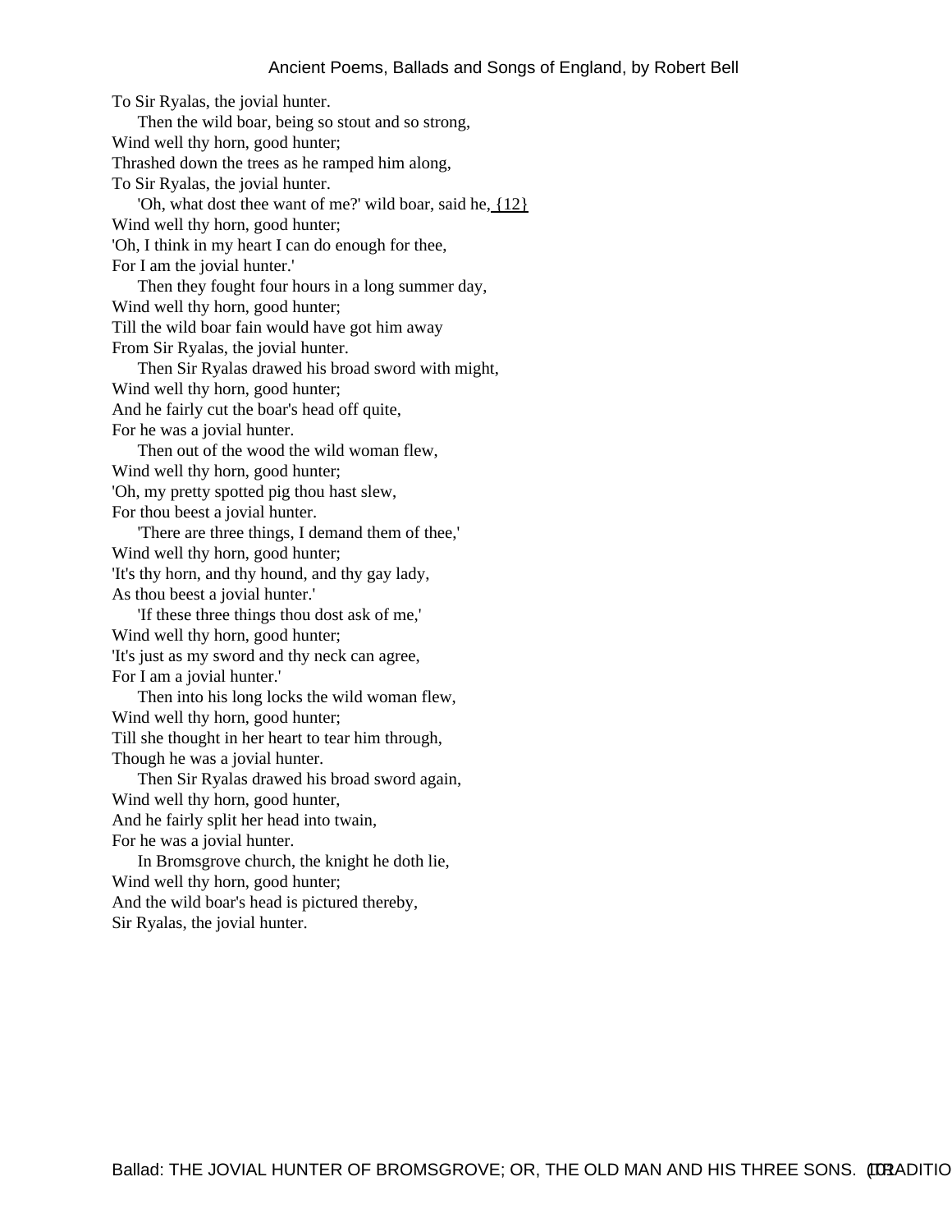To Sir Ryalas, the jovial hunter.
Then the wild boar, being so stout and so strong,
Wind well thy horn, good hunter;
Thrashed down the trees as he ramped him along,
To Sir Ryalas, the jovial hunter.
'Oh, what dost thee want of me?' wild boar, said he, {12}
Wind well thy horn, good hunter;
'Oh, I think in my heart I can do enough for thee,
For I am the jovial hunter.'
Then they fought four hours in a long summer day,
Wind well thy horn, good hunter;
Till the wild boar fain would have got him away
From Sir Ryalas, the jovial hunter.
Then Sir Ryalas drawed his broad sword with might,
Wind well thy horn, good hunter;
And he fairly cut the boar's head off quite,
For he was a jovial hunter.
Then out of the wood the wild woman flew,
Wind well thy horn, good hunter;
'Oh, my pretty spotted pig thou hast slew,
For thou beest a jovial hunter.
'There are three things, I demand them of thee,'
Wind well thy horn, good hunter;
'It's thy horn, and thy hound, and thy gay lady,
As thou beest a jovial hunter.'
'If these three things thou dost ask of me,'
Wind well thy horn, good hunter;
'It's just as my sword and thy neck can agree,
For I am a jovial hunter.'
Then into his long locks the wild woman flew,
Wind well thy horn, good hunter;
Till she thought in her heart to tear him through,
Though he was a jovial hunter.
Then Sir Ryalas drawed his broad sword again,
Wind well thy horn, good hunter,
And he fairly split her head into twain,
For he was a jovial hunter.
In Bromsgrove church, the knight he doth lie,
Wind well thy horn, good hunter;
And the wild boar's head is pictured thereby,
Sir Ryalas, the jovial hunter.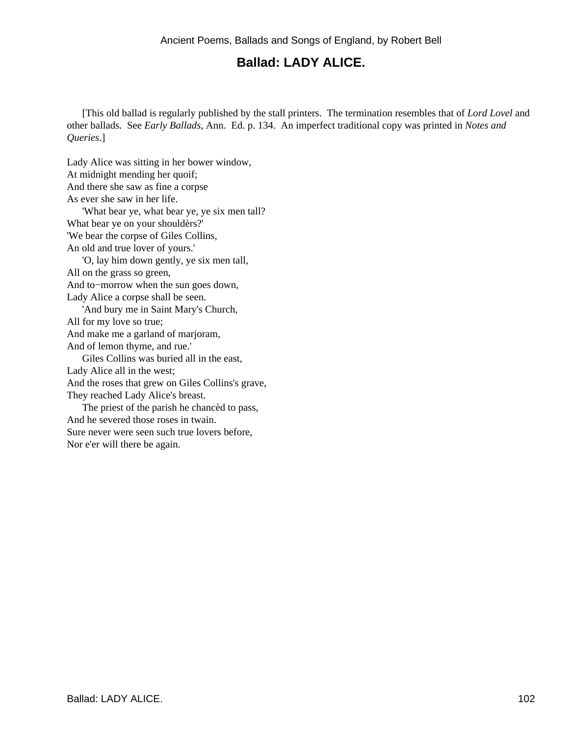## Ballad: LADY ALICE.

[This old ballad is regularly published by the stall printers. The termination resembles that of *Lord Lovel* and other ballads. See *Early Ballads*, Ann. Ed. p. 134. An imperfect traditional copy was printed in *Notes and Queries*.]

Lady Alice was sitting in her bower window,
At midnight mending her quoif;
And there she saw as fine a corpse
As ever she saw in her life.

'What bear ye, what bear ye, ye six men tall?
What bear ye on your shouldèrs?'
'We bear the corpse of Giles Collins,
An old and true lover of yours.'

'O, lay him down gently, ye six men tall,
All on the grass so green,
And to−morrow when the sun goes down,
Lady Alice a corpse shall be seen.

'And bury me in Saint Mary's Church,
All for my love so true;
And make me a garland of marjoram,
And of lemon thyme, and rue.'

Giles Collins was buried all in the east,
Lady Alice all in the west;
And the roses that grew on Giles Collins's grave,
They reached Lady Alice's breast.

The priest of the parish he chancèd to pass,
And he severed those roses in twain.
Sure never were seen such true lovers before,
Nor e'er will there be again.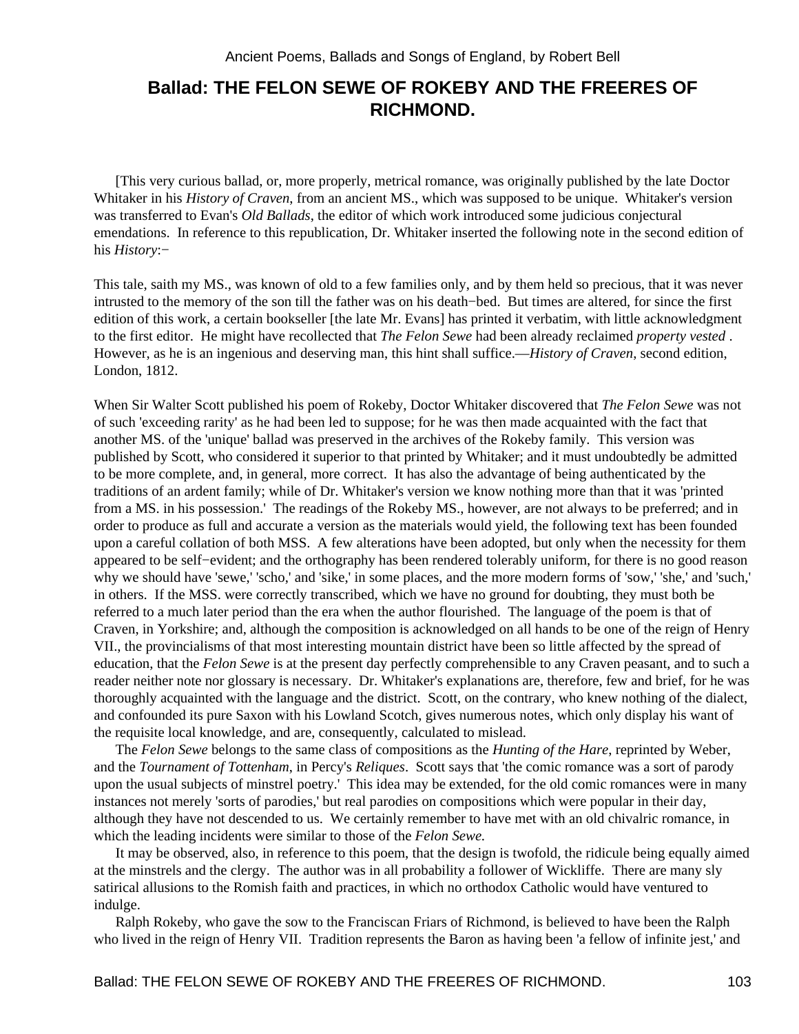## Ballad: THE FELON SEWE OF ROKEBY AND THE FREERES OF RICHMOND.

[This very curious ballad, or, more properly, metrical romance, was originally published by the late Doctor Whitaker in his *History of Craven*, from an ancient MS., which was supposed to be unique. Whitaker's version was transferred to Evan's *Old Ballads*, the editor of which work introduced some judicious conjectural emendations. In reference to this republication, Dr. Whitaker inserted the following note in the second edition of his *History*:−

This tale, saith my MS., was known of old to a few families only, and by them held so precious, that it was never intrusted to the memory of the son till the father was on his death−bed. But times are altered, for since the first edition of this work, a certain bookseller [the late Mr. Evans] has printed it verbatim, with little acknowledgment to the first editor. He might have recollected that *The Felon Sewe* had been already reclaimed *property vested* . However, as he is an ingenious and deserving man, this hint shall suffice.—*History of Craven*, second edition, London, 1812.

When Sir Walter Scott published his poem of Rokeby, Doctor Whitaker discovered that *The Felon Sewe* was not of such 'exceeding rarity' as he had been led to suppose; for he was then made acquainted with the fact that another MS. of the 'unique' ballad was preserved in the archives of the Rokeby family. This version was published by Scott, who considered it superior to that printed by Whitaker; and it must undoubtedly be admitted to be more complete, and, in general, more correct. It has also the advantage of being authenticated by the traditions of an ardent family; while of Dr. Whitaker's version we know nothing more than that it was 'printed from a MS. in his possession.' The readings of the Rokeby MS., however, are not always to be preferred; and in order to produce as full and accurate a version as the materials would yield, the following text has been founded upon a careful collation of both MSS. A few alterations have been adopted, but only when the necessity for them appeared to be self−evident; and the orthography has been rendered tolerably uniform, for there is no good reason why we should have 'sewe,' 'scho,' and 'sike,' in some places, and the more modern forms of 'sow,' 'she,' and 'such,' in others. If the MSS. were correctly transcribed, which we have no ground for doubting, they must both be referred to a much later period than the era when the author flourished. The language of the poem is that of Craven, in Yorkshire; and, although the composition is acknowledged on all hands to be one of the reign of Henry VII., the provincialisms of that most interesting mountain district have been so little affected by the spread of education, that the *Felon Sewe* is at the present day perfectly comprehensible to any Craven peasant, and to such a reader neither note nor glossary is necessary. Dr. Whitaker's explanations are, therefore, few and brief, for he was thoroughly acquainted with the language and the district. Scott, on the contrary, who knew nothing of the dialect, and confounded its pure Saxon with his Lowland Scotch, gives numerous notes, which only display his want of the requisite local knowledge, and are, consequently, calculated to mislead.

The *Felon Sewe* belongs to the same class of compositions as the *Hunting of the Hare*, reprinted by Weber, and the *Tournament of Tottenham*, in Percy's *Reliques*. Scott says that 'the comic romance was a sort of parody upon the usual subjects of minstrel poetry.' This idea may be extended, for the old comic romances were in many instances not merely 'sorts of parodies,' but real parodies on compositions which were popular in their day, although they have not descended to us. We certainly remember to have met with an old chivalric romance, in which the leading incidents were similar to those of the *Felon Sewe.*

It may be observed, also, in reference to this poem, that the design is twofold, the ridicule being equally aimed at the minstrels and the clergy. The author was in all probability a follower of Wickliffe. There are many sly satirical allusions to the Romish faith and practices, in which no orthodox Catholic would have ventured to indulge.

Ralph Rokeby, who gave the sow to the Franciscan Friars of Richmond, is believed to have been the Ralph who lived in the reign of Henry VII. Tradition represents the Baron as having been 'a fellow of infinite jest,' and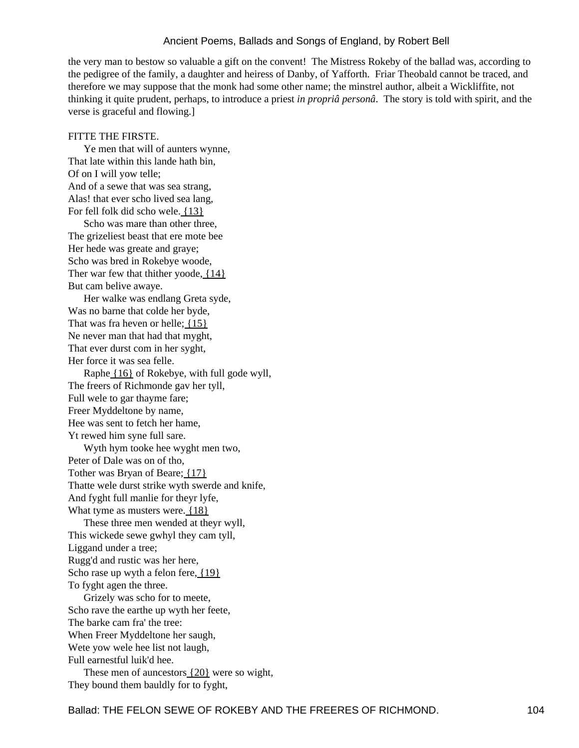the very man to bestow so valuable a gift on the convent! The Mistress Rokeby of the ballad was, according to the pedigree of the family, a daughter and heiress of Danby, of Yafforth. Friar Theobald cannot be traced, and therefore we may suppose that the monk had some other name; the minstrel author, albeit a Wickliffite, not thinking it quite prudent, perhaps, to introduce a priest *in propriâ personâ*. The story is told with spirit, and the verse is graceful and flowing.]

FITTE THE FIRSTE.

Ye men that will of aunters wynne,  
That late within this lande hath bin,  
Of on I will yow telle;  
And of a sewe that was sea strang,  
Alas! that ever scho lived sea lang,  
For fell folk did scho wele. {13}

Scho was mare than other three,  
The grizeliest beast that ere mote bee  
Her hede was greate and graye;  
Scho was bred in Rokebye woode,  
Ther war few that thither yoode, {14}  
But cam belive awaye.

Her walke was endlang Greta syde,  
Was no barne that colde her byde,  
That was fra heven or helle; {15}  
Ne never man that had that myght,  
That ever durst com in her syght,  
Her force it was sea felle.

Raphe {16} of Rokebye, with full gode wyll,  
The freers of Richmonde gav her tyll,  
Full wele to gar thayme fare;  
Freer Myddeltone by name,  
Hee was sent to fetch her hame,  
Yt rewed him syne full sare.

Wyth hym tooke hee wyght men two,  
Peter of Dale was on of tho,  
Tother was Bryan of Beare; {17}  
Thatte wele durst strike wyth swerde and knife,  
And fyght full manlie for theyr lyfe,  
What tyme as musters were. {18}

These three men wended at theyr wyll,  
This wickede sewe gwhyl they cam tyll,  
Liggand under a tree;  
Rugg'd and rustic was her here,  
Scho rase up wyth a felon fere, {19}  
To fyght agen the three.

Grizely was scho for to meete,  
Scho rave the earthe up wyth her feete,  
The barke cam fra' the tree:  
When Freer Myddeltone her saugh,  
Wete yow wele hee list not laugh,  
Full earnestful luik'd hee.

These men of auncestors {20} were so wight,  
They bound them bauldly for to fyght,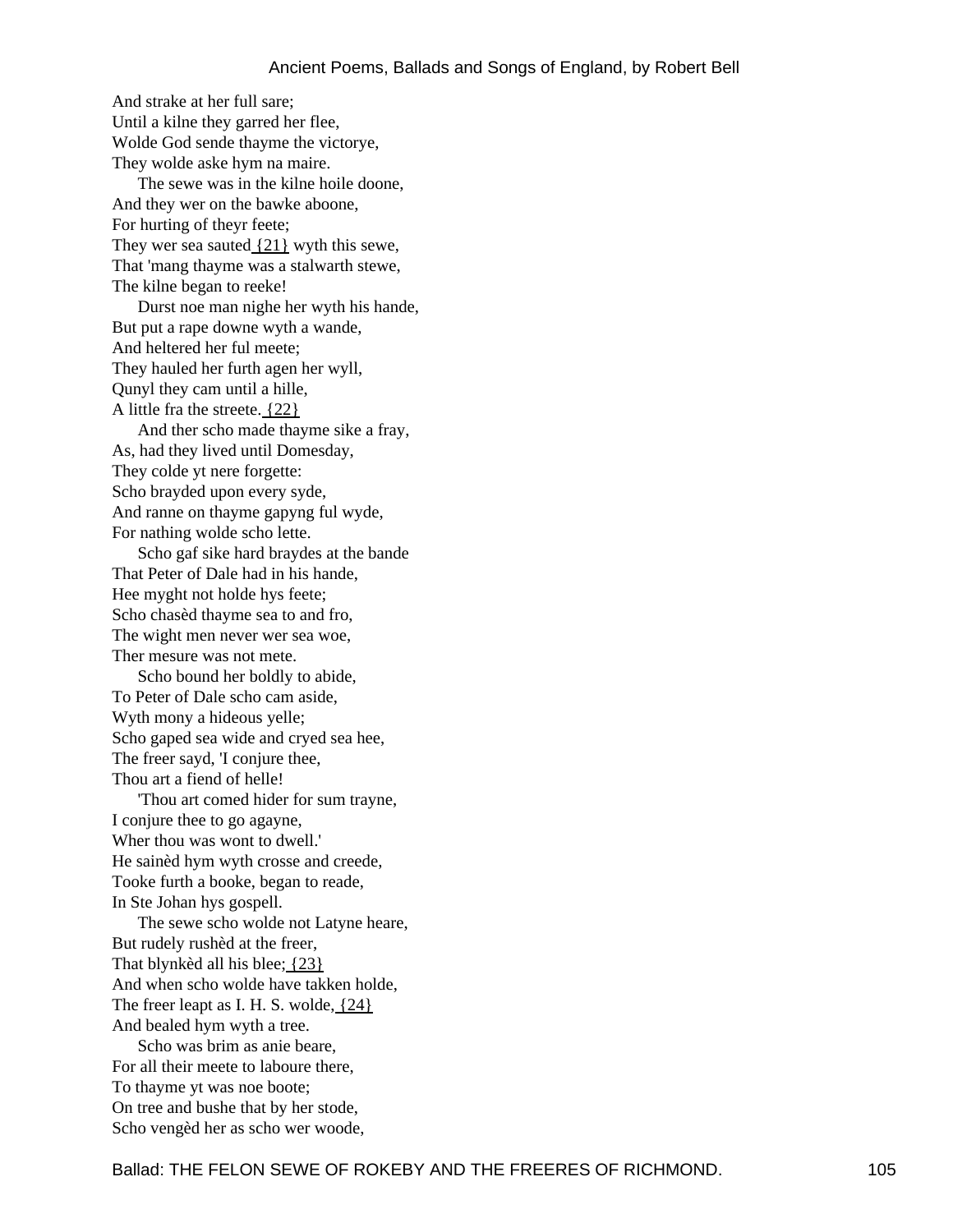And strake at her full sare;
Until a kilne they garred her flee,
Wolde God sende thayme the victorye,
They wolde aske hym na maire.

The sewe was in the kilne hoile doone,
And they wer on the bawke aboone,
For hurting of theyr feete;
They wer sea sauted {21} wyth this sewe,
That 'mang thayme was a stalwarth stewe,
The kilne began to reeke!

Durst noe man nighe her wyth his hande,
But put a rape downe wyth a wande,
And heltered her ful meete;
They hauled her furth agen her wyll,
Qunyl they cam until a hille,
A little fra the streete. {22}

And ther scho made thayme sike a fray,
As, had they lived until Domesday,
They colde yt nere forgette:
Scho brayded upon every syde,
And ranne on thayme gapyng ful wyde,
For nathing wolde scho lette.

Scho gaf sike hard braydes at the bande
That Peter of Dale had in his hande,
Hee myght not holde hys feete;
Scho chasèd thayme sea to and fro,
The wight men never wer sea woe,
Ther mesure was not mete.

Scho bound her boldly to abide,
To Peter of Dale scho cam aside,
Wyth mony a hideous yelle;
Scho gaped sea wide and cryed sea hee,
The freer sayd, 'I conjure thee,
Thou art a fiend of helle!

'Thou art comed hider for sum trayne,
I conjure thee to go agayne,
Wher thou was wont to dwell.'
He sainèd hym wyth crosse and creede,
Tooke furth a booke, began to reade,
In Ste Johan hys gospell.

The sewe scho wolde not Latyne heare,
But rudely rushèd at the freer,
That blynkèd all his blee; {23}
And when scho wolde have takken holde,
The freer leapt as I. H. S. wolde, {24}
And bealed hym wyth a tree.

Scho was brim as anie beare,
For all their meete to laboure there,
To thayme yt was noe boote;
On tree and bushe that by her stode,
Scho vengèd her as scho wer woode,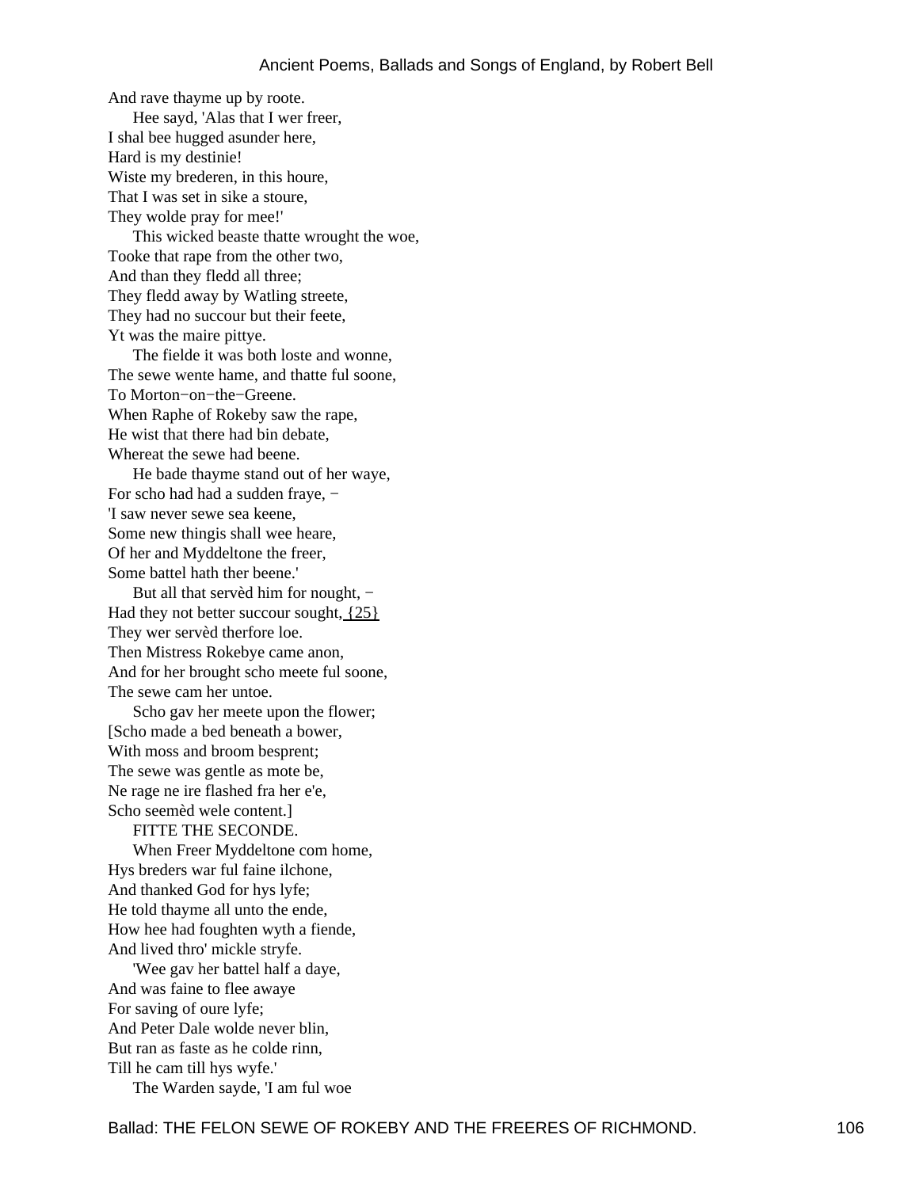And rave thayme up by roote.

Hee sayd, 'Alas that I wer freer,
I shal bee hugged asunder here,
Hard is my destinie!
Wiste my brederen, in this houre,
That I was set in sike a stoure,
They wolde pray for mee!'

This wicked beaste thatte wrought the woe,
Tooke that rape from the other two,
And than they fledd all three;
They fledd away by Watling streete,
They had no succour but their feete,
Yt was the maire pittye.

The fielde it was both loste and wonne,
The sewe wente hame, and thatte ful soone,
To Morton−on−the−Greene.
When Raphe of Rokeby saw the rape,
He wist that there had bin debate,
Whereat the sewe had beene.

He bade thayme stand out of her waye,
For scho had had a sudden fraye, −
'I saw never sewe sea keene,
Some new thingis shall wee heare,
Of her and Myddeltone the freer,
Some battel hath ther beene.'

But all that servèd him for nought, −
Had they not better succour sought, {25}
They wer servèd therfore loe.
Then Mistress Rokebye came anon,
And for her brought scho meete ful soone,
The sewe cam her untoe.

Scho gav her meete upon the flower;
[Scho made a bed beneath a bower,
With moss and broom besprent;
The sewe was gentle as mote be,
Ne rage ne ire flashed fra her e'e,
Scho seemèd wele content.]

FITTE THE SECONDE.

When Freer Myddeltone com home,
Hys breders war ful faine ilchone,
And thanked God for hys lyfe;
He told thayme all unto the ende,
How hee had foughten wyth a fiende,
And lived thro' mickle stryfe.

'Wee gav her battel half a daye,
And was faine to flee awaye
For saving of oure lyfe;
And Peter Dale wolde never blin,
But ran as faste as he colde rinn,
Till he cam till hys wyfe.'

The Warden sayde, 'I am ful woe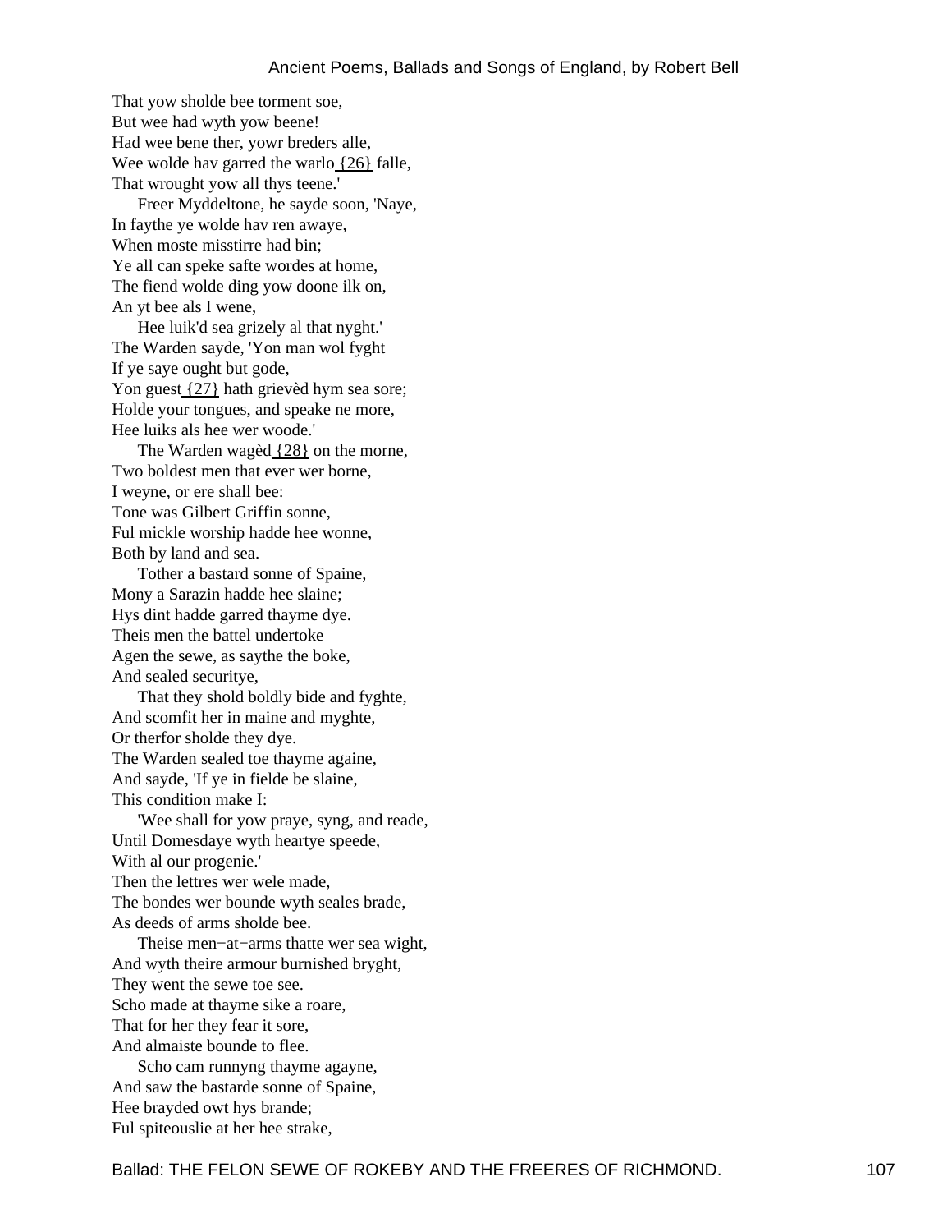That yow sholde bee torment soe,
But wee had wyth yow beene!
Had wee bene ther, yowr breders alle,
Wee wolde hav garred the warlo {26} falle,
That wrought yow all thys teene.'

Freer Myddeltone, he sayde soon, 'Naye,
In faythe ye wolde hav ren awaye,
When moste misstirre had bin;
Ye all can speke safte wordes at home,
The fiend wolde ding yow doone ilk on,
An yt bee als I wene,

Hee luik'd sea grizely al that nyght.'
The Warden sayde, 'Yon man wol fyght
If ye saye ought but gode,
Yon guest {27} hath grievèd hym sea sore;
Holde your tongues, and speake ne more,
Hee luiks als hee wer woode.'

The Warden wagèd {28} on the morne,
Two boldest men that ever wer borne,
I weyne, or ere shall bee:
Tone was Gilbert Griffin sonne,
Ful mickle worship hadde hee wonne,
Both by land and sea.

Tother a bastard sonne of Spaine,
Mony a Sarazin hadde hee slaine;
Hys dint hadde garred thayme dye.
Theis men the battel undertoke
Agen the sewe, as saythe the boke,
And sealed securitye,

That they shold boldly bide and fyghte,
And scomfit her in maine and myghte,
Or therfor sholde they dye.
The Warden sealed toe thayme againe,
And sayde, 'If ye in fielde be slaine,
This condition make I:

'Wee shall for yow praye, syng, and reade,
Until Domesdaye wyth heartye speede,
With al our progenie.'
Then the lettres wer wele made,
The bondes wer bounde wyth seales brade,
As deeds of arms sholde bee.

Theise men−at−arms thatte wer sea wight,
And wyth theire armour burnished bryght,
They went the sewe toe see.
Scho made at thayme sike a roare,
That for her they fear it sore,
And almaiste bounde to flee.

Scho cam runnyng thayme agayne,
And saw the bastarde sonne of Spaine,
Hee brayded owt hys brande;
Ful spiteouslie at her hee strake,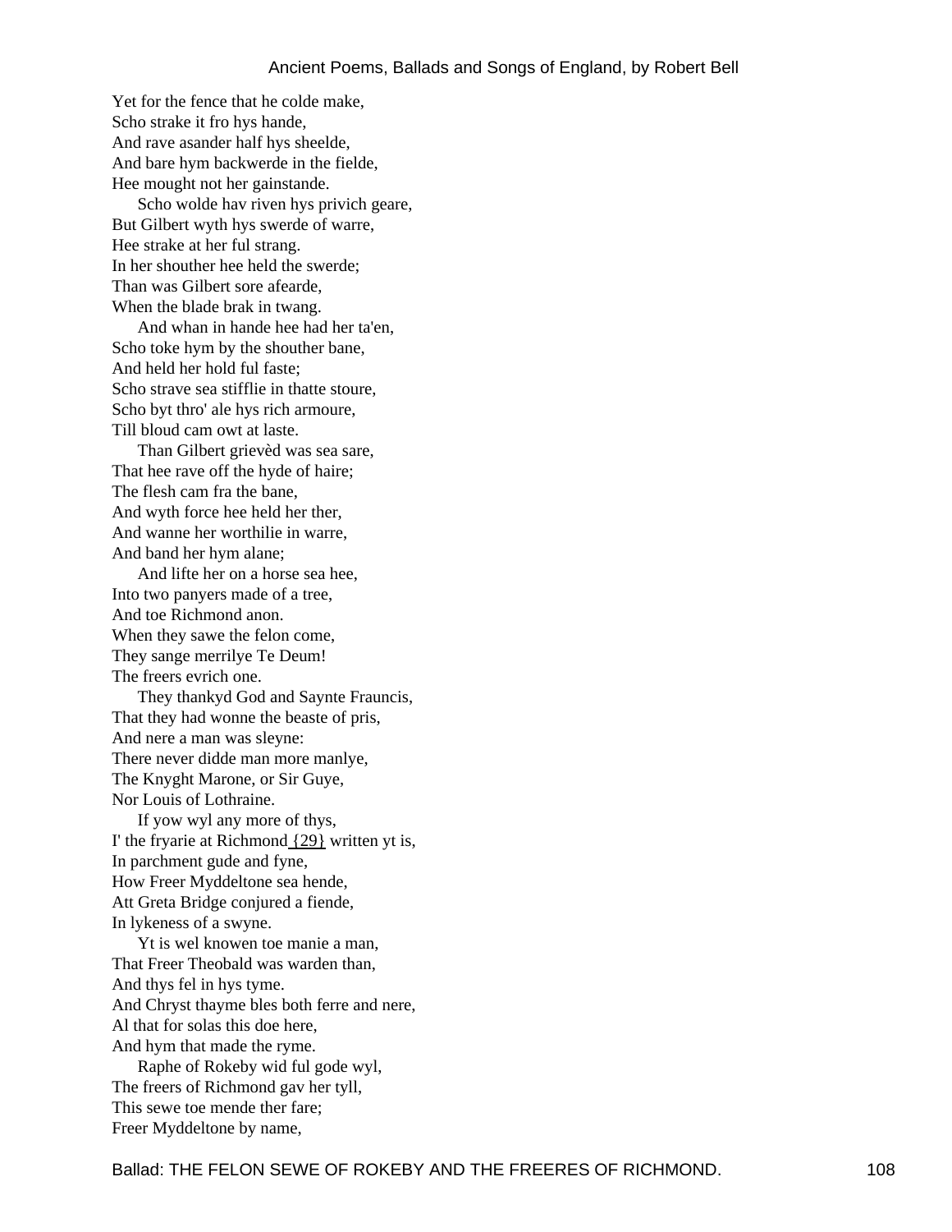Yet for the fence that he colde make,  
Scho strake it fro hys hande,  
And rave asander half hys sheelde,  
And bare hym backwerde in the fielde,  
Hee mought not her gainstande.

Scho wolde hav riven hys privich geare,  
But Gilbert wyth hys swerde of warre,  
Hee strake at her ful strang.  
In her shouther hee held the swerde;  
Than was Gilbert sore afearde,  
When the blade brak in twang.

And whan in hande hee had her ta'en,  
Scho toke hym by the shouther bane,  
And held her hold ful faste;  
Scho strave sea stifflie in thatte stoure,  
Scho byt thro' ale hys rich armoure,  
Till bloud cam owt at laste.

Than Gilbert grievèd was sea sare,  
That hee rave off the hyde of haire;  
The flesh cam fra the bane,  
And wyth force hee held her ther,  
And wanne her worthilie in warre,  
And band her hym alane;

And lifte her on a horse sea hee,  
Into two panyers made of a tree,  
And toe Richmond anon.  
When they sawe the felon come,  
They sange merrilye Te Deum!  
The freers evrich one.

They thankyd God and Saynte Frauncis,  
That they had wonne the beaste of pris,  
And nere a man was sleyne:  
There never didde man more manlye,  
The Knyght Marone, or Sir Guye,  
Nor Louis of Lothraine.

If yow wyl any more of thys,  
I' the fryarie at Richmond {29} written yt is,  
In parchment gude and fyne,  
How Freer Myddeltone sea hende,  
Att Greta Bridge conjured a fiende,  
In lykeness of a swyne.

Yt is wel knowen toe manie a man,  
That Freer Theobald was warden than,  
And thys fel in hys tyme.  
And Chryst thayme bles both ferre and nere,  
Al that for solas this doe here,  
And hym that made the ryme.

Raphe of Rokeby wid ful gode wyl,  
The freers of Richmond gav her tyll,  
This sewe toe mende ther fare;  
Freer Myddeltone by name,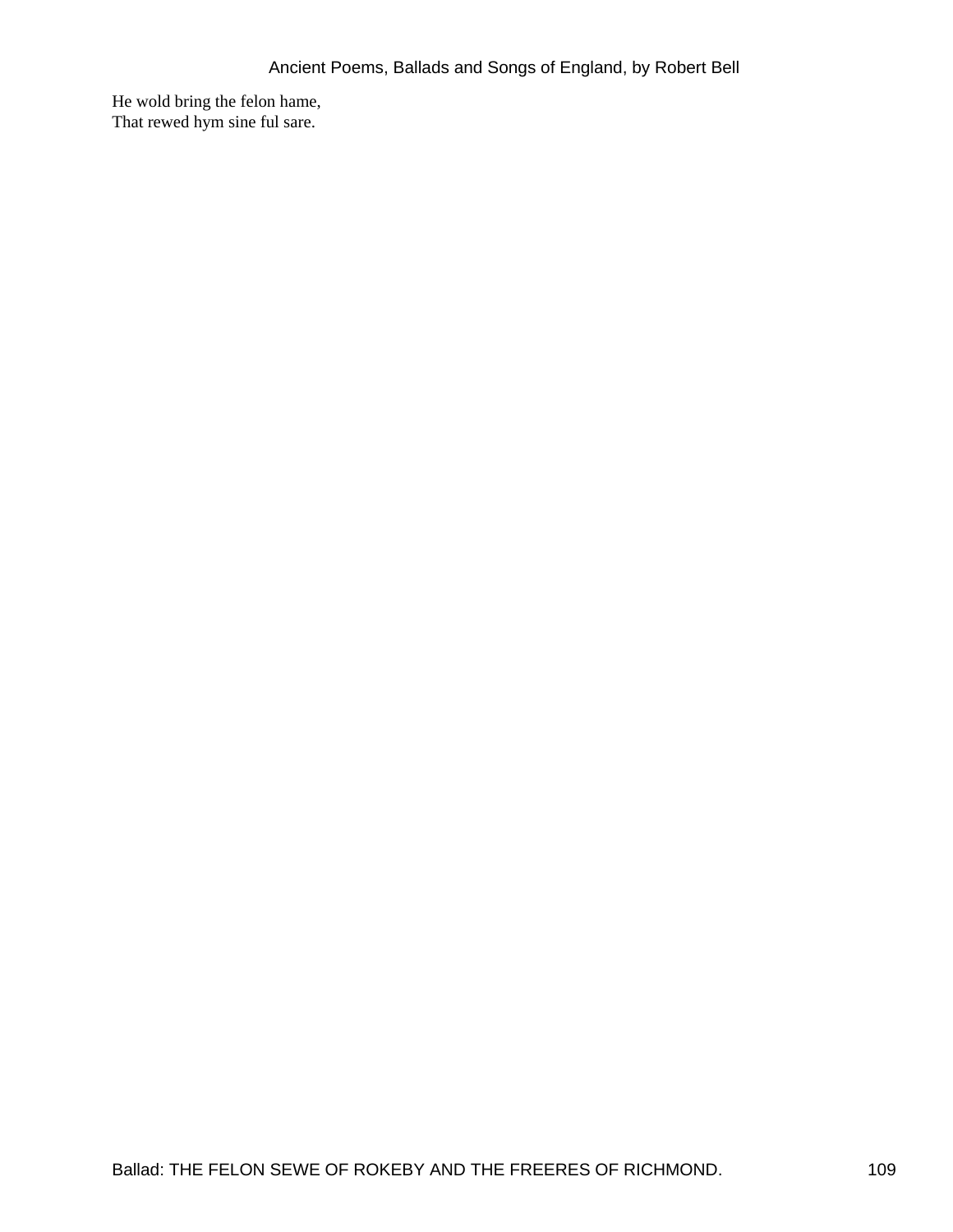He wold bring the felon hame,
That rewed hym sine ful sare.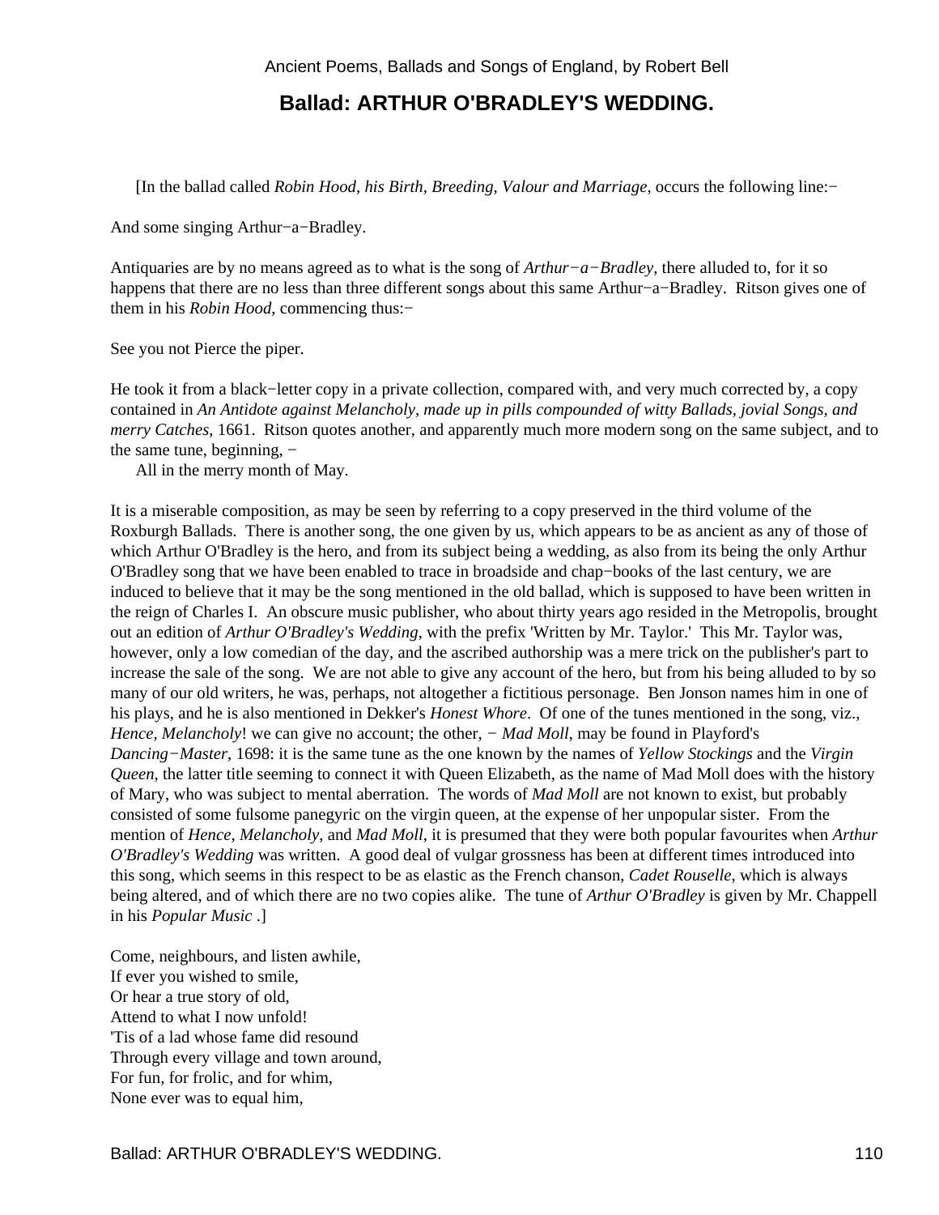## Ballad: ARTHUR O'BRADLEY'S WEDDING.

[In the ballad called *Robin Hood, his Birth, Breeding, Valour and Marriage*, occurs the following line:−

And some singing Arthur−a−Bradley.

Antiquaries are by no means agreed as to what is the song of *Arthur−a−Bradley*, there alluded to, for it so happens that there are no less than three different songs about this same Arthur−a−Bradley. Ritson gives one of them in his *Robin Hood*, commencing thus:−

See you not Pierce the piper.

He took it from a black−letter copy in a private collection, compared with, and very much corrected by, a copy contained in *An Antidote against Melancholy, made up in pills compounded of witty Ballads, jovial Songs, and merry Catches*, 1661. Ritson quotes another, and apparently much more modern song on the same subject, and to the same tune, beginning, −

All in the merry month of May.

It is a miserable composition, as may be seen by referring to a copy preserved in the third volume of the Roxburgh Ballads. There is another song, the one given by us, which appears to be as ancient as any of those of which Arthur O'Bradley is the hero, and from its subject being a wedding, as also from its being the only Arthur O'Bradley song that we have been enabled to trace in broadside and chap−books of the last century, we are induced to believe that it may be the song mentioned in the old ballad, which is supposed to have been written in the reign of Charles I. An obscure music publisher, who about thirty years ago resided in the Metropolis, brought out an edition of *Arthur O'Bradley's Wedding*, with the prefix 'Written by Mr. Taylor.' This Mr. Taylor was, however, only a low comedian of the day, and the ascribed authorship was a mere trick on the publisher's part to increase the sale of the song. We are not able to give any account of the hero, but from his being alluded to by so many of our old writers, he was, perhaps, not altogether a fictitious personage. Ben Jonson names him in one of his plays, and he is also mentioned in Dekker's *Honest Whore*. Of one of the tunes mentioned in the song, viz., *Hence, Melancholy*! we can give no account; the other, − *Mad Moll*, may be found in Playford's *Dancing−Master*, 1698: it is the same tune as the one known by the names of *Yellow Stockings* and the *Virgin Queen*, the latter seeming to connect it with Queen Elizabeth, as the name of Mad Moll does with the history of Mary, who was subject to mental aberration. The words of *Mad Moll* are not known to exist, but probably consisted of some fulsome panegyric on the virgin queen, at the expense of her unpopular sister. From the mention of *Hence, Melancholy*, and *Mad Moll*, it is presumed that they were both popular favourites when *Arthur O'Bradley's Wedding* was written. A good deal of vulgar grossness has been at different times introduced into this song, which seems in this respect to be as elastic as the French chanson, *Cadet Rouselle*, which is always being altered, and of which there are no two copies alike. The tune of *Arthur O'Bradley* is given by Mr. Chappell in his *Popular Music* .]

Come, neighbours, and listen awhile,  
If ever you wished to smile,  
Or hear a true story of old,  
Attend to what I now unfold!  
'Tis of a lad whose fame did resound  
Through every village and town around,  
For fun, for frolic, and for whim,  
None ever was to equal him,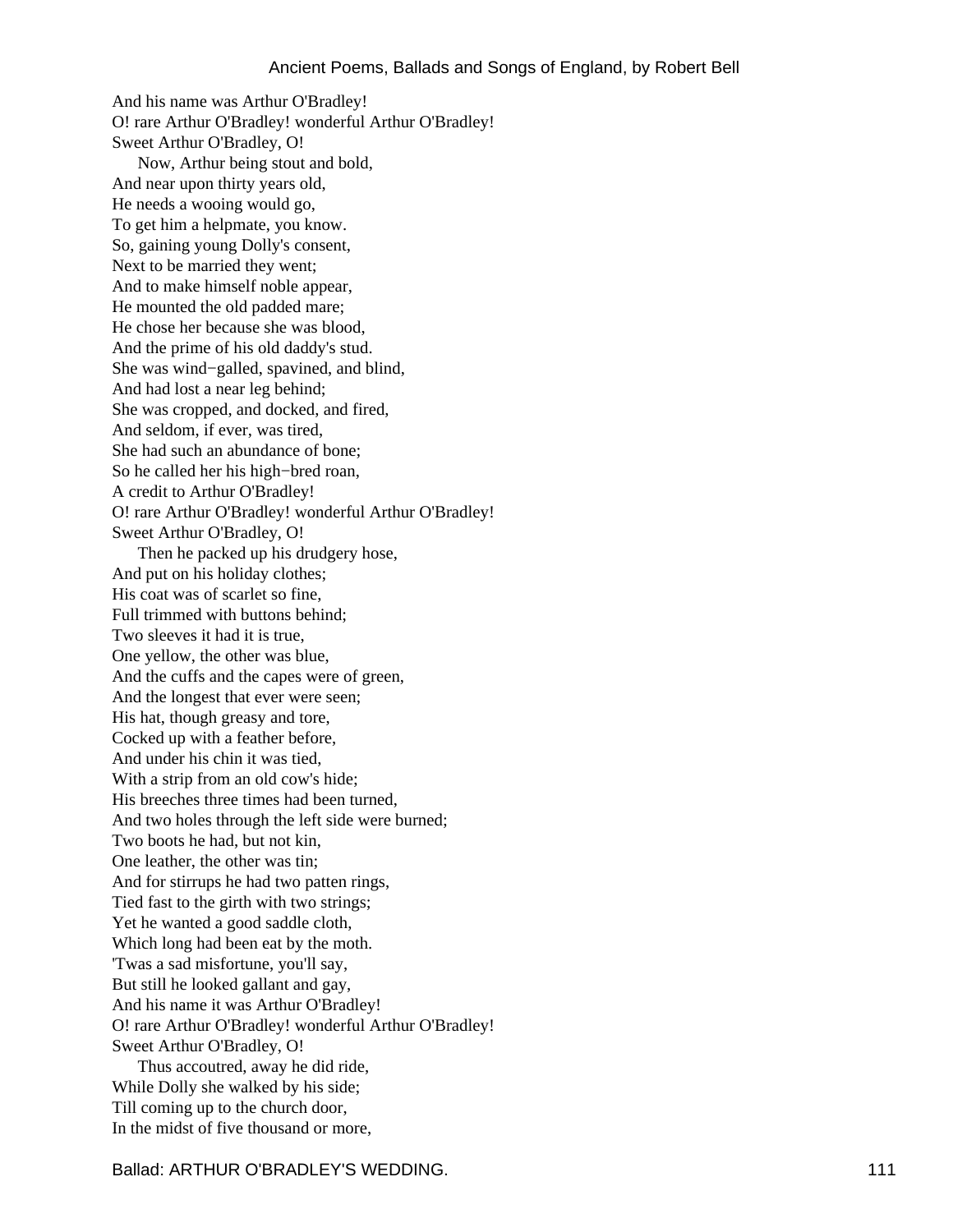And his name was Arthur O'Bradley!
O! rare Arthur O'Bradley! wonderful Arthur O'Bradley!
Sweet Arthur O'Bradley, O!

Now, Arthur being stout and bold,
And near upon thirty years old,
He needs a wooing would go,
To get him a helpmate, you know.
So, gaining young Dolly's consent,
Next to be married they went;
And to make himself noble appear,
He mounted the old padded mare;
He chose her because she was blood,
And the prime of his old daddy's stud.
She was wind−galled, spavined, and blind,
And had lost a near leg behind;
She was cropped, and docked, and fired,
And seldom, if ever, was tired,
She had such an abundance of bone;
So he called her his high−bred roan,
A credit to Arthur O'Bradley!
O! rare Arthur O'Bradley! wonderful Arthur O'Bradley!
Sweet Arthur O'Bradley, O!

Then he packed up his drudgery hose,
And put on his holiday clothes;
His coat was of scarlet so fine,
Full trimmed with buttons behind;
Two sleeves it had it is true,
One yellow, the other was blue,
And the cuffs and the capes were of green,
And the longest that ever were seen;
His hat, though greasy and tore,
Cocked up with a feather before,
And under his chin it was tied,
With a strip from an old cow's hide;
His breeches three times had been turned,
And two holes through the left side were burned;
Two boots he had, but not kin,
One leather, the other was tin;
And for stirrups he had two patten rings,
Tied fast to the girth with two strings;
Yet he wanted a good saddle cloth,
Which long had been eat by the moth.
'Twas a sad misfortune, you'll say,
But still he looked gallant and gay,
And his name it was Arthur O'Bradley!
O! rare Arthur O'Bradley! wonderful Arthur O'Bradley!
Sweet Arthur O'Bradley, O!

Thus accoutred, away he did ride,
While Dolly she walked by his side;
Till coming up to the church door,
In the midst of five thousand or more,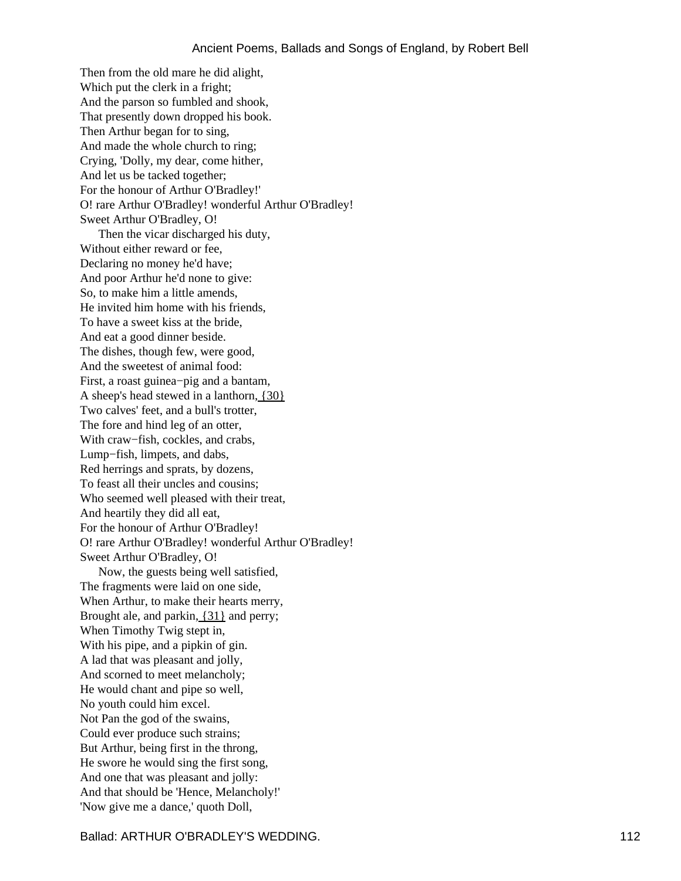Then from the old mare he did alight,
Which put the clerk in a fright;
And the parson so fumbled and shook,
That presently down dropped his book.
Then Arthur began for to sing,
And made the whole church to ring;
Crying, 'Dolly, my dear, come hither,
And let us be tacked together;
For the honour of Arthur O'Bradley!'
O! rare Arthur O'Bradley! wonderful Arthur O'Bradley!
Sweet Arthur O'Bradley, O!

Then the vicar discharged his duty,
Without either reward or fee,
Declaring no money he'd have;
And poor Arthur he'd none to give:
So, to make him a little amends,
He invited him home with his friends,
To have a sweet kiss at the bride,
And eat a good dinner beside.
The dishes, though few, were good,
And the sweetest of animal food:
First, a roast guinea−pig and a bantam,
A sheep's head stewed in a lanthorn, {30}
Two calves' feet, and a bull's trotter,
The fore and hind leg of an otter,
With craw−fish, cockles, and crabs,
Lump−fish, limpets, and dabs,
Red herrings and sprats, by dozens,
To feast all their uncles and cousins;
Who seemed well pleased with their treat,
And heartily they did all eat,
For the honour of Arthur O'Bradley!
O! rare Arthur O'Bradley! wonderful Arthur O'Bradley!
Sweet Arthur O'Bradley, O!

Now, the guests being well satisfied,
The fragments were laid on one side,
When Arthur, to make their hearts merry,
Brought ale, and parkin, {31} and perry;
When Timothy Twig stept in,
With his pipe, and a pipkin of gin.
A lad that was pleasant and jolly,
And scorned to meet melancholy;
He would chant and pipe so well,
No youth could him excel.
Not Pan the god of the swains,
Could ever produce such strains;
But Arthur, being first in the throng,
He swore he would sing the first song,
And one that was pleasant and jolly:
And that should be 'Hence, Melancholy!'
'Now give me a dance,' quoth Doll,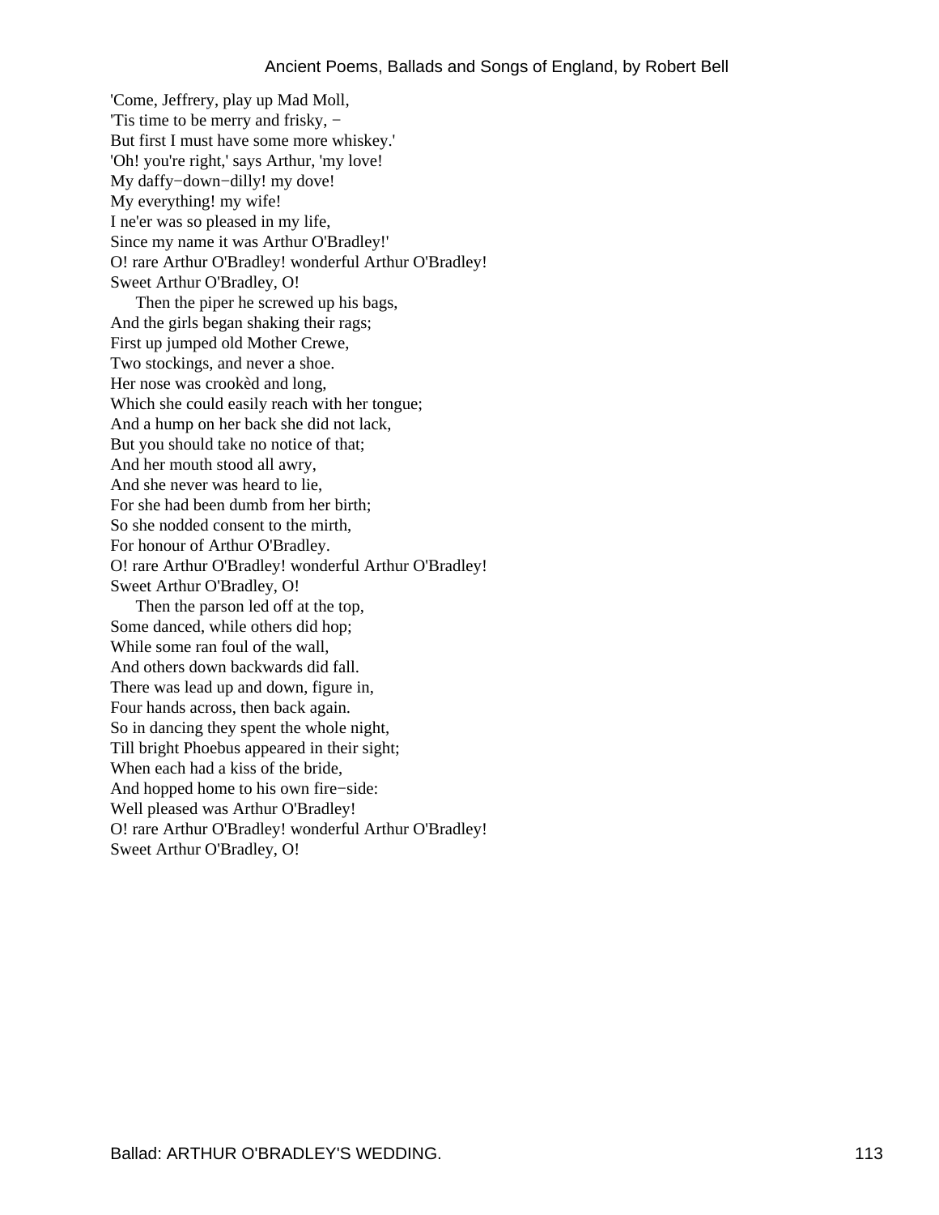'Come, Jeffrery, play up Mad Moll,
'Tis time to be merry and frisky, −
But first I must have some more whiskey.'
'Oh! you're right,' says Arthur, 'my love!
My daffy−down−dilly! my dove!
My everything! my wife!
I ne'er was so pleased in my life,
Since my name it was Arthur O'Bradley!'
O! rare Arthur O'Bradley! wonderful Arthur O'Bradley!
Sweet Arthur O'Bradley, O!

Then the piper he screwed up his bags,
And the girls began shaking their rags;
First up jumped old Mother Crewe,
Two stockings, and never a shoe.
Her nose was crookèd and long,
Which she could easily reach with her tongue;
And a hump on her back she did not lack,
But you should take no notice of that;
And her mouth stood all awry,
And she never was heard to lie,
For she had been dumb from her birth;
So she nodded consent to the mirth,
For honour of Arthur O'Bradley.
O! rare Arthur O'Bradley! wonderful Arthur O'Bradley!
Sweet Arthur O'Bradley, O!

Then the parson led off at the top,
Some danced, while others did hop;
While some ran foul of the wall,
And others down backwards did fall.
There was lead up and down, figure in,
Four hands across, then back again.
So in dancing they spent the whole night,
Till bright Phoebus appeared in their sight;
When each had a kiss of the bride,
And hopped home to his own fire−side:
Well pleased was Arthur O'Bradley!
O! rare Arthur O'Bradley! wonderful Arthur O'Bradley!
Sweet Arthur O'Bradley, O!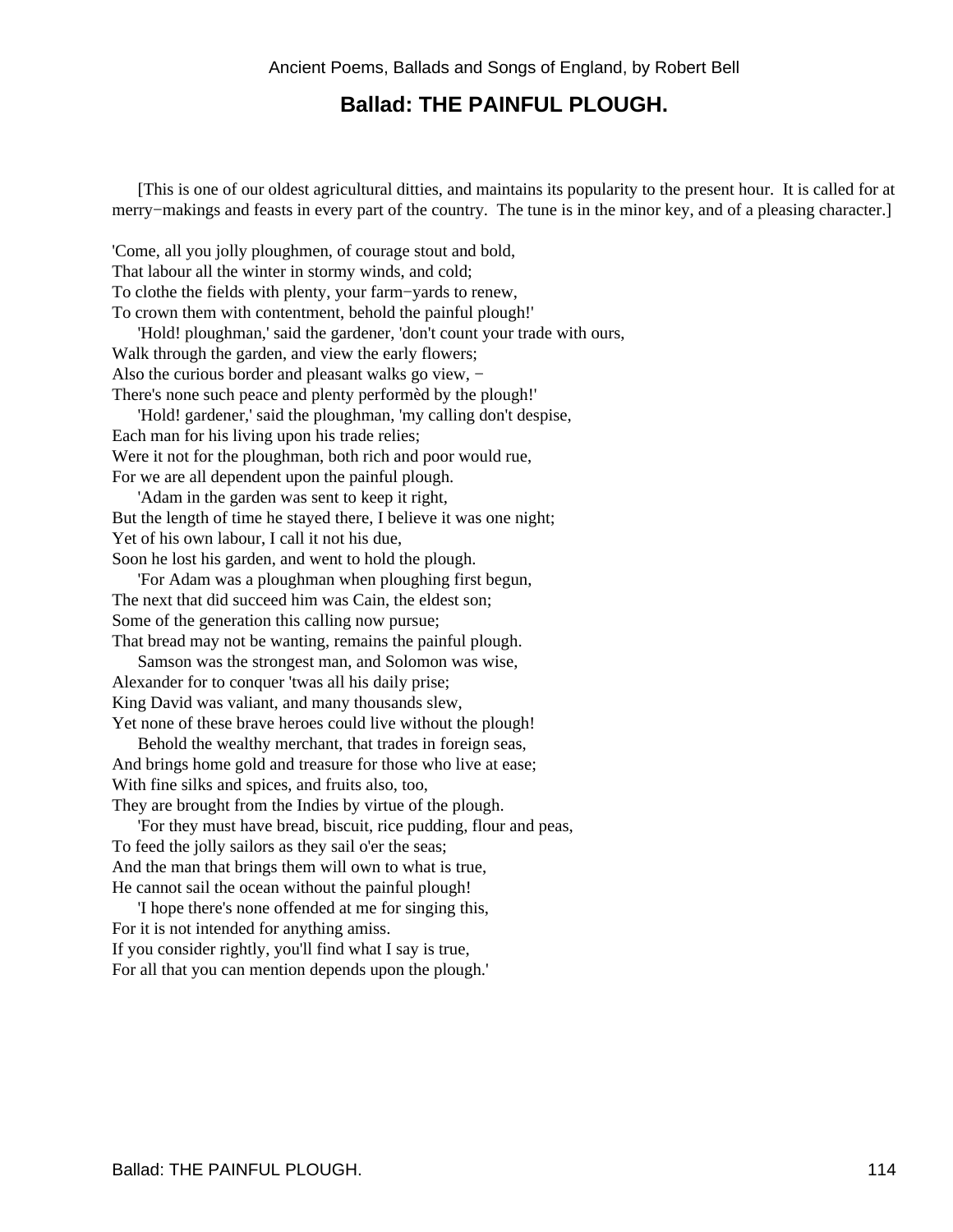## Ballad: THE PAINFUL PLOUGH.

[This is one of our oldest agricultural ditties, and maintains its popularity to the present hour. It is called for at merry−makings and feasts in every part of the country. The tune is in the minor key, and of a pleasing character.]

'Come, all you jolly ploughmen, of courage stout and bold,
That labour all the winter in stormy winds, and cold;
To clothe the fields with plenty, your farm−yards to renew,
To crown them with contentment, behold the painful plough!'

'Hold! ploughman,' said the gardener, 'don't count your trade with ours,
Walk through the garden, and view the early flowers;
Also the curious border and pleasant walks go view, −
There's none such peace and plenty performèd by the plough!'

'Hold! gardener,' said the ploughman, 'my calling don't despise,
Each man for his living upon his trade relies;
Were it not for the ploughman, both rich and poor would rue,
For we are all dependent upon the painful plough.

'Adam in the garden was sent to keep it right,
But the length of time he stayed there, I believe it was one night;
Yet of his own labour, I call it not his due,
Soon he lost his garden, and went to hold the plough.

'For Adam was a ploughman when ploughing first begun,
The next that did succeed him was Cain, the eldest son;
Some of the generation this calling now pursue;
That bread may not be wanting, remains the painful plough.

Samson was the strongest man, and Solomon was wise,
Alexander for to conquer 'twas all his daily prise;
King David was valiant, and many thousands slew,
Yet none of these brave heroes could live without the plough!

Behold the wealthy merchant, that trades in foreign seas,
And brings home gold and treasure for those who live at ease;
With fine silks and spices, and fruits also, too,
They are brought from the Indies by virtue of the plough.

'For they must have bread, biscuit, rice pudding, flour and peas,
To feed the jolly sailors as they sail o'er the seas;
And the man that brings them will own to what is true,
He cannot sail the ocean without the painful plough!

'I hope there's none offended at me for singing this,
For it is not intended for anything amiss.
If you consider rightly, you'll find what I say is true,
For all that you can mention depends upon the plough.'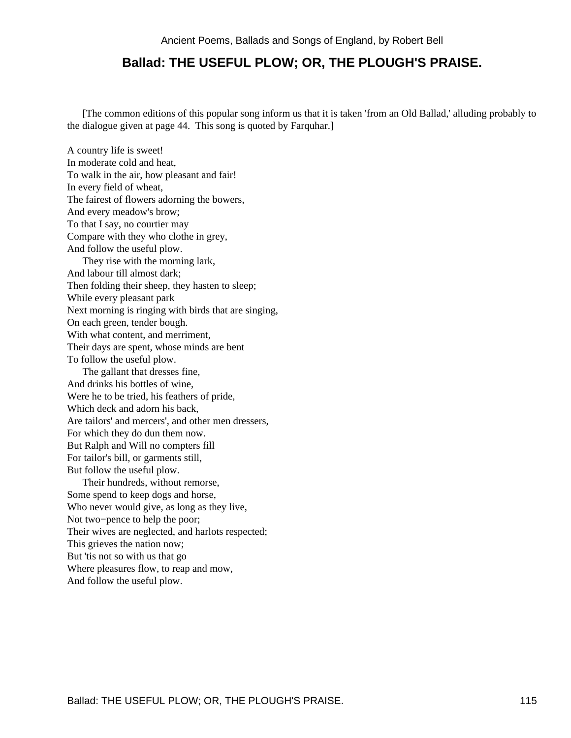## Ballad: THE USEFUL PLOW; OR, THE PLOUGH'S PRAISE.

[The common editions of this popular song inform us that it is taken 'from an Old Ballad,' alluding probably to the dialogue given at page 44. This song is quoted by Farquhar.]

A country life is sweet!  
In moderate cold and heat,  
To walk in the air, how pleasant and fair!  
In every field of wheat,  
The fairest of flowers adorning the bowers,  
And every meadow's brow;  
To that I say, no courtier may  
Compare with they who clothe in grey,  
And follow the useful plow.

They rise with the morning lark,  
And labour till almost dark;  
Then folding their sheep, they hasten to sleep;  
While every pleasant park  
Next morning is ringing with birds that are singing,  
On each green, tender bough.  
With what content, and merriment,  
Their days are spent, whose minds are bent  
To follow the useful plow.

The gallant that dresses fine,  
And drinks his bottles of wine,  
Were he to be tried, his feathers of pride,  
Which deck and adorn his back,  
Are tailors' and mercers', and other men dressers,  
For which they do dun them now.  
But Ralph and Will no compters fill  
For tailor's bill, or garments still,  
But follow the useful plow.

Their hundreds, without remorse,  
Some spend to keep dogs and horse,  
Who never would give, as long as they live,  
Not two−pence to help the poor;  
Their wives are neglected, and harlots respected;  
This grieves the nation now;  
But 'tis not so with us that go  
Where pleasures flow, to reap and mow,  
And follow the useful plow.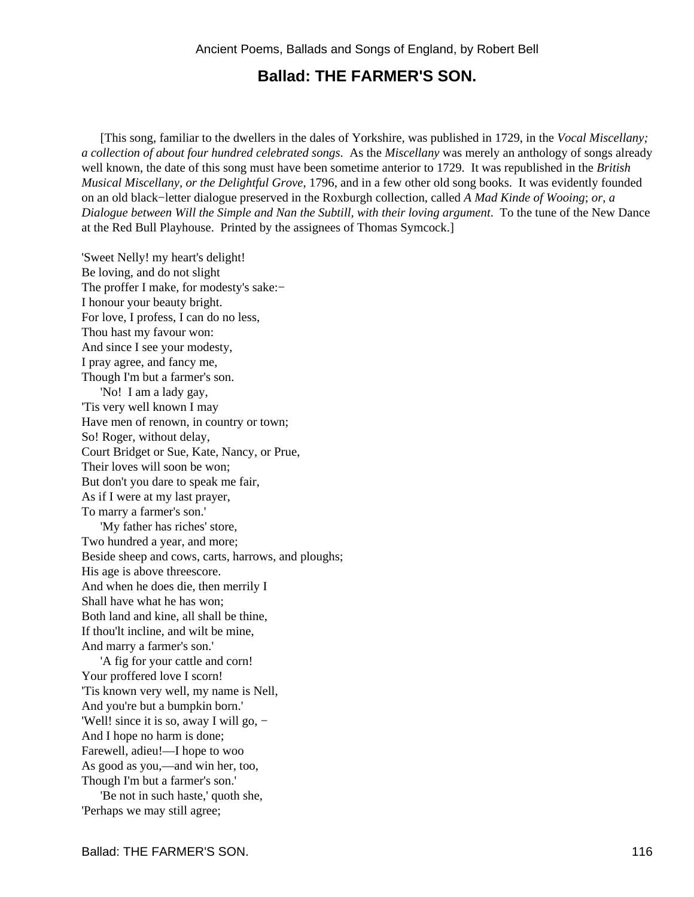## Ballad: THE FARMER'S SON.

[This song, familiar to the dwellers in the dales of Yorkshire, was published in 1729, in the *Vocal Miscellany; a collection of about four hundred celebrated songs*. As the *Miscellany* was merely an anthology of songs already well known, the date of this song must have been sometime anterior to 1729. It was republished in the *British Musical Miscellany, or the Delightful Grove*, 1796, and in a few other old song books. It was evidently founded on an old black−letter dialogue preserved in the Roxburgh collection, called *A Mad Kinde of Wooing*; *or, a Dialogue between Will the Simple and Nan the Subtill, with their loving argument*. To the tune of the New Dance at the Red Bull Playhouse. Printed by the assignees of Thomas Symcock.]

'Sweet Nelly! my heart's delight!
Be loving, and do not slight
The proffer I make, for modesty's sake:−
I honour your beauty bright.
For love, I profess, I can do no less,
Thou hast my favour won:
And since I see your modesty,
I pray agree, and fancy me,
Though I'm but a farmer's son.

'No! I am a lady gay,
'Tis very well known I may
Have men of renown, in country or town;
So! Roger, without delay,
Court Bridget or Sue, Kate, Nancy, or Prue,
Their loves will soon be won;
But don't you dare to speak me fair,
As if I were at my last prayer,
To marry a farmer's son.'

'My father has riches' store,
Two hundred a year, and more;
Beside sheep and cows, carts, harrows, and ploughs;
His age is above threescore.
And when he does die, then merrily I
Shall have what he has won;
Both land and kine, all shall be thine,
If thou'lt incline, and wilt be mine,
And marry a farmer's son.'

'A fig for your cattle and corn!
Your proffered love I scorn!
'Tis known very well, my name is Nell,
And you're but a bumpkin born.'
'Well! since it is so, away I will go, −
And I hope no harm is done;
Farewell, adieu!—I hope to woo
As good as you,—and win her, too,
Though I'm but a farmer's son.'

'Be not in such haste,' quoth she,
'Perhaps we may still agree;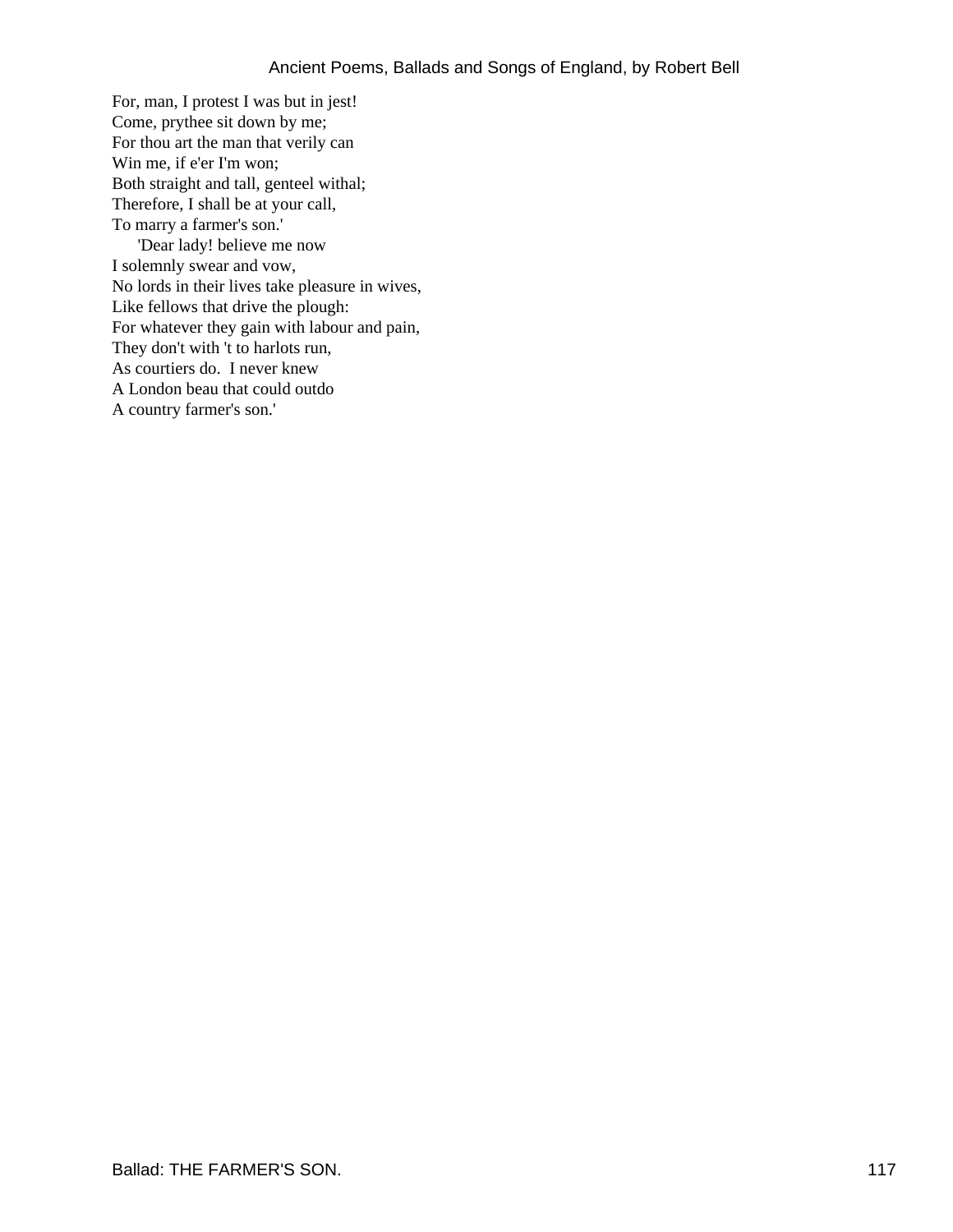For, man, I protest I was but in jest!  
Come, prythee sit down by me;  
For thou art the man that verily can  
Win me, if e'er I'm won;  
Both straight and tall, genteel withal;  
Therefore, I shall be at your call,  
To marry a farmer's son.'

'Dear lady! believe me now  
I solemnly swear and vow,  
No lords in their lives take pleasure in wives,  
Like fellows that drive the plough:  
For whatever they gain with labour and pain,  
They don't with 't to harlots run,  
As courtiers do. I never knew  
A London beau that could outdo  
A country farmer's son.'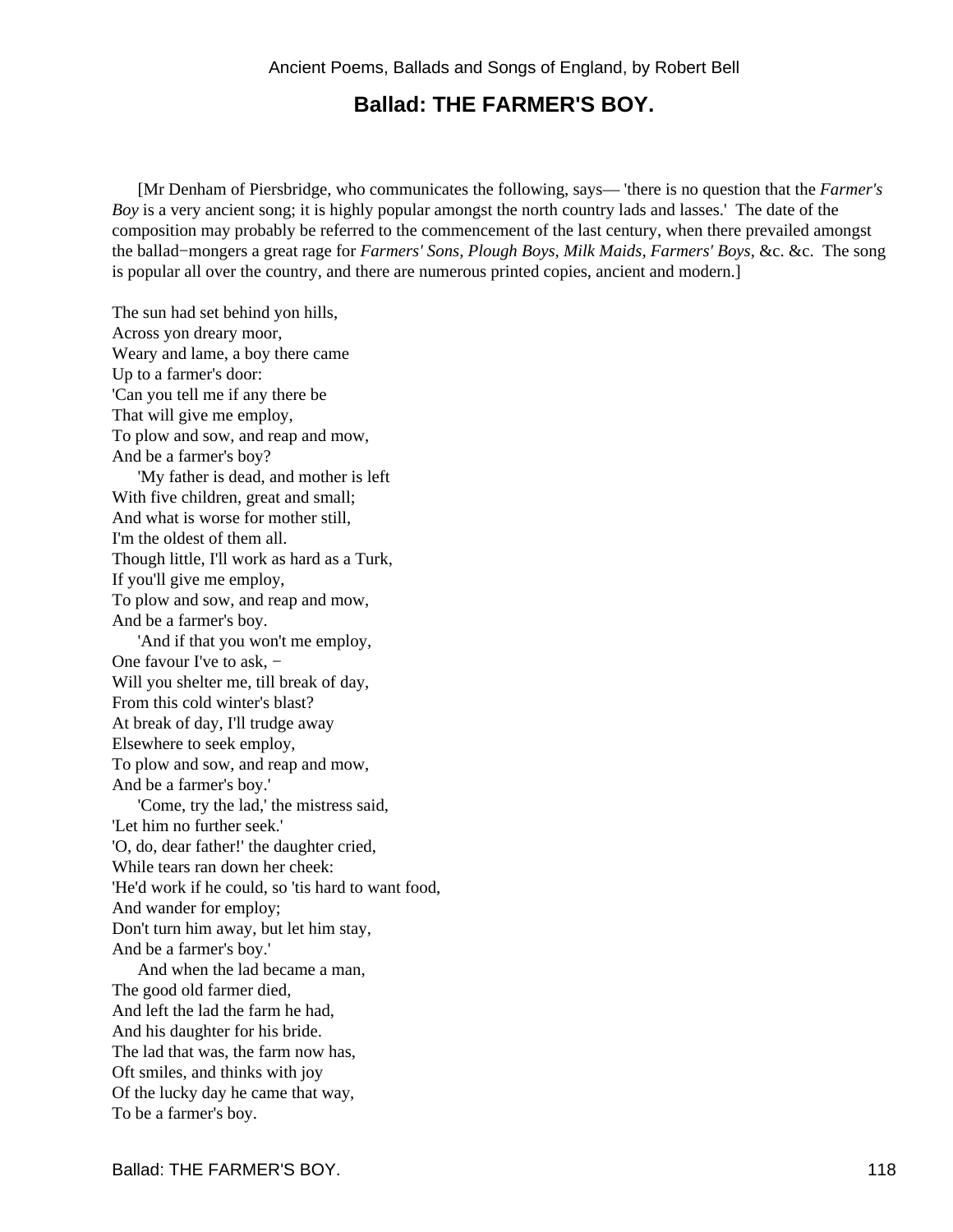## Ballad: THE FARMER'S BOY.

[Mr Denham of Piersbridge, who communicates the following, says— 'there is no question that the *Farmer's Boy* is a very ancient song; it is highly popular amongst the north country lads and lasses.' The date of the composition may probably be referred to the commencement of the last century, when there prevailed amongst the ballad−mongers a great rage for *Farmers' Sons, Plough Boys, Milk Maids, Farmers' Boys*, &c. &c. The song is popular all over the country, and there are numerous printed copies, ancient and modern.]

The sun had set behind yon hills,
Across yon dreary moor,
Weary and lame, a boy there came
Up to a farmer's door:
'Can you tell me if any there be
That will give me employ,
To plow and sow, and reap and mow,
And be a farmer's boy?

'My father is dead, and mother is left
With five children, great and small;
And what is worse for mother still,
I'm the oldest of them all.
Though little, I'll work as hard as a Turk,
If you'll give me employ,
To plow and sow, and reap and mow,
And be a farmer's boy.

'And if that you won't me employ,
One favour I've to ask, −
Will you shelter me, till break of day,
From this cold winter's blast?
At break of day, I'll trudge away
Elsewhere to seek employ,
To plow and sow, and reap and mow,
And be a farmer's boy.'

'Come, try the lad,' the mistress said,
'Let him no further seek.'
'O, do, dear father!' the daughter cried,
While tears ran down her cheek:
'He'd work if he could, so 'tis hard to want food,
And wander for employ;
Don't turn him away, but let him stay,
And be a farmer's boy.'

And when the lad became a man,
The good old farmer died,
And left the lad the farm he had,
And his daughter for his bride.
The lad that was, the farm now has,
Oft smiles, and thinks with joy
Of the lucky day he came that way,
To be a farmer's boy.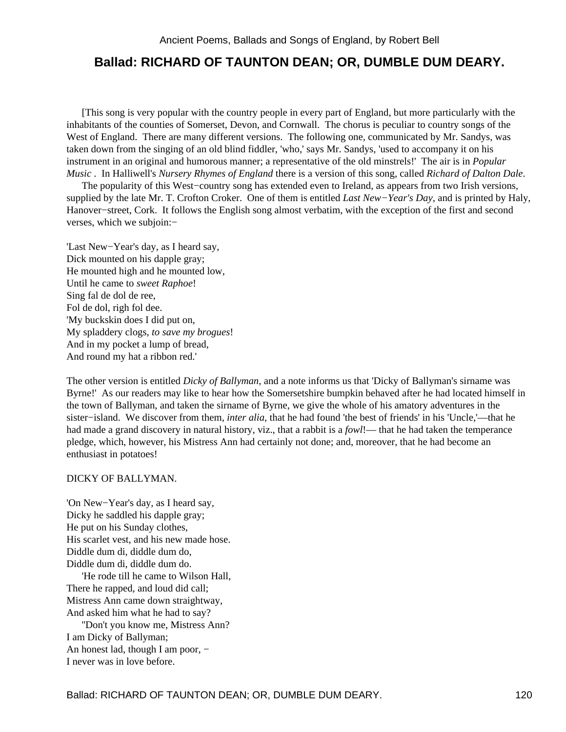## Ballad: RICHARD OF TAUNTON DEAN; OR, DUMBLE DUM DEARY.

[This song is very popular with the country people in every part of England, but more particularly with the inhabitants of the counties of Somerset, Devon, and Cornwall. The chorus is peculiar to country songs of the West of England. There are many different versions. The following one, communicated by Mr. Sandys, was taken down from the singing of an old blind fiddler, 'who,' says Mr. Sandys, 'used to accompany it on his instrument in an original and humorous manner; a representative of the old minstrels!' The air is in *Popular Music* . In Halliwell's *Nursery Rhymes of England* there is a version of this song, called *Richard of Dalton Dale*.

The popularity of this West−country song has extended even to Ireland, as appears from two Irish versions, supplied by the late Mr. T. Crofton Croker. One of them is entitled *Last New−Year's Day*, and is printed by Haly, Hanover−street, Cork. It follows the English song almost verbatim, with the exception of the first and second verses, which we subjoin:−

'Last New−Year's day, as I heard say,
Dick mounted on his dapple gray;
He mounted high and he mounted low,
Until he came to *sweet Raphoe*!
Sing fal de dol de ree,
Fol de dol, righ fol dee.
'My buckskin does I did put on,
My spladdery clogs, *to save my brogues*!
And in my pocket a lump of bread,
And round my hat a ribbon red.'

The other version is entitled *Dicky of Ballyman*, and a note informs us that 'Dicky of Ballyman's sirname was Byrne!' As our readers may like to hear how the Somersetshire bumpkin behaved after he had located himself in the town of Ballyman, and taken the sirname of Byrne, we give the whole of his amatory adventures in the sister−island. We discover from them, *inter alia*, that he had found 'the best of friends' in his 'Uncle,'—that he had made a grand discovery in natural history, viz., that a rabbit is a *fowl*!— that he had taken the temperance pledge, which, however, his Mistress Ann had certainly not done; and, moreover, that he had become an enthusiast in potatoes!

DICKY OF BALLYMAN.

'On New−Year's day, as I heard say,
Dicky he saddled his dapple gray;
He put on his Sunday clothes,
His scarlet vest, and his new made hose.
Diddle dum di, diddle dum do,
Diddle dum di, diddle dum do.

'He rode till he came to Wilson Hall,
There he rapped, and loud did call;
Mistress Ann came down straightway,
And asked him what he had to say?

"Don't you know me, Mistress Ann?
I am Dicky of Ballyman;
An honest lad, though I am poor, −
I never was in love before.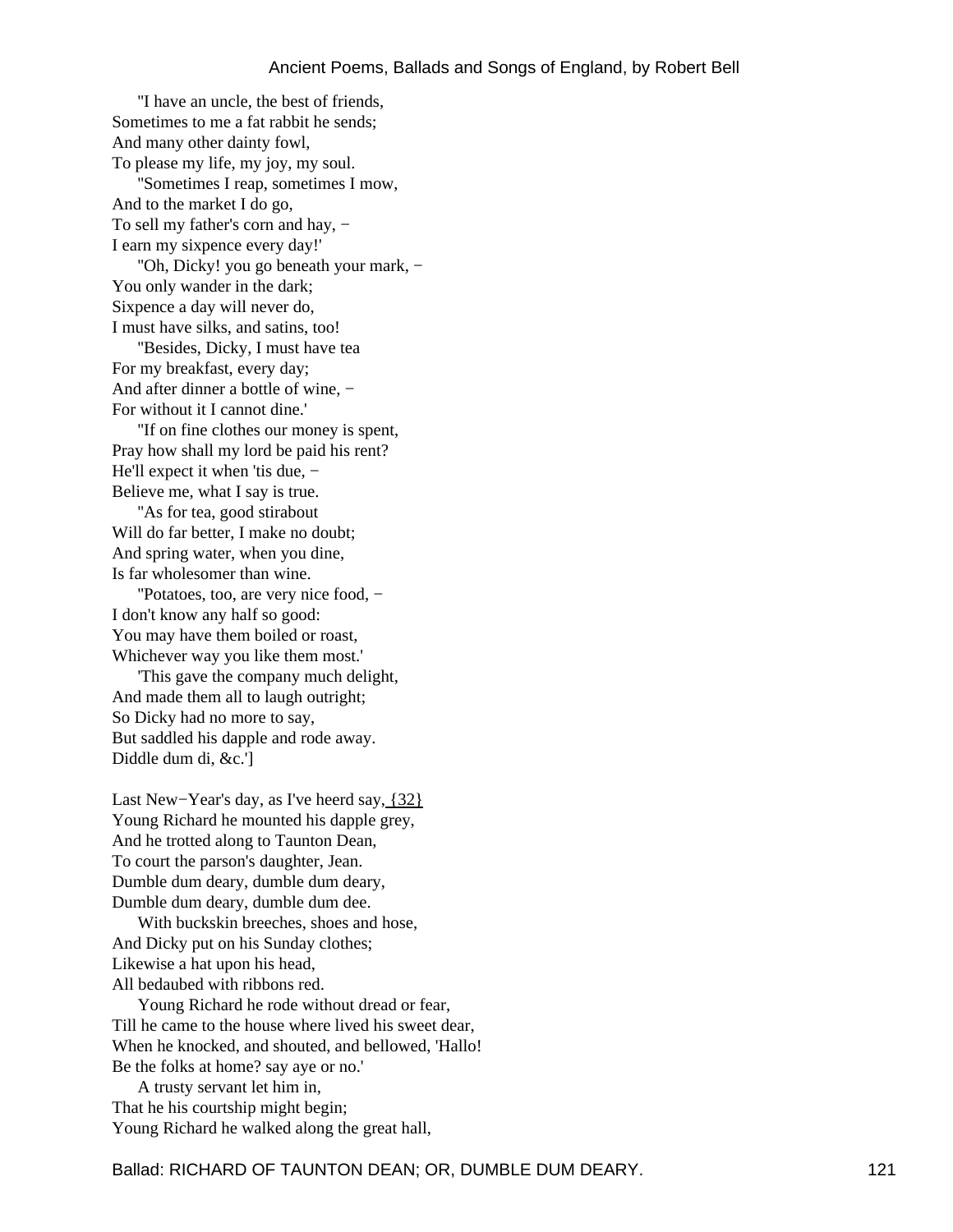"I have an uncle, the best of friends,
Sometimes to me a fat rabbit he sends;
And many other dainty fowl,
To please my life, my joy, my soul.

"Sometimes I reap, sometimes I mow,
And to the market I do go,
To sell my father's corn and hay, −
I earn my sixpence every day!'

"Oh, Dicky! you go beneath your mark, −
You only wander in the dark;
Sixpence a day will never do,
I must have silks, and satins, too!

"Besides, Dicky, I must have tea
For my breakfast, every day;
And after dinner a bottle of wine, −
For without it I cannot dine.'

"If on fine clothes our money is spent,
Pray how shall my lord be paid his rent?
He'll expect it when 'tis due, −
Believe me, what I say is true.

"As for tea, good stirabout
Will do far better, I make no doubt;
And spring water, when you dine,
Is far wholesomer than wine.

"Potatoes, too, are very nice food, −
I don't know any half so good:
You may have them boiled or roast,
Whichever way you like them most.'

'This gave the company much delight,
And made them all to laugh outright;
So Dicky had no more to say,
But saddled his dapple and rode away.
Diddle dum di, &c.']

Last New−Year's day, as I've heerd say, {32}
Young Richard he mounted his dapple grey,
And he trotted along to Taunton Dean,
To court the parson's daughter, Jean.
Dumble dum deary, dumble dum deary,
Dumble dum deary, dumble dum dee.

With buckskin breeches, shoes and hose,
And Dicky put on his Sunday clothes;
Likewise a hat upon his head,
All bedaubed with ribbons red.

Young Richard he rode without dread or fear,
Till he came to the house where lived his sweet dear,
When he knocked, and shouted, and bellowed, 'Hallo!
Be the folks at home? say aye or no.'

A trusty servant let him in,
That he his courtship might begin;
Young Richard he walked along the great hall,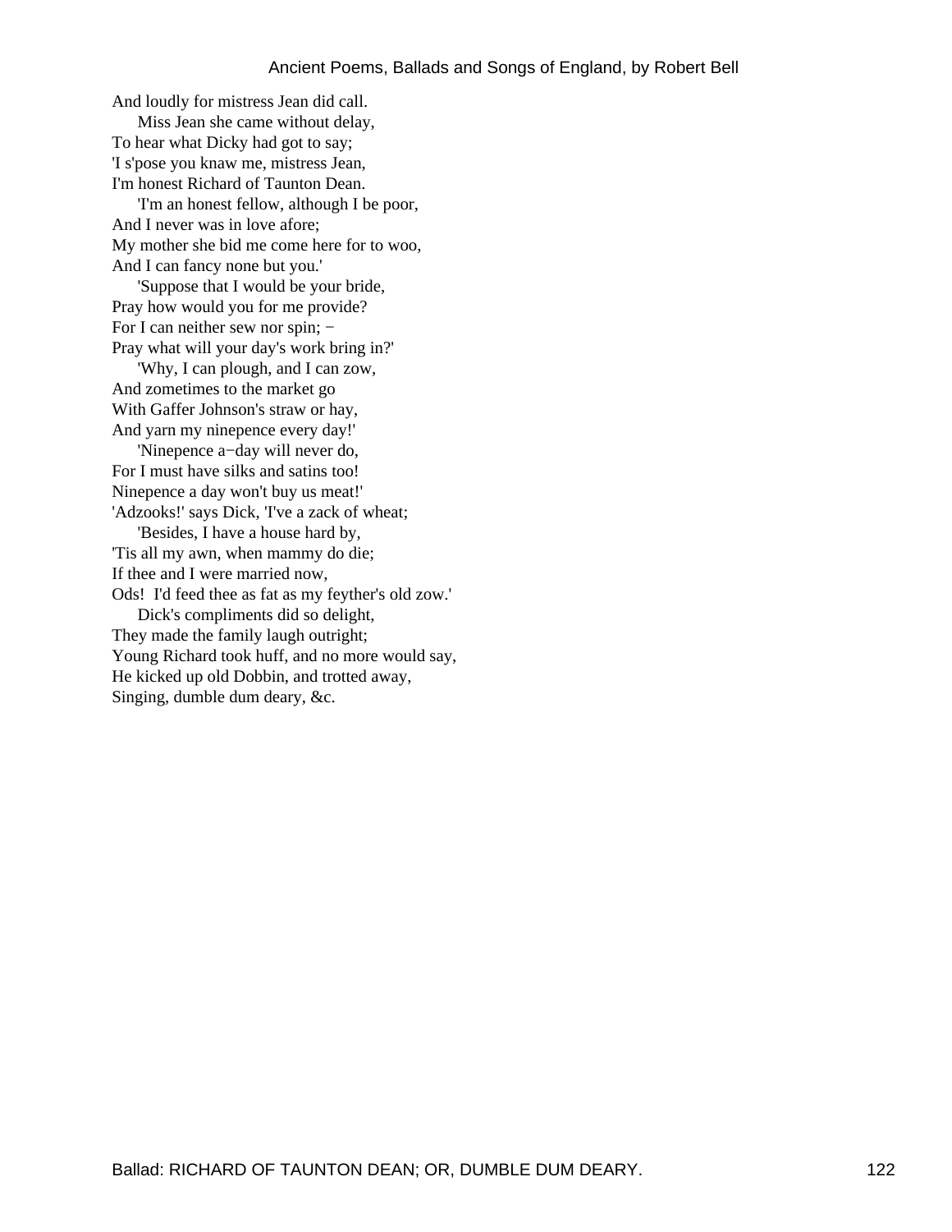And loudly for mistress Jean did call.
Miss Jean she came without delay,
To hear what Dicky had got to say;
'I s'pose you knaw me, mistress Jean,
I'm honest Richard of Taunton Dean.

'I'm an honest fellow, although I be poor,
And I never was in love afore;
My mother she bid me come here for to woo,
And I can fancy none but you.'

'Suppose that I would be your bride,
Pray how would you for me provide?
For I can neither sew nor spin; −
Pray what will your day's work bring in?'

'Why, I can plough, and I can zow,
And zometimes to the market go
With Gaffer Johnson's straw or hay,
And yarn my ninepence every day!'

'Ninepence a−day will never do,
For I must have silks and satins too!
Ninepence a day won't buy us meat!'
'Adzooks!' says Dick, 'I've a zack of wheat;

'Besides, I have a house hard by,
'Tis all my awn, when mammy do die;
If thee and I were married now,
Ods! I'd feed thee as fat as my feyther's old zow.'

Dick's compliments did so delight,
They made the family laugh outright;
Young Richard took huff, and no more would say,
He kicked up old Dobbin, and trotted away,
Singing, dumble dum deary, &c.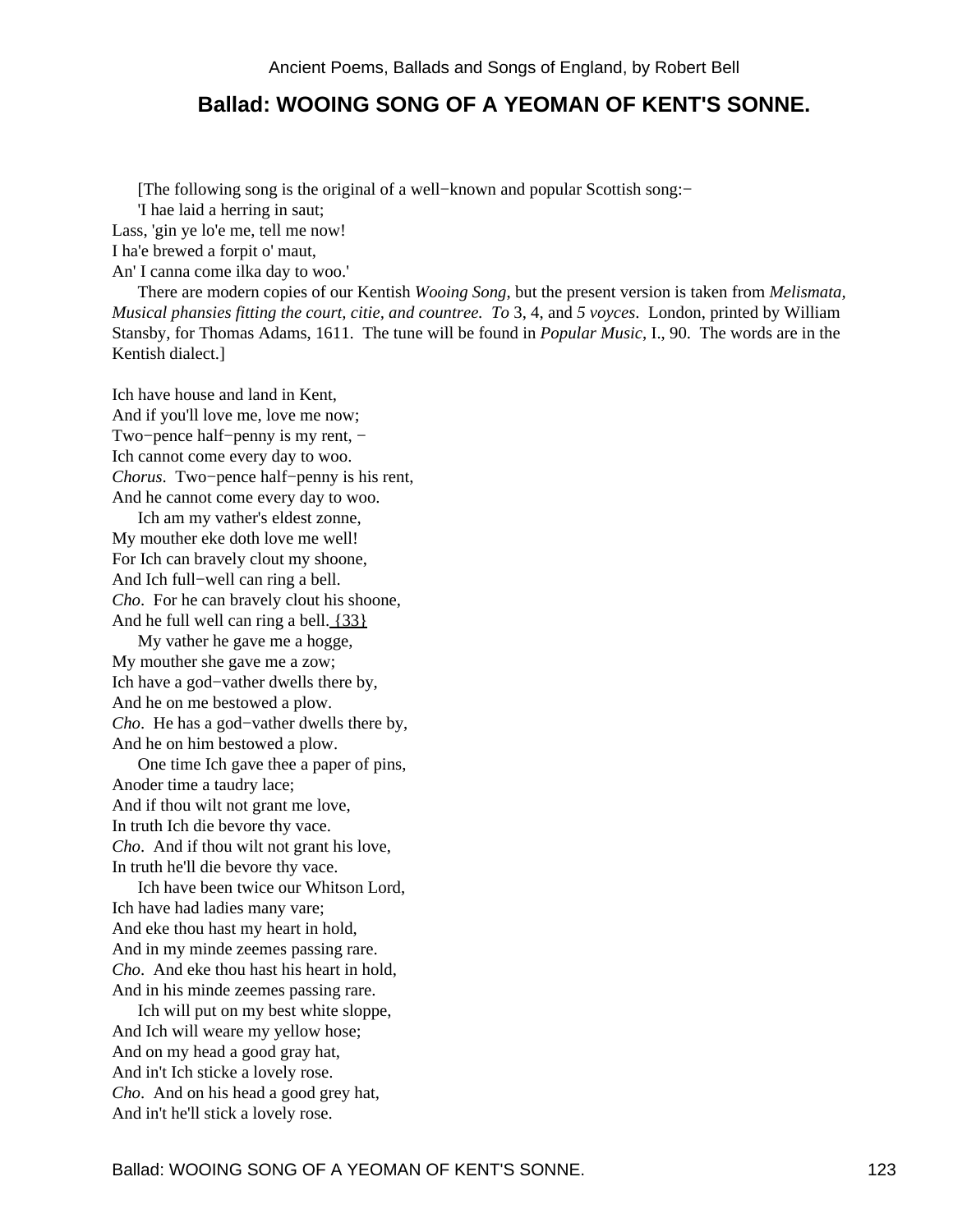## Ballad: WOOING SONG OF A YEOMAN OF KENT'S SONNE.

[The following song is the original of a well−known and popular Scottish song:−

'I hae laid a herring in saut;
Lass, 'gin ye lo'e me, tell me now!
I ha'e brewed a forpit o' maut,
An' I canna come ilka day to woo.'

There are modern copies of our Kentish *Wooing Song*, but the present version is taken from *Melismata, Musical phansies fitting the court, citie, and countree. To* 3, 4, and *5 voyces*. London, printed by William Stansby, for Thomas Adams, 1611. The tune will be found in *Popular Music*, I., 90. The words are in the Kentish dialect.]

Ich have house and land in Kent,
And if you'll love me, love me now;
Two−pence half−penny is my rent, −
Ich cannot come every day to woo.
*Chorus*. Two−pence half−penny is his rent,
And he cannot come every day to woo.

Ich am my vather's eldest zonne,
My mouther eke doth love me well!
For Ich can bravely clout my shoone,
And Ich full−well can ring a bell.
*Cho*. For he can bravely clout his shoone,
And he full well can ring a bell. {33}

My vather he gave me a hogge,
My mouther she gave me a zow;
Ich have a god−vather dwells there by,
And he on me bestowed a plow.
*Cho*. He has a god−vather dwells there by,
And he on him bestowed a plow.

One time Ich gave thee a paper of pins,
Anoder time a taudry lace;
And if thou wilt not grant me love,
In truth Ich die bevore thy vace.
*Cho*. And if thou wilt not grant his love,
In truth he'll die bevore thy vace.

Ich have been twice our Whitson Lord,
Ich have had ladies many vare;
And eke thou hast my heart in hold,
And in my minde zeemes passing rare.
*Cho*. And eke thou hast his heart in hold,
And in his minde zeemes passing rare.

Ich will put on my best white sloppe,
And Ich will weare my yellow hose;
And on my head a good gray hat,
And in't Ich sticke a lovely rose.
*Cho*. And on his head a good grey hat,
And in't he'll stick a lovely rose.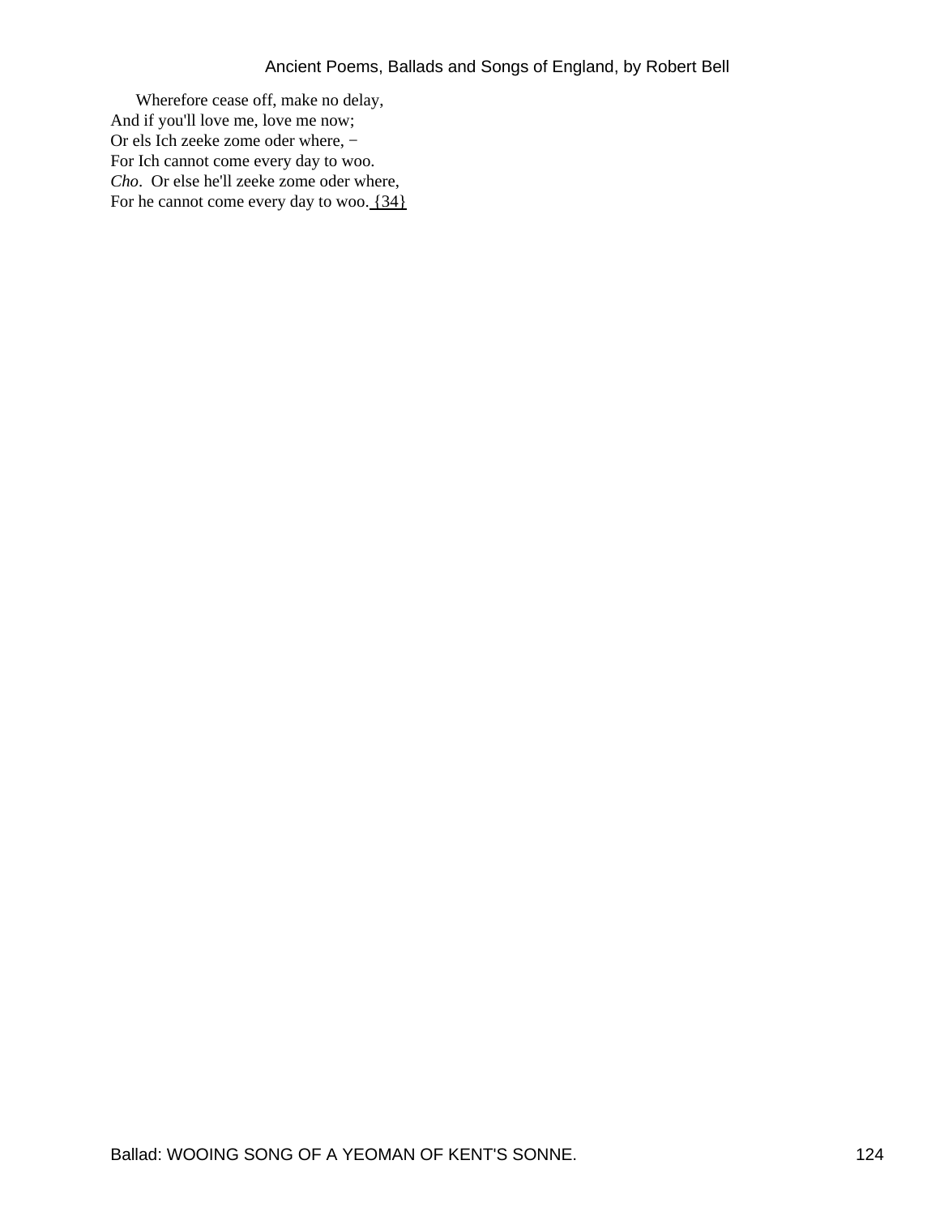Wherefore cease off, make no delay,
And if you'll love me, love me now;
Or els Ich zeeke zome oder where, −
For Ich cannot come every day to woo.
*Cho*. Or else he'll zeeke zome oder where,
For he cannot come every day to woo. {34}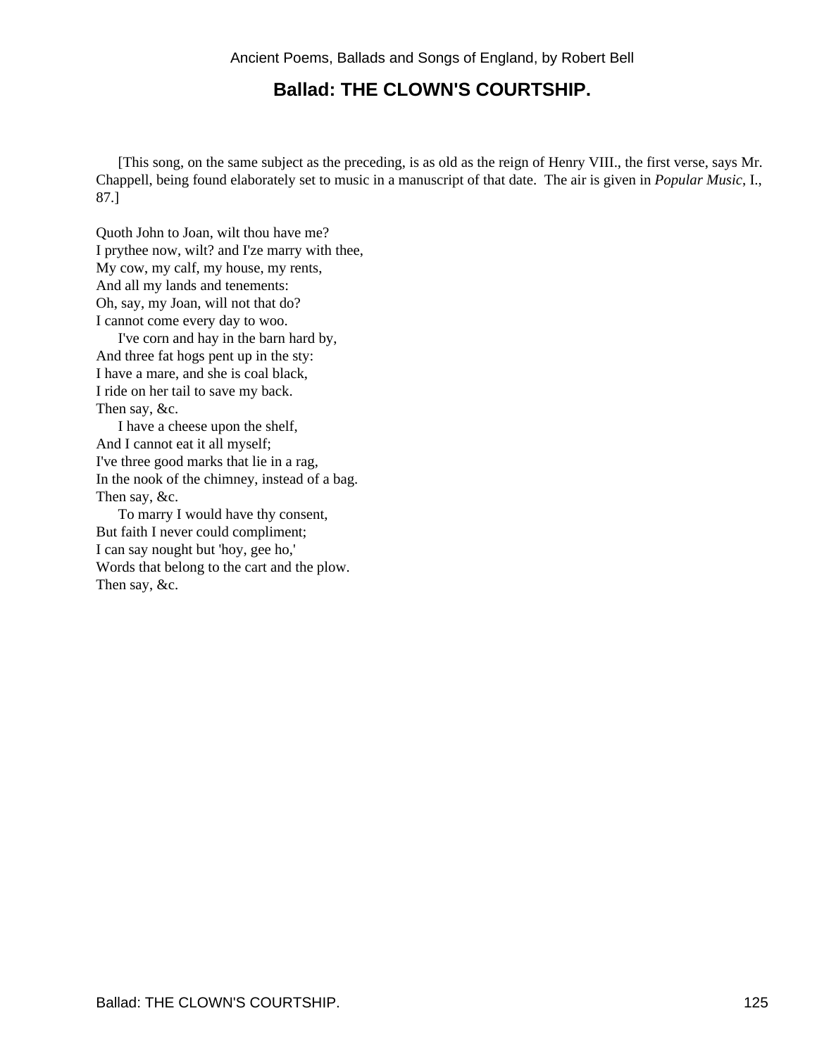## Ballad: THE CLOWN'S COURTSHIP.

[This song, on the same subject as the preceding, is as old as the reign of Henry VIII., the first verse, says Mr. Chappell, being found elaborately set to music in a manuscript of that date. The air is given in *Popular Music*, I., 87.]

Quoth John to Joan, wilt thou have me?  
I prythee now, wilt? and I'ze marry with thee,  
My cow, my calf, my house, my rents,  
And all my lands and tenements:  
Oh, say, my Joan, will not that do?  
I cannot come every day to woo.

I've corn and hay in the barn hard by,  
And three fat hogs pent up in the sty:  
I have a mare, and she is coal black,  
I ride on her tail to save my back.  
Then say, &c.

I have a cheese upon the shelf,  
And I cannot eat it all myself;  
I've three good marks that lie in a rag,  
In the nook of the chimney, instead of a bag.  
Then say, &c.

To marry I would have thy consent,  
But faith I never could compliment;  
I can say nought but 'hoy, gee ho,'  
Words that belong to the cart and the plow.  
Then say, &c.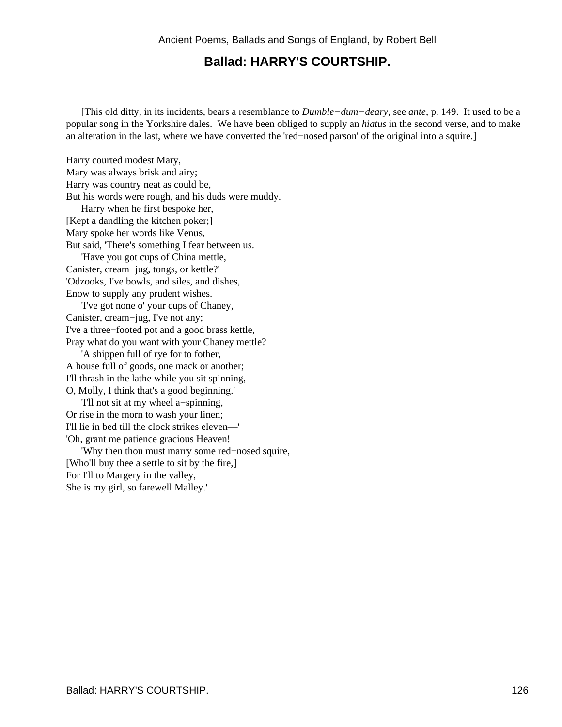## Ballad: HARRY'S COURTSHIP.

[This old ditty, in its incidents, bears a resemblance to *Dumble−dum−deary*, see *ante*, p. 149. It used to be a popular song in the Yorkshire dales. We have been obliged to supply an *hiatus* in the second verse, and to make an alteration in the last, where we have converted the 'red−nosed parson' of the original into a squire.]

Harry courted modest Mary,  
Mary was always brisk and airy;  
Harry was country neat as could be,  
But his words were rough, and his duds were muddy.

Harry when he first bespoke her,  
[Kept a dandling the kitchen poker;]  
Mary spoke her words like Venus,  
But said, 'There's something I fear between us.

'Have you got cups of China mettle,  
Canister, cream−jug, tongs, or kettle?'  
'Odzooks, I've bowls, and siles, and dishes,  
Enow to supply any prudent wishes.

'I've got none o' your cups of Chaney,  
Canister, cream−jug, I've not any;  
I've a three−footed pot and a good brass kettle,  
Pray what do you want with your Chaney mettle?

'A shippen full of rye for to fother,  
A house full of goods, one mack or another;  
I'll thrash in the lathe while you sit spinning,  
O, Molly, I think that's a good beginning.'

'I'll not sit at my wheel a−spinning,  
Or rise in the morn to wash your linen;  
I'll lie in bed till the clock strikes eleven—'  
'Oh, grant me patience gracious Heaven!

'Why then thou must marry some red−nosed squire,  
[Who'll buy thee a settle to sit by the fire,]  
For I'll to Margery in the valley,  
She is my girl, so farewell Malley.'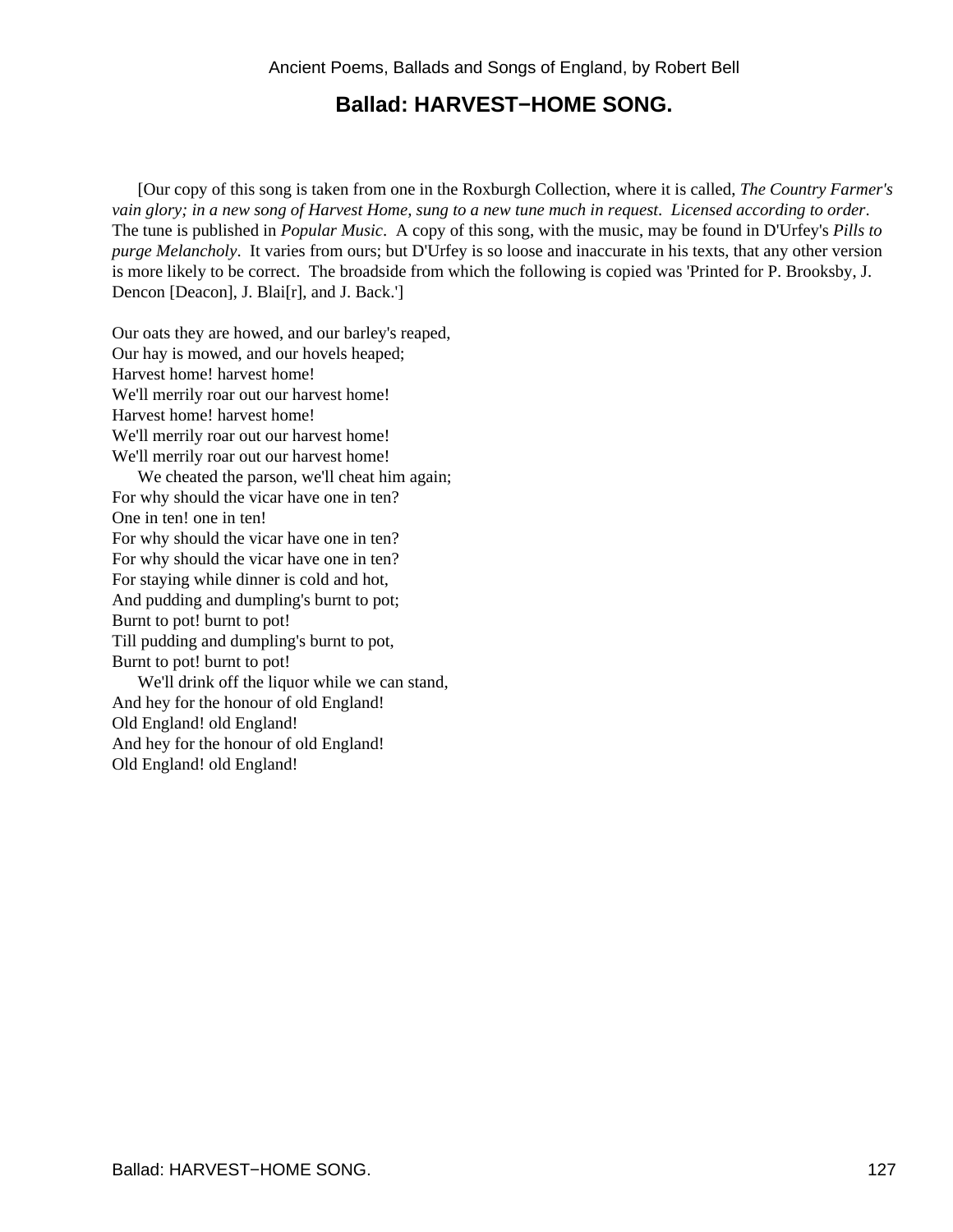## Ballad: HARVEST−HOME SONG.

[Our copy of this song is taken from one in the Roxburgh Collection, where it is called, *The Country Farmer's vain glory; in a new song of Harvest Home, sung to a new tune much in request. Licensed according to order.* The tune is published in *Popular Music*. A copy of this song, with the music, may be found in D'Urfey's *Pills to purge Melancholy*. It varies from ours; but D'Urfey is so loose and inaccurate in his texts, that any other version is more likely to be correct. The broadside from which the following is copied was 'Printed for P. Brooksby, J. Dencon [Deacon], J. Blai[r], and J. Back.']

Our oats they are howed, and our barley's reaped,
Our hay is mowed, and our hovels heaped;
Harvest home! harvest home!
We'll merrily roar out our harvest home!
Harvest home! harvest home!
We'll merrily roar out our harvest home!
We'll merrily roar out our harvest home!

We cheated the parson, we'll cheat him again;
For why should the vicar have one in ten?
One in ten! one in ten!
For why should the vicar have one in ten?
For why should the vicar have one in ten?
For staying while dinner is cold and hot,
And pudding and dumpling's burnt to pot;
Burnt to pot! burnt to pot!
Till pudding and dumpling's burnt to pot,
Burnt to pot! burnt to pot!

We'll drink off the liquor while we can stand,
And hey for the honour of old England!
Old England! old England!
And hey for the honour of old England!
Old England! old England!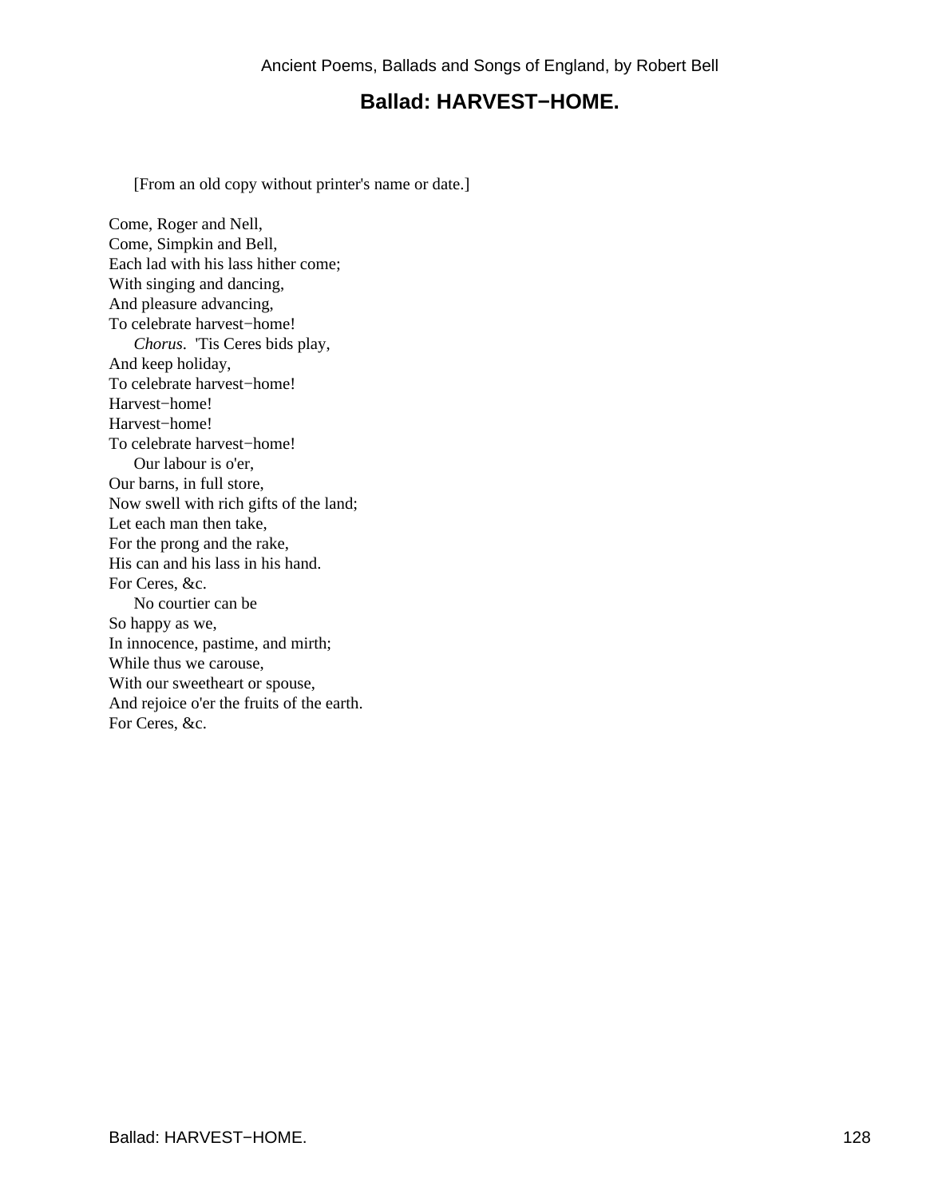## Ballad: HARVEST−HOME.

[From an old copy without printer's name or date.]

Come, Roger and Nell,  
Come, Simpkin and Bell,  
Each lad with his lass hither come;  
With singing and dancing,  
And pleasure advancing,  
To celebrate harvest−home!  
*Chorus*. 'Tis Ceres bids play,  
And keep holiday,  
To celebrate harvest−home!  
Harvest−home!  
Harvest−home!  
To celebrate harvest−home!

Our labour is o'er,  
Our barns, in full store,  
Now swell with rich gifts of the land;  
Let each man then take,  
For the prong and the rake,  
His can and his lass in his hand.  
For Ceres, &c.

No courtier can be  
So happy as we,  
In innocence, pastime, and mirth;  
While thus we carouse,  
With our sweetheart or spouse,  
And rejoice o'er the fruits of the earth.  
For Ceres, &c.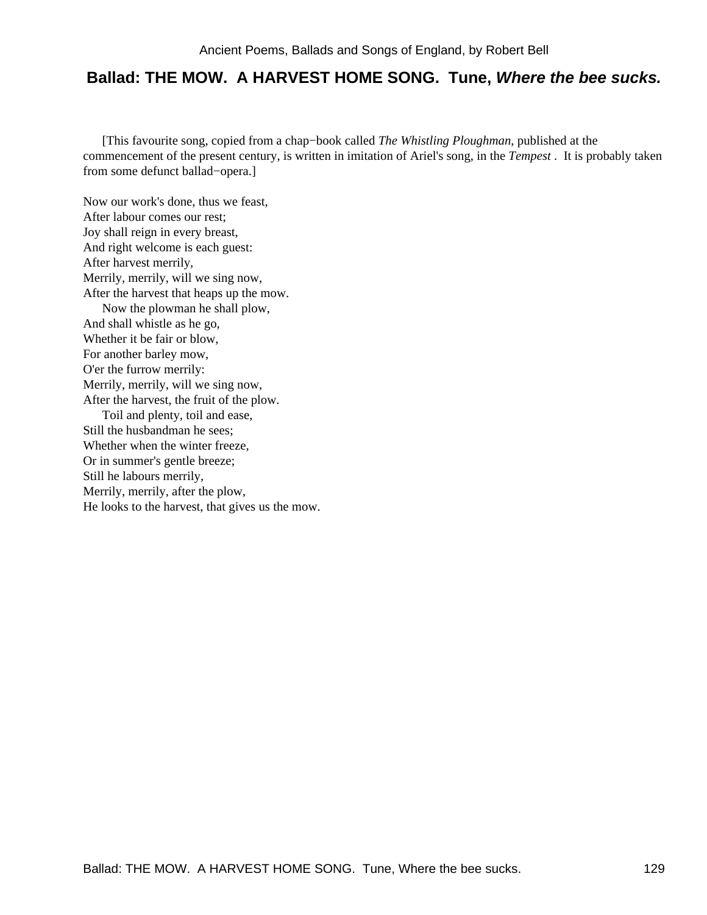## Ballad: THE MOW. A HARVEST HOME SONG. Tune, *Where the bee sucks.*

[This favourite song, copied from a chap−book called *The Whistling Ploughman*, published at the commencement of the present century, is written in imitation of Ariel's song, in the *Tempest* . It is probably taken from some defunct ballad−opera.]

Now our work's done, thus we feast,  
After labour comes our rest;  
Joy shall reign in every breast,  
And right welcome is each guest:  
After harvest merrily,  
Merrily, merrily, will we sing now,  
After the harvest that heaps up the mow.

Now the plowman he shall plow,  
And shall whistle as he go,  
Whether it be fair or blow,  
For another barley mow,  
O'er the furrow merrily:  
Merrily, merrily, will we sing now,  
After the harvest, the fruit of the plow.

Toil and plenty, toil and ease,  
Still the husbandman he sees;  
Whether when the winter freeze,  
Or in summer's gentle breeze;  
Still he labours merrily,  
Merrily, merrily, after the plow,  
He looks to the harvest, that gives us the mow.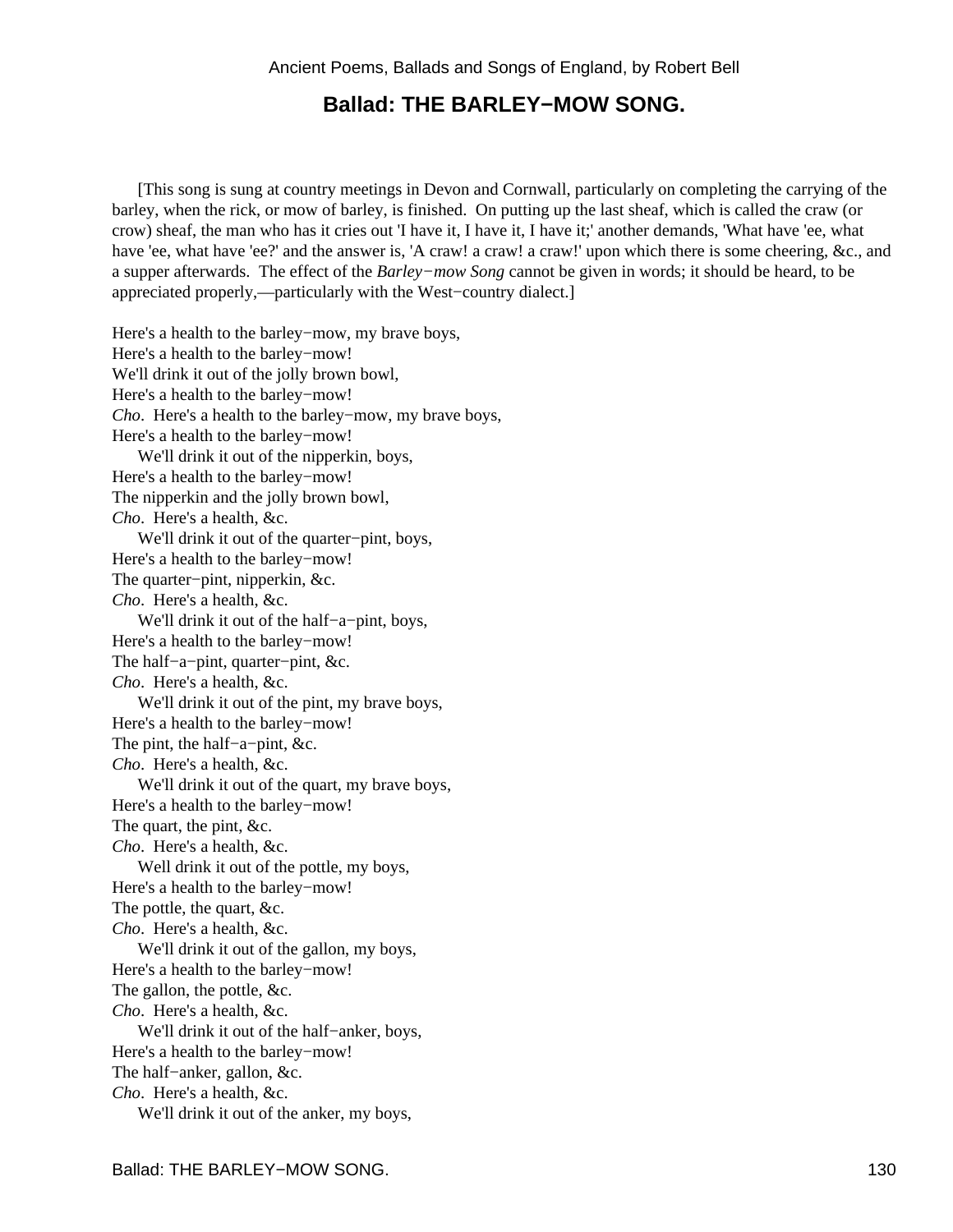## Ballad: THE BARLEY−MOW SONG.

[This song is sung at country meetings in Devon and Cornwall, particularly on completing the carrying of the barley, when the rick, or mow of barley, is finished. On putting up the last sheaf, which is called the craw (or crow) sheaf, the man who has it cries out 'I have it, I have it, I have it;' another demands, 'What have 'ee, what have 'ee, what have 'ee?' and the answer is, 'A craw! a craw! a craw!' upon which there is some cheering, &c., and a supper afterwards. The effect of the *Barley−mow Song* cannot be given in words; it should be heard, to be appreciated properly,—particularly with the West−country dialect.]

Here's a health to the barley−mow, my brave boys,
Here's a health to the barley−mow!
We'll drink it out of the jolly brown bowl,
Here's a health to the barley−mow!
*Cho*. Here's a health to the barley−mow, my brave boys,
Here's a health to the barley−mow!

We'll drink it out of the nipperkin, boys,
Here's a health to the barley−mow!
The nipperkin and the jolly brown bowl,
*Cho*. Here's a health, &c.

We'll drink it out of the quarter−pint, boys,
Here's a health to the barley−mow!
The quarter−pint, nipperkin, &c.
*Cho*. Here's a health, &c.

We'll drink it out of the half−a−pint, boys,
Here's a health to the barley−mow!
The half−a−pint, quarter−pint, &c.
*Cho*. Here's a health, &c.

We'll drink it out of the pint, my brave boys,
Here's a health to the barley−mow!
The pint, the half−a−pint, &c.
*Cho*. Here's a health, &c.

We'll drink it out of the quart, my brave boys,
Here's a health to the barley−mow!
The quart, the pint, &c.
*Cho*. Here's a health, &c.

Well drink it out of the pottle, my boys,
Here's a health to the barley−mow!
The pottle, the quart, &c.
*Cho*. Here's a health, &c.

We'll drink it out of the gallon, my boys,
Here's a health to the barley−mow!
The gallon, the pottle, &c.
*Cho*. Here's a health, &c.

We'll drink it out of the half−anker, boys,
Here's a health to the barley−mow!
The half−anker, gallon, &c.
*Cho*. Here's a health, &c.

We'll drink it out of the anker, my boys,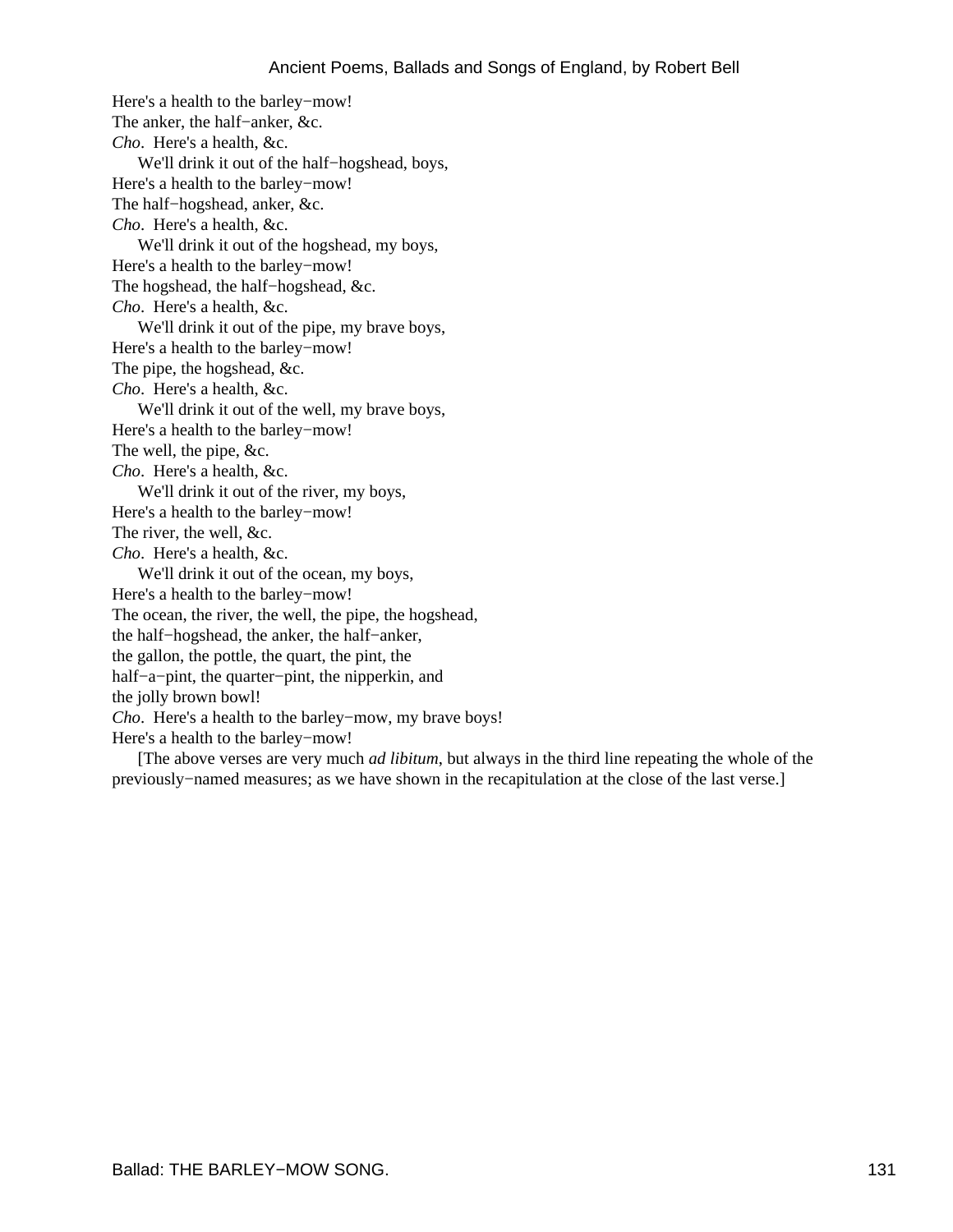Here's a health to the barley−mow!
The anker, the half−anker, &c.
*Cho*. Here's a health, &c.

We'll drink it out of the half−hogshead, boys,
Here's a health to the barley−mow!
The half−hogshead, anker, &c.
*Cho*. Here's a health, &c.

We'll drink it out of the hogshead, my boys,
Here's a health to the barley−mow!
The hogshead, the half−hogshead, &c.
*Cho*. Here's a health, &c.

We'll drink it out of the pipe, my brave boys,
Here's a health to the barley−mow!
The pipe, the hogshead, &c.
*Cho*. Here's a health, &c.

We'll drink it out of the well, my brave boys,
Here's a health to the barley−mow!
The well, the pipe, &c.
*Cho*. Here's a health, &c.

We'll drink it out of the river, my boys,
Here's a health to the barley−mow!
The river, the well, &c.
*Cho*. Here's a health, &c.

We'll drink it out of the ocean, my boys,
Here's a health to the barley−mow!
The ocean, the river, the well, the pipe, the hogshead,
the half−hogshead, the anker, the half−anker,
the gallon, the pottle, the quart, the pint, the
half−a−pint, the quarter−pint, the nipperkin, and
the jolly brown bowl!
*Cho*. Here's a health to the barley−mow, my brave boys!
Here's a health to the barley−mow!

[The above verses are very much *ad libitum*, but always in the third line repeating the whole of the previously−named measures; as we have shown in the recapitulation at the close of the last verse.]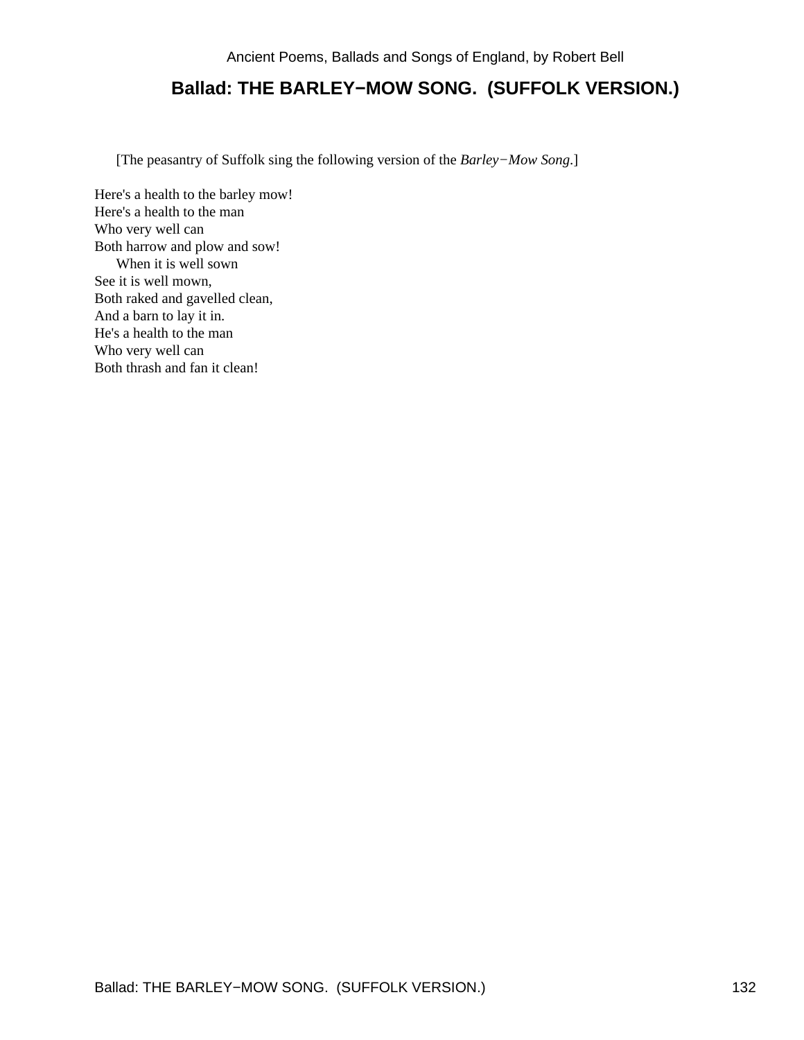## Ballad: THE BARLEY−MOW SONG. (SUFFOLK VERSION.)

[The peasantry of Suffolk sing the following version of the *Barley−Mow Song*.]

Here's a health to the barley mow!
Here's a health to the man
Who very well can
Both harrow and plow and sow!
    When it is well sown
See it is well mown,
Both raked and gavelled clean,
And a barn to lay it in.
He's a health to the man
Who very well can
Both thrash and fan it clean!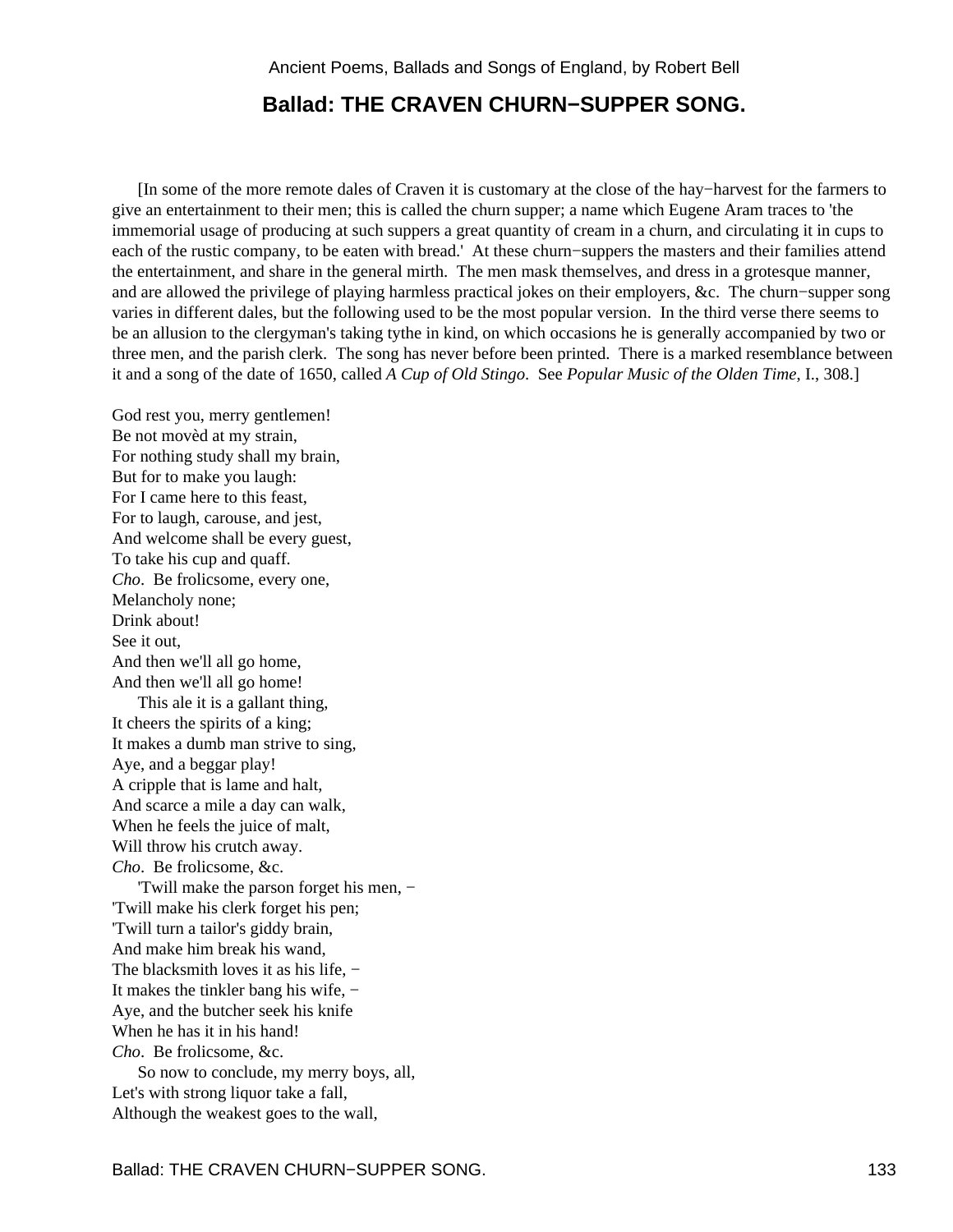## Ballad: THE CRAVEN CHURN−SUPPER SONG.

[In some of the more remote dales of Craven it is customary at the close of the hay−harvest for the farmers to give an entertainment to their men; this is called the churn supper; a name which Eugene Aram traces to 'the immemorial usage of producing at such suppers a great quantity of cream in a churn, and circulating it in cups to each of the rustic company, to be eaten with bread.' At these churn−suppers the masters and their families attend the entertainment, and share in the general mirth. The men mask themselves, and dress in a grotesque manner, and are allowed the privilege of playing harmless practical jokes on their employers, &c. The churn−supper song varies in different dales, but the following used to be the most popular version. In the third verse there seems to be an allusion to the clergyman's taking tythe in kind, on which occasions he is generally accompanied by two or three men, and the parish clerk. The song has never before been printed. There is a marked resemblance between it and a song of the date of 1650, called *A Cup of Old Stingo*. See *Popular Music of the Olden Time*, I., 308.]

God rest you, merry gentlemen!
Be not movèd at my strain,
For nothing study shall my brain,
But for to make you laugh:
For I came here to this feast,
For to laugh, carouse, and jest,
And welcome shall be every guest,
To take his cup and quaff.
*Cho*. Be frolicsome, every one,
Melancholy none;
Drink about!
See it out,
And then we'll all go home,
And then we'll all go home!

This ale it is a gallant thing,
It cheers the spirits of a king;
It makes a dumb man strive to sing,
Aye, and a beggar play!
A cripple that is lame and halt,
And scarce a mile a day can walk,
When he feels the juice of malt,
Will throw his crutch away.
*Cho*. Be frolicsome, &c.

'Twill make the parson forget his men, −
'Twill make his clerk forget his pen;
'Twill turn a tailor's giddy brain,
And make him break his wand,
The blacksmith loves it as his life, −
It makes the tinkler bang his wife, −
Aye, and the butcher seek his knife
When he has it in his hand!
*Cho*. Be frolicsome, &c.

So now to conclude, my merry boys, all,
Let's with strong liquor take a fall,
Although the weakest goes to the wall,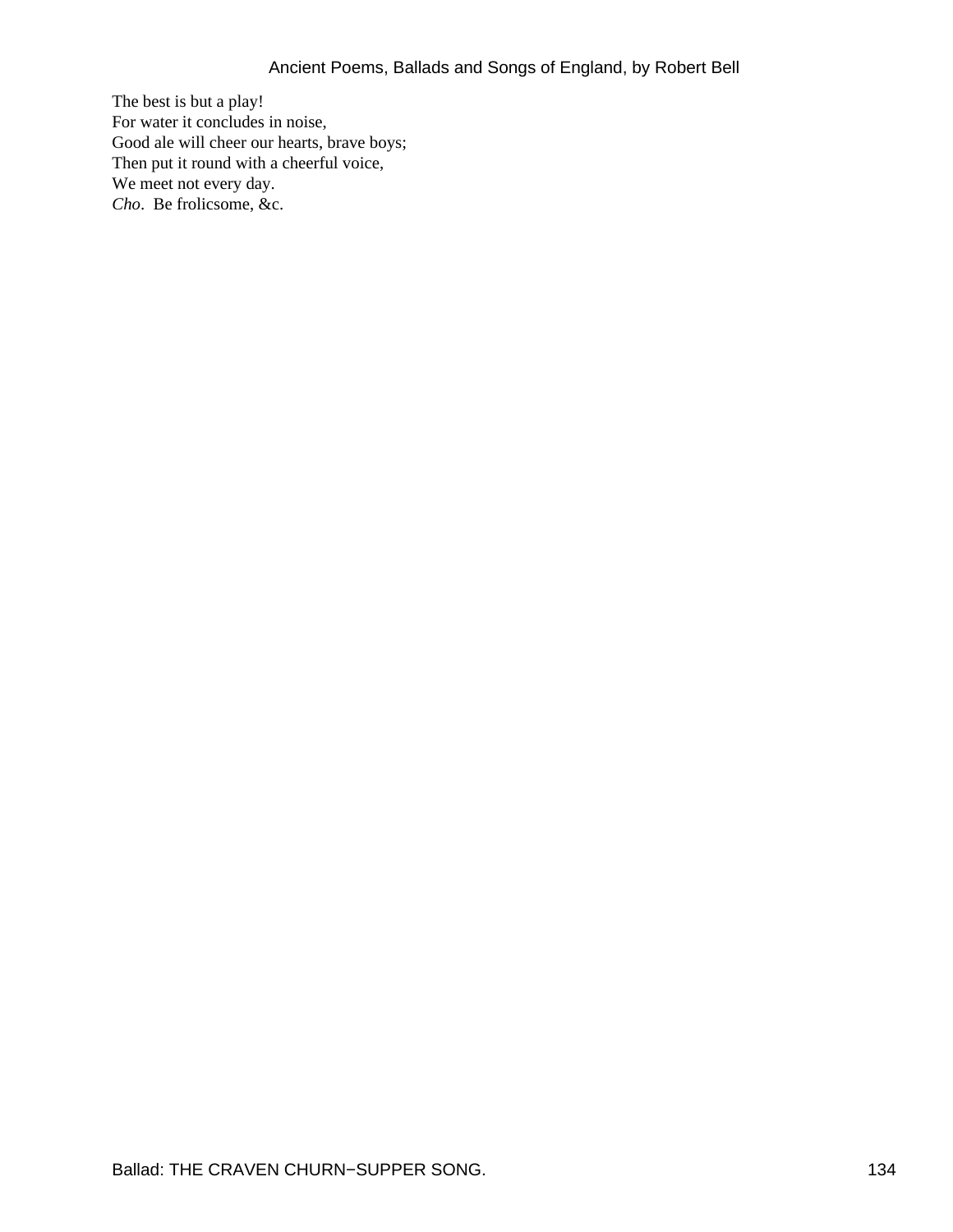The best is but a play!  
For water it concludes in noise,  
Good ale will cheer our hearts, brave boys;  
Then put it round with a cheerful voice,  
We meet not every day.  
*Cho*. Be frolicsome, &c.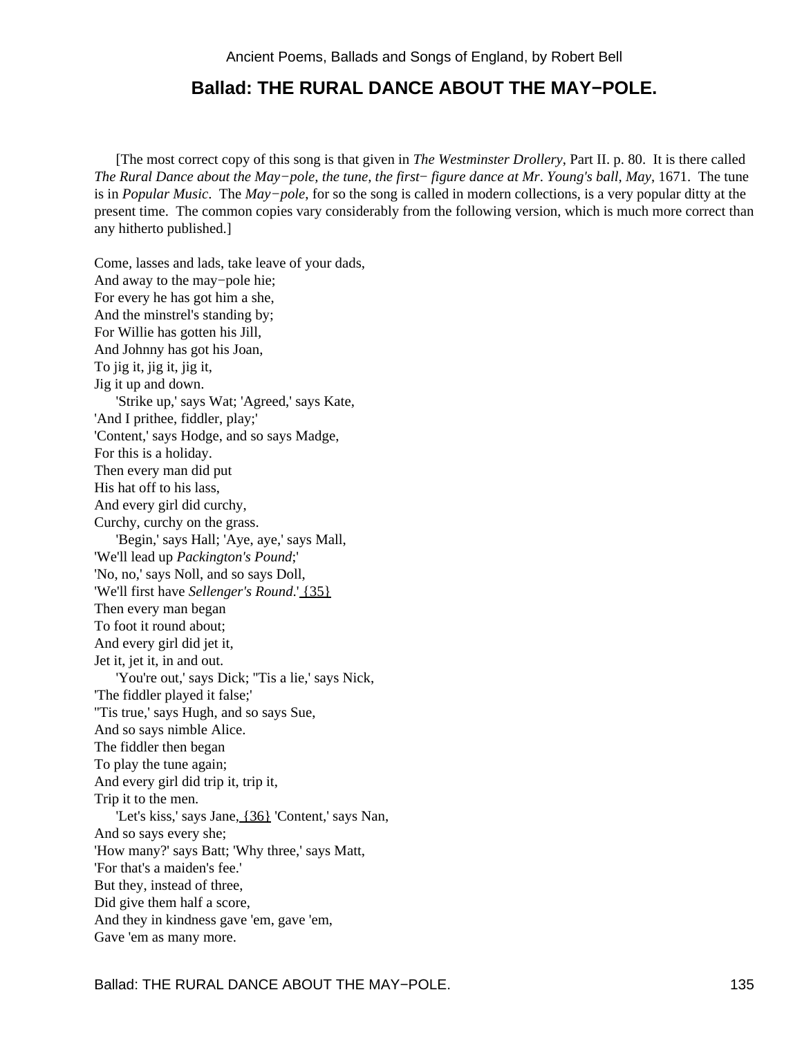## Ballad: THE RURAL DANCE ABOUT THE MAY−POLE.

[The most correct copy of this song is that given in *The Westminster Drollery*, Part II. p. 80. It is there called *The Rural Dance about the May−pole, the tune, the first− figure dance at Mr. Young's ball, May*, 1671. The tune is in *Popular Music*. The *May−pole*, for so the song is called in modern collections, is a very popular ditty at the present time. The common copies vary considerably from the following version, which is much more correct than any hitherto published.]

Come, lasses and lads, take leave of your dads,
And away to the may−pole hie;
For every he has got him a she,
And the minstrel's standing by;
For Willie has gotten his Jill,
And Johnny has got his Joan,
To jig it, jig it, jig it,
Jig it up and down.

'Strike up,' says Wat; 'Agreed,' says Kate,
'And I prithee, fiddler, play;'
'Content,' says Hodge, and so says Madge,
For this is a holiday.
Then every man did put
His hat off to his lass,
And every girl did curchy,
Curchy, curchy on the grass.

'Begin,' says Hall; 'Aye, aye,' says Mall,
'We'll lead up *Packington's Pound*;'
'No, no,' says Noll, and so says Doll,
'We'll first have *Sellenger's Round*.' {35}
Then every man began
To foot it round about;
And every girl did jet it,
Jet it, jet it, in and out.

'You're out,' says Dick; ''Tis a lie,' says Nick,
'The fiddler played it false;'
''Tis true,' says Hugh, and so says Sue,
And so says nimble Alice.
The fiddler then began
To play the tune again;
And every girl did trip it, trip it,
Trip it to the men.

'Let's kiss,' says Jane, {36} 'Content,' says Nan,
And so says every she;
'How many?' says Batt; 'Why three,' says Matt,
'For that's a maiden's fee.'
But they, instead of three,
Did give them half a score,
And they in kindness gave 'em, gave 'em,
Gave 'em as many more.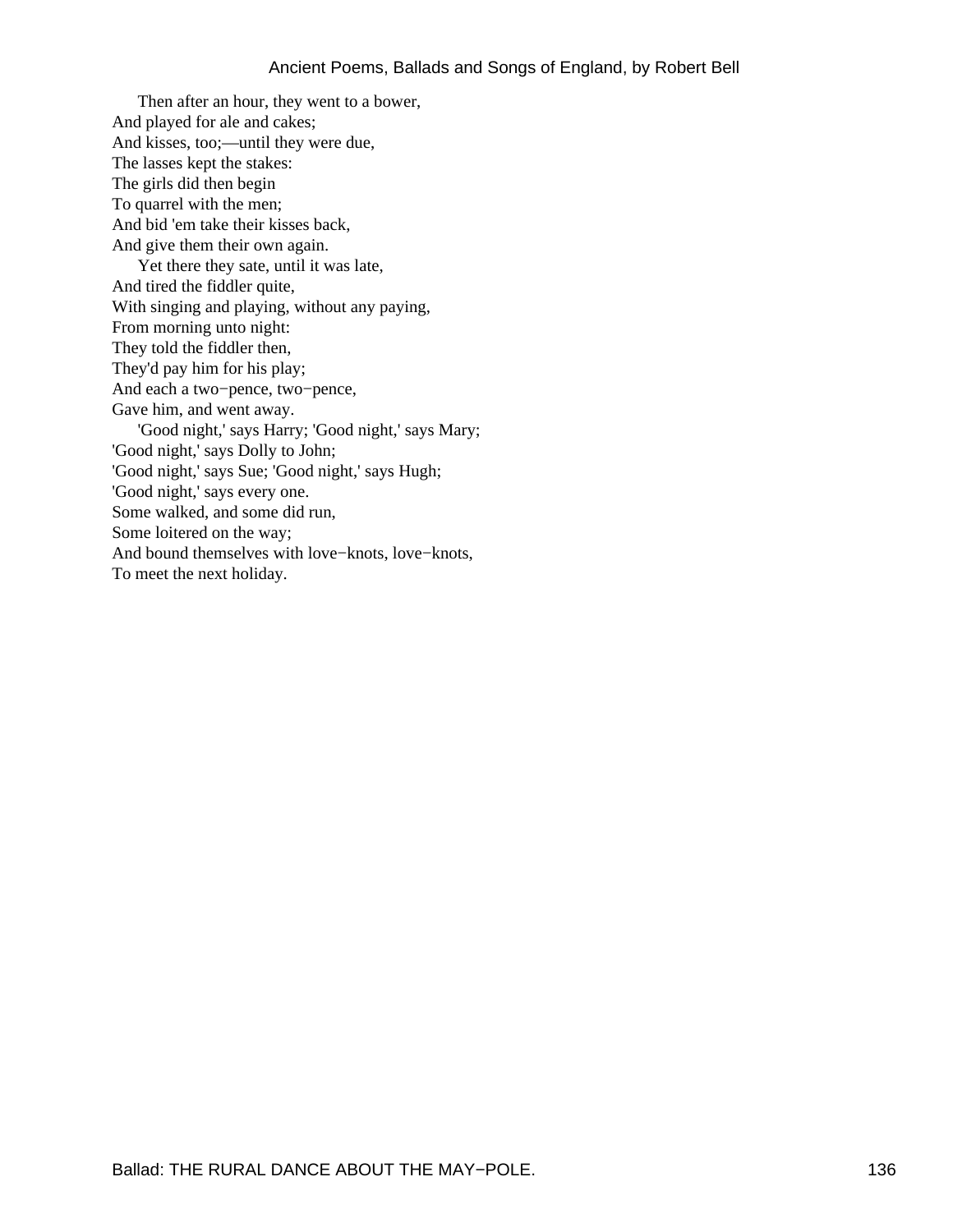Then after an hour, they went to a bower,
And played for ale and cakes;
And kisses, too;—until they were due,
The lasses kept the stakes:
The girls did then begin
To quarrel with the men;
And bid 'em take their kisses back,
And give them their own again.

Yet there they sate, until it was late,
And tired the fiddler quite,
With singing and playing, without any paying,
From morning unto night:
They told the fiddler then,
They'd pay him for his play;
And each a two−pence, two−pence,
Gave him, and went away.

'Good night,' says Harry; 'Good night,' says Mary;
'Good night,' says Dolly to John;
'Good night,' says Sue; 'Good night,' says Hugh;
'Good night,' says every one.
Some walked, and some did run,
Some loitered on the way;
And bound themselves with love−knots, love−knots,
To meet the next holiday.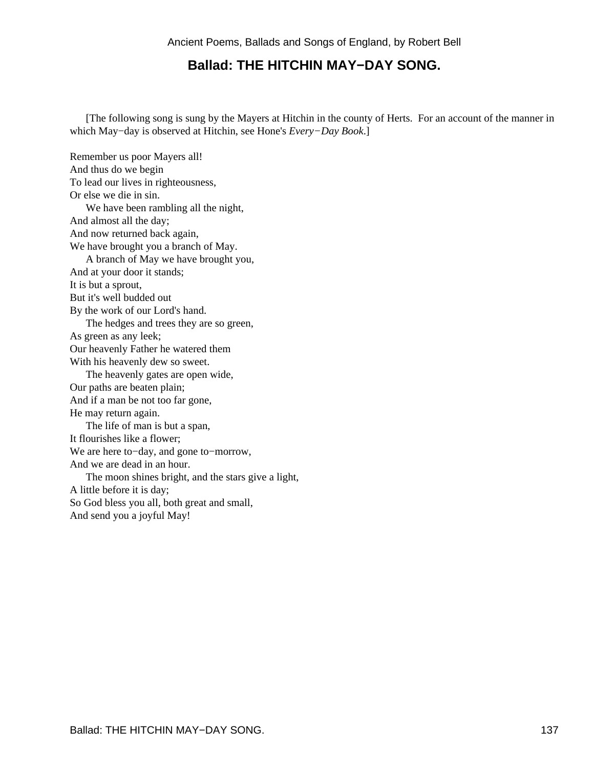## Ballad: THE HITCHIN MAY−DAY SONG.

[The following song is sung by the Mayers at Hitchin in the county of Herts. For an account of the manner in which May−day is observed at Hitchin, see Hone's *Every−Day Book*.]

Remember us poor Mayers all!
And thus do we begin
To lead our lives in righteousness,
Or else we die in sin.

We have been rambling all the night,
And almost all the day;
And now returned back again,
We have brought you a branch of May.

A branch of May we have brought you,
And at your door it stands;
It is but a sprout,
But it's well budded out
By the work of our Lord's hand.

The hedges and trees they are so green,
As green as any leek;
Our heavenly Father he watered them
With his heavenly dew so sweet.

The heavenly gates are open wide,
Our paths are beaten plain;
And if a man be not too far gone,
He may return again.

The life of man is but a span,
It flourishes like a flower;
We are here to−day, and gone to−morrow,
And we are dead in an hour.

The moon shines bright, and the stars give a light,
A little before it is day;
So God bless you all, both great and small,
And send you a joyful May!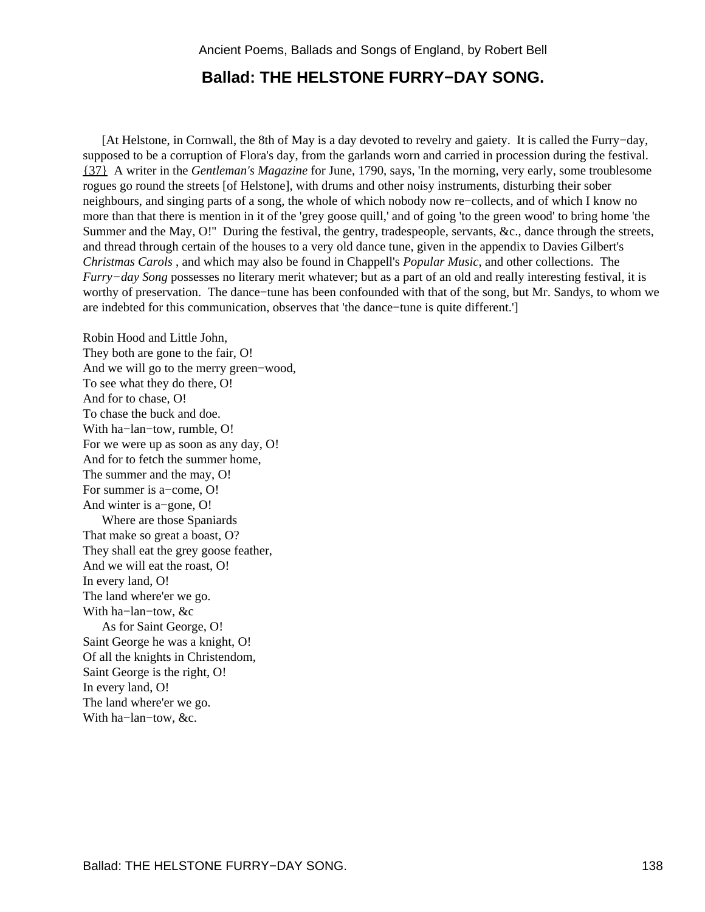## Ballad: THE HELSTONE FURRY−DAY SONG.

[At Helstone, in Cornwall, the 8th of May is a day devoted to revelry and gaiety. It is called the Furry−day, supposed to be a corruption of Flora's day, from the garlands worn and carried in procession during the festival. {37} A writer in the *Gentleman's Magazine* for June, 1790, says, 'In the morning, very early, some troublesome rogues go round the streets [of Helstone], with drums and other noisy instruments, disturbing their sober neighbours, and singing parts of a song, the whole of which nobody now re−collects, and of which I know no more than that there is mention in it of the 'grey goose quill,' and of going 'to the green wood' to bring home 'the Summer and the May, O!" During the festival, the gentry, tradespeople, servants, &c., dance through the streets, and thread through certain of the houses to a very old dance tune, given in the appendix to Davies Gilbert's *Christmas Carols* , and which may also be found in Chappell's *Popular Music*, and other collections. The *Furry−day Song* possesses no literary merit whatever; but as a part of an old and really interesting festival, it is worthy of preservation. The dance−tune has been confounded with that of the song, but Mr. Sandys, to whom we are indebted for this communication, observes that 'the dance−tune is quite different.']

Robin Hood and Little John,
They both are gone to the fair, O!
And we will go to the merry green−wood,
To see what they do there, O!
And for to chase, O!
To chase the buck and doe.
With ha−lan−tow, rumble, O!
For we were up as soon as any day, O!
And for to fetch the summer home,
The summer and the may, O!
For summer is a−come, O!
And winter is a−gone, O!

Where are those Spaniards
That make so great a boast, O?
They shall eat the grey goose feather,
And we will eat the roast, O!
In every land, O!
The land where'er we go.
With ha−lan−tow, &c

As for Saint George, O!
Saint George he was a knight, O!
Of all the knights in Christendom,
Saint George is the right, O!
In every land, O!
The land where'er we go.
With ha−lan−tow, &c.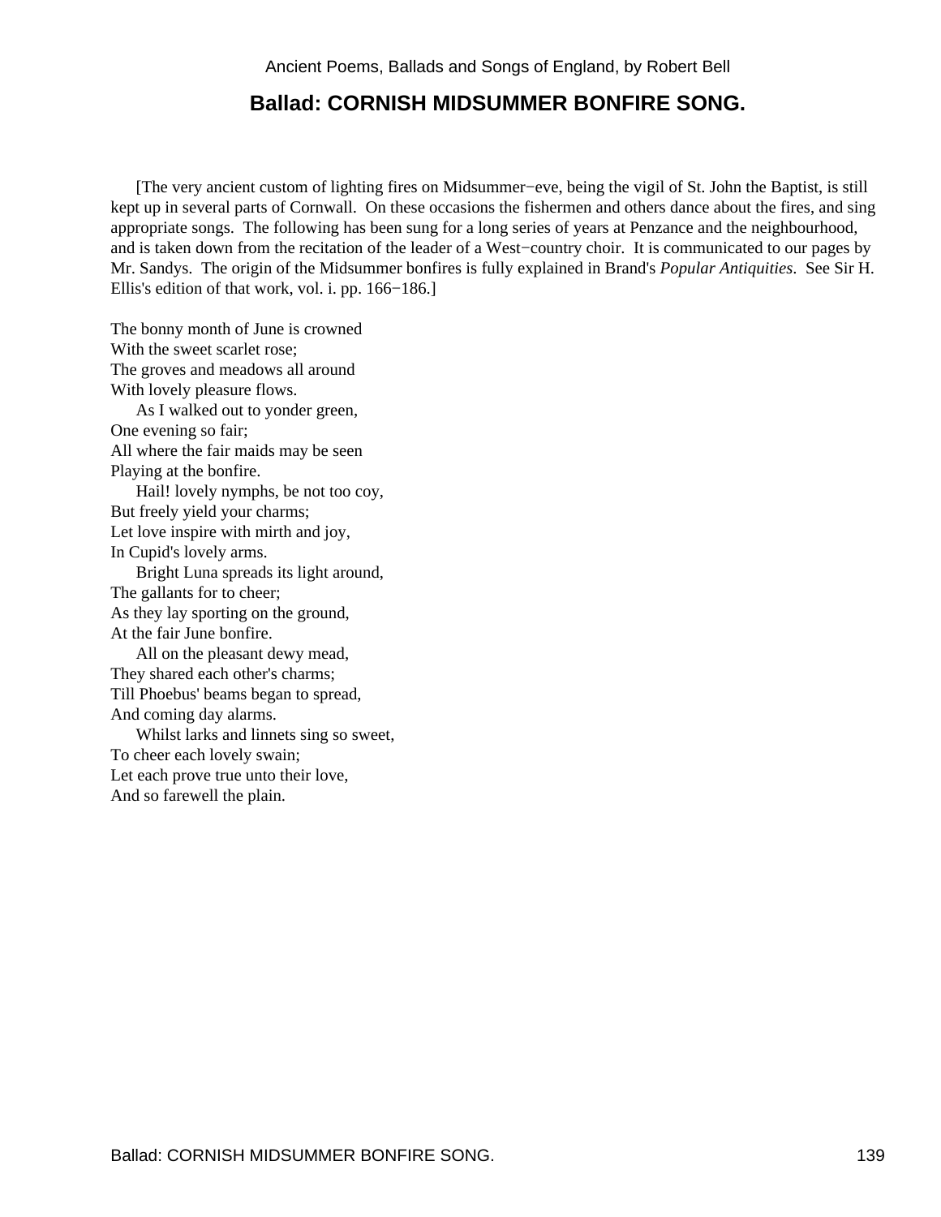## Ballad: CORNISH MIDSUMMER BONFIRE SONG.

[The very ancient custom of lighting fires on Midsummer−eve, being the vigil of St. John the Baptist, is still kept up in several parts of Cornwall. On these occasions the fishermen and others dance about the fires, and sing appropriate songs. The following has been sung for a long series of years at Penzance and the neighbourhood, and is taken down from the recitation of the leader of a West−country choir. It is communicated to our pages by Mr. Sandys. The origin of the Midsummer bonfires is fully explained in Brand's *Popular Antiquities*. See Sir H. Ellis's edition of that work, vol. i. pp. 166−186.]

The bonny month of June is crowned  
With the sweet scarlet rose;  
The groves and meadows all around  
With lovely pleasure flows.

As I walked out to yonder green,  
One evening so fair;  
All where the fair maids may be seen  
Playing at the bonfire.

Hail! lovely nymphs, be not too coy,  
But freely yield your charms;  
Let love inspire with mirth and joy,  
In Cupid's lovely arms.

Bright Luna spreads its light around,  
The gallants for to cheer;  
As they lay sporting on the ground,  
At the fair June bonfire.

All on the pleasant dewy mead,  
They shared each other's charms;  
Till Phoebus' beams began to spread,  
And coming day alarms.

Whilst larks and linnets sing so sweet,  
To cheer each lovely swain;  
Let each prove true unto their love,  
And so farewell the plain.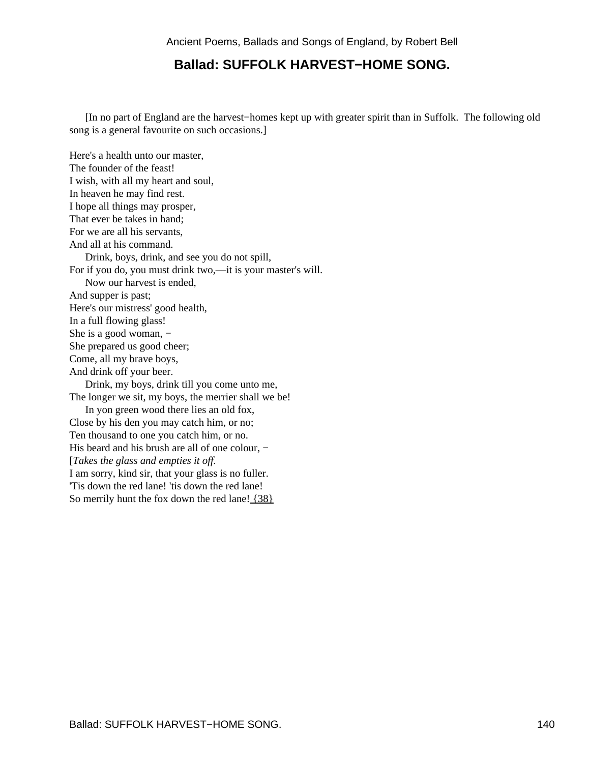## Ballad: SUFFOLK HARVEST−HOME SONG.

[In no part of England are the harvest−homes kept up with greater spirit than in Suffolk. The following old song is a general favourite on such occasions.]

Here's a health unto our master,  
The founder of the feast!  
I wish, with all my heart and soul,  
In heaven he may find rest.  
I hope all things may prosper,  
That ever be takes in hand;  
For we are all his servants,  
And all at his command.  
Drink, boys, drink, and see you do not spill,  
For if you do, you must drink two,—it is your master's will.  
Now our harvest is ended,  
And supper is past;  
Here's our mistress' good health,  
In a full flowing glass!  
She is a good woman, −  
She prepared us good cheer;  
Come, all my brave boys,  
And drink off your beer.  
Drink, my boys, drink till you come unto me,  
The longer we sit, my boys, the merrier shall we be!  
In yon green wood there lies an old fox,  
Close by his den you may catch him, or no;  
Ten thousand to one you catch him, or no.  
His beard and his brush are all of one colour, −  
[*Takes the glass and empties it off.*  
I am sorry, kind sir, that your glass is no fuller.  
'Tis down the red lane! 'tis down the red lane!  
So merrily hunt the fox down the red lane! {38}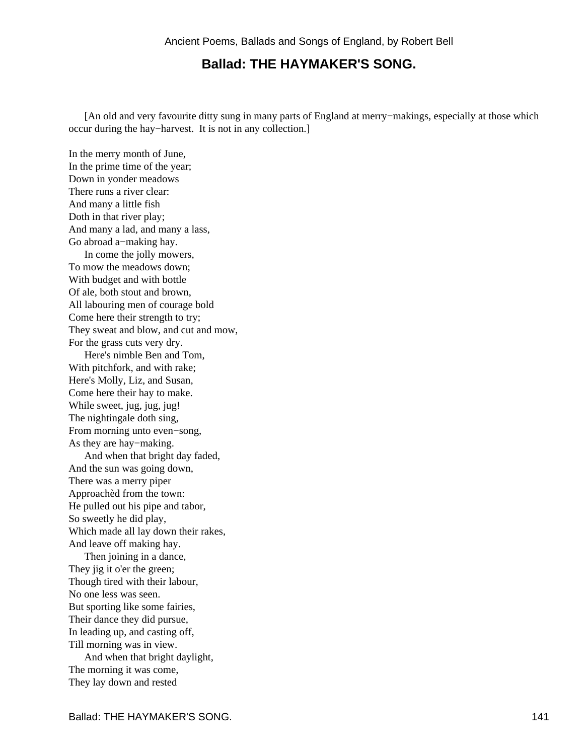## Ballad: THE HAYMAKER'S SONG.

[An old and very favourite ditty sung in many parts of England at merry−makings, especially at those which occur during the hay−harvest. It is not in any collection.]

In the merry month of June,  
In the prime time of the year;  
Down in yonder meadows  
There runs a river clear:  
And many a little fish  
Doth in that river play;  
And many a lad, and many a lass,  
Go abroad a−making hay.

In come the jolly mowers,  
To mow the meadows down;  
With budget and with bottle  
Of ale, both stout and brown,  
All labouring men of courage bold  
Come here their strength to try;  
They sweat and blow, and cut and mow,  
For the grass cuts very dry.

Here's nimble Ben and Tom,  
With pitchfork, and with rake;  
Here's Molly, Liz, and Susan,  
Come here their hay to make.  
While sweet, jug, jug, jug!  
The nightingale doth sing,  
From morning unto even−song,  
As they are hay−making.

And when that bright day faded,  
And the sun was going down,  
There was a merry piper  
Approachèd from the town:  
He pulled out his pipe and tabor,  
So sweetly he did play,  
Which made all lay down their rakes,  
And leave off making hay.

Then joining in a dance,  
They jig it o'er the green;  
Though tired with their labour,  
No one less was seen.  
But sporting like some fairies,  
Their dance they did pursue,  
In leading up, and casting off,  
Till morning was in view.

And when that bright daylight,  
The morning it was come,  
They lay down and rested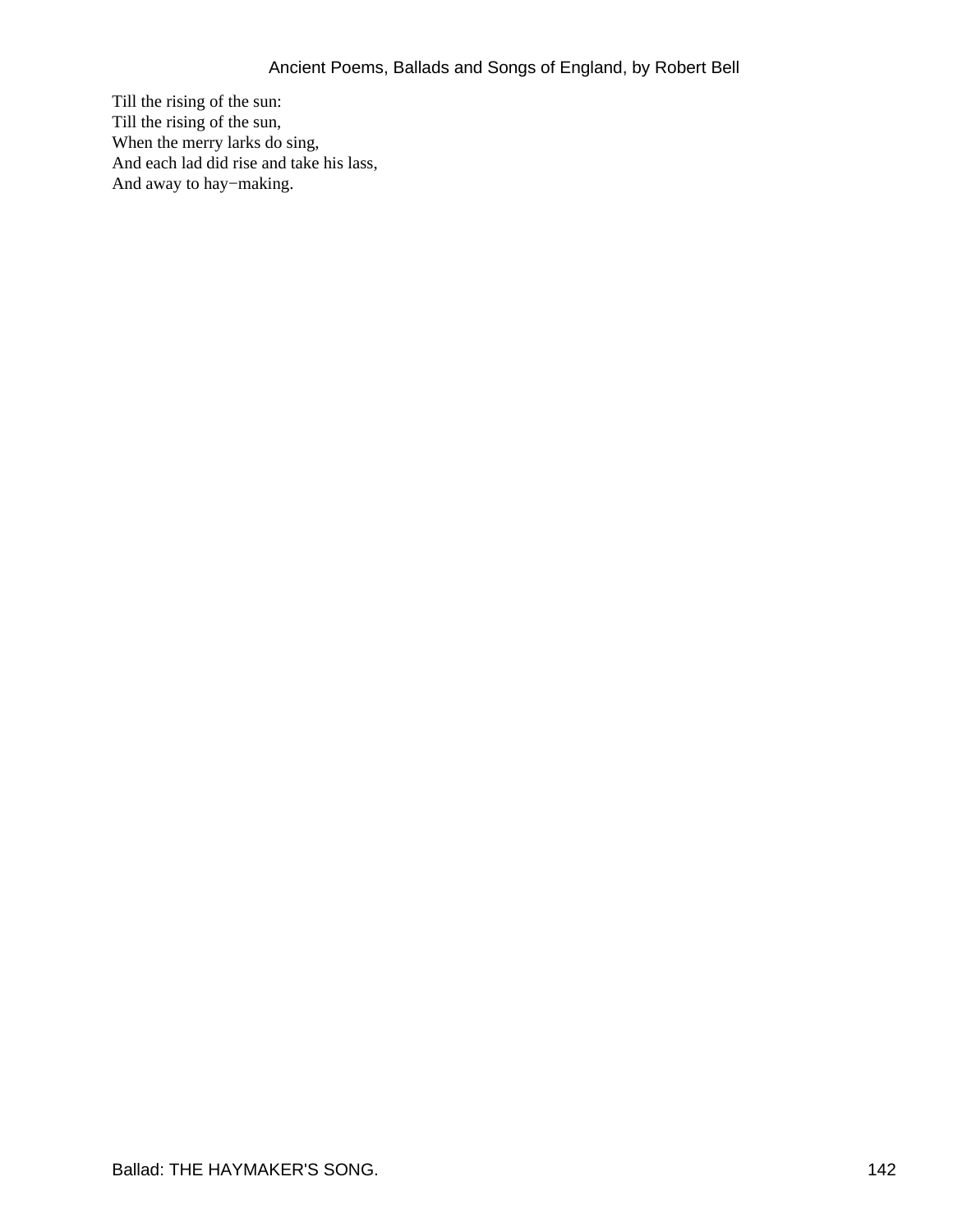Till the rising of the sun:
Till the rising of the sun,
When the merry larks do sing,
And each lad did rise and take his lass,
And away to hay−making.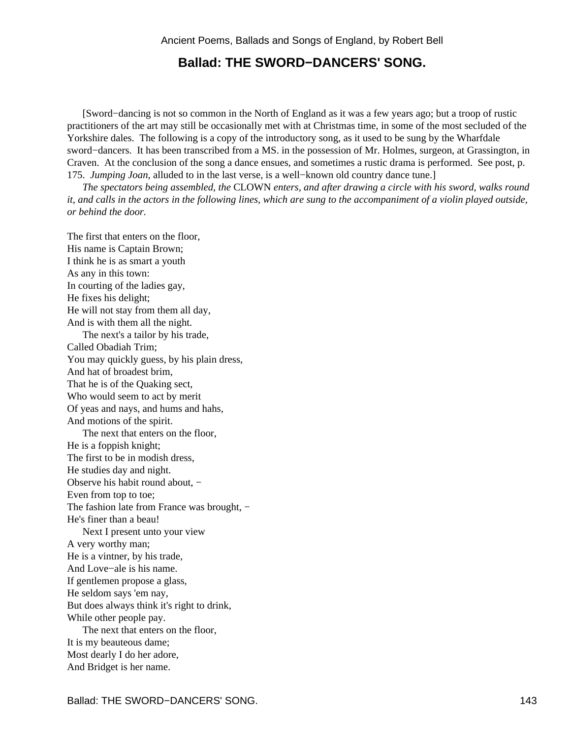## Ballad: THE SWORD−DANCERS' SONG.

[Sword−dancing is not so common in the North of England as it was a few years ago; but a troop of rustic practitioners of the art may still be occasionally met with at Christmas time, in some of the most secluded of the Yorkshire dales. The following is a copy of the introductory song, as it used to be sung by the Wharfdale sword−dancers. It has been transcribed from a MS. in the possession of Mr. Holmes, surgeon, at Grassington, in Craven. At the conclusion of the song a dance ensues, and sometimes a rustic drama is performed. See post, p. 175. *Jumping Joan*, alluded to in the last verse, is a well−known old country dance tune.]

*The spectators being assembled, the* CLOWN *enters, and after drawing a circle with his sword, walks round it, and calls in the actors in the following lines, which are sung to the accompaniment of a violin played outside, or behind the door.*

The first that enters on the floor,
His name is Captain Brown;
I think he is as smart a youth
As any in this town:
In courting of the ladies gay,
He fixes his delight;
He will not stay from them all day,
And is with them all the night.

The next's a tailor by his trade,
Called Obadiah Trim;
You may quickly guess, by his plain dress,
And hat of broadest brim,
That he is of the Quaking sect,
Who would seem to act by merit
Of yeas and nays, and hums and hahs,
And motions of the spirit.

The next that enters on the floor,
He is a foppish knight;
The first to be in modish dress,
He studies day and night.
Observe his habit round about, −
Even from top to toe;
The fashion late from France was brought, −
He's finer than a beau!

Next I present unto your view
A very worthy man;
He is a vintner, by his trade,
And Love−ale is his name.
If gentlemen propose a glass,
He seldom says 'em nay,
But does always think it's right to drink,
While other people pay.

The next that enters on the floor,
It is my beauteous dame;
Most dearly I do her adore,
And Bridget is her name.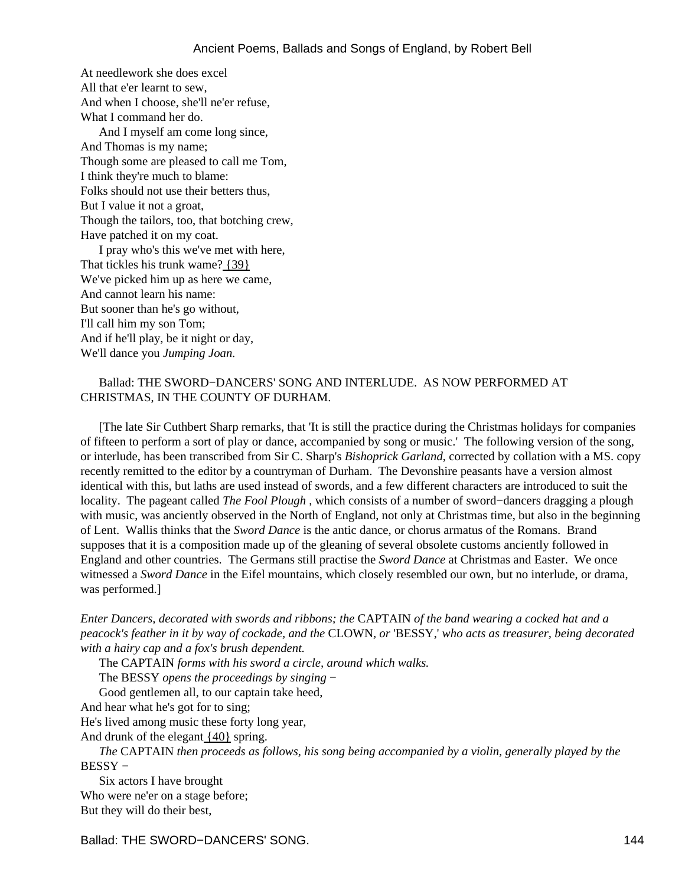At needlework she does excel
All that e'er learnt to sew,
And when I choose, she'll ne'er refuse,
What I command her do.

And I myself am come long since,
And Thomas is my name;
Though some are pleased to call me Tom,
I think they're much to blame:
Folks should not use their betters thus,
But I value it not a groat,
Though the tailors, too, that botching crew,
Have patched it on my coat.

I pray who's this we've met with here,
That tickles his trunk wame? {39}
We've picked him up as here we came,
And cannot learn his name:
But sooner than he's go without,
I'll call him my son Tom;
And if he'll play, be it night or day,
We'll dance you *Jumping Joan.*

Ballad: THE SWORD−DANCERS' SONG AND INTERLUDE. AS NOW PERFORMED AT CHRISTMAS, IN THE COUNTY OF DURHAM.

[The late Sir Cuthbert Sharp remarks, that 'It is still the practice during the Christmas holidays for companies of fifteen to perform a sort of play or dance, accompanied by song or music.' The following version of the song, or interlude, has been transcribed from Sir C. Sharp's *Bishoprick Garland*, corrected by collation with a MS. copy recently remitted to the editor by a countryman of Durham. The Devonshire peasants have a version almost identical with this, but laths are used instead of swords, and a few different characters are introduced to suit the locality. The pageant called *The Fool Plough* , which consists of a number of sword−dancers dragging a plough with music, was anciently observed in the North of England, not only at Christmas time, but also in the beginning of Lent. Wallis thinks that the *Sword Dance* is the antic dance, or chorus armatus of the Romans. Brand supposes that it is a composition made up of the gleaning of several obsolete customs anciently followed in England and other countries. The Germans still practise the *Sword Dance* at Christmas and Easter. We once witnessed a *Sword Dance* in the Eifel mountains, which closely resembled our own, but no interlude, or drama, was performed.]

*Enter Dancers, decorated with swords and ribbons; the* CAPTAIN *of the band wearing a cocked hat and a peacock's feather in it by way of cockade, and the* CLOWN, *or* 'BESSY,' *who acts as treasurer, being decorated with a hairy cap and a fox's brush dependent.*

The CAPTAIN *forms with his sword a circle, around which walks.*

The BESSY *opens the proceedings by singing −*

Good gentlemen all, to our captain take heed,
And hear what he's got for to sing;
He's lived among music these forty long year,
And drunk of the elegant {40} spring.

*The* CAPTAIN *then proceeds as follows, his song being accompanied by a violin, generally played by the* BESSY −

Six actors I have brought
Who were ne'er on a stage before;
But they will do their best,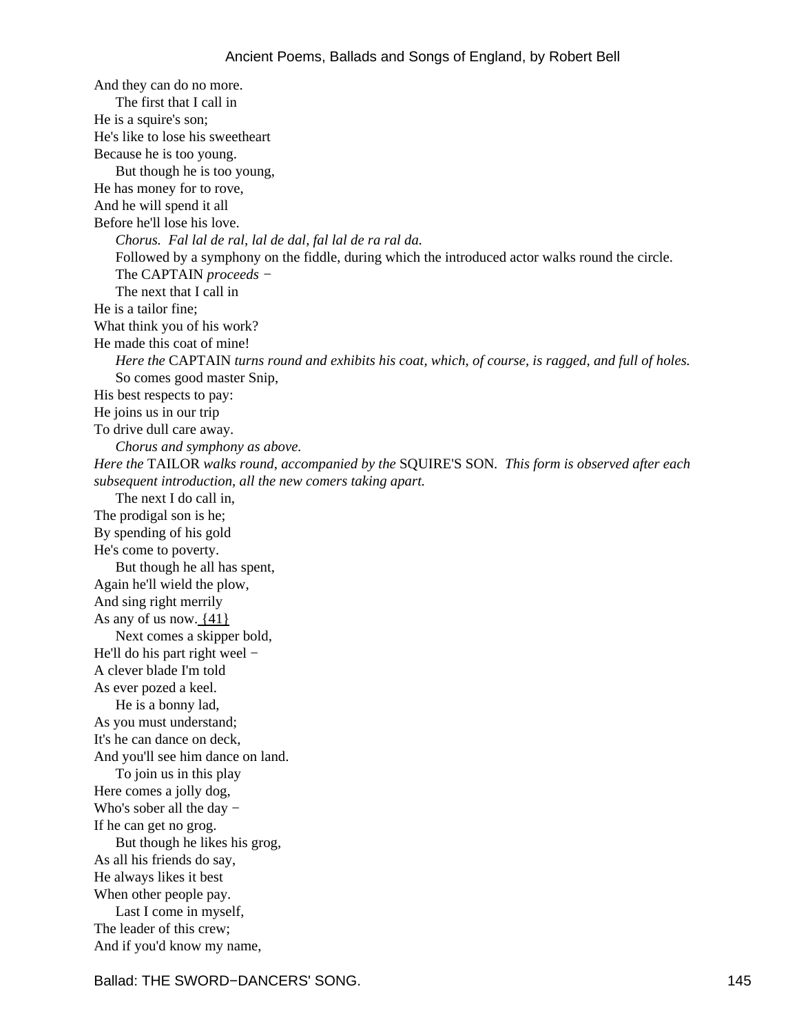And they can do no more.
The first that I call in
He is a squire's son;
He's like to lose his sweetheart
Because he is too young.
But though he is too young,
He has money for to rove,
And he will spend it all
Before he'll lose his love.

*Chorus. Fal lal de ral, lal de dal, fal lal de ra ral da.*

Followed by a symphony on the fiddle, during which the introduced actor walks round the circle.

The CAPTAIN *proceeds* −

The next that I call in
He is a tailor fine;
What think you of his work?
He made this coat of mine!

*Here the* CAPTAIN *turns round and exhibits his coat, which, of course, is ragged, and full of holes.*

So comes good master Snip,
His best respects to pay:
He joins us in our trip
To drive dull care away.

*Chorus and symphony as above.*

*Here the* TAILOR *walks round, accompanied by the* SQUIRE'S SON. *This form is observed after each subsequent introduction, all the new comers taking apart.*

The next I do call in,
The prodigal son is he;
By spending of his gold
He's come to poverty.
But though he all has spent,
Again he'll wield the plow,
And sing right merrily
As any of us now. {41}
Next comes a skipper bold,
He'll do his part right weel −
A clever blade I'm told
As ever pozed a keel.
He is a bonny lad,
As you must understand;
It's he can dance on deck,
And you'll see him dance on land.
To join us in this play
Here comes a jolly dog,
Who's sober all the day −
If he can get no grog.
But though he likes his grog,
As all his friends do say,
He always likes it best
When other people pay.
Last I come in myself,
The leader of this crew;
And if you'd know my name,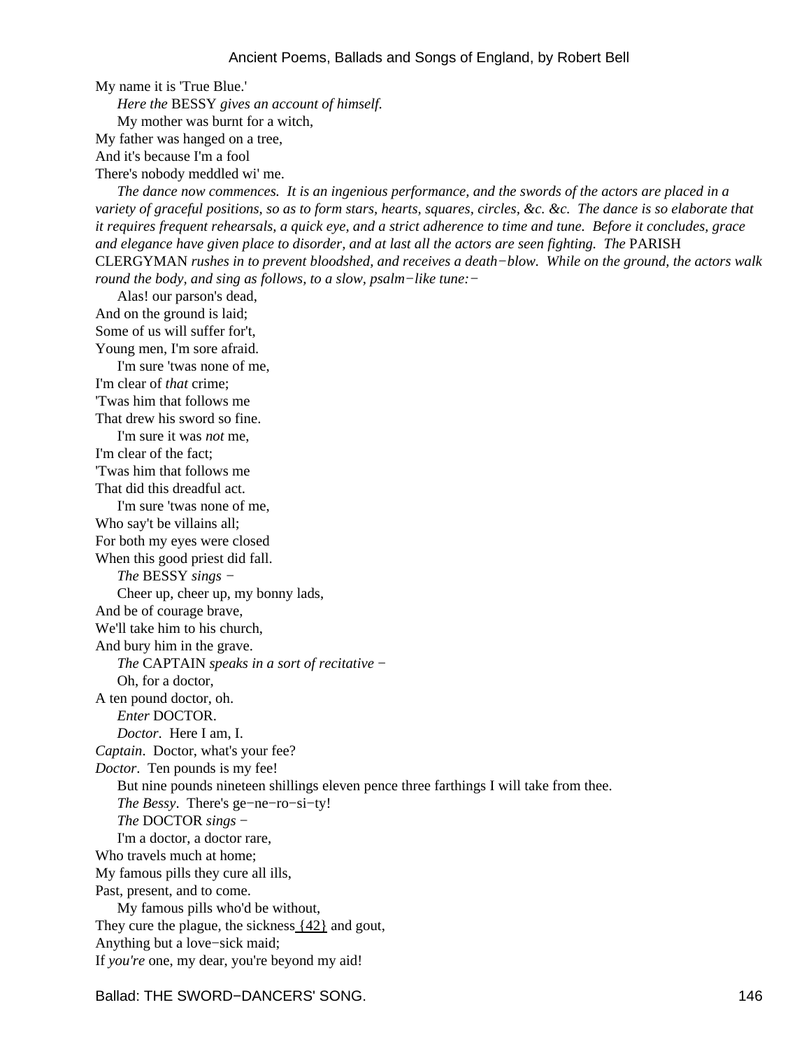My name it is 'True Blue.'

*Here the* BESSY *gives an account of himself.*

My mother was burnt for a witch,
My father was hanged on a tree,
And it's because I'm a fool
There's nobody meddled wi' me.

*The dance now commences. It is an ingenious performance, and the swords of the actors are placed in a variety of graceful positions, so as to form stars, hearts, squares, circles, &c. &c. The dance is so elaborate that it requires frequent rehearsals, a quick eye, and a strict adherence to time and tune. Before it concludes, grace and elegance have given place to disorder, and at last all the actors are seen fighting. The* PARISH CLERGYMAN *rushes in to prevent bloodshed, and receives a death−blow. While on the ground, the actors walk round the body, and sing as follows, to a slow, psalm−like tune:−*

Alas! our parson's dead,
And on the ground is laid;
Some of us will suffer for't,
Young men, I'm sore afraid.

I'm sure 'twas none of me,
I'm clear of *that* crime;
'Twas him that follows me
That drew his sword so fine.

I'm sure it was *not* me,
I'm clear of the fact;
'Twas him that follows me
That did this dreadful act.

I'm sure 'twas none of me,
Who say't be villains all;
For both my eyes were closed
When this good priest did fall.

*The* BESSY *sings −*

Cheer up, cheer up, my bonny lads,
And be of courage brave,
We'll take him to his church,
And bury him in the grave.

*The* CAPTAIN *speaks in a sort of recitative −*

Oh, for a doctor,
A ten pound doctor, oh.

*Enter* DOCTOR.

*Doctor*. Here I am, I.
*Captain*. Doctor, what's your fee?
*Doctor*. Ten pounds is my fee!
But nine pounds nineteen shillings eleven pence three farthings I will take from thee.

*The Bessy*. There's ge−ne−ro−si−ty!

*The* DOCTOR *sings −*

I'm a doctor, a doctor rare,
Who travels much at home;
My famous pills they cure all ills,
Past, present, and to come.

My famous pills who'd be without,
They cure the plague, the sickness {42} and gout,
Anything but a love−sick maid;
If *you're* one, my dear, you're beyond my aid!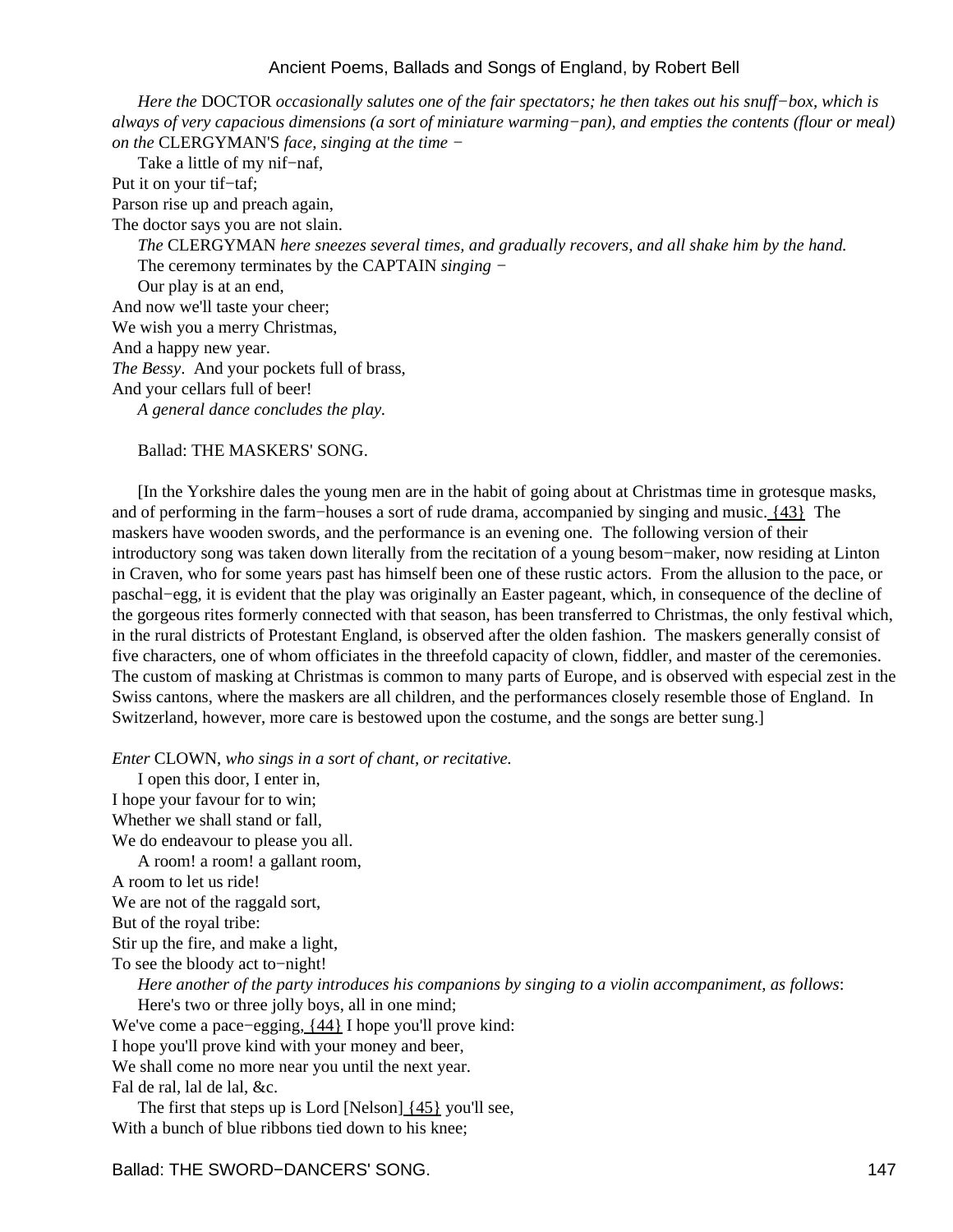*Here the* DOCTOR *occasionally salutes one of the fair spectators; he then takes out his snuff−box, which is always of very capacious dimensions (a sort of miniature warming−pan), and empties the contents (flour or meal) on the* CLERGYMAN'S *face, singing at the time −*

Take a little of my nif−naf,
Put it on your tif−taf;
Parson rise up and preach again,
The doctor says you are not slain.

*The* CLERGYMAN *here sneezes several times, and gradually recovers, and all shake him by the hand.*

The ceremony terminates by the CAPTAIN *singing −*

Our play is at an end,
And now we'll taste your cheer;
We wish you a merry Christmas,
And a happy new year.
*The Bessy*. And your pockets full of brass,
And your cellars full of beer!

*A general dance concludes the play.*

## Ballad: THE MASKERS' SONG.

[In the Yorkshire dales the young men are in the habit of going about at Christmas time in grotesque masks, and of performing in the farm−houses a sort of rude drama, accompanied by singing and music. {43} The maskers have wooden swords, and the performance is an evening one. The following version of their introductory song was taken down literally from the recitation of a young besom−maker, now residing at Linton in Craven, who for some years past has himself been one of these rustic actors. From the allusion to the pace, or paschal−egg, it is evident that the play was originally an Easter pageant, which, in consequence of the decline of the gorgeous rites formerly connected with that season, has been transferred to Christmas, the only festival which, in the rural districts of Protestant England, is observed after the olden fashion. The maskers generally consist of five characters, one of whom officiates in the threefold capacity of clown, fiddler, and master of the ceremonies. The custom of masking at Christmas is common to many parts of Europe, and is observed with especial zest in the Swiss cantons, where the maskers are all children, and the performances closely resemble those of England. In Switzerland, however, more care is bestowed upon the costume, and the songs are better sung.]

*Enter* CLOWN, *who sings in a sort of chant, or recitative.*

I open this door, I enter in,
I hope your favour for to win;
Whether we shall stand or fall,
We do endeavour to please you all.

A room! a room! a gallant room,
A room to let us ride!
We are not of the raggald sort,
But of the royal tribe:
Stir up the fire, and make a light,
To see the bloody act to−night!

*Here another of the party introduces his companions by singing to a violin accompaniment, as follows*:

Here's two or three jolly boys, all in one mind;
We've come a pace−egging, {44} I hope you'll prove kind:
I hope you'll prove kind with your money and beer,
We shall come no more near you until the next year.
Fal de ral, lal de lal, &c.

The first that steps up is Lord [Nelson] {45} you'll see,
With a bunch of blue ribbons tied down to his knee;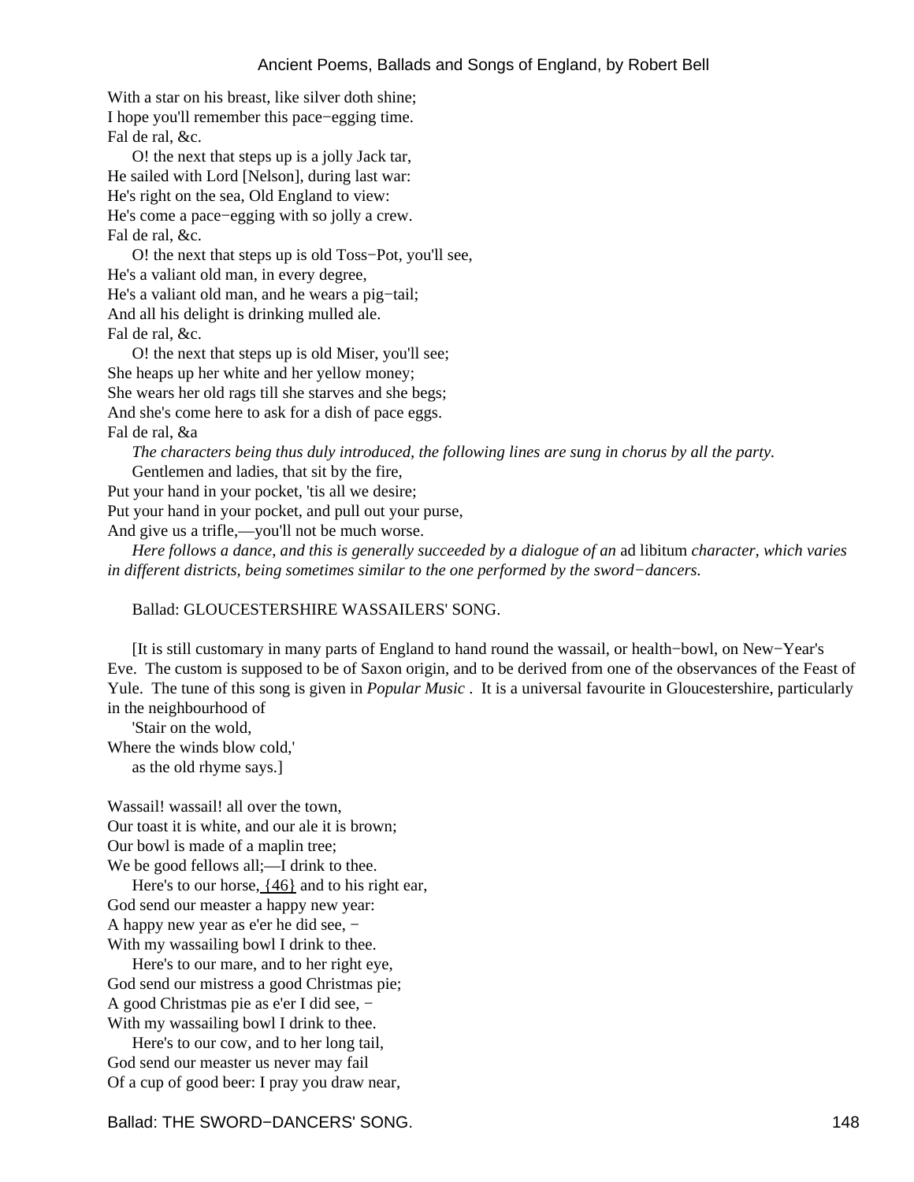With a star on his breast, like silver doth shine;
I hope you'll remember this pace−egging time.
Fal de ral, &c.

O! the next that steps up is a jolly Jack tar,
He sailed with Lord [Nelson], during last war:
He's right on the sea, Old England to view:
He's come a pace−egging with so jolly a crew.
Fal de ral, &c.

O! the next that steps up is old Toss−Pot, you'll see,
He's a valiant old man, in every degree,
He's a valiant old man, and he wears a pig−tail;
And all his delight is drinking mulled ale.
Fal de ral, &c.

O! the next that steps up is old Miser, you'll see;
She heaps up her white and her yellow money;
She wears her old rags till she starves and she begs;
And she's come here to ask for a dish of pace eggs.
Fal de ral, &a

*The characters being thus duly introduced, the following lines are sung in chorus by all the party.*

Gentlemen and ladies, that sit by the fire,
Put your hand in your pocket, 'tis all we desire;
Put your hand in your pocket, and pull out your purse,
And give us a trifle,—you'll not be much worse.

*Here follows a dance, and this is generally succeeded by a dialogue of an* ad libitum *character, which varies in different districts, being sometimes similar to the one performed by the sword−dancers.*

## Ballad: GLOUCESTERSHIRE WASSAILERS' SONG.

[It is still customary in many parts of England to hand round the wassail, or health−bowl, on New−Year's Eve. The custom is supposed to be of Saxon origin, and to be derived from one of the observances of the Feast of Yule. The tune of this song is given in *Popular Music* . It is a universal favourite in Gloucestershire, particularly in the neighbourhood of

'Stair on the wold,
Where the winds blow cold,'

as the old rhyme says.]

Wassail! wassail! all over the town,
Our toast it is white, and our ale it is brown;
Our bowl is made of a maplin tree;
We be good fellows all;—I drink to thee.

Here's to our horse, {46} and to his right ear,
God send our measter a happy new year:
A happy new year as e'er he did see, −
With my wassailing bowl I drink to thee.

Here's to our mare, and to her right eye,
God send our mistress a good Christmas pie;
A good Christmas pie as e'er I did see, −
With my wassailing bowl I drink to thee.

Here's to our cow, and to her long tail,
God send our measter us never may fail
Of a cup of good beer: I pray you draw near,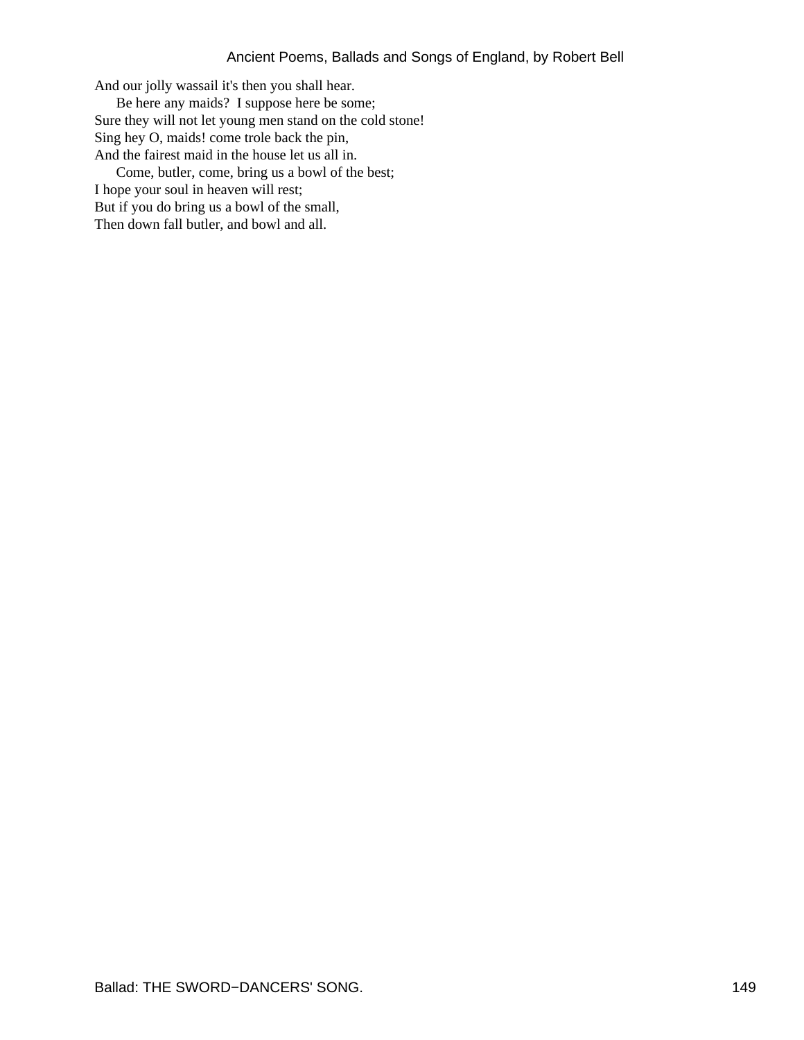And our jolly wassail it's then you shall hear.

Be here any maids? I suppose here be some;
Sure they will not let young men stand on the cold stone!
Sing hey O, maids! come trole back the pin,
And the fairest maid in the house let us all in.

Come, butler, come, bring us a bowl of the best;
I hope your soul in heaven will rest;
But if you do bring us a bowl of the small,
Then down fall butler, and bowl and all.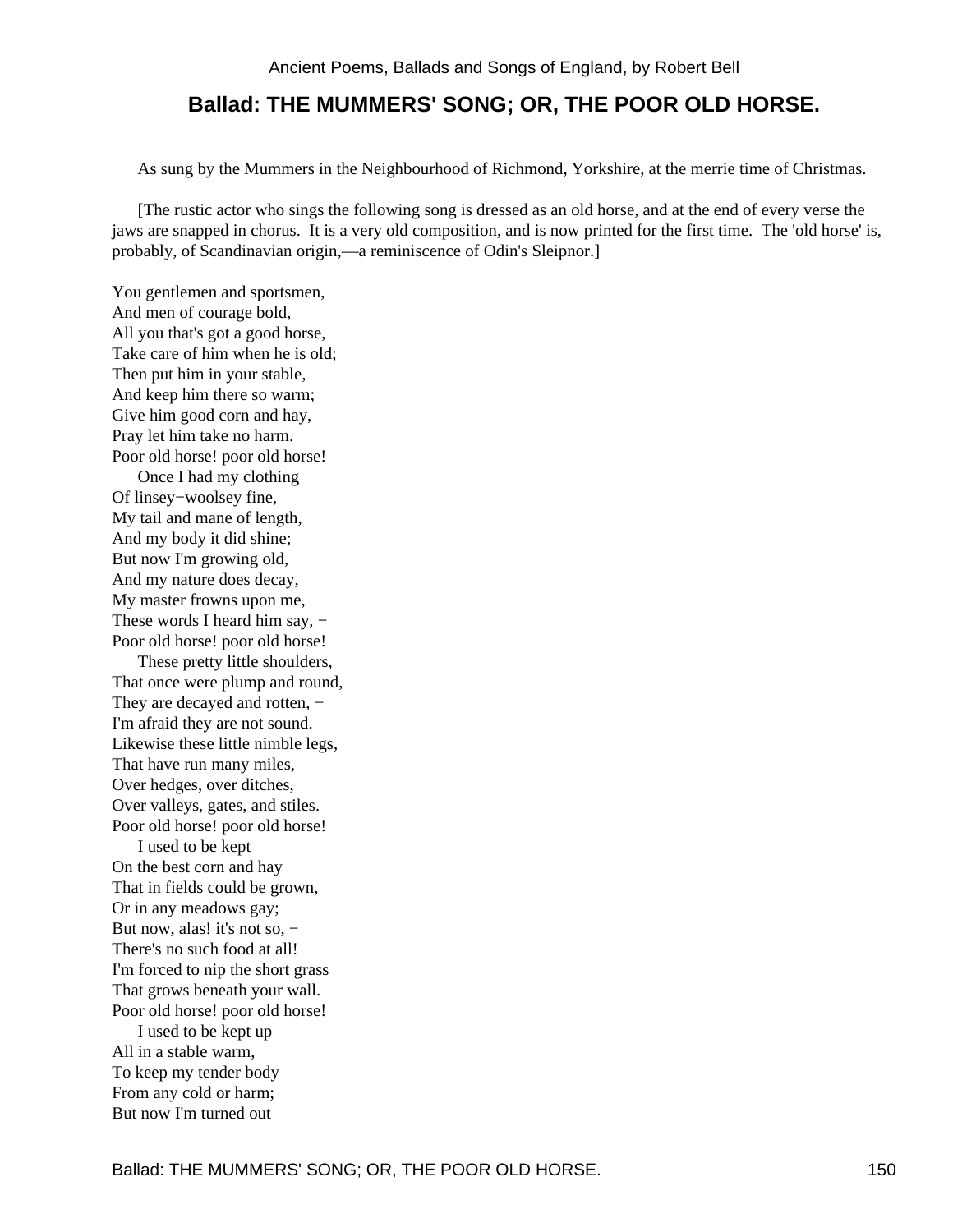## Ballad: THE MUMMERS' SONG; OR, THE POOR OLD HORSE.

As sung by the Mummers in the Neighbourhood of Richmond, Yorkshire, at the merrie time of Christmas.

[The rustic actor who sings the following song is dressed as an old horse, and at the end of every verse the jaws are snapped in chorus. It is a very old composition, and is now printed for the first time. The 'old horse' is, probably, of Scandinavian origin,—a reminiscence of Odin's Sleipnor.]

You gentlemen and sportsmen,  
And men of courage bold,  
All you that's got a good horse,  
Take care of him when he is old;  
Then put him in your stable,  
And keep him there so warm;  
Give him good corn and hay,  
Pray let him take no harm.  
Poor old horse! poor old horse!

Once I had my clothing  
Of linsey−woolsey fine,  
My tail and mane of length,  
And my body it did shine;  
But now I'm growing old,  
And my nature does decay,  
My master frowns upon me,  
These words I heard him say, −  
Poor old horse! poor old horse!

These pretty little shoulders,  
That once were plump and round,  
They are decayed and rotten, −  
I'm afraid they are not sound.  
Likewise these little nimble legs,  
That have run many miles,  
Over hedges, over ditches,  
Over valleys, gates, and stiles.  
Poor old horse! poor old horse!

I used to be kept  
On the best corn and hay  
That in fields could be grown,  
Or in any meadows gay;  
But now, alas! it's not so, −  
There's no such food at all!  
I'm forced to nip the short grass  
That grows beneath your wall.  
Poor old horse! poor old horse!

I used to be kept up  
All in a stable warm,  
To keep my tender body  
From any cold or harm;  
But now I'm turned out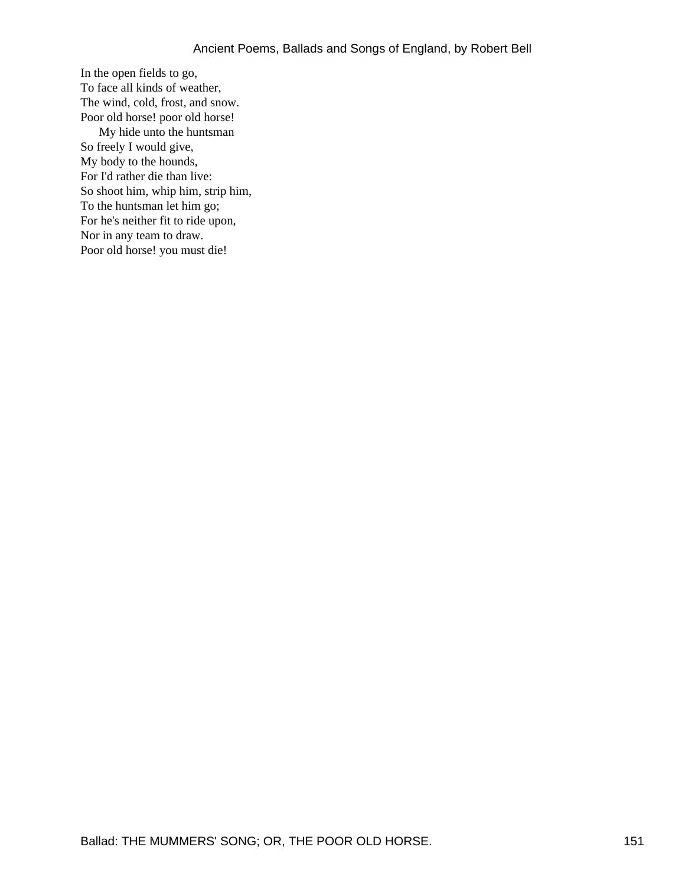In the open fields to go,  
To face all kinds of weather,  
The wind, cold, frost, and snow.  
Poor old horse! poor old horse!

My hide unto the huntsman  
So freely I would give,  
My body to the hounds,  
For I'd rather die than live:  
So shoot him, whip him, strip him,  
To the huntsman let him go;  
For he's neither fit to ride upon,  
Nor in any team to draw.  
Poor old horse! you must die!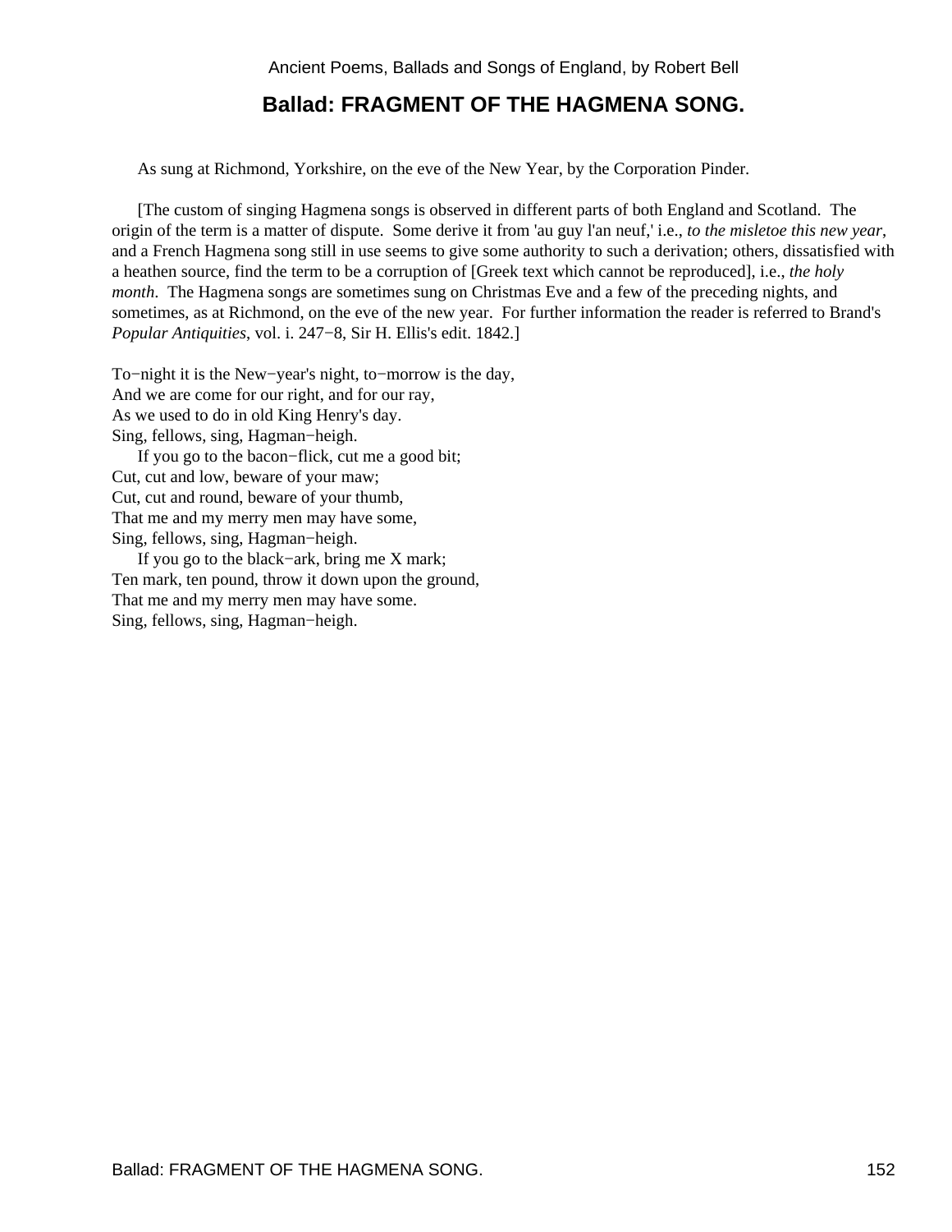## Ballad: FRAGMENT OF THE HAGMENA SONG.

As sung at Richmond, Yorkshire, on the eve of the New Year, by the Corporation Pinder.

[The custom of singing Hagmena songs is observed in different parts of both England and Scotland. The origin of the term is a matter of dispute. Some derive it from 'au guy l'an neuf,' i.e., *to the misletoe this new year*, and a French Hagmena song still in use seems to give some authority to such a derivation; others, dissatisfied with a heathen source, find the term to be a corruption of [Greek text which cannot be reproduced], i.e., *the holy month*. The Hagmena songs are sometimes sung on Christmas Eve and a few of the preceding nights, and sometimes, as at Richmond, on the eve of the new year. For further information the reader is referred to Brand's *Popular Antiquities*, vol. i. 247−8, Sir H. Ellis's edit. 1842.]

To−night it is the New−year's night, to−morrow is the day,
And we are come for our right, and for our ray,
As we used to do in old King Henry's day.
Sing, fellows, sing, Hagman−heigh.

If you go to the bacon−flick, cut me a good bit;
Cut, cut and low, beware of your maw;
Cut, cut and round, beware of your thumb,
That me and my merry men may have some,
Sing, fellows, sing, Hagman−heigh.

If you go to the black−ark, bring me X mark;
Ten mark, ten pound, throw it down upon the ground,
That me and my merry men may have some.
Sing, fellows, sing, Hagman−heigh.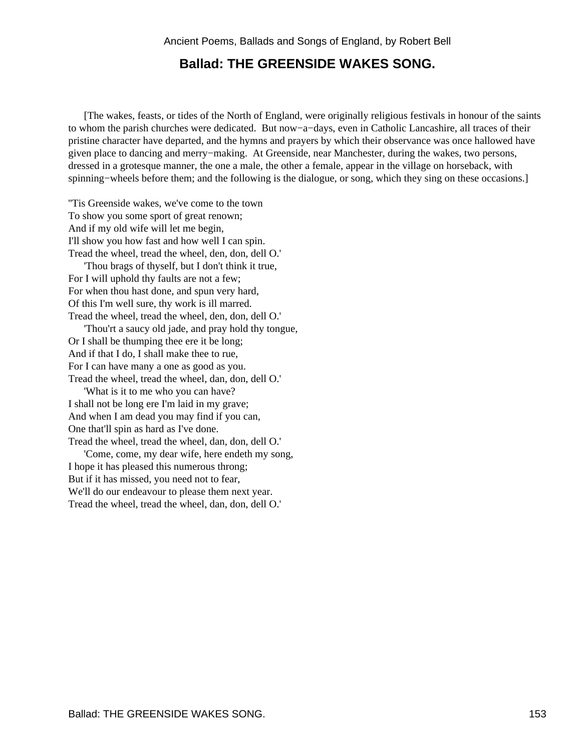# Ballad: THE GREENSIDE WAKES SONG.

[The wakes, feasts, or tides of the North of England, were originally religious festivals in honour of the saints to whom the parish churches were dedicated. But now−a−days, even in Catholic Lancashire, all traces of their pristine character have departed, and the hymns and prayers by which their observance was once hallowed have given place to dancing and merry−making. At Greenside, near Manchester, during the wakes, two persons, dressed in a grotesque manner, the one a male, the other a female, appear in the village on horseback, with spinning−wheels before them; and the following is the dialogue, or song, which they sing on these occasions.]

''Tis Greenside wakes, we've come to the town
To show you some sport of great renown;
And if my old wife will let me begin,
I'll show you how fast and how well I can spin.
Tread the wheel, tread the wheel, den, don, dell O.'

'Thou brags of thyself, but I don't think it true,
For I will uphold thy faults are not a few;
For when thou hast done, and spun very hard,
Of this I'm well sure, thy work is ill marred.
Tread the wheel, tread the wheel, den, don, dell O.'

'Thou'rt a saucy old jade, and pray hold thy tongue,
Or I shall be thumping thee ere it be long;
And if that I do, I shall make thee to rue,
For I can have many a one as good as you.
Tread the wheel, tread the wheel, dan, don, dell O.'

'What is it to me who you can have?
I shall not be long ere I'm laid in my grave;
And when I am dead you may find if you can,
One that'll spin as hard as I've done.
Tread the wheel, tread the wheel, dan, don, dell O.'

'Come, come, my dear wife, here endeth my song,
I hope it has pleased this numerous throng;
But if it has missed, you need not to fear,
We'll do our endeavour to please them next year.
Tread the wheel, tread the wheel, dan, don, dell O.'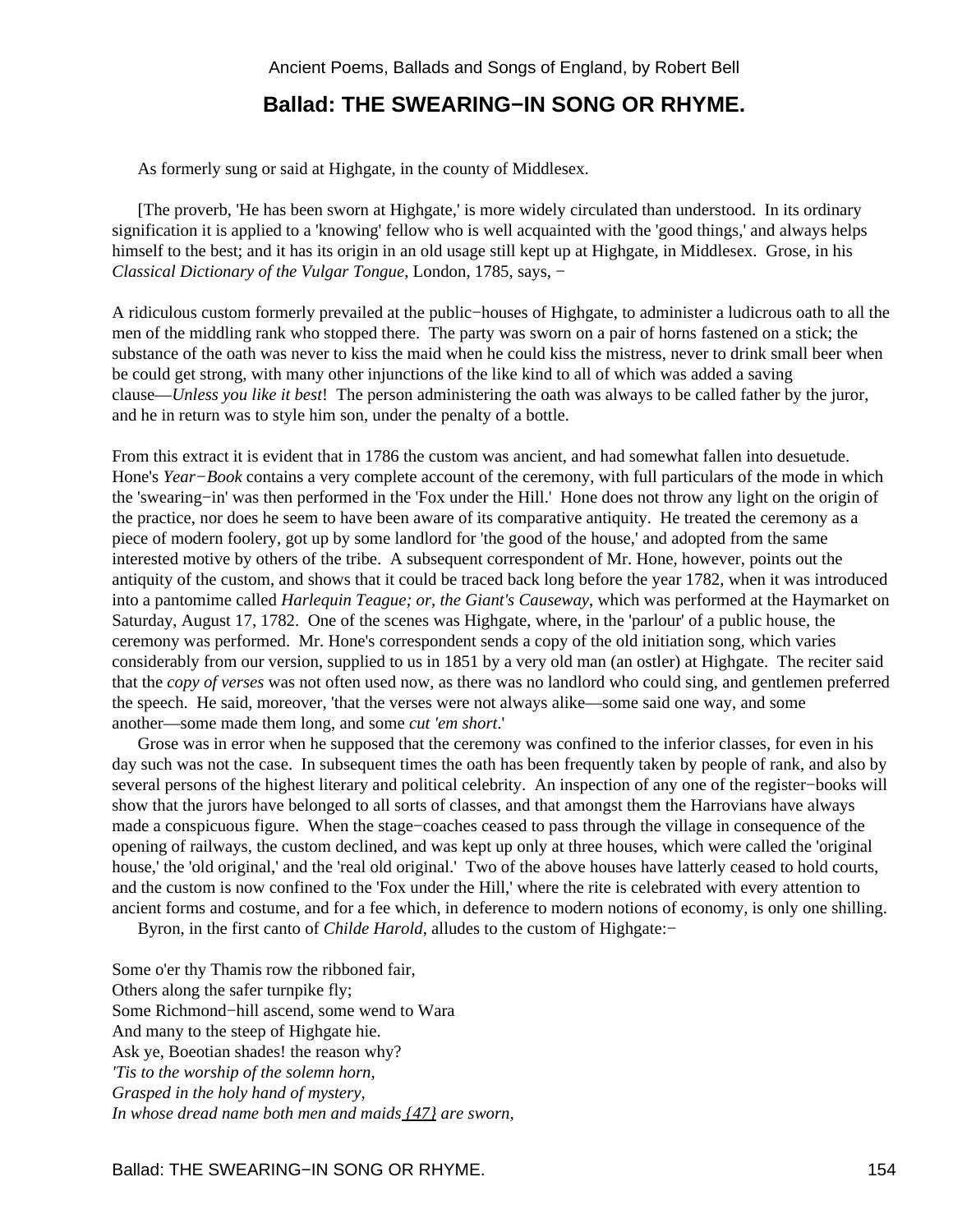## Ballad: THE SWEARING−IN SONG OR RHYME.

As formerly sung or said at Highgate, in the county of Middlesex.

[The proverb, 'He has been sworn at Highgate,' is more widely circulated than understood. In its ordinary signification it is applied to a 'knowing' fellow who is well acquainted with the 'good things,' and always helps himself to the best; and it has its origin in an old usage still kept up at Highgate, in Middlesex. Grose, in his *Classical Dictionary of the Vulgar Tongue*, London, 1785, says, −

A ridiculous custom formerly prevailed at the public−houses of Highgate, to administer a ludicrous oath to all the men of the middling rank who stopped there. The party was sworn on a pair of horns fastened on a stick; the substance of the oath was never to kiss the maid when he could kiss the mistress, never to drink small beer when be could get strong, with many other injunctions of the like kind to all of which was added a saving clause—*Unless you like it best*! The person administering the oath was always to be called father by the juror, and he in return was to style him son, under the penalty of a bottle.

From this extract it is evident that in 1786 the custom was ancient, and had somewhat fallen into desuetude. Hone's *Year−Book* contains a very complete account of the ceremony, with full particulars of the mode in which the 'swearing−in' was then performed in the 'Fox under the Hill.' Hone does not throw any light on the origin of the practice, nor does he seem to have been aware of its comparative antiquity. He treated the ceremony as a piece of modern foolery, got up by some landlord for 'the good of the house,' and adopted from the same interested motive by others of the tribe. A subsequent correspondent of Mr. Hone, however, points out the antiquity of the custom, and shows that it could be traced back long before the year 1782, when it was introduced into a pantomime called *Harlequin Teague; or, the Giant's Causeway*, which was performed at the Haymarket on Saturday, August 17, 1782. One of the scenes was Highgate, where, in the 'parlour' of a public house, the ceremony was performed. Mr. Hone's correspondent sends a copy of the old initiation song, which varies considerably from our version, supplied to us in 1851 by a very old man (an ostler) at Highgate. The reciter said that the *copy of verses* was not often used now, as there was no landlord who could sing, and gentlemen preferred the speech. He said, moreover, 'that the verses were not always alike—some said one way, and some another—some made them long, and some *cut 'em short*.'

Grose was in error when he supposed that the ceremony was confined to the inferior classes, for even in his day such was not the case. In subsequent times the oath has been frequently taken by people of rank, and also by several persons of the highest literary and political celebrity. An inspection of any one of the register−books will show that the jurors have belonged to all sorts of classes, and that amongst them the Harrovians have always made a conspicuous figure. When the stage−coaches ceased to pass through the village in consequence of the opening of railways, the custom declined, and was kept up only at three houses, which were called the 'original house,' the 'old original,' and the 'real old original.' Two of the above houses have latterly ceased to hold courts, and the custom is now confined to the 'Fox under the Hill,' where the rite is celebrated with every attention to ancient forms and costume, and for a fee which, in deference to modern notions of economy, is only one shilling.

Byron, in the first canto of *Childe Harold*, alludes to the custom of Highgate:−

Some o'er thy Thamis row the ribboned fair,
Others along the safer turnpike fly;
Some Richmond−hill ascend, some wend to Wara
And many to the steep of Highgate hie.
Ask ye, Boeotian shades! the reason why?
*'Tis to the worship of the solemn horn,*
*Grasped in the holy hand of mystery,*
*In whose dread name both men and maids* {47} *are sworn,*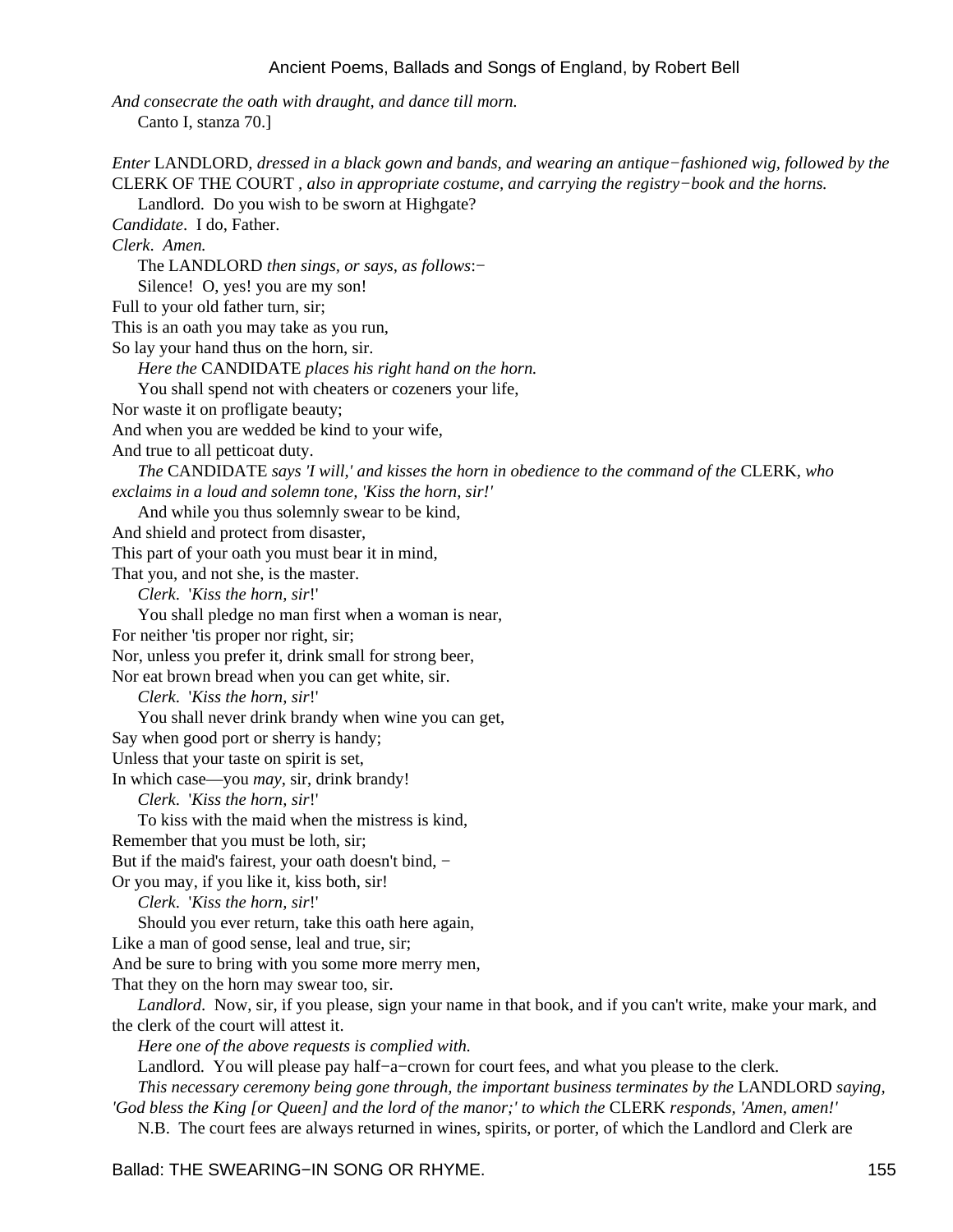*And consecrate the oath with draught, and dance till morn.*
Canto I, stanza 70.]

*Enter* LANDLORD, *dressed in a black gown and bands, and wearing an antique−fashioned wig, followed by the* CLERK OF THE COURT *, also in appropriate costume, and carrying the registry−book and the horns.*

Landlord. Do you wish to be sworn at Highgate?

*Candidate*. I do, Father.

*Clerk*. *Amen.*

The LANDLORD *then sings, or says, as follows*:−

Silence! O, yes! you are my son!
Full to your old father turn, sir;
This is an oath you may take as you run,
So lay your hand thus on the horn, sir.

*Here the* CANDIDATE *places his right hand on the horn.*

You shall spend not with cheaters or cozeners your life,
Nor waste it on profligate beauty;
And when you are wedded be kind to your wife,
And true to all petticoat duty.

*The* CANDIDATE *says 'I will,' and kisses the horn in obedience to the command of the* CLERK, *who exclaims in a loud and solemn tone, 'Kiss the horn, sir!'*

And while you thus solemnly swear to be kind,
And shield and protect from disaster,
This part of your oath you must bear it in mind,
That you, and not she, is the master.

*Clerk*. '*Kiss the horn, sir*!'

You shall pledge no man first when a woman is near,
For neither 'tis proper nor right, sir;
Nor, unless you prefer it, drink small for strong beer,
Nor eat brown bread when you can get white, sir.

*Clerk*. '*Kiss the horn, sir*!'

You shall never drink brandy when wine you can get,
Say when good port or sherry is handy;
Unless that your taste on spirit is set,
In which case—you *may*, sir, drink brandy!

*Clerk*. '*Kiss the horn, sir*!'

To kiss with the maid when the mistress is kind,
Remember that you must be loth, sir;
But if the maid's fairest, your oath doesn't bind, −
Or you may, if you like it, kiss both, sir!

*Clerk*. '*Kiss the horn, sir*!'

Should you ever return, take this oath here again,
Like a man of good sense, leal and true, sir;
And be sure to bring with you some more merry men,
That they on the horn may swear too, sir.

*Landlord*. Now, sir, if you please, sign your name in that book, and if you can't write, make your mark, and the clerk of the court will attest it.

*Here one of the above requests is complied with.*

Landlord. You will please pay half−a−crown for court fees, and what you please to the clerk.

*This necessary ceremony being gone through, the important business terminates by the* LANDLORD *saying, 'God bless the King [or Queen] and the lord of the manor;' to which the* CLERK *responds, 'Amen, amen!'*

N.B. The court fees are always returned in wines, spirits, or porter, of which the Landlord and Clerk are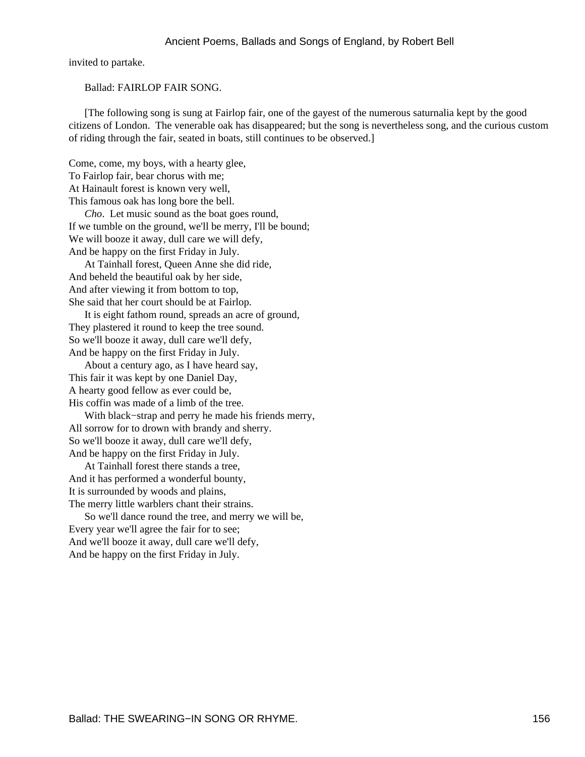invited to partake.

Ballad: FAIRLOP FAIR SONG.

[The following song is sung at Fairlop fair, one of the gayest of the numerous saturnalia kept by the good citizens of London. The venerable oak has disappeared; but the song is nevertheless song, and the curious custom of riding through the fair, seated in boats, still continues to be observed.]

Come, come, my boys, with a hearty glee,
To Fairlop fair, bear chorus with me;
At Hainault forest is known very well,
This famous oak has long bore the bell.
*Cho*. Let music sound as the boat goes round,
If we tumble on the ground, we'll be merry, I'll be bound;
We will booze it away, dull care we will defy,
And be happy on the first Friday in July.
At Tainhall forest, Queen Anne she did ride,
And beheld the beautiful oak by her side,
And after viewing it from bottom to top,
She said that her court should be at Fairlop.
It is eight fathom round, spreads an acre of ground,
They plastered it round to keep the tree sound.
So we'll booze it away, dull care we'll defy,
And be happy on the first Friday in July.
About a century ago, as I have heard say,
This fair it was kept by one Daniel Day,
A hearty good fellow as ever could be,
His coffin was made of a limb of the tree.
With black−strap and perry he made his friends merry,
All sorrow for to drown with brandy and sherry.
So we'll booze it away, dull care we'll defy,
And be happy on the first Friday in July.
At Tainhall forest there stands a tree,
And it has performed a wonderful bounty,
It is surrounded by woods and plains,
The merry little warblers chant their strains.
So we'll dance round the tree, and merry we will be,
Every year we'll agree the fair for to see;
And we'll booze it away, dull care we'll defy,
And be happy on the first Friday in July.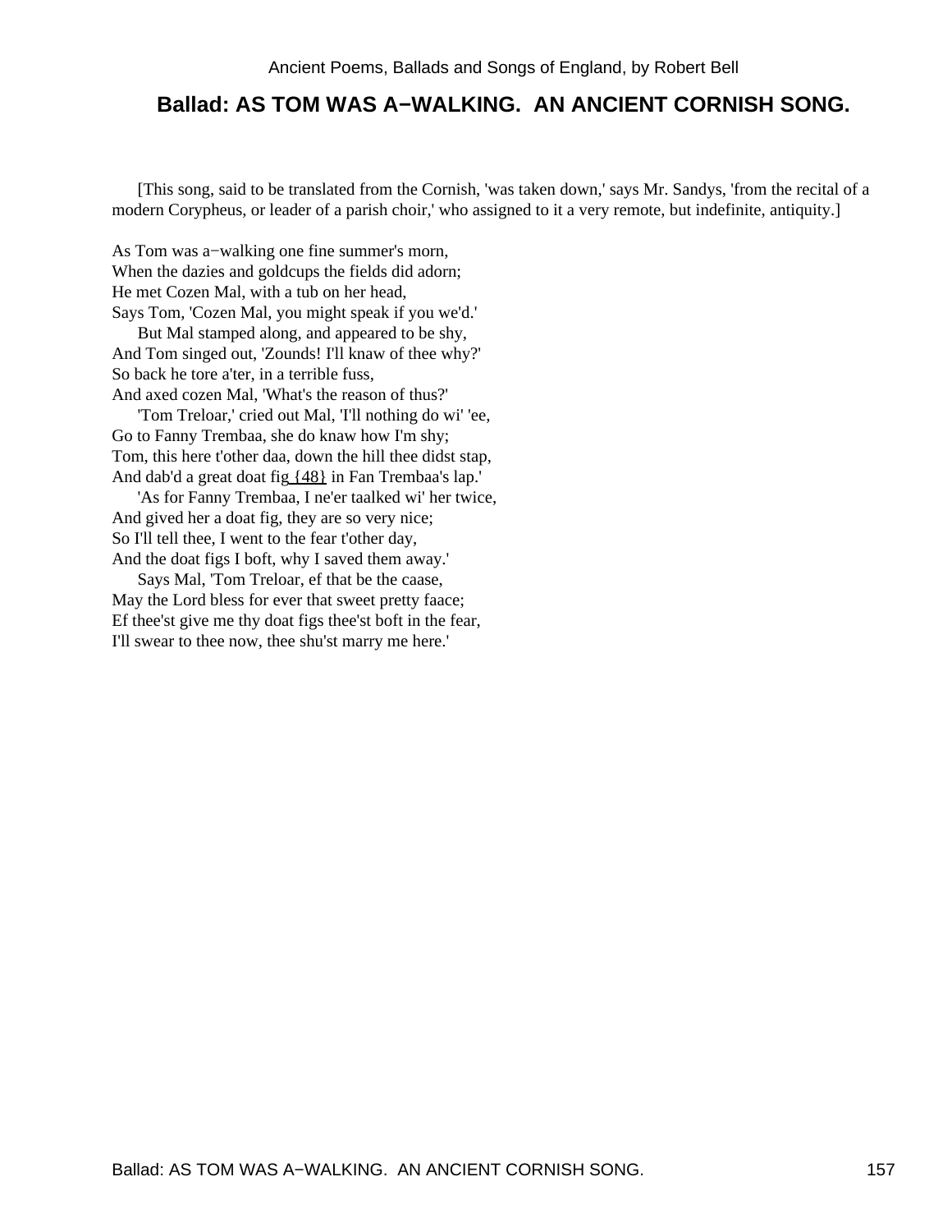## Ballad: AS TOM WAS A−WALKING. AN ANCIENT CORNISH SONG.

[This song, said to be translated from the Cornish, 'was taken down,' says Mr. Sandys, 'from the recital of a modern Corypheus, or leader of a parish choir,' who assigned to it a very remote, but indefinite, antiquity.]

As Tom was a−walking one fine summer's morn,
When the dazies and goldcups the fields did adorn;
He met Cozen Mal, with a tub on her head,
Says Tom, 'Cozen Mal, you might speak if you we'd.'
 But Mal stamped along, and appeared to be shy,
And Tom singed out, 'Zounds! I'll knaw of thee why?'
So back he tore a'ter, in a terrible fuss,
And axed cozen Mal, 'What's the reason of thus?'
 'Tom Treloar,' cried out Mal, 'I'll nothing do wi' 'ee,
Go to Fanny Trembaa, she do knaw how I'm shy;
Tom, this here t'other daa, down the hill thee didst stap,
And dab'd a great doat fig {48} in Fan Trembaa's lap.'
 'As for Fanny Trembaa, I ne'er taalked wi' her twice,
And gived her a doat fig, they are so very nice;
So I'll tell thee, I went to the fear t'other day,
And the doat figs I boft, why I saved them away.'
 Says Mal, 'Tom Treloar, ef that be the caase,
May the Lord bless for ever that sweet pretty faace;
Ef thee'st give me thy doat figs thee'st boft in the fear,
I'll swear to thee now, thee shu'st marry me here.'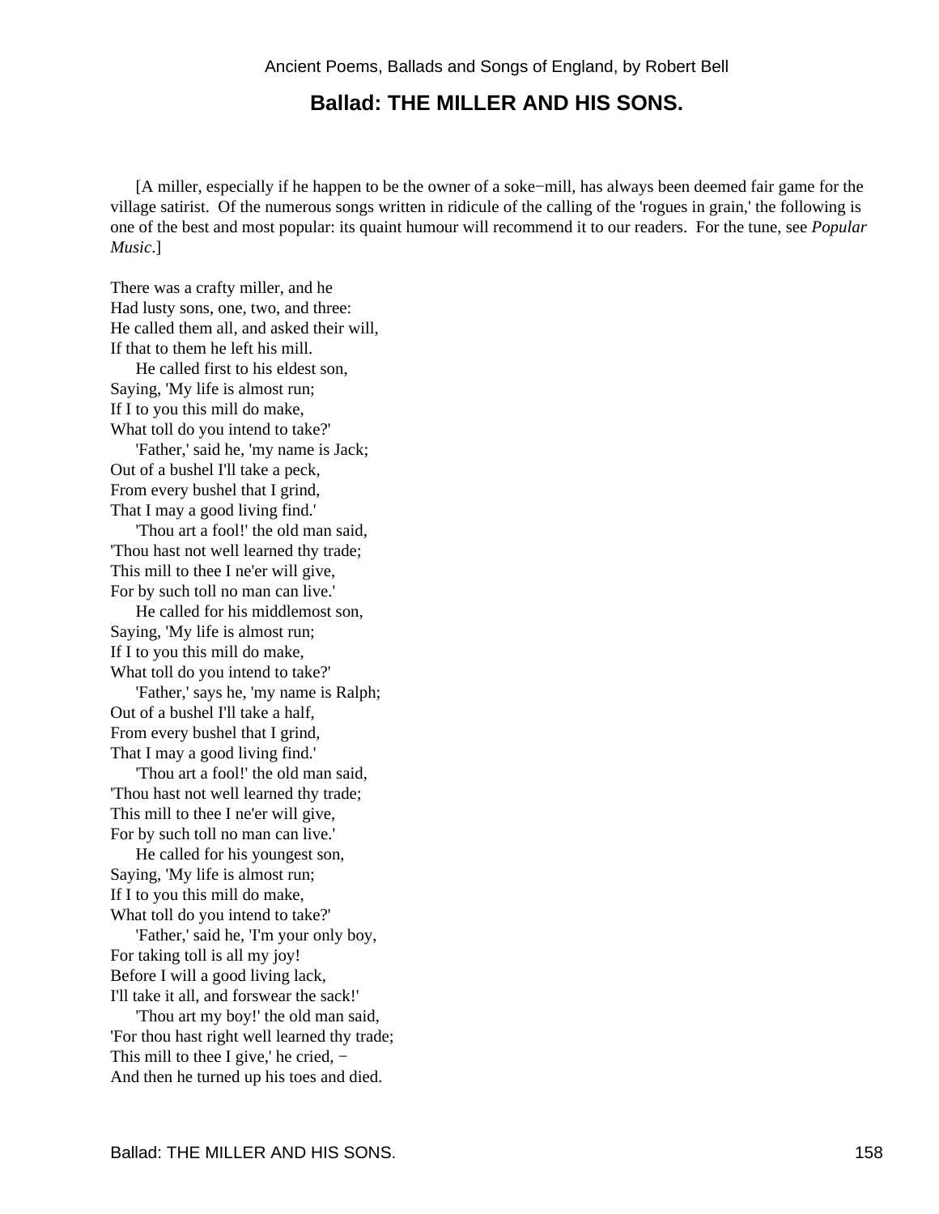## Ballad: THE MILLER AND HIS SONS.

[A miller, especially if he happen to be the owner of a soke−mill, has always been deemed fair game for the village satirist. Of the numerous songs written in ridicule of the calling of the 'rogues in grain,' the following is one of the best and most popular: its quaint humour will recommend it to our readers. For the tune, see *Popular Music*.]

There was a crafty miller, and he
Had lusty sons, one, two, and three:
He called them all, and asked their will,
If that to them he left his mill.
He called first to his eldest son,
Saying, 'My life is almost run;
If I to you this mill do make,
What toll do you intend to take?'
'Father,' said he, 'my name is Jack;
Out of a bushel I'll take a peck,
From every bushel that I grind,
That I may a good living find.'
'Thou art a fool!' the old man said,
'Thou hast not well learned thy trade;
This mill to thee I ne'er will give,
For by such toll no man can live.'
He called for his middlemost son,
Saying, 'My life is almost run;
If I to you this mill do make,
What toll do you intend to take?'
'Father,' says he, 'my name is Ralph;
Out of a bushel I'll take a half,
From every bushel that I grind,
That I may a good living find.'
'Thou art a fool!' the old man said,
'Thou hast not well learned thy trade;
This mill to thee I ne'er will give,
For by such toll no man can live.'
He called for his youngest son,
Saying, 'My life is almost run;
If I to you this mill do make,
What toll do you intend to take?'
'Father,' said he, 'I'm your only boy,
For taking toll is all my joy!
Before I will a good living lack,
I'll take it all, and forswear the sack!'
'Thou art my boy!' the old man said,
'For thou hast right well learned thy trade;
This mill to thee I give,' he cried, −
And then he turned up his toes and died.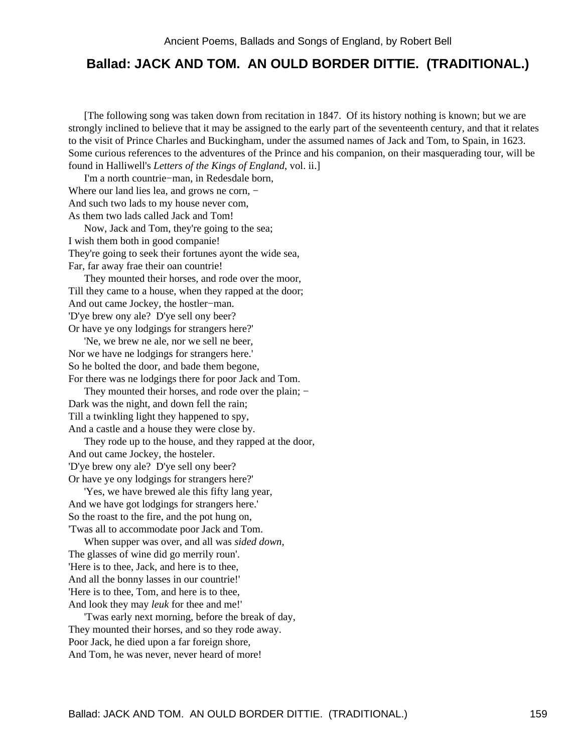## Ballad: JACK AND TOM. AN OULD BORDER DITTIE. (TRADITIONAL.)

[The following song was taken down from recitation in 1847. Of its history nothing is known; but we are strongly inclined to believe that it may be assigned to the early part of the seventeenth century, and that it relates to the visit of Prince Charles and Buckingham, under the assumed names of Jack and Tom, to Spain, in 1623. Some curious references to the adventures of the Prince and his companion, on their masquerading tour, will be found in Halliwell's *Letters of the Kings of England*, vol. ii.]

I'm a north countrie−man, in Redesdale born,
Where our land lies lea, and grows ne corn, −
And such two lads to my house never com,
As them two lads called Jack and Tom!

Now, Jack and Tom, they're going to the sea;
I wish them both in good companie!
They're going to seek their fortunes ayont the wide sea,
Far, far away frae their oan countrie!

They mounted their horses, and rode over the moor,
Till they came to a house, when they rapped at the door;
And out came Jockey, the hostler−man.
'D'ye brew ony ale? D'ye sell ony beer?
Or have ye ony lodgings for strangers here?'

'Ne, we brew ne ale, nor we sell ne beer,
Nor we have ne lodgings for strangers here.'
So he bolted the door, and bade them begone,
For there was ne lodgings there for poor Jack and Tom.

They mounted their horses, and rode over the plain; −
Dark was the night, and down fell the rain;
Till a twinkling light they happened to spy,
And a castle and a house they were close by.

They rode up to the house, and they rapped at the door,
And out came Jockey, the hosteler.
'D'ye brew ony ale? D'ye sell ony beer?
Or have ye ony lodgings for strangers here?'

'Yes, we have brewed ale this fifty lang year,
And we have got lodgings for strangers here.'
So the roast to the fire, and the pot hung on,
'Twas all to accommodate poor Jack and Tom.

When supper was over, and all was *sided down,*
The glasses of wine did go merrily roun'.
'Here is to thee, Jack, and here is to thee,
And all the bonny lasses in our countrie!'
'Here is to thee, Tom, and here is to thee,
And look they may *leuk* for thee and me!'

'Twas early next morning, before the break of day,
They mounted their horses, and so they rode away.
Poor Jack, he died upon a far foreign shore,
And Tom, he was never, never heard of more!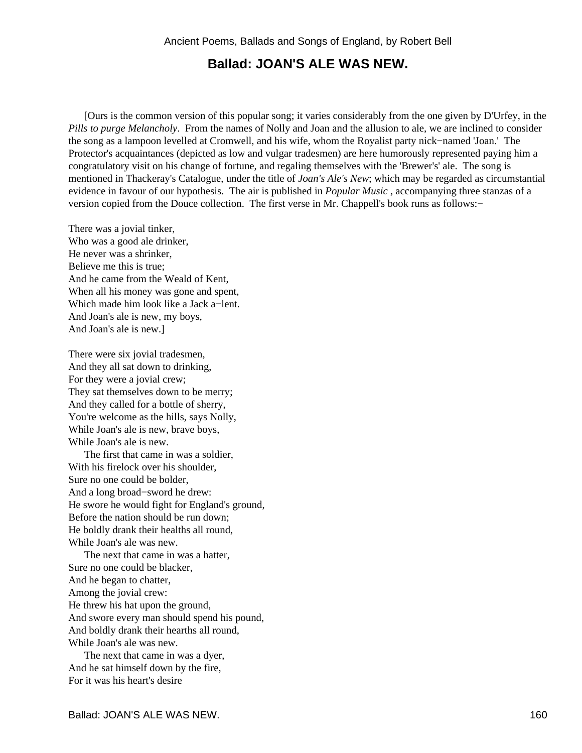## Ballad: JOAN'S ALE WAS NEW.

[Ours is the common version of this popular song; it varies considerably from the one given by D'Urfey, in the *Pills to purge Melancholy*. From the names of Nolly and Joan and the allusion to ale, we are inclined to consider the song as a lampoon levelled at Cromwell, and his wife, whom the Royalist party nick−named 'Joan.' The Protector's acquaintances (depicted as low and vulgar tradesmen) are here humorously represented paying him a congratulatory visit on his change of fortune, and regaling themselves with the 'Brewer's' ale. The song is mentioned in Thackeray's Catalogue, under the title of *Joan's Ale's New*; which may be regarded as circumstantial evidence in favour of our hypothesis. The air is published in *Popular Music* , accompanying three stanzas of a version copied from the Douce collection. The first verse in Mr. Chappell's book runs as follows:−

There was a jovial tinker,  
Who was a good ale drinker,  
He never was a shrinker,  
Believe me this is true;  
And he came from the Weald of Kent,  
When all his money was gone and spent,  
Which made him look like a Jack a−lent.  
And Joan's ale is new, my boys,  
And Joan's ale is new.]

There were six jovial tradesmen,  
And they all sat down to drinking,  
For they were a jovial crew;  
They sat themselves down to be merry;  
And they called for a bottle of sherry,  
You're welcome as the hills, says Nolly,  
While Joan's ale is new, brave boys,  
While Joan's ale is new.

The first that came in was a soldier,  
With his firelock over his shoulder,  
Sure no one could be bolder,  
And a long broad−sword he drew:  
He swore he would fight for England's ground,  
Before the nation should be run down;  
He boldly drank their healths all round,  
While Joan's ale was new.

The next that came in was a hatter,  
Sure no one could be blacker,  
And he began to chatter,  
Among the jovial crew:  
He threw his hat upon the ground,  
And swore every man should spend his pound,  
And boldly drank their hearths all round,  
While Joan's ale was new.

The next that came in was a dyer,  
And he sat himself down by the fire,  
For it was his heart's desire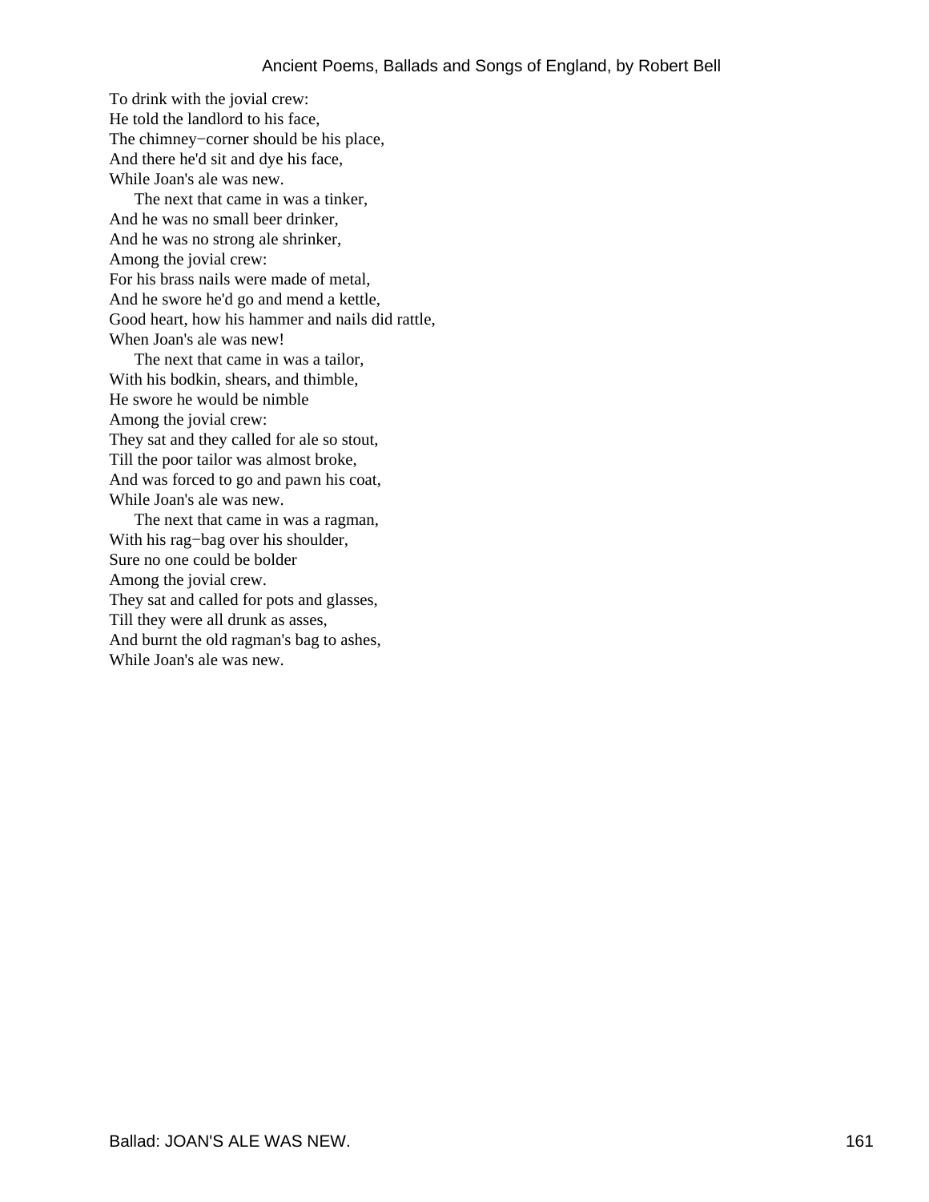To drink with the jovial crew:
He told the landlord to his face,
The chimney−corner should be his place,
And there he'd sit and dye his face,
While Joan's ale was new.

The next that came in was a tinker,
And he was no small beer drinker,
And he was no strong ale shrinker,
Among the jovial crew:
For his brass nails were made of metal,
And he swore he'd go and mend a kettle,
Good heart, how his hammer and nails did rattle,
When Joan's ale was new!

The next that came in was a tailor,
With his bodkin, shears, and thimble,
He swore he would be nimble
Among the jovial crew:
They sat and they called for ale so stout,
Till the poor tailor was almost broke,
And was forced to go and pawn his coat,
While Joan's ale was new.

The next that came in was a ragman,
With his rag−bag over his shoulder,
Sure no one could be bolder
Among the jovial crew.
They sat and called for pots and glasses,
Till they were all drunk as asses,
And burnt the old ragman's bag to ashes,
While Joan's ale was new.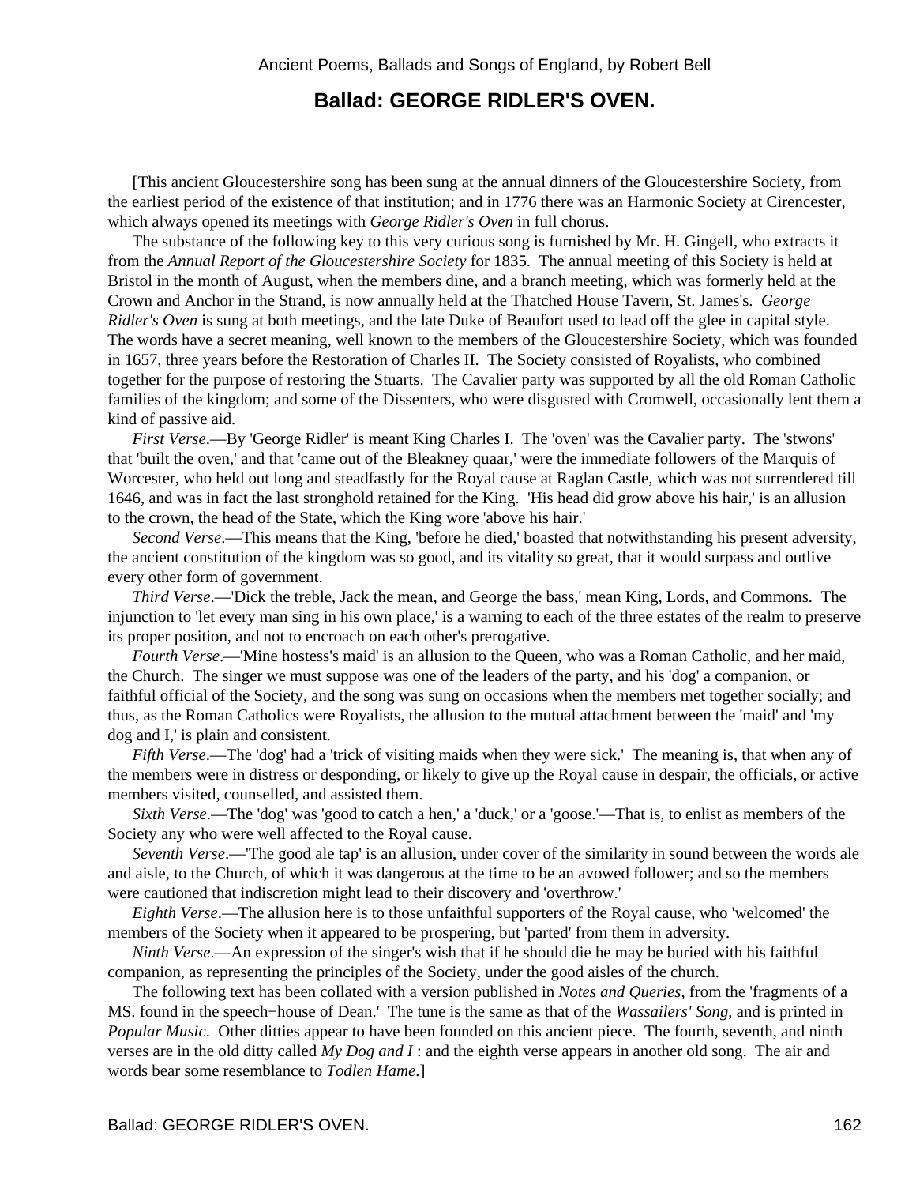## Ballad: GEORGE RIDLER'S OVEN.

[This ancient Gloucestershire song has been sung at the annual dinners of the Gloucestershire Society, from the earliest period of the existence of that institution; and in 1776 there was an Harmonic Society at Cirencester, which always opened its meetings with *George Ridler's Oven* in full chorus.

The substance of the following key to this very curious song is furnished by Mr. H. Gingell, who extracts it from the *Annual Report of the Gloucestershire Society* for 1835. The annual meeting of this Society is held at Bristol in the month of August, when the members dine, and a branch meeting, which was formerly held at the Crown and Anchor in the Strand, is now annually held at the Thatched House Tavern, St. James's. *George Ridler's Oven* is sung at both meetings, and the late Duke of Beaufort used to lead off the glee in capital style. The words have a secret meaning, well known to the members of the Gloucestershire Society, which was founded in 1657, three years before the Restoration of Charles II. The Society consisted of Royalists, who combined together for the purpose of restoring the Stuarts. The Cavalier party was supported by all the old Roman Catholic families of the kingdom; and some of the Dissenters, who were disgusted with Cromwell, occasionally lent them a kind of passive aid.

*First Verse*.—By 'George Ridler' is meant King Charles I. The 'oven' was the Cavalier party. The 'stwons' that 'built the oven,' and that 'came out of the Bleakney quaar,' were the immediate followers of the Marquis of Worcester, who held out long and steadfastly for the Royal cause at Raglan Castle, which was not surrendered till 1646, and was in fact the last stronghold retained for the King. 'His head did grow above his hair,' is an allusion to the crown, the head of the State, which the King wore 'above his hair.'

*Second Verse*.—This means that the King, 'before he died,' boasted that notwithstanding his present adversity, the ancient constitution of the kingdom was so good, and its vitality so great, that it would surpass and outlive every other form of government.

*Third Verse*.—'Dick the treble, Jack the mean, and George the bass,' mean King, Lords, and Commons. The injunction to 'let every man sing in his own place,' is a warning to each of the three estates of the realm to preserve its proper position, and not to encroach on each other's prerogative.

*Fourth Verse*.—'Mine hostess's maid' is an allusion to the Queen, who was a Roman Catholic, and her maid, the Church. The singer we must suppose was one of the leaders of the party, and his 'dog' a companion, or faithful official of the Society, and the song was sung on occasions when the members met together socially; and thus, as the Roman Catholics were Royalists, the allusion to the mutual attachment between the 'maid' and 'my dog and I,' is plain and consistent.

*Fifth Verse*.—The 'dog' had a 'trick of visiting maids when they were sick.' The meaning is, that when any of the members were in distress or desponding, or likely to give up the Royal cause in despair, the officials, or active members visited, counselled, and assisted them.

*Sixth Verse*.—The 'dog' was 'good to catch a hen,' a 'duck,' or a 'goose.'—That is, to enlist as members of the Society any who were well affected to the Royal cause.

*Seventh Verse*.—'The good ale tap' is an allusion, under cover of the similarity in sound between the words ale and aisle, to the Church, of which it was dangerous at the time to be an avowed follower; and so the members were cautioned that indiscretion might lead to their discovery and 'overthrow.'

*Eighth Verse*.—The allusion here is to those unfaithful supporters of the Royal cause, who 'welcomed' the members of the Society when it appeared to be prospering, but 'parted' from them in adversity.

*Ninth Verse*.—An expression of the singer's wish that if he should die he may be buried with his faithful companion, as representing the principles of the Society, under the good aisles of the church.

The following text has been collated with a version published in *Notes and Queries*, from the 'fragments of a MS. found in the speech−house of Dean.' The tune is the same as that of the *Wassailers' Song*, and is printed in *Popular Music*. Other ditties appear to have been founded on this ancient piece. The fourth, seventh, and ninth verses are in the old ditty called *My Dog and I* : and the eighth verse appears in another old song. The air and words bear some resemblance to *Todlen Hame*.]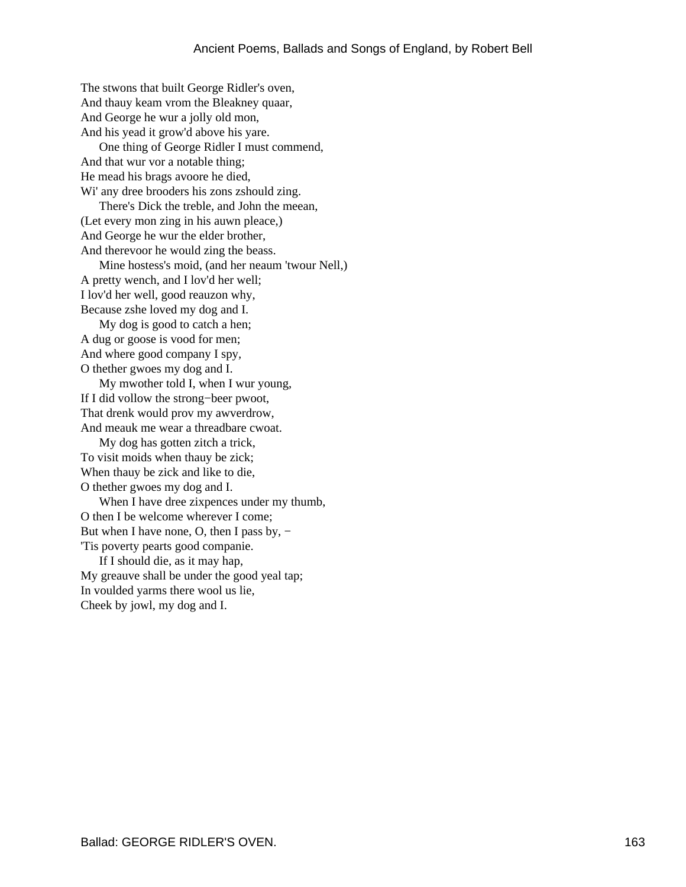The stwons that built George Ridler's oven,
And thauy keam vrom the Bleakney quaar,
And George he wur a jolly old mon,
And his yead it grow'd above his yare.

One thing of George Ridler I must commend,
And that wur vor a notable thing;
He mead his brags avoore he died,
Wi' any dree brooders his zons zshould zing.

There's Dick the treble, and John the meean,
(Let every mon zing in his auwn pleace,)
And George he wur the elder brother,
And therevoor he would zing the beass.

Mine hostess's moid, (and her neaum 'twour Nell,)
A pretty wench, and I lov'd her well;
I lov'd her well, good reauzon why,
Because zshe loved my dog and I.

My dog is good to catch a hen;
A dug or goose is vood for men;
And where good company I spy,
O thether gwoes my dog and I.

My mwother told I, when I wur young,
If I did vollow the strong−beer pwoot,
That drenk would prov my awverdrow,
And meauk me wear a threadbare cwoat.

My dog has gotten zitch a trick,
To visit moids when thauy be zick;
When thauy be zick and like to die,
O thether gwoes my dog and I.

When I have dree zixpences under my thumb,
O then I be welcome wherever I come;
But when I have none, O, then I pass by, −
'Tis poverty pearts good companie.

If I should die, as it may hap,
My greauve shall be under the good yeal tap;
In voulded yarms there wool us lie,
Cheek by jowl, my dog and I.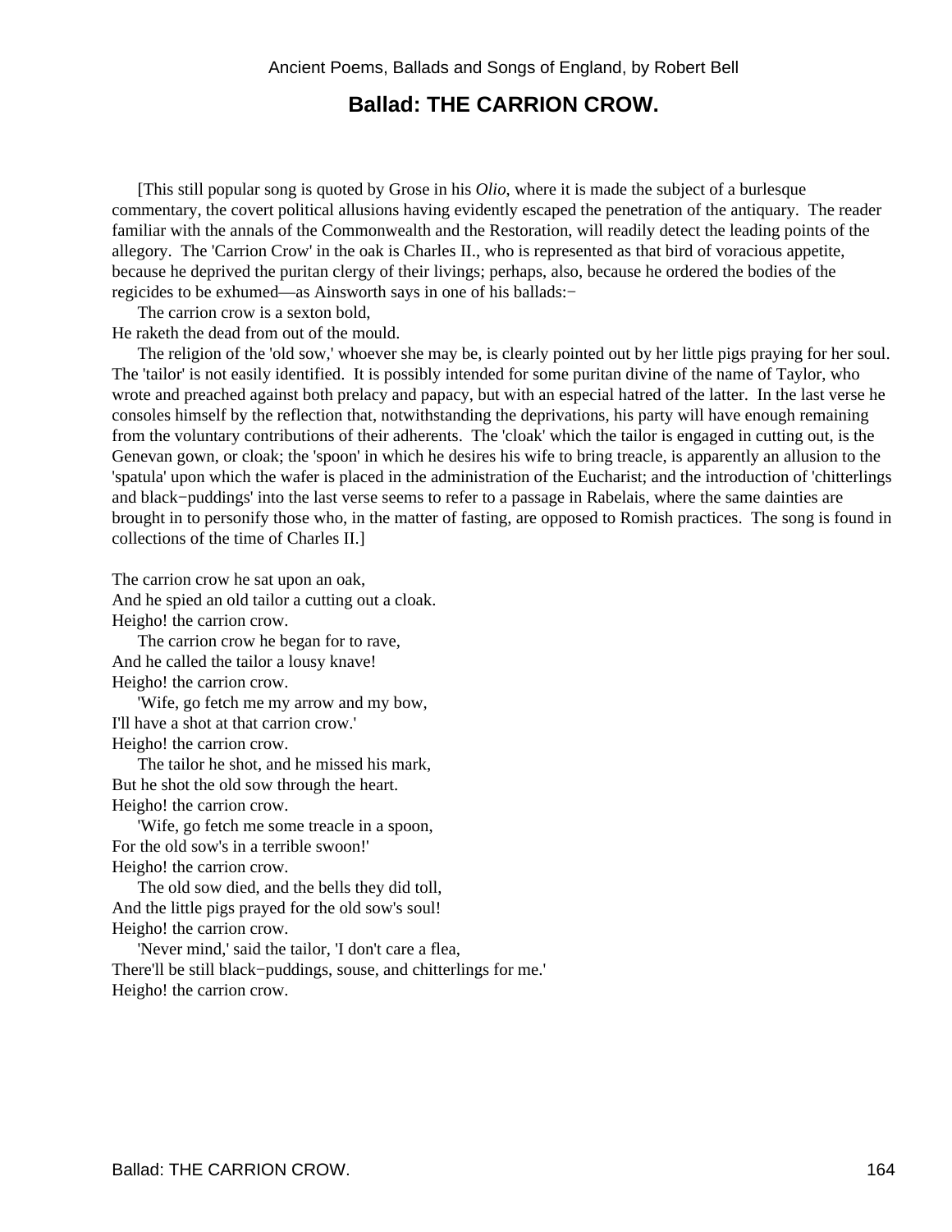## Ballad: THE CARRION CROW.

[This still popular song is quoted by Grose in his *Olio*, where it is made the subject of a burlesque commentary, the covert political allusions having evidently escaped the penetration of the antiquary. The reader familiar with the annals of the Commonwealth and the Restoration, will readily detect the leading points of the allegory. The 'Carrion Crow' in the oak is Charles II., who is represented as that bird of voracious appetite, because he deprived the puritan clergy of their livings; perhaps, also, because he ordered the bodies of the regicides to be exhumed—as Ainsworth says in one of his ballads:−

The carrion crow is a sexton bold,
He raketh the dead from out of the mould.

The religion of the 'old sow,' whoever she may be, is clearly pointed out by her little pigs praying for her soul. The 'tailor' is not easily identified. It is possibly intended for some puritan divine of the name of Taylor, who wrote and preached against both prelacy and papacy, but with an especial hatred of the latter. In the last verse he consoles himself by the reflection that, notwithstanding the deprivations, his party will have enough remaining from the voluntary contributions of their adherents. The 'cloak' which the tailor is engaged in cutting out, is the Genevan gown, or cloak; the 'spoon' in which he desires his wife to bring treacle, is apparently an allusion to the 'spatula' upon which the wafer is placed in the administration of the Eucharist; and the introduction of 'chitterlings and black−puddings' into the last verse seems to refer to a passage in Rabelais, where the same dainties are brought in to personify those who, in the matter of fasting, are opposed to Romish practices. The song is found in collections of the time of Charles II.]

The carrion crow he sat upon an oak,
And he spied an old tailor a cutting out a cloak.
Heigho! the carrion crow.

The carrion crow he began for to rave,
And he called the tailor a lousy knave!
Heigho! the carrion crow.

'Wife, go fetch me my arrow and my bow,
I'll have a shot at that carrion crow.'
Heigho! the carrion crow.

The tailor he shot, and he missed his mark,
But he shot the old sow through the heart.
Heigho! the carrion crow.

'Wife, go fetch me some treacle in a spoon,
For the old sow's in a terrible swoon!'
Heigho! the carrion crow.

The old sow died, and the bells they did toll,
And the little pigs prayed for the old sow's soul!
Heigho! the carrion crow.

'Never mind,' said the tailor, 'I don't care a flea,
There'll be still black−puddings, souse, and chitterlings for me.'
Heigho! the carrion crow.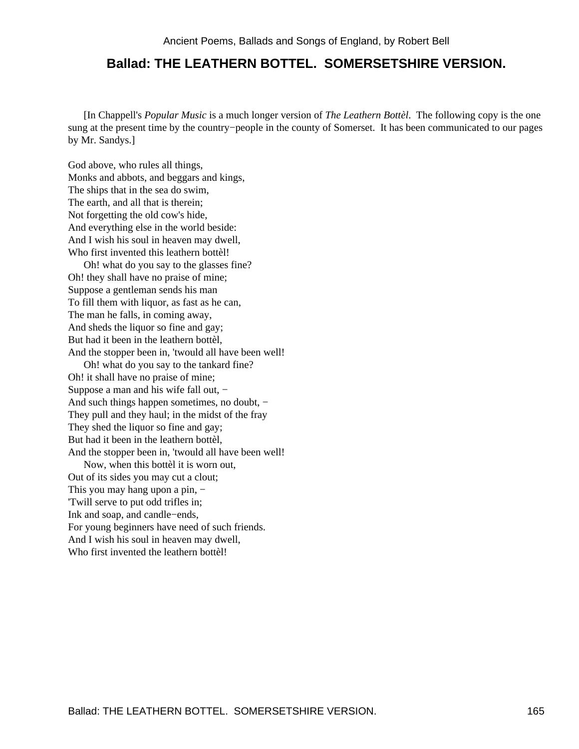## Ballad: THE LEATHERN BOTTEL. SOMERSETSHIRE VERSION.

[In Chappell's *Popular Music* is a much longer version of *The Leathern Bottèl*. The following copy is the one sung at the present time by the country−people in the county of Somerset. It has been communicated to our pages by Mr. Sandys.]

God above, who rules all things,
Monks and abbots, and beggars and kings,
The ships that in the sea do swim,
The earth, and all that is therein;
Not forgetting the old cow's hide,
And everything else in the world beside:
And I wish his soul in heaven may dwell,
Who first invented this leathern bottèl!

Oh! what do you say to the glasses fine?
Oh! they shall have no praise of mine;
Suppose a gentleman sends his man
To fill them with liquor, as fast as he can,
The man he falls, in coming away,
And sheds the liquor so fine and gay;
But had it been in the leathern bottèl,
And the stopper been in, 'twould all have been well!

Oh! what do you say to the tankard fine?
Oh! it shall have no praise of mine;
Suppose a man and his wife fall out, −
And such things happen sometimes, no doubt, −
They pull and they haul; in the midst of the fray
They shed the liquor so fine and gay;
But had it been in the leathern bottèl,
And the stopper been in, 'twould all have been well!

Now, when this bottèl it is worn out,
Out of its sides you may cut a clout;
This you may hang upon a pin, −
'Twill serve to put odd trifles in;
Ink and soap, and candle−ends,
For young beginners have need of such friends.
And I wish his soul in heaven may dwell,
Who first invented the leathern bottèl!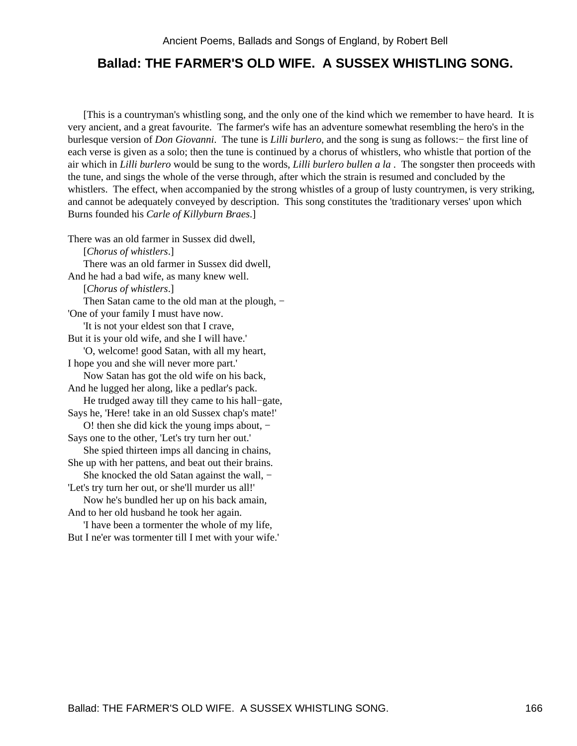## Ballad: THE FARMER'S OLD WIFE. A SUSSEX WHISTLING SONG.

[This is a countryman's whistling song, and the only one of the kind which we remember to have heard. It is very ancient, and a great favourite. The farmer's wife has an adventure somewhat resembling the hero's in the burlesque version of *Don Giovanni*. The tune is *Lilli burlero*, and the song is sung as follows:− the first line of each verse is given as a solo; then the tune is continued by a chorus of whistlers, who whistle that portion of the air which in *Lilli burlero* would be sung to the words, *Lilli burlero bullen a la* . The songster then proceeds with the tune, and sings the whole of the verse through, after which the strain is resumed and concluded by the whistlers. The effect, when accompanied by the strong whistles of a group of lusty countrymen, is very striking, and cannot be adequately conveyed by description. This song constitutes the 'traditionary verses' upon which Burns founded his *Carle of Killyburn Braes*.]

There was an old farmer in Sussex did dwell,  
    [*Chorus of whistlers*.]  
    There was an old farmer in Sussex did dwell,  
And he had a bad wife, as many knew well.  
    [*Chorus of whistlers*.]  
    Then Satan came to the old man at the plough, −  
'One of your family I must have now.  
    'It is not your eldest son that I crave,  
But it is your old wife, and she I will have.'  
    'O, welcome! good Satan, with all my heart,  
I hope you and she will never more part.'  
    Now Satan has got the old wife on his back,  
And he lugged her along, like a pedlar's pack.  
    He trudged away till they came to his hall−gate,  
Says he, 'Here! take in an old Sussex chap's mate!'  
    O! then she did kick the young imps about, −  
Says one to the other, 'Let's try turn her out.'  
    She spied thirteen imps all dancing in chains,  
She up with her pattens, and beat out their brains.  
    She knocked the old Satan against the wall, −  
'Let's try turn her out, or she'll murder us all!'  
    Now he's bundled her up on his back amain,  
And to her old husband he took her again.  
    'I have been a tormenter the whole of my life,  
But I ne'er was tormenter till I met with your wife.'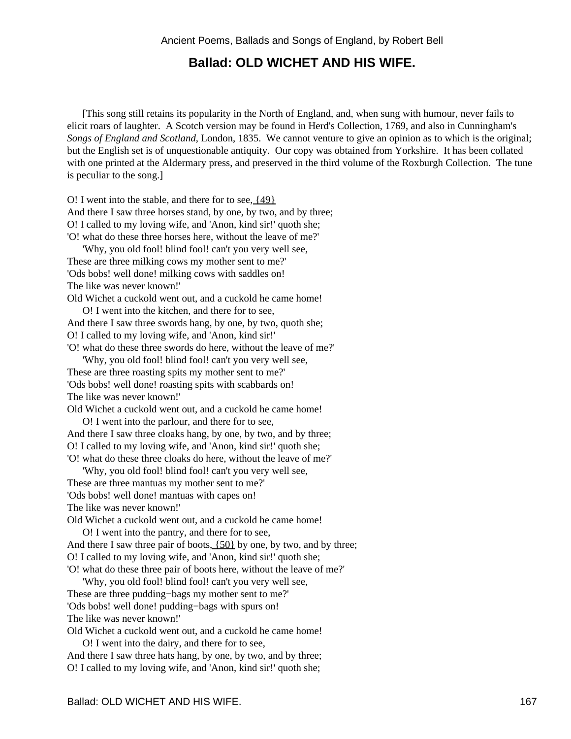## Ballad: OLD WICHET AND HIS WIFE.

[This song still retains its popularity in the North of England, and, when sung with humour, never fails to elicit roars of laughter. A Scotch version may be found in Herd's Collection, 1769, and also in Cunningham's *Songs of England and Scotland*, London, 1835. We cannot venture to give an opinion as to which is the original; but the English set is of unquestionable antiquity. Our copy was obtained from Yorkshire. It has been collated with one printed at the Aldermary press, and preserved in the third volume of the Roxburgh Collection. The tune is peculiar to the song.]

O! I went into the stable, and there for to see, {49}
And there I saw three horses stand, by one, by two, and by three;
O! I called to my loving wife, and 'Anon, kind sir!' quoth she;
'O! what do these three horses here, without the leave of me?'
'Why, you old fool! blind fool! can't you very well see,
These are three milking cows my mother sent to me?'
'Ods bobs! well done! milking cows with saddles on!
The like was never known!'
Old Wichet a cuckold went out, and a cuckold he came home!

O! I went into the kitchen, and there for to see,
And there I saw three swords hang, by one, by two, quoth she;
O! I called to my loving wife, and 'Anon, kind sir!'
'O! what do these three swords do here, without the leave of me?'
'Why, you old fool! blind fool! can't you very well see,
These are three roasting spits my mother sent to me?'
'Ods bobs! well done! roasting spits with scabbards on!
The like was never known!'
Old Wichet a cuckold went out, and a cuckold he came home!

O! I went into the parlour, and there for to see,
And there I saw three cloaks hang, by one, by two, and by three;
O! I called to my loving wife, and 'Anon, kind sir!' quoth she;
'O! what do these three cloaks do here, without the leave of me?'
'Why, you old fool! blind fool! can't you very well see,
These are three mantuas my mother sent to me?'
'Ods bobs! well done! mantuas with capes on!
The like was never known!'
Old Wichet a cuckold went out, and a cuckold he came home!

O! I went into the pantry, and there for to see,
And there I saw three pair of boots, {50} by one, by two, and by three;
O! I called to my loving wife, and 'Anon, kind sir!' quoth she;
'O! what do these three pair of boots here, without the leave of me?'
'Why, you old fool! blind fool! can't you very well see,
These are three pudding−bags my mother sent to me?'
'Ods bobs! well done! pudding−bags with spurs on!
The like was never known!'
Old Wichet a cuckold went out, and a cuckold he came home!

O! I went into the dairy, and there for to see,
And there I saw three hats hang, by one, by two, and by three;
O! I called to my loving wife, and 'Anon, kind sir!' quoth she;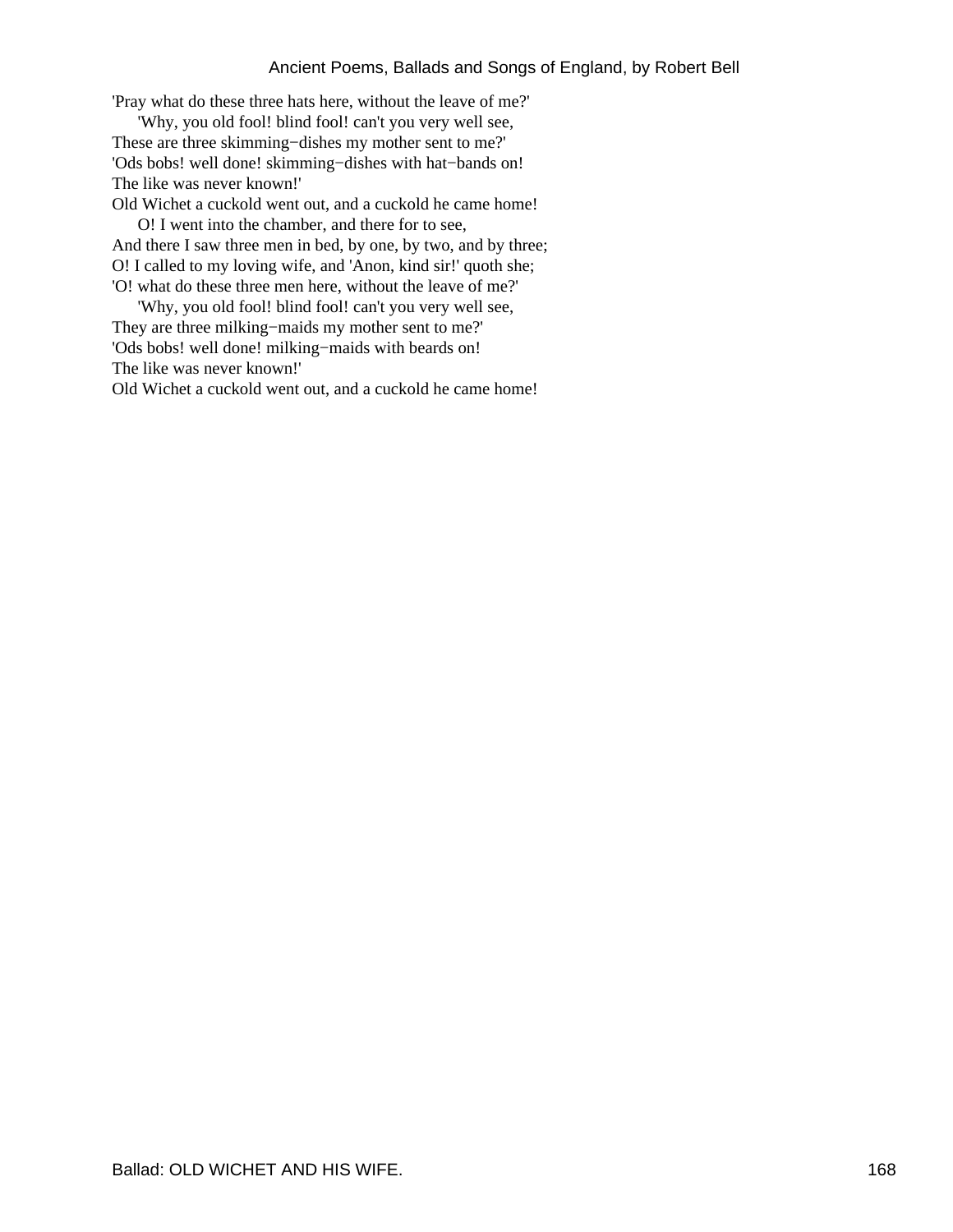'Pray what do these three hats here, without the leave of me?'
   'Why, you old fool! blind fool! can't you very well see,
These are three skimming−dishes my mother sent to me?'
'Ods bobs! well done! skimming−dishes with hat−bands on!
The like was never known!'
Old Wichet a cuckold went out, and a cuckold he came home!
   O! I went into the chamber, and there for to see,
And there I saw three men in bed, by one, by two, and by three;
O! I called to my loving wife, and 'Anon, kind sir!' quoth she;
'O! what do these three men here, without the leave of me?'
   'Why, you old fool! blind fool! can't you very well see,
They are three milking−maids my mother sent to me?'
'Ods bobs! well done! milking−maids with beards on!
The like was never known!'
Old Wichet a cuckold went out, and a cuckold he came home!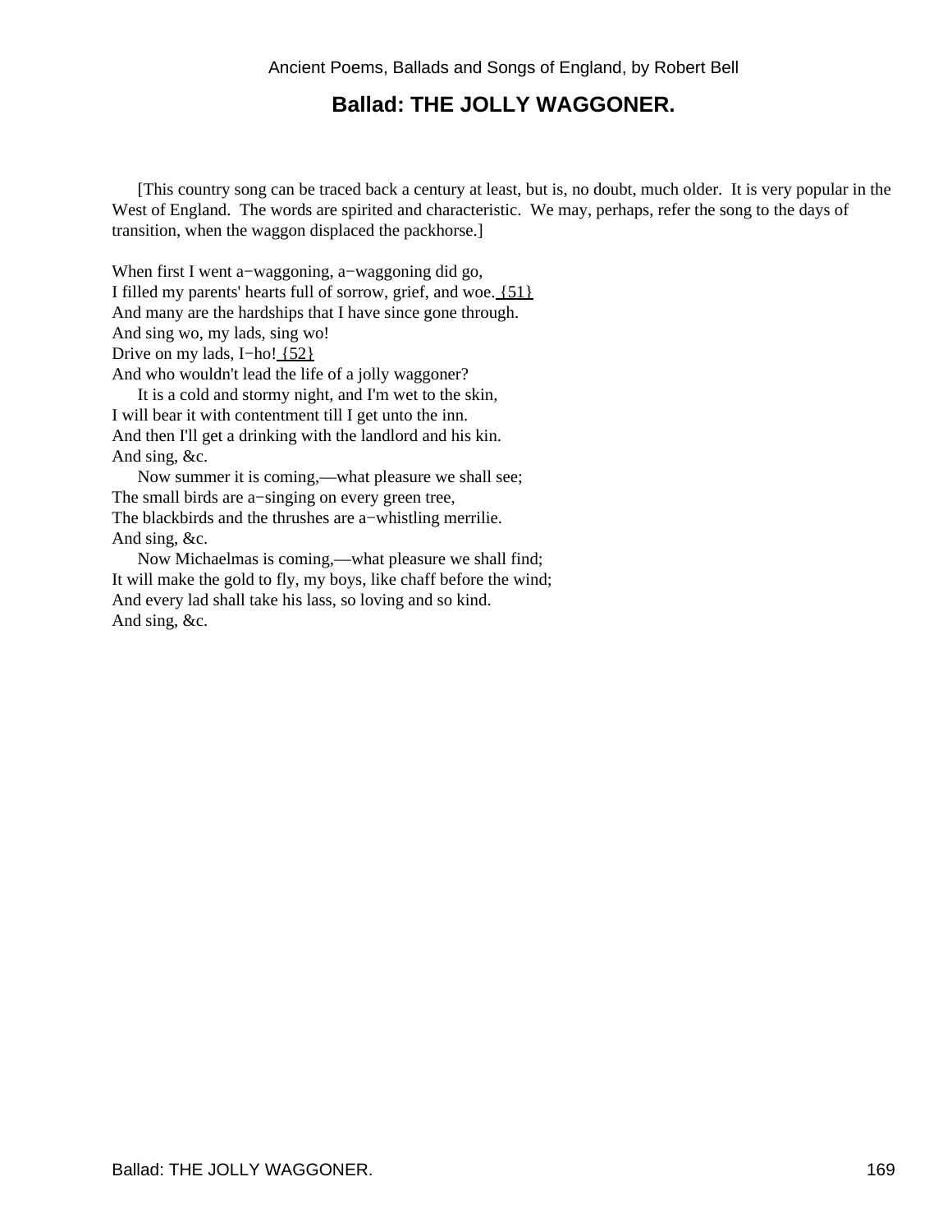## Ballad: THE JOLLY WAGGONER.

[This country song can be traced back a century at least, but is, no doubt, much older. It is very popular in the West of England. The words are spirited and characteristic. We may, perhaps, refer the song to the days of transition, when the waggon displaced the packhorse.]

When first I went a−waggoning, a−waggoning did go,
I filled my parents' hearts full of sorrow, grief, and woe. {51}
And many are the hardships that I have since gone through.
And sing wo, my lads, sing wo!
Drive on my lads, I−ho! {52}
And who wouldn't lead the life of a jolly waggoner?

It is a cold and stormy night, and I'm wet to the skin,
I will bear it with contentment till I get unto the inn.
And then I'll get a drinking with the landlord and his kin.
And sing, &c.

Now summer it is coming,—what pleasure we shall see;
The small birds are a−singing on every green tree,
The blackbirds and the thrushes are a−whistling merrilie.
And sing, &c.

Now Michaelmas is coming,—what pleasure we shall find;
It will make the gold to fly, my boys, like chaff before the wind;
And every lad shall take his lass, so loving and so kind.
And sing, &c.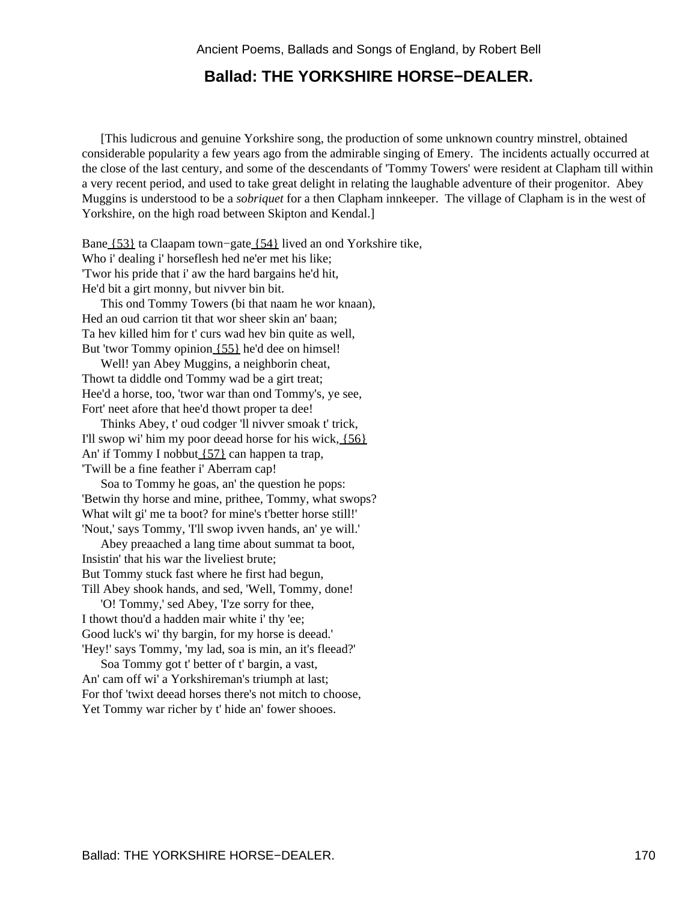## Ballad: THE YORKSHIRE HORSE−DEALER.

[This ludicrous and genuine Yorkshire song, the production of some unknown country minstrel, obtained considerable popularity a few years ago from the admirable singing of Emery. The incidents actually occurred at the close of the last century, and some of the descendants of 'Tommy Towers' were resident at Clapham till within a very recent period, and used to take great delight in relating the laughable adventure of their progenitor. Abey Muggins is understood to be a *sobriquet* for a then Clapham innkeeper. The village of Clapham is in the west of Yorkshire, on the high road between Skipton and Kendal.]

Bane {53} ta Claapam town−gate {54} lived an ond Yorkshire tike,
Who i' dealing i' horseflesh hed ne'er met his like;
'Twor his pride that i' aw the hard bargains he'd hit,
He'd bit a girt monny, but nivver bin bit.

This ond Tommy Towers (bi that naam he wor knaan),
Hed an oud carrion tit that wor sheer skin an' baan;
Ta hev killed him for t' curs wad hev bin quite as well,
But 'twor Tommy opinion {55} he'd dee on himsel!

Well! yan Abey Muggins, a neighborin cheat,
Thowt ta diddle ond Tommy wad be a girt treat;
Hee'd a horse, too, 'twor war than ond Tommy's, ye see,
Fort' neet afore that hee'd thowt proper ta dee!

Thinks Abey, t' oud codger 'll nivver smoak t' trick,
I'll swop wi' him my poor deead horse for his wick, {56}
An' if Tommy I nobbut {57} can happen ta trap,
'Twill be a fine feather i' Aberram cap!

Soa to Tommy he goas, an' the question he pops:
'Betwin thy horse and mine, prithee, Tommy, what swops?
What wilt gi' me ta boot? for mine's t'better horse still!'
'Nout,' says Tommy, 'I'll swop ivven hands, an' ye will.'

Abey preaached a lang time about summat ta boot,
Insistin' that his war the liveliest brute;
But Tommy stuck fast where he first had begun,
Till Abey shook hands, and sed, 'Well, Tommy, done!

'O! Tommy,' sed Abey, 'I'ze sorry for thee,
I thowt thou'd a hadden mair white i' thy 'ee;
Good luck's wi' thy bargin, for my horse is deead.'
'Hey!' says Tommy, 'my lad, soa is min, an it's fleead?'

Soa Tommy got t' better of t' bargin, a vast,
An' cam off wi' a Yorkshireman's triumph at last;
For thof 'twixt deead horses there's not mitch to choose,
Yet Tommy war richer by t' hide an' fower shooes.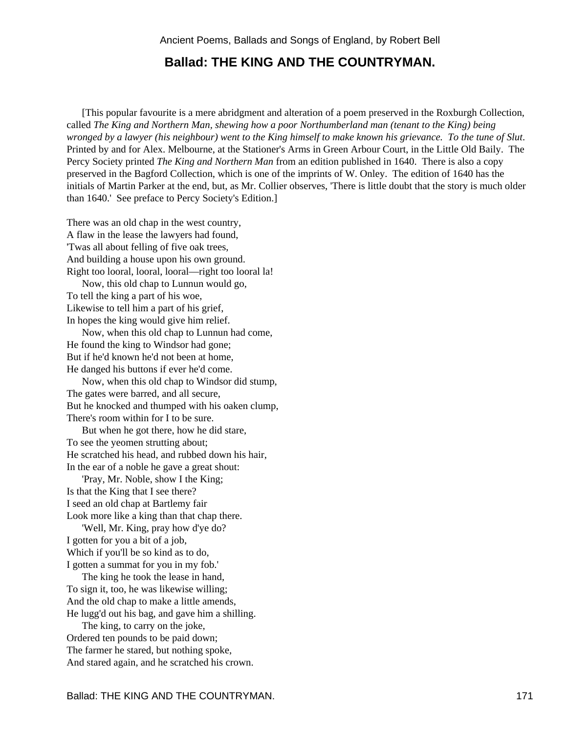## Ballad: THE KING AND THE COUNTRYMAN.

[This popular favourite is a mere abridgment and alteration of a poem preserved in the Roxburgh Collection, called *The King and Northern Man, shewing how a poor Northumberland man (tenant to the King) being wronged by a lawyer (his neighbour) went to the King himself to make known his grievance. To the tune of Slut*. Printed by and for Alex. Melbourne, at the Stationer's Arms in Green Arbour Court, in the Little Old Baily. The Percy Society printed *The King and Northern Man* from an edition published in 1640. There is also a copy preserved in the Bagford Collection, which is one of the imprints of W. Onley. The edition of 1640 has the initials of Martin Parker at the end, but, as Mr. Collier observes, 'There is little doubt that the story is much older than 1640.' See preface to Percy Society's Edition.]

There was an old chap in the west country,
A flaw in the lease the lawyers had found,
'Twas all about felling of five oak trees,
And building a house upon his own ground.
Right too looral, looral, looral—right too looral la!

Now, this old chap to Lunnun would go,
To tell the king a part of his woe,
Likewise to tell him a part of his grief,
In hopes the king would give him relief.

Now, when this old chap to Lunnun had come,
He found the king to Windsor had gone;
But if he'd known he'd not been at home,
He danged his buttons if ever he'd come.

Now, when this old chap to Windsor did stump,
The gates were barred, and all secure,
But he knocked and thumped with his oaken clump,
There's room within for I to be sure.

But when he got there, how he did stare,
To see the yeomen strutting about;
He scratched his head, and rubbed down his hair,
In the ear of a noble he gave a great shout:

'Pray, Mr. Noble, show I the King;
Is that the King that I see there?
I seed an old chap at Bartlemy fair
Look more like a king than that chap there.

'Well, Mr. King, pray how d'ye do?
I gotten for you a bit of a job,
Which if you'll be so kind as to do,
I gotten a summat for you in my fob.'

The king he took the lease in hand,
To sign it, too, he was likewise willing;
And the old chap to make a little amends,
He lugg'd out his bag, and gave him a shilling.

The king, to carry on the joke,
Ordered ten pounds to be paid down;
The farmer he stared, but nothing spoke,
And stared again, and he scratched his crown.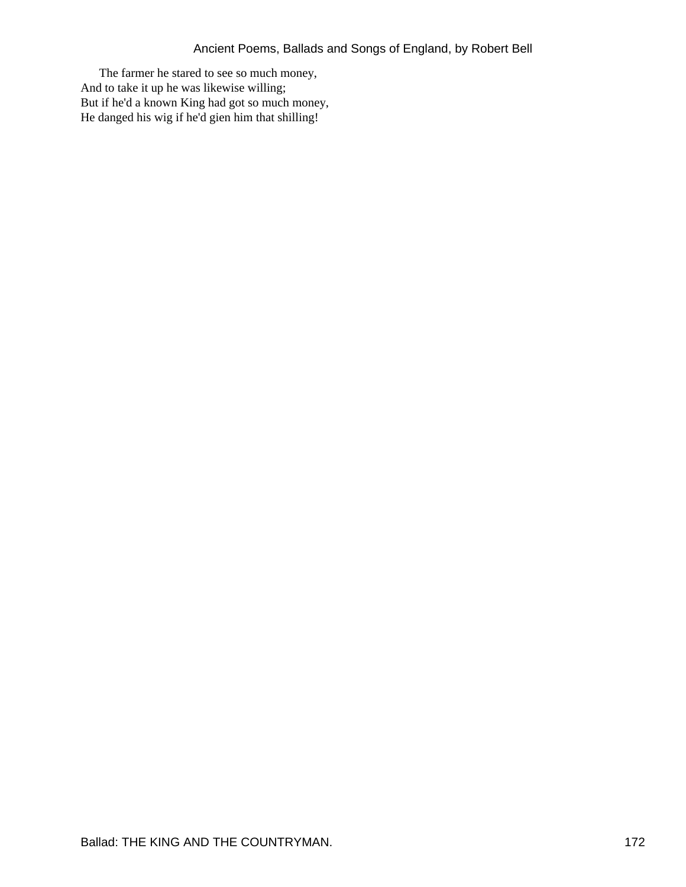The farmer he stared to see so much money,  
And to take it up he was likewise willing;  
But if he'd a known King had got so much money,  
He danged his wig if he'd gien him that shilling!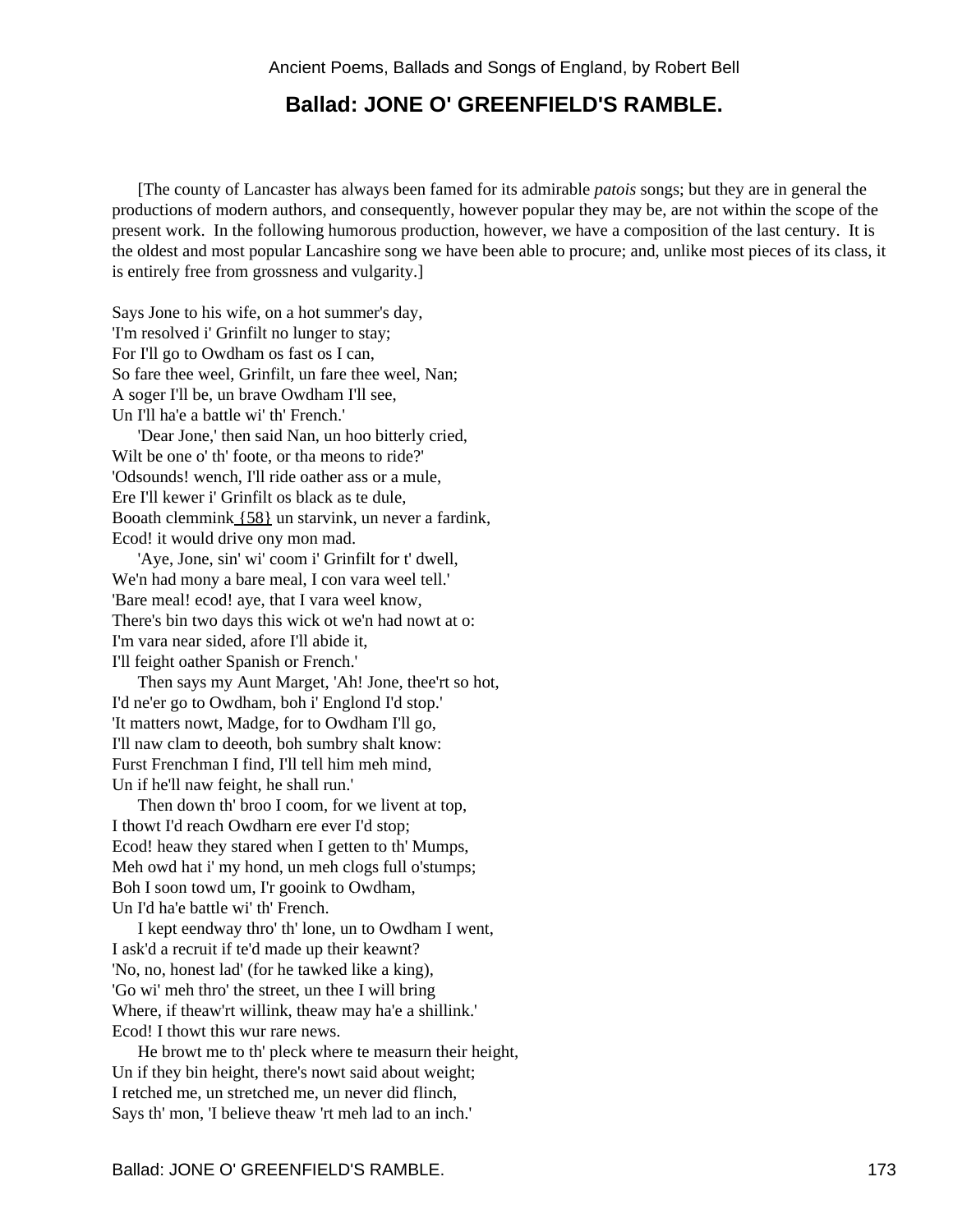## Ballad: JONE O' GREENFIELD'S RAMBLE.

[The county of Lancaster has always been famed for its admirable *patois* songs; but they are in general the productions of modern authors, and consequently, however popular they may be, are not within the scope of the present work. In the following humorous production, however, we have a composition of the last century. It is the oldest and most popular Lancashire song we have been able to procure; and, unlike most pieces of its class, it is entirely free from grossness and vulgarity.]

Says Jone to his wife, on a hot summer's day,
'I'm resolved i' Grinfilt no lunger to stay;
For I'll go to Owdham os fast os I can,
So fare thee weel, Grinfilt, un fare thee weel, Nan;
A soger I'll be, un brave Owdham I'll see,
Un I'll ha'e a battle wi' th' French.'

'Dear Jone,' then said Nan, un hoo bitterly cried,
Wilt be one o' th' foote, or tha meons to ride?'
'Odsounds! wench, I'll ride oather ass or a mule,
Ere I'll kewer i' Grinfilt os black as te dule,
Booath clemmink {58} un starvink, un never a fardink,
Ecod! it would drive ony mon mad.

'Aye, Jone, sin' wi' coom i' Grinfilt for t' dwell,
We'n had mony a bare meal, I con vara weel tell.'
'Bare meal! ecod! aye, that I vara weel know,
There's bin two days this wick ot we'n had nowt at o:
I'm vara near sided, afore I'll abide it,
I'll feight oather Spanish or French.'

Then says my Aunt Marget, 'Ah! Jone, thee'rt so hot,
I'd ne'er go to Owdham, boh i' Englond I'd stop.'
'It matters nowt, Madge, for to Owdham I'll go,
I'll naw clam to deeoth, boh sumbry shalt know:
Furst Frenchman I find, I'll tell him meh mind,
Un if he'll naw feight, he shall run.'

Then down th' broo I coom, for we livent at top,
I thowt I'd reach Owdharn ere ever I'd stop;
Ecod! heaw they stared when I getten to th' Mumps,
Meh owd hat i' my hond, un meh clogs full o'stumps;
Boh I soon towd um, I'r gooink to Owdham,
Un I'd ha'e battle wi' th' French.

I kept eendway thro' th' lone, un to Owdham I went,
I ask'd a recruit if te'd made up their keawnt?
'No, no, honest lad' (for he tawked like a king),
'Go wi' meh thro' the street, un thee I will bring
Where, if theaw'rt willink, theaw may ha'e a shillink.'
Ecod! I thowt this wur rare news.

He browt me to th' pleck where te measurn their height,
Un if they bin height, there's nowt said about weight;
I retched me, un stretched me, un never did flinch,
Says th' mon, 'I believe theaw 'rt meh lad to an inch.'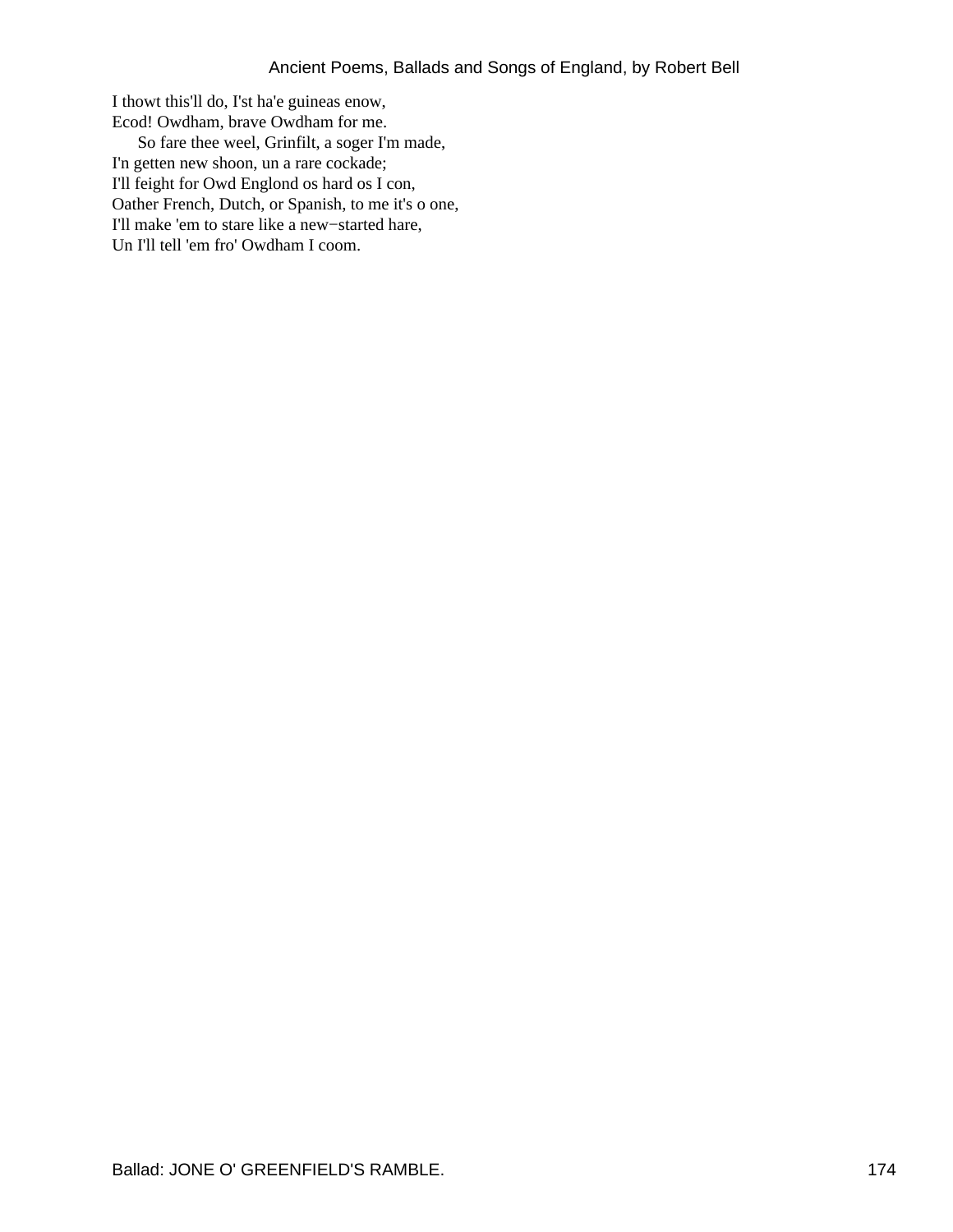I thowt this'll do, I'st ha'e guineas enow,  
Ecod! Owdham, brave Owdham for me.  
    So fare thee weel, Grinfilt, a soger I'm made,  
I'n getten new shoon, un a rare cockade;  
I'll feight for Owd Englond os hard os I con,  
Oather French, Dutch, or Spanish, to me it's o one,  
I'll make 'em to stare like a new−started hare,  
Un I'll tell 'em fro' Owdham I coom.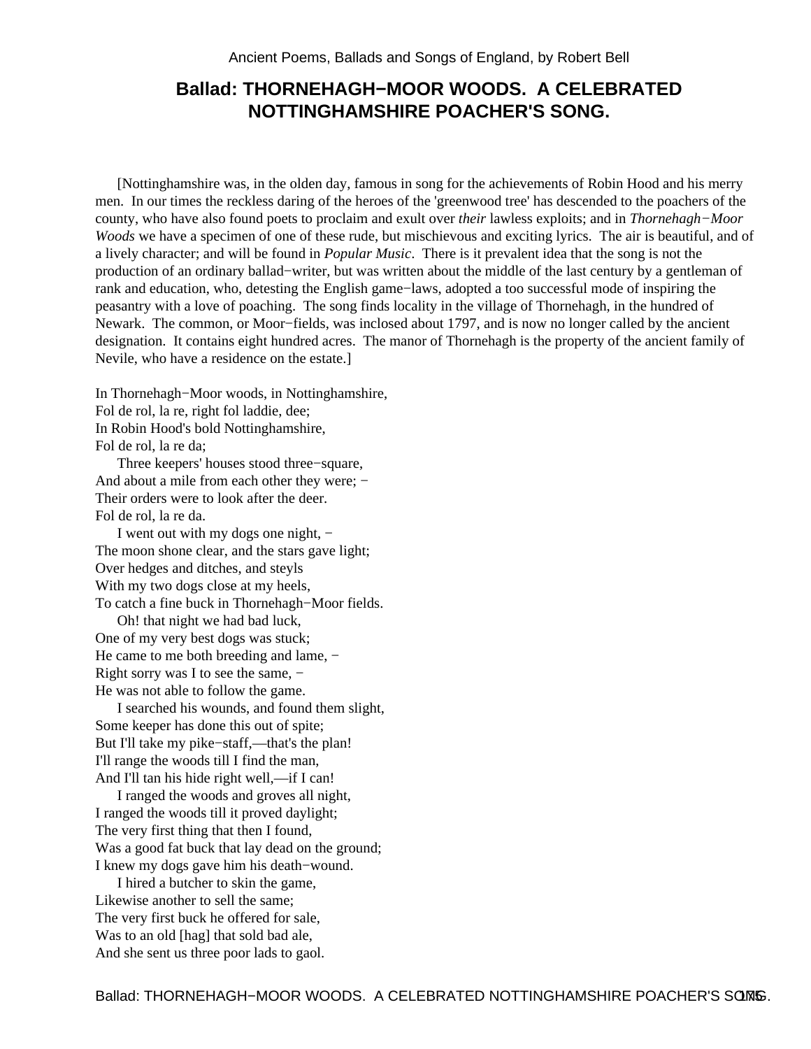## Ballad: THORNEHAGH−MOOR WOODS. A CELEBRATED NOTTINGHAMSHIRE POACHER'S SONG.

[Nottinghamshire was, in the olden day, famous in song for the achievements of Robin Hood and his merry men. In our times the reckless daring of the heroes of the 'greenwood tree' has descended to the poachers of the county, who have also found poets to proclaim and exult over *their* lawless exploits; and in *Thornehagh−Moor Woods* we have a specimen of one of these rude, but mischievous and exciting lyrics. The air is beautiful, and of a lively character; and will be found in *Popular Music*. There is it prevalent idea that the song is not the production of an ordinary ballad−writer, but was written about the middle of the last century by a gentleman of rank and education, who, detesting the English game−laws, adopted a too successful mode of inspiring the peasantry with a love of poaching. The song finds locality in the village of Thornehagh, in the hundred of Newark. The common, or Moor−fields, was inclosed about 1797, and is now no longer called by the ancient designation. It contains eight hundred acres. The manor of Thornehagh is the property of the ancient family of Nevile, who have a residence on the estate.]

In Thornehagh−Moor woods, in Nottinghamshire,
Fol de rol, la re, right fol laddie, dee;
In Robin Hood's bold Nottinghamshire,
Fol de rol, la re da;
Three keepers' houses stood three−square,
And about a mile from each other they were; −
Their orders were to look after the deer.
Fol de rol, la re da.

I went out with my dogs one night, −
The moon shone clear, and the stars gave light;
Over hedges and ditches, and steyls
With my two dogs close at my heels,
To catch a fine buck in Thornehagh−Moor fields.

Oh! that night we had bad luck,
One of my very best dogs was stuck;
He came to me both breeding and lame, −
Right sorry was I to see the same, −
He was not able to follow the game.

I searched his wounds, and found them slight,
Some keeper has done this out of spite;
But I'll take my pike−staff,—that's the plan!
I'll range the woods till I find the man,
And I'll tan his hide right well,—if I can!

I ranged the woods and groves all night,
I ranged the woods till it proved daylight;
The very first thing that then I found,
Was a good fat buck that lay dead on the ground;
I knew my dogs gave him his death−wound.

I hired a butcher to skin the game,
Likewise another to sell the same;
The very first buck he offered for sale,
Was to an old [hag] that sold bad ale,
And she sent us three poor lads to gaol.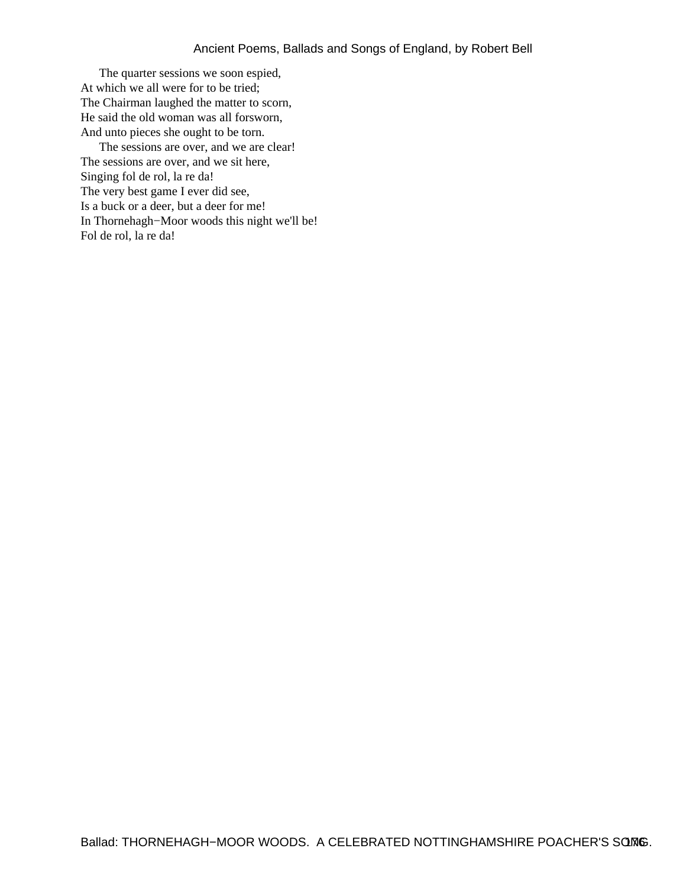The quarter sessions we soon espied,  
At which we all were for to be tried;  
The Chairman laughed the matter to scorn,  
He said the old woman was all forsworn,  
And unto pieces she ought to be torn.

The sessions are over, and we are clear!  
The sessions are over, and we sit here,  
Singing fol de rol, la re da!  
The very best game I ever did see,  
Is a buck or a deer, but a deer for me!  
In Thornehagh−Moor woods this night we'll be!  
Fol de rol, la re da!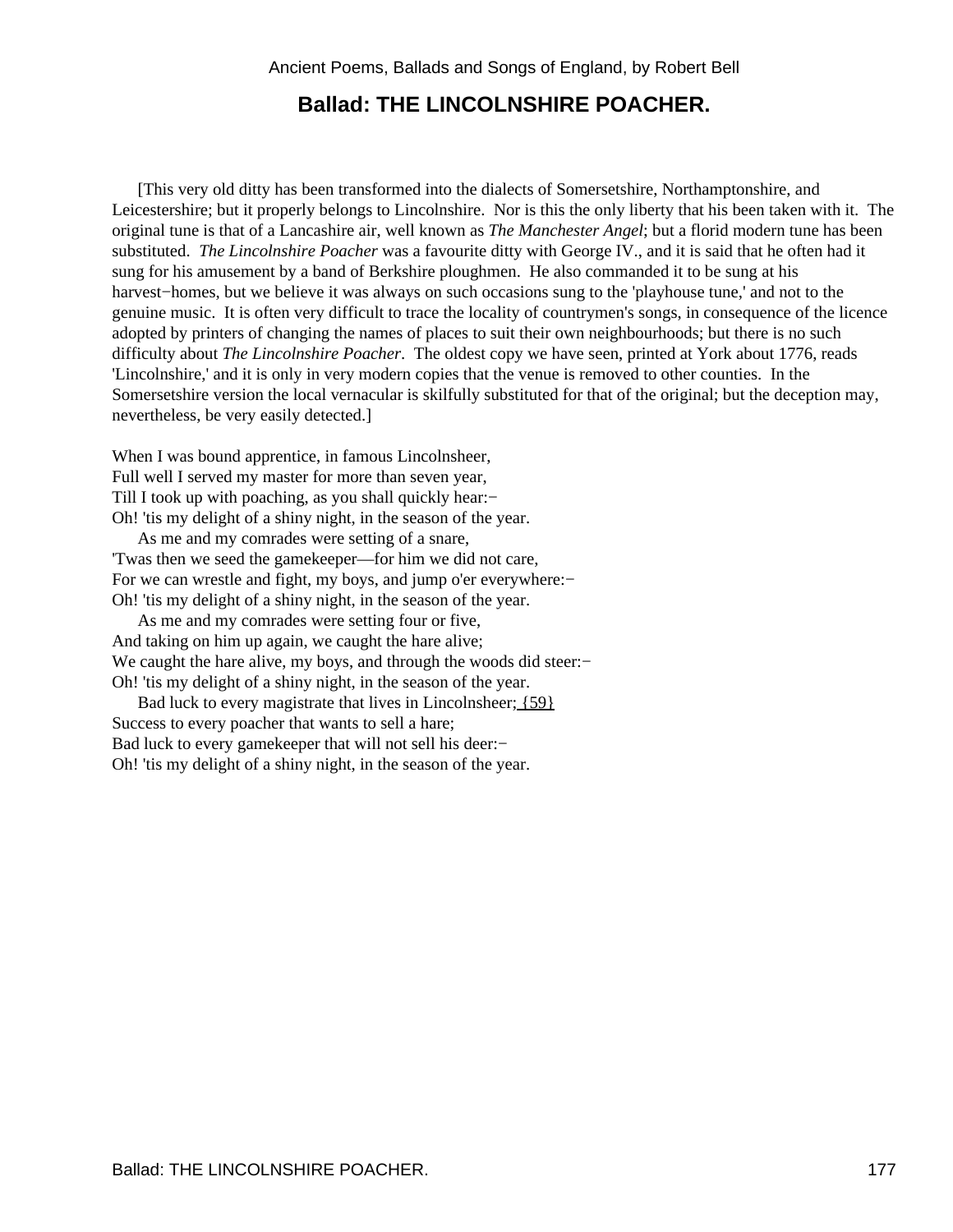## Ballad: THE LINCOLNSHIRE POACHER.

[This very old ditty has been transformed into the dialects of Somersetshire, Northamptonshire, and Leicestershire; but it properly belongs to Lincolnshire. Nor is this the only liberty that his been taken with it. The original tune is that of a Lancashire air, well known as *The Manchester Angel*; but a florid modern tune has been substituted. *The Lincolnshire Poacher* was a favourite ditty with George IV., and it is said that he often had it sung for his amusement by a band of Berkshire ploughmen. He also commanded it to be sung at his harvest−homes, but we believe it was always on such occasions sung to the 'playhouse tune,' and not to the genuine music. It is often very difficult to trace the locality of countrymen's songs, in consequence of the licence adopted by printers of changing the names of places to suit their own neighbourhoods; but there is no such difficulty about *The Lincolnshire Poacher*. The oldest copy we have seen, printed at York about 1776, reads 'Lincolnshire,' and it is only in very modern copies that the venue is removed to other counties. In the Somersetshire version the local vernacular is skilfully substituted for that of the original; but the deception may, nevertheless, be very easily detected.]

When I was bound apprentice, in famous Lincolnsheer,
Full well I served my master for more than seven year,
Till I took up with poaching, as you shall quickly hear:−
Oh! 'tis my delight of a shiny night, in the season of the year.
 As me and my comrades were setting of a snare,
'Twas then we seed the gamekeeper—for him we did not care,
For we can wrestle and fight, my boys, and jump o'er everywhere:−
Oh! 'tis my delight of a shiny night, in the season of the year.
 As me and my comrades were setting four or five,
And taking on him up again, we caught the hare alive;
We caught the hare alive, my boys, and through the woods did steer:−
Oh! 'tis my delight of a shiny night, in the season of the year.
 Bad luck to every magistrate that lives in Lincolnsheer; {59}
Success to every poacher that wants to sell a hare;
Bad luck to every gamekeeper that will not sell his deer:−
Oh! 'tis my delight of a shiny night, in the season of the year.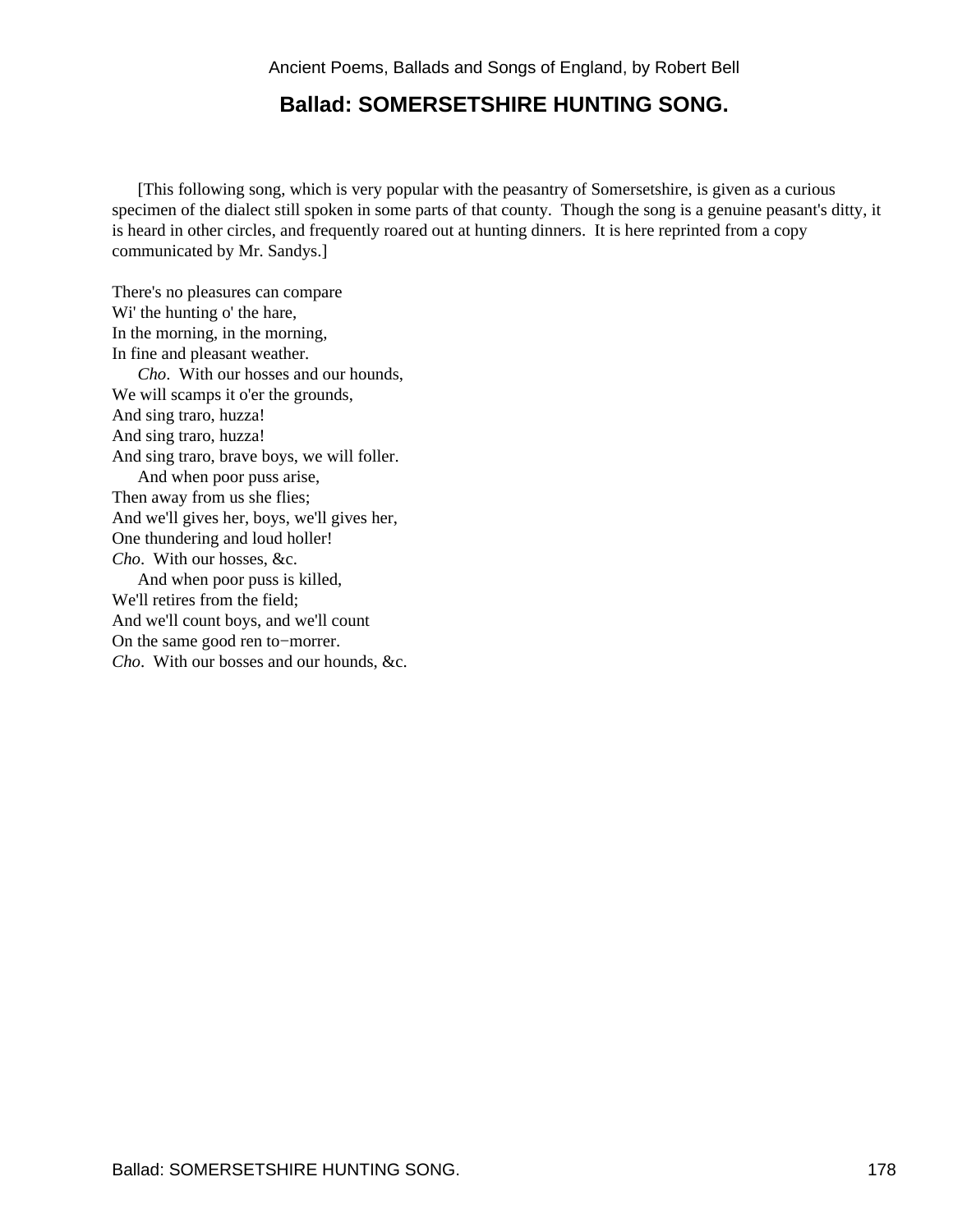## Ballad: SOMERSETSHIRE HUNTING SONG.

[This following song, which is very popular with the peasantry of Somersetshire, is given as a curious specimen of the dialect still spoken in some parts of that county. Though the song is a genuine peasant's ditty, it is heard in other circles, and frequently roared out at hunting dinners. It is here reprinted from a copy communicated by Mr. Sandys.]

There's no pleasures can compare
Wi' the hunting o' the hare,
In the morning, in the morning,
In fine and pleasant weather.
*Cho*. With our hosses and our hounds,
We will scamps it o'er the grounds,
And sing traro, huzza!
And sing traro, huzza!
And sing traro, brave boys, we will foller.
And when poor puss arise,
Then away from us she flies;
And we'll gives her, boys, we'll gives her,
One thundering and loud holler!
*Cho*. With our hosses, &c.
And when poor puss is killed,
We'll retires from the field;
And we'll count boys, and we'll count
On the same good ren to−morrer.
*Cho*. With our bosses and our hounds, &c.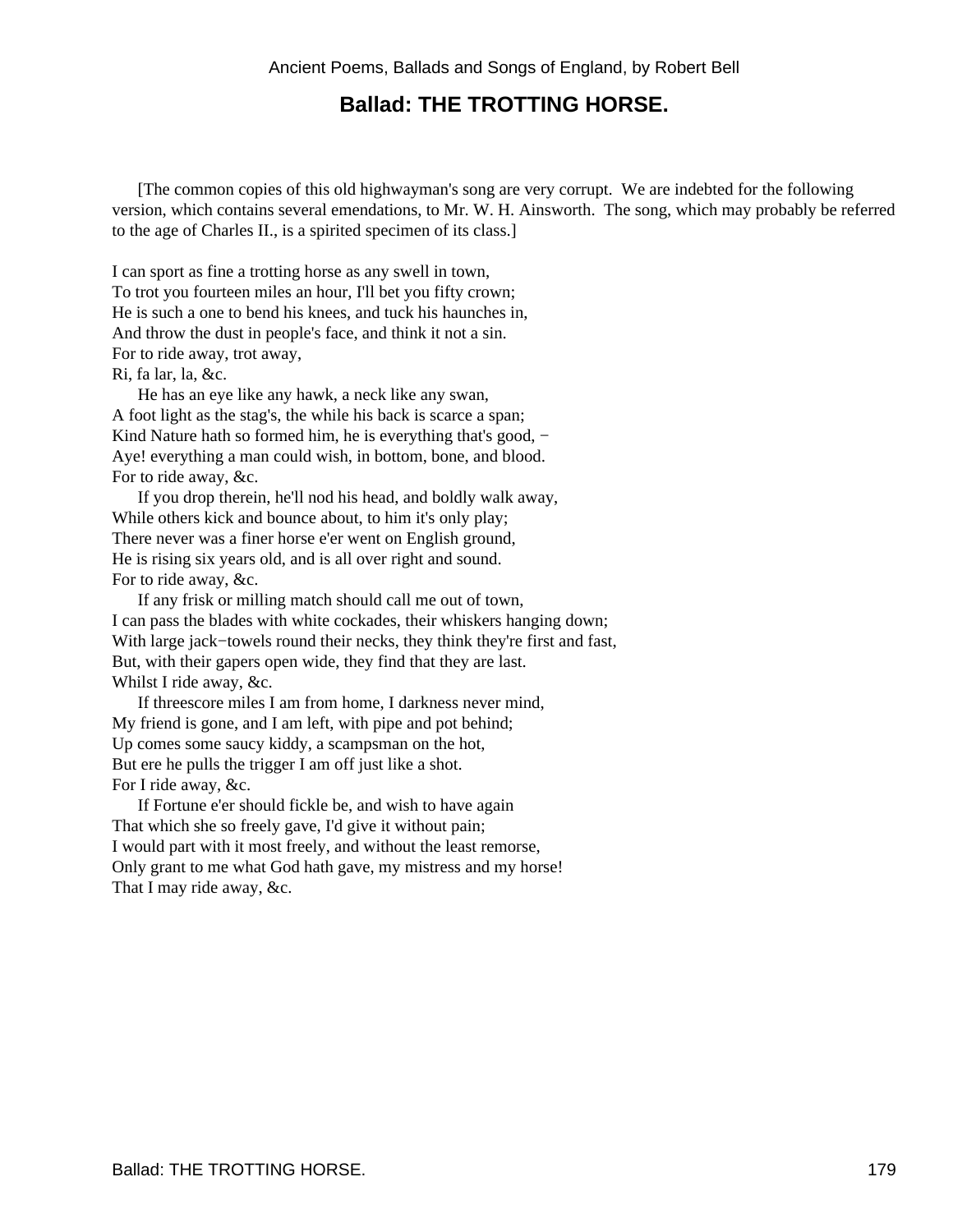## Ballad: THE TROTTING HORSE.

[The common copies of this old highwayman's song are very corrupt. We are indebted for the following version, which contains several emendations, to Mr. W. H. Ainsworth. The song, which may probably be referred to the age of Charles II., is a spirited specimen of its class.]

I can sport as fine a trotting horse as any swell in town,
To trot you fourteen miles an hour, I'll bet you fifty crown;
He is such a one to bend his knees, and tuck his haunches in,
And throw the dust in people's face, and think it not a sin.
For to ride away, trot away,
Ri, fa lar, la, &c.

He has an eye like any hawk, a neck like any swan,
A foot light as the stag's, the while his back is scarce a span;
Kind Nature hath so formed him, he is everything that's good, −
Aye! everything a man could wish, in bottom, bone, and blood.
For to ride away, &c.

If you drop therein, he'll nod his head, and boldly walk away,
While others kick and bounce about, to him it's only play;
There never was a finer horse e'er went on English ground,
He is rising six years old, and is all over right and sound.
For to ride away, &c.

If any frisk or milling match should call me out of town,
I can pass the blades with white cockades, their whiskers hanging down;
With large jack−towels round their necks, they think they're first and fast,
But, with their gapers open wide, they find that they are last.
Whilst I ride away, &c.

If threescore miles I am from home, I darkness never mind,
My friend is gone, and I am left, with pipe and pot behind;
Up comes some saucy kiddy, a scampsman on the hot,
But ere he pulls the trigger I am off just like a shot.
For I ride away, &c.

If Fortune e'er should fickle be, and wish to have again
That which she so freely gave, I'd give it without pain;
I would part with it most freely, and without the least remorse,
Only grant to me what God hath gave, my mistress and my horse!
That I may ride away, &c.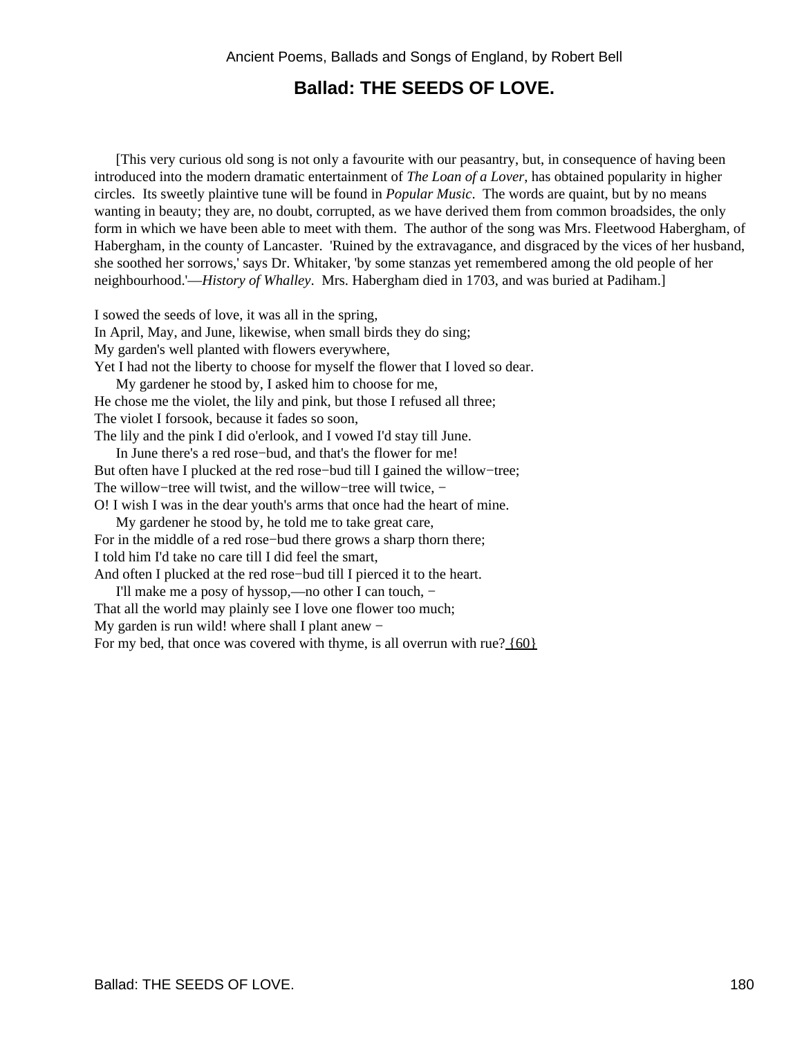## Ballad: THE SEEDS OF LOVE.

[This very curious old song is not only a favourite with our peasantry, but, in consequence of having been introduced into the modern dramatic entertainment of *The Loan of a Lover*, has obtained popularity in higher circles. Its sweetly plaintive tune will be found in *Popular Music*. The words are quaint, but by no means wanting in beauty; they are, no doubt, corrupted, as we have derived them from common broadsides, the only form in which we have been able to meet with them. The author of the song was Mrs. Fleetwood Habergham, of Habergham, in the county of Lancaster. 'Ruined by the extravagance, and disgraced by the vices of her husband, she soothed her sorrows,' says Dr. Whitaker, 'by some stanzas yet remembered among the old people of her neighbourhood.'—*History of Whalley*. Mrs. Habergham died in 1703, and was buried at Padiham.]

I sowed the seeds of love, it was all in the spring,
In April, May, and June, likewise, when small birds they do sing;
My garden's well planted with flowers everywhere,
Yet I had not the liberty to choose for myself the flower that I loved so dear.

My gardener he stood by, I asked him to choose for me,
He chose me the violet, the lily and pink, but those I refused all three;
The violet I forsook, because it fades so soon,
The lily and the pink I did o'erlook, and I vowed I'd stay till June.

In June there's a red rose−bud, and that's the flower for me!
But often have I plucked at the red rose−bud till I gained the willow−tree;
The willow−tree will twist, and the willow−tree will twice, −
O! I wish I was in the dear youth's arms that once had the heart of mine.

My gardener he stood by, he told me to take great care,
For in the middle of a red rose−bud there grows a sharp thorn there;
I told him I'd take no care till I did feel the smart,
And often I plucked at the red rose−bud till I pierced it to the heart.

I'll make me a posy of hyssop,—no other I can touch, −
That all the world may plainly see I love one flower too much;
My garden is run wild! where shall I plant anew −
For my bed, that once was covered with thyme, is all overrun with rue? {60}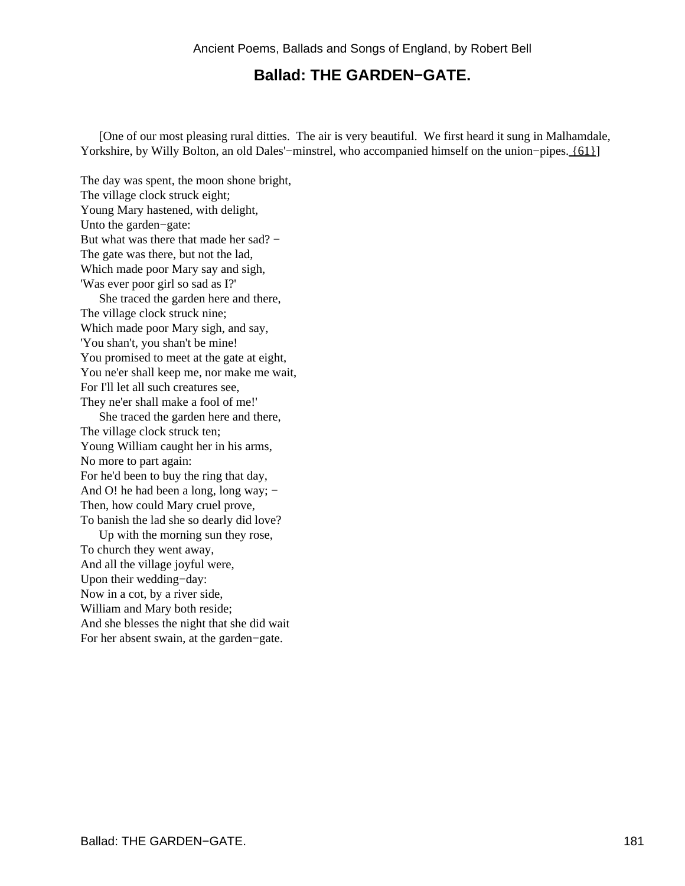## Ballad: THE GARDEN−GATE.

[One of our most pleasing rural ditties. The air is very beautiful. We first heard it sung in Malhamdale, Yorkshire, by Willy Bolton, an old Dales'−minstrel, who accompanied himself on the union−pipes. {61}]

The day was spent, the moon shone bright,
The village clock struck eight;
Young Mary hastened, with delight,
Unto the garden−gate:
But what was there that made her sad? −
The gate was there, but not the lad,
Which made poor Mary say and sigh,
'Was ever poor girl so sad as I?'

She traced the garden here and there,
The village clock struck nine;
Which made poor Mary sigh, and say,
'You shan't, you shan't be mine!
You promised to meet at the gate at eight,
You ne'er shall keep me, nor make me wait,
For I'll let all such creatures see,
They ne'er shall make a fool of me!'

She traced the garden here and there,
The village clock struck ten;
Young William caught her in his arms,
No more to part again:
For he'd been to buy the ring that day,
And O! he had been a long, long way; −
Then, how could Mary cruel prove,
To banish the lad she so dearly did love?

Up with the morning sun they rose,
To church they went away,
And all the village joyful were,
Upon their wedding−day:
Now in a cot, by a river side,
William and Mary both reside;
And she blesses the night that she did wait
For her absent swain, at the garden−gate.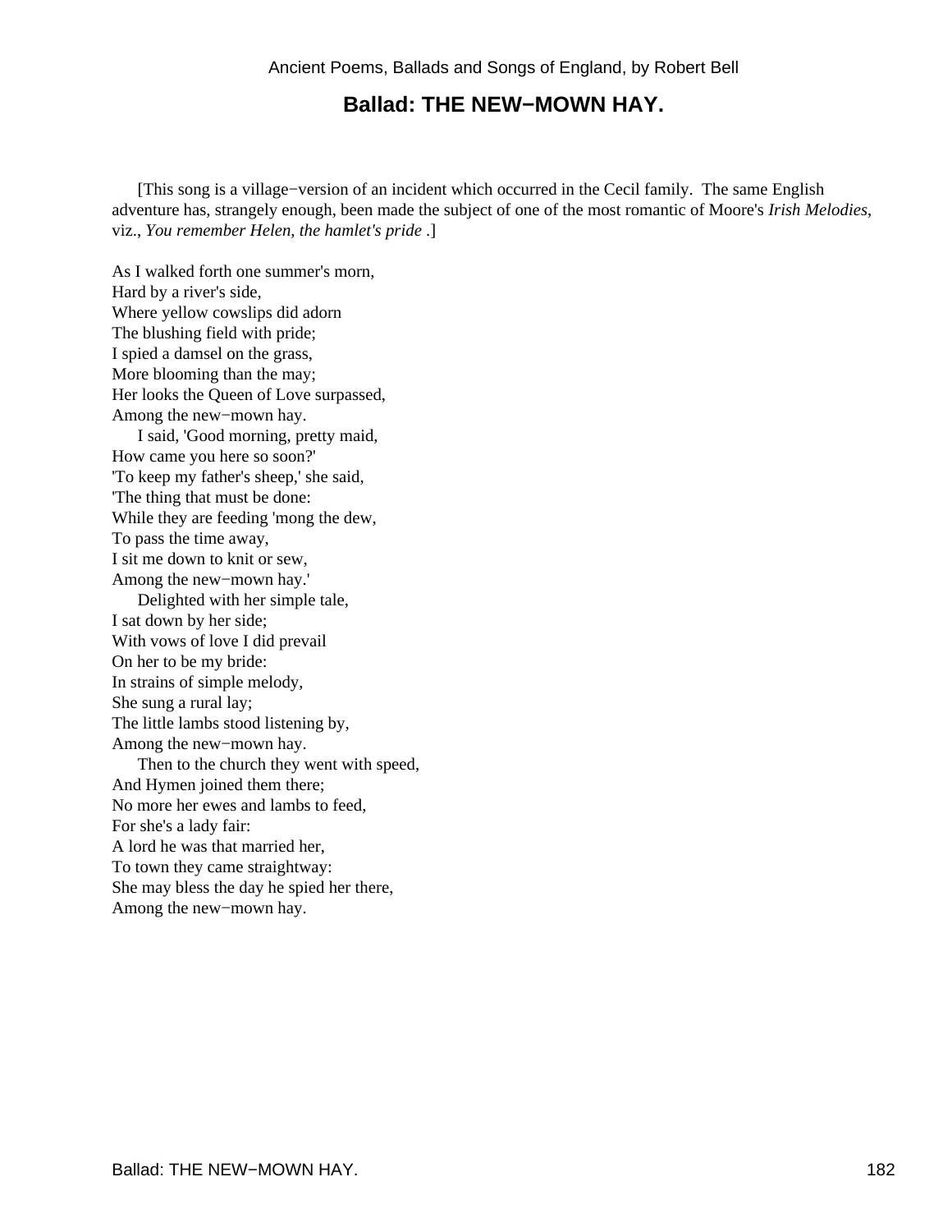## Ballad: THE NEW−MOWN HAY.

[This song is a village−version of an incident which occurred in the Cecil family. The same English adventure has, strangely enough, been made the subject of one of the most romantic of Moore's *Irish Melodies*, viz., *You remember Helen, the hamlet's pride* .]

As I walked forth one summer's morn,
Hard by a river's side,
Where yellow cowslips did adorn
The blushing field with pride;
I spied a damsel on the grass,
More blooming than the may;
Her looks the Queen of Love surpassed,
Among the new−mown hay.

I said, 'Good morning, pretty maid,
How came you here so soon?'
'To keep my father's sheep,' she said,
'The thing that must be done:
While they are feeding 'mong the dew,
To pass the time away,
I sit me down to knit or sew,
Among the new−mown hay.'

Delighted with her simple tale,
I sat down by her side;
With vows of love I did prevail
On her to be my bride:
In strains of simple melody,
She sung a rural lay;
The little lambs stood listening by,
Among the new−mown hay.

Then to the church they went with speed,
And Hymen joined them there;
No more her ewes and lambs to feed,
For she's a lady fair:
A lord he was that married her,
To town they came straightway:
She may bless the day he spied her there,
Among the new−mown hay.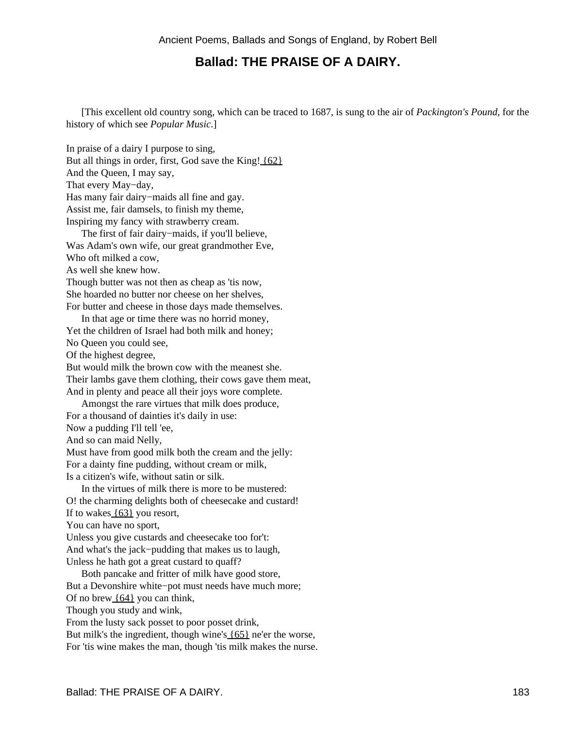## Ballad: THE PRAISE OF A DAIRY.

[This excellent old country song, which can be traced to 1687, is sung to the air of *Packington's Pound*, for the history of which see *Popular Music*.]

In praise of a dairy I purpose to sing,
But all things in order, first, God save the King! {62}
And the Queen, I may say,
That every May−day,
Has many fair dairy−maids all fine and gay.
Assist me, fair damsels, to finish my theme,
Inspiring my fancy with strawberry cream.

The first of fair dairy−maids, if you'll believe,
Was Adam's own wife, our great grandmother Eve,
Who oft milked a cow,
As well she knew how.
Though butter was not then as cheap as 'tis now,
She hoarded no butter nor cheese on her shelves,
For butter and cheese in those days made themselves.

In that age or time there was no horrid money,
Yet the children of Israel had both milk and honey;
No Queen you could see,
Of the highest degree,
But would milk the brown cow with the meanest she.
Their lambs gave them clothing, their cows gave them meat,
And in plenty and peace all their joys wore complete.

Amongst the rare virtues that milk does produce,
For a thousand of dainties it's daily in use:
Now a pudding I'll tell 'ee,
And so can maid Nelly,
Must have from good milk both the cream and the jelly:
For a dainty fine pudding, without cream or milk,
Is a citizen's wife, without satin or silk.

In the virtues of milk there is more to be mustered:
O! the charming delights both of cheesecake and custard!
If to wakes {63} you resort,
You can have no sport,
Unless you give custards and cheesecake too for't:
And what's the jack−pudding that makes us to laugh,
Unless he hath got a great custard to quaff?

Both pancake and fritter of milk have good store,
But a Devonshire white−pot must needs have much more;
Of no brew {64} you can think,
Though you study and wink,
From the lusty sack posset to poor posset drink,
But milk's the ingredient, though wine's {65} ne'er the worse,
For 'tis wine makes the man, though 'tis milk makes the nurse.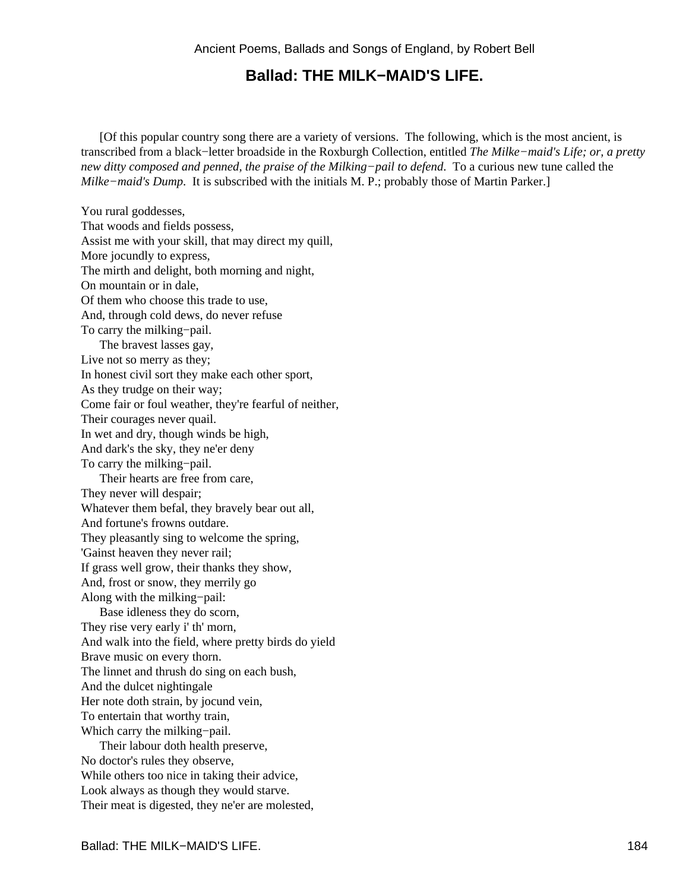## Ballad: THE MILK−MAID'S LIFE.

[Of this popular country song there are a variety of versions. The following, which is the most ancient, is transcribed from a black−letter broadside in the Roxburgh Collection, entitled *The Milke−maid's Life; or, a pretty new ditty composed and penned, the praise of the Milking−pail to defend.* To a curious new tune called the *Milke−maid's Dump*. It is subscribed with the initials M. P.; probably those of Martin Parker.]

You rural goddesses,
That woods and fields possess,
Assist me with your skill, that may direct my quill,
More jocundly to express,
The mirth and delight, both morning and night,
On mountain or in dale,
Of them who choose this trade to use,
And, through cold dews, do never refuse
To carry the milking−pail.

The bravest lasses gay,
Live not so merry as they;
In honest civil sort they make each other sport,
As they trudge on their way;
Come fair or foul weather, they're fearful of neither,
Their courages never quail.
In wet and dry, though winds be high,
And dark's the sky, they ne'er deny
To carry the milking−pail.

Their hearts are free from care,
They never will despair;
Whatever them befal, they bravely bear out all,
And fortune's frowns outdare.
They pleasantly sing to welcome the spring,
'Gainst heaven they never rail;
If grass well grow, their thanks they show,
And, frost or snow, they merrily go
Along with the milking−pail:

Base idleness they do scorn,
They rise very early i' th' morn,
And walk into the field, where pretty birds do yield
Brave music on every thorn.
The linnet and thrush do sing on each bush,
And the dulcet nightingale
Her note doth strain, by jocund vein,
To entertain that worthy train,
Which carry the milking−pail.

Their labour doth health preserve,
No doctor's rules they observe,
While others too nice in taking their advice,
Look always as though they would starve.
Their meat is digested, they ne'er are molested,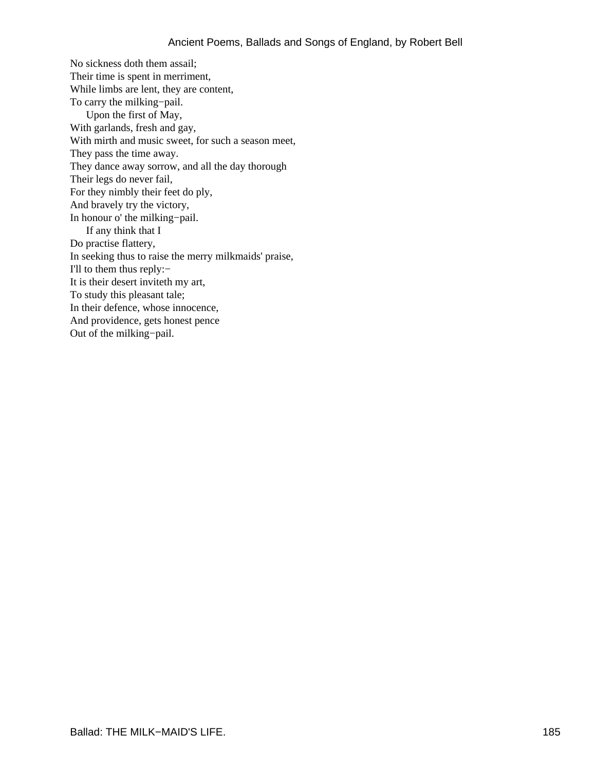No sickness doth them assail;  
Their time is spent in merriment,  
While limbs are lent, they are content,  
To carry the milking−pail.

Upon the first of May,  
With garlands, fresh and gay,  
With mirth and music sweet, for such a season meet,  
They pass the time away.  
They dance away sorrow, and all the day thorough  
Their legs do never fail,  
For they nimbly their feet do ply,  
And bravely try the victory,  
In honour o' the milking−pail.

If any think that I  
Do practise flattery,  
In seeking thus to raise the merry milkmaids' praise,  
I'll to them thus reply:−  
It is their desert inviteth my art,  
To study this pleasant tale;  
In their defence, whose innocence,  
And providence, gets honest pence  
Out of the milking−pail.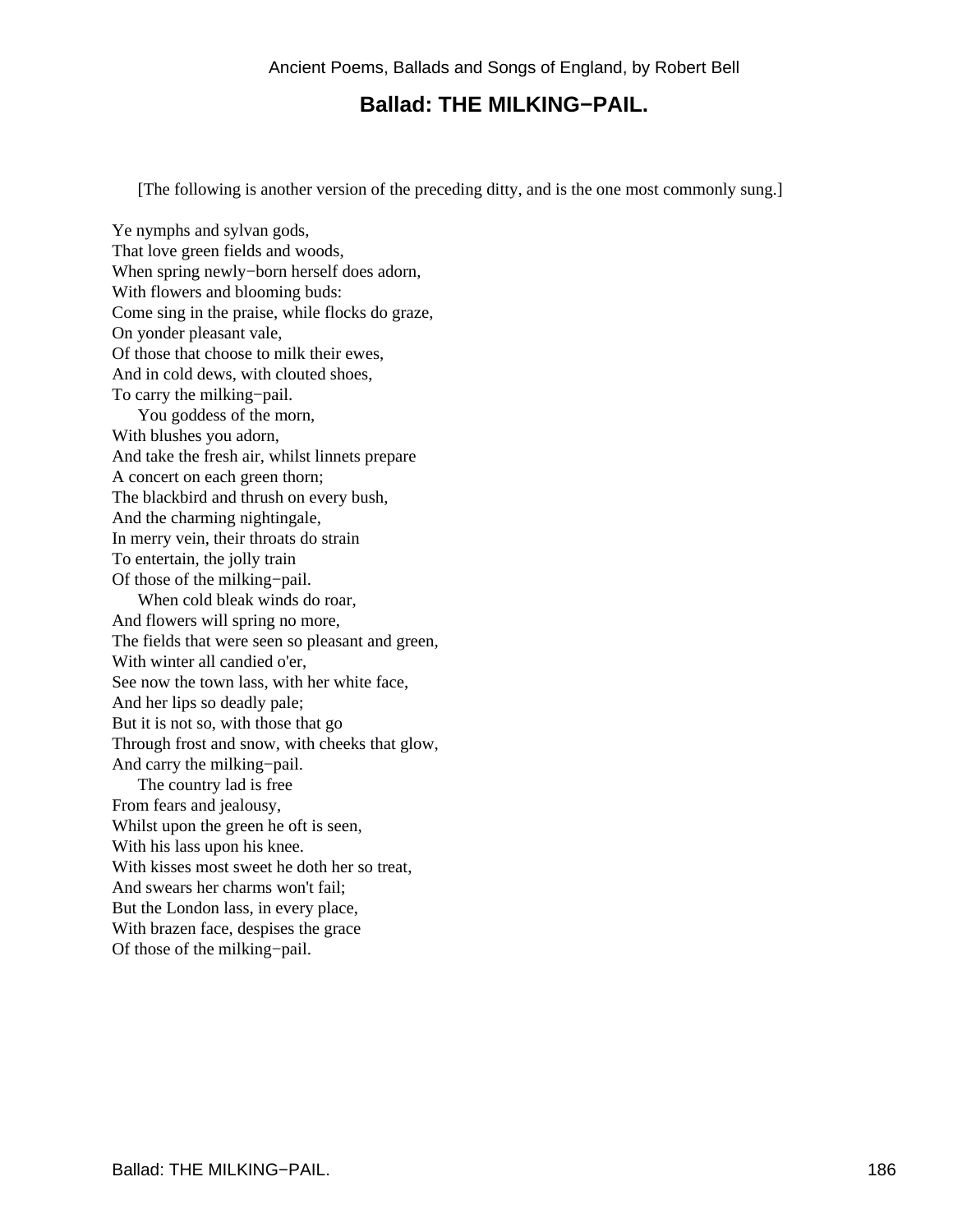## Ballad: THE MILKING−PAIL.

[The following is another version of the preceding ditty, and is the one most commonly sung.]

Ye nymphs and sylvan gods,  
That love green fields and woods,  
When spring newly−born herself does adorn,  
With flowers and blooming buds:  
Come sing in the praise, while flocks do graze,  
On yonder pleasant vale,  
Of those that choose to milk their ewes,  
And in cold dews, with clouted shoes,  
To carry the milking−pail.

You goddess of the morn,  
With blushes you adorn,  
And take the fresh air, whilst linnets prepare  
A concert on each green thorn;  
The blackbird and thrush on every bush,  
And the charming nightingale,  
In merry vein, their throats do strain  
To entertain, the jolly train  
Of those of the milking−pail.

When cold bleak winds do roar,  
And flowers will spring no more,  
The fields that were seen so pleasant and green,  
With winter all candied o'er,  
See now the town lass, with her white face,  
And her lips so deadly pale;  
But it is not so, with those that go  
Through frost and snow, with cheeks that glow,  
And carry the milking−pail.

The country lad is free  
From fears and jealousy,  
Whilst upon the green he oft is seen,  
With his lass upon his knee.  
With kisses most sweet he doth her so treat,  
And swears her charms won't fail;  
But the London lass, in every place,  
With brazen face, despises the grace  
Of those of the milking−pail.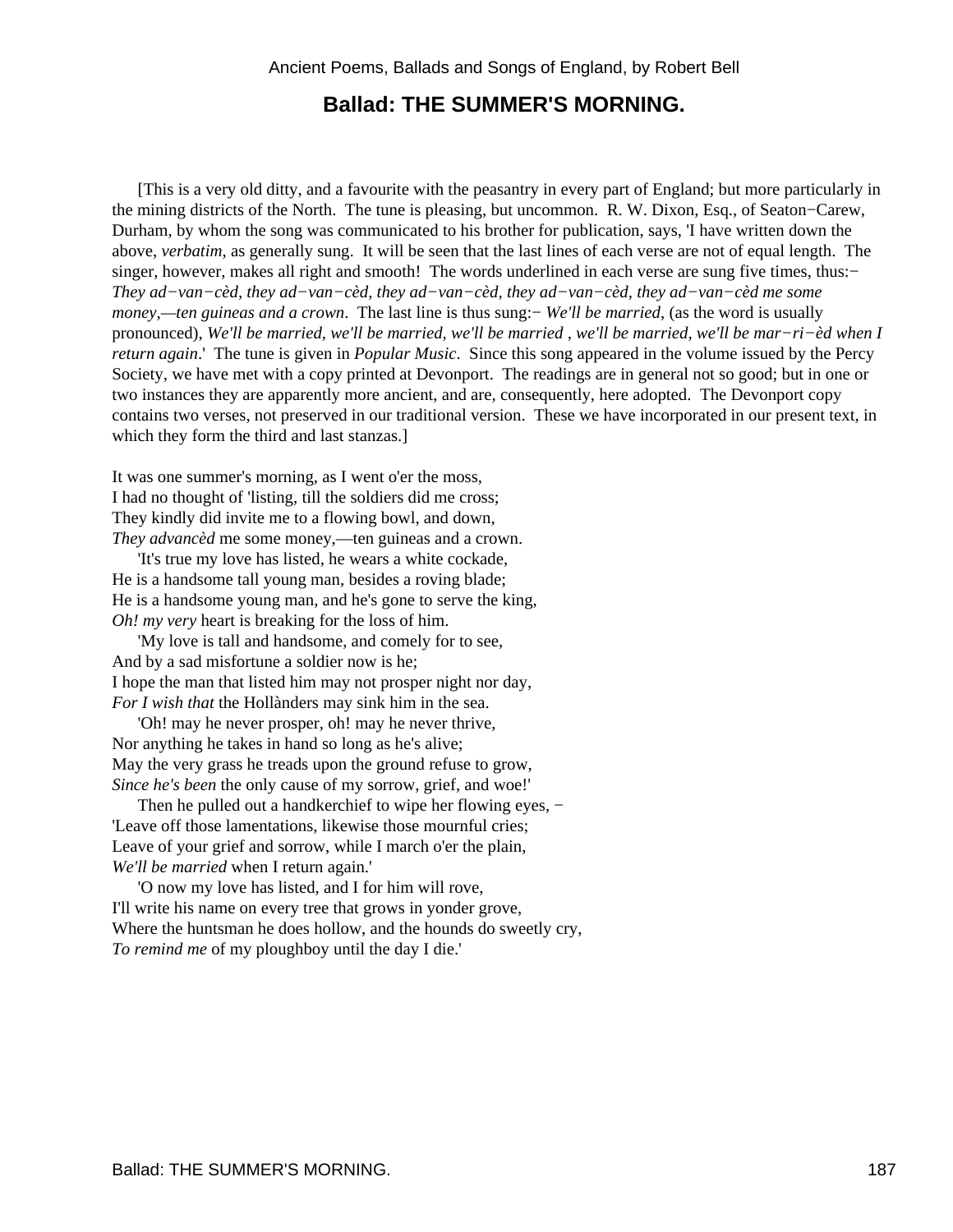## Ballad: THE SUMMER'S MORNING.

[This is a very old ditty, and a favourite with the peasantry in every part of England; but more particularly in the mining districts of the North. The tune is pleasing, but uncommon. R. W. Dixon, Esq., of Seaton−Carew, Durham, by whom the song was communicated to his brother for publication, says, 'I have written down the above, *verbatim*, as generally sung. It will be seen that the last lines of each verse are not of equal length. The singer, however, makes all right and smooth! The words underlined in each verse are sung five times, thus:− *They ad−van−cèd, they ad−van−cèd, they ad−van−cèd, they ad−van−cèd, they ad−van−cèd me some money,—ten guineas and a crown*. The last line is thus sung:− *We'll be married*, (as the word is usually pronounced), *We'll be married, we'll be married, we'll be married , we'll be married, we'll be mar−ri−èd when I return again*.' The tune is given in *Popular Music*. Since this song appeared in the volume issued by the Percy Society, we have met with a copy printed at Devonport. The readings are in general not so good; but in one or two instances they are apparently more ancient, and are, consequently, here adopted. The Devonport copy contains two verses, not preserved in our traditional version. These we have incorporated in our present text, in which they form the third and last stanzas.]

It was one summer's morning, as I went o'er the moss,  
I had no thought of 'listing, till the soldiers did me cross;  
They kindly did invite me to a flowing bowl, and down,  
*They advancèd* me some money,—ten guineas and a crown.

'It's true my love has listed, he wears a white cockade,  
He is a handsome tall young man, besides a roving blade;  
He is a handsome young man, and he's gone to serve the king,  
*Oh! my very* heart is breaking for the loss of him.

'My love is tall and handsome, and comely for to see,  
And by a sad misfortune a soldier now is he;  
I hope the man that listed him may not prosper night nor day,  
*For I wish that* the Hollànders may sink him in the sea.

'Oh! may he never prosper, oh! may he never thrive,  
Nor anything he takes in hand so long as he's alive;  
May the very grass he treads upon the ground refuse to grow,  
*Since he's been* the only cause of my sorrow, grief, and woe!'

Then he pulled out a handkerchief to wipe her flowing eyes, −  
'Leave off those lamentations, likewise those mournful cries;  
Leave of your grief and sorrow, while I march o'er the plain,  
*We'll be married* when I return again.'

'O now my love has listed, and I for him will rove,  
I'll write his name on every tree that grows in yonder grove,  
Where the huntsman he does hollow, and the hounds do sweetly cry,  
*To remind me* of my ploughboy until the day I die.'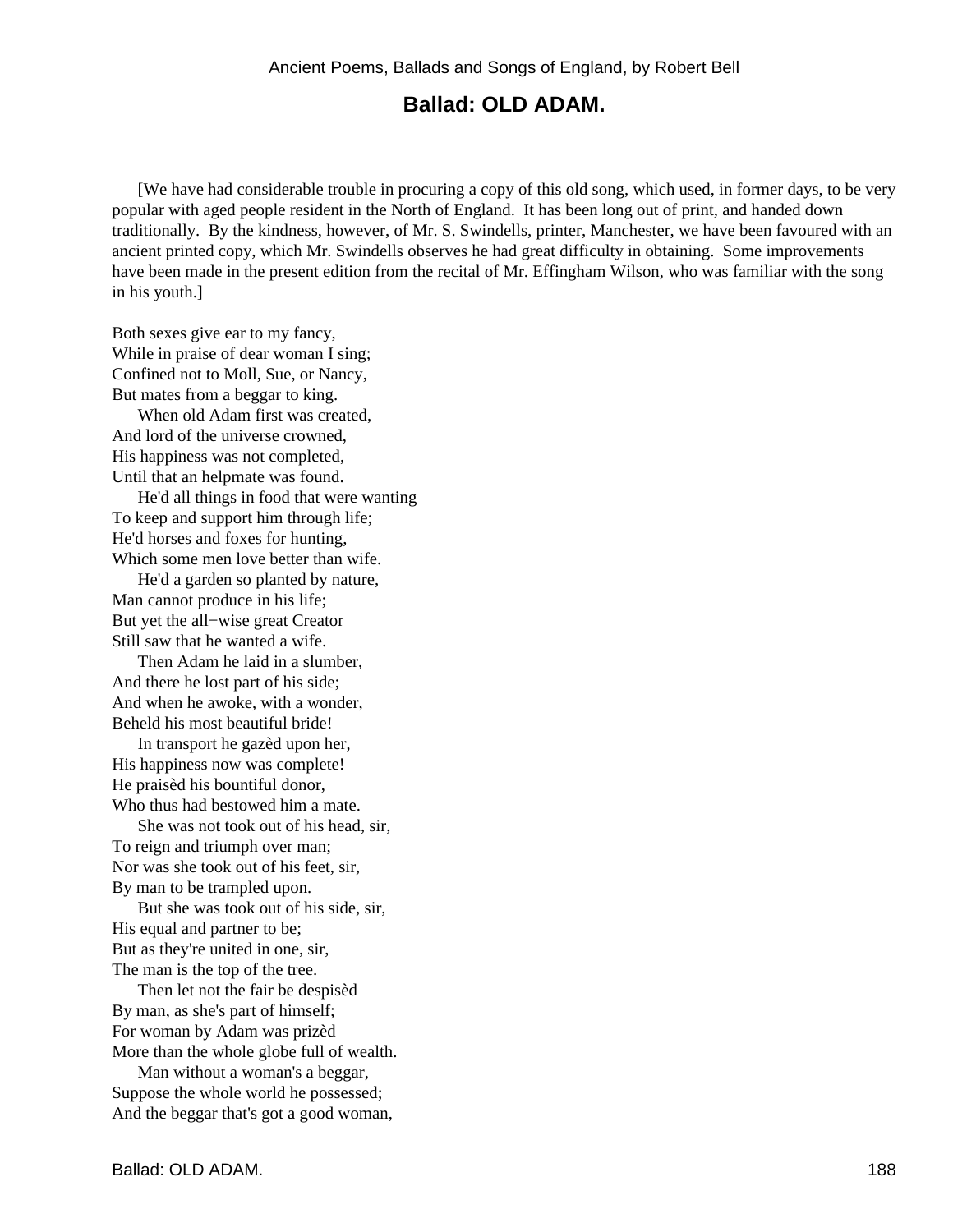## Ballad: OLD ADAM.

[We have had considerable trouble in procuring a copy of this old song, which used, in former days, to be very popular with aged people resident in the North of England. It has been long out of print, and handed down traditionally. By the kindness, however, of Mr. S. Swindells, printer, Manchester, we have been favoured with an ancient printed copy, which Mr. Swindells observes he had great difficulty in obtaining. Some improvements have been made in the present edition from the recital of Mr. Effingham Wilson, who was familiar with the song in his youth.]

Both sexes give ear to my fancy,  
While in praise of dear woman I sing;  
Confined not to Moll, Sue, or Nancy,  
But mates from a beggar to king.

When old Adam first was created,  
And lord of the universe crowned,  
His happiness was not completed,  
Until that an helpmate was found.

He'd all things in food that were wanting  
To keep and support him through life;  
He'd horses and foxes for hunting,  
Which some men love better than wife.

He'd a garden so planted by nature,  
Man cannot produce in his life;  
But yet the all−wise great Creator  
Still saw that he wanted a wife.

Then Adam he laid in a slumber,  
And there he lost part of his side;  
And when he awoke, with a wonder,  
Beheld his most beautiful bride!

In transport he gazèd upon her,  
His happiness now was complete!  
He praisèd his bountiful donor,  
Who thus had bestowed him a mate.

She was not took out of his head, sir,  
To reign and triumph over man;  
Nor was she took out of his feet, sir,  
By man to be trampled upon.

But she was took out of his side, sir,  
His equal and partner to be;  
But as they're united in one, sir,  
The man is the top of the tree.

Then let not the fair be despisèd  
By man, as she's part of himself;  
For woman by Adam was prizèd  
More than the whole globe full of wealth.

Man without a woman's a beggar,  
Suppose the whole world he possessed;  
And the beggar that's got a good woman,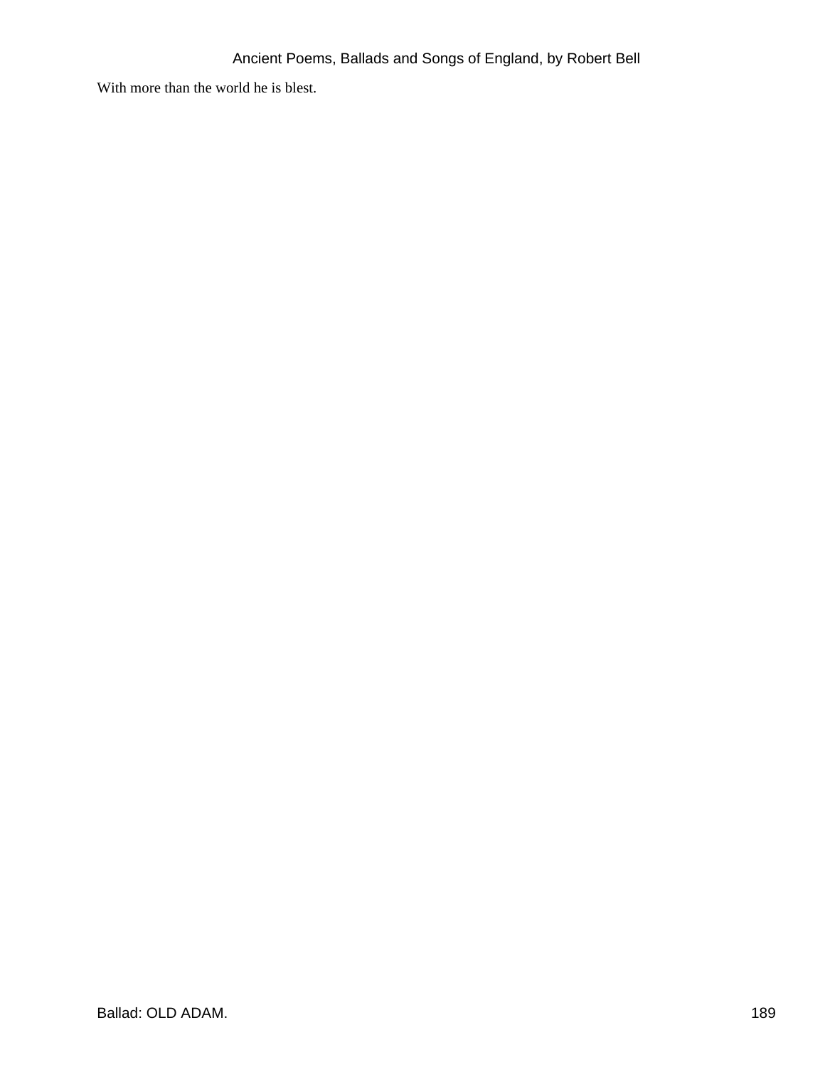With more than the world he is blest.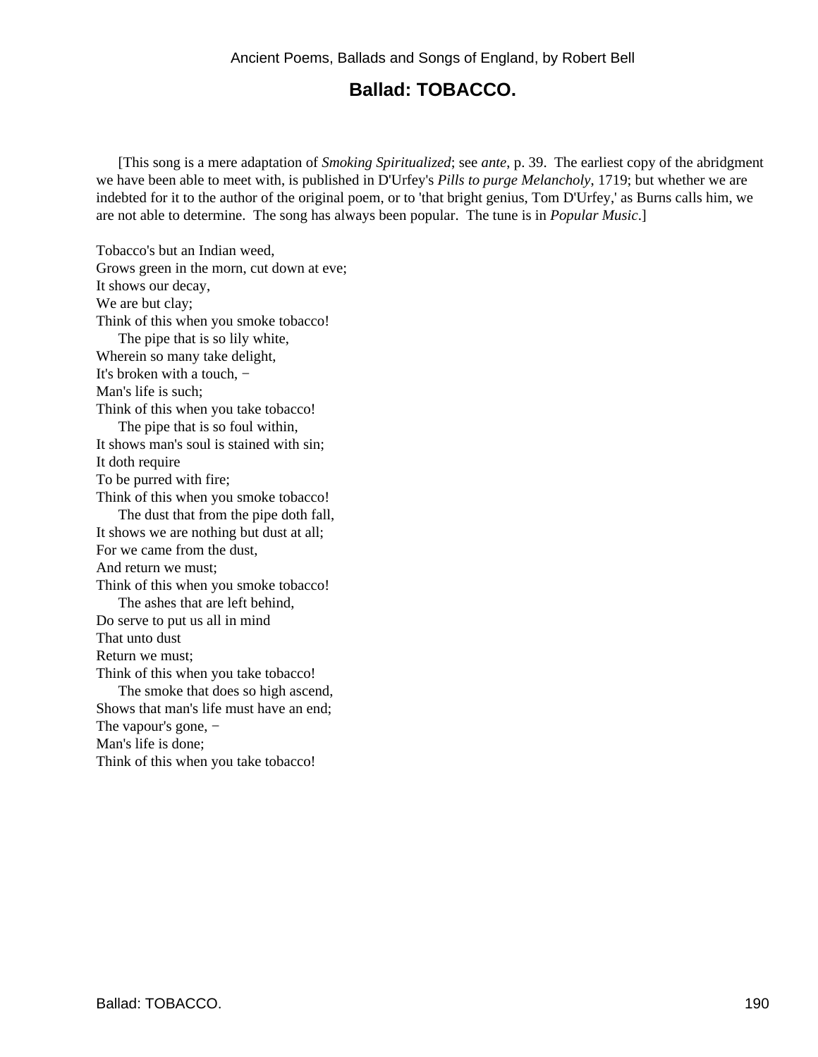## Ballad: TOBACCO.

[This song is a mere adaptation of *Smoking Spiritualized*; see *ante*, p. 39. The earliest copy of the abridgment we have been able to meet with, is published in D'Urfey's *Pills to purge Melancholy*, 1719; but whether we are indebted for it to the author of the original poem, or to 'that bright genius, Tom D'Urfey,' as Burns calls him, we are not able to determine. The song has always been popular. The tune is in *Popular Music*.]

Tobacco's but an Indian weed,  
Grows green in the morn, cut down at eve;  
It shows our decay,  
We are but clay;  
Think of this when you smoke tobacco!

The pipe that is so lily white,  
Wherein so many take delight,  
It's broken with a touch, −  
Man's life is such;  
Think of this when you take tobacco!

The pipe that is so foul within,  
It shows man's soul is stained with sin;  
It doth require  
To be purred with fire;  
Think of this when you smoke tobacco!

The dust that from the pipe doth fall,  
It shows we are nothing but dust at all;  
For we came from the dust,  
And return we must;  
Think of this when you smoke tobacco!

The ashes that are left behind,  
Do serve to put us all in mind  
That unto dust  
Return we must;  
Think of this when you take tobacco!

The smoke that does so high ascend,  
Shows that man's life must have an end;  
The vapour's gone, −  
Man's life is done;  
Think of this when you take tobacco!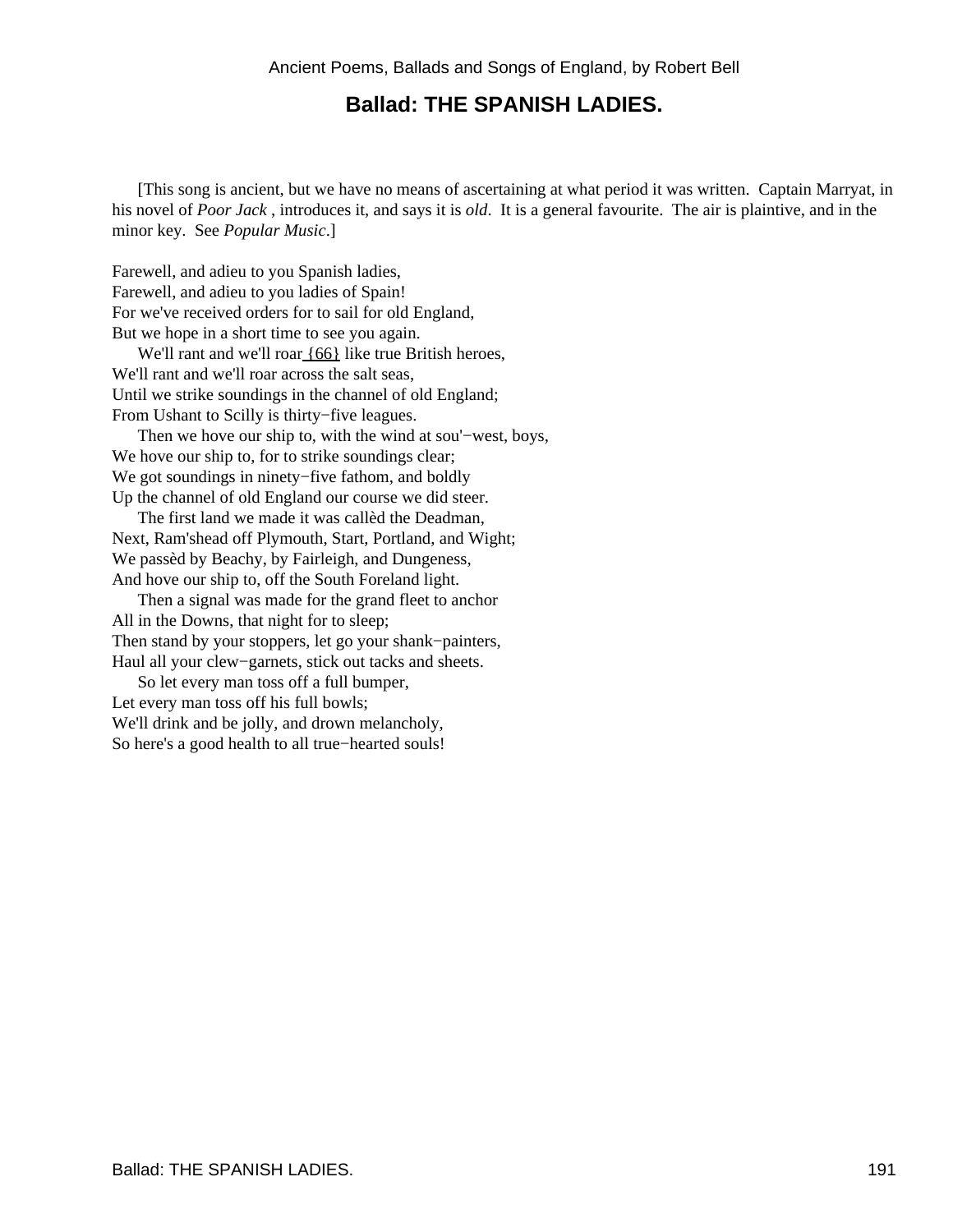## Ballad: THE SPANISH LADIES.

[This song is ancient, but we have no means of ascertaining at what period it was written. Captain Marryat, in his novel of *Poor Jack* , introduces it, and says it is *old*. It is a general favourite. The air is plaintive, and in the minor key. See *Popular Music*.]

Farewell, and adieu to you Spanish ladies,
Farewell, and adieu to you ladies of Spain!
For we've received orders for to sail for old England,
But we hope in a short time to see you again.
We'll rant and we'll roar {66} like true British heroes,
We'll rant and we'll roar across the salt seas,
Until we strike soundings in the channel of old England;
From Ushant to Scilly is thirty−five leagues.
Then we hove our ship to, with the wind at sou'−west, boys,
We hove our ship to, for to strike soundings clear;
We got soundings in ninety−five fathom, and boldly
Up the channel of old England our course we did steer.
The first land we made it was callèd the Deadman,
Next, Ram'shead off Plymouth, Start, Portland, and Wight;
We passèd by Beachy, by Fairleigh, and Dungeness,
And hove our ship to, off the South Foreland light.
Then a signal was made for the grand fleet to anchor
All in the Downs, that night for to sleep;
Then stand by your stoppers, let go your shank−painters,
Haul all your clew−garnets, stick out tacks and sheets.
So let every man toss off a full bumper,
Let every man toss off his full bowls;
We'll drink and be jolly, and drown melancholy,
So here's a good health to all true−hearted souls!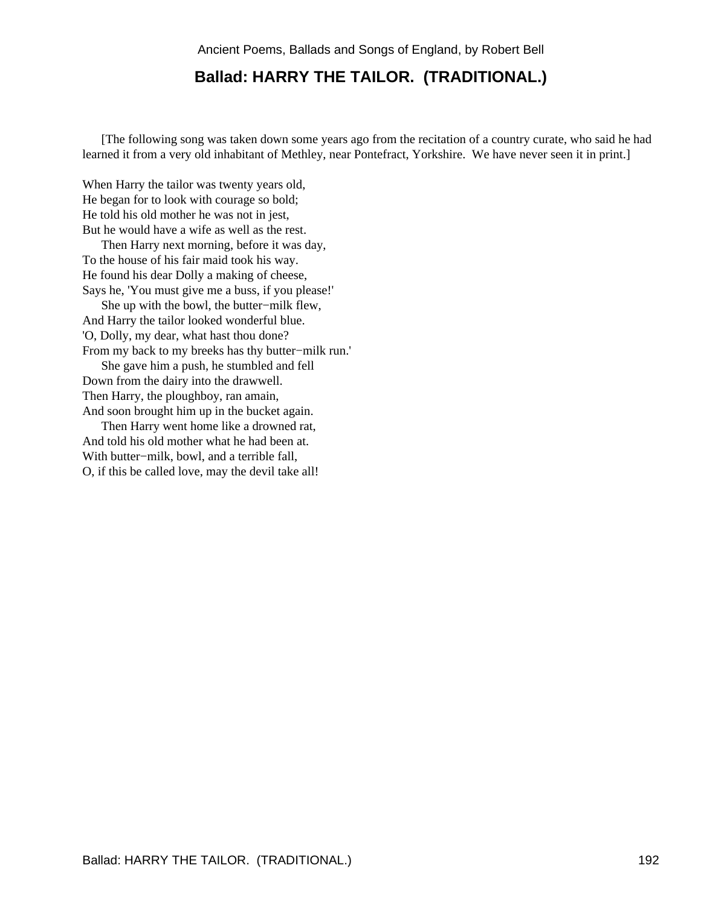## Ballad: HARRY THE TAILOR. (TRADITIONAL.)

[The following song was taken down some years ago from the recitation of a country curate, who said he had learned it from a very old inhabitant of Methley, near Pontefract, Yorkshire. We have never seen it in print.]

When Harry the tailor was twenty years old,
He began for to look with courage so bold;
He told his old mother he was not in jest,
But he would have a wife as well as the rest.
Then Harry next morning, before it was day,
To the house of his fair maid took his way.
He found his dear Dolly a making of cheese,
Says he, 'You must give me a buss, if you please!'
She up with the bowl, the butter−milk flew,
And Harry the tailor looked wonderful blue.
'O, Dolly, my dear, what hast thou done?
From my back to my breeks has thy butter−milk run.'
She gave him a push, he stumbled and fell
Down from the dairy into the drawwell.
Then Harry, the ploughboy, ran amain,
And soon brought him up in the bucket again.
Then Harry went home like a drowned rat,
And told his old mother what he had been at.
With butter−milk, bowl, and a terrible fall,
O, if this be called love, may the devil take all!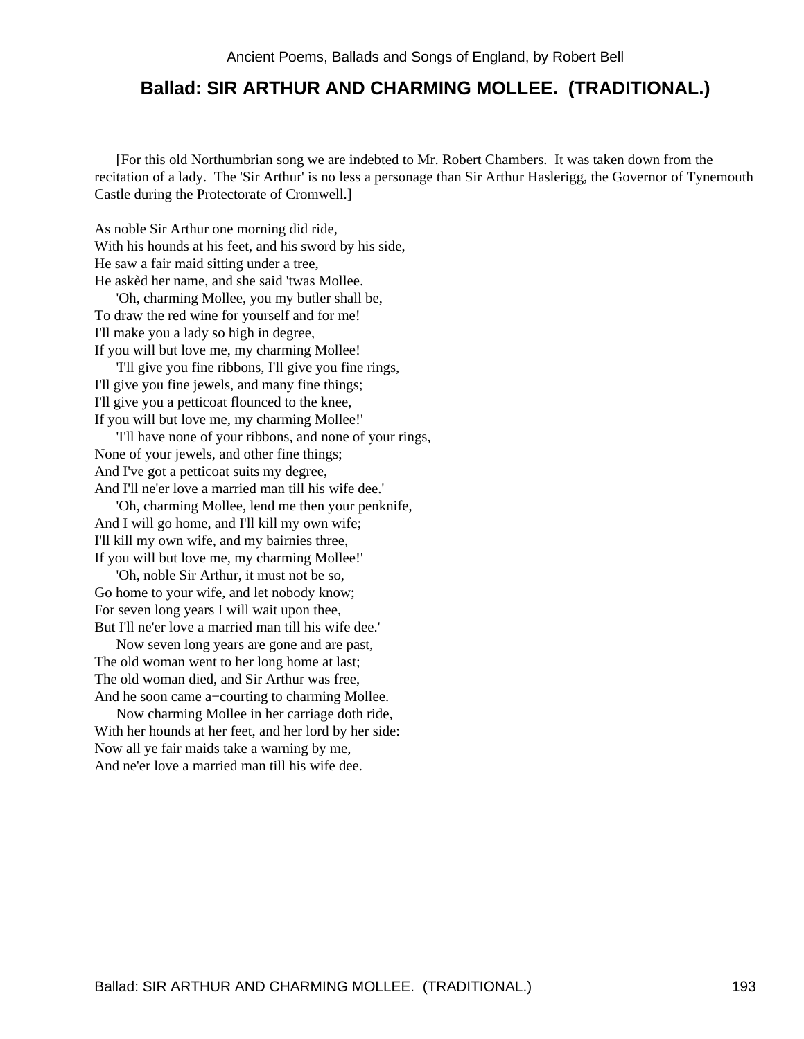## Ballad: SIR ARTHUR AND CHARMING MOLLEE. (TRADITIONAL.)

[For this old Northumbrian song we are indebted to Mr. Robert Chambers. It was taken down from the recitation of a lady. The 'Sir Arthur' is no less a personage than Sir Arthur Haslerigg, the Governor of Tynemouth Castle during the Protectorate of Cromwell.]

As noble Sir Arthur one morning did ride,
With his hounds at his feet, and his sword by his side,
He saw a fair maid sitting under a tree,
He askèd her name, and she said 'twas Mollee.

'Oh, charming Mollee, you my butler shall be,
To draw the red wine for yourself and for me!
I'll make you a lady so high in degree,
If you will but love me, my charming Mollee!

'I'll give you fine ribbons, I'll give you fine rings,
I'll give you fine jewels, and many fine things;
I'll give you a petticoat flounced to the knee,
If you will but love me, my charming Mollee!'

'I'll have none of your ribbons, and none of your rings,
None of your jewels, and other fine things;
And I've got a petticoat suits my degree,
And I'll ne'er love a married man till his wife dee.'

'Oh, charming Mollee, lend me then your penknife,
And I will go home, and I'll kill my own wife;
I'll kill my own wife, and my bairnies three,
If you will but love me, my charming Mollee!'

'Oh, noble Sir Arthur, it must not be so,
Go home to your wife, and let nobody know;
For seven long years I will wait upon thee,
But I'll ne'er love a married man till his wife dee.'

Now seven long years are gone and are past,
The old woman went to her long home at last;
The old woman died, and Sir Arthur was free,
And he soon came a−courting to charming Mollee.

Now charming Mollee in her carriage doth ride,
With her hounds at her feet, and her lord by her side:
Now all ye fair maids take a warning by me,
And ne'er love a married man till his wife dee.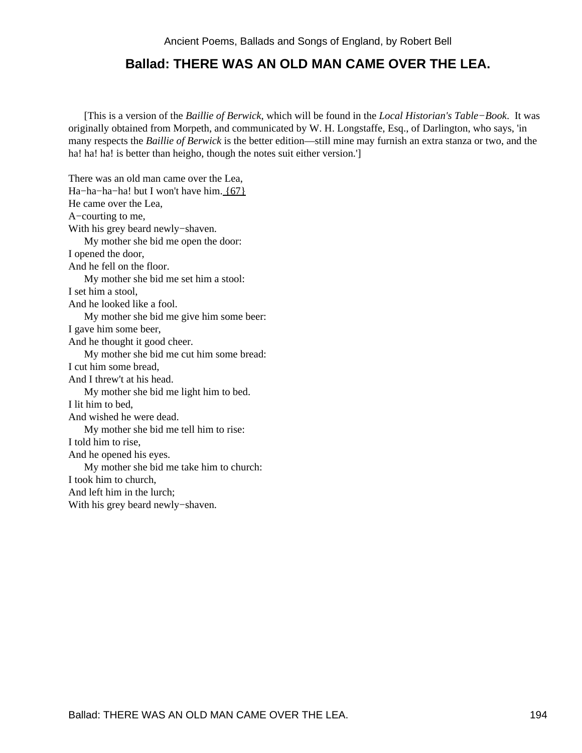## Ballad: THERE WAS AN OLD MAN CAME OVER THE LEA.

[This is a version of the *Baillie of Berwick*, which will be found in the *Local Historian's Table−Book*. It was originally obtained from Morpeth, and communicated by W. H. Longstaffe, Esq., of Darlington, who says, 'in many respects the *Baillie of Berwick* is the better edition—still mine may furnish an extra stanza or two, and the ha! ha! ha! is better than heigho, though the notes suit either version.']

There was an old man came over the Lea,
Ha−ha−ha−ha! but I won't have him. {67}
He came over the Lea,
A−courting to me,
With his grey beard newly−shaven.
My mother she bid me open the door:
I opened the door,
And he fell on the floor.
My mother she bid me set him a stool:
I set him a stool,
And he looked like a fool.
My mother she bid me give him some beer:
I gave him some beer,
And he thought it good cheer.
My mother she bid me cut him some bread:
I cut him some bread,
And I threw't at his head.
My mother she bid me light him to bed.
I lit him to bed,
And wished he were dead.
My mother she bid me tell him to rise:
I told him to rise,
And he opened his eyes.
My mother she bid me take him to church:
I took him to church,
And left him in the lurch;
With his grey beard newly−shaven.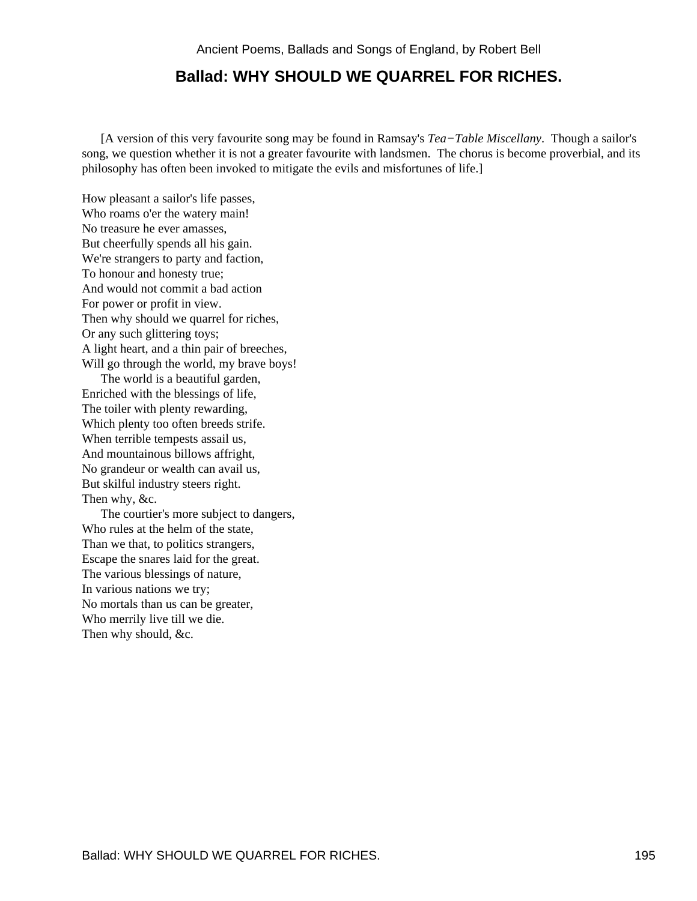## Ballad: WHY SHOULD WE QUARREL FOR RICHES.

[A version of this very favourite song may be found in Ramsay's *Tea−Table Miscellany*. Though a sailor's song, we question whether it is not a greater favourite with landsmen. The chorus is become proverbial, and its philosophy has often been invoked to mitigate the evils and misfortunes of life.]

How pleasant a sailor's life passes,
Who roams o'er the watery main!
No treasure he ever amasses,
But cheerfully spends all his gain.
We're strangers to party and faction,
To honour and honesty true;
And would not commit a bad action
For power or profit in view.
Then why should we quarrel for riches,
Or any such glittering toys;
A light heart, and a thin pair of breeches,
Will go through the world, my brave boys!

The world is a beautiful garden,
Enriched with the blessings of life,
The toiler with plenty rewarding,
Which plenty too often breeds strife.
When terrible tempests assail us,
And mountainous billows affright,
No grandeur or wealth can avail us,
But skilful industry steers right.
Then why, &c.

The courtier's more subject to dangers,
Who rules at the helm of the state,
Than we that, to politics strangers,
Escape the snares laid for the great.
The various blessings of nature,
In various nations we try;
No mortals than us can be greater,
Who merrily live till we die.
Then why should, &c.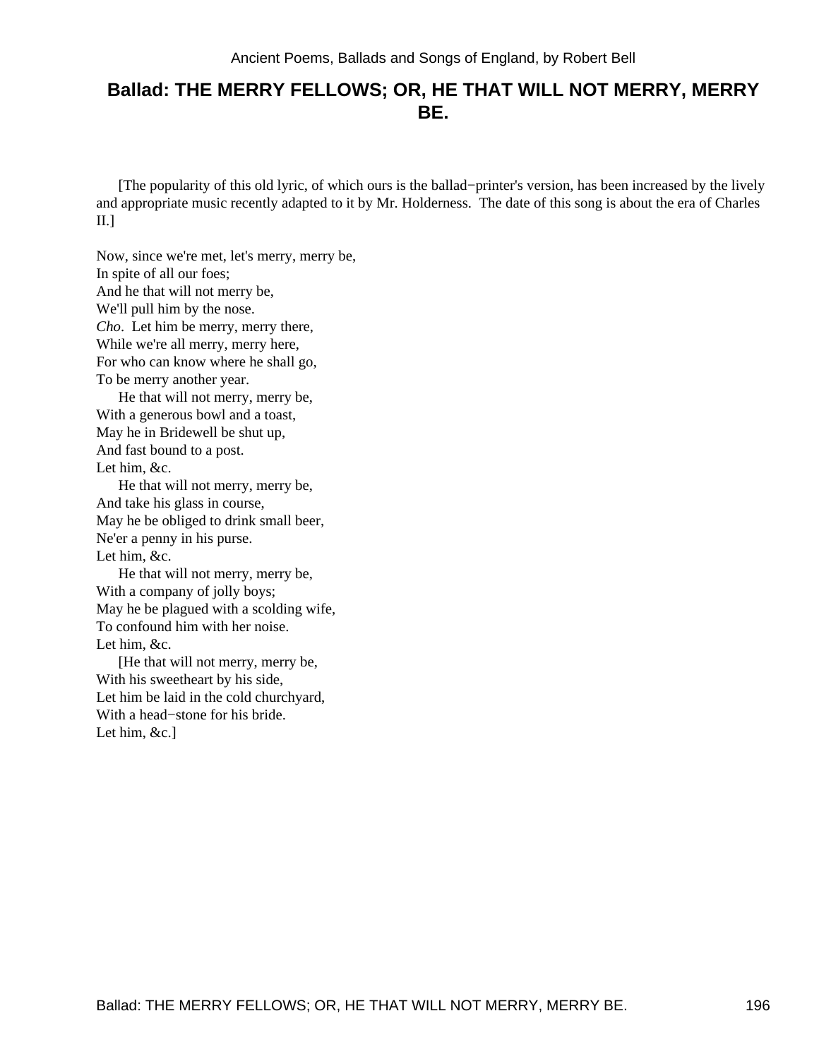## Ballad: THE MERRY FELLOWS; OR, HE THAT WILL NOT MERRY, MERRY BE.

[The popularity of this old lyric, of which ours is the ballad−printer's version, has been increased by the lively and appropriate music recently adapted to it by Mr. Holderness. The date of this song is about the era of Charles II.]

Now, since we're met, let's merry, merry be,
In spite of all our foes;
And he that will not merry be,
We'll pull him by the nose.
*Cho*. Let him be merry, merry there,
While we're all merry, merry here,
For who can know where he shall go,
To be merry another year.

He that will not merry, merry be,
With a generous bowl and a toast,
May he in Bridewell be shut up,
And fast bound to a post.
Let him, &c.

He that will not merry, merry be,
And take his glass in course,
May he be obliged to drink small beer,
Ne'er a penny in his purse.
Let him, &c.

He that will not merry, merry be,
With a company of jolly boys;
May he be plagued with a scolding wife,
To confound him with her noise.
Let him, &c.

[He that will not merry, merry be,
With his sweetheart by his side,
Let him be laid in the cold churchyard,
With a head−stone for his bride.
Let him, &c.]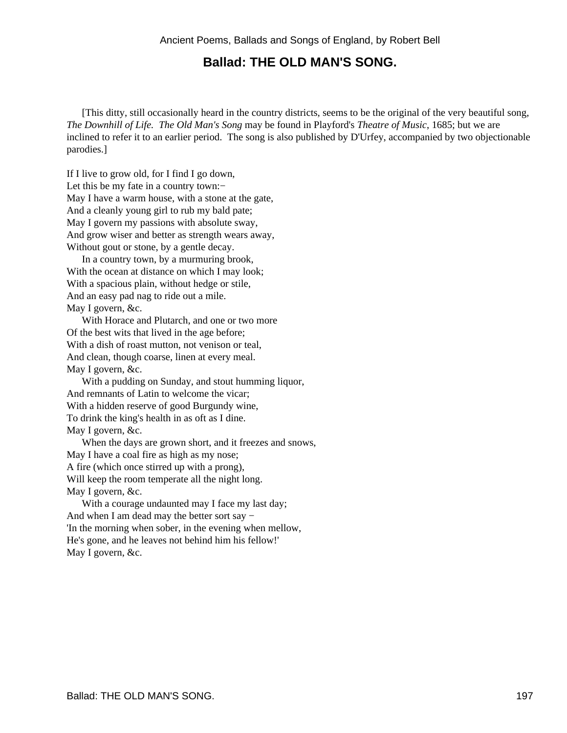## Ballad: THE OLD MAN'S SONG.

[This ditty, still occasionally heard in the country districts, seems to be the original of the very beautiful song, *The Downhill of Life. The Old Man's Song* may be found in Playford's *Theatre of Music*, 1685; but we are inclined to refer it to an earlier period. The song is also published by D'Urfey, accompanied by two objectionable parodies.]

If I live to grow old, for I find I go down,
Let this be my fate in a country town:−
May I have a warm house, with a stone at the gate,
And a cleanly young girl to rub my bald pate;
May I govern my passions with absolute sway,
And grow wiser and better as strength wears away,
Without gout or stone, by a gentle decay.

In a country town, by a murmuring brook,
With the ocean at distance on which I may look;
With a spacious plain, without hedge or stile,
And an easy pad nag to ride out a mile.
May I govern, &c.

With Horace and Plutarch, and one or two more
Of the best wits that lived in the age before;
With a dish of roast mutton, not venison or teal,
And clean, though coarse, linen at every meal.
May I govern, &c.

With a pudding on Sunday, and stout humming liquor,
And remnants of Latin to welcome the vicar;
With a hidden reserve of good Burgundy wine,
To drink the king's health in as oft as I dine.
May I govern, &c.

When the days are grown short, and it freezes and snows,
May I have a coal fire as high as my nose;
A fire (which once stirred up with a prong),
Will keep the room temperate all the night long.
May I govern, &c.

With a courage undaunted may I face my last day;
And when I am dead may the better sort say −
'In the morning when sober, in the evening when mellow,
He's gone, and he leaves not behind him his fellow!'
May I govern, &c.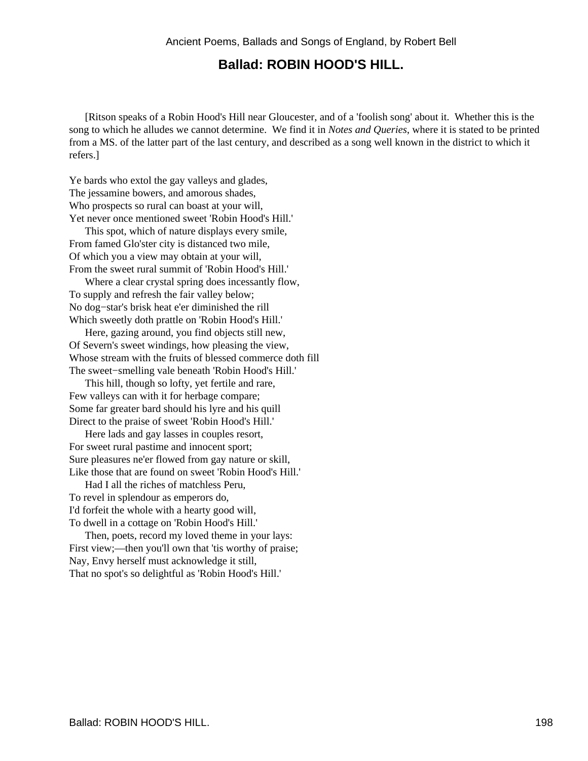## Ballad: ROBIN HOOD'S HILL.

[Ritson speaks of a Robin Hood's Hill near Gloucester, and of a 'foolish song' about it. Whether this is the song to which he alludes we cannot determine. We find it in *Notes and Queries*, where it is stated to be printed from a MS. of the latter part of the last century, and described as a song well known in the district to which it refers.]

Ye bards who extol the gay valleys and glades,
The jessamine bowers, and amorous shades,
Who prospects so rural can boast at your will,
Yet never once mentioned sweet 'Robin Hood's Hill.'
 This spot, which of nature displays every smile,
From famed Glo'ster city is distanced two mile,
Of which you a view may obtain at your will,
From the sweet rural summit of 'Robin Hood's Hill.'
 Where a clear crystal spring does incessantly flow,
To supply and refresh the fair valley below;
No dog−star's brisk heat e'er diminished the rill
Which sweetly doth prattle on 'Robin Hood's Hill.'
 Here, gazing around, you find objects still new,
Of Severn's sweet windings, how pleasing the view,
Whose stream with the fruits of blessed commerce doth fill
The sweet−smelling vale beneath 'Robin Hood's Hill.'
 This hill, though so lofty, yet fertile and rare,
Few valleys can with it for herbage compare;
Some far greater bard should his lyre and his quill
Direct to the praise of sweet 'Robin Hood's Hill.'
 Here lads and gay lasses in couples resort,
For sweet rural pastime and innocent sport;
Sure pleasures ne'er flowed from gay nature or skill,
Like those that are found on sweet 'Robin Hood's Hill.'
 Had I all the riches of matchless Peru,
To revel in splendour as emperors do,
I'd forfeit the whole with a hearty good will,
To dwell in a cottage on 'Robin Hood's Hill.'
 Then, poets, record my loved theme in your lays:
First view;—then you'll own that 'tis worthy of praise;
Nay, Envy herself must acknowledge it still,
That no spot's so delightful as 'Robin Hood's Hill.'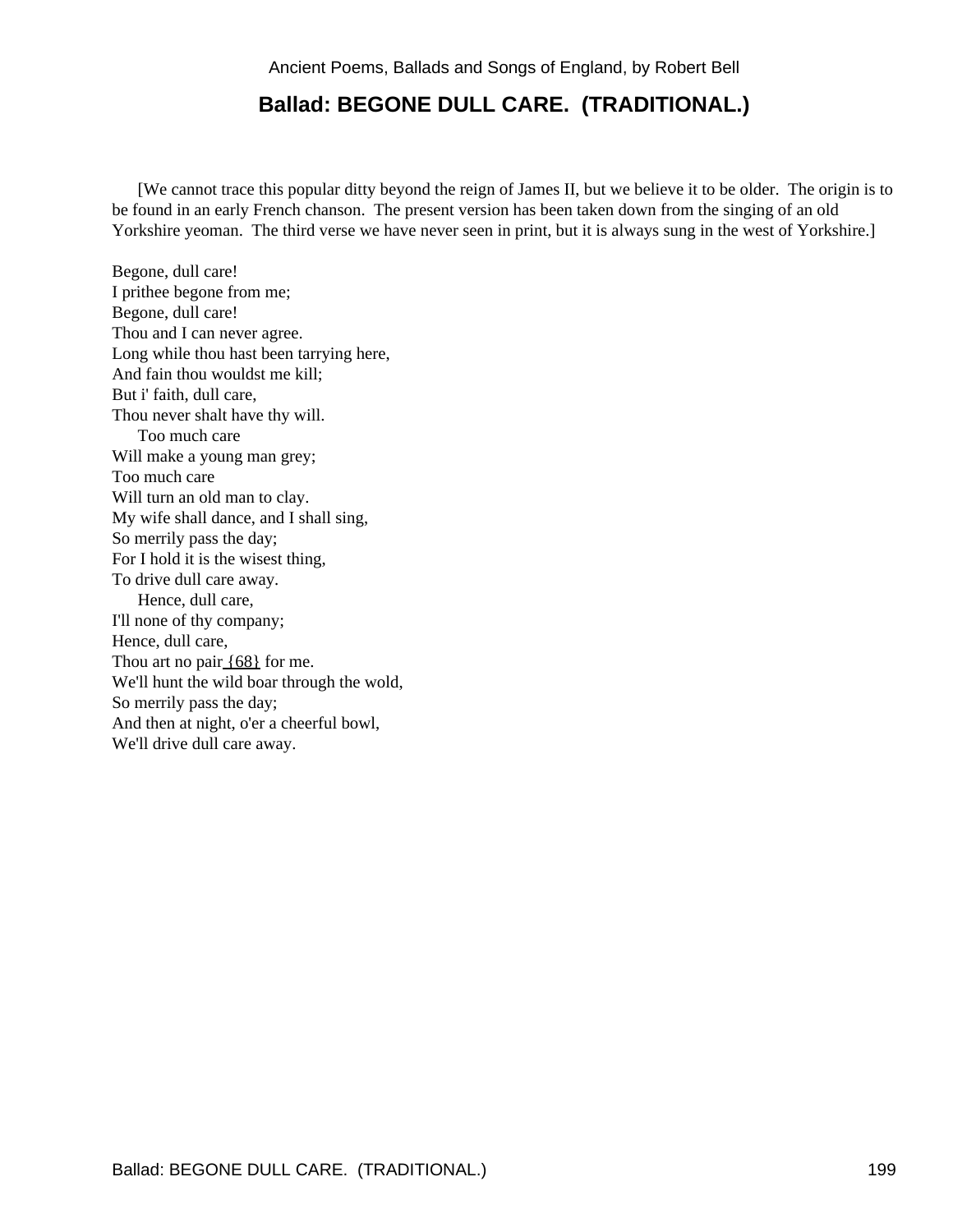## Ballad: BEGONE DULL CARE. (TRADITIONAL.)

[We cannot trace this popular ditty beyond the reign of James II, but we believe it to be older. The origin is to be found in an early French chanson. The present version has been taken down from the singing of an old Yorkshire yeoman. The third verse we have never seen in print, but it is always sung in the west of Yorkshire.]

Begone, dull care!
I prithee begone from me;
Begone, dull care!
Thou and I can never agree.
Long while thou hast been tarrying here,
And fain thou wouldst me kill;
But i' faith, dull care,
Thou never shalt have thy will.

Too much care
Will make a young man grey;
Too much care
Will turn an old man to clay.
My wife shall dance, and I shall sing,
So merrily pass the day;
For I hold it is the wisest thing,
To drive dull care away.

Hence, dull care,
I'll none of thy company;
Hence, dull care,
Thou art no pair {68} for me.
We'll hunt the wild boar through the wold,
So merrily pass the day;
And then at night, o'er a cheerful bowl,
We'll drive dull care away.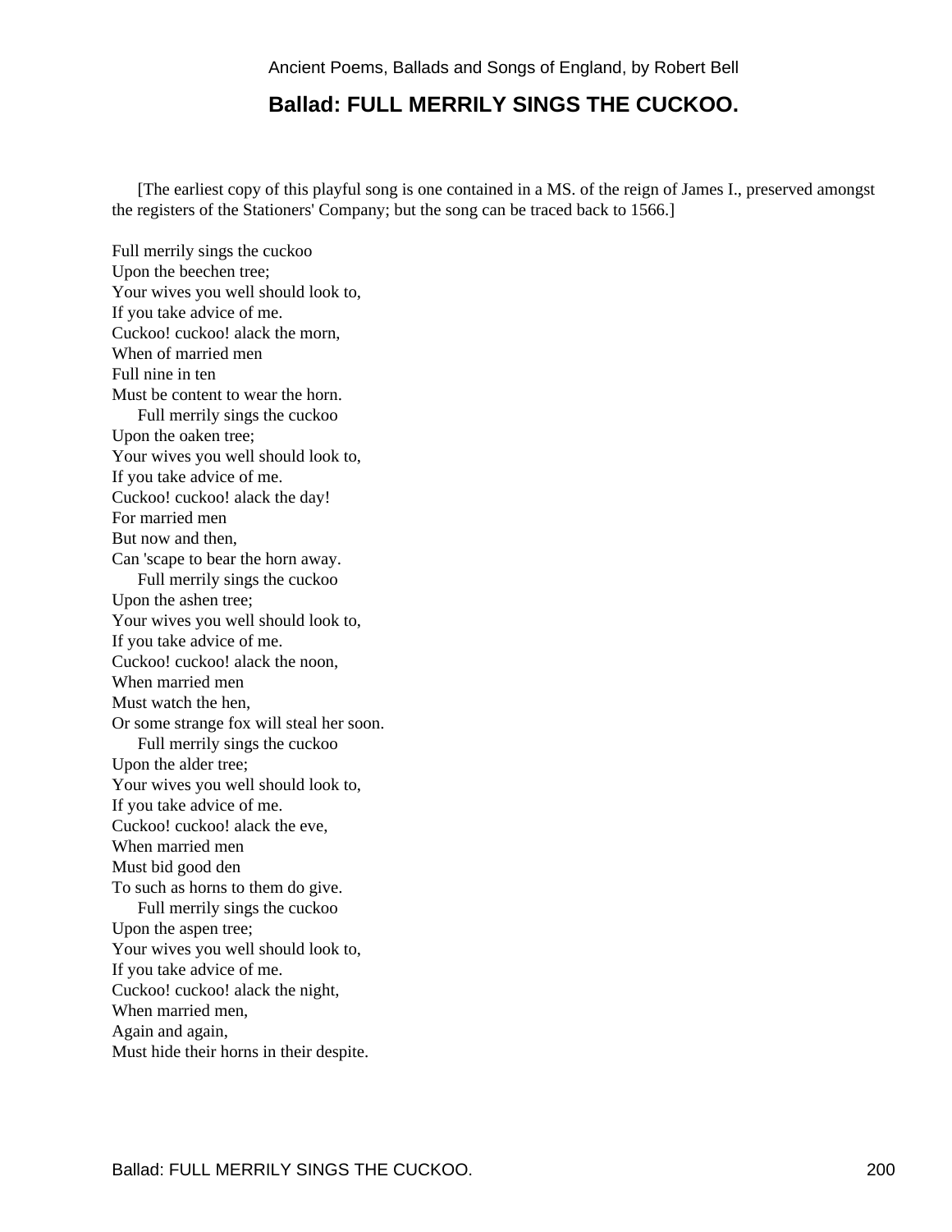## Ballad: FULL MERRILY SINGS THE CUCKOO.

[The earliest copy of this playful song is one contained in a MS. of the reign of James I., preserved amongst the registers of the Stationers' Company; but the song can be traced back to 1566.]

Full merrily sings the cuckoo  
Upon the beechen tree;  
Your wives you well should look to,  
If you take advice of me.  
Cuckoo! cuckoo! alack the morn,  
When of married men  
Full nine in ten  
Must be content to wear the horn.

Full merrily sings the cuckoo  
Upon the oaken tree;  
Your wives you well should look to,  
If you take advice of me.  
Cuckoo! cuckoo! alack the day!  
For married men  
But now and then,  
Can 'scape to bear the horn away.

Full merrily sings the cuckoo  
Upon the ashen tree;  
Your wives you well should look to,  
If you take advice of me.  
Cuckoo! cuckoo! alack the noon,  
When married men  
Must watch the hen,  
Or some strange fox will steal her soon.

Full merrily sings the cuckoo  
Upon the alder tree;  
Your wives you well should look to,  
If you take advice of me.  
Cuckoo! cuckoo! alack the eve,  
When married men  
Must bid good den  
To such as horns to them do give.

Full merrily sings the cuckoo  
Upon the aspen tree;  
Your wives you well should look to,  
If you take advice of me.  
Cuckoo! cuckoo! alack the night,  
When married men,  
Again and again,  
Must hide their horns in their despite.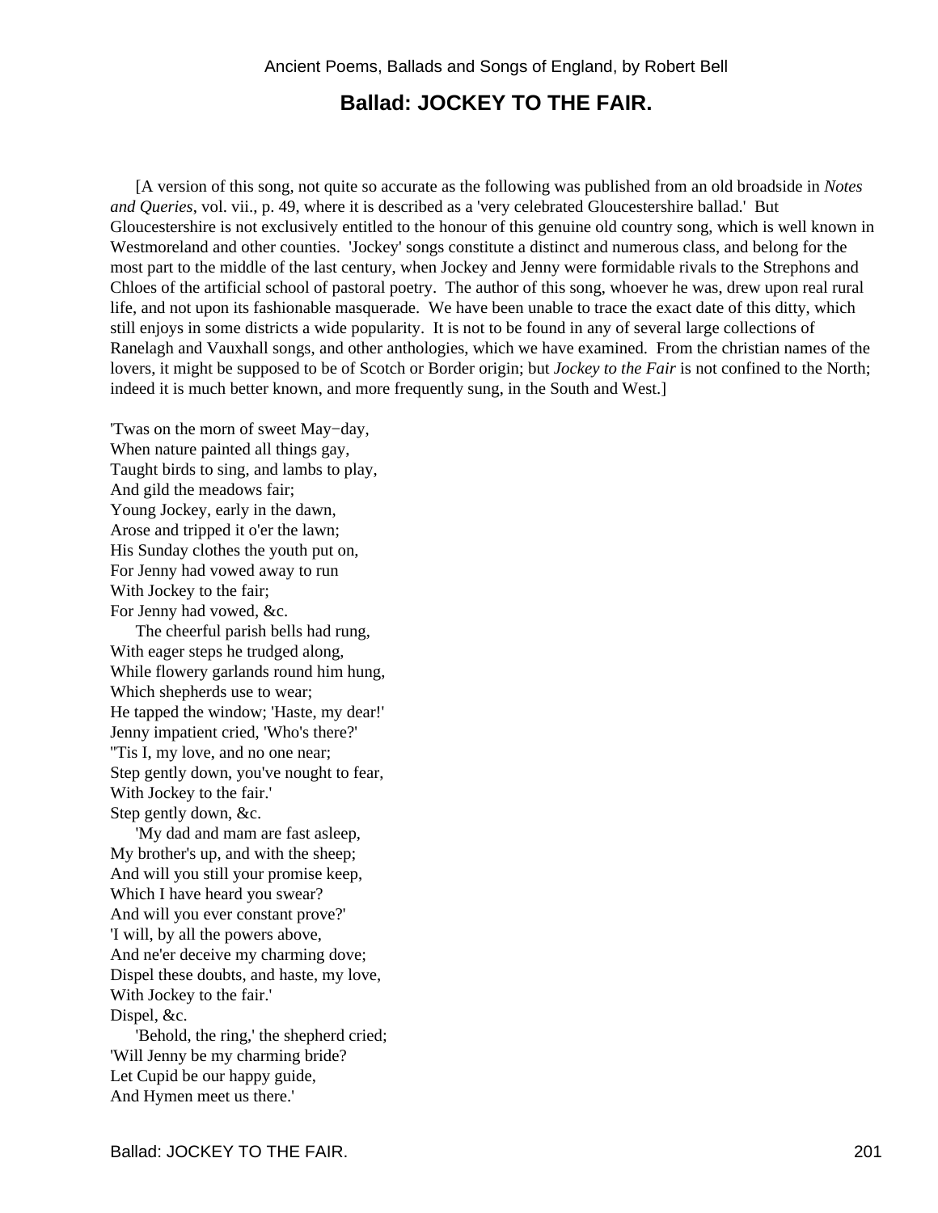## Ballad: JOCKEY TO THE FAIR.

[A version of this song, not quite so accurate as the following was published from an old broadside in *Notes and Queries*, vol. vii., p. 49, where it is described as a 'very celebrated Gloucestershire ballad.' But Gloucestershire is not exclusively entitled to the honour of this genuine old country song, which is well known in Westmoreland and other counties. 'Jockey' songs constitute a distinct and numerous class, and belong for the most part to the middle of the last century, when Jockey and Jenny were formidable rivals to the Strephons and Chloes of the artificial school of pastoral poetry. The author of this song, whoever he was, drew upon real rural life, and not upon its fashionable masquerade. We have been unable to trace the exact date of this ditty, which still enjoys in some districts a wide popularity. It is not to be found in any of several large collections of Ranelagh and Vauxhall songs, and other anthologies, which we have examined. From the christian names of the lovers, it might be supposed to be of Scotch or Border origin; but *Jockey to the Fair* is not confined to the North; indeed it is much better known, and more frequently sung, in the South and West.]

'Twas on the morn of sweet May−day,
When nature painted all things gay,
Taught birds to sing, and lambs to play,
And gild the meadows fair;
Young Jockey, early in the dawn,
Arose and tripped it o'er the lawn;
His Sunday clothes the youth put on,
For Jenny had vowed away to run
With Jockey to the fair;
For Jenny had vowed, &c.

The cheerful parish bells had rung,
With eager steps he trudged along,
While flowery garlands round him hung,
Which shepherds use to wear;
He tapped the window; 'Haste, my dear!'
Jenny impatient cried, 'Who's there?'
''Tis I, my love, and no one near;
Step gently down, you've nought to fear,
With Jockey to the fair.'
Step gently down, &c.

'My dad and mam are fast asleep,
My brother's up, and with the sheep;
And will you still your promise keep,
Which I have heard you swear?
And will you ever constant prove?'
'I will, by all the powers above,
And ne'er deceive my charming dove;
Dispel these doubts, and haste, my love,
With Jockey to the fair.'
Dispel, &c.

'Behold, the ring,' the shepherd cried;
'Will Jenny be my charming bride?
Let Cupid be our happy guide,
And Hymen meet us there.'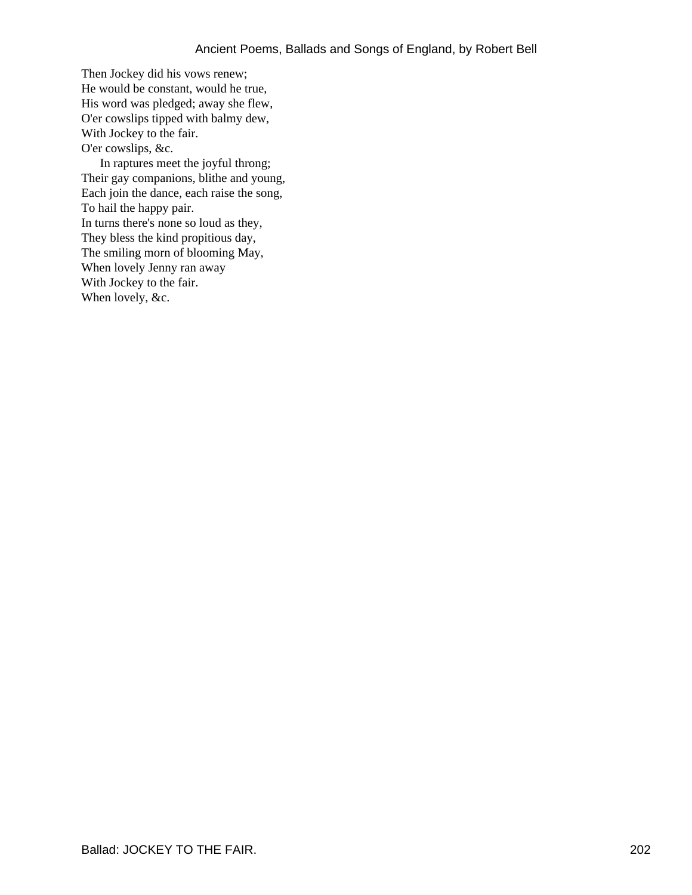Then Jockey did his vows renew;  
He would be constant, would he true,  
His word was pledged; away she flew,  
O'er cowslips tipped with balmy dew,  
With Jockey to the fair.  
O'er cowslips, &c.

In raptures meet the joyful throng;  
Their gay companions, blithe and young,  
Each join the dance, each raise the song,  
To hail the happy pair.  
In turns there's none so loud as they,  
They bless the kind propitious day,  
The smiling morn of blooming May,  
When lovely Jenny ran away  
With Jockey to the fair.  
When lovely, &c.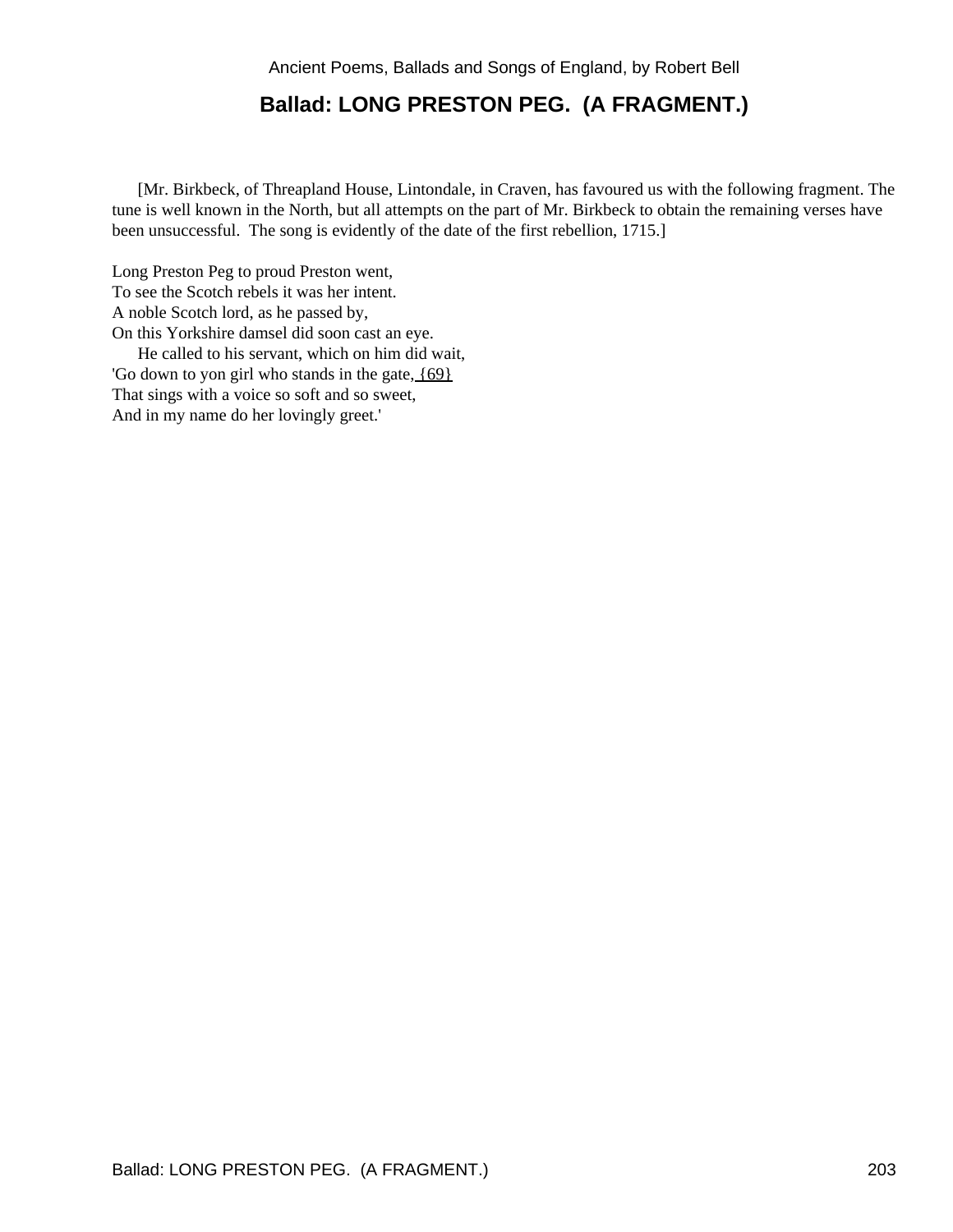## Ballad: LONG PRESTON PEG. (A FRAGMENT.)

[Mr. Birkbeck, of Threapland House, Lintondale, in Craven, has favoured us with the following fragment. The tune is well known in the North, but all attempts on the part of Mr. Birkbeck to obtain the remaining verses have been unsuccessful. The song is evidently of the date of the first rebellion, 1715.]

Long Preston Peg to proud Preston went,  
To see the Scotch rebels it was her intent.  
A noble Scotch lord, as he passed by,  
On this Yorkshire damsel did soon cast an eye.  
He called to his servant, which on him did wait,  
'Go down to yon girl who stands in the gate, {69}  
That sings with a voice so soft and so sweet,  
And in my name do her lovingly greet.'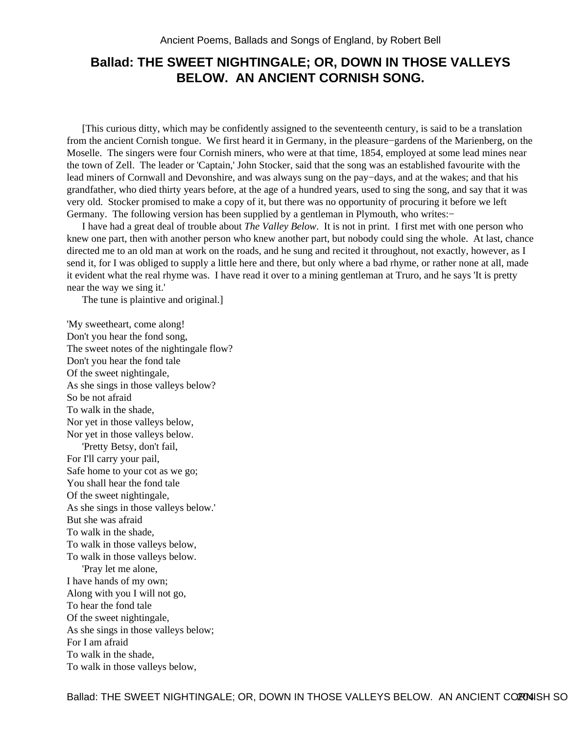# Ballad: THE SWEET NIGHTINGALE; OR, DOWN IN THOSE VALLEYS BELOW. AN ANCIENT CORNISH SONG.

[This curious ditty, which may be confidently assigned to the seventeenth century, is said to be a translation from the ancient Cornish tongue. We first heard it in Germany, in the pleasure−gardens of the Marienberg, on the Moselle. The singers were four Cornish miners, who were at that time, 1854, employed at some lead mines near the town of Zell. The leader or 'Captain,' John Stocker, said that the song was an established favourite with the lead miners of Cornwall and Devonshire, and was always sung on the pay−days, and at the wakes; and that his grandfather, who died thirty years before, at the age of a hundred years, used to sing the song, and say that it was very old. Stocker promised to make a copy of it, but there was no opportunity of procuring it before we left Germany. The following version has been supplied by a gentleman in Plymouth, who writes:−

I have had a great deal of trouble about *The Valley Below*. It is not in print. I first met with one person who knew one part, then with another person who knew another part, but nobody could sing the whole. At last, chance directed me to an old man at work on the roads, and he sung and recited it throughout, not exactly, however, as I send it, for I was obliged to supply a little here and there, but only where a bad rhyme, or rather none at all, made it evident what the real rhyme was. I have read it over to a mining gentleman at Truro, and he says 'It is pretty near the way we sing it.'

The tune is plaintive and original.]

'My sweetheart, come along!  
Don't you hear the fond song,  
The sweet notes of the nightingale flow?  
Don't you hear the fond tale  
Of the sweet nightingale,  
As she sings in those valleys below?  
So be not afraid  
To walk in the shade,  
Nor yet in those valleys below,  
Nor yet in those valleys below.

'Pretty Betsy, don't fail,  
For I'll carry your pail,  
Safe home to your cot as we go;  
You shall hear the fond tale  
Of the sweet nightingale,  
As she sings in those valleys below.'  
But she was afraid  
To walk in the shade,  
To walk in those valleys below,  
To walk in those valleys below.

'Pray let me alone,  
I have hands of my own;  
Along with you I will not go,  
To hear the fond tale  
Of the sweet nightingale,  
As she sings in those valleys below;  
For I am afraid  
To walk in the shade,  
To walk in those valleys below,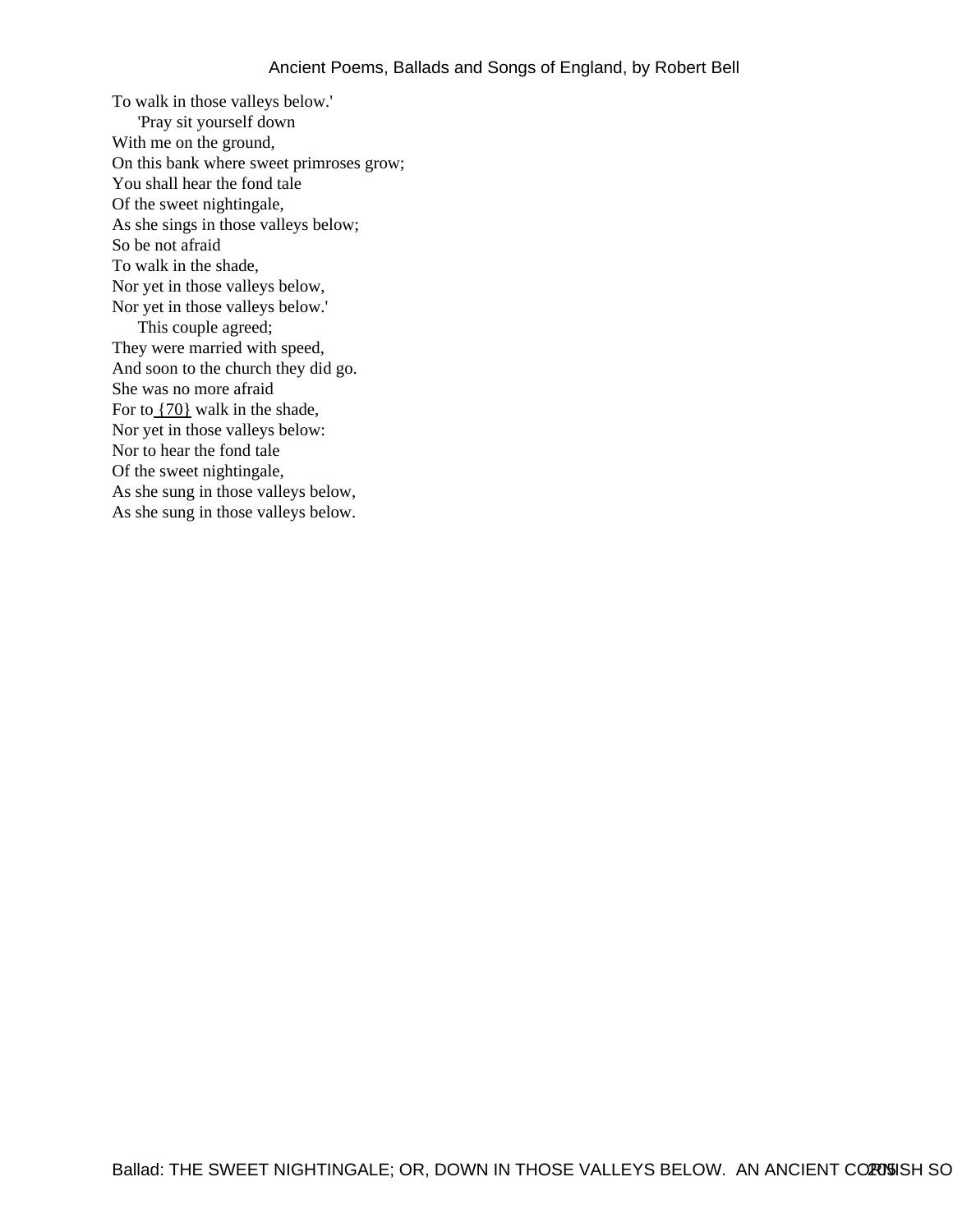To walk in those valleys below.'  
'Pray sit yourself down  
With me on the ground,  
On this bank where sweet primroses grow;  
You shall hear the fond tale  
Of the sweet nightingale,  
As she sings in those valleys below;  
So be not afraid  
To walk in the shade,  
Nor yet in those valleys below,  
Nor yet in those valleys below.'

This couple agreed;  
They were married with speed,  
And soon to the church they did go.  
She was no more afraid  
For to {70} walk in the shade,  
Nor yet in those valleys below:  
Nor to hear the fond tale  
Of the sweet nightingale,  
As she sung in those valleys below,  
As she sung in those valleys below.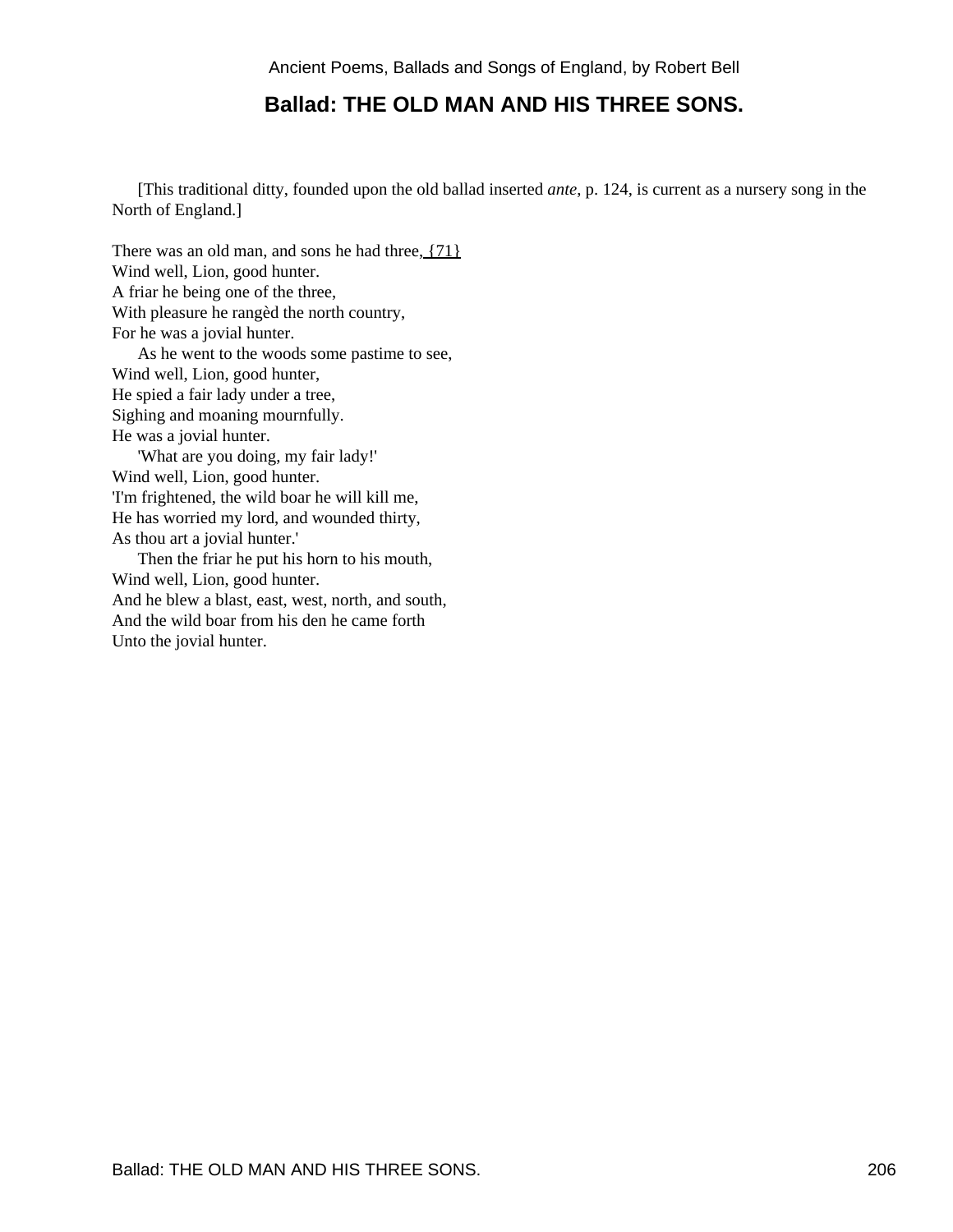## Ballad: THE OLD MAN AND HIS THREE SONS.

[This traditional ditty, founded upon the old ballad inserted *ante*, p. 124, is current as a nursery song in the North of England.]

There was an old man, and sons he had three, {71}  
Wind well, Lion, good hunter.  
A friar he being one of the three,  
With pleasure he rangèd the north country,  
For he was a jovial hunter.

As he went to the woods some pastime to see,  
Wind well, Lion, good hunter,  
He spied a fair lady under a tree,  
Sighing and moaning mournfully.  
He was a jovial hunter.

'What are you doing, my fair lady!'  
Wind well, Lion, good hunter.  
'I'm frightened, the wild boar he will kill me,  
He has worried my lord, and wounded thirty,  
As thou art a jovial hunter.'

Then the friar he put his horn to his mouth,  
Wind well, Lion, good hunter.  
And he blew a blast, east, west, north, and south,  
And the wild boar from his den he came forth  
Unto the jovial hunter.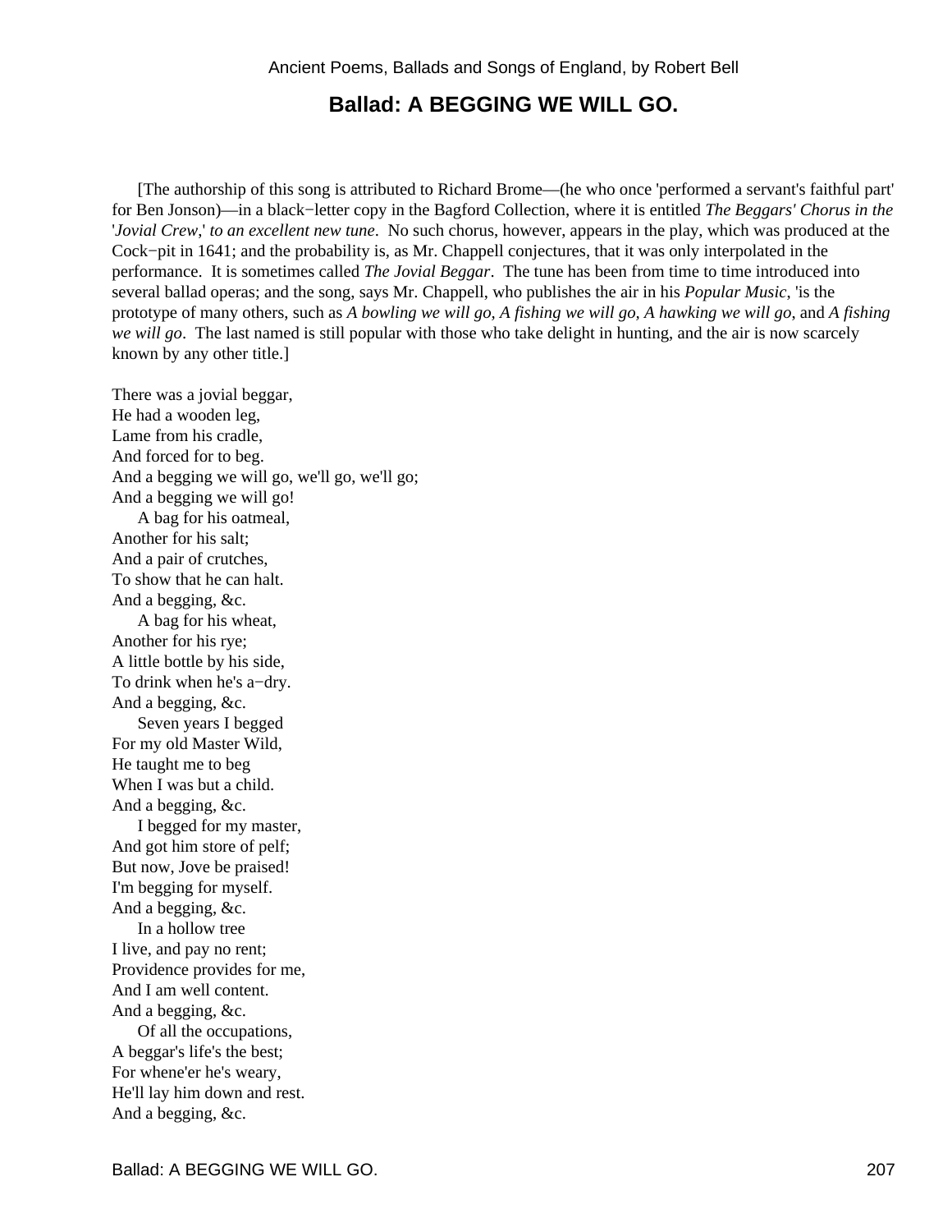## Ballad: A BEGGING WE WILL GO.

[The authorship of this song is attributed to Richard Brome—(he who once 'performed a servant's faithful part' for Ben Jonson)—in a black−letter copy in the Bagford Collection, where it is entitled *The Beggars' Chorus in the 'Jovial Crew,' to an excellent new tune*. No such chorus, however, appears in the play, which was produced at the Cock−pit in 1641; and the probability is, as Mr. Chappell conjectures, that it was only interpolated in the performance. It is sometimes called *The Jovial Beggar*. The tune has been from time to time introduced into several ballad operas; and the song, says Mr. Chappell, who publishes the air in his *Popular Music*, 'is the prototype of many others, such as *A bowling we will go*, *A fishing we will go*, *A hawking we will go*, and *A fishing we will go*. The last named is still popular with those who take delight in hunting, and the air is now scarcely known by any other title.]

There was a jovial beggar,
He had a wooden leg,
Lame from his cradle,
And forced for to beg.
And a begging we will go, we'll go, we'll go;
And a begging we will go!

A bag for his oatmeal,
Another for his salt;
And a pair of crutches,
To show that he can halt.
And a begging, &c.

A bag for his wheat,
Another for his rye;
A little bottle by his side,
To drink when he's a−dry.
And a begging, &c.

Seven years I begged
For my old Master Wild,
He taught me to beg
When I was but a child.
And a begging, &c.

I begged for my master,
And got him store of pelf;
But now, Jove be praised!
I'm begging for myself.
And a begging, &c.

In a hollow tree
I live, and pay no rent;
Providence provides for me,
And I am well content.
And a begging, &c.

Of all the occupations,
A beggar's life's the best;
For whene'er he's weary,
He'll lay him down and rest.
And a begging, &c.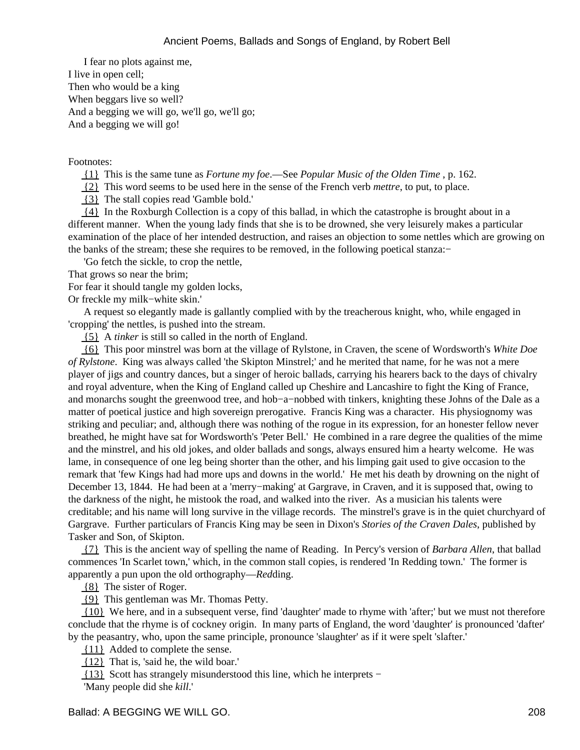I fear no plots against me,
I live in open cell;
Then who would be a king
When beggars live so well?
And a begging we will go, we'll go, we'll go;
And a begging we will go!

Footnotes:

{1} This is the same tune as *Fortune my foe*.—See *Popular Music of the Olden Time* , p. 162.

{2} This word seems to be used here in the sense of the French verb *mettre*, to put, to place.

{3} The stall copies read 'Gamble bold.'

{4} In the Roxburgh Collection is a copy of this ballad, in which the catastrophe is brought about in a different manner. When the young lady finds that she is to be drowned, she very leisurely makes a particular examination of the place of her intended destruction, and raises an objection to some nettles which are growing on the banks of the stream; these she requires to be removed, in the following poetical stanza:−

'Go fetch the sickle, to crop the nettle,
That grows so near the brim;
For fear it should tangle my golden locks,
Or freckle my milk−white skin.'

A request so elegantly made is gallantly complied with by the treacherous knight, who, while engaged in 'cropping' the nettles, is pushed into the stream.

{5} A *tinker* is still so called in the north of England.

{6} This poor minstrel was born at the village of Rylstone, in Craven, the scene of Wordsworth's *White Doe of Rylstone*. King was always called 'the Skipton Minstrel;' and he merited that name, for he was not a mere player of jigs and country dances, but a singer of heroic ballads, carrying his hearers back to the days of chivalry and royal adventure, when the King of England called up Cheshire and Lancashire to fight the King of France, and monarchs sought the greenwood tree, and hob−a−nobbed with tinkers, knighting these Johns of the Dale as a matter of poetical justice and high sovereign prerogative. Francis King was a character. His physiognomy was striking and peculiar; and, although there was nothing of the rogue in its expression, for an honester fellow never breathed, he might have sat for Wordsworth's 'Peter Bell.' He combined in a rare degree the qualities of the mime and the minstrel, and his old jokes, and older ballads and songs, always ensured him a hearty welcome. He was lame, in consequence of one leg being shorter than the other, and his limping gait used to give occasion to the remark that 'few Kings had had more ups and downs in the world.' He met his death by drowning on the night of December 13, 1844. He had been at a 'merry−making' at Gargrave, in Craven, and it is supposed that, owing to the darkness of the night, he mistook the road, and walked into the river. As a musician his talents were creditable; and his name will long survive in the village records. The minstrel's grave is in the quiet churchyard of Gargrave. Further particulars of Francis King may be seen in Dixon's *Stories of the Craven Dales*, published by Tasker and Son, of Skipton.

{7} This is the ancient way of spelling the name of Reading. In Percy's version of *Barbara Allen*, that ballad commences 'In Scarlet town,' which, in the common stall copies, is rendered 'In Redding town.' The former is apparently a pun upon the old orthography—*Red*ding.

{8} The sister of Roger.

{9} This gentleman was Mr. Thomas Petty.

{10} We here, and in a subsequent verse, find 'daughter' made to rhyme with 'after;' but we must not therefore conclude that the rhyme is of cockney origin. In many parts of England, the word 'daughter' is pronounced 'dafter' by the peasantry, who, upon the same principle, pronounce 'slaughter' as if it were spelt 'slafter.'

{11} Added to complete the sense.

{12} That is, 'said he, the wild boar.'

{13} Scott has strangely misunderstood this line, which he interprets −

'Many people did she *kill*.'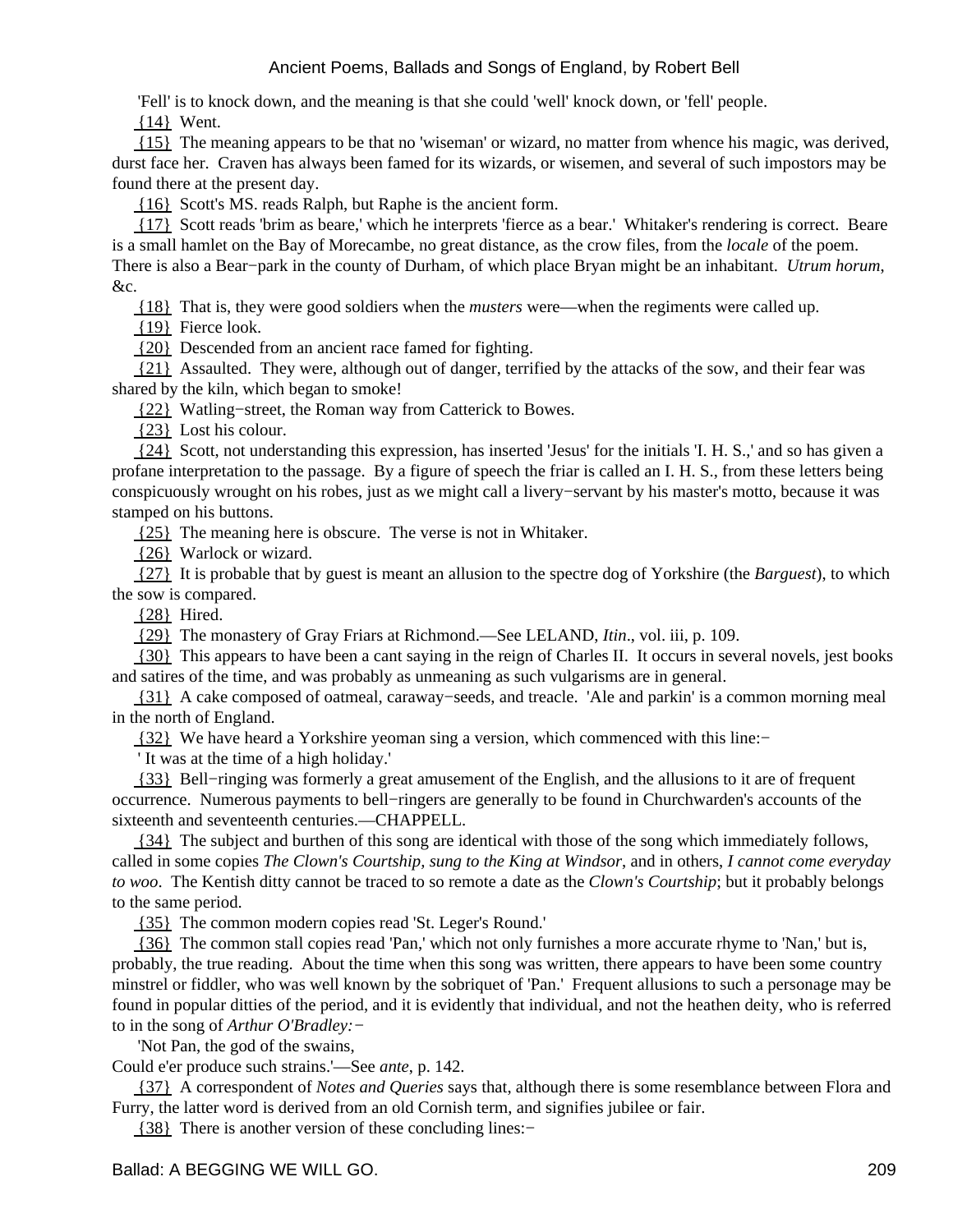'Fell' is to knock down, and the meaning is that she could 'well' knock down, or 'fell' people.

{14} Went.

{15} The meaning appears to be that no 'wiseman' or wizard, no matter from whence his magic, was derived, durst face her. Craven has always been famed for its wizards, or wisemen, and several of such impostors may be found there at the present day.

{16} Scott's MS. reads Ralph, but Raphe is the ancient form.

{17} Scott reads 'brim as beare,' which he interprets 'fierce as a bear.' Whitaker's rendering is correct. Beare is a small hamlet on the Bay of Morecambe, no great distance, as the crow files, from the *locale* of the poem. There is also a Bear−park in the county of Durham, of which place Bryan might be an inhabitant. *Utrum horum*, &c.

{18} That is, they were good soldiers when the *musters* were—when the regiments were called up.

{19} Fierce look.

{20} Descended from an ancient race famed for fighting.

{21} Assaulted. They were, although out of danger, terrified by the attacks of the sow, and their fear was shared by the kiln, which began to smoke!

{22} Watling−street, the Roman way from Catterick to Bowes.

{23} Lost his colour.

{24} Scott, not understanding this expression, has inserted 'Jesus' for the initials 'I. H. S.,' and so has given a profane interpretation to the passage. By a figure of speech the friar is called an I. H. S., from these letters being conspicuously wrought on his robes, just as we might call a livery−servant by his master's motto, because it was stamped on his buttons.

{25} The meaning here is obscure. The verse is not in Whitaker.

{26} Warlock or wizard.

{27} It is probable that by guest is meant an allusion to the spectre dog of Yorkshire (the *Barguest*), to which the sow is compared.

{28} Hired.

{29} The monastery of Gray Friars at Richmond.—See LELAND, *Itin*., vol. iii, p. 109.

{30} This appears to have been a cant saying in the reign of Charles II. It occurs in several novels, jest books and satires of the time, and was probably as unmeaning as such vulgarisms are in general.

{31} A cake composed of oatmeal, caraway−seeds, and treacle. 'Ale and parkin' is a common morning meal in the north of England.

{32} We have heard a Yorkshire yeoman sing a version, which commenced with this line:−

' It was at the time of a high holiday.'

{33} Bell−ringing was formerly a great amusement of the English, and the allusions to it are of frequent occurrence. Numerous payments to bell−ringers are generally to be found in Churchwarden's accounts of the sixteenth and seventeenth centuries.—CHAPPELL.

{34} The subject and burthen of this song are identical with those of the song which immediately follows, called in some copies *The Clown's Courtship, sung to the King at Windsor*, and in others, *I cannot come everyday to woo*. The Kentish ditty cannot be traced to so remote a date as the *Clown's Courtship*; but it probably belongs to the same period.

{35} The common modern copies read 'St. Leger's Round.'

{36} The common stall copies read 'Pan,' which not only furnishes a more accurate rhyme to 'Nan,' but is, probably, the true reading. About the time when this song was written, there appears to have been some country minstrel or fiddler, who was well known by the sobriquet of 'Pan.' Frequent allusions to such a personage may be found in popular ditties of the period, and it is evidently that individual, and not the heathen deity, who is referred to in the song of *Arthur O'Bradley:*−

'Not Pan, the god of the swains,
Could e'er produce such strains.'—See *ante*, p. 142.

{37} A correspondent of *Notes and Queries* says that, although there is some resemblance between Flora and Furry, the latter word is derived from an old Cornish term, and signifies jubilee or fair.

{38} There is another version of these concluding lines:−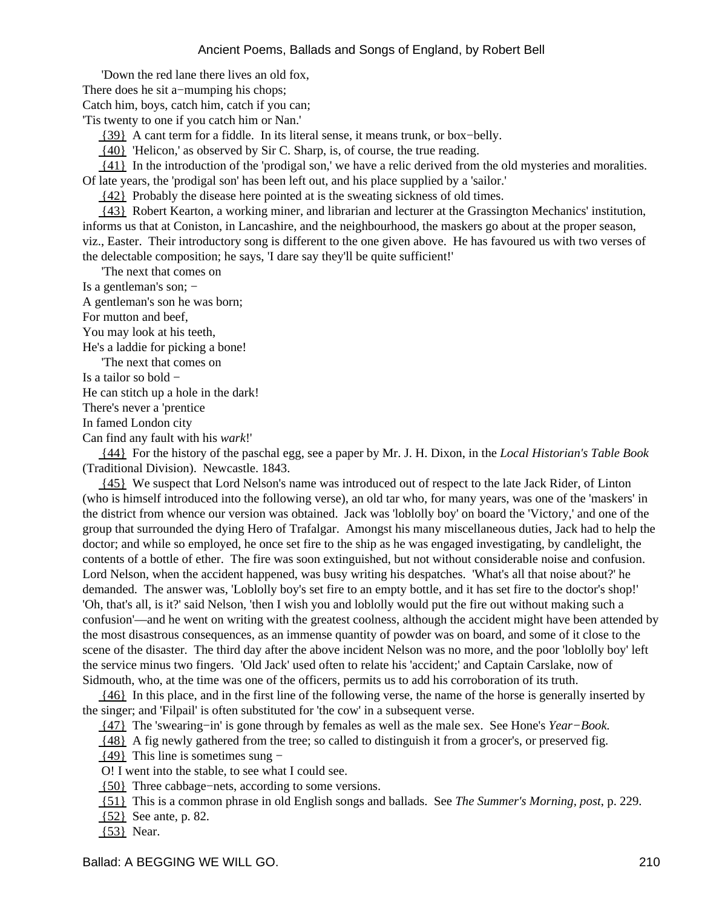'Down the red lane there lives an old fox,
There does he sit a−mumping his chops;
Catch him, boys, catch him, catch if you can;
'Tis twenty to one if you catch him or Nan.'

{39} A cant term for a fiddle. In its literal sense, it means trunk, or box−belly.

{40} 'Helicon,' as observed by Sir C. Sharp, is, of course, the true reading.

{41} In the introduction of the 'prodigal son,' we have a relic derived from the old mysteries and moralities. Of late years, the 'prodigal son' has been left out, and his place supplied by a 'sailor.'

{42} Probably the disease here pointed at is the sweating sickness of old times.

{43} Robert Kearton, a working miner, and librarian and lecturer at the Grassington Mechanics' institution, informs us that at Coniston, in Lancashire, and the neighbourhood, the maskers go about at the proper season, viz., Easter. Their introductory song is different to the one given above. He has favoured us with two verses of the delectable composition; he says, 'I dare say they'll be quite sufficient!'

'The next that comes on
Is a gentleman's son; −
A gentleman's son he was born;
For mutton and beef,
You may look at his teeth,
He's a laddie for picking a bone!

'The next that comes on
Is a tailor so bold −
He can stitch up a hole in the dark!
There's never a 'prentice
In famed London city
Can find any fault with his *wark*!'

{44} For the history of the paschal egg, see a paper by Mr. J. H. Dixon, in the *Local Historian's Table Book* (Traditional Division). Newcastle. 1843.

{45} We suspect that Lord Nelson's name was introduced out of respect to the late Jack Rider, of Linton (who is himself introduced into the following verse), an old tar who, for many years, was one of the 'maskers' in the district from whence our version was obtained. Jack was 'loblolly boy' on board the 'Victory,' and one of the group that surrounded the dying Hero of Trafalgar. Amongst his many miscellaneous duties, Jack had to help the doctor; and while so employed, he once set fire to the ship as he was engaged investigating, by candlelight, the contents of a bottle of ether. The fire was soon extinguished, but not without considerable noise and confusion. Lord Nelson, when the accident happened, was busy writing his despatches. 'What's all that noise about?' he demanded. The answer was, 'Loblolly boy's set fire to an empty bottle, and it has set fire to the doctor's shop!' 'Oh, that's all, is it?' said Nelson, 'then I wish you and loblolly would put the fire out without making such a confusion'—and he went on writing with the greatest coolness, although the accident might have been attended by the most disastrous consequences, as an immense quantity of powder was on board, and some of it close to the scene of the disaster. The third day after the above incident Nelson was no more, and the poor 'loblolly boy' left the service minus two fingers. 'Old Jack' used often to relate his 'accident;' and Captain Carslake, now of Sidmouth, who, at the time was one of the officers, permits us to add his corroboration of its truth.

{46} In this place, and in the first line of the following verse, the name of the horse is generally inserted by the singer; and 'Filpail' is often substituted for 'the cow' in a subsequent verse.

{47} The 'swearing−in' is gone through by females as well as the male sex. See Hone's *Year−Book.*

{48} A fig newly gathered from the tree; so called to distinguish it from a grocer's, or preserved fig.

{49} This line is sometimes sung −

O! I went into the stable, to see what I could see.

{50} Three cabbage−nets, according to some versions.

{51} This is a common phrase in old English songs and ballads. See *The Summer's Morning, post*, p. 229.

{52} See ante, p. 82.

{53} Near.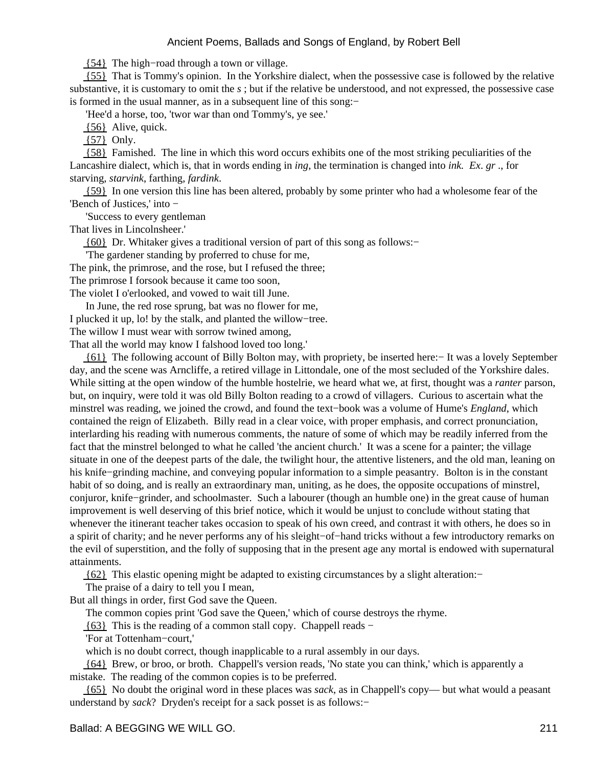{54} The high−road through a town or village.

{55} That is Tommy's opinion. In the Yorkshire dialect, when the possessive case is followed by the relative substantive, it is customary to omit the *s* ; but if the relative be understood, and not expressed, the possessive case is formed in the usual manner, as in a subsequent line of this song:−

'Hee'd a horse, too, 'twor war than ond Tommy's, ye see.'

{56} Alive, quick.

{57} Only.

{58} Famished. The line in which this word occurs exhibits one of the most striking peculiarities of the Lancashire dialect, which is, that in words ending in *ing*, the termination is changed into *ink. Ex. gr .*, for starving, *starvink*, farthing, *fardink*.

{59} In one version this line has been altered, probably by some printer who had a wholesome fear of the 'Bench of Justices,' into −

'Success to every gentleman
That lives in Lincolnsheer.'

{60} Dr. Whitaker gives a traditional version of part of this song as follows:−

'The gardener standing by proferred to chuse for me,
The pink, the primrose, and the rose, but I refused the three;
The primrose I forsook because it came too soon,
The violet I o'erlooked, and vowed to wait till June.

In June, the red rose sprung, bat was no flower for me,
I plucked it up, lo! by the stalk, and planted the willow−tree.
The willow I must wear with sorrow twined among,
That all the world may know I falshood loved too long.'

{61} The following account of Billy Bolton may, with propriety, be inserted here:− It was a lovely September day, and the scene was Arncliffe, a retired village in Littondale, one of the most secluded of the Yorkshire dales. While sitting at the open window of the humble hostelrie, we heard what we, at first, thought was a *ranter* parson, but, on inquiry, were told it was old Billy Bolton reading to a crowd of villagers. Curious to ascertain what the minstrel was reading, we joined the crowd, and found the text−book was a volume of Hume's *England*, which contained the reign of Elizabeth. Billy read in a clear voice, with proper emphasis, and correct pronunciation, interlarding his reading with numerous comments, the nature of some of which may be readily inferred from the fact that the minstrel belonged to what he called 'the ancient church.' It was a scene for a painter; the village situate in one of the deepest parts of the dale, the twilight hour, the attentive listeners, and the old man, leaning on his knife−grinding machine, and conveying popular information to a simple peasantry. Bolton is in the constant habit of so doing, and is really an extraordinary man, uniting, as he does, the opposite occupations of minstrel, conjuror, knife−grinder, and schoolmaster. Such a labourer (though an humble one) in the great cause of human improvement is well deserving of this brief notice, which it would be unjust to conclude without stating that whenever the itinerant teacher takes occasion to speak of his own creed, and contrast it with others, he does so in a spirit of charity; and he never performs any of his sleight−of−hand tricks without a few introductory remarks on the evil of superstition, and the folly of supposing that in the present age any mortal is endowed with supernatural attainments.

{62} This elastic opening might be adapted to existing circumstances by a slight alteration:−

The praise of a dairy to tell you I mean,
But all things in order, first God save the Queen.

The common copies print 'God save the Queen,' which of course destroys the rhyme.

{63} This is the reading of a common stall copy. Chappell reads −

'For at Tottenham−court,'

which is no doubt correct, though inapplicable to a rural assembly in our days.

{64} Brew, or broo, or broth. Chappell's version reads, 'No state you can think,' which is apparently a mistake. The reading of the common copies is to be preferred.

{65} No doubt the original word in these places was *sack*, as in Chappell's copy— but what would a peasant understand by *sack*? Dryden's receipt for a sack posset is as follows:−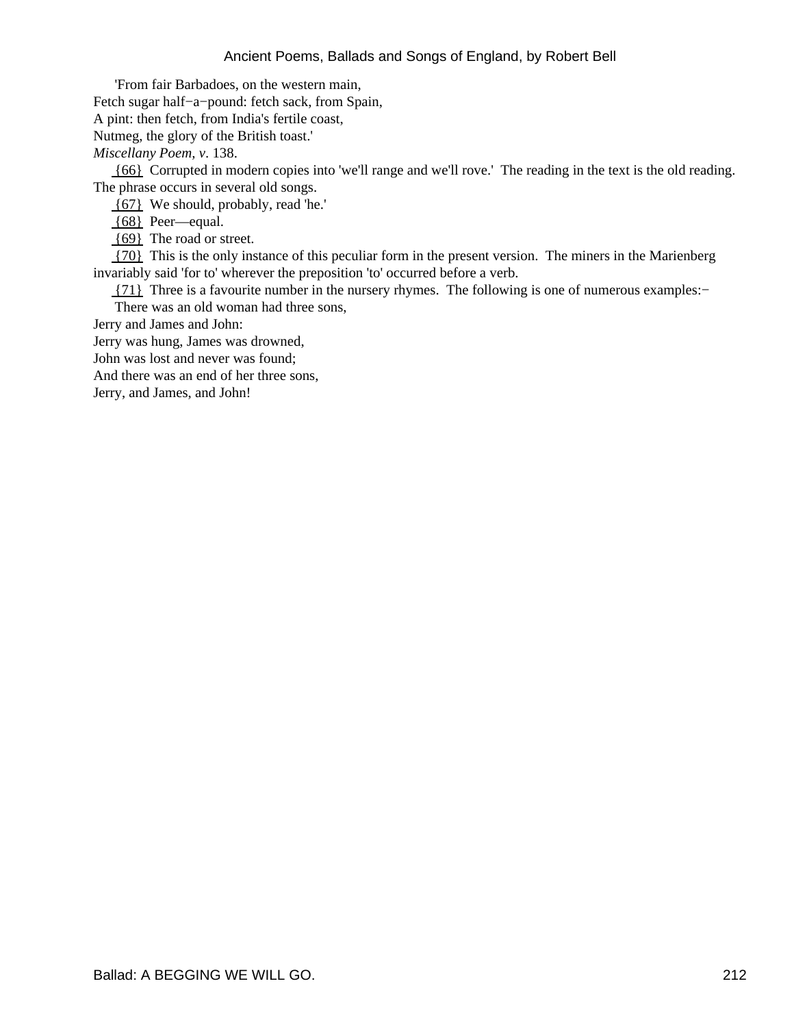'From fair Barbadoes, on the western main,
Fetch sugar half−a−pound: fetch sack, from Spain,
A pint: then fetch, from India's fertile coast,
Nutmeg, the glory of the British toast.'
*Miscellany Poem, v*. 138.

{66} Corrupted in modern copies into 'we'll range and we'll rove.' The reading in the text is the old reading. The phrase occurs in several old songs.

{67} We should, probably, read 'he.'

{68} Peer—equal.

{69} The road or street.

{70} This is the only instance of this peculiar form in the present version. The miners in the Marienberg invariably said 'for to' wherever the preposition 'to' occurred before a verb.

{71} Three is a favourite number in the nursery rhymes. The following is one of numerous examples:−

There was an old woman had three sons,
Jerry and James and John:
Jerry was hung, James was drowned,
John was lost and never was found;
And there was an end of her three sons,
Jerry, and James, and John!